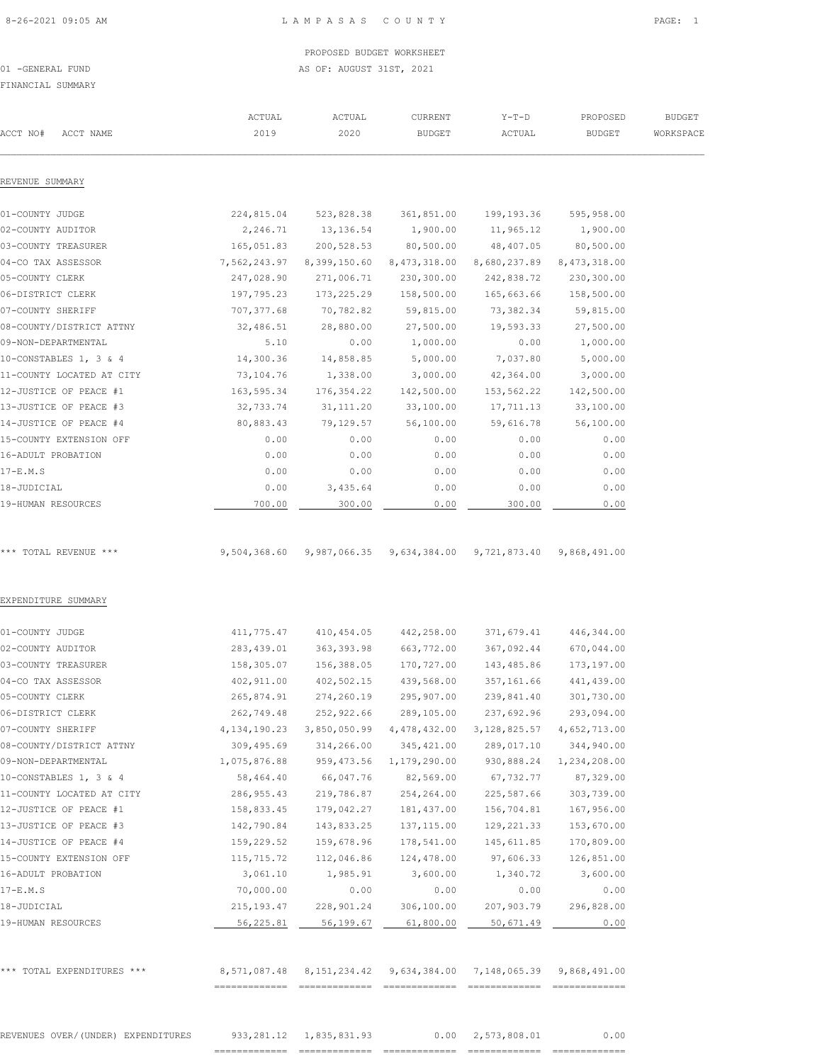PROPOSED BUDGET WORKSHEET

01 -GENERAL FUND

AS OF: AUGUST 31ST, 2021

FINANCIAL SUMMARY

| ACCT NO# ACCT NAME | ACTUAL 2019 | ACTUAL 2020 | CURRENT BUDGET | Y-T-D ACTUAL | PROPOSED BUDGET | BUDGET WORKSPACE |
|---|---|---|---|---|---|---|
| **REVENUE SUMMARY** | | | | | | |
| 01-COUNTY JUDGE | 224,815.04 | 523,828.38 | 361,851.00 | 199,193.36 | 595,958.00 | |
| 02-COUNTY AUDITOR | 2,246.71 | 13,136.54 | 1,900.00 | 11,965.12 | 1,900.00 | |
| 03-COUNTY TREASURER | 165,051.83 | 200,528.53 | 80,500.00 | 48,407.05 | 80,500.00 | |
| 04-CO TAX ASSESSOR | 7,562,243.97 | 8,399,150.60 | 8,473,318.00 | 8,680,237.89 | 8,473,318.00 | |
| 05-COUNTY CLERK | 247,028.90 | 271,006.71 | 230,300.00 | 242,838.72 | 230,300.00 | |
| 06-DISTRICT CLERK | 197,795.23 | 173,225.29 | 158,500.00 | 165,663.66 | 158,500.00 | |
| 07-COUNTY SHERIFF | 707,377.68 | 70,782.82 | 59,815.00 | 73,382.34 | 59,815.00 | |
| 08-COUNTY/DISTRICT ATTNY | 32,486.51 | 28,880.00 | 27,500.00 | 19,593.33 | 27,500.00 | |
| 09-NON-DEPARTMENTAL | 5.10 | 0.00 | 1,000.00 | 0.00 | 1,000.00 | |
| 10-CONSTABLES 1, 3 & 4 | 14,300.36 | 14,858.85 | 5,000.00 | 7,037.80 | 5,000.00 | |
| 11-COUNTY LOCATED AT CITY | 73,104.76 | 1,338.00 | 3,000.00 | 42,364.00 | 3,000.00 | |
| 12-JUSTICE OF PEACE #1 | 163,595.34 | 176,354.22 | 142,500.00 | 153,562.22 | 142,500.00 | |
| 13-JUSTICE OF PEACE #3 | 32,733.74 | 31,111.20 | 33,100.00 | 17,711.13 | 33,100.00 | |
| 14-JUSTICE OF PEACE #4 | 80,883.43 | 79,129.57 | 56,100.00 | 59,616.78 | 56,100.00 | |
| 15-COUNTY EXTENSION OFF | 0.00 | 0.00 | 0.00 | 0.00 | 0.00 | |
| 16-ADULT PROBATION | 0.00 | 0.00 | 0.00 | 0.00 | 0.00 | |
| 17-E.M.S | 0.00 | 0.00 | 0.00 | 0.00 | 0.00 | |
| 18-JUDICIAL | 0.00 | 3,435.64 | 0.00 | 0.00 | 0.00 | |
| 19-HUMAN RESOURCES | 700.00 | 300.00 | 0.00 | 300.00 | 0.00 | |
| *** TOTAL REVENUE *** | 9,504,368.60 | 9,987,066.35 | 9,634,384.00 | 9,721,873.40 | 9,868,491.00 | |
| **EXPENDITURE SUMMARY** | | | | | | |
| 01-COUNTY JUDGE | 411,775.47 | 410,454.05 | 442,258.00 | 371,679.41 | 446,344.00 | |
| 02-COUNTY AUDITOR | 283,439.01 | 363,393.98 | 663,772.00 | 367,092.44 | 670,044.00 | |
| 03-COUNTY TREASURER | 158,305.07 | 156,388.05 | 170,727.00 | 143,485.86 | 173,197.00 | |
| 04-CO TAX ASSESSOR | 402,911.00 | 402,502.15 | 439,568.00 | 357,161.66 | 441,439.00 | |
| 05-COUNTY CLERK | 265,874.91 | 274,260.19 | 295,907.00 | 239,841.40 | 301,730.00 | |
| 06-DISTRICT CLERK | 262,749.48 | 252,922.66 | 289,105.00 | 237,692.96 | 293,094.00 | |
| 07-COUNTY SHERIFF | 4,134,190.23 | 3,850,050.99 | 4,478,432.00 | 3,128,825.57 | 4,652,713.00 | |
| 08-COUNTY/DISTRICT ATTNY | 309,495.69 | 314,266.00 | 345,421.00 | 289,017.10 | 344,940.00 | |
| 09-NON-DEPARTMENTAL | 1,075,876.88 | 959,473.56 | 1,179,290.00 | 930,888.24 | 1,234,208.00 | |
| 10-CONSTABLES 1, 3 & 4 | 58,464.40 | 66,047.76 | 82,569.00 | 67,732.77 | 87,329.00 | |
| 11-COUNTY LOCATED AT CITY | 286,955.43 | 219,786.87 | 254,264.00 | 225,587.66 | 303,739.00 | |
| 12-JUSTICE OF PEACE #1 | 158,833.45 | 179,042.27 | 181,437.00 | 156,704.81 | 167,956.00 | |
| 13-JUSTICE OF PEACE #3 | 142,790.84 | 143,833.25 | 137,115.00 | 129,221.33 | 153,670.00 | |
| 14-JUSTICE OF PEACE #4 | 159,229.52 | 159,678.96 | 178,541.00 | 145,611.85 | 170,809.00 | |
| 15-COUNTY EXTENSION OFF | 115,715.72 | 112,046.86 | 124,478.00 | 97,606.33 | 126,851.00 | |
| 16-ADULT PROBATION | 3,061.10 | 1,985.91 | 3,600.00 | 1,340.72 | 3,600.00 | |
| 17-E.M.S | 70,000.00 | 0.00 | 0.00 | 0.00 | 0.00 | |
| 18-JUDICIAL | 215,193.47 | 228,901.24 | 306,100.00 | 207,903.79 | 296,828.00 | |
| 19-HUMAN RESOURCES | 56,225.81 | 56,199.67 | 61,800.00 | 50,671.49 | 0.00 | |
| *** TOTAL EXPENDITURES *** | 8,571,087.48 | 8,151,234.42 | 9,634,384.00 | 7,148,065.39 | 9,868,491.00 | |
| REVENUES OVER/(UNDER) EXPENDITURES | 933,281.12 | 1,835,831.93 | 0.00 | 2,573,808.01 | 0.00 | |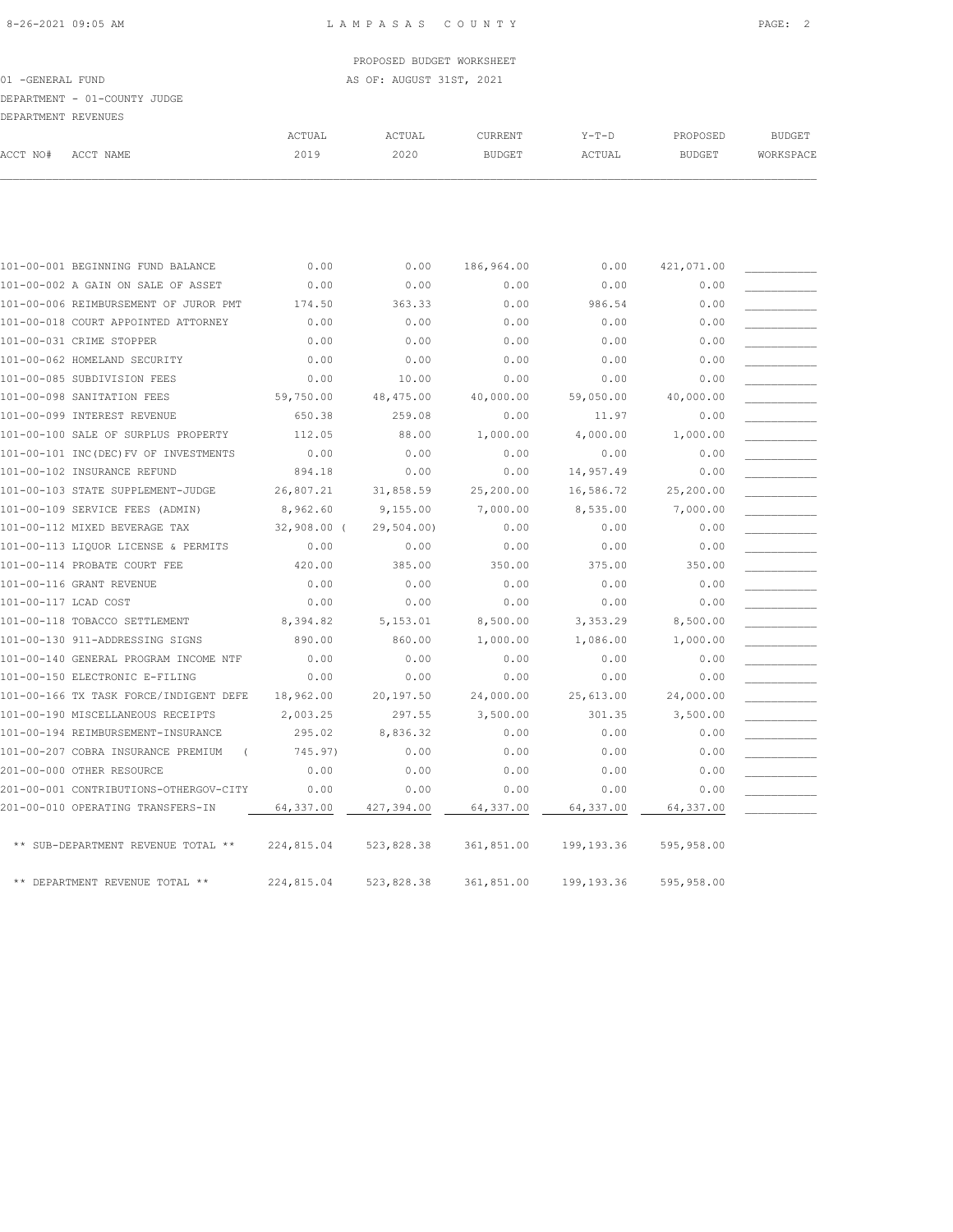PROPOSED BUDGET WORKSHEET

01 -GENERAL FUND — AS OF: AUGUST 31ST, 2021

DEPARTMENT - 01-COUNTY JUDGE

DEPARTMENT REVENUES

| ACCT NO# | ACCT NAME | ACTUAL 2019 | ACTUAL 2020 | CURRENT BUDGET | Y-T-D ACTUAL | PROPOSED BUDGET | BUDGET WORKSPACE |
|---|---|---|---|---|---|---|---|
| 101-00-001 | BEGINNING FUND BALANCE | 0.00 | 0.00 | 186,964.00 | 0.00 | 421,071.00 | ___________ |
| 101-00-002 | A GAIN ON SALE OF ASSET | 0.00 | 0.00 | 0.00 | 0.00 | 0.00 | ___________ |
| 101-00-006 | REIMBURSEMENT OF JUROR PMT | 174.50 | 363.33 | 0.00 | 986.54 | 0.00 | ___________ |
| 101-00-018 | COURT APPOINTED ATTORNEY | 0.00 | 0.00 | 0.00 | 0.00 | 0.00 | ___________ |
| 101-00-031 | CRIME STOPPER | 0.00 | 0.00 | 0.00 | 0.00 | 0.00 | ___________ |
| 101-00-062 | HOMELAND SECURITY | 0.00 | 0.00 | 0.00 | 0.00 | 0.00 | ___________ |
| 101-00-085 | SUBDIVISION FEES | 0.00 | 10.00 | 0.00 | 0.00 | 0.00 | ___________ |
| 101-00-098 | SANITATION FEES | 59,750.00 | 48,475.00 | 40,000.00 | 59,050.00 | 40,000.00 | ___________ |
| 101-00-099 | INTEREST REVENUE | 650.38 | 259.08 | 0.00 | 11.97 | 0.00 | ___________ |
| 101-00-100 | SALE OF SURPLUS PROPERTY | 112.05 | 88.00 | 1,000.00 | 4,000.00 | 1,000.00 | ___________ |
| 101-00-101 | INC(DEC)FV OF INVESTMENTS | 0.00 | 0.00 | 0.00 | 0.00 | 0.00 | ___________ |
| 101-00-102 | INSURANCE REFUND | 894.18 | 0.00 | 0.00 | 14,957.49 | 0.00 | ___________ |
| 101-00-103 | STATE SUPPLEMENT-JUDGE | 26,807.21 | 31,858.59 | 25,200.00 | 16,586.72 | 25,200.00 | ___________ |
| 101-00-109 | SERVICE FEES (ADMIN) | 8,962.60 | 9,155.00 | 7,000.00 | 8,535.00 | 7,000.00 | ___________ |
| 101-00-112 | MIXED BEVERAGE TAX | 32,908.00 | ( 29,504.00) | 0.00 | 0.00 | 0.00 | ___________ |
| 101-00-113 | LIQUOR LICENSE & PERMITS | 0.00 | 0.00 | 0.00 | 0.00 | 0.00 | ___________ |
| 101-00-114 | PROBATE COURT FEE | 420.00 | 385.00 | 350.00 | 375.00 | 350.00 | ___________ |
| 101-00-116 | GRANT REVENUE | 0.00 | 0.00 | 0.00 | 0.00 | 0.00 | ___________ |
| 101-00-117 | LCAD COST | 0.00 | 0.00 | 0.00 | 0.00 | 0.00 | ___________ |
| 101-00-118 | TOBACCO SETTLEMENT | 8,394.82 | 5,153.01 | 8,500.00 | 3,353.29 | 8,500.00 | ___________ |
| 101-00-130 | 911-ADDRESSING SIGNS | 890.00 | 860.00 | 1,000.00 | 1,086.00 | 1,000.00 | ___________ |
| 101-00-140 | GENERAL PROGRAM INCOME NTF | 0.00 | 0.00 | 0.00 | 0.00 | 0.00 | ___________ |
| 101-00-150 | ELECTRONIC E-FILING | 0.00 | 0.00 | 0.00 | 0.00 | 0.00 | ___________ |
| 101-00-166 | TX TASK FORCE/INDIGENT DEFE | 18,962.00 | 20,197.50 | 24,000.00 | 25,613.00 | 24,000.00 | ___________ |
| 101-00-190 | MISCELLANEOUS RECEIPTS | 2,003.25 | 297.55 | 3,500.00 | 301.35 | 3,500.00 | ___________ |
| 101-00-194 | REIMBURSEMENT-INSURANCE | 295.02 | 8,836.32 | 0.00 | 0.00 | 0.00 | ___________ |
| 101-00-207 | COBRA INSURANCE PREMIUM | ( 745.97) | 0.00 | 0.00 | 0.00 | 0.00 | ___________ |
| 201-00-000 | OTHER RESOURCE | 0.00 | 0.00 | 0.00 | 0.00 | 0.00 | ___________ |
| 201-00-001 | CONTRIBUTIONS-OTHERGOV-CITY | 0.00 | 0.00 | 0.00 | 0.00 | 0.00 | ___________ |
| 201-00-010 | OPERATING TRANSFERS-IN | 64,337.00 | 427,394.00 | 64,337.00 | 64,337.00 | 64,337.00 | ___________ |
| | ** SUB-DEPARTMENT REVENUE TOTAL ** | 224,815.04 | 523,828.38 | 361,851.00 | 199,193.36 | 595,958.00 | |
| | ** DEPARTMENT REVENUE TOTAL ** | 224,815.04 | 523,828.38 | 361,851.00 | 199,193.36 | 595,958.00 | |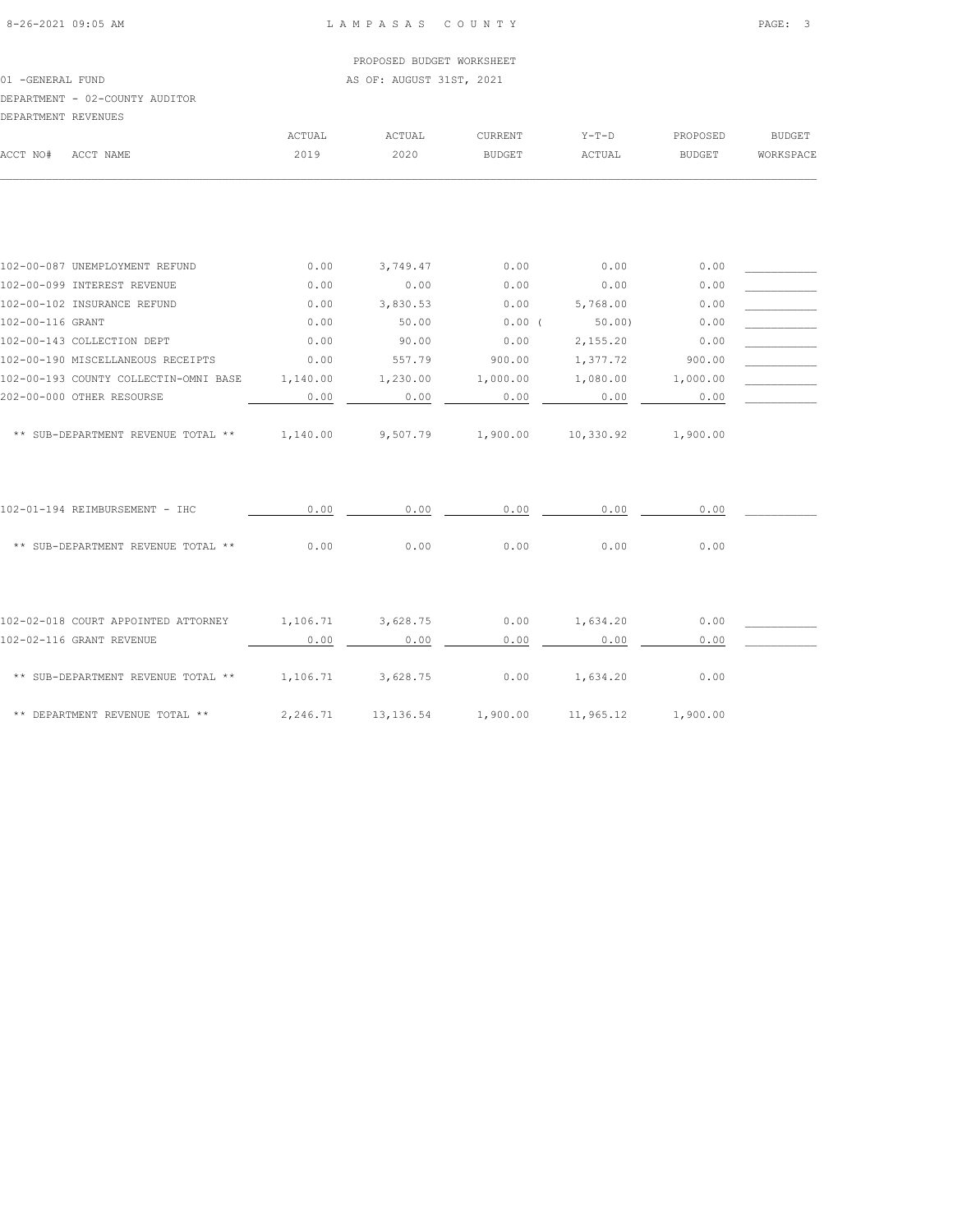LAMPASAS COUNTY

PROPOSED BUDGET WORKSHEET

01 -GENERAL FUND

AS OF: AUGUST 31ST, 2021

DEPARTMENT - 02-COUNTY AUDITOR

DEPARTMENT REVENUES

| ACCT NO# | ACCT NAME | ACTUAL 2019 | ACTUAL 2020 | CURRENT BUDGET | Y-T-D ACTUAL | PROPOSED BUDGET | BUDGET WORKSPACE |
|---|---|---|---|---|---|---|---|
| 102-00-087 | UNEMPLOYMENT REFUND | 0.00 | 3,749.47 | 0.00 | 0.00 | 0.00 | ___________ |
| 102-00-099 | INTEREST REVENUE | 0.00 | 0.00 | 0.00 | 0.00 | 0.00 | ___________ |
| 102-00-102 | INSURANCE REFUND | 0.00 | 3,830.53 | 0.00 | 5,768.00 | 0.00 | ___________ |
| 102-00-116 | GRANT | 0.00 | 50.00 | 0.00 | ( 50.00) | 0.00 | ___________ |
| 102-00-143 | COLLECTION DEPT | 0.00 | 90.00 | 0.00 | 2,155.20 | 0.00 | ___________ |
| 102-00-190 | MISCELLANEOUS RECEIPTS | 0.00 | 557.79 | 900.00 | 1,377.72 | 900.00 | ___________ |
| 102-00-193 | COUNTY COLLECTIN-OMNI BASE | 1,140.00 | 1,230.00 | 1,000.00 | 1,080.00 | 1,000.00 | ___________ |
| 202-00-000 | OTHER RESOURSE | 0.00 | 0.00 | 0.00 | 0.00 | 0.00 | ___________ |
| | ** SUB-DEPARTMENT REVENUE TOTAL ** | 1,140.00 | 9,507.79 | 1,900.00 | 10,330.92 | 1,900.00 | |
| 102-01-194 | REIMBURSEMENT - IHC | 0.00 | 0.00 | 0.00 | 0.00 | 0.00 | ___________ |
| | ** SUB-DEPARTMENT REVENUE TOTAL ** | 0.00 | 0.00 | 0.00 | 0.00 | 0.00 | |
| 102-02-018 | COURT APPOINTED ATTORNEY | 1,106.71 | 3,628.75 | 0.00 | 1,634.20 | 0.00 | ___________ |
| 102-02-116 | GRANT REVENUE | 0.00 | 0.00 | 0.00 | 0.00 | 0.00 | ___________ |
| | ** SUB-DEPARTMENT REVENUE TOTAL ** | 1,106.71 | 3,628.75 | 0.00 | 1,634.20 | 0.00 | |
| | ** DEPARTMENT REVENUE TOTAL ** | 2,246.71 | 13,136.54 | 1,900.00 | 11,965.12 | 1,900.00 | |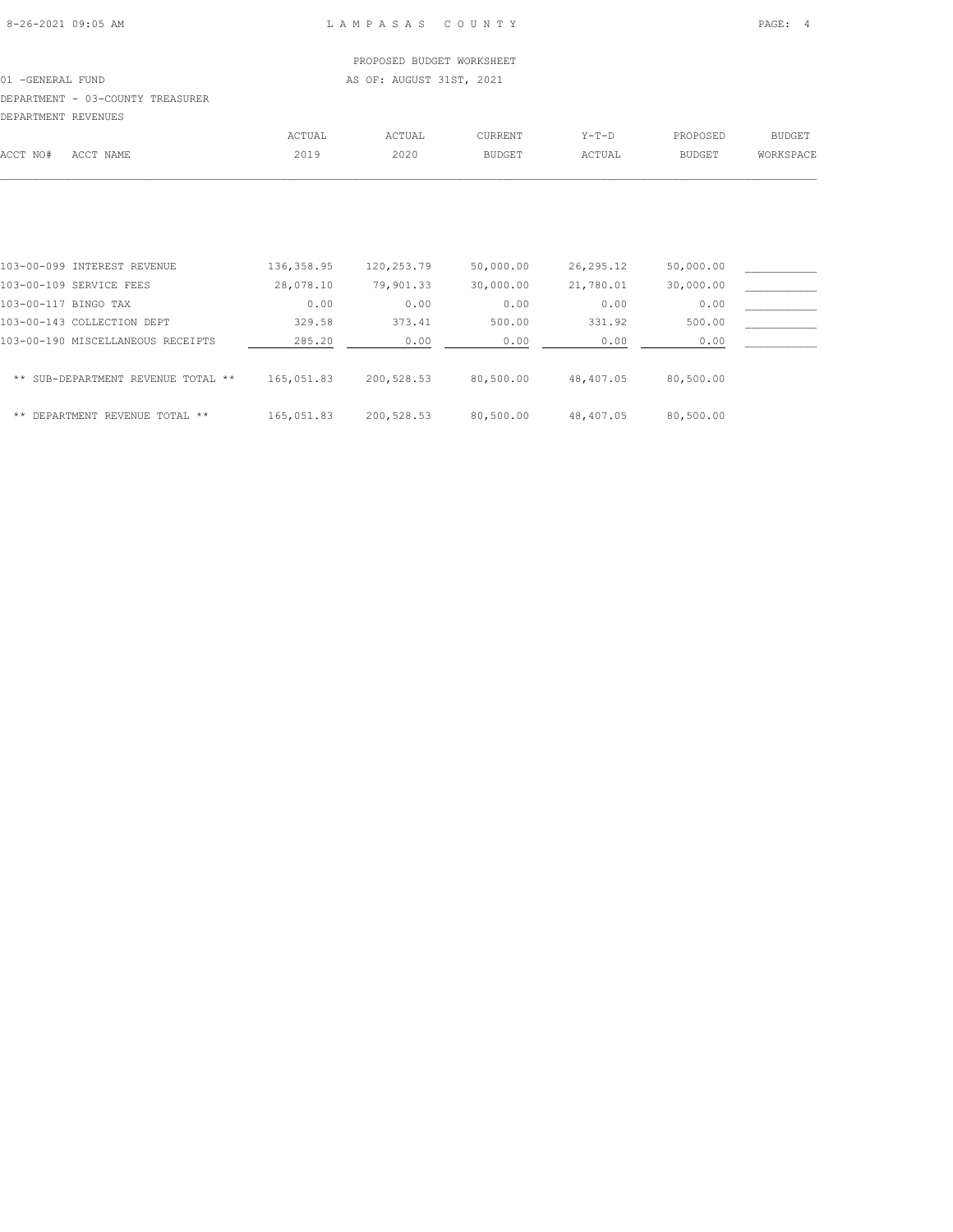PROPOSED BUDGET WORKSHEET

01 -GENERAL FUND — AS OF: AUGUST 31ST, 2021

DEPARTMENT - 03-COUNTY TREASURER

DEPARTMENT REVENUES

| ACCT NO# | ACCT NAME | ACTUAL 2019 | ACTUAL 2020 | CURRENT BUDGET | Y-T-D ACTUAL | PROPOSED BUDGET | BUDGET WORKSPACE |
|---|---|---|---|---|---|---|---|
| 103-00-099 | INTEREST REVENUE | 136,358.95 | 120,253.79 | 50,000.00 | 26,295.12 | 50,000.00 | ___________ |
| 103-00-109 | SERVICE FEES | 28,078.10 | 79,901.33 | 30,000.00 | 21,780.01 | 30,000.00 | ___________ |
| 103-00-117 | BINGO TAX | 0.00 | 0.00 | 0.00 | 0.00 | 0.00 | ___________ |
| 103-00-143 | COLLECTION DEPT | 329.58 | 373.41 | 500.00 | 331.92 | 500.00 | ___________ |
| 103-00-190 | MISCELLANEOUS RECEIPTS | 285.20 | 0.00 | 0.00 | 0.00 | 0.00 | ___________ |
| | ** SUB-DEPARTMENT REVENUE TOTAL ** | 165,051.83 | 200,528.53 | 80,500.00 | 48,407.05 | 80,500.00 | |
| | ** DEPARTMENT REVENUE TOTAL ** | 165,051.83 | 200,528.53 | 80,500.00 | 48,407.05 | 80,500.00 | |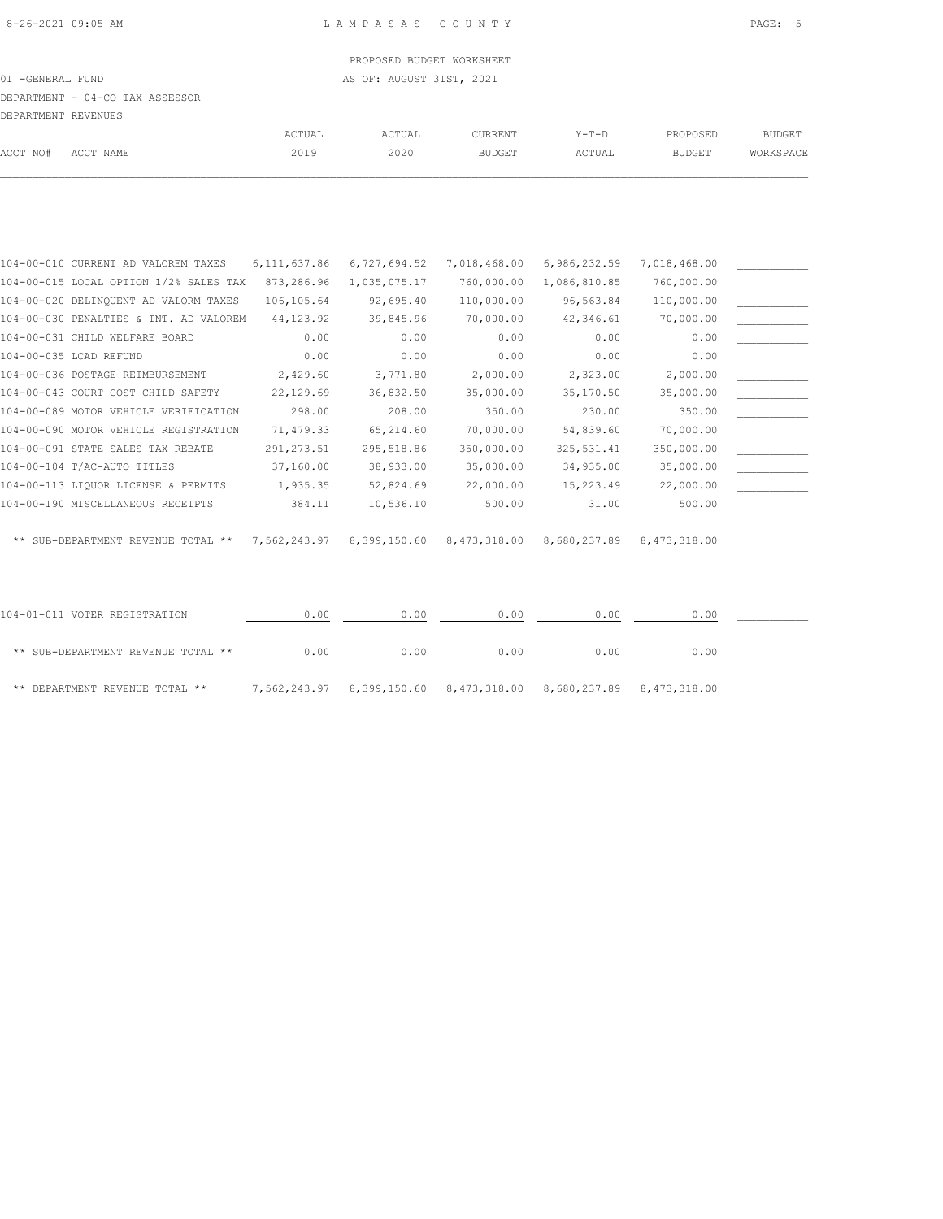PROPOSED BUDGET WORKSHEET

01 -GENERAL FUND — AS OF: AUGUST 31ST, 2021

DEPARTMENT - 04-CO TAX ASSESSOR

DEPARTMENT REVENUES

| ACCT NO# | ACCT NAME | ACTUAL 2019 | ACTUAL 2020 | CURRENT BUDGET | Y-T-D ACTUAL | PROPOSED BUDGET | BUDGET WORKSPACE |
|---|---|---|---|---|---|---|---|
| 104-00-010 | CURRENT AD VALOREM TAXES | 6,111,637.86 | 6,727,694.52 | 7,018,468.00 | 6,986,232.59 | 7,018,468.00 | |
| 104-00-015 | LOCAL OPTION 1/2% SALES TAX | 873,286.96 | 1,035,075.17 | 760,000.00 | 1,086,810.85 | 760,000.00 | |
| 104-00-020 | DELINQUENT AD VALORM TAXES | 106,105.64 | 92,695.40 | 110,000.00 | 96,563.84 | 110,000.00 | |
| 104-00-030 | PENALTIES & INT. AD VALOREM | 44,123.92 | 39,845.96 | 70,000.00 | 42,346.61 | 70,000.00 | |
| 104-00-031 | CHILD WELFARE BOARD | 0.00 | 0.00 | 0.00 | 0.00 | 0.00 | |
| 104-00-035 | LCAD REFUND | 0.00 | 0.00 | 0.00 | 0.00 | 0.00 | |
| 104-00-036 | POSTAGE REIMBURSEMENT | 2,429.60 | 3,771.80 | 2,000.00 | 2,323.00 | 2,000.00 | |
| 104-00-043 | COURT COST CHILD SAFETY | 22,129.69 | 36,832.50 | 35,000.00 | 35,170.50 | 35,000.00 | |
| 104-00-089 | MOTOR VEHICLE VERIFICATION | 298.00 | 208.00 | 350.00 | 230.00 | 350.00 | |
| 104-00-090 | MOTOR VEHICLE REGISTRATION | 71,479.33 | 65,214.60 | 70,000.00 | 54,839.60 | 70,000.00 | |
| 104-00-091 | STATE SALES TAX REBATE | 291,273.51 | 295,518.86 | 350,000.00 | 325,531.41 | 350,000.00 | |
| 104-00-104 | T/AC-AUTO TITLES | 37,160.00 | 38,933.00 | 35,000.00 | 34,935.00 | 35,000.00 | |
| 104-00-113 | LIQUOR LICENSE & PERMITS | 1,935.35 | 52,824.69 | 22,000.00 | 15,223.49 | 22,000.00 | |
| 104-00-190 | MISCELLANEOUS RECEIPTS | 384.11 | 10,536.10 | 500.00 | 31.00 | 500.00 | |
| | ** SUB-DEPARTMENT REVENUE TOTAL ** | 7,562,243.97 | 8,399,150.60 | 8,473,318.00 | 8,680,237.89 | 8,473,318.00 | |
| 104-01-011 | VOTER REGISTRATION | 0.00 | 0.00 | 0.00 | 0.00 | 0.00 | |
| | ** SUB-DEPARTMENT REVENUE TOTAL ** | 0.00 | 0.00 | 0.00 | 0.00 | 0.00 | |
| | ** DEPARTMENT REVENUE TOTAL ** | 7,562,243.97 | 8,399,150.60 | 8,473,318.00 | 8,680,237.89 | 8,473,318.00 | |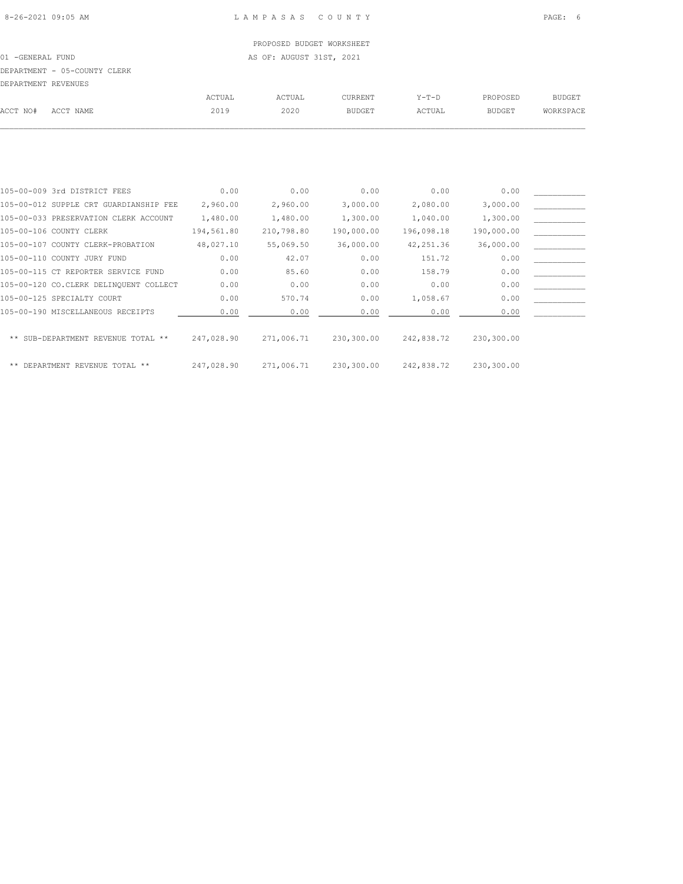PROPOSED BUDGET WORKSHEET

01 -GENERAL FUND AS OF: AUGUST 31ST, 2021

DEPARTMENT - 05-COUNTY CLERK

DEPARTMENT REVENUES

| ACCT NO# | ACCT NAME | ACTUAL 2019 | ACTUAL 2020 | CURRENT BUDGET | Y-T-D ACTUAL | PROPOSED BUDGET | BUDGET WORKSPACE |
|---|---|---|---|---|---|---|---|
| 105-00-009 | 3rd DISTRICT FEES | 0.00 | 0.00 | 0.00 | 0.00 | 0.00 | ___________ |
| 105-00-012 | SUPPLE CRT GUARDIANSHIP FEE | 2,960.00 | 2,960.00 | 3,000.00 | 2,080.00 | 3,000.00 | ___________ |
| 105-00-033 | PRESERVATION CLERK ACCOUNT | 1,480.00 | 1,480.00 | 1,300.00 | 1,040.00 | 1,300.00 | ___________ |
| 105-00-106 | COUNTY CLERK | 194,561.80 | 210,798.80 | 190,000.00 | 196,098.18 | 190,000.00 | ___________ |
| 105-00-107 | COUNTY CLERK-PROBATION | 48,027.10 | 55,069.50 | 36,000.00 | 42,251.36 | 36,000.00 | ___________ |
| 105-00-110 | COUNTY JURY FUND | 0.00 | 42.07 | 0.00 | 151.72 | 0.00 | ___________ |
| 105-00-115 | CT REPORTER SERVICE FUND | 0.00 | 85.60 | 0.00 | 158.79 | 0.00 | ___________ |
| 105-00-120 | CO.CLERK DELINQUENT COLLECT | 0.00 | 0.00 | 0.00 | 0.00 | 0.00 | ___________ |
| 105-00-125 | SPECIALTY COURT | 0.00 | 570.74 | 0.00 | 1,058.67 | 0.00 | ___________ |
| 105-00-190 | MISCELLANEOUS RECEIPTS | 0.00 | 0.00 | 0.00 | 0.00 | 0.00 | ___________ |
| | ** SUB-DEPARTMENT REVENUE TOTAL ** | 247,028.90 | 271,006.71 | 230,300.00 | 242,838.72 | 230,300.00 | |
| | ** DEPARTMENT REVENUE TOTAL ** | 247,028.90 | 271,006.71 | 230,300.00 | 242,838.72 | 230,300.00 | |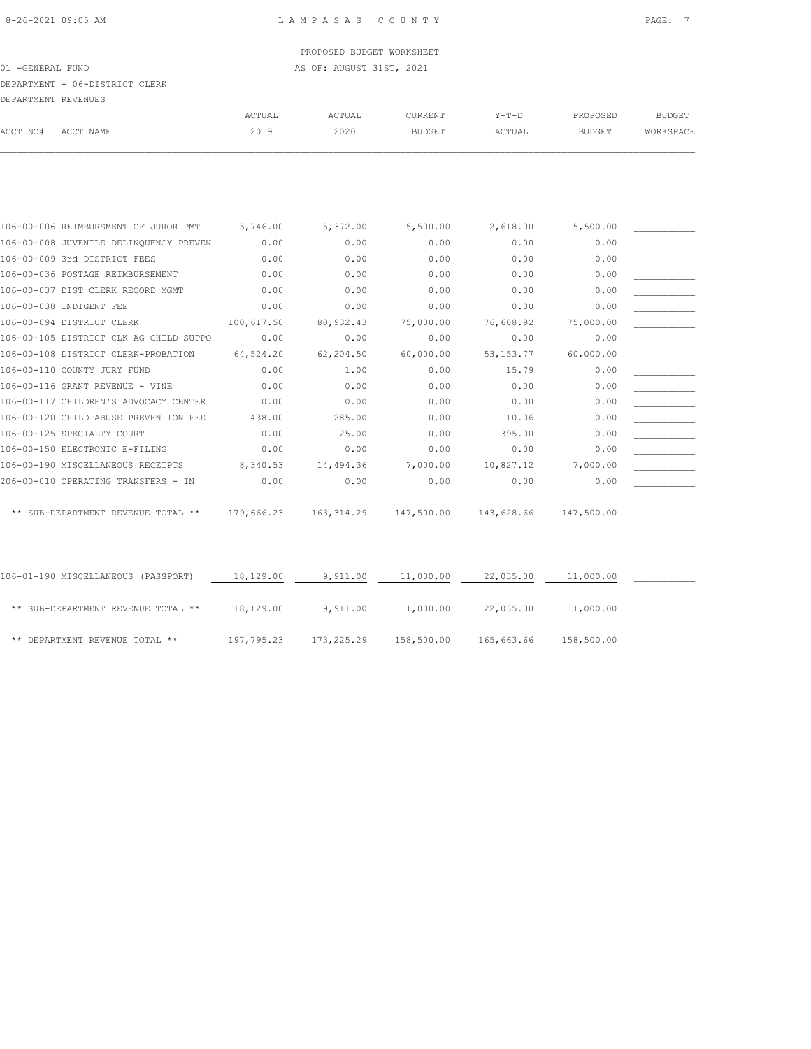PROPOSED BUDGET WORKSHEET

01 -GENERAL FUND — AS OF: AUGUST 31ST, 2021

DEPARTMENT - 06-DISTRICT CLERK

DEPARTMENT REVENUES

| ACCT NO# | ACCT NAME | ACTUAL 2019 | ACTUAL 2020 | CURRENT BUDGET | Y-T-D ACTUAL | PROPOSED BUDGET | BUDGET WORKSPACE |
|---|---|---|---|---|---|---|---|
| 106-00-006 | REIMBURSMENT OF JUROR PMT | 5,746.00 | 5,372.00 | 5,500.00 | 2,618.00 | 5,500.00 | ___________ |
| 106-00-008 | JUVENILE DELINQUENCY PREVEN | 0.00 | 0.00 | 0.00 | 0.00 | 0.00 | ___________ |
| 106-00-009 | 3rd DISTRICT FEES | 0.00 | 0.00 | 0.00 | 0.00 | 0.00 | ___________ |
| 106-00-036 | POSTAGE REIMBURSEMENT | 0.00 | 0.00 | 0.00 | 0.00 | 0.00 | ___________ |
| 106-00-037 | DIST CLERK RECORD MGMT | 0.00 | 0.00 | 0.00 | 0.00 | 0.00 | ___________ |
| 106-00-038 | INDIGENT FEE | 0.00 | 0.00 | 0.00 | 0.00 | 0.00 | ___________ |
| 106-00-094 | DISTRICT CLERK | 100,617.50 | 80,932.43 | 75,000.00 | 76,608.92 | 75,000.00 | ___________ |
| 106-00-105 | DISTRICT CLK AG CHILD SUPPO | 0.00 | 0.00 | 0.00 | 0.00 | 0.00 | ___________ |
| 106-00-108 | DISTRICT CLERK-PROBATION | 64,524.20 | 62,204.50 | 60,000.00 | 53,153.77 | 60,000.00 | ___________ |
| 106-00-110 | COUNTY JURY FUND | 0.00 | 1.00 | 0.00 | 15.79 | 0.00 | ___________ |
| 106-00-116 | GRANT REVENUE - VINE | 0.00 | 0.00 | 0.00 | 0.00 | 0.00 | ___________ |
| 106-00-117 | CHILDREN'S ADVOCACY CENTER | 0.00 | 0.00 | 0.00 | 0.00 | 0.00 | ___________ |
| 106-00-120 | CHILD ABUSE PREVENTION FEE | 438.00 | 285.00 | 0.00 | 10.06 | 0.00 | ___________ |
| 106-00-125 | SPECIALTY COURT | 0.00 | 25.00 | 0.00 | 395.00 | 0.00 | ___________ |
| 106-00-150 | ELECTRONIC E-FILING | 0.00 | 0.00 | 0.00 | 0.00 | 0.00 | ___________ |
| 106-00-190 | MISCELLANEOUS RECEIPTS | 8,340.53 | 14,494.36 | 7,000.00 | 10,827.12 | 7,000.00 | ___________ |
| 206-00-010 | OPERATING TRANSFERS - IN | 0.00 | 0.00 | 0.00 | 0.00 | 0.00 | ___________ |
| | ** SUB-DEPARTMENT REVENUE TOTAL ** | 179,666.23 | 163,314.29 | 147,500.00 | 143,628.66 | 147,500.00 | |
| 106-01-190 | MISCELLANEOUS (PASSPORT) | 18,129.00 | 9,911.00 | 11,000.00 | 22,035.00 | 11,000.00 | ___________ |
| | ** SUB-DEPARTMENT REVENUE TOTAL ** | 18,129.00 | 9,911.00 | 11,000.00 | 22,035.00 | 11,000.00 | |
| | ** DEPARTMENT REVENUE TOTAL ** | 197,795.23 | 173,225.29 | 158,500.00 | 165,663.66 | 158,500.00 | |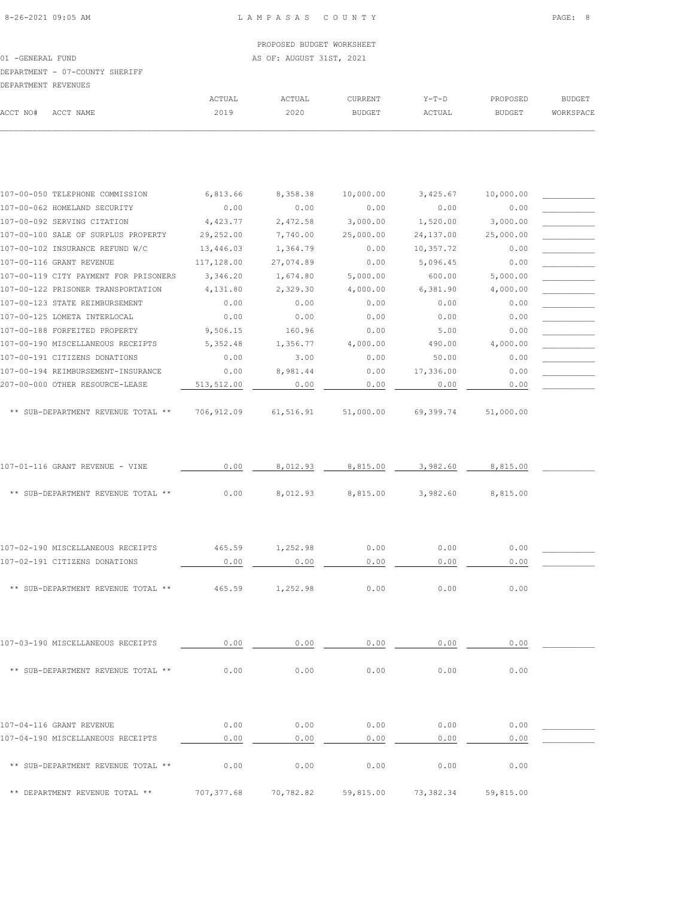PROPOSED BUDGET WORKSHEET

01 -GENERAL FUND — AS OF: AUGUST 31ST, 2021

DEPARTMENT - 07-COUNTY SHERIFF

DEPARTMENT REVENUES

| ACCT NO# | ACCT NAME | ACTUAL 2019 | ACTUAL 2020 | CURRENT BUDGET | Y-T-D ACTUAL | PROPOSED BUDGET | BUDGET WORKSPACE |
|---|---|---|---|---|---|---|---|
| 107-00-050 | TELEPHONE COMMISSION | 6,813.66 | 8,358.38 | 10,000.00 | 3,425.67 | 10,000.00 | |
| 107-00-062 | HOMELAND SECURITY | 0.00 | 0.00 | 0.00 | 0.00 | 0.00 | |
| 107-00-092 | SERVING CITATION | 4,423.77 | 2,472.58 | 3,000.00 | 1,520.00 | 3,000.00 | |
| 107-00-100 | SALE OF SURPLUS PROPERTY | 29,252.00 | 7,740.00 | 25,000.00 | 24,137.00 | 25,000.00 | |
| 107-00-102 | INSURANCE REFUND W/C | 13,446.03 | 1,364.79 | 0.00 | 10,357.72 | 0.00 | |
| 107-00-116 | GRANT REVENUE | 117,128.00 | 27,074.89 | 0.00 | 5,096.45 | 0.00 | |
| 107-00-119 | CITY PAYMENT FOR PRISONERS | 3,346.20 | 1,674.80 | 5,000.00 | 600.00 | 5,000.00 | |
| 107-00-122 | PRISONER TRANSPORTATION | 4,131.80 | 2,329.30 | 4,000.00 | 6,381.90 | 4,000.00 | |
| 107-00-123 | STATE REIMBURSEMENT | 0.00 | 0.00 | 0.00 | 0.00 | 0.00 | |
| 107-00-125 | LOMETA INTERLOCAL | 0.00 | 0.00 | 0.00 | 0.00 | 0.00 | |
| 107-00-188 | FORFEITED PROPERTY | 9,506.15 | 160.96 | 0.00 | 5.00 | 0.00 | |
| 107-00-190 | MISCELLANEOUS RECEIPTS | 5,352.48 | 1,356.77 | 4,000.00 | 490.00 | 4,000.00 | |
| 107-00-191 | CITIZENS DONATIONS | 0.00 | 3.00 | 0.00 | 50.00 | 0.00 | |
| 107-00-194 | REIMBURSEMENT-INSURANCE | 0.00 | 8,981.44 | 0.00 | 17,336.00 | 0.00 | |
| 207-00-000 | OTHER RESOURCE-LEASE | 513,512.00 | 0.00 | 0.00 | 0.00 | 0.00 | |
| | ** SUB-DEPARTMENT REVENUE TOTAL ** | 706,912.09 | 61,516.91 | 51,000.00 | 69,399.74 | 51,000.00 | |
| 107-01-116 | GRANT REVENUE - VINE | 0.00 | 8,012.93 | 8,815.00 | 3,982.60 | 8,815.00 | |
| | ** SUB-DEPARTMENT REVENUE TOTAL ** | 0.00 | 8,012.93 | 8,815.00 | 3,982.60 | 8,815.00 | |
| 107-02-190 | MISCELLANEOUS RECEIPTS | 465.59 | 1,252.98 | 0.00 | 0.00 | 0.00 | |
| 107-02-191 | CITIZENS DONATIONS | 0.00 | 0.00 | 0.00 | 0.00 | 0.00 | |
| | ** SUB-DEPARTMENT REVENUE TOTAL ** | 465.59 | 1,252.98 | 0.00 | 0.00 | 0.00 | |
| 107-03-190 | MISCELLANEOUS RECEIPTS | 0.00 | 0.00 | 0.00 | 0.00 | 0.00 | |
| | ** SUB-DEPARTMENT REVENUE TOTAL ** | 0.00 | 0.00 | 0.00 | 0.00 | 0.00 | |
| 107-04-116 | GRANT REVENUE | 0.00 | 0.00 | 0.00 | 0.00 | 0.00 | |
| 107-04-190 | MISCELLANEOUS RECEIPTS | 0.00 | 0.00 | 0.00 | 0.00 | 0.00 | |
| | ** SUB-DEPARTMENT REVENUE TOTAL ** | 0.00 | 0.00 | 0.00 | 0.00 | 0.00 | |
| | ** DEPARTMENT REVENUE TOTAL ** | 707,377.68 | 70,782.82 | 59,815.00 | 73,382.34 | 59,815.00 | |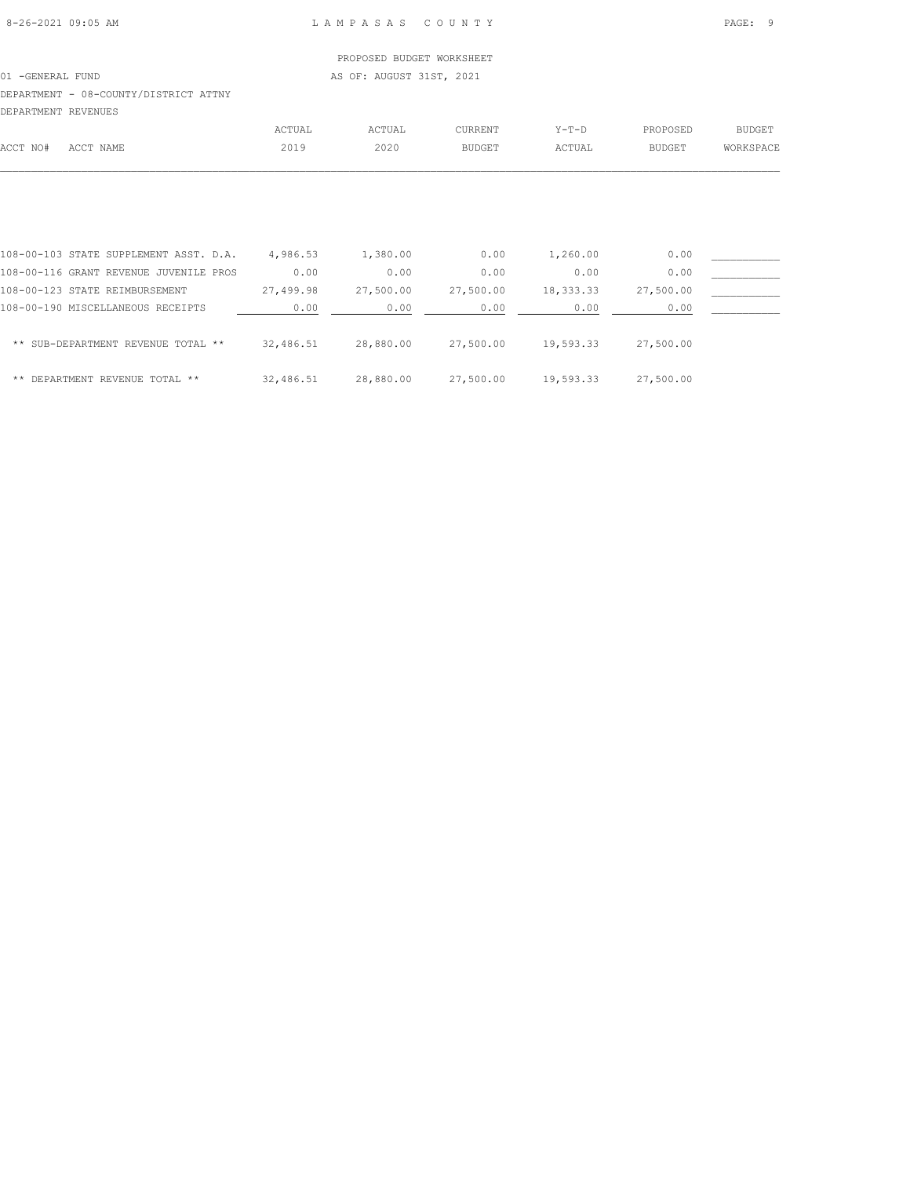PROPOSED BUDGET WORKSHEET

01 -GENERAL FUND — AS OF: AUGUST 31ST, 2021

DEPARTMENT - 08-COUNTY/DISTRICT ATTNY

DEPARTMENT REVENUES

| ACCT NO# ACCT NAME | ACTUAL 2019 | ACTUAL 2020 | CURRENT BUDGET | Y-T-D ACTUAL | PROPOSED BUDGET | BUDGET WORKSPACE |
|---|---|---|---|---|---|---|
| 108-00-103 STATE SUPPLEMENT ASST. D.A. | 4,986.53 | 1,380.00 | 0.00 | 1,260.00 | 0.00 | ___________ |
| 108-00-116 GRANT REVENUE JUVENILE PROS | 0.00 | 0.00 | 0.00 | 0.00 | 0.00 | ___________ |
| 108-00-123 STATE REIMBURSEMENT | 27,499.98 | 27,500.00 | 27,500.00 | 18,333.33 | 27,500.00 | ___________ |
| 108-00-190 MISCELLANEOUS RECEIPTS | 0.00 | 0.00 | 0.00 | 0.00 | 0.00 | ___________ |
| ** SUB-DEPARTMENT REVENUE TOTAL ** | 32,486.51 | 28,880.00 | 27,500.00 | 19,593.33 | 27,500.00 | |
| ** DEPARTMENT REVENUE TOTAL ** | 32,486.51 | 28,880.00 | 27,500.00 | 19,593.33 | 27,500.00 | |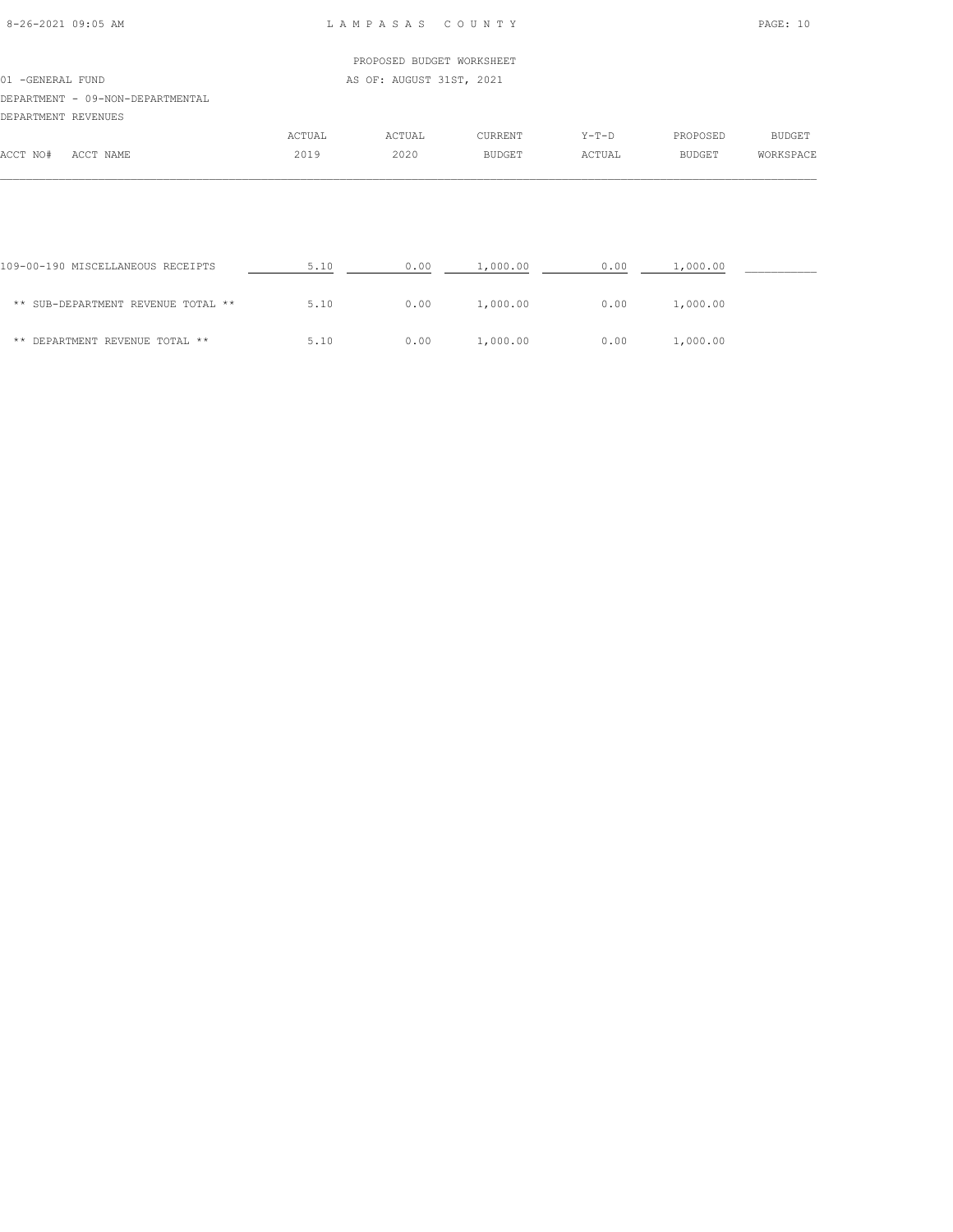LAMPASAS COUNTY

PROPOSED BUDGET WORKSHEET

01 -GENERAL FUND — AS OF: AUGUST 31ST, 2021

DEPARTMENT - 09-NON-DEPARTMENTAL

DEPARTMENT REVENUES

| ACCT NO# ACCT NAME | ACTUAL 2019 | ACTUAL 2020 | CURRENT BUDGET | Y-T-D ACTUAL | PROPOSED BUDGET | BUDGET WORKSPACE |
|---|---|---|---|---|---|---|
| 109-00-190 MISCELLANEOUS RECEIPTS | 5.10 | 0.00 | 1,000.00 | 0.00 | 1,000.00 | __________ |
| ** SUB-DEPARTMENT REVENUE TOTAL ** | 5.10 | 0.00 | 1,000.00 | 0.00 | 1,000.00 | |
| ** DEPARTMENT REVENUE TOTAL ** | 5.10 | 0.00 | 1,000.00 | 0.00 | 1,000.00 | |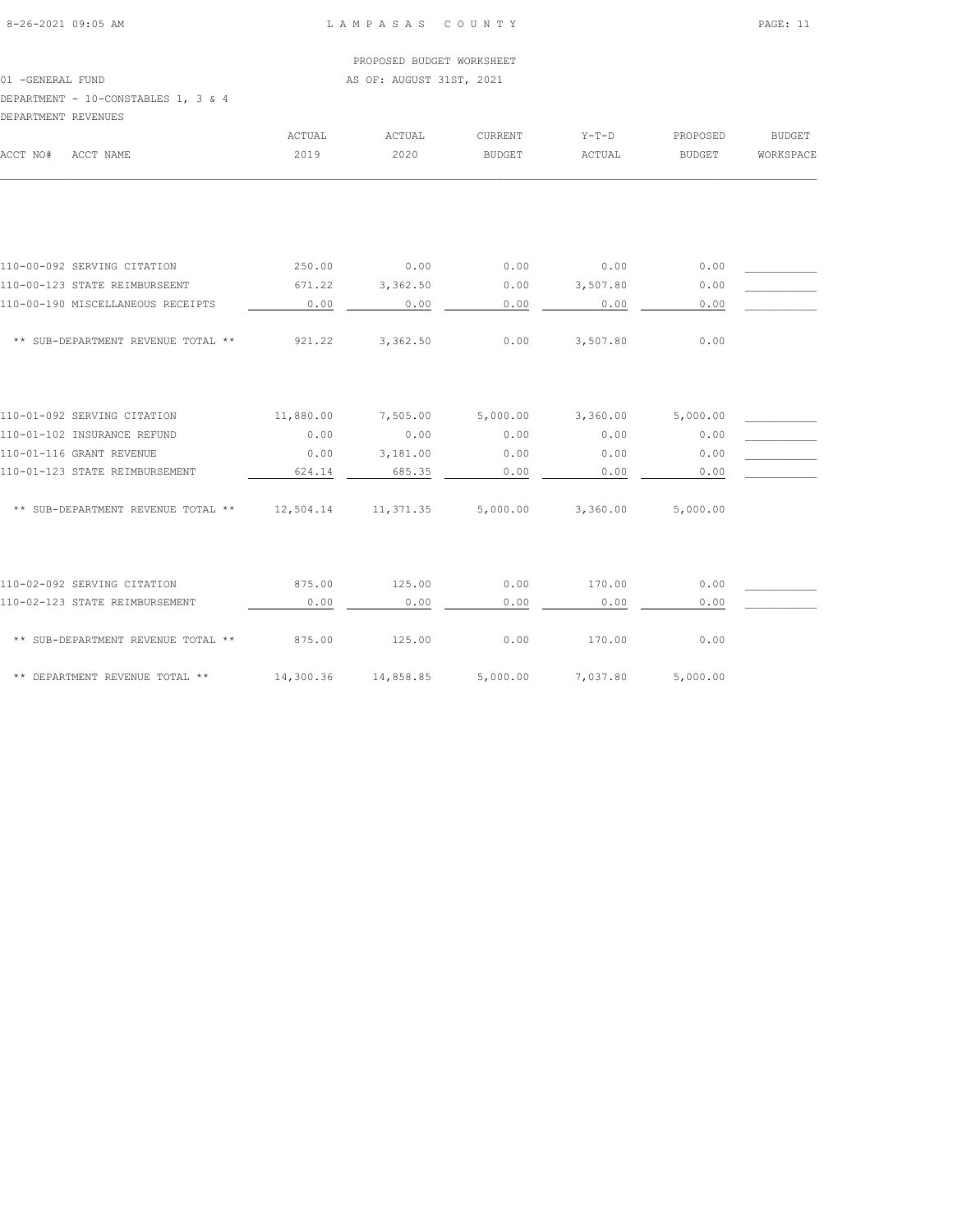PROPOSED BUDGET WORKSHEET

01 -GENERAL FUND

AS OF: AUGUST 31ST, 2021

DEPARTMENT - 10-CONSTABLES 1, 3 & 4

DEPARTMENT REVENUES

| ACCT NO# ACCT NAME | ACTUAL 2019 | ACTUAL 2020 | CURRENT BUDGET | Y-T-D ACTUAL | PROPOSED BUDGET | BUDGET WORKSPACE |
|---|---|---|---|---|---|---|
| 110-00-092 SERVING CITATION | 250.00 | 0.00 | 0.00 | 0.00 | 0.00 | |
| 110-00-123 STATE REIMBURSEENT | 671.22 | 3,362.50 | 0.00 | 3,507.80 | 0.00 | |
| 110-00-190 MISCELLANEOUS RECEIPTS | 0.00 | 0.00 | 0.00 | 0.00 | 0.00 | |
| ** SUB-DEPARTMENT REVENUE TOTAL ** | 921.22 | 3,362.50 | 0.00 | 3,507.80 | 0.00 | |
| 110-01-092 SERVING CITATION | 11,880.00 | 7,505.00 | 5,000.00 | 3,360.00 | 5,000.00 | |
| 110-01-102 INSURANCE REFUND | 0.00 | 0.00 | 0.00 | 0.00 | 0.00 | |
| 110-01-116 GRANT REVENUE | 0.00 | 3,181.00 | 0.00 | 0.00 | 0.00 | |
| 110-01-123 STATE REIMBURSEMENT | 624.14 | 685.35 | 0.00 | 0.00 | 0.00 | |
| ** SUB-DEPARTMENT REVENUE TOTAL ** | 12,504.14 | 11,371.35 | 5,000.00 | 3,360.00 | 5,000.00 | |
| 110-02-092 SERVING CITATION | 875.00 | 125.00 | 0.00 | 170.00 | 0.00 | |
| 110-02-123 STATE REIMBURSEMENT | 0.00 | 0.00 | 0.00 | 0.00 | 0.00 | |
| ** SUB-DEPARTMENT REVENUE TOTAL ** | 875.00 | 125.00 | 0.00 | 170.00 | 0.00 | |
| ** DEPARTMENT REVENUE TOTAL ** | 14,300.36 | 14,858.85 | 5,000.00 | 7,037.80 | 5,000.00 | |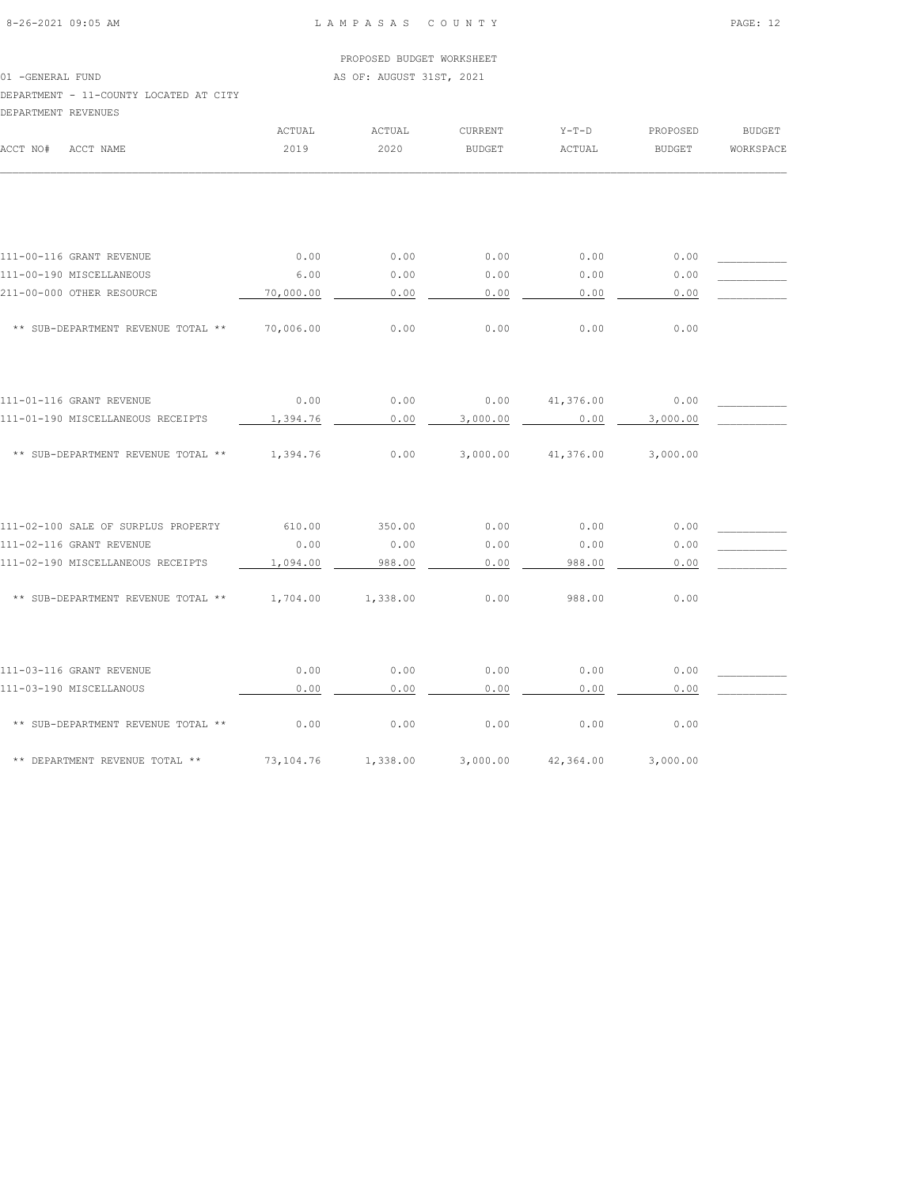PROPOSED BUDGET WORKSHEET

01 -GENERAL FUND AS OF: AUGUST 31ST, 2021

DEPARTMENT - 11-COUNTY LOCATED AT CITY

DEPARTMENT REVENUES

| ACCT NO# ACCT NAME | ACTUAL 2019 | ACTUAL 2020 | CURRENT BUDGET | Y-T-D ACTUAL | PROPOSED BUDGET | BUDGET WORKSPACE |
|---|---|---|---|---|---|---|
| 111-00-116 GRANT REVENUE | 0.00 | 0.00 | 0.00 | 0.00 | 0.00 | ___________ |
| 111-00-190 MISCELLANEOUS | 6.00 | 0.00 | 0.00 | 0.00 | 0.00 | ___________ |
| 211-00-000 OTHER RESOURCE | 70,000.00 | 0.00 | 0.00 | 0.00 | 0.00 | ___________ |
| ** SUB-DEPARTMENT REVENUE TOTAL ** | 70,006.00 | 0.00 | 0.00 | 0.00 | 0.00 | |
| 111-01-116 GRANT REVENUE | 0.00 | 0.00 | 0.00 | 41,376.00 | 0.00 | ___________ |
| 111-01-190 MISCELLANEOUS RECEIPTS | 1,394.76 | 0.00 | 3,000.00 | 0.00 | 3,000.00 | ___________ |
| ** SUB-DEPARTMENT REVENUE TOTAL ** | 1,394.76 | 0.00 | 3,000.00 | 41,376.00 | 3,000.00 | |
| 111-02-100 SALE OF SURPLUS PROPERTY | 610.00 | 350.00 | 0.00 | 0.00 | 0.00 | ___________ |
| 111-02-116 GRANT REVENUE | 0.00 | 0.00 | 0.00 | 0.00 | 0.00 | ___________ |
| 111-02-190 MISCELLANEOUS RECEIPTS | 1,094.00 | 988.00 | 0.00 | 988.00 | 0.00 | ___________ |
| ** SUB-DEPARTMENT REVENUE TOTAL ** | 1,704.00 | 1,338.00 | 0.00 | 988.00 | 0.00 | |
| 111-03-116 GRANT REVENUE | 0.00 | 0.00 | 0.00 | 0.00 | 0.00 | ___________ |
| 111-03-190 MISCELLANOUS | 0.00 | 0.00 | 0.00 | 0.00 | 0.00 | ___________ |
| ** SUB-DEPARTMENT REVENUE TOTAL ** | 0.00 | 0.00 | 0.00 | 0.00 | 0.00 | |
| ** DEPARTMENT REVENUE TOTAL ** | 73,104.76 | 1,338.00 | 3,000.00 | 42,364.00 | 3,000.00 | |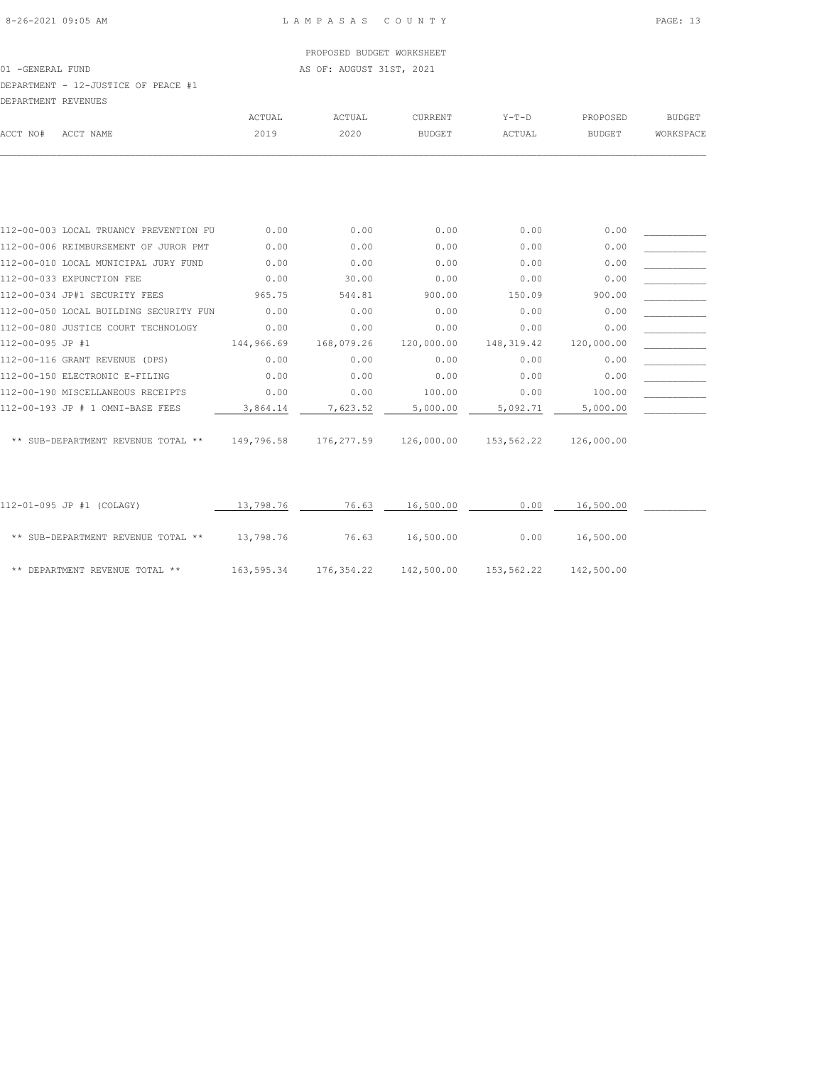PROPOSED BUDGET WORKSHEET

01 -GENERAL FUND — AS OF: AUGUST 31ST, 2021

DEPARTMENT - 12-JUSTICE OF PEACE #1

DEPARTMENT REVENUES

| ACCT NO# | ACCT NAME | ACTUAL 2019 | ACTUAL 2020 | CURRENT BUDGET | Y-T-D ACTUAL | PROPOSED BUDGET | BUDGET WORKSPACE |
|---|---|---|---|---|---|---|---|
| 112-00-003 | LOCAL TRUANCY PREVENTION FU | 0.00 | 0.00 | 0.00 | 0.00 | 0.00 | ___________ |
| 112-00-006 | REIMBURSEMENT OF JUROR PMT | 0.00 | 0.00 | 0.00 | 0.00 | 0.00 | ___________ |
| 112-00-010 | LOCAL MUNICIPAL JURY FUND | 0.00 | 0.00 | 0.00 | 0.00 | 0.00 | ___________ |
| 112-00-033 | EXPUNCTION FEE | 0.00 | 30.00 | 0.00 | 0.00 | 0.00 | ___________ |
| 112-00-034 | JP#1 SECURITY FEES | 965.75 | 544.81 | 900.00 | 150.09 | 900.00 | ___________ |
| 112-00-050 | LOCAL BUILDING SECURITY FUN | 0.00 | 0.00 | 0.00 | 0.00 | 0.00 | ___________ |
| 112-00-080 | JUSTICE COURT TECHNOLOGY | 0.00 | 0.00 | 0.00 | 0.00 | 0.00 | ___________ |
| 112-00-095 | JP #1 | 144,966.69 | 168,079.26 | 120,000.00 | 148,319.42 | 120,000.00 | ___________ |
| 112-00-116 | GRANT REVENUE (DPS) | 0.00 | 0.00 | 0.00 | 0.00 | 0.00 | ___________ |
| 112-00-150 | ELECTRONIC E-FILING | 0.00 | 0.00 | 0.00 | 0.00 | 0.00 | ___________ |
| 112-00-190 | MISCELLANEOUS RECEIPTS | 0.00 | 0.00 | 100.00 | 0.00 | 100.00 | ___________ |
| 112-00-193 | JP # 1 OMNI-BASE FEES | 3,864.14 | 7,623.52 | 5,000.00 | 5,092.71 | 5,000.00 | ___________ |
| | ** SUB-DEPARTMENT REVENUE TOTAL ** | 149,796.58 | 176,277.59 | 126,000.00 | 153,562.22 | 126,000.00 | |
| 112-01-095 | JP #1 (COLAGY) | 13,798.76 | 76.63 | 16,500.00 | 0.00 | 16,500.00 | ___________ |
| | ** SUB-DEPARTMENT REVENUE TOTAL ** | 13,798.76 | 76.63 | 16,500.00 | 0.00 | 16,500.00 | |
| | ** DEPARTMENT REVENUE TOTAL ** | 163,595.34 | 176,354.22 | 142,500.00 | 153,562.22 | 142,500.00 | |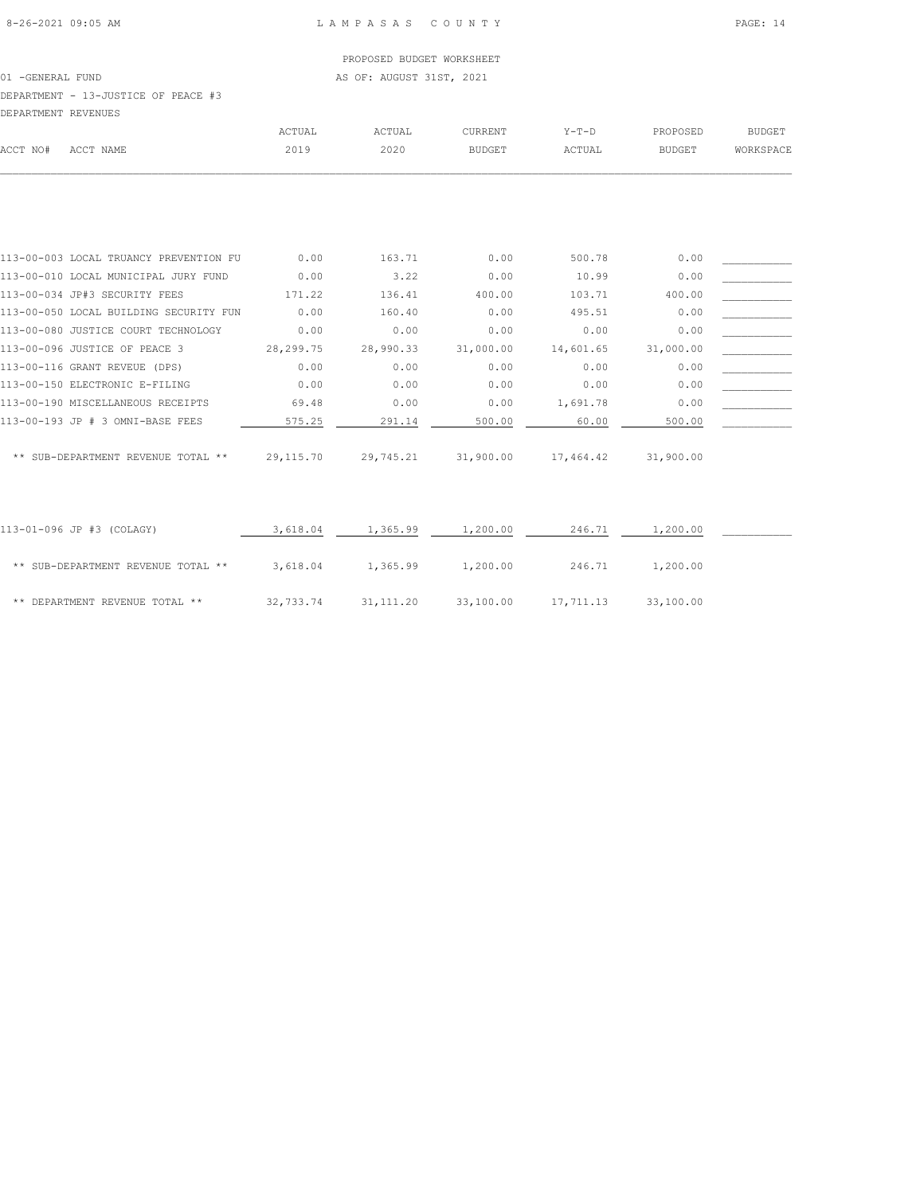PROPOSED BUDGET WORKSHEET

01 -GENERAL FUND AS OF: AUGUST 31ST, 2021

DEPARTMENT - 13-JUSTICE OF PEACE #3

DEPARTMENT REVENUES

| ACCT NO# | ACCT NAME | ACTUAL 2019 | ACTUAL 2020 | CURRENT BUDGET | Y-T-D ACTUAL | PROPOSED BUDGET | BUDGET WORKSPACE |
|---|---|---|---|---|---|---|---|
| 113-00-003 | LOCAL TRUANCY PREVENTION FU | 0.00 | 163.71 | 0.00 | 500.78 | 0.00 | ___________ |
| 113-00-010 | LOCAL MUNICIPAL JURY FUND | 0.00 | 3.22 | 0.00 | 10.99 | 0.00 | ___________ |
| 113-00-034 | JP#3 SECURITY FEES | 171.22 | 136.41 | 400.00 | 103.71 | 400.00 | ___________ |
| 113-00-050 | LOCAL BUILDING SECURITY FUN | 0.00 | 160.40 | 0.00 | 495.51 | 0.00 | ___________ |
| 113-00-080 | JUSTICE COURT TECHNOLOGY | 0.00 | 0.00 | 0.00 | 0.00 | 0.00 | ___________ |
| 113-00-096 | JUSTICE OF PEACE 3 | 28,299.75 | 28,990.33 | 31,000.00 | 14,601.65 | 31,000.00 | ___________ |
| 113-00-116 | GRANT REVEUE (DPS) | 0.00 | 0.00 | 0.00 | 0.00 | 0.00 | ___________ |
| 113-00-150 | ELECTRONIC E-FILING | 0.00 | 0.00 | 0.00 | 0.00 | 0.00 | ___________ |
| 113-00-190 | MISCELLANEOUS RECEIPTS | 69.48 | 0.00 | 0.00 | 1,691.78 | 0.00 | ___________ |
| 113-00-193 | JP # 3 OMNI-BASE FEES | 575.25 | 291.14 | 500.00 | 60.00 | 500.00 | ___________ |
| | ** SUB-DEPARTMENT REVENUE TOTAL ** | 29,115.70 | 29,745.21 | 31,900.00 | 17,464.42 | 31,900.00 | |
| 113-01-096 | JP #3 (COLAGY) | 3,618.04 | 1,365.99 | 1,200.00 | 246.71 | 1,200.00 | ___________ |
| | ** SUB-DEPARTMENT REVENUE TOTAL ** | 3,618.04 | 1,365.99 | 1,200.00 | 246.71 | 1,200.00 | |
| | ** DEPARTMENT REVENUE TOTAL ** | 32,733.74 | 31,111.20 | 33,100.00 | 17,711.13 | 33,100.00 | |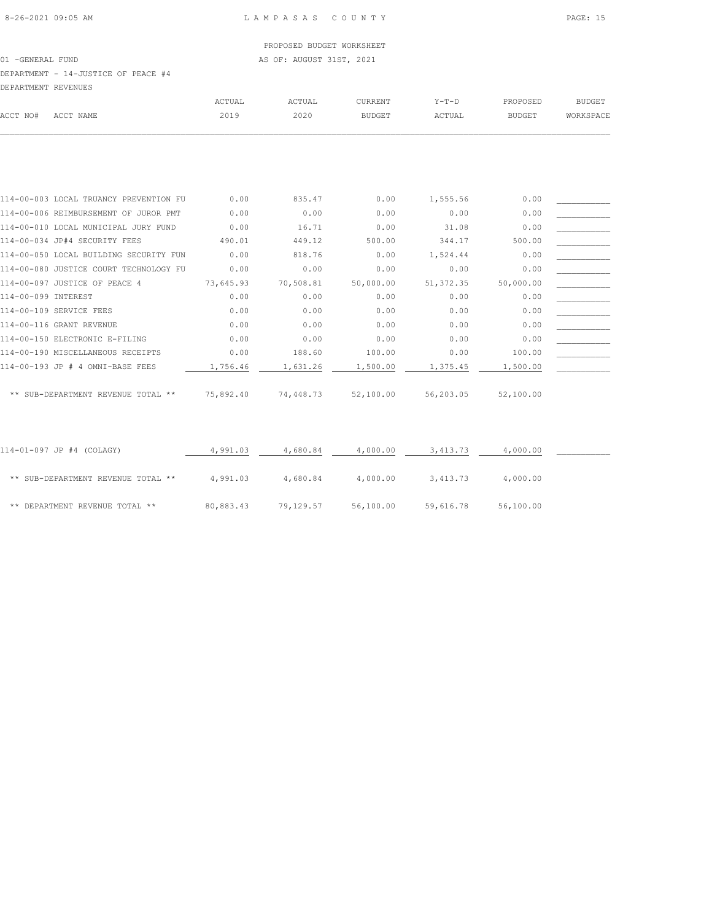LAMPASAS COUNTY

PROPOSED BUDGET WORKSHEET

AS OF: AUGUST 31ST, 2021

01 -GENERAL FUND

DEPARTMENT - 14-JUSTICE OF PEACE #4

DEPARTMENT REVENUES

| ACCT NO# | ACCT NAME | ACTUAL 2019 | ACTUAL 2020 | CURRENT BUDGET | Y-T-D ACTUAL | PROPOSED BUDGET | BUDGET WORKSPACE |
|---|---|---|---|---|---|---|---|
| 114-00-003 | LOCAL TRUANCY PREVENTION FU | 0.00 | 835.47 | 0.00 | 1,555.56 | 0.00 | ___________ |
| 114-00-006 | REIMBURSEMENT OF JUROR PMT | 0.00 | 0.00 | 0.00 | 0.00 | 0.00 | ___________ |
| 114-00-010 | LOCAL MUNICIPAL JURY FUND | 0.00 | 16.71 | 0.00 | 31.08 | 0.00 | ___________ |
| 114-00-034 | JP#4 SECURITY FEES | 490.01 | 449.12 | 500.00 | 344.17 | 500.00 | ___________ |
| 114-00-050 | LOCAL BUILDING SECURITY FUN | 0.00 | 818.76 | 0.00 | 1,524.44 | 0.00 | ___________ |
| 114-00-080 | JUSTICE COURT TECHNOLOGY FU | 0.00 | 0.00 | 0.00 | 0.00 | 0.00 | ___________ |
| 114-00-097 | JUSTICE OF PEACE 4 | 73,645.93 | 70,508.81 | 50,000.00 | 51,372.35 | 50,000.00 | ___________ |
| 114-00-099 | INTEREST | 0.00 | 0.00 | 0.00 | 0.00 | 0.00 | ___________ |
| 114-00-109 | SERVICE FEES | 0.00 | 0.00 | 0.00 | 0.00 | 0.00 | ___________ |
| 114-00-116 | GRANT REVENUE | 0.00 | 0.00 | 0.00 | 0.00 | 0.00 | ___________ |
| 114-00-150 | ELECTRONIC E-FILING | 0.00 | 0.00 | 0.00 | 0.00 | 0.00 | ___________ |
| 114-00-190 | MISCELLANEOUS RECEIPTS | 0.00 | 188.60 | 100.00 | 0.00 | 100.00 | ___________ |
| 114-00-193 | JP # 4 OMNI-BASE FEES | 1,756.46 | 1,631.26 | 1,500.00 | 1,375.45 | 1,500.00 | ___________ |
| | ** SUB-DEPARTMENT REVENUE TOTAL ** | 75,892.40 | 74,448.73 | 52,100.00 | 56,203.05 | 52,100.00 | |
| 114-01-097 | JP #4 (COLAGY) | 4,991.03 | 4,680.84 | 4,000.00 | 3,413.73 | 4,000.00 | ___________ |
| | ** SUB-DEPARTMENT REVENUE TOTAL ** | 4,991.03 | 4,680.84 | 4,000.00 | 3,413.73 | 4,000.00 | |
| | ** DEPARTMENT REVENUE TOTAL ** | 80,883.43 | 79,129.57 | 56,100.00 | 59,616.78 | 56,100.00 | |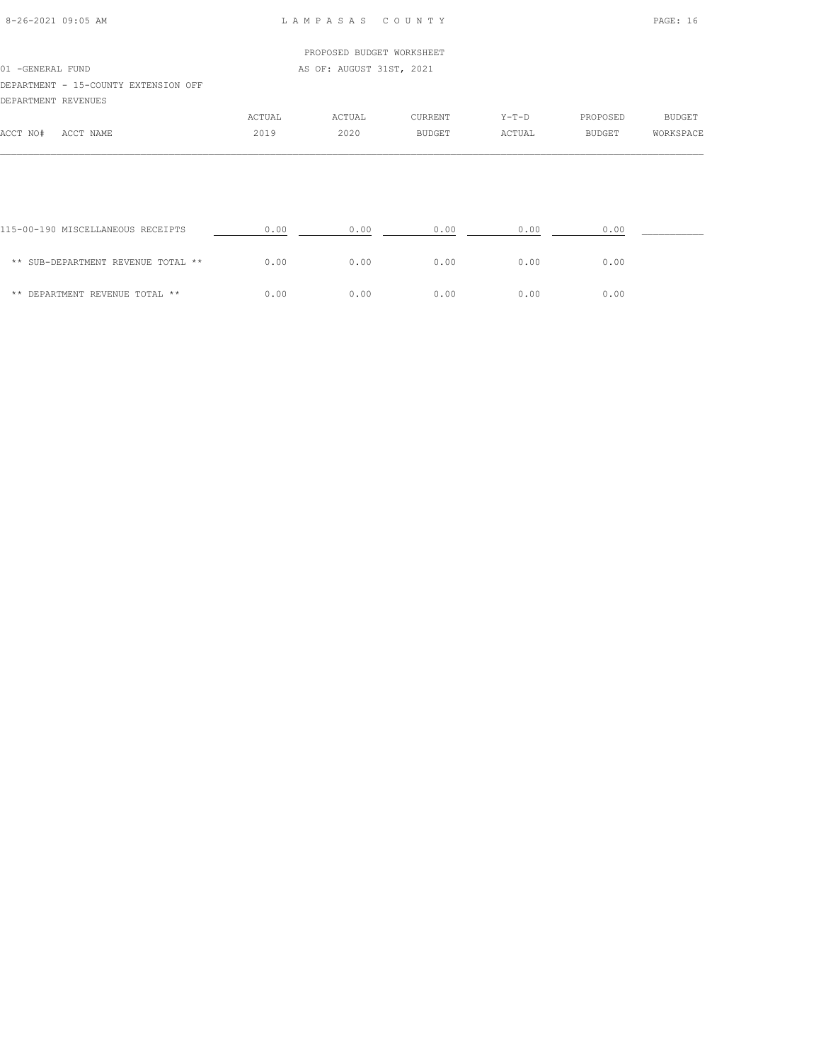LAMPASAS COUNTY

PROPOSED BUDGET WORKSHEET

01 -GENERAL FUND

AS OF: AUGUST 31ST, 2021

DEPARTMENT - 15-COUNTY EXTENSION OFF

DEPARTMENT REVENUES

| ACCT NO# ACCT NAME | ACTUAL 2019 | ACTUAL 2020 | CURRENT BUDGET | Y-T-D ACTUAL | PROPOSED BUDGET | BUDGET WORKSPACE |
|---|---|---|---|---|---|---|
| 115-00-190 MISCELLANEOUS RECEIPTS | 0.00 | 0.00 | 0.00 | 0.00 | 0.00 | |
| ** SUB-DEPARTMENT REVENUE TOTAL ** | 0.00 | 0.00 | 0.00 | 0.00 | 0.00 | |
| ** DEPARTMENT REVENUE TOTAL ** | 0.00 | 0.00 | 0.00 | 0.00 | 0.00 | |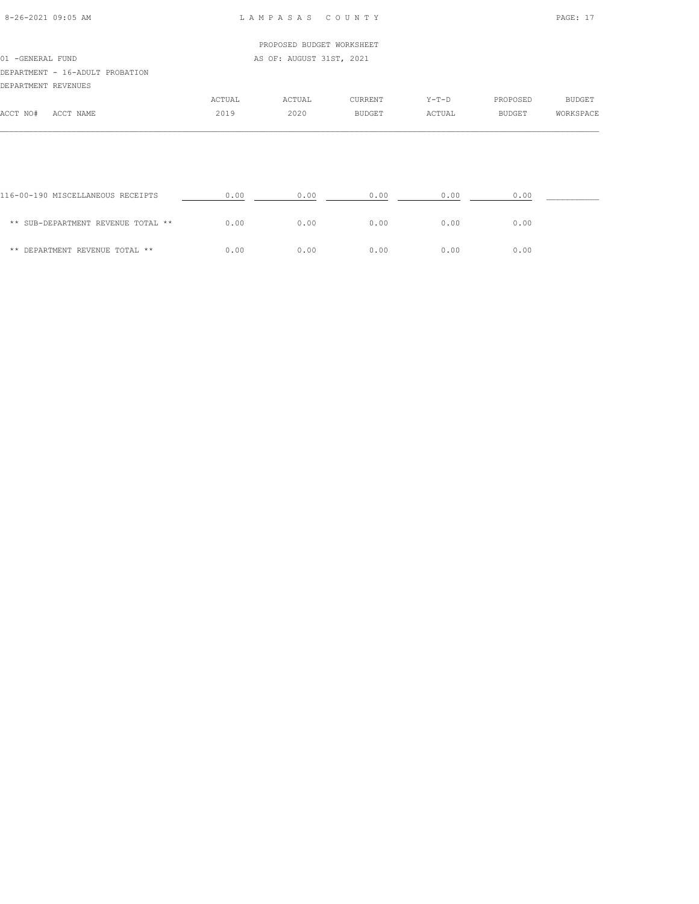PROPOSED BUDGET WORKSHEET

01 -GENERAL FUND

AS OF: AUGUST 31ST, 2021

DEPARTMENT - 16-ADULT PROBATION

DEPARTMENT REVENUES

| ACCT NO# ACCT NAME | ACTUAL 2019 | ACTUAL 2020 | CURRENT BUDGET | Y-T-D ACTUAL | PROPOSED BUDGET | BUDGET WORKSPACE |
|---|---|---|---|---|---|---|
| 116-00-190 MISCELLANEOUS RECEIPTS | 0.00 | 0.00 | 0.00 | 0.00 | 0.00 | __________ |
| ** SUB-DEPARTMENT REVENUE TOTAL ** | 0.00 | 0.00 | 0.00 | 0.00 | 0.00 | |
| ** DEPARTMENT REVENUE TOTAL ** | 0.00 | 0.00 | 0.00 | 0.00 | 0.00 | |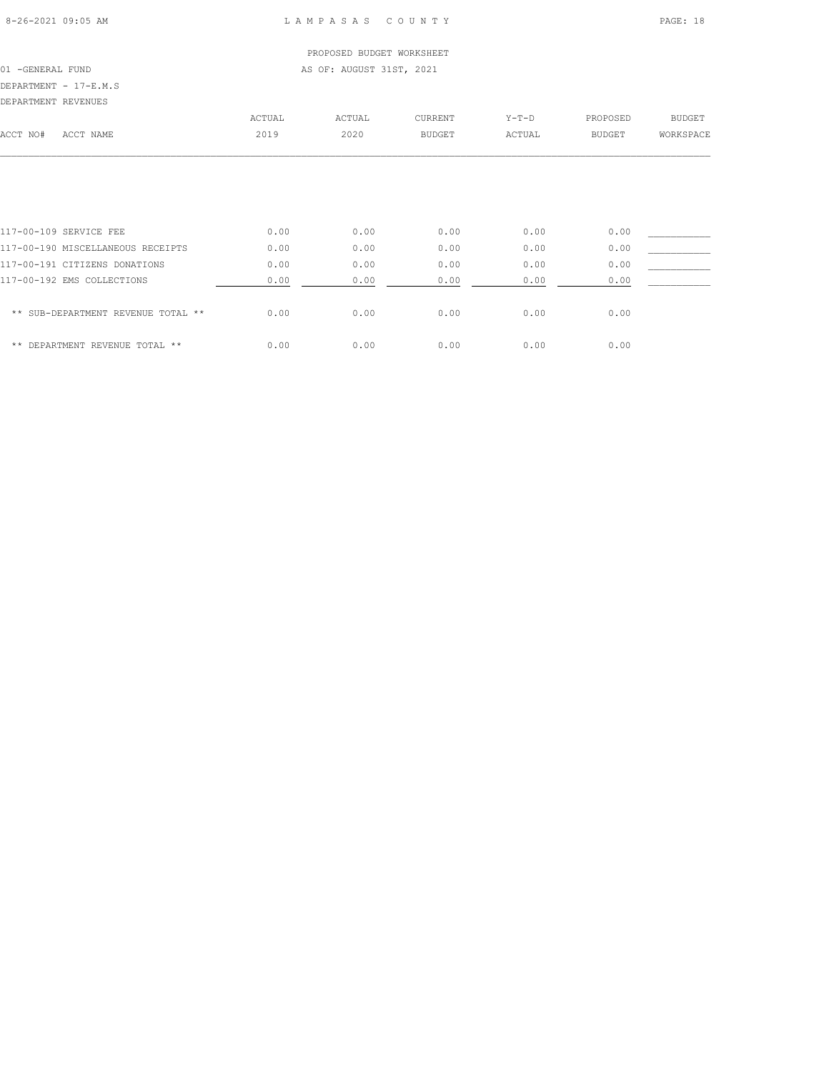PROPOSED BUDGET WORKSHEET

01 -GENERAL FUND AS OF: AUGUST 31ST, 2021

DEPARTMENT - 17-E.M.S

DEPARTMENT REVENUES

| ACCT NO# | ACCT NAME | ACTUAL 2019 | ACTUAL 2020 | CURRENT BUDGET | Y-T-D ACTUAL | PROPOSED BUDGET | BUDGET WORKSPACE |
|---|---|---|---|---|---|---|---|
| 117-00-109 | SERVICE FEE | 0.00 | 0.00 | 0.00 | 0.00 | 0.00 | ___________ |
| 117-00-190 | MISCELLANEOUS RECEIPTS | 0.00 | 0.00 | 0.00 | 0.00 | 0.00 | ___________ |
| 117-00-191 | CITIZENS DONATIONS | 0.00 | 0.00 | 0.00 | 0.00 | 0.00 | ___________ |
| 117-00-192 | EMS COLLECTIONS | 0.00 | 0.00 | 0.00 | 0.00 | 0.00 | ___________ |
| ** SUB-DEPARTMENT REVENUE TOTAL ** | | 0.00 | 0.00 | 0.00 | 0.00 | 0.00 | |
| ** DEPARTMENT REVENUE TOTAL ** | | 0.00 | 0.00 | 0.00 | 0.00 | 0.00 | |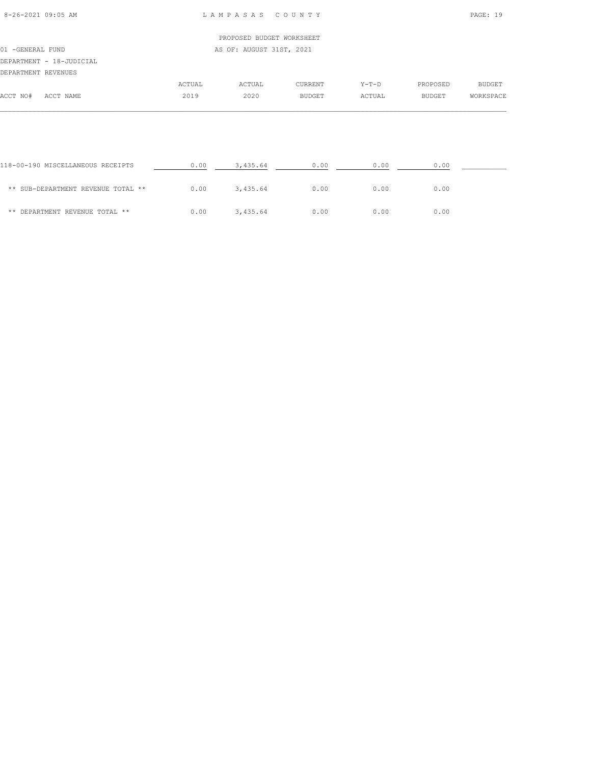PROPOSED BUDGET WORKSHEET

01 -GENERAL FUND — AS OF: AUGUST 31ST, 2021

DEPARTMENT - 18-JUDICIAL

DEPARTMENT REVENUES

| ACCT NO# ACCT NAME | ACTUAL 2019 | ACTUAL 2020 | CURRENT BUDGET | Y-T-D ACTUAL | PROPOSED BUDGET | BUDGET WORKSPACE |
|---|---|---|---|---|---|---|
| 118-00-190 MISCELLANEOUS RECEIPTS | 0.00 | 3,435.64 | 0.00 | 0.00 | 0.00 | __________ |
| ** SUB-DEPARTMENT REVENUE TOTAL ** | 0.00 | 3,435.64 | 0.00 | 0.00 | 0.00 | |
| ** DEPARTMENT REVENUE TOTAL ** | 0.00 | 3,435.64 | 0.00 | 0.00 | 0.00 | |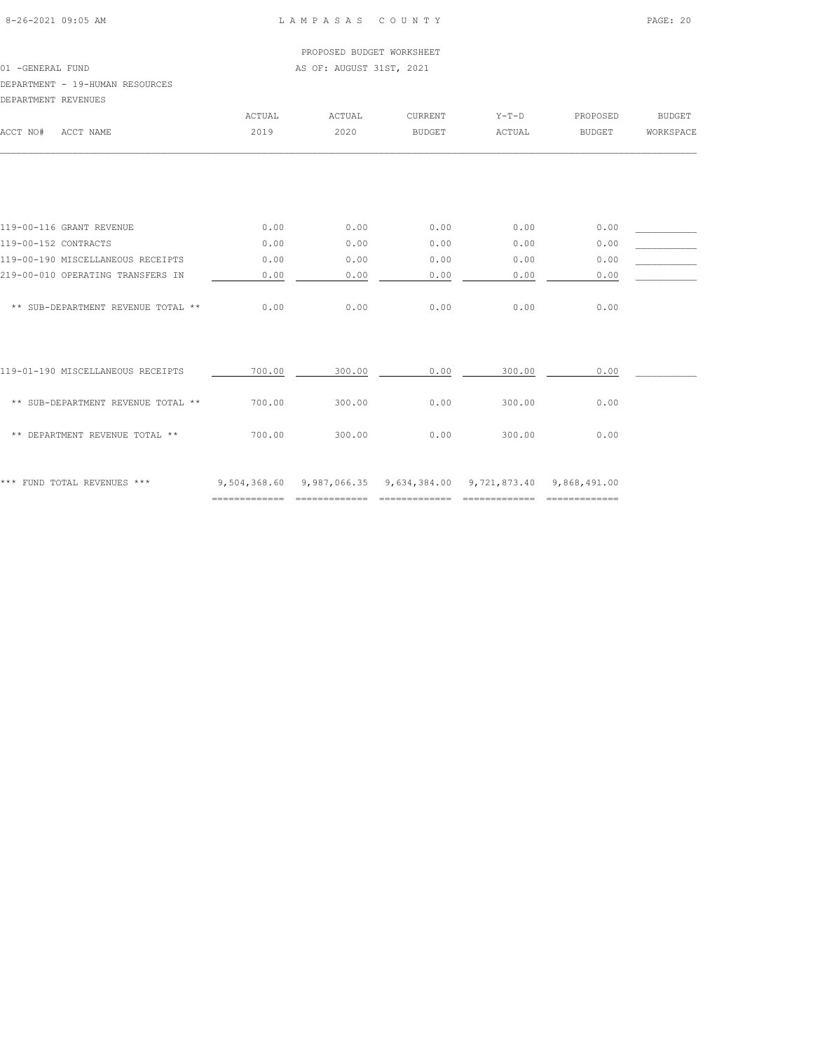LAMPASAS COUNTY

PROPOSED BUDGET WORKSHEET

01 -GENERAL FUND — AS OF: AUGUST 31ST, 2021

DEPARTMENT - 19-HUMAN RESOURCES

DEPARTMENT REVENUES

| ACCT NO# ACCT NAME | ACTUAL 2019 | ACTUAL 2020 | CURRENT BUDGET | Y-T-D ACTUAL | PROPOSED BUDGET | BUDGET WORKSPACE |
|---|---|---|---|---|---|---|
| 119-00-116 GRANT REVENUE | 0.00 | 0.00 | 0.00 | 0.00 | 0.00 | |
| 119-00-152 CONTRACTS | 0.00 | 0.00 | 0.00 | 0.00 | 0.00 | |
| 119-00-190 MISCELLANEOUS RECEIPTS | 0.00 | 0.00 | 0.00 | 0.00 | 0.00 | |
| 219-00-010 OPERATING TRANSFERS IN | 0.00 | 0.00 | 0.00 | 0.00 | 0.00 | |
| ** SUB-DEPARTMENT REVENUE TOTAL ** | 0.00 | 0.00 | 0.00 | 0.00 | 0.00 | |
| 119-01-190 MISCELLANEOUS RECEIPTS | 700.00 | 300.00 | 0.00 | 300.00 | 0.00 | |
| ** SUB-DEPARTMENT REVENUE TOTAL ** | 700.00 | 300.00 | 0.00 | 300.00 | 0.00 | |
| ** DEPARTMENT REVENUE TOTAL ** | 700.00 | 300.00 | 0.00 | 300.00 | 0.00 | |
| *** FUND TOTAL REVENUES *** | 9,504,368.60 | 9,987,066.35 | 9,634,384.00 | 9,721,873.40 | 9,868,491.00 | |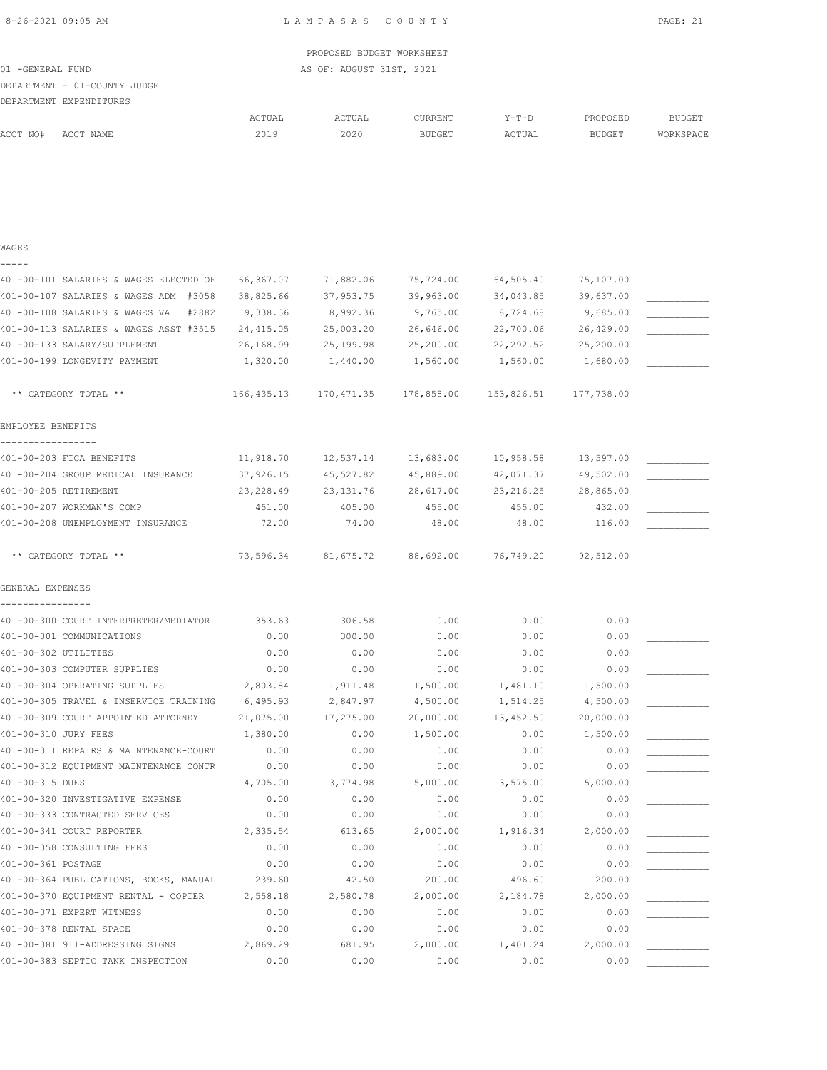PROPOSED BUDGET WORKSHEET

01 -GENERAL FUND — AS OF: AUGUST 31ST, 2021

DEPARTMENT - 01-COUNTY JUDGE

DEPARTMENT EXPENDITURES

| ACCT NO# ACCT NAME | ACTUAL 2019 | ACTUAL 2020 | CURRENT BUDGET | Y-T-D ACTUAL | PROPOSED BUDGET | BUDGET WORKSPACE |
|---|---|---|---|---|---|---|
| **WAGES** | | | | | | |
| 401-00-101 SALARIES & WAGES ELECTED OF | 66,367.07 | 71,882.06 | 75,724.00 | 64,505.40 | 75,107.00 | |
| 401-00-107 SALARIES & WAGES ADM #3058 | 38,825.66 | 37,953.75 | 39,963.00 | 34,043.85 | 39,637.00 | |
| 401-00-108 SALARIES & WAGES VA #2882 | 9,338.36 | 8,992.36 | 9,765.00 | 8,724.68 | 9,685.00 | |
| 401-00-113 SALARIES & WAGES ASST #3515 | 24,415.05 | 25,003.20 | 26,646.00 | 22,700.06 | 26,429.00 | |
| 401-00-133 SALARY/SUPPLEMENT | 26,168.99 | 25,199.98 | 25,200.00 | 22,292.52 | 25,200.00 | |
| 401-00-199 LONGEVITY PAYMENT | 1,320.00 | 1,440.00 | 1,560.00 | 1,560.00 | 1,680.00 | |
| ** CATEGORY TOTAL ** | 166,435.13 | 170,471.35 | 178,858.00 | 153,826.51 | 177,738.00 | |
| **EMPLOYEE BENEFITS** | | | | | | |
| 401-00-203 FICA BENEFITS | 11,918.70 | 12,537.14 | 13,683.00 | 10,958.58 | 13,597.00 | |
| 401-00-204 GROUP MEDICAL INSURANCE | 37,926.15 | 45,527.82 | 45,889.00 | 42,071.37 | 49,502.00 | |
| 401-00-205 RETIREMENT | 23,228.49 | 23,131.76 | 28,617.00 | 23,216.25 | 28,865.00 | |
| 401-00-207 WORKMAN'S COMP | 451.00 | 405.00 | 455.00 | 455.00 | 432.00 | |
| 401-00-208 UNEMPLOYMENT INSURANCE | 72.00 | 74.00 | 48.00 | 48.00 | 116.00 | |
| ** CATEGORY TOTAL ** | 73,596.34 | 81,675.72 | 88,692.00 | 76,749.20 | 92,512.00 | |
| **GENERAL EXPENSES** | | | | | | |
| 401-00-300 COURT INTERPRETER/MEDIATOR | 353.63 | 306.58 | 0.00 | 0.00 | 0.00 | |
| 401-00-301 COMMUNICATIONS | 0.00 | 300.00 | 0.00 | 0.00 | 0.00 | |
| 401-00-302 UTILITIES | 0.00 | 0.00 | 0.00 | 0.00 | 0.00 | |
| 401-00-303 COMPUTER SUPPLIES | 0.00 | 0.00 | 0.00 | 0.00 | 0.00 | |
| 401-00-304 OPERATING SUPPLIES | 2,803.84 | 1,911.48 | 1,500.00 | 1,481.10 | 1,500.00 | |
| 401-00-305 TRAVEL & INSERVICE TRAINING | 6,495.93 | 2,847.97 | 4,500.00 | 1,514.25 | 4,500.00 | |
| 401-00-309 COURT APPOINTED ATTORNEY | 21,075.00 | 17,275.00 | 20,000.00 | 13,452.50 | 20,000.00 | |
| 401-00-310 JURY FEES | 1,380.00 | 0.00 | 1,500.00 | 0.00 | 1,500.00 | |
| 401-00-311 REPAIRS & MAINTENANCE-COURT | 0.00 | 0.00 | 0.00 | 0.00 | 0.00 | |
| 401-00-312 EQUIPMENT MAINTENANCE CONTR | 0.00 | 0.00 | 0.00 | 0.00 | 0.00 | |
| 401-00-315 DUES | 4,705.00 | 3,774.98 | 5,000.00 | 3,575.00 | 5,000.00 | |
| 401-00-320 INVESTIGATIVE EXPENSE | 0.00 | 0.00 | 0.00 | 0.00 | 0.00 | |
| 401-00-333 CONTRACTED SERVICES | 0.00 | 0.00 | 0.00 | 0.00 | 0.00 | |
| 401-00-341 COURT REPORTER | 2,335.54 | 613.65 | 2,000.00 | 1,916.34 | 2,000.00 | |
| 401-00-358 CONSULTING FEES | 0.00 | 0.00 | 0.00 | 0.00 | 0.00 | |
| 401-00-361 POSTAGE | 0.00 | 0.00 | 0.00 | 0.00 | 0.00 | |
| 401-00-364 PUBLICATIONS, BOOKS, MANUAL | 239.60 | 42.50 | 200.00 | 496.60 | 200.00 | |
| 401-00-370 EQUIPMENT RENTAL - COPIER | 2,558.18 | 2,580.78 | 2,000.00 | 2,184.78 | 2,000.00 | |
| 401-00-371 EXPERT WITNESS | 0.00 | 0.00 | 0.00 | 0.00 | 0.00 | |
| 401-00-378 RENTAL SPACE | 0.00 | 0.00 | 0.00 | 0.00 | 0.00 | |
| 401-00-381 911-ADDRESSING SIGNS | 2,869.29 | 681.95 | 2,000.00 | 1,401.24 | 2,000.00 | |
| 401-00-383 SEPTIC TANK INSPECTION | 0.00 | 0.00 | 0.00 | 0.00 | 0.00 | |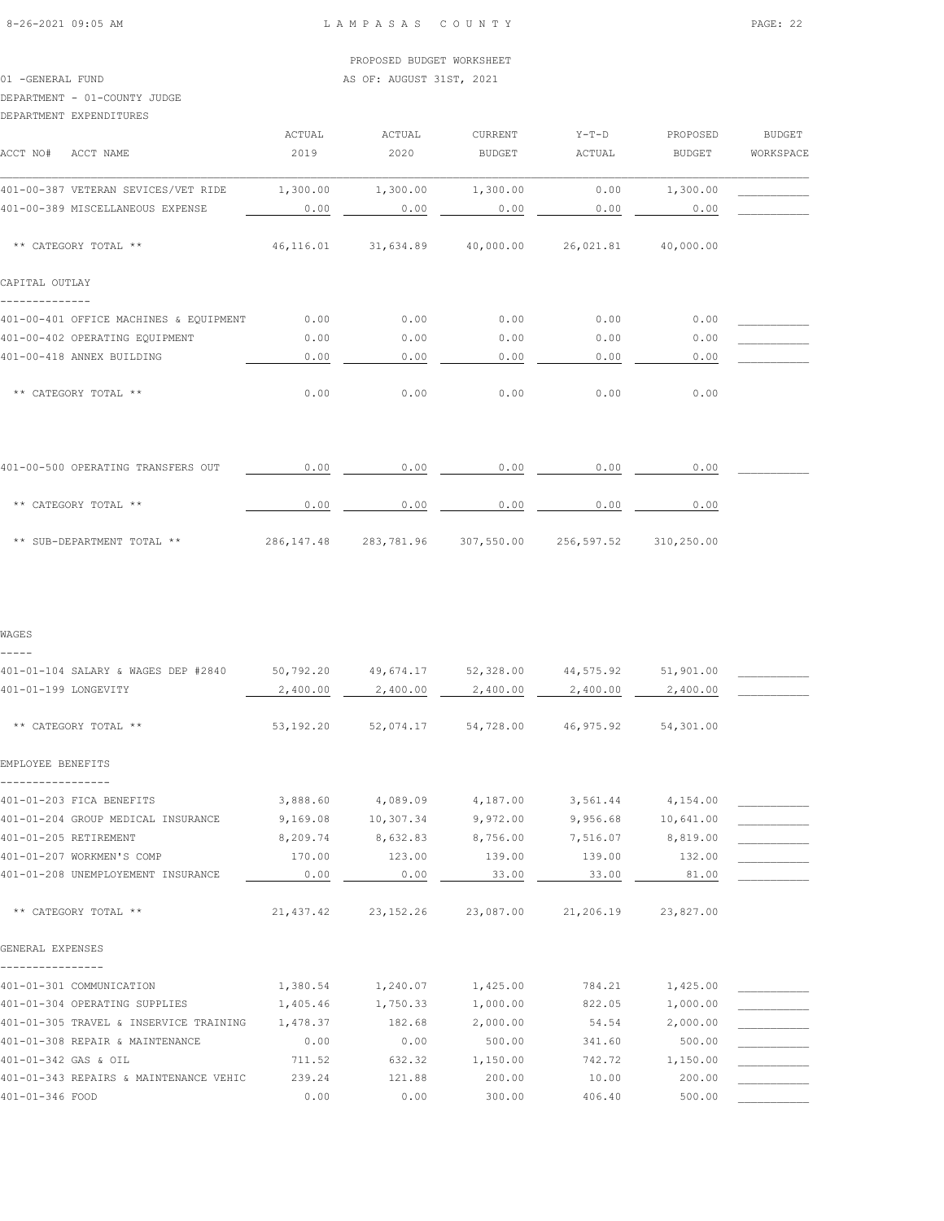PROPOSED BUDGET WORKSHEET

01 -GENERAL FUND AS OF: AUGUST 31ST, 2021

DEPARTMENT - 01-COUNTY JUDGE

DEPARTMENT EXPENDITURES

| ACCT NO# ACCT NAME | ACTUAL 2019 | ACTUAL 2020 | CURRENT BUDGET | Y-T-D ACTUAL | PROPOSED BUDGET | BUDGET WORKSPACE |
|---|---|---|---|---|---|---|
| 401-00-387 VETERAN SEVICES/VET RIDE | 1,300.00 | 1,300.00 | 1,300.00 | 0.00 | 1,300.00 | |
| 401-00-389 MISCELLANEOUS EXPENSE | 0.00 | 0.00 | 0.00 | 0.00 | 0.00 | |
| ** CATEGORY TOTAL ** | 46,116.01 | 31,634.89 | 40,000.00 | 26,021.81 | 40,000.00 | |
| **CAPITAL OUTLAY** | | | | | | |
| 401-00-401 OFFICE MACHINES & EQUIPMENT | 0.00 | 0.00 | 0.00 | 0.00 | 0.00 | |
| 401-00-402 OPERATING EQUIPMENT | 0.00 | 0.00 | 0.00 | 0.00 | 0.00 | |
| 401-00-418 ANNEX BUILDING | 0.00 | 0.00 | 0.00 | 0.00 | 0.00 | |
| ** CATEGORY TOTAL ** | 0.00 | 0.00 | 0.00 | 0.00 | 0.00 | |
| 401-00-500 OPERATING TRANSFERS OUT | 0.00 | 0.00 | 0.00 | 0.00 | 0.00 | |
| ** CATEGORY TOTAL ** | 0.00 | 0.00 | 0.00 | 0.00 | 0.00 | |
| ** SUB-DEPARTMENT TOTAL ** | 286,147.48 | 283,781.96 | 307,550.00 | 256,597.52 | 310,250.00 | |
| **WAGES** | | | | | | |
| 401-01-104 SALARY & WAGES DEP #2840 | 50,792.20 | 49,674.17 | 52,328.00 | 44,575.92 | 51,901.00 | |
| 401-01-199 LONGEVITY | 2,400.00 | 2,400.00 | 2,400.00 | 2,400.00 | 2,400.00 | |
| ** CATEGORY TOTAL ** | 53,192.20 | 52,074.17 | 54,728.00 | 46,975.92 | 54,301.00 | |
| **EMPLOYEE BENEFITS** | | | | | | |
| 401-01-203 FICA BENEFITS | 3,888.60 | 4,089.09 | 4,187.00 | 3,561.44 | 4,154.00 | |
| 401-01-204 GROUP MEDICAL INSURANCE | 9,169.08 | 10,307.34 | 9,972.00 | 9,956.68 | 10,641.00 | |
| 401-01-205 RETIREMENT | 8,209.74 | 8,632.83 | 8,756.00 | 7,516.07 | 8,819.00 | |
| 401-01-207 WORKMEN'S COMP | 170.00 | 123.00 | 139.00 | 139.00 | 132.00 | |
| 401-01-208 UNEMPLOYEMENT INSURANCE | 0.00 | 0.00 | 33.00 | 33.00 | 81.00 | |
| ** CATEGORY TOTAL ** | 21,437.42 | 23,152.26 | 23,087.00 | 21,206.19 | 23,827.00 | |
| **GENERAL EXPENSES** | | | | | | |
| 401-01-301 COMMUNICATION | 1,380.54 | 1,240.07 | 1,425.00 | 784.21 | 1,425.00 | |
| 401-01-304 OPERATING SUPPLIES | 1,405.46 | 1,750.33 | 1,000.00 | 822.05 | 1,000.00 | |
| 401-01-305 TRAVEL & INSERVICE TRAINING | 1,478.37 | 182.68 | 2,000.00 | 54.54 | 2,000.00 | |
| 401-01-308 REPAIR & MAINTENANCE | 0.00 | 0.00 | 500.00 | 341.60 | 500.00 | |
| 401-01-342 GAS & OIL | 711.52 | 632.32 | 1,150.00 | 742.72 | 1,150.00 | |
| 401-01-343 REPAIRS & MAINTENANCE VEHIC | 239.24 | 121.88 | 200.00 | 10.00 | 200.00 | |
| 401-01-346 FOOD | 0.00 | 0.00 | 300.00 | 406.40 | 500.00 | |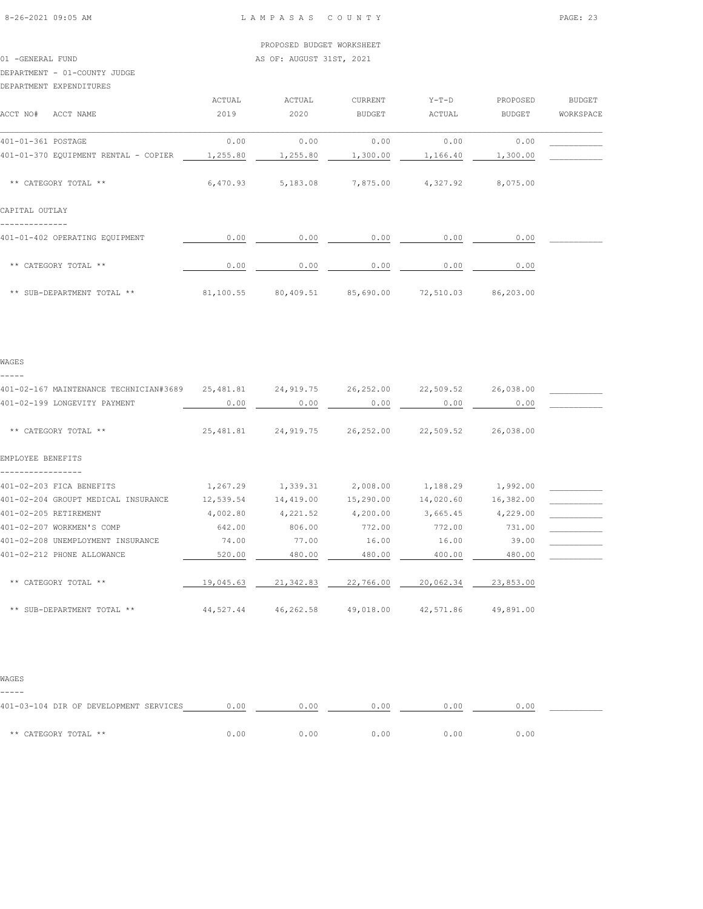PROPOSED BUDGET WORKSHEET

01 -GENERAL FUND — AS OF: AUGUST 31ST, 2021

DEPARTMENT - 01-COUNTY JUDGE

DEPARTMENT EXPENDITURES

| ACCT NO# ACCT NAME | ACTUAL 2019 | ACTUAL 2020 | CURRENT BUDGET | Y-T-D ACTUAL | PROPOSED BUDGET | BUDGET WORKSPACE |
|---|---|---|---|---|---|---|
| 401-01-361 POSTAGE | 0.00 | 0.00 | 0.00 | 0.00 | 0.00 | |
| 401-01-370 EQUIPMENT RENTAL - COPIER | 1,255.80 | 1,255.80 | 1,300.00 | 1,166.40 | 1,300.00 | |
| ** CATEGORY TOTAL ** | 6,470.93 | 5,183.08 | 7,875.00 | 4,327.92 | 8,075.00 | |
| **CAPITAL OUTLAY** | | | | | | |
| 401-01-402 OPERATING EQUIPMENT | 0.00 | 0.00 | 0.00 | 0.00 | 0.00 | |
| ** CATEGORY TOTAL ** | 0.00 | 0.00 | 0.00 | 0.00 | 0.00 | |
| ** SUB-DEPARTMENT TOTAL ** | 81,100.55 | 80,409.51 | 85,690.00 | 72,510.03 | 86,203.00 | |

WAGES

| ACCT NO# ACCT NAME | ACTUAL 2019 | ACTUAL 2020 | CURRENT BUDGET | Y-T-D ACTUAL | PROPOSED BUDGET | BUDGET WORKSPACE |
|---|---|---|---|---|---|---|
| 401-02-167 MAINTENANCE TECHNICIAN#3689 | 25,481.81 | 24,919.75 | 26,252.00 | 22,509.52 | 26,038.00 | |
| 401-02-199 LONGEVITY PAYMENT | 0.00 | 0.00 | 0.00 | 0.00 | 0.00 | |
| ** CATEGORY TOTAL ** | 25,481.81 | 24,919.75 | 26,252.00 | 22,509.52 | 26,038.00 | |
| **EMPLOYEE BENEFITS** | | | | | | |
| 401-02-203 FICA BENEFITS | 1,267.29 | 1,339.31 | 2,008.00 | 1,188.29 | 1,992.00 | |
| 401-02-204 GROUPT MEDICAL INSURANCE | 12,539.54 | 14,419.00 | 15,290.00 | 14,020.60 | 16,382.00 | |
| 401-02-205 RETIREMENT | 4,002.80 | 4,221.52 | 4,200.00 | 3,665.45 | 4,229.00 | |
| 401-02-207 WORKMEN'S COMP | 642.00 | 806.00 | 772.00 | 772.00 | 731.00 | |
| 401-02-208 UNEMPLOYMENT INSURANCE | 74.00 | 77.00 | 16.00 | 16.00 | 39.00 | |
| 401-02-212 PHONE ALLOWANCE | 520.00 | 480.00 | 480.00 | 400.00 | 480.00 | |
| ** CATEGORY TOTAL ** | 19,045.63 | 21,342.83 | 22,766.00 | 20,062.34 | 23,853.00 | |
| ** SUB-DEPARTMENT TOTAL ** | 44,527.44 | 46,262.58 | 49,018.00 | 42,571.86 | 49,891.00 | |

WAGES

| ACCT NO# ACCT NAME | ACTUAL 2019 | ACTUAL 2020 | CURRENT BUDGET | Y-T-D ACTUAL | PROPOSED BUDGET | BUDGET WORKSPACE |
|---|---|---|---|---|---|---|
| 401-03-104 DIR OF DEVELOPMENT SERVICES | 0.00 | 0.00 | 0.00 | 0.00 | 0.00 | |
| ** CATEGORY TOTAL ** | 0.00 | 0.00 | 0.00 | 0.00 | 0.00 | |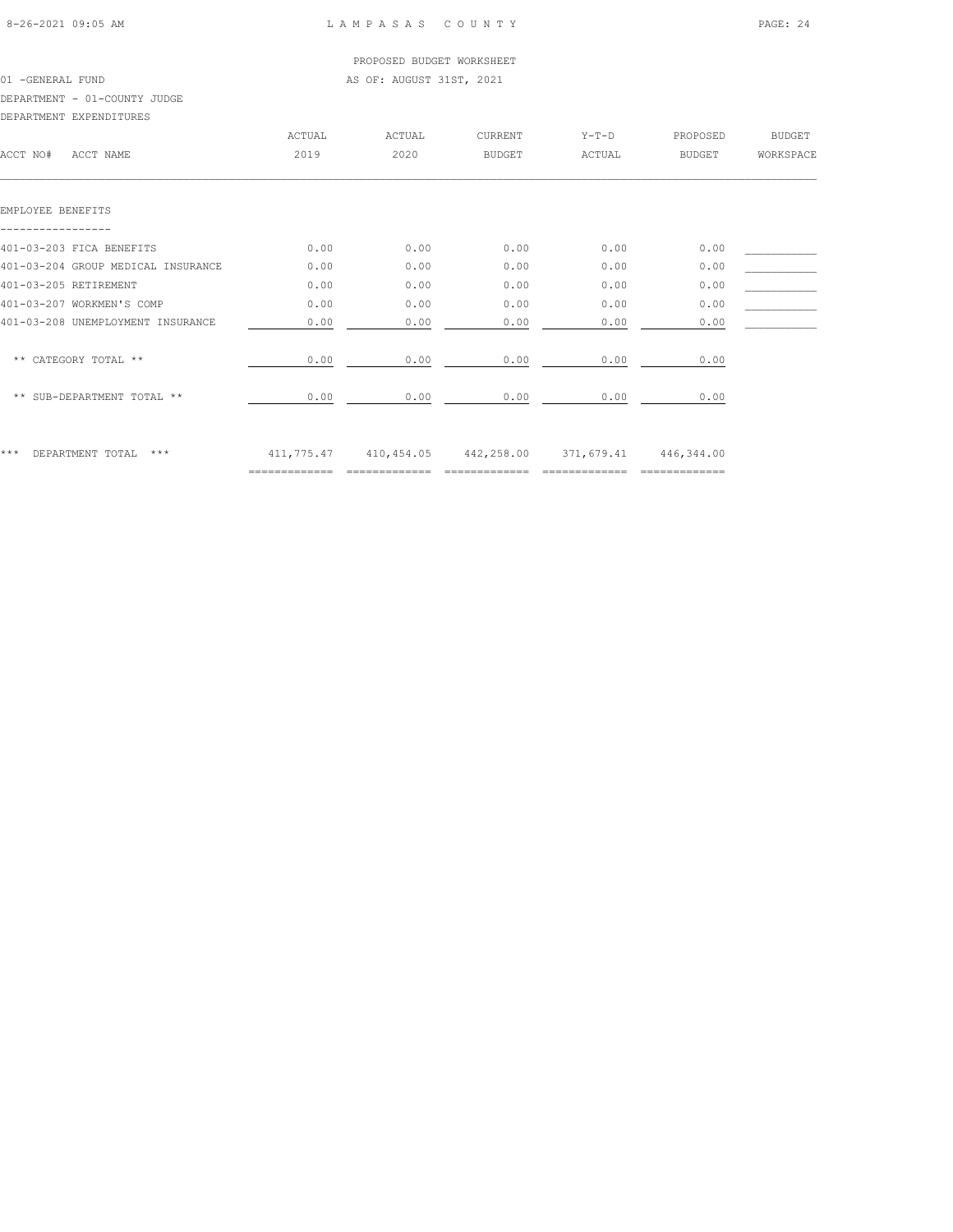PROPOSED BUDGET WORKSHEET

01 -GENERAL FUND — AS OF: AUGUST 31ST, 2021

DEPARTMENT - 01-COUNTY JUDGE

DEPARTMENT EXPENDITURES

| ACCT NO# ACCT NAME | ACTUAL 2019 | ACTUAL 2020 | CURRENT BUDGET | Y-T-D ACTUAL | PROPOSED BUDGET | BUDGET WORKSPACE |
|---|---|---|---|---|---|---|
| **EMPLOYEE BENEFITS** | | | | | | |
| 401-03-203 FICA BENEFITS | 0.00 | 0.00 | 0.00 | 0.00 | 0.00 | |
| 401-03-204 GROUP MEDICAL INSURANCE | 0.00 | 0.00 | 0.00 | 0.00 | 0.00 | |
| 401-03-205 RETIREMENT | 0.00 | 0.00 | 0.00 | 0.00 | 0.00 | |
| 401-03-207 WORKMEN'S COMP | 0.00 | 0.00 | 0.00 | 0.00 | 0.00 | |
| 401-03-208 UNEMPLOYMENT INSURANCE | 0.00 | 0.00 | 0.00 | 0.00 | 0.00 | |
| ** CATEGORY TOTAL ** | 0.00 | 0.00 | 0.00 | 0.00 | 0.00 | |
| ** SUB-DEPARTMENT TOTAL ** | 0.00 | 0.00 | 0.00 | 0.00 | 0.00 | |
| *** DEPARTMENT TOTAL *** | 411,775.47 | 410,454.05 | 442,258.00 | 371,679.41 | 446,344.00 | |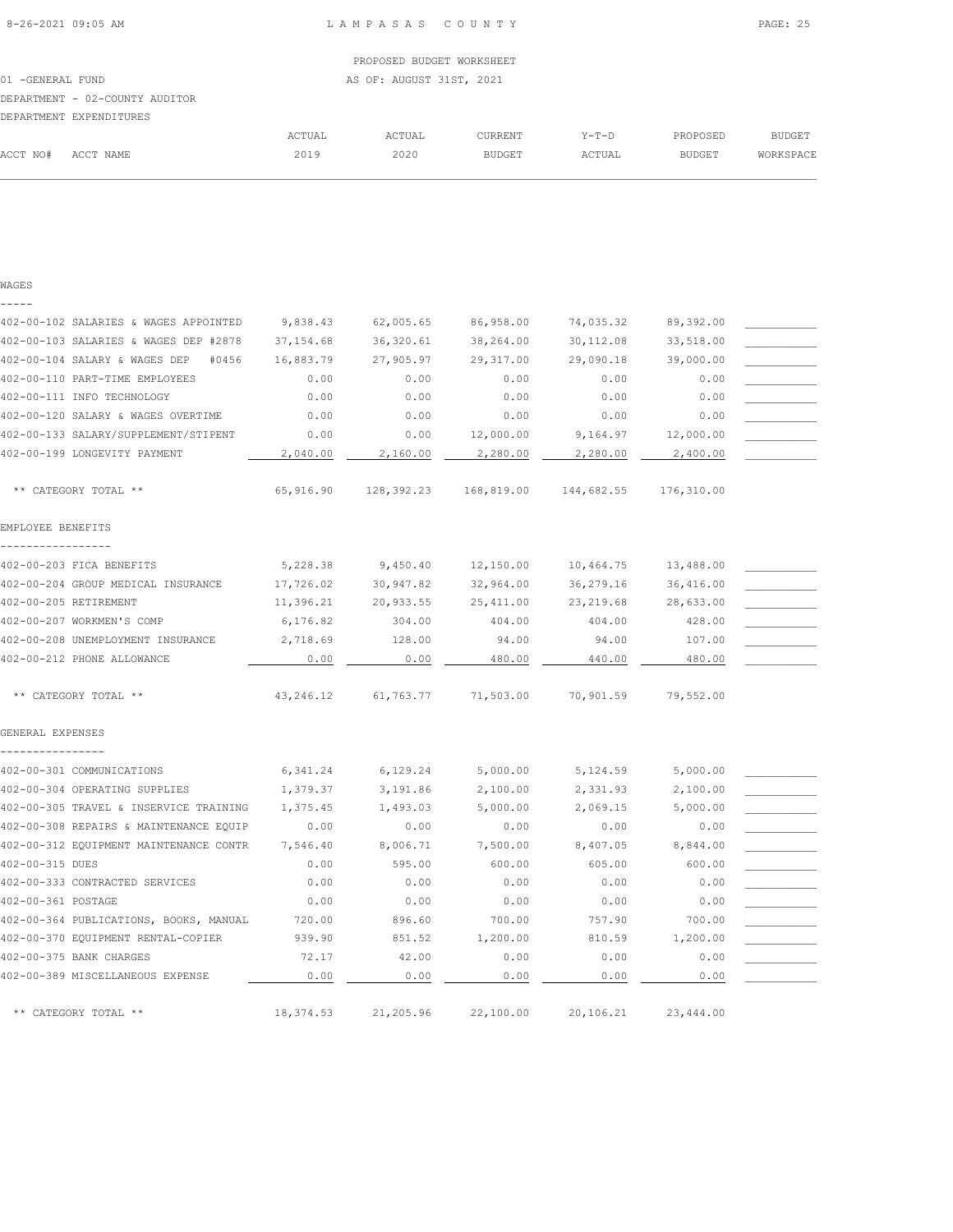PROPOSED BUDGET WORKSHEET

01 -GENERAL FUND — AS OF: AUGUST 31ST, 2021

DEPARTMENT - 02-COUNTY AUDITOR

DEPARTMENT EXPENDITURES

| ACCT NO# | ACCT NAME | ACTUAL 2019 | ACTUAL 2020 | CURRENT BUDGET | Y-T-D ACTUAL | PROPOSED BUDGET | BUDGET WORKSPACE |
|---|---|---|---|---|---|---|---|
| **WAGES** | | | | | | | |
| 402-00-102 | SALARIES & WAGES APPOINTED | 9,838.43 | 62,005.65 | 86,958.00 | 74,035.32 | 89,392.00 | |
| 402-00-103 | SALARIES & WAGES DEP #2878 | 37,154.68 | 36,320.61 | 38,264.00 | 30,112.08 | 33,518.00 | |
| 402-00-104 | SALARY & WAGES DEP #0456 | 16,883.79 | 27,905.97 | 29,317.00 | 29,090.18 | 39,000.00 | |
| 402-00-110 | PART-TIME EMPLOYEES | 0.00 | 0.00 | 0.00 | 0.00 | 0.00 | |
| 402-00-111 | INFO TECHNOLOGY | 0.00 | 0.00 | 0.00 | 0.00 | 0.00 | |
| 402-00-120 | SALARY & WAGES OVERTIME | 0.00 | 0.00 | 0.00 | 0.00 | 0.00 | |
| 402-00-133 | SALARY/SUPPLEMENT/STIPENT | 0.00 | 0.00 | 12,000.00 | 9,164.97 | 12,000.00 | |
| 402-00-199 | LONGEVITY PAYMENT | 2,040.00 | 2,160.00 | 2,280.00 | 2,280.00 | 2,400.00 | |
| | ** CATEGORY TOTAL ** | 65,916.90 | 128,392.23 | 168,819.00 | 144,682.55 | 176,310.00 | |
| **EMPLOYEE BENEFITS** | | | | | | | |
| 402-00-203 | FICA BENEFITS | 5,228.38 | 9,450.40 | 12,150.00 | 10,464.75 | 13,488.00 | |
| 402-00-204 | GROUP MEDICAL INSURANCE | 17,726.02 | 30,947.82 | 32,964.00 | 36,279.16 | 36,416.00 | |
| 402-00-205 | RETIREMENT | 11,396.21 | 20,933.55 | 25,411.00 | 23,219.68 | 28,633.00 | |
| 402-00-207 | WORKMEN'S COMP | 6,176.82 | 304.00 | 404.00 | 404.00 | 428.00 | |
| 402-00-208 | UNEMPLOYMENT INSURANCE | 2,718.69 | 128.00 | 94.00 | 94.00 | 107.00 | |
| 402-00-212 | PHONE ALLOWANCE | 0.00 | 0.00 | 480.00 | 440.00 | 480.00 | |
| | ** CATEGORY TOTAL ** | 43,246.12 | 61,763.77 | 71,503.00 | 70,901.59 | 79,552.00 | |
| **GENERAL EXPENSES** | | | | | | | |
| 402-00-301 | COMMUNICATIONS | 6,341.24 | 6,129.24 | 5,000.00 | 5,124.59 | 5,000.00 | |
| 402-00-304 | OPERATING SUPPLIES | 1,379.37 | 3,191.86 | 2,100.00 | 2,331.93 | 2,100.00 | |
| 402-00-305 | TRAVEL & INSERVICE TRAINING | 1,375.45 | 1,493.03 | 5,000.00 | 2,069.15 | 5,000.00 | |
| 402-00-308 | REPAIRS & MAINTENANCE EQUIP | 0.00 | 0.00 | 0.00 | 0.00 | 0.00 | |
| 402-00-312 | EQUIPMENT MAINTENANCE CONTR | 7,546.40 | 8,006.71 | 7,500.00 | 8,407.05 | 8,844.00 | |
| 402-00-315 | DUES | 0.00 | 595.00 | 600.00 | 605.00 | 600.00 | |
| 402-00-333 | CONTRACTED SERVICES | 0.00 | 0.00 | 0.00 | 0.00 | 0.00 | |
| 402-00-361 | POSTAGE | 0.00 | 0.00 | 0.00 | 0.00 | 0.00 | |
| 402-00-364 | PUBLICATIONS, BOOKS, MANUAL | 720.00 | 896.60 | 700.00 | 757.90 | 700.00 | |
| 402-00-370 | EQUIPMENT RENTAL-COPIER | 939.90 | 851.52 | 1,200.00 | 810.59 | 1,200.00 | |
| 402-00-375 | BANK CHARGES | 72.17 | 42.00 | 0.00 | 0.00 | 0.00 | |
| 402-00-389 | MISCELLANEOUS EXPENSE | 0.00 | 0.00 | 0.00 | 0.00 | 0.00 | |
| | ** CATEGORY TOTAL ** | 18,374.53 | 21,205.96 | 22,100.00 | 20,106.21 | 23,444.00 | |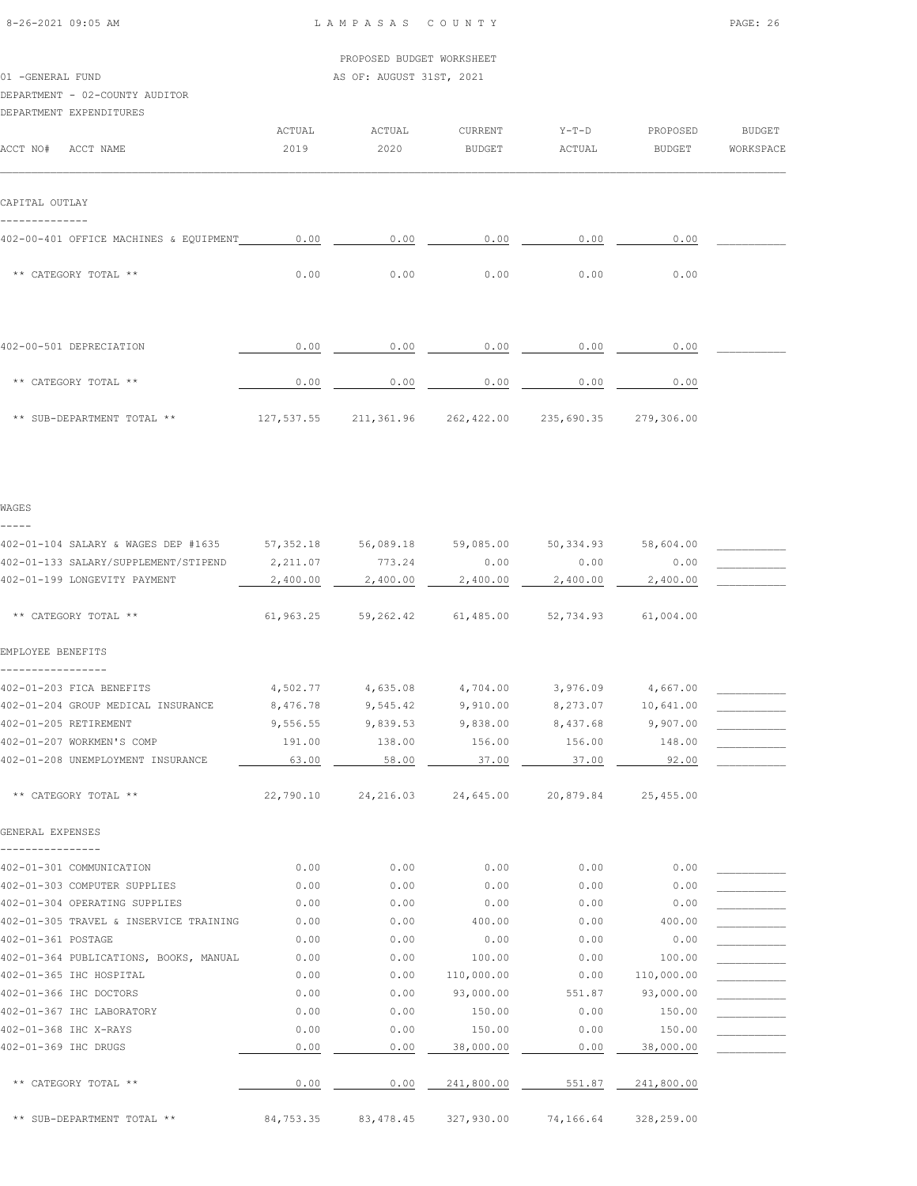PROPOSED BUDGET WORKSHEET

01 -GENERAL FUND — AS OF: AUGUST 31ST, 2021

DEPARTMENT - 02-COUNTY AUDITOR

DEPARTMENT EXPENDITURES

| ACCT NO# ACCT NAME | ACTUAL 2019 | ACTUAL 2020 | CURRENT BUDGET | Y-T-D ACTUAL | PROPOSED BUDGET | BUDGET WORKSPACE |
|---|---|---|---|---|---|---|
| **CAPITAL OUTLAY** | | | | | | |
| 402-00-401 OFFICE MACHINES & EQUIPMENT | 0.00 | 0.00 | 0.00 | 0.00 | 0.00 | |
| ** CATEGORY TOTAL ** | 0.00 | 0.00 | 0.00 | 0.00 | 0.00 | |
| 402-00-501 DEPRECIATION | 0.00 | 0.00 | 0.00 | 0.00 | 0.00 | |
| ** CATEGORY TOTAL ** | 0.00 | 0.00 | 0.00 | 0.00 | 0.00 | |
| ** SUB-DEPARTMENT TOTAL ** | 127,537.55 | 211,361.96 | 262,422.00 | 235,690.35 | 279,306.00 | |
| **WAGES** | | | | | | |
| 402-01-104 SALARY & WAGES DEP #1635 | 57,352.18 | 56,089.18 | 59,085.00 | 50,334.93 | 58,604.00 | |
| 402-01-133 SALARY/SUPPLEMENT/STIPEND | 2,211.07 | 773.24 | 0.00 | 0.00 | 0.00 | |
| 402-01-199 LONGEVITY PAYMENT | 2,400.00 | 2,400.00 | 2,400.00 | 2,400.00 | 2,400.00 | |
| ** CATEGORY TOTAL ** | 61,963.25 | 59,262.42 | 61,485.00 | 52,734.93 | 61,004.00 | |
| **EMPLOYEE BENEFITS** | | | | | | |
| 402-01-203 FICA BENEFITS | 4,502.77 | 4,635.08 | 4,704.00 | 3,976.09 | 4,667.00 | |
| 402-01-204 GROUP MEDICAL INSURANCE | 8,476.78 | 9,545.42 | 9,910.00 | 8,273.07 | 10,641.00 | |
| 402-01-205 RETIREMENT | 9,556.55 | 9,839.53 | 9,838.00 | 8,437.68 | 9,907.00 | |
| 402-01-207 WORKMEN'S COMP | 191.00 | 138.00 | 156.00 | 156.00 | 148.00 | |
| 402-01-208 UNEMPLOYMENT INSURANCE | 63.00 | 58.00 | 37.00 | 37.00 | 92.00 | |
| ** CATEGORY TOTAL ** | 22,790.10 | 24,216.03 | 24,645.00 | 20,879.84 | 25,455.00 | |
| **GENERAL EXPENSES** | | | | | | |
| 402-01-301 COMMUNICATION | 0.00 | 0.00 | 0.00 | 0.00 | 0.00 | |
| 402-01-303 COMPUTER SUPPLIES | 0.00 | 0.00 | 0.00 | 0.00 | 0.00 | |
| 402-01-304 OPERATING SUPPLIES | 0.00 | 0.00 | 0.00 | 0.00 | 0.00 | |
| 402-01-305 TRAVEL & INSERVICE TRAINING | 0.00 | 0.00 | 400.00 | 0.00 | 400.00 | |
| 402-01-361 POSTAGE | 0.00 | 0.00 | 0.00 | 0.00 | 0.00 | |
| 402-01-364 PUBLICATIONS, BOOKS, MANUAL | 0.00 | 0.00 | 100.00 | 0.00 | 100.00 | |
| 402-01-365 IHC HOSPITAL | 0.00 | 0.00 | 110,000.00 | 0.00 | 110,000.00 | |
| 402-01-366 IHC DOCTORS | 0.00 | 0.00 | 93,000.00 | 551.87 | 93,000.00 | |
| 402-01-367 IHC LABORATORY | 0.00 | 0.00 | 150.00 | 0.00 | 150.00 | |
| 402-01-368 IHC X-RAYS | 0.00 | 0.00 | 150.00 | 0.00 | 150.00 | |
| 402-01-369 IHC DRUGS | 0.00 | 0.00 | 38,000.00 | 0.00 | 38,000.00 | |
| ** CATEGORY TOTAL ** | 0.00 | 0.00 | 241,800.00 | 551.87 | 241,800.00 | |
| ** SUB-DEPARTMENT TOTAL ** | 84,753.35 | 83,478.45 | 327,930.00 | 74,166.64 | 328,259.00 | |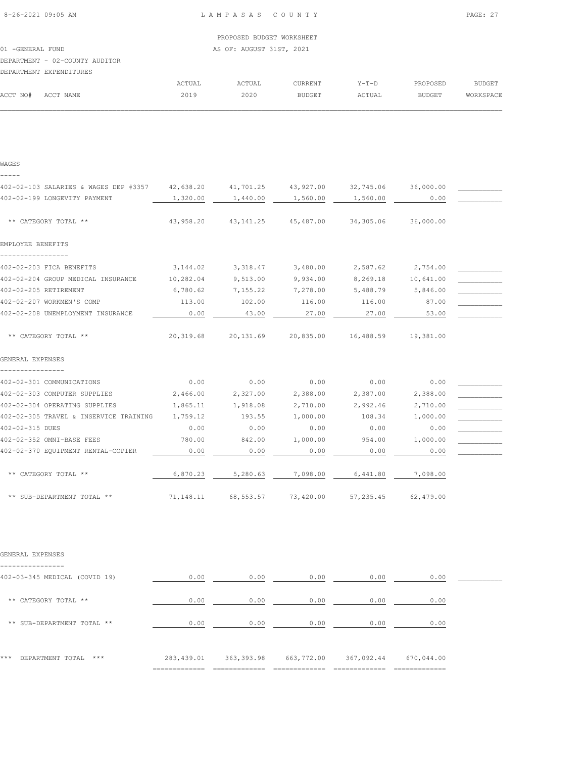LAMPASAS COUNTY

PROPOSED BUDGET WORKSHEET

01 -GENERAL FUND AS OF: AUGUST 31ST, 2021

DEPARTMENT - 02-COUNTY AUDITOR

DEPARTMENT EXPENDITURES

| ACCT NO# ACCT NAME | ACTUAL 2019 | ACTUAL 2020 | CURRENT BUDGET | Y-T-D ACTUAL | PROPOSED BUDGET | BUDGET WORKSPACE |
|---|---|---|---|---|---|---|
| **WAGES** | | | | | | |
| 402-02-103 SALARIES & WAGES DEP #3357 | 42,638.20 | 41,701.25 | 43,927.00 | 32,745.06 | 36,000.00 | |
| 402-02-199 LONGEVITY PAYMENT | 1,320.00 | 1,440.00 | 1,560.00 | 1,560.00 | 0.00 | |
| ** CATEGORY TOTAL ** | 43,958.20 | 43,141.25 | 45,487.00 | 34,305.06 | 36,000.00 | |
| **EMPLOYEE BENEFITS** | | | | | | |
| 402-02-203 FICA BENEFITS | 3,144.02 | 3,318.47 | 3,480.00 | 2,587.62 | 2,754.00 | |
| 402-02-204 GROUP MEDICAL INSURANCE | 10,282.04 | 9,513.00 | 9,934.00 | 8,269.18 | 10,641.00 | |
| 402-02-205 RETIREMENT | 6,780.62 | 7,155.22 | 7,278.00 | 5,488.79 | 5,846.00 | |
| 402-02-207 WORKMEN'S COMP | 113.00 | 102.00 | 116.00 | 116.00 | 87.00 | |
| 402-02-208 UNEMPLOYMENT INSURANCE | 0.00 | 43.00 | 27.00 | 27.00 | 53.00 | |
| ** CATEGORY TOTAL ** | 20,319.68 | 20,131.69 | 20,835.00 | 16,488.59 | 19,381.00 | |
| **GENERAL EXPENSES** | | | | | | |
| 402-02-301 COMMUNICATIONS | 0.00 | 0.00 | 0.00 | 0.00 | 0.00 | |
| 402-02-303 COMPUTER SUPPLIES | 2,466.00 | 2,327.00 | 2,388.00 | 2,387.00 | 2,388.00 | |
| 402-02-304 OPERATING SUPPLIES | 1,865.11 | 1,918.08 | 2,710.00 | 2,992.46 | 2,710.00 | |
| 402-02-305 TRAVEL & INSERVICE TRAINING | 1,759.12 | 193.55 | 1,000.00 | 108.34 | 1,000.00 | |
| 402-02-315 DUES | 0.00 | 0.00 | 0.00 | 0.00 | 0.00 | |
| 402-02-352 OMNI-BASE FEES | 780.00 | 842.00 | 1,000.00 | 954.00 | 1,000.00 | |
| 402-02-370 EQUIPMENT RENTAL-COPIER | 0.00 | 0.00 | 0.00 | 0.00 | 0.00 | |
| ** CATEGORY TOTAL ** | 6,870.23 | 5,280.63 | 7,098.00 | 6,441.80 | 7,098.00 | |
| ** SUB-DEPARTMENT TOTAL ** | 71,148.11 | 68,553.57 | 73,420.00 | 57,235.45 | 62,479.00 | |
| **GENERAL EXPENSES** | | | | | | |
| 402-03-345 MEDICAL (COVID 19) | 0.00 | 0.00 | 0.00 | 0.00 | 0.00 | |
| ** CATEGORY TOTAL ** | 0.00 | 0.00 | 0.00 | 0.00 | 0.00 | |
| ** SUB-DEPARTMENT TOTAL ** | 0.00 | 0.00 | 0.00 | 0.00 | 0.00 | |
| *** DEPARTMENT TOTAL *** | 283,439.01 | 363,393.98 | 663,772.00 | 367,092.44 | 670,044.00 | |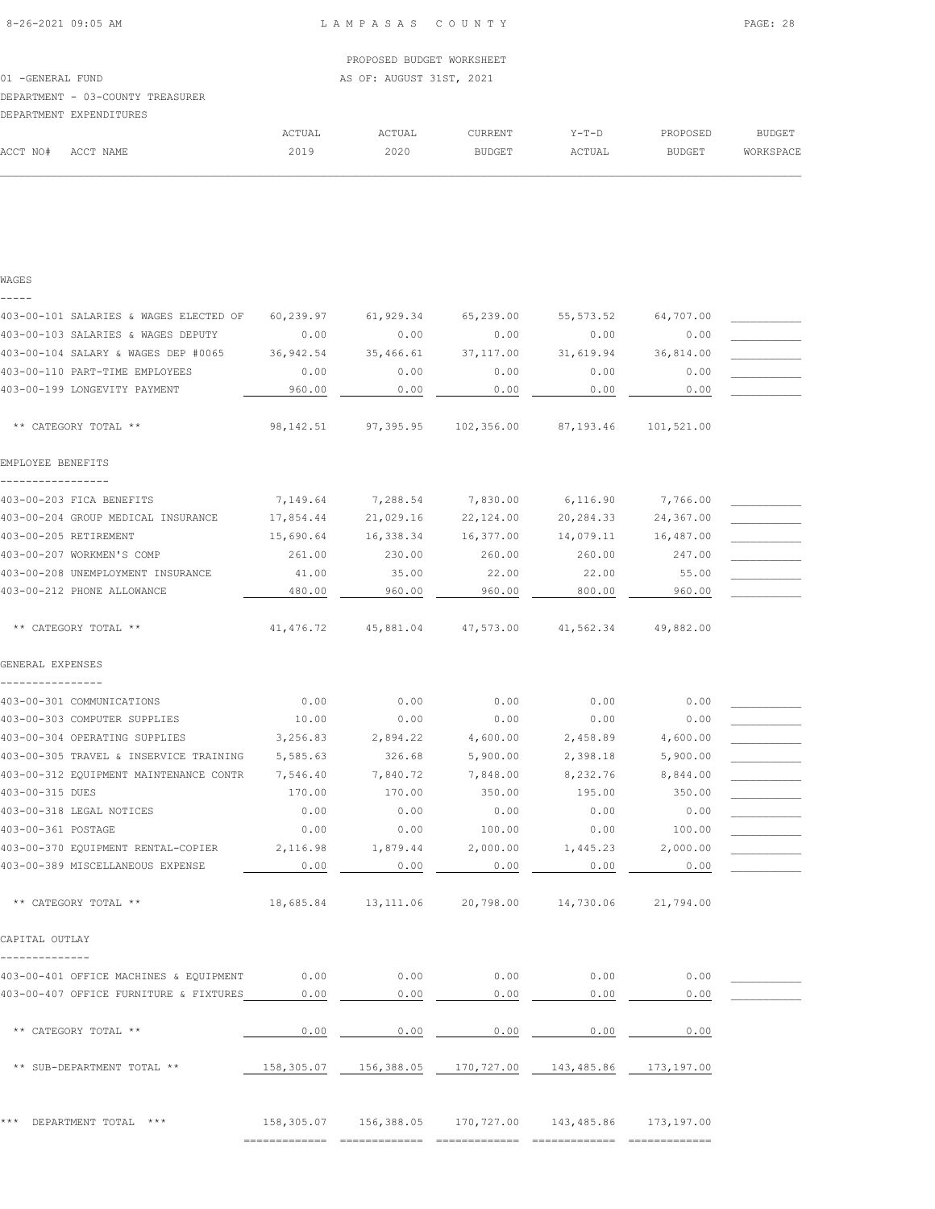LAMPASAS COUNTY

PROPOSED BUDGET WORKSHEET

01 -GENERAL FUND — AS OF: AUGUST 31ST, 2021

DEPARTMENT - 03-COUNTY TREASURER

DEPARTMENT EXPENDITURES

| ACCT NO# ACCT NAME | ACTUAL 2019 | ACTUAL 2020 | CURRENT BUDGET | Y-T-D ACTUAL | PROPOSED BUDGET | BUDGET WORKSPACE |
|---|---|---|---|---|---|---|
| **WAGES** | | | | | | |
| 403-00-101 SALARIES & WAGES ELECTED OF | 60,239.97 | 61,929.34 | 65,239.00 | 55,573.52 | 64,707.00 | |
| 403-00-103 SALARIES & WAGES DEPUTY | 0.00 | 0.00 | 0.00 | 0.00 | 0.00 | |
| 403-00-104 SALARY & WAGES DEP #0065 | 36,942.54 | 35,466.61 | 37,117.00 | 31,619.94 | 36,814.00 | |
| 403-00-110 PART-TIME EMPLOYEES | 0.00 | 0.00 | 0.00 | 0.00 | 0.00 | |
| 403-00-199 LONGEVITY PAYMENT | 960.00 | 0.00 | 0.00 | 0.00 | 0.00 | |
| ** CATEGORY TOTAL ** | 98,142.51 | 97,395.95 | 102,356.00 | 87,193.46 | 101,521.00 | |
| **EMPLOYEE BENEFITS** | | | | | | |
| 403-00-203 FICA BENEFITS | 7,149.64 | 7,288.54 | 7,830.00 | 6,116.90 | 7,766.00 | |
| 403-00-204 GROUP MEDICAL INSURANCE | 17,854.44 | 21,029.16 | 22,124.00 | 20,284.33 | 24,367.00 | |
| 403-00-205 RETIREMENT | 15,690.64 | 16,338.34 | 16,377.00 | 14,079.11 | 16,487.00 | |
| 403-00-207 WORKMEN'S COMP | 261.00 | 230.00 | 260.00 | 260.00 | 247.00 | |
| 403-00-208 UNEMPLOYMENT INSURANCE | 41.00 | 35.00 | 22.00 | 22.00 | 55.00 | |
| 403-00-212 PHONE ALLOWANCE | 480.00 | 960.00 | 960.00 | 800.00 | 960.00 | |
| ** CATEGORY TOTAL ** | 41,476.72 | 45,881.04 | 47,573.00 | 41,562.34 | 49,882.00 | |
| **GENERAL EXPENSES** | | | | | | |
| 403-00-301 COMMUNICATIONS | 0.00 | 0.00 | 0.00 | 0.00 | 0.00 | |
| 403-00-303 COMPUTER SUPPLIES | 10.00 | 0.00 | 0.00 | 0.00 | 0.00 | |
| 403-00-304 OPERATING SUPPLIES | 3,256.83 | 2,894.22 | 4,600.00 | 2,458.89 | 4,600.00 | |
| 403-00-305 TRAVEL & INSERVICE TRAINING | 5,585.63 | 326.68 | 5,900.00 | 2,398.18 | 5,900.00 | |
| 403-00-312 EQUIPMENT MAINTENANCE CONTR | 7,546.40 | 7,840.72 | 7,848.00 | 8,232.76 | 8,844.00 | |
| 403-00-315 DUES | 170.00 | 170.00 | 350.00 | 195.00 | 350.00 | |
| 403-00-318 LEGAL NOTICES | 0.00 | 0.00 | 0.00 | 0.00 | 0.00 | |
| 403-00-361 POSTAGE | 0.00 | 0.00 | 100.00 | 0.00 | 100.00 | |
| 403-00-370 EQUIPMENT RENTAL-COPIER | 2,116.98 | 1,879.44 | 2,000.00 | 1,445.23 | 2,000.00 | |
| 403-00-389 MISCELLANEOUS EXPENSE | 0.00 | 0.00 | 0.00 | 0.00 | 0.00 | |
| ** CATEGORY TOTAL ** | 18,685.84 | 13,111.06 | 20,798.00 | 14,730.06 | 21,794.00 | |
| **CAPITAL OUTLAY** | | | | | | |
| 403-00-401 OFFICE MACHINES & EQUIPMENT | 0.00 | 0.00 | 0.00 | 0.00 | 0.00 | |
| 403-00-407 OFFICE FURNITURE & FIXTURES | 0.00 | 0.00 | 0.00 | 0.00 | 0.00 | |
| ** CATEGORY TOTAL ** | 0.00 | 0.00 | 0.00 | 0.00 | 0.00 | |
| ** SUB-DEPARTMENT TOTAL ** | 158,305.07 | 156,388.05 | 170,727.00 | 143,485.86 | 173,197.00 | |
| *** DEPARTMENT TOTAL *** | 158,305.07 | 156,388.05 | 170,727.00 | 143,485.86 | 173,197.00 | |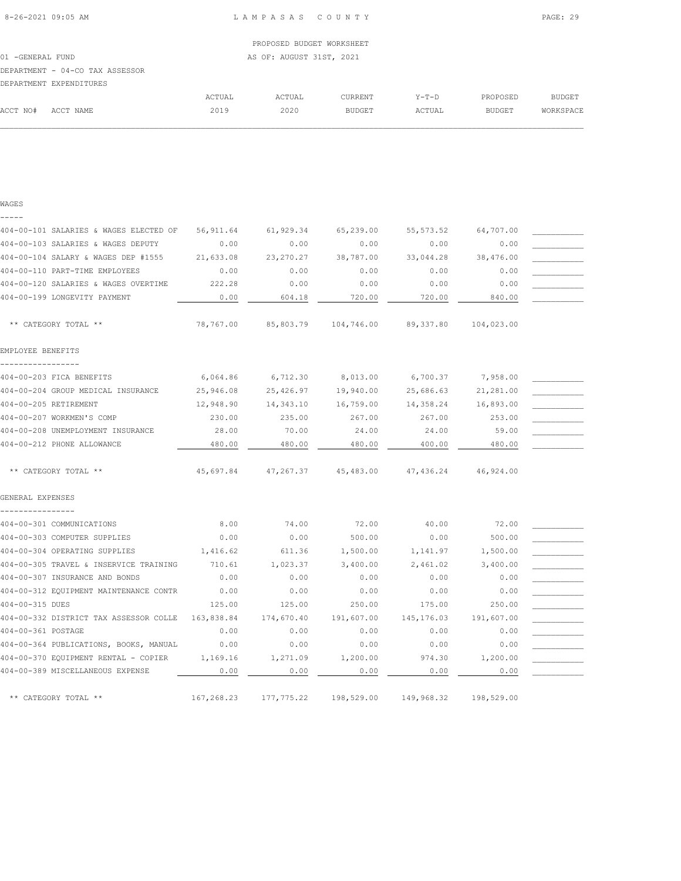PROPOSED BUDGET WORKSHEET

01 -GENERAL FUND AS OF: AUGUST 31ST, 2021

DEPARTMENT - 04-CO TAX ASSESSOR

DEPARTMENT EXPENDITURES

| ACCT NO# ACCT NAME | ACTUAL 2019 | ACTUAL 2020 | CURRENT BUDGET | Y-T-D ACTUAL | PROPOSED BUDGET | BUDGET WORKSPACE |
|---|---|---|---|---|---|---|
| **WAGES** | | | | | | |
| 404-00-101 SALARIES & WAGES ELECTED OF | 56,911.64 | 61,929.34 | 65,239.00 | 55,573.52 | 64,707.00 | ___________ |
| 404-00-103 SALARIES & WAGES DEPUTY | 0.00 | 0.00 | 0.00 | 0.00 | 0.00 | ___________ |
| 404-00-104 SALARY & WAGES DEP #1555 | 21,633.08 | 23,270.27 | 38,787.00 | 33,044.28 | 38,476.00 | ___________ |
| 404-00-110 PART-TIME EMPLOYEES | 0.00 | 0.00 | 0.00 | 0.00 | 0.00 | ___________ |
| 404-00-120 SALARIES & WAGES OVERTIME | 222.28 | 0.00 | 0.00 | 0.00 | 0.00 | ___________ |
| 404-00-199 LONGEVITY PAYMENT | 0.00 | 604.18 | 720.00 | 720.00 | 840.00 | ___________ |
| ** CATEGORY TOTAL ** | 78,767.00 | 85,803.79 | 104,746.00 | 89,337.80 | 104,023.00 | |
| **EMPLOYEE BENEFITS** | | | | | | |
| 404-00-203 FICA BENEFITS | 6,064.86 | 6,712.30 | 8,013.00 | 6,700.37 | 7,958.00 | ___________ |
| 404-00-204 GROUP MEDICAL INSURANCE | 25,946.08 | 25,426.97 | 19,940.00 | 25,686.63 | 21,281.00 | ___________ |
| 404-00-205 RETIREMENT | 12,948.90 | 14,343.10 | 16,759.00 | 14,358.24 | 16,893.00 | ___________ |
| 404-00-207 WORKMEN'S COMP | 230.00 | 235.00 | 267.00 | 267.00 | 253.00 | ___________ |
| 404-00-208 UNEMPLOYMENT INSURANCE | 28.00 | 70.00 | 24.00 | 24.00 | 59.00 | ___________ |
| 404-00-212 PHONE ALLOWANCE | 480.00 | 480.00 | 480.00 | 400.00 | 480.00 | ___________ |
| ** CATEGORY TOTAL ** | 45,697.84 | 47,267.37 | 45,483.00 | 47,436.24 | 46,924.00 | |
| **GENERAL EXPENSES** | | | | | | |
| 404-00-301 COMMUNICATIONS | 8.00 | 74.00 | 72.00 | 40.00 | 72.00 | ___________ |
| 404-00-303 COMPUTER SUPPLIES | 0.00 | 0.00 | 500.00 | 0.00 | 500.00 | ___________ |
| 404-00-304 OPERATING SUPPLIES | 1,416.62 | 611.36 | 1,500.00 | 1,141.97 | 1,500.00 | ___________ |
| 404-00-305 TRAVEL & INSERVICE TRAINING | 710.61 | 1,023.37 | 3,400.00 | 2,461.02 | 3,400.00 | ___________ |
| 404-00-307 INSURANCE AND BONDS | 0.00 | 0.00 | 0.00 | 0.00 | 0.00 | ___________ |
| 404-00-312 EQUIPMENT MAINTENANCE CONTR | 0.00 | 0.00 | 0.00 | 0.00 | 0.00 | ___________ |
| 404-00-315 DUES | 125.00 | 125.00 | 250.00 | 175.00 | 250.00 | ___________ |
| 404-00-332 DISTRICT TAX ASSESSOR COLLE | 163,838.84 | 174,670.40 | 191,607.00 | 145,176.03 | 191,607.00 | ___________ |
| 404-00-361 POSTAGE | 0.00 | 0.00 | 0.00 | 0.00 | 0.00 | ___________ |
| 404-00-364 PUBLICATIONS, BOOKS, MANUAL | 0.00 | 0.00 | 0.00 | 0.00 | 0.00 | ___________ |
| 404-00-370 EQUIPMENT RENTAL - COPIER | 1,169.16 | 1,271.09 | 1,200.00 | 974.30 | 1,200.00 | ___________ |
| 404-00-389 MISCELLANEOUS EXPENSE | 0.00 | 0.00 | 0.00 | 0.00 | 0.00 | ___________ |
| ** CATEGORY TOTAL ** | 167,268.23 | 177,775.22 | 198,529.00 | 149,968.32 | 198,529.00 | |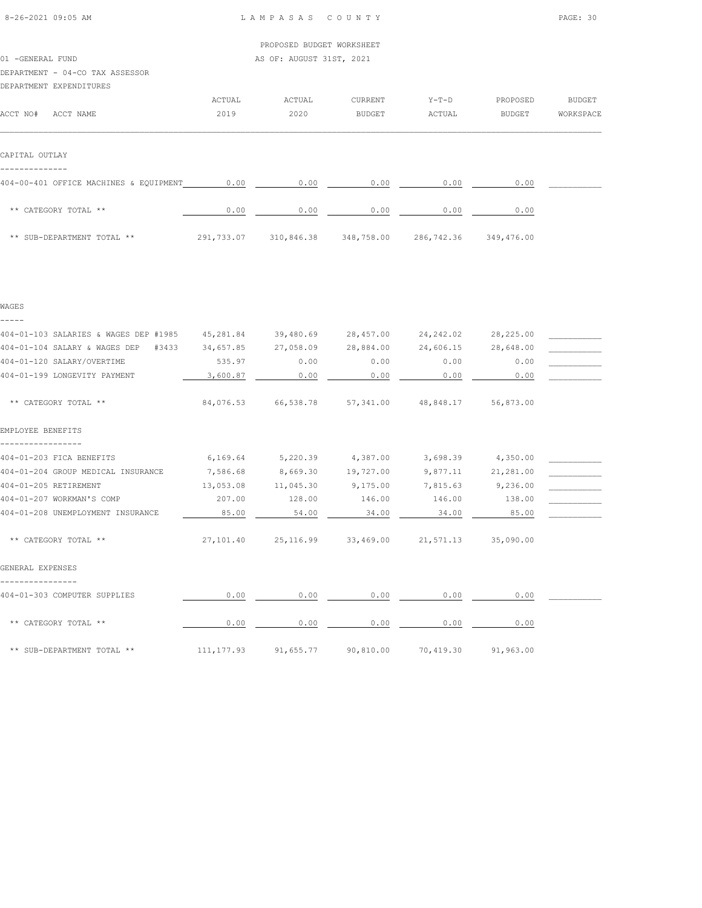LAMPASAS COUNTY

PROPOSED BUDGET WORKSHEET

01 -GENERAL FUND

AS OF: AUGUST 31ST, 2021

DEPARTMENT - 04-CO TAX ASSESSOR

DEPARTMENT EXPENDITURES

| ACCT NO# ACCT NAME | ACTUAL 2019 | ACTUAL 2020 | CURRENT BUDGET | Y-T-D ACTUAL | PROPOSED BUDGET | BUDGET WORKSPACE |
|---|---|---|---|---|---|---|
| **CAPITAL OUTLAY** | | | | | | |
| 404-00-401 OFFICE MACHINES & EQUIPMENT | 0.00 | 0.00 | 0.00 | 0.00 | 0.00 | |
| ** CATEGORY TOTAL ** | 0.00 | 0.00 | 0.00 | 0.00 | 0.00 | |
| ** SUB-DEPARTMENT TOTAL ** | 291,733.07 | 310,846.38 | 348,758.00 | 286,742.36 | 349,476.00 | |
| **WAGES** | | | | | | |
| 404-01-103 SALARIES & WAGES DEP #1985 | 45,281.84 | 39,480.69 | 28,457.00 | 24,242.02 | 28,225.00 | |
| 404-01-104 SALARY & WAGES DEP #3433 | 34,657.85 | 27,058.09 | 28,884.00 | 24,606.15 | 28,648.00 | |
| 404-01-120 SALARY/OVERTIME | 535.97 | 0.00 | 0.00 | 0.00 | 0.00 | |
| 404-01-199 LONGEVITY PAYMENT | 3,600.87 | 0.00 | 0.00 | 0.00 | 0.00 | |
| ** CATEGORY TOTAL ** | 84,076.53 | 66,538.78 | 57,341.00 | 48,848.17 | 56,873.00 | |
| **EMPLOYEE BENEFITS** | | | | | | |
| 404-01-203 FICA BENEFITS | 6,169.64 | 5,220.39 | 4,387.00 | 3,698.39 | 4,350.00 | |
| 404-01-204 GROUP MEDICAL INSURANCE | 7,586.68 | 8,669.30 | 19,727.00 | 9,877.11 | 21,281.00 | |
| 404-01-205 RETIREMENT | 13,053.08 | 11,045.30 | 9,175.00 | 7,815.63 | 9,236.00 | |
| 404-01-207 WORKMAN'S COMP | 207.00 | 128.00 | 146.00 | 146.00 | 138.00 | |
| 404-01-208 UNEMPLOYMENT INSURANCE | 85.00 | 54.00 | 34.00 | 34.00 | 85.00 | |
| ** CATEGORY TOTAL ** | 27,101.40 | 25,116.99 | 33,469.00 | 21,571.13 | 35,090.00 | |
| **GENERAL EXPENSES** | | | | | | |
| 404-01-303 COMPUTER SUPPLIES | 0.00 | 0.00 | 0.00 | 0.00 | 0.00 | |
| ** CATEGORY TOTAL ** | 0.00 | 0.00 | 0.00 | 0.00 | 0.00 | |
| ** SUB-DEPARTMENT TOTAL ** | 111,177.93 | 91,655.77 | 90,810.00 | 70,419.30 | 91,963.00 | |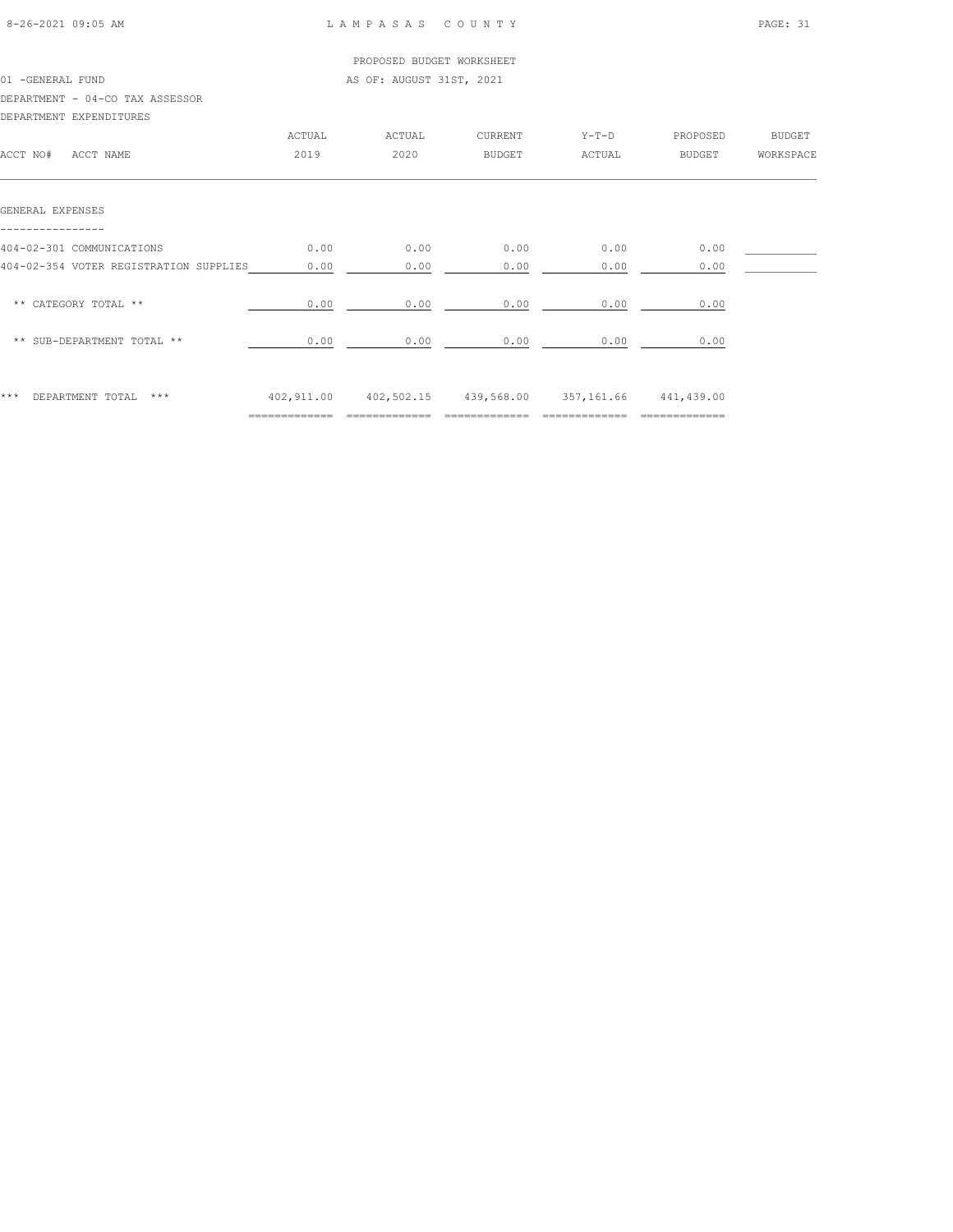LAMPASAS COUNTY

PROPOSED BUDGET WORKSHEET

01 -GENERAL FUND

AS OF: AUGUST 31ST, 2021

DEPARTMENT - 04-CO TAX ASSESSOR

DEPARTMENT EXPENDITURES

| ACCT NO# ACCT NAME | ACTUAL 2019 | ACTUAL 2020 | CURRENT BUDGET | Y-T-D ACTUAL | PROPOSED BUDGET | BUDGET WORKSPACE |
|---|---|---|---|---|---|---|
| **GENERAL EXPENSES** | | | | | | |
| 404-02-301 COMMUNICATIONS | 0.00 | 0.00 | 0.00 | 0.00 | 0.00 | ___________ |
| 404-02-354 VOTER REGISTRATION SUPPLIES | 0.00 | 0.00 | 0.00 | 0.00 | 0.00 | ___________ |
| ** CATEGORY TOTAL ** | 0.00 | 0.00 | 0.00 | 0.00 | 0.00 | |
| ** SUB-DEPARTMENT TOTAL ** | 0.00 | 0.00 | 0.00 | 0.00 | 0.00 | |
| *** DEPARTMENT TOTAL *** | 402,911.00 | 402,502.15 | 439,568.00 | 357,161.66 | 441,439.00 | |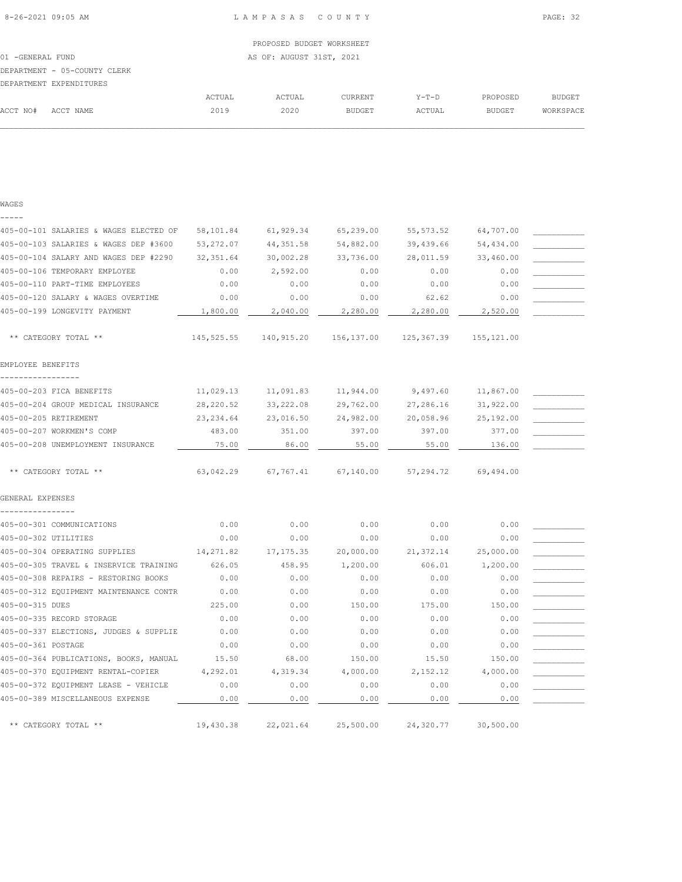PROPOSED BUDGET WORKSHEET

01 -GENERAL FUND AS OF: AUGUST 31ST, 2021

DEPARTMENT - 05-COUNTY CLERK

DEPARTMENT EXPENDITURES

| ACCT NO# | ACCT NAME | ACTUAL 2019 | ACTUAL 2020 | CURRENT BUDGET | Y-T-D ACTUAL | PROPOSED BUDGET | BUDGET WORKSPACE |
|---|---|---|---|---|---|---|---|
| **WAGES** | | | | | | | |
| 405-00-101 | SALARIES & WAGES ELECTED OF | 58,101.84 | 61,929.34 | 65,239.00 | 55,573.52 | 64,707.00 | |
| 405-00-103 | SALARIES & WAGES DEP #3600 | 53,272.07 | 44,351.58 | 54,882.00 | 39,439.66 | 54,434.00 | |
| 405-00-104 | SALARY AND WAGES DEP #2290 | 32,351.64 | 30,002.28 | 33,736.00 | 28,011.59 | 33,460.00 | |
| 405-00-106 | TEMPORARY EMPLOYEE | 0.00 | 2,592.00 | 0.00 | 0.00 | 0.00 | |
| 405-00-110 | PART-TIME EMPLOYEES | 0.00 | 0.00 | 0.00 | 0.00 | 0.00 | |
| 405-00-120 | SALARY & WAGES OVERTIME | 0.00 | 0.00 | 0.00 | 62.62 | 0.00 | |
| 405-00-199 | LONGEVITY PAYMENT | 1,800.00 | 2,040.00 | 2,280.00 | 2,280.00 | 2,520.00 | |
| | ** CATEGORY TOTAL ** | 145,525.55 | 140,915.20 | 156,137.00 | 125,367.39 | 155,121.00 | |
| **EMPLOYEE BENEFITS** | | | | | | | |
| 405-00-203 | FICA BENEFITS | 11,029.13 | 11,091.83 | 11,944.00 | 9,497.60 | 11,867.00 | |
| 405-00-204 | GROUP MEDICAL INSURANCE | 28,220.52 | 33,222.08 | 29,762.00 | 27,286.16 | 31,922.00 | |
| 405-00-205 | RETIREMENT | 23,234.64 | 23,016.50 | 24,982.00 | 20,058.96 | 25,192.00 | |
| 405-00-207 | WORKMEN'S COMP | 483.00 | 351.00 | 397.00 | 397.00 | 377.00 | |
| 405-00-208 | UNEMPLOYMENT INSURANCE | 75.00 | 86.00 | 55.00 | 55.00 | 136.00 | |
| | ** CATEGORY TOTAL ** | 63,042.29 | 67,767.41 | 67,140.00 | 57,294.72 | 69,494.00 | |
| **GENERAL EXPENSES** | | | | | | | |
| 405-00-301 | COMMUNICATIONS | 0.00 | 0.00 | 0.00 | 0.00 | 0.00 | |
| 405-00-302 | UTILITIES | 0.00 | 0.00 | 0.00 | 0.00 | 0.00 | |
| 405-00-304 | OPERATING SUPPLIES | 14,271.82 | 17,175.35 | 20,000.00 | 21,372.14 | 25,000.00 | |
| 405-00-305 | TRAVEL & INSERVICE TRAINING | 626.05 | 458.95 | 1,200.00 | 606.01 | 1,200.00 | |
| 405-00-308 | REPAIRS - RESTORING BOOKS | 0.00 | 0.00 | 0.00 | 0.00 | 0.00 | |
| 405-00-312 | EQUIPMENT MAINTENANCE CONTR | 0.00 | 0.00 | 0.00 | 0.00 | 0.00 | |
| 405-00-315 | DUES | 225.00 | 0.00 | 150.00 | 175.00 | 150.00 | |
| 405-00-335 | RECORD STORAGE | 0.00 | 0.00 | 0.00 | 0.00 | 0.00 | |
| 405-00-337 | ELECTIONS, JUDGES & SUPPLIE | 0.00 | 0.00 | 0.00 | 0.00 | 0.00 | |
| 405-00-361 | POSTAGE | 0.00 | 0.00 | 0.00 | 0.00 | 0.00 | |
| 405-00-364 | PUBLICATIONS, BOOKS, MANUAL | 15.50 | 68.00 | 150.00 | 15.50 | 150.00 | |
| 405-00-370 | EQUIPMENT RENTAL-COPIER | 4,292.01 | 4,319.34 | 4,000.00 | 2,152.12 | 4,000.00 | |
| 405-00-372 | EQUIPMENT LEASE - VEHICLE | 0.00 | 0.00 | 0.00 | 0.00 | 0.00 | |
| 405-00-389 | MISCELLANEOUS EXPENSE | 0.00 | 0.00 | 0.00 | 0.00 | 0.00 | |
| | ** CATEGORY TOTAL ** | 19,430.38 | 22,021.64 | 25,500.00 | 24,320.77 | 30,500.00 | |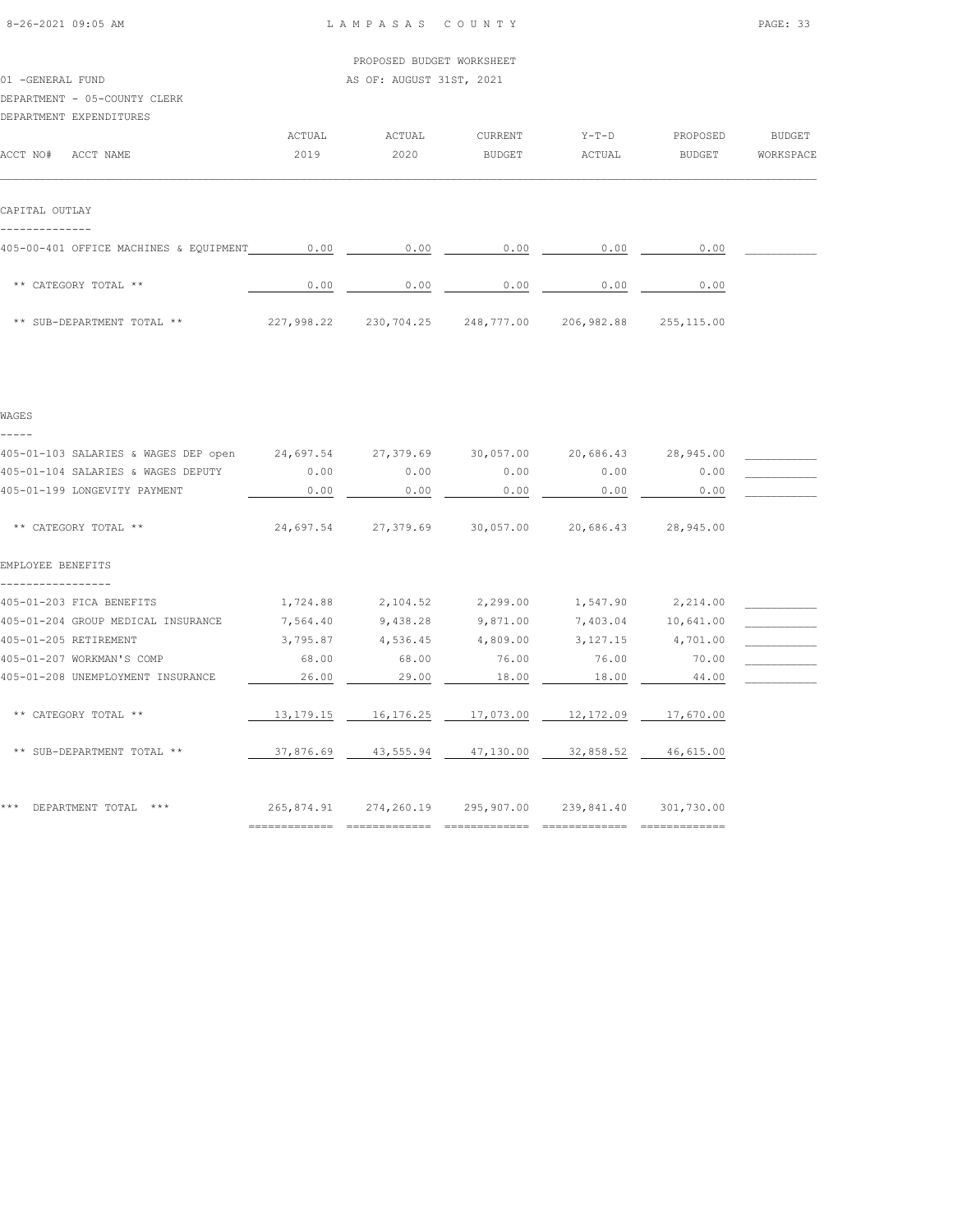PROPOSED BUDGET WORKSHEET

01 -GENERAL FUND — AS OF: AUGUST 31ST, 2021

DEPARTMENT - 05-COUNTY CLERK

DEPARTMENT EXPENDITURES

| ACCT NO# ACCT NAME | ACTUAL 2019 | ACTUAL 2020 | CURRENT BUDGET | Y-T-D ACTUAL | PROPOSED BUDGET | BUDGET WORKSPACE |
|---|---|---|---|---|---|---|
| **CAPITAL OUTLAY** | | | | | | |
| 405-00-401 OFFICE MACHINES & EQUIPMENT | 0.00 | 0.00 | 0.00 | 0.00 | 0.00 | |
| ** CATEGORY TOTAL ** | 0.00 | 0.00 | 0.00 | 0.00 | 0.00 | |
| ** SUB-DEPARTMENT TOTAL ** | 227,998.22 | 230,704.25 | 248,777.00 | 206,982.88 | 255,115.00 | |
| **WAGES** | | | | | | |
| 405-01-103 SALARIES & WAGES DEP open | 24,697.54 | 27,379.69 | 30,057.00 | 20,686.43 | 28,945.00 | |
| 405-01-104 SALARIES & WAGES DEPUTY | 0.00 | 0.00 | 0.00 | 0.00 | 0.00 | |
| 405-01-199 LONGEVITY PAYMENT | 0.00 | 0.00 | 0.00 | 0.00 | 0.00 | |
| ** CATEGORY TOTAL ** | 24,697.54 | 27,379.69 | 30,057.00 | 20,686.43 | 28,945.00 | |
| **EMPLOYEE BENEFITS** | | | | | | |
| 405-01-203 FICA BENEFITS | 1,724.88 | 2,104.52 | 2,299.00 | 1,547.90 | 2,214.00 | |
| 405-01-204 GROUP MEDICAL INSURANCE | 7,564.40 | 9,438.28 | 9,871.00 | 7,403.04 | 10,641.00 | |
| 405-01-205 RETIREMENT | 3,795.87 | 4,536.45 | 4,809.00 | 3,127.15 | 4,701.00 | |
| 405-01-207 WORKMAN'S COMP | 68.00 | 68.00 | 76.00 | 76.00 | 70.00 | |
| 405-01-208 UNEMPLOYMENT INSURANCE | 26.00 | 29.00 | 18.00 | 18.00 | 44.00 | |
| ** CATEGORY TOTAL ** | 13,179.15 | 16,176.25 | 17,073.00 | 12,172.09 | 17,670.00 | |
| ** SUB-DEPARTMENT TOTAL ** | 37,876.69 | 43,555.94 | 47,130.00 | 32,858.52 | 46,615.00 | |
| *** DEPARTMENT TOTAL *** | 265,874.91 | 274,260.19 | 295,907.00 | 239,841.40 | 301,730.00 | |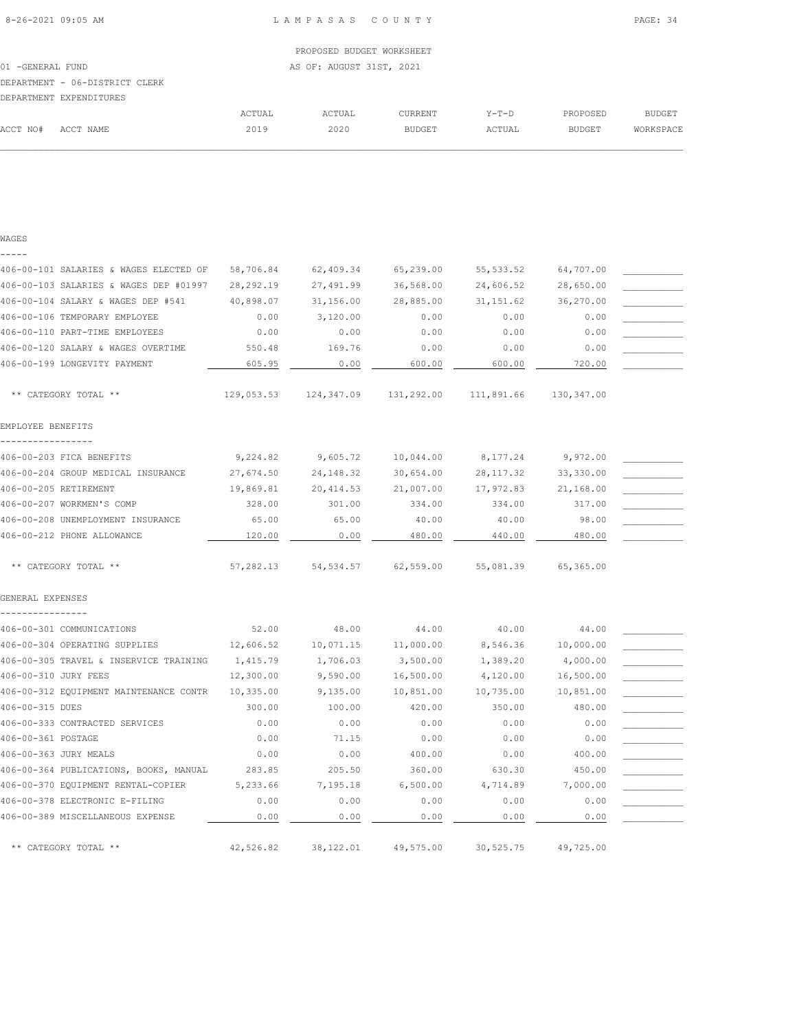PROPOSED BUDGET WORKSHEET

01 -GENERAL FUND — AS OF: AUGUST 31ST, 2021

DEPARTMENT - 06-DISTRICT CLERK

DEPARTMENT EXPENDITURES

| ACCT NO# ACCT NAME | ACTUAL 2019 | ACTUAL 2020 | CURRENT BUDGET | Y-T-D ACTUAL | PROPOSED BUDGET | BUDGET WORKSPACE |
|---|---|---|---|---|---|---|
| **WAGES** | | | | | | |
| 406-00-101 SALARIES & WAGES ELECTED OF | 58,706.84 | 62,409.34 | 65,239.00 | 55,533.52 | 64,707.00 | |
| 406-00-103 SALARIES & WAGES DEP #01997 | 28,292.19 | 27,491.99 | 36,568.00 | 24,606.52 | 28,650.00 | |
| 406-00-104 SALARY & WAGES DEP #541 | 40,898.07 | 31,156.00 | 28,885.00 | 31,151.62 | 36,270.00 | |
| 406-00-106 TEMPORARY EMPLOYEE | 0.00 | 3,120.00 | 0.00 | 0.00 | 0.00 | |
| 406-00-110 PART-TIME EMPLOYEES | 0.00 | 0.00 | 0.00 | 0.00 | 0.00 | |
| 406-00-120 SALARY & WAGES OVERTIME | 550.48 | 169.76 | 0.00 | 0.00 | 0.00 | |
| 406-00-199 LONGEVITY PAYMENT | 605.95 | 0.00 | 600.00 | 600.00 | 720.00 | |
| ** CATEGORY TOTAL ** | 129,053.53 | 124,347.09 | 131,292.00 | 111,891.66 | 130,347.00 | |
| **EMPLOYEE BENEFITS** | | | | | | |
| 406-00-203 FICA BENEFITS | 9,224.82 | 9,605.72 | 10,044.00 | 8,177.24 | 9,972.00 | |
| 406-00-204 GROUP MEDICAL INSURANCE | 27,674.50 | 24,148.32 | 30,654.00 | 28,117.32 | 33,330.00 | |
| 406-00-205 RETIREMENT | 19,869.81 | 20,414.53 | 21,007.00 | 17,972.83 | 21,168.00 | |
| 406-00-207 WORKMEN'S COMP | 328.00 | 301.00 | 334.00 | 334.00 | 317.00 | |
| 406-00-208 UNEMPLOYMENT INSURANCE | 65.00 | 65.00 | 40.00 | 40.00 | 98.00 | |
| 406-00-212 PHONE ALLOWANCE | 120.00 | 0.00 | 480.00 | 440.00 | 480.00 | |
| ** CATEGORY TOTAL ** | 57,282.13 | 54,534.57 | 62,559.00 | 55,081.39 | 65,365.00 | |
| **GENERAL EXPENSES** | | | | | | |
| 406-00-301 COMMUNICATIONS | 52.00 | 48.00 | 44.00 | 40.00 | 44.00 | |
| 406-00-304 OPERATING SUPPLIES | 12,606.52 | 10,071.15 | 11,000.00 | 8,546.36 | 10,000.00 | |
| 406-00-305 TRAVEL & INSERVICE TRAINING | 1,415.79 | 1,706.03 | 3,500.00 | 1,389.20 | 4,000.00 | |
| 406-00-310 JURY FEES | 12,300.00 | 9,590.00 | 16,500.00 | 4,120.00 | 16,500.00 | |
| 406-00-312 EQUIPMENT MAINTENANCE CONTR | 10,335.00 | 9,135.00 | 10,851.00 | 10,735.00 | 10,851.00 | |
| 406-00-315 DUES | 300.00 | 100.00 | 420.00 | 350.00 | 480.00 | |
| 406-00-333 CONTRACTED SERVICES | 0.00 | 0.00 | 0.00 | 0.00 | 0.00 | |
| 406-00-361 POSTAGE | 0.00 | 71.15 | 0.00 | 0.00 | 0.00 | |
| 406-00-363 JURY MEALS | 0.00 | 0.00 | 400.00 | 0.00 | 400.00 | |
| 406-00-364 PUBLICATIONS, BOOKS, MANUAL | 283.85 | 205.50 | 360.00 | 630.30 | 450.00 | |
| 406-00-370 EQUIPMENT RENTAL-COPIER | 5,233.66 | 7,195.18 | 6,500.00 | 4,714.89 | 7,000.00 | |
| 406-00-378 ELECTRONIC E-FILING | 0.00 | 0.00 | 0.00 | 0.00 | 0.00 | |
| 406-00-389 MISCELLANEOUS EXPENSE | 0.00 | 0.00 | 0.00 | 0.00 | 0.00 | |
| ** CATEGORY TOTAL ** | 42,526.82 | 38,122.01 | 49,575.00 | 30,525.75 | 49,725.00 | |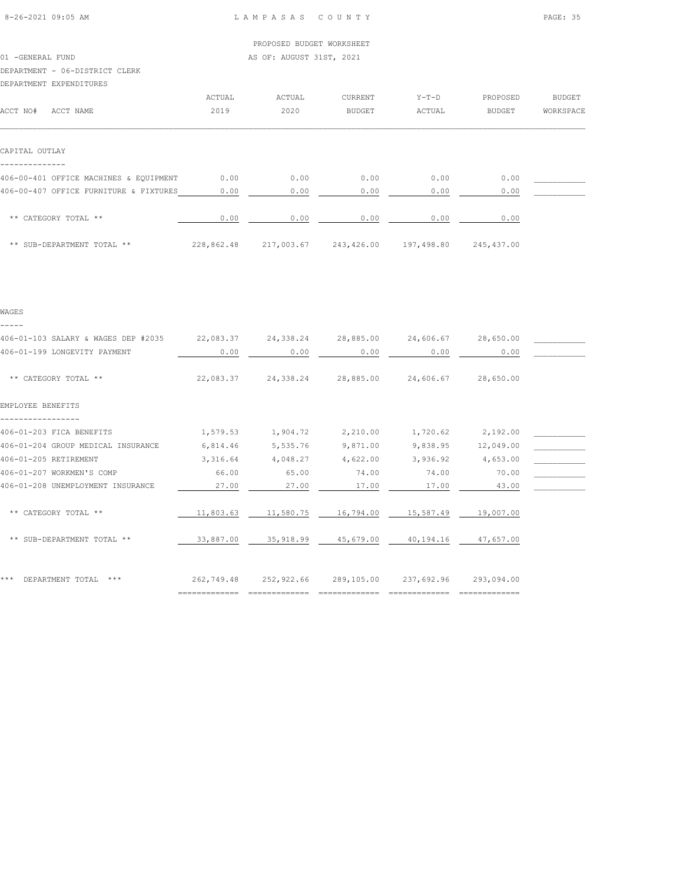PROPOSED BUDGET WORKSHEET

01 -GENERAL FUND

AS OF: AUGUST 31ST, 2021

DEPARTMENT - 06-DISTRICT CLERK

DEPARTMENT EXPENDITURES

| ACCT NO# ACCT NAME | ACTUAL 2019 | ACTUAL 2020 | CURRENT BUDGET | Y-T-D ACTUAL | PROPOSED BUDGET | BUDGET WORKSPACE |
|---|---|---|---|---|---|---|
| **CAPITAL OUTLAY** | | | | | | |
| 406-00-401 OFFICE MACHINES & EQUIPMENT | 0.00 | 0.00 | 0.00 | 0.00 | 0.00 | ___________ |
| 406-00-407 OFFICE FURNITURE & FIXTURES | 0.00 | 0.00 | 0.00 | 0.00 | 0.00 | ___________ |
| ** CATEGORY TOTAL ** | 0.00 | 0.00 | 0.00 | 0.00 | 0.00 | |
| ** SUB-DEPARTMENT TOTAL ** | 228,862.48 | 217,003.67 | 243,426.00 | 197,498.80 | 245,437.00 | |
| **WAGES** | | | | | | |
| 406-01-103 SALARY & WAGES DEP #2035 | 22,083.37 | 24,338.24 | 28,885.00 | 24,606.67 | 28,650.00 | ___________ |
| 406-01-199 LONGEVITY PAYMENT | 0.00 | 0.00 | 0.00 | 0.00 | 0.00 | ___________ |
| ** CATEGORY TOTAL ** | 22,083.37 | 24,338.24 | 28,885.00 | 24,606.67 | 28,650.00 | |
| **EMPLOYEE BENEFITS** | | | | | | |
| 406-01-203 FICA BENEFITS | 1,579.53 | 1,904.72 | 2,210.00 | 1,720.62 | 2,192.00 | ___________ |
| 406-01-204 GROUP MEDICAL INSURANCE | 6,814.46 | 5,535.76 | 9,871.00 | 9,838.95 | 12,049.00 | ___________ |
| 406-01-205 RETIREMENT | 3,316.64 | 4,048.27 | 4,622.00 | 3,936.92 | 4,653.00 | ___________ |
| 406-01-207 WORKMEN'S COMP | 66.00 | 65.00 | 74.00 | 74.00 | 70.00 | ___________ |
| 406-01-208 UNEMPLOYMENT INSURANCE | 27.00 | 27.00 | 17.00 | 17.00 | 43.00 | ___________ |
| ** CATEGORY TOTAL ** | 11,803.63 | 11,580.75 | 16,794.00 | 15,587.49 | 19,007.00 | |
| ** SUB-DEPARTMENT TOTAL ** | 33,887.00 | 35,918.99 | 45,679.00 | 40,194.16 | 47,657.00 | |
| *** DEPARTMENT TOTAL *** | 262,749.48 | 252,922.66 | 289,105.00 | 237,692.96 | 293,094.00 | |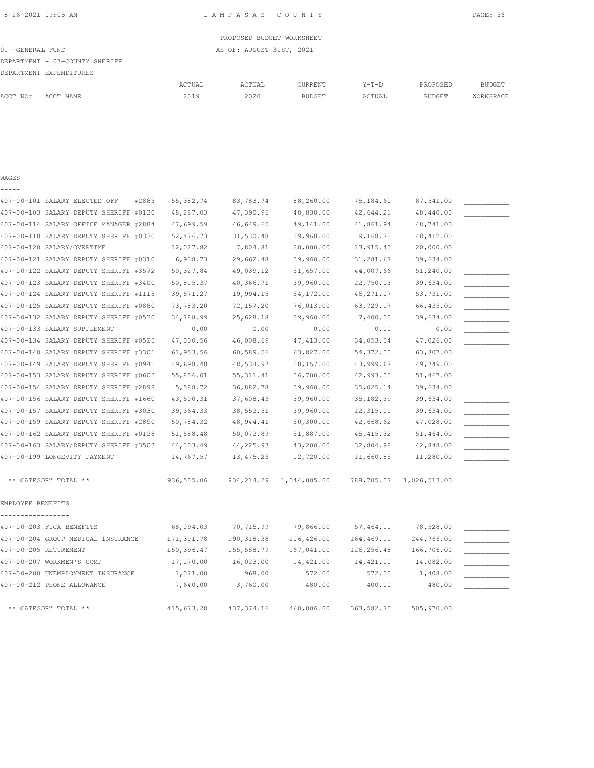PROPOSED BUDGET WORKSHEET

01 -GENERAL FUND — AS OF: AUGUST 31ST, 2021

DEPARTMENT - 07-COUNTY SHERIFF

DEPARTMENT EXPENDITURES

| ACCT NO# | ACCT NAME | ACTUAL 2019 | ACTUAL 2020 | CURRENT BUDGET | Y-T-D ACTUAL | PROPOSED BUDGET | BUDGET WORKSPACE |
|---|---|---|---|---|---|---|---|
| **WAGES** | | | | | | | |
| 407-00-101 | SALARY ELECTED OFF #2883 | 55,382.74 | 83,783.74 | 88,260.00 | 75,184.60 | 87,541.00 | |
| 407-00-103 | SALARY DEPUTY SHERIFF #0130 | 48,287.03 | 47,390.96 | 48,838.00 | 42,644.21 | 48,440.00 | |
| 407-00-114 | SALARY OFFICE MANAGER #2884 | 47,699.59 | 46,649.65 | 49,141.00 | 41,861.94 | 48,741.00 | |
| 407-00-118 | SALARY DEPUTY SHERIFF #0330 | 52,476.73 | 31,530.48 | 39,960.00 | 9,168.73 | 48,412.00 | |
| 407-00-120 | SALARY/OVERTIME | 12,027.82 | 7,804.81 | 20,000.00 | 13,915.43 | 20,000.00 | |
| 407-00-121 | SALARY DEPUTY SHERIFF #0310 | 6,938.73 | 29,662.48 | 39,960.00 | 31,281.67 | 39,634.00 | |
| 407-00-122 | SALARY DEPUTY SHERIFF #3572 | 50,327.84 | 49,039.12 | 51,657.00 | 44,007.66 | 51,240.00 | |
| 407-00-123 | SALARY DEPUTY SHERIFF #3400 | 50,815.37 | 40,366.71 | 39,960.00 | 22,750.03 | 39,634.00 | |
| 407-00-124 | SALARY DEPUTY SHERIFF #1115 | 39,571.27 | 19,994.15 | 54,172.00 | 46,271.07 | 53,731.00 | |
| 407-00-125 | SALARY DEPUTY SHERIFF #0880 | 73,783.20 | 72,157.20 | 76,013.00 | 63,729.17 | 66,435.00 | |
| 407-00-132 | SALARY DEPUTY SHERIFF #0530 | 34,788.99 | 25,628.18 | 39,960.00 | 7,400.00 | 39,634.00 | |
| 407-00-133 | SALARY SUPPLEMENT | 0.00 | 0.00 | 0.00 | 0.00 | 0.00 | |
| 407-00-134 | SALARY DEPUTY SHERIFF #0525 | 47,000.56 | 46,008.69 | 47,413.00 | 34,053.54 | 47,026.00 | |
| 407-00-148 | SALARY DEPUTY SHERIFF #3301 | 61,953.56 | 60,589.56 | 63,827.00 | 54,372.00 | 63,307.00 | |
| 407-00-149 | SALARY DEPUTY SHERIFF #0941 | 49,698.40 | 48,534.97 | 50,157.00 | 43,999.67 | 49,749.00 | |
| 407-00-153 | SALARY DEPUTY SHERIFF #0602 | 55,856.01 | 55,311.41 | 56,700.00 | 42,993.05 | 51,467.00 | |
| 407-00-154 | SALARY DEPUTY SHERIFF #2898 | 5,588.72 | 36,882.78 | 39,960.00 | 35,025.14 | 39,634.00 | |
| 407-00-156 | SALARY DEPUTY SHERIFF #1660 | 43,500.31 | 37,608.43 | 39,960.00 | 35,182.39 | 39,634.00 | |
| 407-00-157 | SALARY DEPUTY SHERIFF #3030 | 39,364.33 | 38,552.51 | 39,960.00 | 12,315.00 | 39,634.00 | |
| 407-00-159 | SALARY DEPUTY SHERIFF #2890 | 50,784.32 | 48,944.41 | 50,300.00 | 42,668.62 | 47,028.00 | |
| 407-00-162 | SALARY DEPUTY SHERIFF #0128 | 51,588.48 | 50,072.89 | 51,887.00 | 45,415.32 | 51,464.00 | |
| 407-00-163 | SALARY/DEPUTY SHERIFF #3503 | 44,303.49 | 44,225.93 | 43,200.00 | 32,804.98 | 42,848.00 | |
| 407-00-199 | LONGEVITY PAYMENT | 14,767.57 | 13,475.23 | 12,720.00 | 11,660.85 | 11,280.00 | |
| | ** CATEGORY TOTAL ** | 936,505.06 | 934,214.29 | 1,044,005.00 | 788,705.07 | 1,026,513.00 | |
| **EMPLOYEE BENEFITS** | | | | | | | |
| 407-00-203 | FICA BENEFITS | 68,094.03 | 70,715.99 | 79,866.00 | 57,464.11 | 78,528.00 | |
| 407-00-204 | GROUP MEDICAL INSURANCE | 171,301.78 | 190,318.38 | 206,426.00 | 164,469.11 | 244,766.00 | |
| 407-00-205 | RETIREMENT | 150,396.47 | 155,588.79 | 167,041.00 | 126,256.48 | 166,706.00 | |
| 407-00-207 | WORKMEN'S COMP | 17,170.00 | 16,023.00 | 14,421.00 | 14,421.00 | 14,082.00 | |
| 407-00-208 | UNEMPLOYMENT INSURANCE | 1,071.00 | 968.00 | 572.00 | 572.00 | 1,408.00 | |
| 407-00-212 | PHONE ALLOWANCE | 7,640.00 | 3,760.00 | 480.00 | 400.00 | 480.00 | |
| | ** CATEGORY TOTAL ** | 415,673.28 | 437,374.16 | 468,806.00 | 363,582.70 | 505,970.00 | |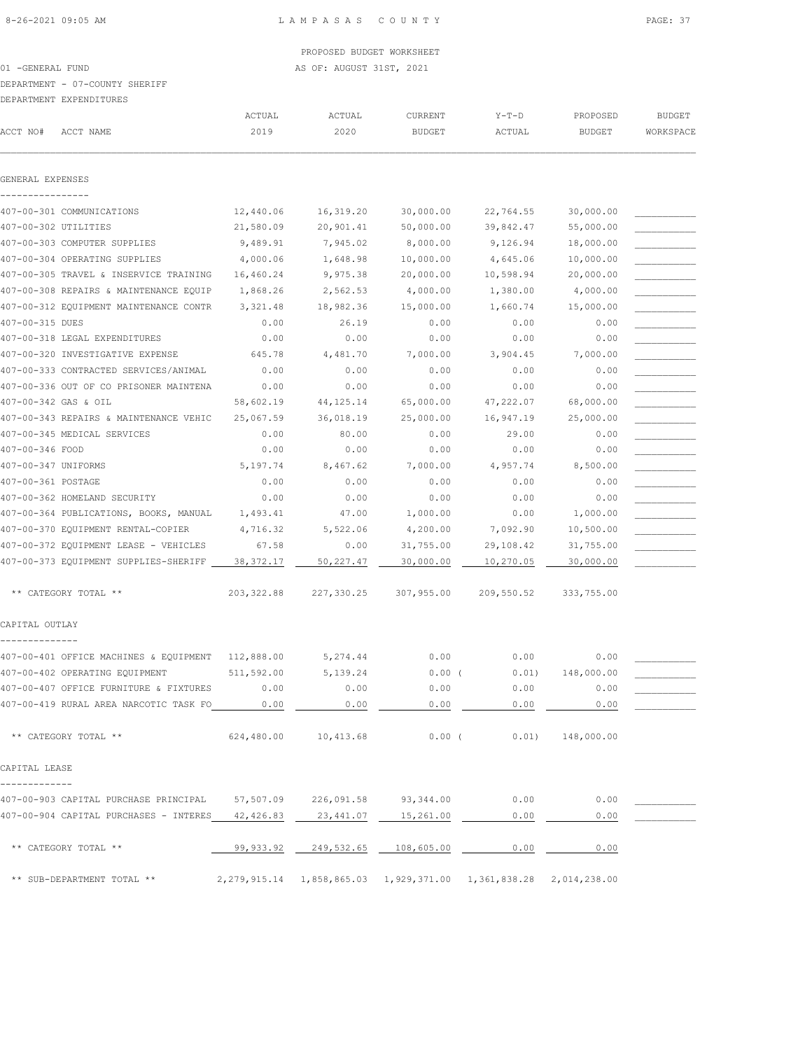PROPOSED BUDGET WORKSHEET

01 -GENERAL FUND AS OF: AUGUST 31ST, 2021

DEPARTMENT - 07-COUNTY SHERIFF

DEPARTMENT EXPENDITURES

| ACCT NO# | ACCT NAME | ACTUAL 2019 | ACTUAL 2020 | CURRENT BUDGET | Y-T-D ACTUAL | PROPOSED BUDGET | BUDGET WORKSPACE |
|---|---|---|---|---|---|---|---|
| **GENERAL EXPENSES** | | | | | | | |
| 407-00-301 | COMMUNICATIONS | 12,440.06 | 16,319.20 | 30,000.00 | 22,764.55 | 30,000.00 | |
| 407-00-302 | UTILITIES | 21,580.09 | 20,901.41 | 50,000.00 | 39,842.47 | 55,000.00 | |
| 407-00-303 | COMPUTER SUPPLIES | 9,489.91 | 7,945.02 | 8,000.00 | 9,126.94 | 18,000.00 | |
| 407-00-304 | OPERATING SUPPLIES | 4,000.06 | 1,648.98 | 10,000.00 | 4,645.06 | 10,000.00 | |
| 407-00-305 | TRAVEL & INSERVICE TRAINING | 16,460.24 | 9,975.38 | 20,000.00 | 10,598.94 | 20,000.00 | |
| 407-00-308 | REPAIRS & MAINTENANCE EQUIP | 1,868.26 | 2,562.53 | 4,000.00 | 1,380.00 | 4,000.00 | |
| 407-00-312 | EQUIPMENT MAINTENANCE CONTR | 3,321.48 | 18,982.36 | 15,000.00 | 1,660.74 | 15,000.00 | |
| 407-00-315 | DUES | 0.00 | 26.19 | 0.00 | 0.00 | 0.00 | |
| 407-00-318 | LEGAL EXPENDITURES | 0.00 | 0.00 | 0.00 | 0.00 | 0.00 | |
| 407-00-320 | INVESTIGATIVE EXPENSE | 645.78 | 4,481.70 | 7,000.00 | 3,904.45 | 7,000.00 | |
| 407-00-333 | CONTRACTED SERVICES/ANIMAL | 0.00 | 0.00 | 0.00 | 0.00 | 0.00 | |
| 407-00-336 | OUT OF CO PRISONER MAINTENA | 0.00 | 0.00 | 0.00 | 0.00 | 0.00 | |
| 407-00-342 | GAS & OIL | 58,602.19 | 44,125.14 | 65,000.00 | 47,222.07 | 68,000.00 | |
| 407-00-343 | REPAIRS & MAINTENANCE VEHIC | 25,067.59 | 36,018.19 | 25,000.00 | 16,947.19 | 25,000.00 | |
| 407-00-345 | MEDICAL SERVICES | 0.00 | 80.00 | 0.00 | 29.00 | 0.00 | |
| 407-00-346 | FOOD | 0.00 | 0.00 | 0.00 | 0.00 | 0.00 | |
| 407-00-347 | UNIFORMS | 5,197.74 | 8,467.62 | 7,000.00 | 4,957.74 | 8,500.00 | |
| 407-00-361 | POSTAGE | 0.00 | 0.00 | 0.00 | 0.00 | 0.00 | |
| 407-00-362 | HOMELAND SECURITY | 0.00 | 0.00 | 0.00 | 0.00 | 0.00 | |
| 407-00-364 | PUBLICATIONS, BOOKS, MANUAL | 1,493.41 | 47.00 | 1,000.00 | 0.00 | 1,000.00 | |
| 407-00-370 | EQUIPMENT RENTAL-COPIER | 4,716.32 | 5,522.06 | 4,200.00 | 7,092.90 | 10,500.00 | |
| 407-00-372 | EQUIPMENT LEASE - VEHICLES | 67.58 | 0.00 | 31,755.00 | 29,108.42 | 31,755.00 | |
| 407-00-373 | EQUIPMENT SUPPLIES-SHERIFF | 38,372.17 | 50,227.47 | 30,000.00 | 10,270.05 | 30,000.00 | |
| | ** CATEGORY TOTAL ** | 203,322.88 | 227,330.25 | 307,955.00 | 209,550.52 | 333,755.00 | |
| **CAPITAL OUTLAY** | | | | | | | |
| 407-00-401 | OFFICE MACHINES & EQUIPMENT | 112,888.00 | 5,274.44 | 0.00 | 0.00 | 0.00 | |
| 407-00-402 | OPERATING EQUIPMENT | 511,592.00 | 5,139.24 | 0.00 | (0.01) | 148,000.00 | |
| 407-00-407 | OFFICE FURNITURE & FIXTURES | 0.00 | 0.00 | 0.00 | 0.00 | 0.00 | |
| 407-00-419 | RURAL AREA NARCOTIC TASK FO | 0.00 | 0.00 | 0.00 | 0.00 | 0.00 | |
| | ** CATEGORY TOTAL ** | 624,480.00 | 10,413.68 | 0.00 | (0.01) | 148,000.00 | |
| **CAPITAL LEASE** | | | | | | | |
| 407-00-903 | CAPITAL PURCHASE PRINCIPAL | 57,507.09 | 226,091.58 | 93,344.00 | 0.00 | 0.00 | |
| 407-00-904 | CAPITAL PURCHASES - INTERES | 42,426.83 | 23,441.07 | 15,261.00 | 0.00 | 0.00 | |
| | ** CATEGORY TOTAL ** | 99,933.92 | 249,532.65 | 108,605.00 | 0.00 | 0.00 | |
| | ** SUB-DEPARTMENT TOTAL ** | 2,279,915.14 | 1,858,865.03 | 1,929,371.00 | 1,361,838.28 | 2,014,238.00 | |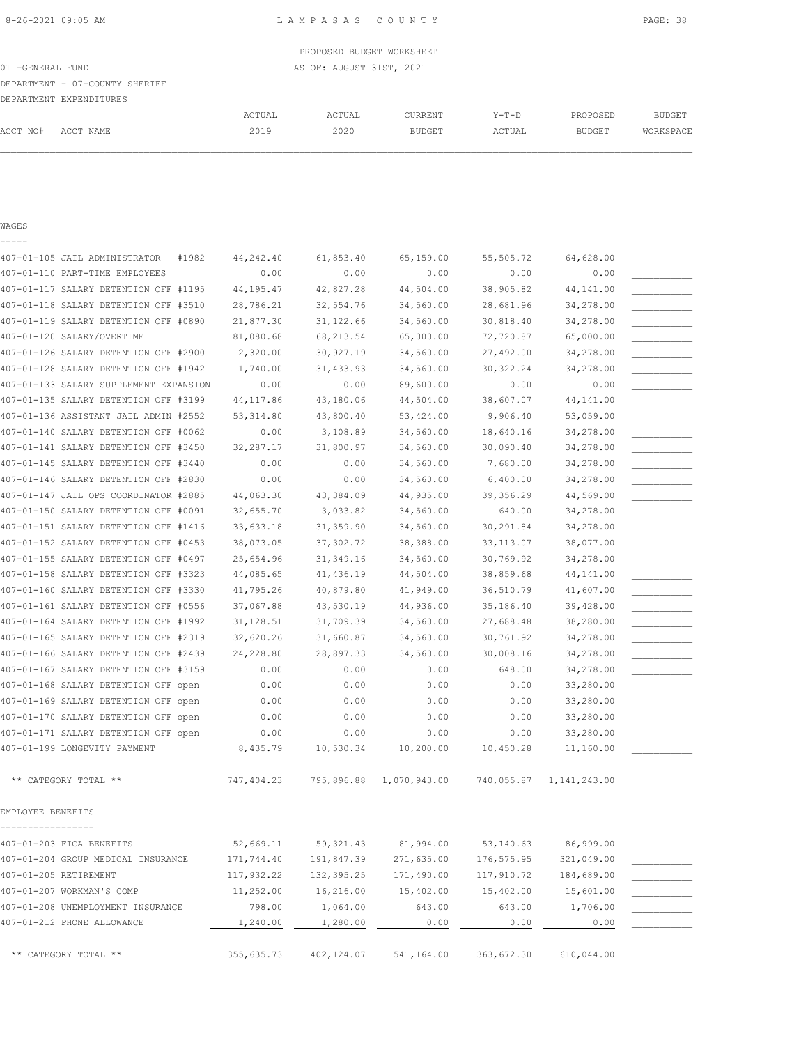PROPOSED BUDGET WORKSHEET

01 -GENERAL FUND AS OF: AUGUST 31ST, 2021

DEPARTMENT - 07-COUNTY SHERIFF

DEPARTMENT EXPENDITURES

| ACCT NO# | ACCT NAME | ACTUAL 2019 | ACTUAL 2020 | CURRENT BUDGET | Y-T-D ACTUAL | PROPOSED BUDGET | BUDGET WORKSPACE |
|---|---|---|---|---|---|---|---|
| **WAGES** | | | | | | | |
| 407-01-105 | JAIL ADMINISTRATOR #1982 | 44,242.40 | 61,853.40 | 65,159.00 | 55,505.72 | 64,628.00 | |
| 407-01-110 | PART-TIME EMPLOYEES | 0.00 | 0.00 | 0.00 | 0.00 | 0.00 | |
| 407-01-117 | SALARY DETENTION OFF #1195 | 44,195.47 | 42,827.28 | 44,504.00 | 38,905.82 | 44,141.00 | |
| 407-01-118 | SALARY DETENTION OFF #3510 | 28,786.21 | 32,554.76 | 34,560.00 | 28,681.96 | 34,278.00 | |
| 407-01-119 | SALARY DETENTION OFF #0890 | 21,877.30 | 31,122.66 | 34,560.00 | 30,818.40 | 34,278.00 | |
| 407-01-120 | SALARY/OVERTIME | 81,080.68 | 68,213.54 | 65,000.00 | 72,720.87 | 65,000.00 | |
| 407-01-126 | SALARY DETENTION OFF #2900 | 2,320.00 | 30,927.19 | 34,560.00 | 27,492.00 | 34,278.00 | |
| 407-01-128 | SALARY DETENTION OFF #1942 | 1,740.00 | 31,433.93 | 34,560.00 | 30,322.24 | 34,278.00 | |
| 407-01-133 | SALARY SUPPLEMENT EXPANSION | 0.00 | 0.00 | 89,600.00 | 0.00 | 0.00 | |
| 407-01-135 | SALARY DETENTION OFF #3199 | 44,117.86 | 43,180.06 | 44,504.00 | 38,607.07 | 44,141.00 | |
| 407-01-136 | ASSISTANT JAIL ADMIN #2552 | 53,314.80 | 43,800.40 | 53,424.00 | 9,906.40 | 53,059.00 | |
| 407-01-140 | SALARY DETENTION OFF #0062 | 0.00 | 3,108.89 | 34,560.00 | 18,640.16 | 34,278.00 | |
| 407-01-141 | SALARY DETENTION OFF #3450 | 32,287.17 | 31,800.97 | 34,560.00 | 30,090.40 | 34,278.00 | |
| 407-01-145 | SALARY DETENTION OFF #3440 | 0.00 | 0.00 | 34,560.00 | 7,680.00 | 34,278.00 | |
| 407-01-146 | SALARY DETENTION OFF #2830 | 0.00 | 0.00 | 34,560.00 | 6,400.00 | 34,278.00 | |
| 407-01-147 | JAIL OPS COORDINATOR #2885 | 44,063.30 | 43,384.09 | 44,935.00 | 39,356.29 | 44,569.00 | |
| 407-01-150 | SALARY DETENTION OFF #0091 | 32,655.70 | 3,033.82 | 34,560.00 | 640.00 | 34,278.00 | |
| 407-01-151 | SALARY DETENTION OFF #1416 | 33,633.18 | 31,359.90 | 34,560.00 | 30,291.84 | 34,278.00 | |
| 407-01-152 | SALARY DETENTION OFF #0453 | 38,073.05 | 37,302.72 | 38,388.00 | 33,113.07 | 38,077.00 | |
| 407-01-155 | SALARY DETENTION OFF #0497 | 25,654.96 | 31,349.16 | 34,560.00 | 30,769.92 | 34,278.00 | |
| 407-01-158 | SALARY DETENTION OFF #3323 | 44,085.65 | 41,436.19 | 44,504.00 | 38,859.68 | 44,141.00 | |
| 407-01-160 | SALARY DETENTION OFF #3330 | 41,795.26 | 40,879.80 | 41,949.00 | 36,510.79 | 41,607.00 | |
| 407-01-161 | SALARY DETENTION OFF #0556 | 37,067.88 | 43,530.19 | 44,936.00 | 35,186.40 | 39,428.00 | |
| 407-01-164 | SALARY DETENTION OFF #1992 | 31,128.51 | 31,709.39 | 34,560.00 | 27,688.48 | 38,280.00 | |
| 407-01-165 | SALARY DETENTION OFF #2319 | 32,620.26 | 31,660.87 | 34,560.00 | 30,761.92 | 34,278.00 | |
| 407-01-166 | SALARY DETENTION OFF #2439 | 24,228.80 | 28,897.33 | 34,560.00 | 30,008.16 | 34,278.00 | |
| 407-01-167 | SALARY DETENTION OFF #3159 | 0.00 | 0.00 | 0.00 | 648.00 | 34,278.00 | |
| 407-01-168 | SALARY DETENTION OFF open | 0.00 | 0.00 | 0.00 | 0.00 | 33,280.00 | |
| 407-01-169 | SALARY DETENTION OFF open | 0.00 | 0.00 | 0.00 | 0.00 | 33,280.00 | |
| 407-01-170 | SALARY DETENTION OFF open | 0.00 | 0.00 | 0.00 | 0.00 | 33,280.00 | |
| 407-01-171 | SALARY DETENTION OFF open | 0.00 | 0.00 | 0.00 | 0.00 | 33,280.00 | |
| 407-01-199 | LONGEVITY PAYMENT | 8,435.79 | 10,530.34 | 10,200.00 | 10,450.28 | 11,160.00 | |
| | ** CATEGORY TOTAL ** | 747,404.23 | 795,896.88 | 1,070,943.00 | 740,055.87 | 1,141,243.00 | |
| **EMPLOYEE BENEFITS** | | | | | | | |
| 407-01-203 | FICA BENEFITS | 52,669.11 | 59,321.43 | 81,994.00 | 53,140.63 | 86,999.00 | |
| 407-01-204 | GROUP MEDICAL INSURANCE | 171,744.40 | 191,847.39 | 271,635.00 | 176,575.95 | 321,049.00 | |
| 407-01-205 | RETIREMENT | 117,932.22 | 132,395.25 | 171,490.00 | 117,910.72 | 184,689.00 | |
| 407-01-207 | WORKMAN'S COMP | 11,252.00 | 16,216.00 | 15,402.00 | 15,402.00 | 15,601.00 | |
| 407-01-208 | UNEMPLOYMENT INSURANCE | 798.00 | 1,064.00 | 643.00 | 643.00 | 1,706.00 | |
| 407-01-212 | PHONE ALLOWANCE | 1,240.00 | 1,280.00 | 0.00 | 0.00 | 0.00 | |
| | ** CATEGORY TOTAL ** | 355,635.73 | 402,124.07 | 541,164.00 | 363,672.30 | 610,044.00 | |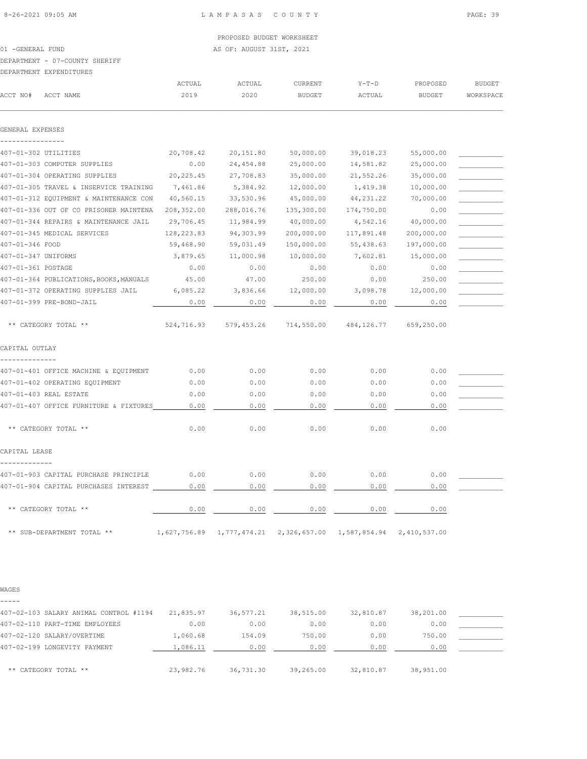PROPOSED BUDGET WORKSHEET

01 -GENERAL FUND AS OF: AUGUST 31ST, 2021

DEPARTMENT - 07-COUNTY SHERIFF

DEPARTMENT EXPENDITURES

| ACCT NO# | ACCT NAME | ACTUAL 2019 | ACTUAL 2020 | CURRENT BUDGET | Y-T-D ACTUAL | PROPOSED BUDGET | BUDGET WORKSPACE |
|---|---|---|---|---|---|---|---|
| **GENERAL EXPENSES** | | | | | | | |
| 407-01-302 | UTILITIES | 20,708.42 | 20,151.80 | 50,000.00 | 39,018.23 | 55,000.00 | |
| 407-01-303 | COMPUTER SUPPLIES | 0.00 | 24,454.88 | 25,000.00 | 14,581.82 | 25,000.00 | |
| 407-01-304 | OPERATING SUPPLIES | 20,225.45 | 27,708.83 | 35,000.00 | 21,552.26 | 35,000.00 | |
| 407-01-305 | TRAVEL & INSERVICE TRAINING | 7,461.86 | 5,384.92 | 12,000.00 | 1,419.38 | 10,000.00 | |
| 407-01-312 | EQUIPMENT & MAINTENANCE CON | 40,560.15 | 33,530.96 | 45,000.00 | 44,231.22 | 70,000.00 | |
| 407-01-336 | OUT OF CO PRISONER MAINTENA | 208,352.00 | 288,016.76 | 135,300.00 | 174,750.00 | 0.00 | |
| 407-01-344 | REPAIRS & MAINTENANCE JAIL | 29,706.45 | 11,984.99 | 40,000.00 | 4,542.16 | 40,000.00 | |
| 407-01-345 | MEDICAL SERVICES | 128,223.83 | 94,303.99 | 200,000.00 | 117,891.48 | 200,000.00 | |
| 407-01-346 | FOOD | 59,468.90 | 59,031.49 | 150,000.00 | 55,438.63 | 197,000.00 | |
| 407-01-347 | UNIFORMS | 3,879.65 | 11,000.98 | 10,000.00 | 7,602.81 | 15,000.00 | |
| 407-01-361 | POSTAGE | 0.00 | 0.00 | 0.00 | 0.00 | 0.00 | |
| 407-01-364 | PUBLICATIONS,BOOKS,MANUALS | 45.00 | 47.00 | 250.00 | 0.00 | 250.00 | |
| 407-01-372 | OPERATING SUPPLIES JAIL | 6,085.22 | 3,836.66 | 12,000.00 | 3,098.78 | 12,000.00 | |
| 407-01-399 | PRE-BOND-JAIL | 0.00 | 0.00 | 0.00 | 0.00 | 0.00 | |
| | ** CATEGORY TOTAL ** | 524,716.93 | 579,453.26 | 714,550.00 | 484,126.77 | 659,250.00 | |
| **CAPITAL OUTLAY** | | | | | | | |
| 407-01-401 | OFFICE MACHINE & EQUIPMENT | 0.00 | 0.00 | 0.00 | 0.00 | 0.00 | |
| 407-01-402 | OPERATING EQUIPMENT | 0.00 | 0.00 | 0.00 | 0.00 | 0.00 | |
| 407-01-403 | REAL ESTATE | 0.00 | 0.00 | 0.00 | 0.00 | 0.00 | |
| 407-01-407 | OFFICE FURNITURE & FIXTURES | 0.00 | 0.00 | 0.00 | 0.00 | 0.00 | |
| | ** CATEGORY TOTAL ** | 0.00 | 0.00 | 0.00 | 0.00 | 0.00 | |
| **CAPITAL LEASE** | | | | | | | |
| 407-01-903 | CAPITAL PURCHASE PRINCIPLE | 0.00 | 0.00 | 0.00 | 0.00 | 0.00 | |
| 407-01-904 | CAPITAL PURCHASES INTEREST | 0.00 | 0.00 | 0.00 | 0.00 | 0.00 | |
| | ** CATEGORY TOTAL ** | 0.00 | 0.00 | 0.00 | 0.00 | 0.00 | |
| | ** SUB-DEPARTMENT TOTAL ** | 1,627,756.89 | 1,777,474.21 | 2,326,657.00 | 1,587,854.94 | 2,410,537.00 | |
| **WAGES** | | | | | | | |
| 407-02-103 | SALARY ANIMAL CONTROL #1194 | 21,835.97 | 36,577.21 | 38,515.00 | 32,810.87 | 38,201.00 | |
| 407-02-110 | PART-TIME EMPLOYEES | 0.00 | 0.00 | 0.00 | 0.00 | 0.00 | |
| 407-02-120 | SALARY/OVERTIME | 1,060.68 | 154.09 | 750.00 | 0.00 | 750.00 | |
| 407-02-199 | LONGEVITY PAYMENT | 1,086.11 | 0.00 | 0.00 | 0.00 | 0.00 | |
| | ** CATEGORY TOTAL ** | 23,982.76 | 36,731.30 | 39,265.00 | 32,810.87 | 38,951.00 | |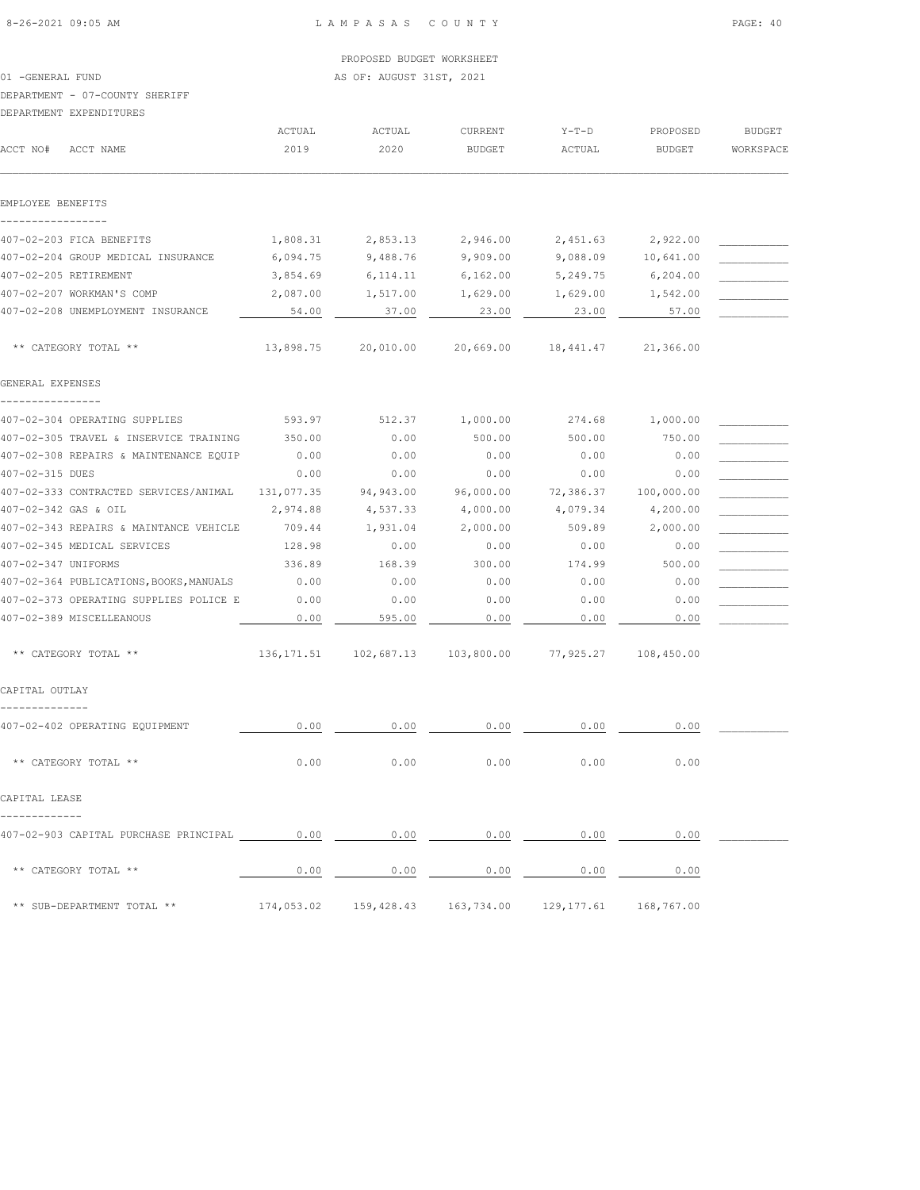PROPOSED BUDGET WORKSHEET

01 -GENERAL FUND — AS OF: AUGUST 31ST, 2021

DEPARTMENT - 07-COUNTY SHERIFF

DEPARTMENT EXPENDITURES

| ACCT NO# ACCT NAME | ACTUAL 2019 | ACTUAL 2020 | CURRENT BUDGET | Y-T-D ACTUAL | PROPOSED BUDGET | BUDGET WORKSPACE |
|---|---|---|---|---|---|---|
| **EMPLOYEE BENEFITS** | | | | | | |
| 407-02-203 FICA BENEFITS | 1,808.31 | 2,853.13 | 2,946.00 | 2,451.63 | 2,922.00 | |
| 407-02-204 GROUP MEDICAL INSURANCE | 6,094.75 | 9,488.76 | 9,909.00 | 9,088.09 | 10,641.00 | |
| 407-02-205 RETIREMENT | 3,854.69 | 6,114.11 | 6,162.00 | 5,249.75 | 6,204.00 | |
| 407-02-207 WORKMAN'S COMP | 2,087.00 | 1,517.00 | 1,629.00 | 1,629.00 | 1,542.00 | |
| 407-02-208 UNEMPLOYMENT INSURANCE | 54.00 | 37.00 | 23.00 | 23.00 | 57.00 | |
| ** CATEGORY TOTAL ** | 13,898.75 | 20,010.00 | 20,669.00 | 18,441.47 | 21,366.00 | |
| **GENERAL EXPENSES** | | | | | | |
| 407-02-304 OPERATING SUPPLIES | 593.97 | 512.37 | 1,000.00 | 274.68 | 1,000.00 | |
| 407-02-305 TRAVEL & INSERVICE TRAINING | 350.00 | 0.00 | 500.00 | 500.00 | 750.00 | |
| 407-02-308 REPAIRS & MAINTENANCE EQUIP | 0.00 | 0.00 | 0.00 | 0.00 | 0.00 | |
| 407-02-315 DUES | 0.00 | 0.00 | 0.00 | 0.00 | 0.00 | |
| 407-02-333 CONTRACTED SERVICES/ANIMAL | 131,077.35 | 94,943.00 | 96,000.00 | 72,386.37 | 100,000.00 | |
| 407-02-342 GAS & OIL | 2,974.88 | 4,537.33 | 4,000.00 | 4,079.34 | 4,200.00 | |
| 407-02-343 REPAIRS & MAINTANCE VEHICLE | 709.44 | 1,931.04 | 2,000.00 | 509.89 | 2,000.00 | |
| 407-02-345 MEDICAL SERVICES | 128.98 | 0.00 | 0.00 | 0.00 | 0.00 | |
| 407-02-347 UNIFORMS | 336.89 | 168.39 | 300.00 | 174.99 | 500.00 | |
| 407-02-364 PUBLICATIONS,BOOKS,MANUALS | 0.00 | 0.00 | 0.00 | 0.00 | 0.00 | |
| 407-02-373 OPERATING SUPPLIES POLICE E | 0.00 | 0.00 | 0.00 | 0.00 | 0.00 | |
| 407-02-389 MISCELLEANOUS | 0.00 | 595.00 | 0.00 | 0.00 | 0.00 | |
| ** CATEGORY TOTAL ** | 136,171.51 | 102,687.13 | 103,800.00 | 77,925.27 | 108,450.00 | |
| **CAPITAL OUTLAY** | | | | | | |
| 407-02-402 OPERATING EQUIPMENT | 0.00 | 0.00 | 0.00 | 0.00 | 0.00 | |
| ** CATEGORY TOTAL ** | 0.00 | 0.00 | 0.00 | 0.00 | 0.00 | |
| **CAPITAL LEASE** | | | | | | |
| 407-02-903 CAPITAL PURCHASE PRINCIPAL | 0.00 | 0.00 | 0.00 | 0.00 | 0.00 | |
| ** CATEGORY TOTAL ** | 0.00 | 0.00 | 0.00 | 0.00 | 0.00 | |
| ** SUB-DEPARTMENT TOTAL ** | 174,053.02 | 159,428.43 | 163,734.00 | 129,177.61 | 168,767.00 | |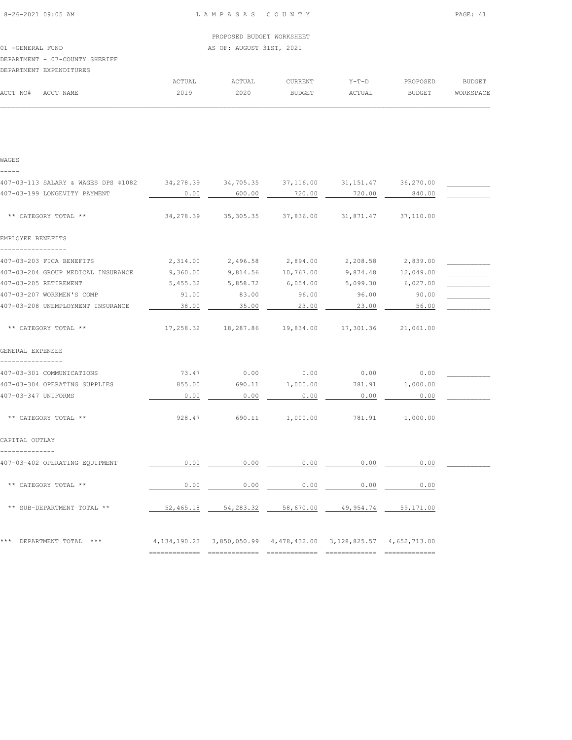LAMPASAS COUNTY

PROPOSED BUDGET WORKSHEET

AS OF: AUGUST 31ST, 2021

01 -GENERAL FUND

DEPARTMENT - 07-COUNTY SHERIFF

DEPARTMENT EXPENDITURES

| ACCT NO# ACCT NAME | ACTUAL 2019 | ACTUAL 2020 | CURRENT BUDGET | Y-T-D ACTUAL | PROPOSED BUDGET | BUDGET WORKSPACE |
|---|---|---|---|---|---|---|
| **WAGES** | | | | | | |
| 407-03-113 SALARY & WAGES DPS #1082 | 34,278.39 | 34,705.35 | 37,116.00 | 31,151.47 | 36,270.00 | |
| 407-03-199 LONGEVITY PAYMENT | 0.00 | 600.00 | 720.00 | 720.00 | 840.00 | |
| ** CATEGORY TOTAL ** | 34,278.39 | 35,305.35 | 37,836.00 | 31,871.47 | 37,110.00 | |
| **EMPLOYEE BENEFITS** | | | | | | |
| 407-03-203 FICA BENEFITS | 2,314.00 | 2,496.58 | 2,894.00 | 2,208.58 | 2,839.00 | |
| 407-03-204 GROUP MEDICAL INSURANCE | 9,360.00 | 9,814.56 | 10,767.00 | 9,874.48 | 12,049.00 | |
| 407-03-205 RETIREMENT | 5,455.32 | 5,858.72 | 6,054.00 | 5,099.30 | 6,027.00 | |
| 407-03-207 WORKMEN'S COMP | 91.00 | 83.00 | 96.00 | 96.00 | 90.00 | |
| 407-03-208 UNEMPLOYMENT INSURANCE | 38.00 | 35.00 | 23.00 | 23.00 | 56.00 | |
| ** CATEGORY TOTAL ** | 17,258.32 | 18,287.86 | 19,834.00 | 17,301.36 | 21,061.00 | |
| **GENERAL EXPENSES** | | | | | | |
| 407-03-301 COMMUNICATIONS | 73.47 | 0.00 | 0.00 | 0.00 | 0.00 | |
| 407-03-304 OPERATING SUPPLIES | 855.00 | 690.11 | 1,000.00 | 781.91 | 1,000.00 | |
| 407-03-347 UNIFORMS | 0.00 | 0.00 | 0.00 | 0.00 | 0.00 | |
| ** CATEGORY TOTAL ** | 928.47 | 690.11 | 1,000.00 | 781.91 | 1,000.00 | |
| **CAPITAL OUTLAY** | | | | | | |
| 407-03-402 OPERATING EQUIPMENT | 0.00 | 0.00 | 0.00 | 0.00 | 0.00 | |
| ** CATEGORY TOTAL ** | 0.00 | 0.00 | 0.00 | 0.00 | 0.00 | |
| ** SUB-DEPARTMENT TOTAL ** | 52,465.18 | 54,283.32 | 58,670.00 | 49,954.74 | 59,171.00 | |
| *** DEPARTMENT TOTAL *** | 4,134,190.23 | 3,850,050.99 | 4,478,432.00 | 3,128,825.57 | 4,652,713.00 | |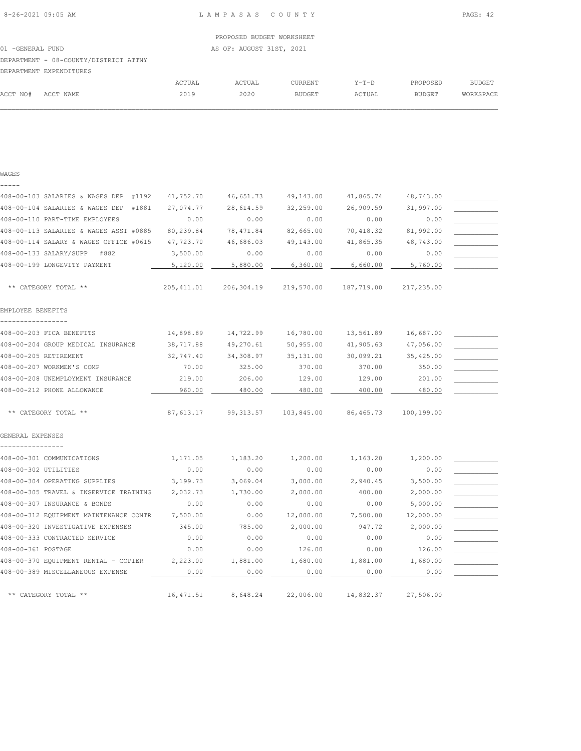PROPOSED BUDGET WORKSHEET

01 -GENERAL FUND — AS OF: AUGUST 31ST, 2021

DEPARTMENT - 08-COUNTY/DISTRICT ATTNY

DEPARTMENT EXPENDITURES

| ACCT NO# | ACCT NAME | ACTUAL 2019 | ACTUAL 2020 | CURRENT BUDGET | Y-T-D ACTUAL | PROPOSED BUDGET | BUDGET WORKSPACE |
|---|---|---|---|---|---|---|---|
| **WAGES** | | | | | | | |
| 408-00-103 | SALARIES & WAGES DEP #1192 | 41,752.70 | 46,651.73 | 49,143.00 | 41,865.74 | 48,743.00 | |
| 408-00-104 | SALARIES & WAGES DEP #1881 | 27,074.77 | 28,614.59 | 32,259.00 | 26,909.59 | 31,997.00 | |
| 408-00-110 | PART-TIME EMPLOYEES | 0.00 | 0.00 | 0.00 | 0.00 | 0.00 | |
| 408-00-113 | SALARIES & WAGES ASST #0885 | 80,239.84 | 78,471.84 | 82,665.00 | 70,418.32 | 81,992.00 | |
| 408-00-114 | SALARY & WAGES OFFICE #0615 | 47,723.70 | 46,686.03 | 49,143.00 | 41,865.35 | 48,743.00 | |
| 408-00-133 | SALARY/SUPP #882 | 3,500.00 | 0.00 | 0.00 | 0.00 | 0.00 | |
| 408-00-199 | LONGEVITY PAYMENT | 5,120.00 | 5,880.00 | 6,360.00 | 6,660.00 | 5,760.00 | |
| | ** CATEGORY TOTAL ** | 205,411.01 | 206,304.19 | 219,570.00 | 187,719.00 | 217,235.00 | |
| **EMPLOYEE BENEFITS** | | | | | | | |
| 408-00-203 | FICA BENEFITS | 14,898.89 | 14,722.99 | 16,780.00 | 13,561.89 | 16,687.00 | |
| 408-00-204 | GROUP MEDICAL INSURANCE | 38,717.88 | 49,270.61 | 50,955.00 | 41,905.63 | 47,056.00 | |
| 408-00-205 | RETIREMENT | 32,747.40 | 34,308.97 | 35,131.00 | 30,099.21 | 35,425.00 | |
| 408-00-207 | WORKMEN'S COMP | 70.00 | 325.00 | 370.00 | 370.00 | 350.00 | |
| 408-00-208 | UNEMPLOYMENT INSURANCE | 219.00 | 206.00 | 129.00 | 129.00 | 201.00 | |
| 408-00-212 | PHONE ALLOWANCE | 960.00 | 480.00 | 480.00 | 400.00 | 480.00 | |
| | ** CATEGORY TOTAL ** | 87,613.17 | 99,313.57 | 103,845.00 | 86,465.73 | 100,199.00 | |
| **GENERAL EXPENSES** | | | | | | | |
| 408-00-301 | COMMUNICATIONS | 1,171.05 | 1,183.20 | 1,200.00 | 1,163.20 | 1,200.00 | |
| 408-00-302 | UTILITIES | 0.00 | 0.00 | 0.00 | 0.00 | 0.00 | |
| 408-00-304 | OPERATING SUPPLIES | 3,199.73 | 3,069.04 | 3,000.00 | 2,940.45 | 3,500.00 | |
| 408-00-305 | TRAVEL & INSERVICE TRAINING | 2,032.73 | 1,730.00 | 2,000.00 | 400.00 | 2,000.00 | |
| 408-00-307 | INSURANCE & BONDS | 0.00 | 0.00 | 0.00 | 0.00 | 5,000.00 | |
| 408-00-312 | EQUIPMENT MAINTENANCE CONTR | 7,500.00 | 0.00 | 12,000.00 | 7,500.00 | 12,000.00 | |
| 408-00-320 | INVESTIGATIVE EXPENSES | 345.00 | 785.00 | 2,000.00 | 947.72 | 2,000.00 | |
| 408-00-333 | CONTRACTED SERVICE | 0.00 | 0.00 | 0.00 | 0.00 | 0.00 | |
| 408-00-361 | POSTAGE | 0.00 | 0.00 | 126.00 | 0.00 | 126.00 | |
| 408-00-370 | EQUIPMENT RENTAL - COPIER | 2,223.00 | 1,881.00 | 1,680.00 | 1,881.00 | 1,680.00 | |
| 408-00-389 | MISCELLANEOUS EXPENSE | 0.00 | 0.00 | 0.00 | 0.00 | 0.00 | |
| | ** CATEGORY TOTAL ** | 16,471.51 | 8,648.24 | 22,006.00 | 14,832.37 | 27,506.00 | |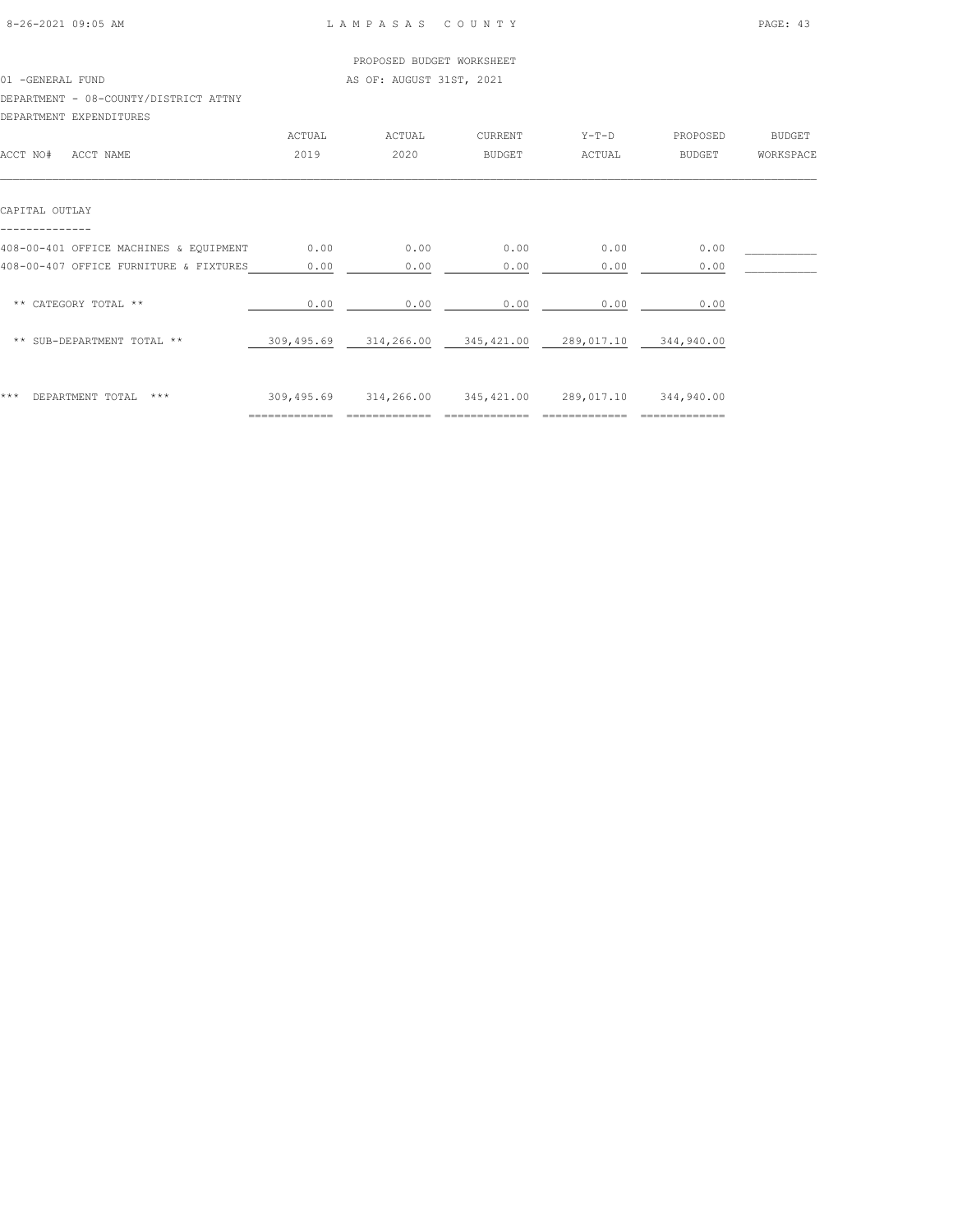PROPOSED BUDGET WORKSHEET

01 -GENERAL FUND — AS OF: AUGUST 31ST, 2021

DEPARTMENT - 08-COUNTY/DISTRICT ATTNY

DEPARTMENT EXPENDITURES

| ACCT NO# ACCT NAME | ACTUAL 2019 | ACTUAL 2020 | CURRENT BUDGET | Y-T-D ACTUAL | PROPOSED BUDGET | BUDGET WORKSPACE |
|---|---|---|---|---|---|---|
| **CAPITAL OUTLAY** | | | | | | |
| 408-00-401 OFFICE MACHINES & EQUIPMENT | 0.00 | 0.00 | 0.00 | 0.00 | 0.00 | |
| 408-00-407 OFFICE FURNITURE & FIXTURES | 0.00 | 0.00 | 0.00 | 0.00 | 0.00 | |
| ** CATEGORY TOTAL ** | 0.00 | 0.00 | 0.00 | 0.00 | 0.00 | |
| ** SUB-DEPARTMENT TOTAL ** | 309,495.69 | 314,266.00 | 345,421.00 | 289,017.10 | 344,940.00 | |
| *** DEPARTMENT TOTAL *** | 309,495.69 | 314,266.00 | 345,421.00 | 289,017.10 | 344,940.00 | |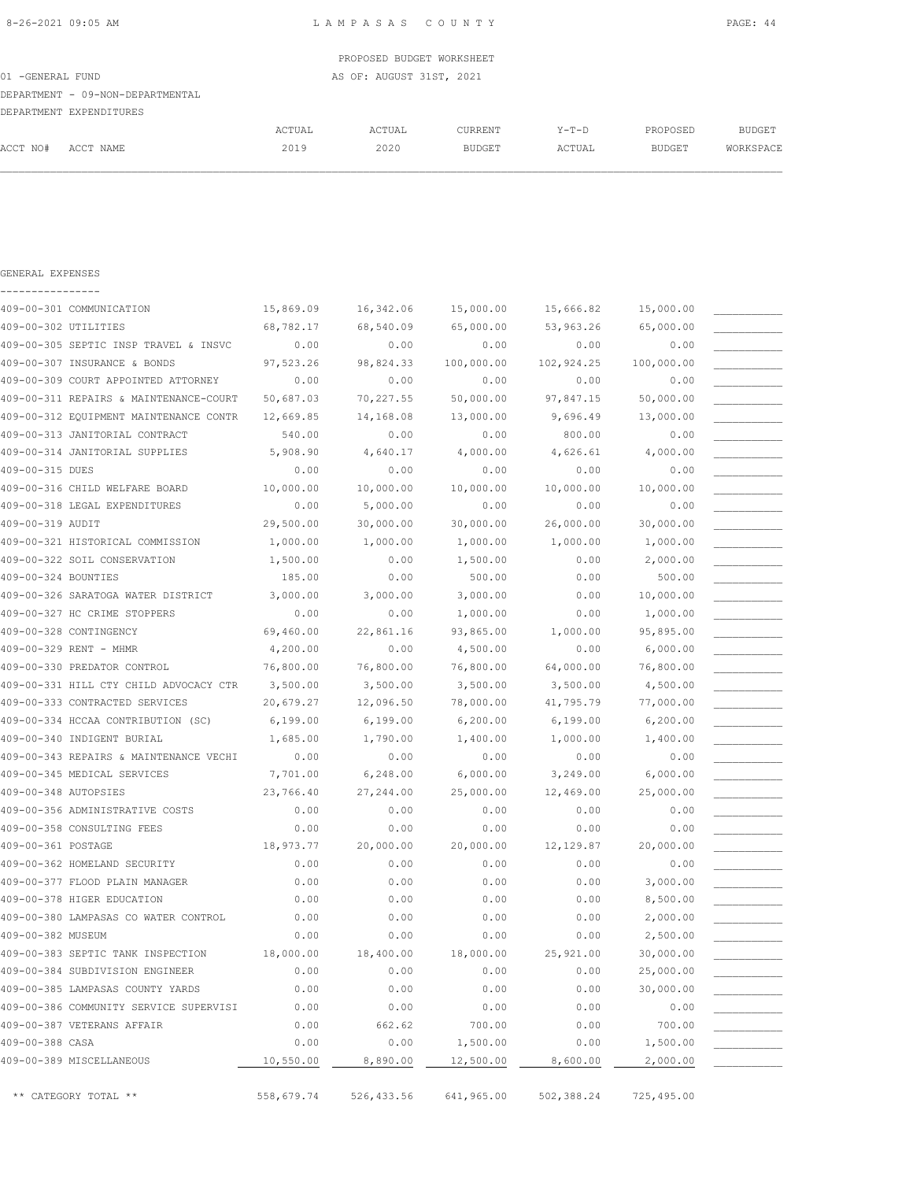PROPOSED BUDGET WORKSHEET

01 -GENERAL FUND AS OF: AUGUST 31ST, 2021

DEPARTMENT - 09-NON-DEPARTMENTAL

DEPARTMENT EXPENDITURES

GENERAL EXPENSES

| ACCT NO# | ACCT NAME | ACTUAL 2019 | ACTUAL 2020 | CURRENT BUDGET | Y-T-D ACTUAL | PROPOSED BUDGET | BUDGET WORKSPACE |
|---|---|---|---|---|---|---|---|
| 409-00-301 | COMMUNICATION | 15,869.09 | 16,342.06 | 15,000.00 | 15,666.82 | 15,000.00 | |
| 409-00-302 | UTILITIES | 68,782.17 | 68,540.09 | 65,000.00 | 53,963.26 | 65,000.00 | |
| 409-00-305 | SEPTIC INSP TRAVEL & INSVC | 0.00 | 0.00 | 0.00 | 0.00 | 0.00 | |
| 409-00-307 | INSURANCE & BONDS | 97,523.26 | 98,824.33 | 100,000.00 | 102,924.25 | 100,000.00 | |
| 409-00-309 | COURT APPOINTED ATTORNEY | 0.00 | 0.00 | 0.00 | 0.00 | 0.00 | |
| 409-00-311 | REPAIRS & MAINTENANCE-COURT | 50,687.03 | 70,227.55 | 50,000.00 | 97,847.15 | 50,000.00 | |
| 409-00-312 | EQUIPMENT MAINTENANCE CONTR | 12,669.85 | 14,168.08 | 13,000.00 | 9,696.49 | 13,000.00 | |
| 409-00-313 | JANITORIAL CONTRACT | 540.00 | 0.00 | 0.00 | 800.00 | 0.00 | |
| 409-00-314 | JANITORIAL SUPPLIES | 5,908.90 | 4,640.17 | 4,000.00 | 4,626.61 | 4,000.00 | |
| 409-00-315 | DUES | 0.00 | 0.00 | 0.00 | 0.00 | 0.00 | |
| 409-00-316 | CHILD WELFARE BOARD | 10,000.00 | 10,000.00 | 10,000.00 | 10,000.00 | 10,000.00 | |
| 409-00-318 | LEGAL EXPENDITURES | 0.00 | 5,000.00 | 0.00 | 0.00 | 0.00 | |
| 409-00-319 | AUDIT | 29,500.00 | 30,000.00 | 30,000.00 | 26,000.00 | 30,000.00 | |
| 409-00-321 | HISTORICAL COMMISSION | 1,000.00 | 1,000.00 | 1,000.00 | 1,000.00 | 1,000.00 | |
| 409-00-322 | SOIL CONSERVATION | 1,500.00 | 0.00 | 1,500.00 | 0.00 | 2,000.00 | |
| 409-00-324 | BOUNTIES | 185.00 | 0.00 | 500.00 | 0.00 | 500.00 | |
| 409-00-326 | SARATOGA WATER DISTRICT | 3,000.00 | 3,000.00 | 3,000.00 | 0.00 | 10,000.00 | |
| 409-00-327 | HC CRIME STOPPERS | 0.00 | 0.00 | 1,000.00 | 0.00 | 1,000.00 | |
| 409-00-328 | CONTINGENCY | 69,460.00 | 22,861.16 | 93,865.00 | 1,000.00 | 95,895.00 | |
| 409-00-329 | RENT - MHMR | 4,200.00 | 0.00 | 4,500.00 | 0.00 | 6,000.00 | |
| 409-00-330 | PREDATOR CONTROL | 76,800.00 | 76,800.00 | 76,800.00 | 64,000.00 | 76,800.00 | |
| 409-00-331 | HILL CTY CHILD ADVOCACY CTR | 3,500.00 | 3,500.00 | 3,500.00 | 3,500.00 | 4,500.00 | |
| 409-00-333 | CONTRACTED SERVICES | 20,679.27 | 12,096.50 | 78,000.00 | 41,795.79 | 77,000.00 | |
| 409-00-334 | HCCAA CONTRIBUTION (SC) | 6,199.00 | 6,199.00 | 6,200.00 | 6,199.00 | 6,200.00 | |
| 409-00-340 | INDIGENT BURIAL | 1,685.00 | 1,790.00 | 1,400.00 | 1,000.00 | 1,400.00 | |
| 409-00-343 | REPAIRS & MAINTENANCE VECHI | 0.00 | 0.00 | 0.00 | 0.00 | 0.00 | |
| 409-00-345 | MEDICAL SERVICES | 7,701.00 | 6,248.00 | 6,000.00 | 3,249.00 | 6,000.00 | |
| 409-00-348 | AUTOPSIES | 23,766.40 | 27,244.00 | 25,000.00 | 12,469.00 | 25,000.00 | |
| 409-00-356 | ADMINISTRATIVE COSTS | 0.00 | 0.00 | 0.00 | 0.00 | 0.00 | |
| 409-00-358 | CONSULTING FEES | 0.00 | 0.00 | 0.00 | 0.00 | 0.00 | |
| 409-00-361 | POSTAGE | 18,973.77 | 20,000.00 | 20,000.00 | 12,129.87 | 20,000.00 | |
| 409-00-362 | HOMELAND SECURITY | 0.00 | 0.00 | 0.00 | 0.00 | 0.00 | |
| 409-00-377 | FLOOD PLAIN MANAGER | 0.00 | 0.00 | 0.00 | 0.00 | 3,000.00 | |
| 409-00-378 | HIGER EDUCATION | 0.00 | 0.00 | 0.00 | 0.00 | 8,500.00 | |
| 409-00-380 | LAMPASAS CO WATER CONTROL | 0.00 | 0.00 | 0.00 | 0.00 | 2,000.00 | |
| 409-00-382 | MUSEUM | 0.00 | 0.00 | 0.00 | 0.00 | 2,500.00 | |
| 409-00-383 | SEPTIC TANK INSPECTION | 18,000.00 | 18,400.00 | 18,000.00 | 25,921.00 | 30,000.00 | |
| 409-00-384 | SUBDIVISION ENGINEER | 0.00 | 0.00 | 0.00 | 0.00 | 25,000.00 | |
| 409-00-385 | LAMPASAS COUNTY YARDS | 0.00 | 0.00 | 0.00 | 0.00 | 30,000.00 | |
| 409-00-386 | COMMUNITY SERVICE SUPERVISI | 0.00 | 0.00 | 0.00 | 0.00 | 0.00 | |
| 409-00-387 | VETERANS AFFAIR | 0.00 | 662.62 | 700.00 | 0.00 | 700.00 | |
| 409-00-388 | CASA | 0.00 | 0.00 | 1,500.00 | 0.00 | 1,500.00 | |
| 409-00-389 | MISCELLANEOUS | 10,550.00 | 8,890.00 | 12,500.00 | 8,600.00 | 2,000.00 | |
| | ** CATEGORY TOTAL ** | 558,679.74 | 526,433.56 | 641,965.00 | 502,388.24 | 725,495.00 | |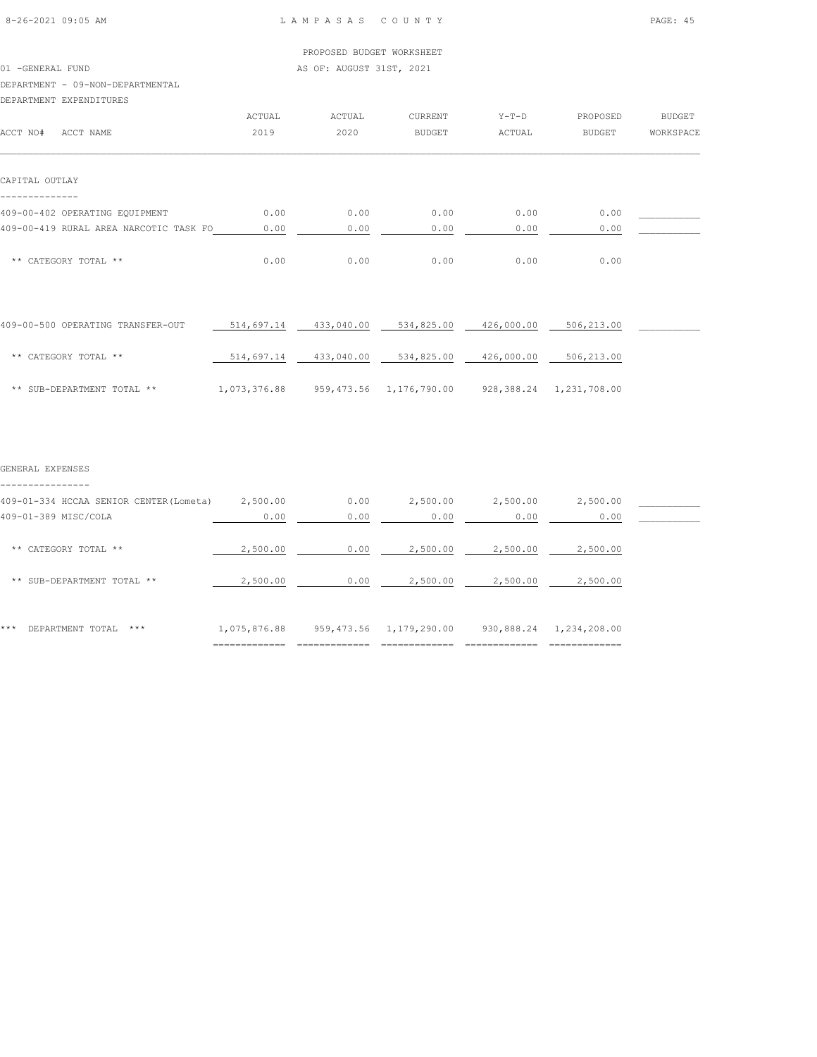LAMPASAS COUNTY

PROPOSED BUDGET WORKSHEET

01 -GENERAL FUND

AS OF: AUGUST 31ST, 2021

DEPARTMENT - 09-NON-DEPARTMENTAL

DEPARTMENT EXPENDITURES

| ACCT NO# ACCT NAME | ACTUAL 2019 | ACTUAL 2020 | CURRENT BUDGET | Y-T-D ACTUAL | PROPOSED BUDGET | BUDGET WORKSPACE |
|---|---|---|---|---|---|---|
| **CAPITAL OUTLAY** | | | | | | |
| 409-00-402 OPERATING EQUIPMENT | 0.00 | 0.00 | 0.00 | 0.00 | 0.00 | ___________ |
| 409-00-419 RURAL AREA NARCOTIC TASK FO | 0.00 | 0.00 | 0.00 | 0.00 | 0.00 | ___________ |
| ** CATEGORY TOTAL ** | 0.00 | 0.00 | 0.00 | 0.00 | 0.00 | |
| 409-00-500 OPERATING TRANSFER-OUT | 514,697.14 | 433,040.00 | 534,825.00 | 426,000.00 | 506,213.00 | ___________ |
| ** CATEGORY TOTAL ** | 514,697.14 | 433,040.00 | 534,825.00 | 426,000.00 | 506,213.00 | |
| ** SUB-DEPARTMENT TOTAL ** | 1,073,376.88 | 959,473.56 | 1,176,790.00 | 928,388.24 | 1,231,708.00 | |
| **GENERAL EXPENSES** | | | | | | |
| 409-01-334 HCCAA SENIOR CENTER(Lometa) | 2,500.00 | 0.00 | 2,500.00 | 2,500.00 | 2,500.00 | ___________ |
| 409-01-389 MISC/COLA | 0.00 | 0.00 | 0.00 | 0.00 | 0.00 | ___________ |
| ** CATEGORY TOTAL ** | 2,500.00 | 0.00 | 2,500.00 | 2,500.00 | 2,500.00 | |
| ** SUB-DEPARTMENT TOTAL ** | 2,500.00 | 0.00 | 2,500.00 | 2,500.00 | 2,500.00 | |
| *** DEPARTMENT TOTAL *** | 1,075,876.88 | 959,473.56 | 1,179,290.00 | 930,888.24 | 1,234,208.00 | |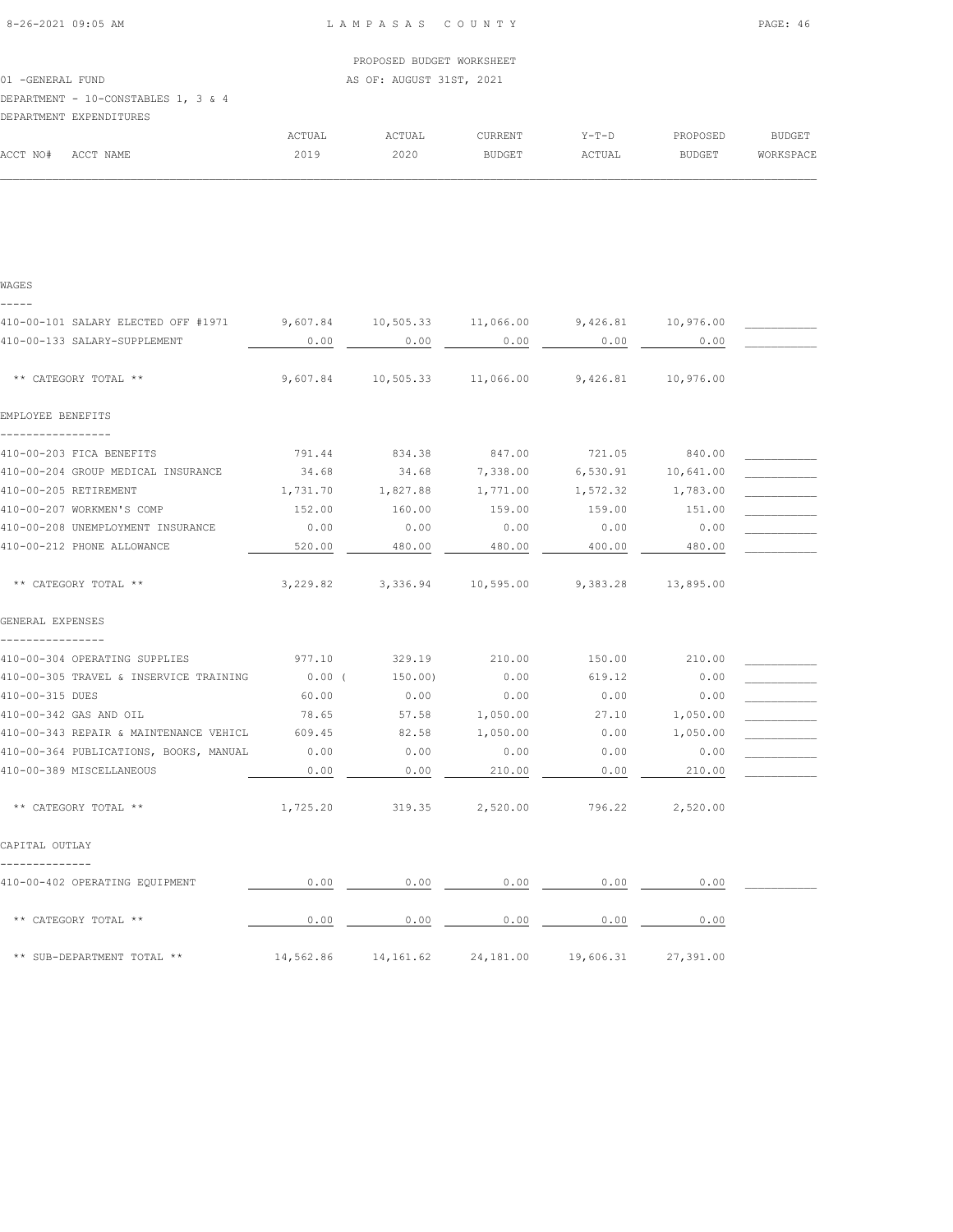LAMPASAS COUNTY

PROPOSED BUDGET WORKSHEET

AS OF: AUGUST 31ST, 2021

01 -GENERAL FUND

DEPARTMENT - 10-CONSTABLES 1, 3 & 4

DEPARTMENT EXPENDITURES

| ACCT NO# ACCT NAME | ACTUAL 2019 | ACTUAL 2020 | CURRENT BUDGET | Y-T-D ACTUAL | PROPOSED BUDGET | BUDGET WORKSPACE |
|---|---|---|---|---|---|---|
| **WAGES** | | | | | | |
| 410-00-101 SALARY ELECTED OFF #1971 | 9,607.84 | 10,505.33 | 11,066.00 | 9,426.81 | 10,976.00 | |
| 410-00-133 SALARY-SUPPLEMENT | 0.00 | 0.00 | 0.00 | 0.00 | 0.00 | |
| ** CATEGORY TOTAL ** | 9,607.84 | 10,505.33 | 11,066.00 | 9,426.81 | 10,976.00 | |
| **EMPLOYEE BENEFITS** | | | | | | |
| 410-00-203 FICA BENEFITS | 791.44 | 834.38 | 847.00 | 721.05 | 840.00 | |
| 410-00-204 GROUP MEDICAL INSURANCE | 34.68 | 34.68 | 7,338.00 | 6,530.91 | 10,641.00 | |
| 410-00-205 RETIREMENT | 1,731.70 | 1,827.88 | 1,771.00 | 1,572.32 | 1,783.00 | |
| 410-00-207 WORKMEN'S COMP | 152.00 | 160.00 | 159.00 | 159.00 | 151.00 | |
| 410-00-208 UNEMPLOYMENT INSURANCE | 0.00 | 0.00 | 0.00 | 0.00 | 0.00 | |
| 410-00-212 PHONE ALLOWANCE | 520.00 | 480.00 | 480.00 | 400.00 | 480.00 | |
| ** CATEGORY TOTAL ** | 3,229.82 | 3,336.94 | 10,595.00 | 9,383.28 | 13,895.00 | |
| **GENERAL EXPENSES** | | | | | | |
| 410-00-304 OPERATING SUPPLIES | 977.10 | 329.19 | 210.00 | 150.00 | 210.00 | |
| 410-00-305 TRAVEL & INSERVICE TRAINING | 0.00 | ( 150.00) | 0.00 | 619.12 | 0.00 | |
| 410-00-315 DUES | 60.00 | 0.00 | 0.00 | 0.00 | 0.00 | |
| 410-00-342 GAS AND OIL | 78.65 | 57.58 | 1,050.00 | 27.10 | 1,050.00 | |
| 410-00-343 REPAIR & MAINTENANCE VEHICL | 609.45 | 82.58 | 1,050.00 | 0.00 | 1,050.00 | |
| 410-00-364 PUBLICATIONS, BOOKS, MANUAL | 0.00 | 0.00 | 0.00 | 0.00 | 0.00 | |
| 410-00-389 MISCELLANEOUS | 0.00 | 0.00 | 210.00 | 0.00 | 210.00 | |
| ** CATEGORY TOTAL ** | 1,725.20 | 319.35 | 2,520.00 | 796.22 | 2,520.00 | |
| **CAPITAL OUTLAY** | | | | | | |
| 410-00-402 OPERATING EQUIPMENT | 0.00 | 0.00 | 0.00 | 0.00 | 0.00 | |
| ** CATEGORY TOTAL ** | 0.00 | 0.00 | 0.00 | 0.00 | 0.00 | |
| ** SUB-DEPARTMENT TOTAL ** | 14,562.86 | 14,161.62 | 24,181.00 | 19,606.31 | 27,391.00 | |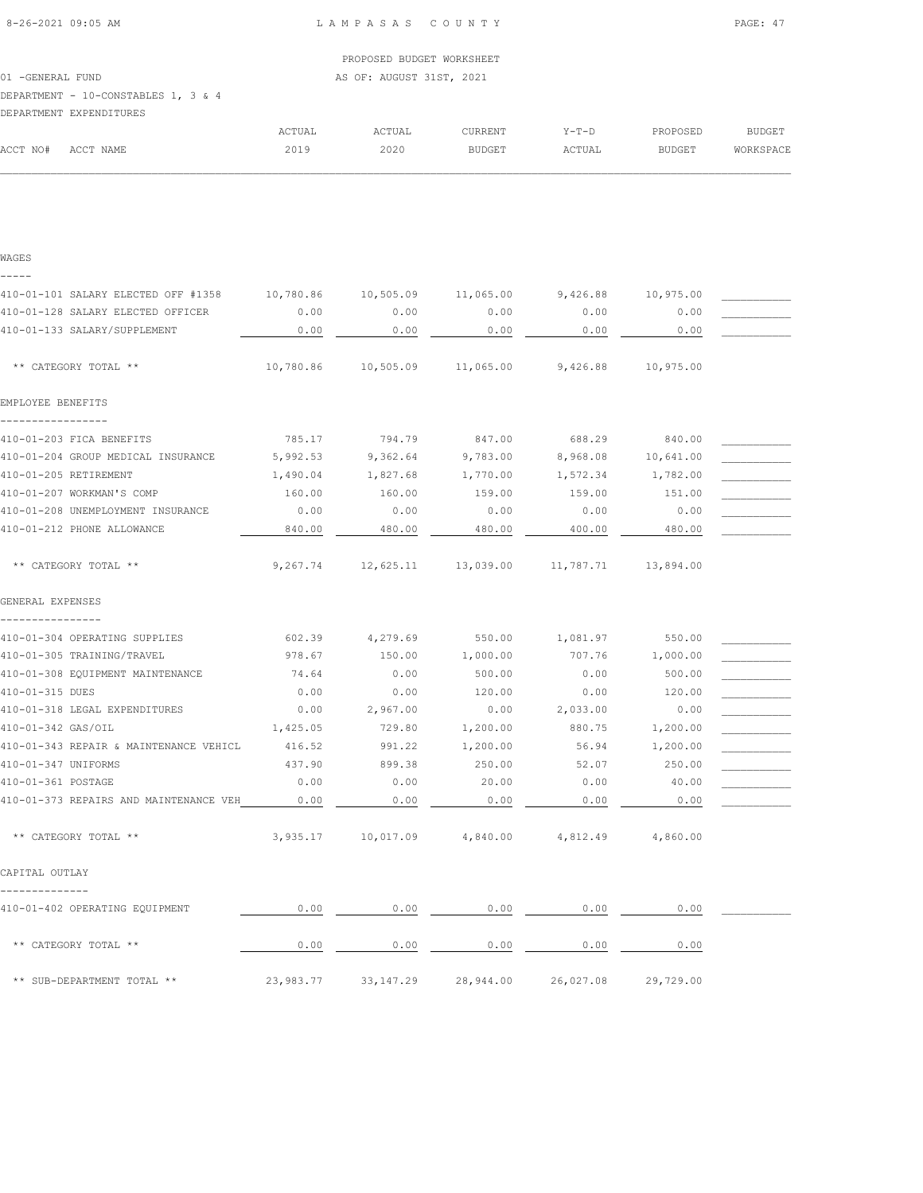PROPOSED BUDGET WORKSHEET

01 -GENERAL FUND — AS OF: AUGUST 31ST, 2021

DEPARTMENT - 10-CONSTABLES 1, 3 & 4

DEPARTMENT EXPENDITURES

| ACCT NO# | ACCT NAME | ACTUAL 2019 | ACTUAL 2020 | CURRENT BUDGET | Y-T-D ACTUAL | PROPOSED BUDGET | BUDGET WORKSPACE |
|---|---|---|---|---|---|---|---|
| **WAGES** | | | | | | | |
| 410-01-101 | SALARY ELECTED OFF #1358 | 10,780.86 | 10,505.09 | 11,065.00 | 9,426.88 | 10,975.00 | |
| 410-01-128 | SALARY ELECTED OFFICER | 0.00 | 0.00 | 0.00 | 0.00 | 0.00 | |
| 410-01-133 | SALARY/SUPPLEMENT | 0.00 | 0.00 | 0.00 | 0.00 | 0.00 | |
| | ** CATEGORY TOTAL ** | 10,780.86 | 10,505.09 | 11,065.00 | 9,426.88 | 10,975.00 | |
| **EMPLOYEE BENEFITS** | | | | | | | |
| 410-01-203 | FICA BENEFITS | 785.17 | 794.79 | 847.00 | 688.29 | 840.00 | |
| 410-01-204 | GROUP MEDICAL INSURANCE | 5,992.53 | 9,362.64 | 9,783.00 | 8,968.08 | 10,641.00 | |
| 410-01-205 | RETIREMENT | 1,490.04 | 1,827.68 | 1,770.00 | 1,572.34 | 1,782.00 | |
| 410-01-207 | WORKMAN'S COMP | 160.00 | 160.00 | 159.00 | 159.00 | 151.00 | |
| 410-01-208 | UNEMPLOYMENT INSURANCE | 0.00 | 0.00 | 0.00 | 0.00 | 0.00 | |
| 410-01-212 | PHONE ALLOWANCE | 840.00 | 480.00 | 480.00 | 400.00 | 480.00 | |
| | ** CATEGORY TOTAL ** | 9,267.74 | 12,625.11 | 13,039.00 | 11,787.71 | 13,894.00 | |
| **GENERAL EXPENSES** | | | | | | | |
| 410-01-304 | OPERATING SUPPLIES | 602.39 | 4,279.69 | 550.00 | 1,081.97 | 550.00 | |
| 410-01-305 | TRAINING/TRAVEL | 978.67 | 150.00 | 1,000.00 | 707.76 | 1,000.00 | |
| 410-01-308 | EQUIPMENT MAINTENANCE | 74.64 | 0.00 | 500.00 | 0.00 | 500.00 | |
| 410-01-315 | DUES | 0.00 | 0.00 | 120.00 | 0.00 | 120.00 | |
| 410-01-318 | LEGAL EXPENDITURES | 0.00 | 2,967.00 | 0.00 | 2,033.00 | 0.00 | |
| 410-01-342 | GAS/OIL | 1,425.05 | 729.80 | 1,200.00 | 880.75 | 1,200.00 | |
| 410-01-343 | REPAIR & MAINTENANCE VEHICL | 416.52 | 991.22 | 1,200.00 | 56.94 | 1,200.00 | |
| 410-01-347 | UNIFORMS | 437.90 | 899.38 | 250.00 | 52.07 | 250.00 | |
| 410-01-361 | POSTAGE | 0.00 | 0.00 | 20.00 | 0.00 | 40.00 | |
| 410-01-373 | REPAIRS AND MAINTENANCE VEH | 0.00 | 0.00 | 0.00 | 0.00 | 0.00 | |
| | ** CATEGORY TOTAL ** | 3,935.17 | 10,017.09 | 4,840.00 | 4,812.49 | 4,860.00 | |
| **CAPITAL OUTLAY** | | | | | | | |
| 410-01-402 | OPERATING EQUIPMENT | 0.00 | 0.00 | 0.00 | 0.00 | 0.00 | |
| | ** CATEGORY TOTAL ** | 0.00 | 0.00 | 0.00 | 0.00 | 0.00 | |
| | ** SUB-DEPARTMENT TOTAL ** | 23,983.77 | 33,147.29 | 28,944.00 | 26,027.08 | 29,729.00 | |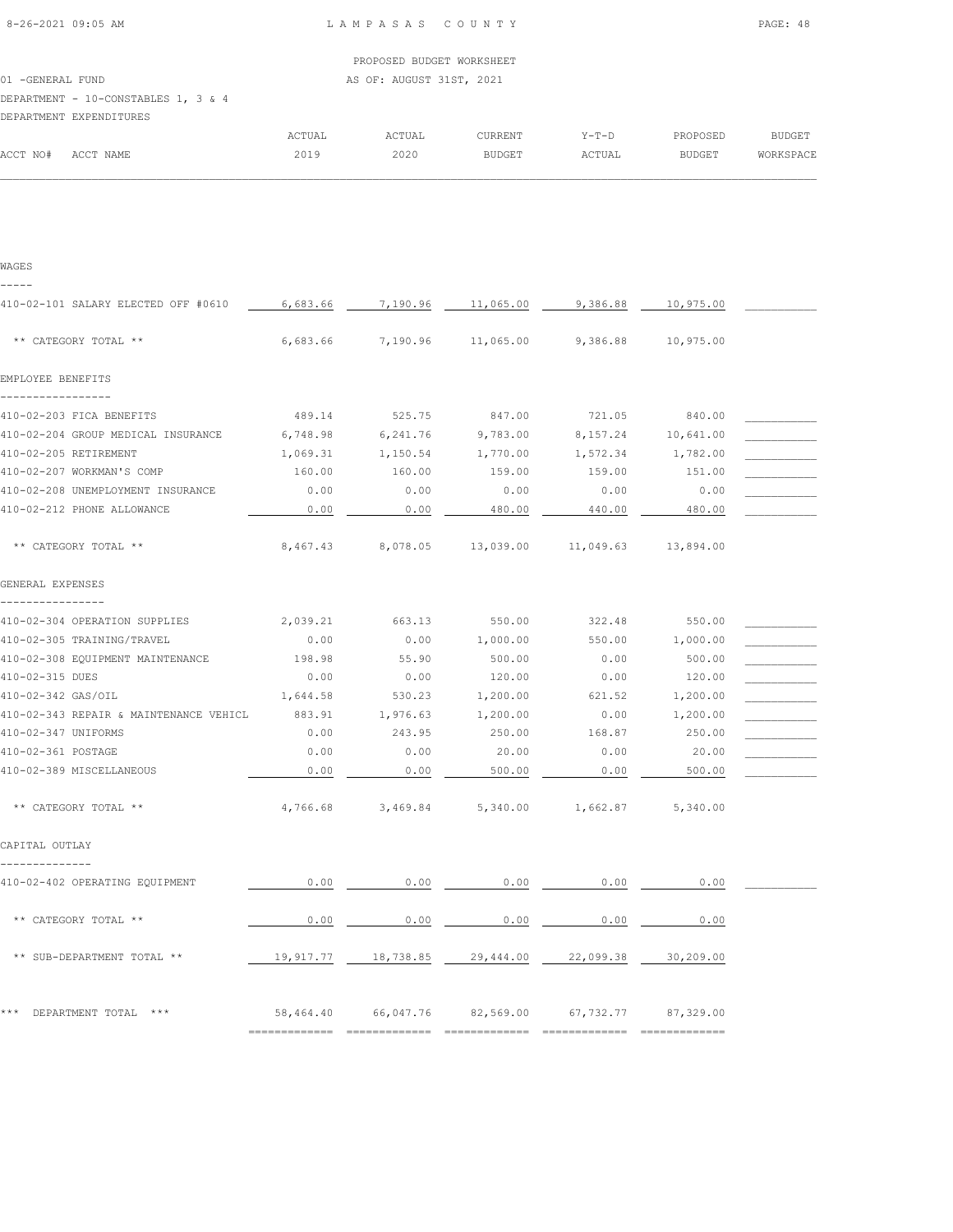PROPOSED BUDGET WORKSHEET

01 -GENERAL FUND — AS OF: AUGUST 31ST, 2021

DEPARTMENT - 10-CONSTABLES 1, 3 & 4

DEPARTMENT EXPENDITURES

| ACCT NO# | ACCT NAME | ACTUAL 2019 | ACTUAL 2020 | CURRENT BUDGET | Y-T-D ACTUAL | PROPOSED BUDGET | BUDGET WORKSPACE |
|---|---|---|---|---|---|---|---|
| **WAGES** | | | | | | | |
| 410-02-101 | SALARY ELECTED OFF #0610 | 6,683.66 | 7,190.96 | 11,065.00 | 9,386.88 | 10,975.00 | |
| | ** CATEGORY TOTAL ** | 6,683.66 | 7,190.96 | 11,065.00 | 9,386.88 | 10,975.00 | |
| **EMPLOYEE BENEFITS** | | | | | | | |
| 410-02-203 | FICA BENEFITS | 489.14 | 525.75 | 847.00 | 721.05 | 840.00 | |
| 410-02-204 | GROUP MEDICAL INSURANCE | 6,748.98 | 6,241.76 | 9,783.00 | 8,157.24 | 10,641.00 | |
| 410-02-205 | RETIREMENT | 1,069.31 | 1,150.54 | 1,770.00 | 1,572.34 | 1,782.00 | |
| 410-02-207 | WORKMAN'S COMP | 160.00 | 160.00 | 159.00 | 159.00 | 151.00 | |
| 410-02-208 | UNEMPLOYMENT INSURANCE | 0.00 | 0.00 | 0.00 | 0.00 | 0.00 | |
| 410-02-212 | PHONE ALLOWANCE | 0.00 | 0.00 | 480.00 | 440.00 | 480.00 | |
| | ** CATEGORY TOTAL ** | 8,467.43 | 8,078.05 | 13,039.00 | 11,049.63 | 13,894.00 | |
| **GENERAL EXPENSES** | | | | | | | |
| 410-02-304 | OPERATION SUPPLIES | 2,039.21 | 663.13 | 550.00 | 322.48 | 550.00 | |
| 410-02-305 | TRAINING/TRAVEL | 0.00 | 0.00 | 1,000.00 | 550.00 | 1,000.00 | |
| 410-02-308 | EQUIPMENT MAINTENANCE | 198.98 | 55.90 | 500.00 | 0.00 | 500.00 | |
| 410-02-315 | DUES | 0.00 | 0.00 | 120.00 | 0.00 | 120.00 | |
| 410-02-342 | GAS/OIL | 1,644.58 | 530.23 | 1,200.00 | 621.52 | 1,200.00 | |
| 410-02-343 | REPAIR & MAINTENANCE VEHICL | 883.91 | 1,976.63 | 1,200.00 | 0.00 | 1,200.00 | |
| 410-02-347 | UNIFORMS | 0.00 | 243.95 | 250.00 | 168.87 | 250.00 | |
| 410-02-361 | POSTAGE | 0.00 | 0.00 | 20.00 | 0.00 | 20.00 | |
| 410-02-389 | MISCELLANEOUS | 0.00 | 0.00 | 500.00 | 0.00 | 500.00 | |
| | ** CATEGORY TOTAL ** | 4,766.68 | 3,469.84 | 5,340.00 | 1,662.87 | 5,340.00 | |
| **CAPITAL OUTLAY** | | | | | | | |
| 410-02-402 | OPERATING EQUIPMENT | 0.00 | 0.00 | 0.00 | 0.00 | 0.00 | |
| | ** CATEGORY TOTAL ** | 0.00 | 0.00 | 0.00 | 0.00 | 0.00 | |
| | ** SUB-DEPARTMENT TOTAL ** | 19,917.77 | 18,738.85 | 29,444.00 | 22,099.38 | 30,209.00 | |
| | *** DEPARTMENT TOTAL *** | 58,464.40 | 66,047.76 | 82,569.00 | 67,732.77 | 87,329.00 | |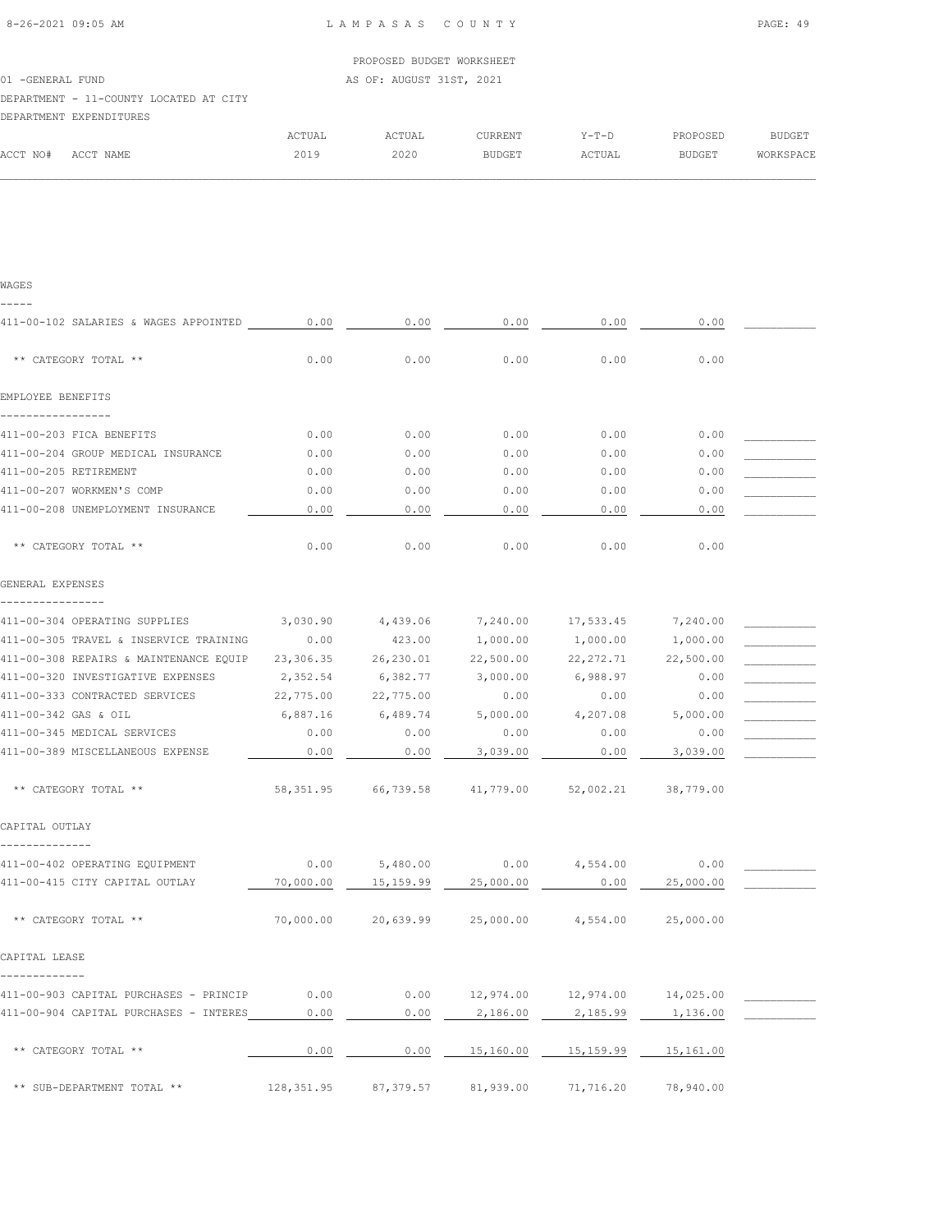PROPOSED BUDGET WORKSHEET

01 -GENERAL FUND — AS OF: AUGUST 31ST, 2021

DEPARTMENT - 11-COUNTY LOCATED AT CITY

DEPARTMENT EXPENDITURES

| ACCT NO# ACCT NAME | ACTUAL 2019 | ACTUAL 2020 | CURRENT BUDGET | Y-T-D ACTUAL | PROPOSED BUDGET | BUDGET WORKSPACE |
|---|---|---|---|---|---|---|
| **WAGES** | | | | | | |
| 411-00-102 SALARIES & WAGES APPOINTED | 0.00 | 0.00 | 0.00 | 0.00 | 0.00 | |
| ** CATEGORY TOTAL ** | 0.00 | 0.00 | 0.00 | 0.00 | 0.00 | |
| **EMPLOYEE BENEFITS** | | | | | | |
| 411-00-203 FICA BENEFITS | 0.00 | 0.00 | 0.00 | 0.00 | 0.00 | |
| 411-00-204 GROUP MEDICAL INSURANCE | 0.00 | 0.00 | 0.00 | 0.00 | 0.00 | |
| 411-00-205 RETIREMENT | 0.00 | 0.00 | 0.00 | 0.00 | 0.00 | |
| 411-00-207 WORKMEN'S COMP | 0.00 | 0.00 | 0.00 | 0.00 | 0.00 | |
| 411-00-208 UNEMPLOYMENT INSURANCE | 0.00 | 0.00 | 0.00 | 0.00 | 0.00 | |
| ** CATEGORY TOTAL ** | 0.00 | 0.00 | 0.00 | 0.00 | 0.00 | |
| **GENERAL EXPENSES** | | | | | | |
| 411-00-304 OPERATING SUPPLIES | 3,030.90 | 4,439.06 | 7,240.00 | 17,533.45 | 7,240.00 | |
| 411-00-305 TRAVEL & INSERVICE TRAINING | 0.00 | 423.00 | 1,000.00 | 1,000.00 | 1,000.00 | |
| 411-00-308 REPAIRS & MAINTENANCE EQUIP | 23,306.35 | 26,230.01 | 22,500.00 | 22,272.71 | 22,500.00 | |
| 411-00-320 INVESTIGATIVE EXPENSES | 2,352.54 | 6,382.77 | 3,000.00 | 6,988.97 | 0.00 | |
| 411-00-333 CONTRACTED SERVICES | 22,775.00 | 22,775.00 | 0.00 | 0.00 | 0.00 | |
| 411-00-342 GAS & OIL | 6,887.16 | 6,489.74 | 5,000.00 | 4,207.08 | 5,000.00 | |
| 411-00-345 MEDICAL SERVICES | 0.00 | 0.00 | 0.00 | 0.00 | 0.00 | |
| 411-00-389 MISCELLANEOUS EXPENSE | 0.00 | 0.00 | 3,039.00 | 0.00 | 3,039.00 | |
| ** CATEGORY TOTAL ** | 58,351.95 | 66,739.58 | 41,779.00 | 52,002.21 | 38,779.00 | |
| **CAPITAL OUTLAY** | | | | | | |
| 411-00-402 OPERATING EQUIPMENT | 0.00 | 5,480.00 | 0.00 | 4,554.00 | 0.00 | |
| 411-00-415 CITY CAPITAL OUTLAY | 70,000.00 | 15,159.99 | 25,000.00 | 0.00 | 25,000.00 | |
| ** CATEGORY TOTAL ** | 70,000.00 | 20,639.99 | 25,000.00 | 4,554.00 | 25,000.00 | |
| **CAPITAL LEASE** | | | | | | |
| 411-00-903 CAPITAL PURCHASES - PRINCIP | 0.00 | 0.00 | 12,974.00 | 12,974.00 | 14,025.00 | |
| 411-00-904 CAPITAL PURCHASES - INTERES | 0.00 | 0.00 | 2,186.00 | 2,185.99 | 1,136.00 | |
| ** CATEGORY TOTAL ** | 0.00 | 0.00 | 15,160.00 | 15,159.99 | 15,161.00 | |
| ** SUB-DEPARTMENT TOTAL ** | 128,351.95 | 87,379.57 | 81,939.00 | 71,716.20 | 78,940.00 | |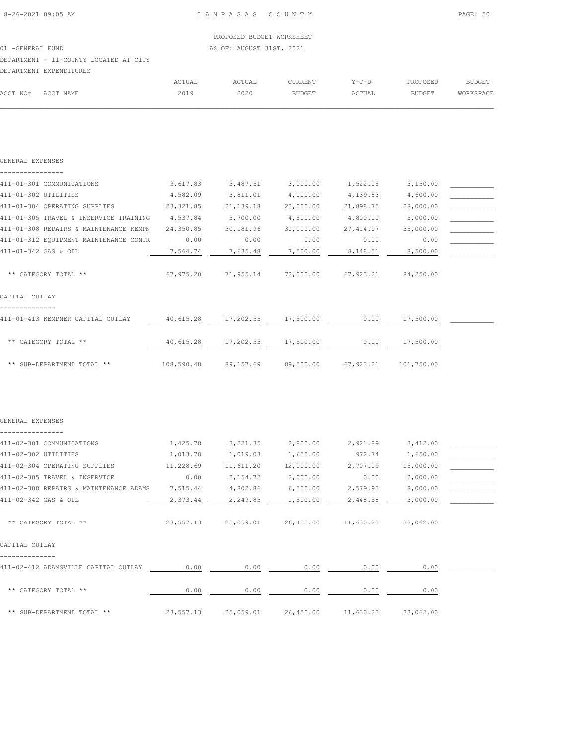PROPOSED BUDGET WORKSHEET

01 -GENERAL FUND — AS OF: AUGUST 31ST, 2021

DEPARTMENT - 11-COUNTY LOCATED AT CITY

DEPARTMENT EXPENDITURES

| ACCT NO# ACCT NAME | ACTUAL 2019 | ACTUAL 2020 | CURRENT BUDGET | Y-T-D ACTUAL | PROPOSED BUDGET | BUDGET WORKSPACE |
|---|---|---|---|---|---|---|
| **GENERAL EXPENSES** | | | | | | |
| 411-01-301 COMMUNICATIONS | 3,617.83 | 3,487.51 | 3,000.00 | 1,522.05 | 3,150.00 | |
| 411-01-302 UTILITIES | 4,582.09 | 3,811.01 | 4,000.00 | 4,139.83 | 4,600.00 | |
| 411-01-304 OPERATING SUPPLIES | 23,321.85 | 21,139.18 | 23,000.00 | 21,898.75 | 28,000.00 | |
| 411-01-305 TRAVEL & INSERVICE TRAINING | 4,537.84 | 5,700.00 | 4,500.00 | 4,800.00 | 5,000.00 | |
| 411-01-308 REPAIRS & MAINTENANCE KEMPN | 24,350.85 | 30,181.96 | 30,000.00 | 27,414.07 | 35,000.00 | |
| 411-01-312 EQUIPMENT MAINTENANCE CONTR | 0.00 | 0.00 | 0.00 | 0.00 | 0.00 | |
| 411-01-342 GAS & OIL | 7,564.74 | 7,635.48 | 7,500.00 | 8,148.51 | 8,500.00 | |
| ** CATEGORY TOTAL ** | 67,975.20 | 71,955.14 | 72,000.00 | 67,923.21 | 84,250.00 | |
| **CAPITAL OUTLAY** | | | | | | |
| 411-01-413 KEMPNER CAPITAL OUTLAY | 40,615.28 | 17,202.55 | 17,500.00 | 0.00 | 17,500.00 | |
| ** CATEGORY TOTAL ** | 40,615.28 | 17,202.55 | 17,500.00 | 0.00 | 17,500.00 | |
| ** SUB-DEPARTMENT TOTAL ** | 108,590.48 | 89,157.69 | 89,500.00 | 67,923.21 | 101,750.00 | |

| ACCT NO# ACCT NAME | ACTUAL 2019 | ACTUAL 2020 | CURRENT BUDGET | Y-T-D ACTUAL | PROPOSED BUDGET | BUDGET WORKSPACE |
|---|---|---|---|---|---|---|
| **GENERAL EXPENSES** | | | | | | |
| 411-02-301 COMMUNICATIONS | 1,425.78 | 3,221.35 | 2,800.00 | 2,921.89 | 3,412.00 | |
| 411-02-302 UTILITIES | 1,013.78 | 1,019.03 | 1,650.00 | 972.74 | 1,650.00 | |
| 411-02-304 OPERATING SUPPLIES | 11,228.69 | 11,611.20 | 12,000.00 | 2,707.09 | 15,000.00 | |
| 411-02-305 TRAVEL & INSERVICE | 0.00 | 2,154.72 | 2,000.00 | 0.00 | 2,000.00 | |
| 411-02-308 REPAIRS & MAINTENANCE ADAMS | 7,515.44 | 4,802.86 | 6,500.00 | 2,579.93 | 8,000.00 | |
| 411-02-342 GAS & OIL | 2,373.44 | 2,249.85 | 1,500.00 | 2,448.58 | 3,000.00 | |
| ** CATEGORY TOTAL ** | 23,557.13 | 25,059.01 | 26,450.00 | 11,630.23 | 33,062.00 | |
| **CAPITAL OUTLAY** | | | | | | |
| 411-02-412 ADAMSVILLE CAPITAL OUTLAY | 0.00 | 0.00 | 0.00 | 0.00 | 0.00 | |
| ** CATEGORY TOTAL ** | 0.00 | 0.00 | 0.00 | 0.00 | 0.00 | |
| ** SUB-DEPARTMENT TOTAL ** | 23,557.13 | 25,059.01 | 26,450.00 | 11,630.23 | 33,062.00 | |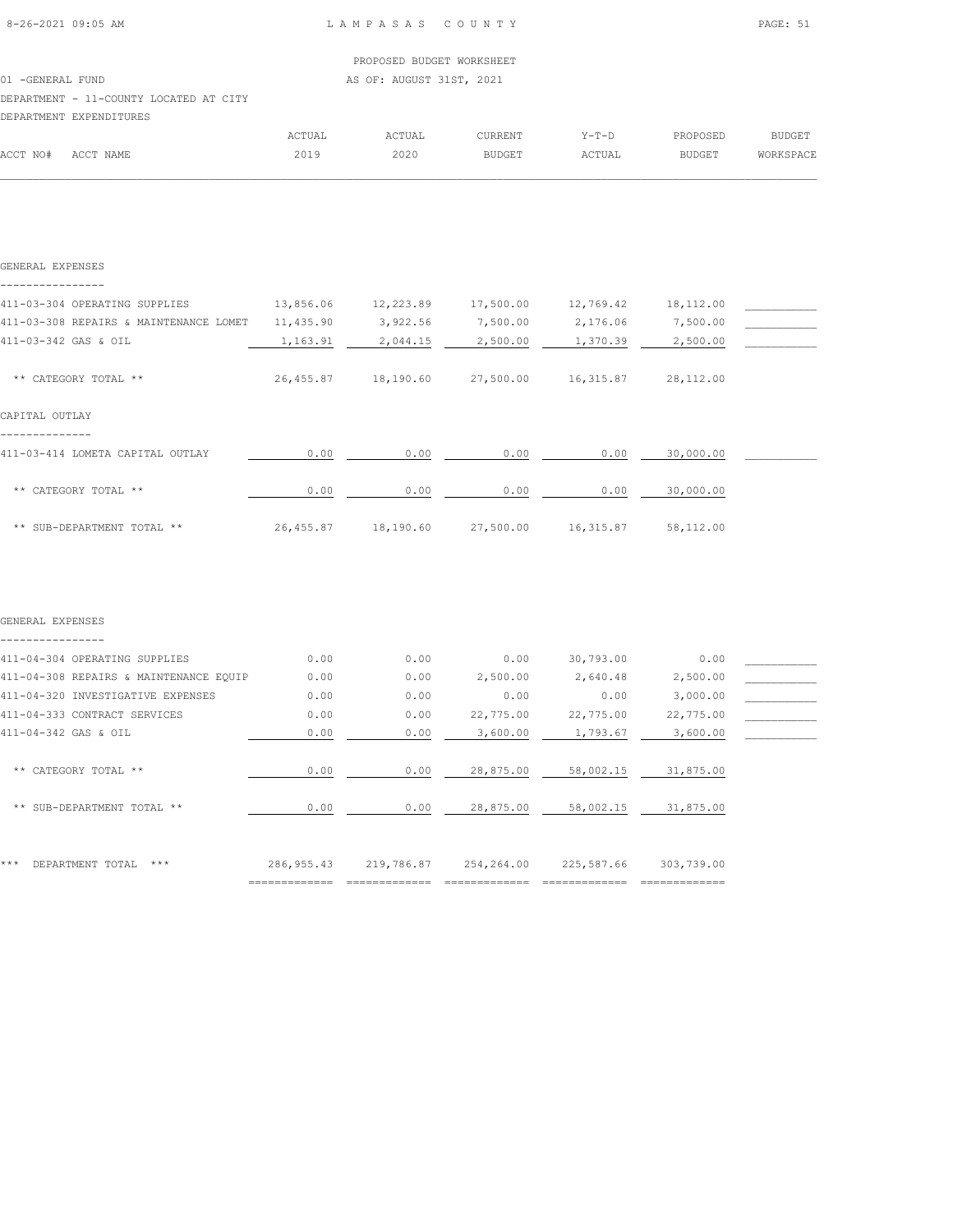PROPOSED BUDGET WORKSHEET

01 -GENERAL FUND — AS OF: AUGUST 31ST, 2021

DEPARTMENT - 11-COUNTY LOCATED AT CITY

DEPARTMENT EXPENDITURES

| ACCT NO# ACCT NAME | ACTUAL 2019 | ACTUAL 2020 | CURRENT BUDGET | Y-T-D ACTUAL | PROPOSED BUDGET | BUDGET WORKSPACE |
|---|---|---|---|---|---|---|
| **GENERAL EXPENSES** | | | | | | |
| 411-03-304 OPERATING SUPPLIES | 13,856.06 | 12,223.89 | 17,500.00 | 12,769.42 | 18,112.00 | |
| 411-03-308 REPAIRS & MAINTENANCE LOMET | 11,435.90 | 3,922.56 | 7,500.00 | 2,176.06 | 7,500.00 | |
| 411-03-342 GAS & OIL | 1,163.91 | 2,044.15 | 2,500.00 | 1,370.39 | 2,500.00 | |
| ** CATEGORY TOTAL ** | 26,455.87 | 18,190.60 | 27,500.00 | 16,315.87 | 28,112.00 | |
| **CAPITAL OUTLAY** | | | | | | |
| 411-03-414 LOMETA CAPITAL OUTLAY | 0.00 | 0.00 | 0.00 | 0.00 | 30,000.00 | |
| ** CATEGORY TOTAL ** | 0.00 | 0.00 | 0.00 | 0.00 | 30,000.00 | |
| ** SUB-DEPARTMENT TOTAL ** | 26,455.87 | 18,190.60 | 27,500.00 | 16,315.87 | 58,112.00 | |
| **GENERAL EXPENSES** | | | | | | |
| 411-04-304 OPERATING SUPPLIES | 0.00 | 0.00 | 0.00 | 30,793.00 | 0.00 | |
| 411-04-308 REPAIRS & MAINTENANCE EQUIP | 0.00 | 0.00 | 2,500.00 | 2,640.48 | 2,500.00 | |
| 411-04-320 INVESTIGATIVE EXPENSES | 0.00 | 0.00 | 0.00 | 0.00 | 3,000.00 | |
| 411-04-333 CONTRACT SERVICES | 0.00 | 0.00 | 22,775.00 | 22,775.00 | 22,775.00 | |
| 411-04-342 GAS & OIL | 0.00 | 0.00 | 3,600.00 | 1,793.67 | 3,600.00 | |
| ** CATEGORY TOTAL ** | 0.00 | 0.00 | 28,875.00 | 58,002.15 | 31,875.00 | |
| ** SUB-DEPARTMENT TOTAL ** | 0.00 | 0.00 | 28,875.00 | 58,002.15 | 31,875.00 | |
| *** DEPARTMENT TOTAL *** | 286,955.43 | 219,786.87 | 254,264.00 | 225,587.66 | 303,739.00 | |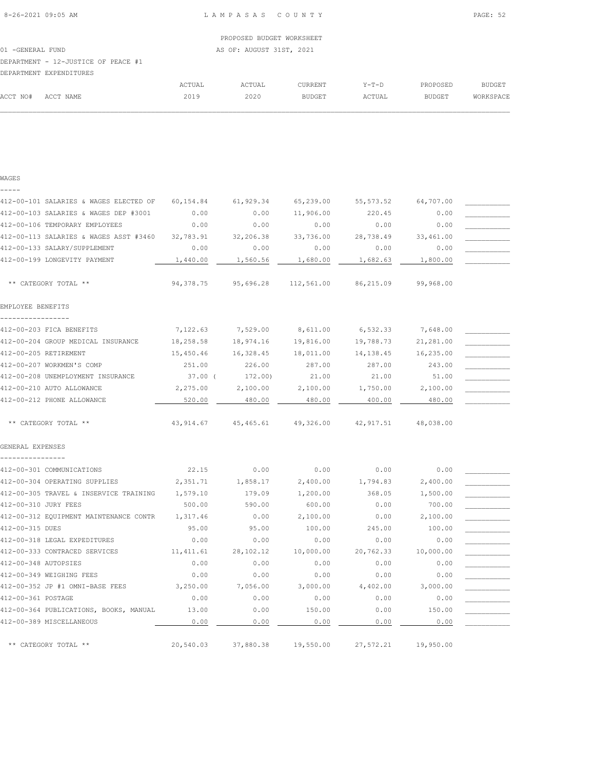PROPOSED BUDGET WORKSHEET

01 -GENERAL FUND AS OF: AUGUST 31ST, 2021

DEPARTMENT - 12-JUSTICE OF PEACE #1

DEPARTMENT EXPENDITURES

| ACCT NO# | ACCT NAME | ACTUAL 2019 | ACTUAL 2020 | CURRENT BUDGET | Y-T-D ACTUAL | PROPOSED BUDGET | BUDGET WORKSPACE |
|---|---|---|---|---|---|---|---|
| **WAGES** | | | | | | | |
| 412-00-101 | SALARIES & WAGES ELECTED OF | 60,154.84 | 61,929.34 | 65,239.00 | 55,573.52 | 64,707.00 | |
| 412-00-103 | SALARIES & WAGES DEP #3001 | 0.00 | 0.00 | 11,906.00 | 220.45 | 0.00 | |
| 412-00-106 | TEMPORARY EMPLOYEES | 0.00 | 0.00 | 0.00 | 0.00 | 0.00 | |
| 412-00-113 | SALARIES & WAGES ASST #3460 | 32,783.91 | 32,206.38 | 33,736.00 | 28,738.49 | 33,461.00 | |
| 412-00-133 | SALARY/SUPPLEMENT | 0.00 | 0.00 | 0.00 | 0.00 | 0.00 | |
| 412-00-199 | LONGEVITY PAYMENT | 1,440.00 | 1,560.56 | 1,680.00 | 1,682.63 | 1,800.00 | |
| | ** CATEGORY TOTAL ** | 94,378.75 | 95,696.28 | 112,561.00 | 86,215.09 | 99,968.00 | |
| **EMPLOYEE BENEFITS** | | | | | | | |
| 412-00-203 | FICA BENEFITS | 7,122.63 | 7,529.00 | 8,611.00 | 6,532.33 | 7,648.00 | |
| 412-00-204 | GROUP MEDICAL INSURANCE | 18,258.58 | 18,974.16 | 19,816.00 | 19,788.73 | 21,281.00 | |
| 412-00-205 | RETIREMENT | 15,450.46 | 16,328.45 | 18,011.00 | 14,138.45 | 16,235.00 | |
| 412-00-207 | WORKMEN'S COMP | 251.00 | 226.00 | 287.00 | 287.00 | 243.00 | |
| 412-00-208 | UNEMPLOYMENT INSURANCE | 37.00 | ( 172.00) | 21.00 | 21.00 | 51.00 | |
| 412-00-210 | AUTO ALLOWANCE | 2,275.00 | 2,100.00 | 2,100.00 | 1,750.00 | 2,100.00 | |
| 412-00-212 | PHONE ALLOWANCE | 520.00 | 480.00 | 480.00 | 400.00 | 480.00 | |
| | ** CATEGORY TOTAL ** | 43,914.67 | 45,465.61 | 49,326.00 | 42,917.51 | 48,038.00 | |
| **GENERAL EXPENSES** | | | | | | | |
| 412-00-301 | COMMUNICATIONS | 22.15 | 0.00 | 0.00 | 0.00 | 0.00 | |
| 412-00-304 | OPERATING SUPPLIES | 2,351.71 | 1,858.17 | 2,400.00 | 1,794.83 | 2,400.00 | |
| 412-00-305 | TRAVEL & INSERVICE TRAINING | 1,579.10 | 179.09 | 1,200.00 | 368.05 | 1,500.00 | |
| 412-00-310 | JURY FEES | 500.00 | 590.00 | 600.00 | 0.00 | 700.00 | |
| 412-00-312 | EQUIPMENT MAINTENANCE CONTR | 1,317.46 | 0.00 | 2,100.00 | 0.00 | 2,100.00 | |
| 412-00-315 | DUES | 95.00 | 95.00 | 100.00 | 245.00 | 100.00 | |
| 412-00-318 | LEGAL EXPEDITURES | 0.00 | 0.00 | 0.00 | 0.00 | 0.00 | |
| 412-00-333 | CONTRACED SERVICES | 11,411.61 | 28,102.12 | 10,000.00 | 20,762.33 | 10,000.00 | |
| 412-00-348 | AUTOPSIES | 0.00 | 0.00 | 0.00 | 0.00 | 0.00 | |
| 412-00-349 | WEIGHING FEES | 0.00 | 0.00 | 0.00 | 0.00 | 0.00 | |
| 412-00-352 | JP #1 OMNI-BASE FEES | 3,250.00 | 7,056.00 | 3,000.00 | 4,402.00 | 3,000.00 | |
| 412-00-361 | POSTAGE | 0.00 | 0.00 | 0.00 | 0.00 | 0.00 | |
| 412-00-364 | PUBLICATIONS, BOOKS, MANUAL | 13.00 | 0.00 | 150.00 | 0.00 | 150.00 | |
| 412-00-389 | MISCELLANEOUS | 0.00 | 0.00 | 0.00 | 0.00 | 0.00 | |
| | ** CATEGORY TOTAL ** | 20,540.03 | 37,880.38 | 19,550.00 | 27,572.21 | 19,950.00 | |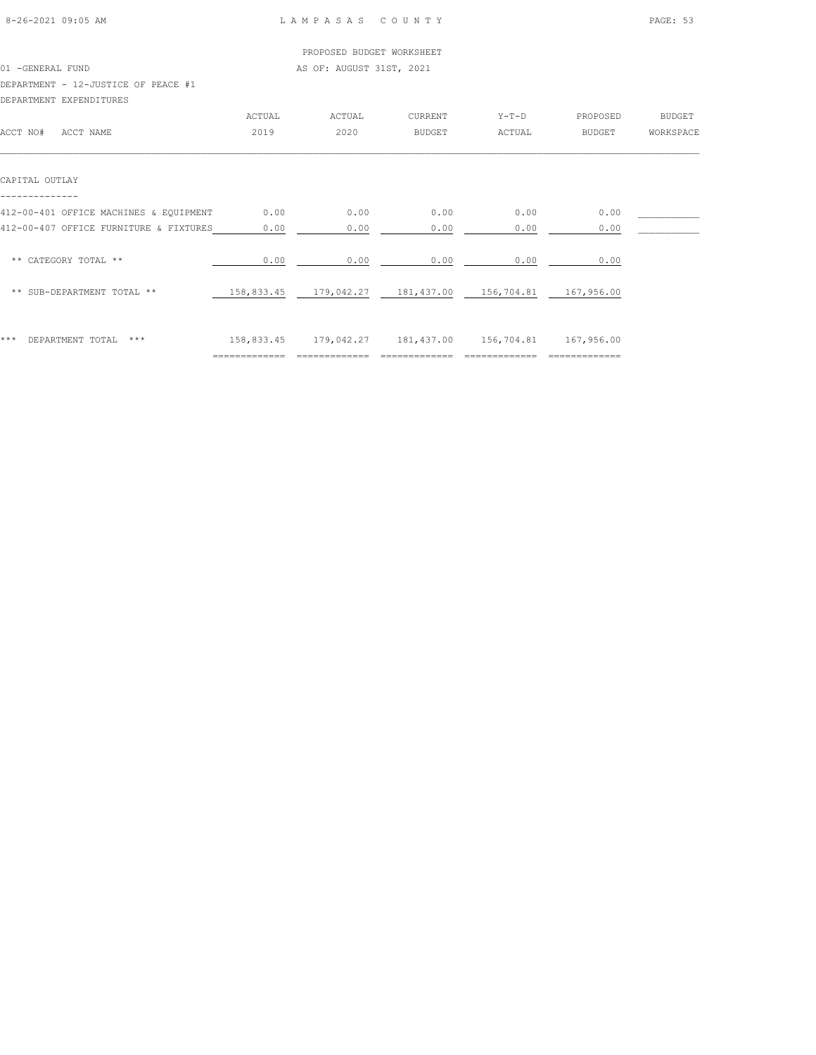PROPOSED BUDGET WORKSHEET

01 -GENERAL FUND — AS OF: AUGUST 31ST, 2021

DEPARTMENT - 12-JUSTICE OF PEACE #1

DEPARTMENT EXPENDITURES

| ACCT NO# ACCT NAME | ACTUAL 2019 | ACTUAL 2020 | CURRENT BUDGET | Y-T-D ACTUAL | PROPOSED BUDGET | BUDGET WORKSPACE |
|---|---|---|---|---|---|---|
| **CAPITAL OUTLAY** | | | | | | |
| 412-00-401 OFFICE MACHINES & EQUIPMENT | 0.00 | 0.00 | 0.00 | 0.00 | 0.00 | ___________ |
| 412-00-407 OFFICE FURNITURE & FIXTURES | 0.00 | 0.00 | 0.00 | 0.00 | 0.00 | ___________ |
| ** CATEGORY TOTAL ** | 0.00 | 0.00 | 0.00 | 0.00 | 0.00 | |
| ** SUB-DEPARTMENT TOTAL ** | 158,833.45 | 179,042.27 | 181,437.00 | 156,704.81 | 167,956.00 | |
| *** DEPARTMENT TOTAL *** | 158,833.45 | 179,042.27 | 181,437.00 | 156,704.81 | 167,956.00 | |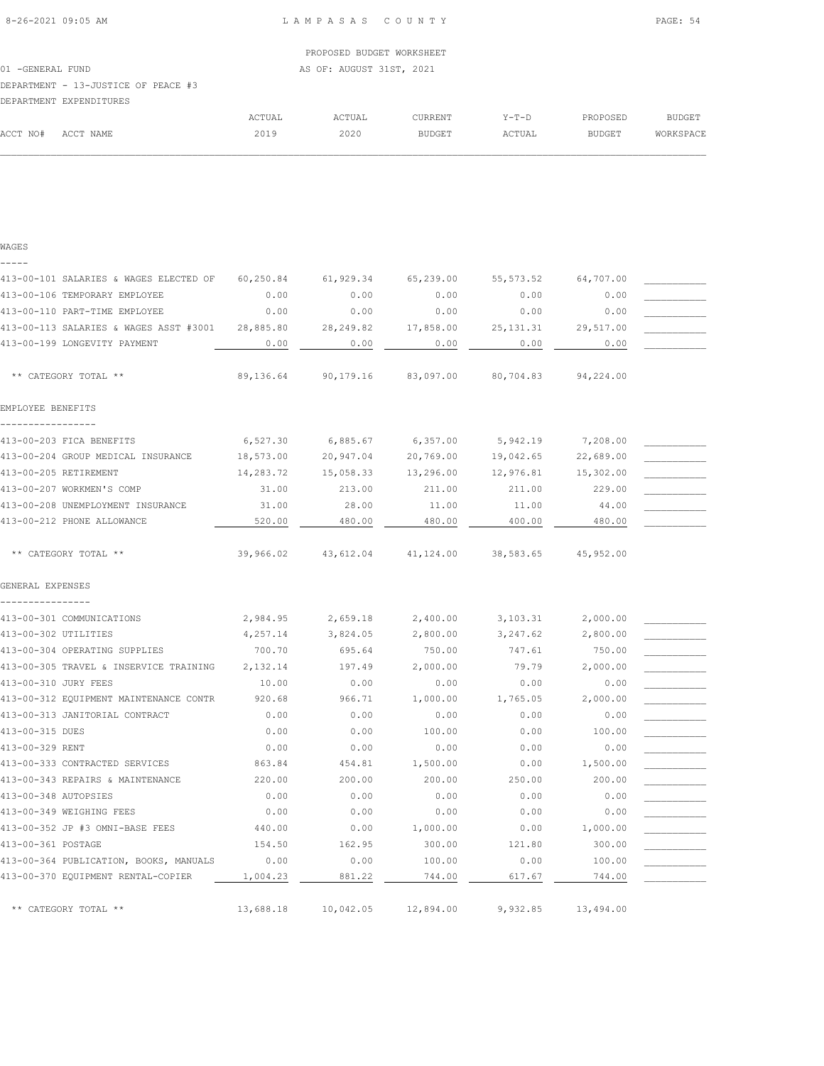PROPOSED BUDGET WORKSHEET

01 -GENERAL FUND — AS OF: AUGUST 31ST, 2021

DEPARTMENT - 13-JUSTICE OF PEACE #3

DEPARTMENT EXPENDITURES

| ACCT NO# | ACCT NAME | ACTUAL 2019 | ACTUAL 2020 | CURRENT BUDGET | Y-T-D ACTUAL | PROPOSED BUDGET | BUDGET WORKSPACE |
|---|---|---|---|---|---|---|---|
| **WAGES** | | | | | | | |
| 413-00-101 | SALARIES & WAGES ELECTED OF | 60,250.84 | 61,929.34 | 65,239.00 | 55,573.52 | 64,707.00 | |
| 413-00-106 | TEMPORARY EMPLOYEE | 0.00 | 0.00 | 0.00 | 0.00 | 0.00 | |
| 413-00-110 | PART-TIME EMPLOYEE | 0.00 | 0.00 | 0.00 | 0.00 | 0.00 | |
| 413-00-113 | SALARIES & WAGES ASST #3001 | 28,885.80 | 28,249.82 | 17,858.00 | 25,131.31 | 29,517.00 | |
| 413-00-199 | LONGEVITY PAYMENT | 0.00 | 0.00 | 0.00 | 0.00 | 0.00 | |
| | ** CATEGORY TOTAL ** | 89,136.64 | 90,179.16 | 83,097.00 | 80,704.83 | 94,224.00 | |
| **EMPLOYEE BENEFITS** | | | | | | | |
| 413-00-203 | FICA BENEFITS | 6,527.30 | 6,885.67 | 6,357.00 | 5,942.19 | 7,208.00 | |
| 413-00-204 | GROUP MEDICAL INSURANCE | 18,573.00 | 20,947.04 | 20,769.00 | 19,042.65 | 22,689.00 | |
| 413-00-205 | RETIREMENT | 14,283.72 | 15,058.33 | 13,296.00 | 12,976.81 | 15,302.00 | |
| 413-00-207 | WORKMEN'S COMP | 31.00 | 213.00 | 211.00 | 211.00 | 229.00 | |
| 413-00-208 | UNEMPLOYMENT INSURANCE | 31.00 | 28.00 | 11.00 | 11.00 | 44.00 | |
| 413-00-212 | PHONE ALLOWANCE | 520.00 | 480.00 | 480.00 | 400.00 | 480.00 | |
| | ** CATEGORY TOTAL ** | 39,966.02 | 43,612.04 | 41,124.00 | 38,583.65 | 45,952.00 | |
| **GENERAL EXPENSES** | | | | | | | |
| 413-00-301 | COMMUNICATIONS | 2,984.95 | 2,659.18 | 2,400.00 | 3,103.31 | 2,000.00 | |
| 413-00-302 | UTILITIES | 4,257.14 | 3,824.05 | 2,800.00 | 3,247.62 | 2,800.00 | |
| 413-00-304 | OPERATING SUPPLIES | 700.70 | 695.64 | 750.00 | 747.61 | 750.00 | |
| 413-00-305 | TRAVEL & INSERVICE TRAINING | 2,132.14 | 197.49 | 2,000.00 | 79.79 | 2,000.00 | |
| 413-00-310 | JURY FEES | 10.00 | 0.00 | 0.00 | 0.00 | 0.00 | |
| 413-00-312 | EQUIPMENT MAINTENANCE CONTR | 920.68 | 966.71 | 1,000.00 | 1,765.05 | 2,000.00 | |
| 413-00-313 | JANITORIAL CONTRACT | 0.00 | 0.00 | 0.00 | 0.00 | 0.00 | |
| 413-00-315 | DUES | 0.00 | 0.00 | 100.00 | 0.00 | 100.00 | |
| 413-00-329 | RENT | 0.00 | 0.00 | 0.00 | 0.00 | 0.00 | |
| 413-00-333 | CONTRACTED SERVICES | 863.84 | 454.81 | 1,500.00 | 0.00 | 1,500.00 | |
| 413-00-343 | REPAIRS & MAINTENANCE | 220.00 | 200.00 | 200.00 | 250.00 | 200.00 | |
| 413-00-348 | AUTOPSIES | 0.00 | 0.00 | 0.00 | 0.00 | 0.00 | |
| 413-00-349 | WEIGHING FEES | 0.00 | 0.00 | 0.00 | 0.00 | 0.00 | |
| 413-00-352 | JP #3 OMNI-BASE FEES | 440.00 | 0.00 | 1,000.00 | 0.00 | 1,000.00 | |
| 413-00-361 | POSTAGE | 154.50 | 162.95 | 300.00 | 121.80 | 300.00 | |
| 413-00-364 | PUBLICATION, BOOKS, MANUALS | 0.00 | 0.00 | 100.00 | 0.00 | 100.00 | |
| 413-00-370 | EQUIPMENT RENTAL-COPIER | 1,004.23 | 881.22 | 744.00 | 617.67 | 744.00 | |
| | ** CATEGORY TOTAL ** | 13,688.18 | 10,042.05 | 12,894.00 | 9,932.85 | 13,494.00 | |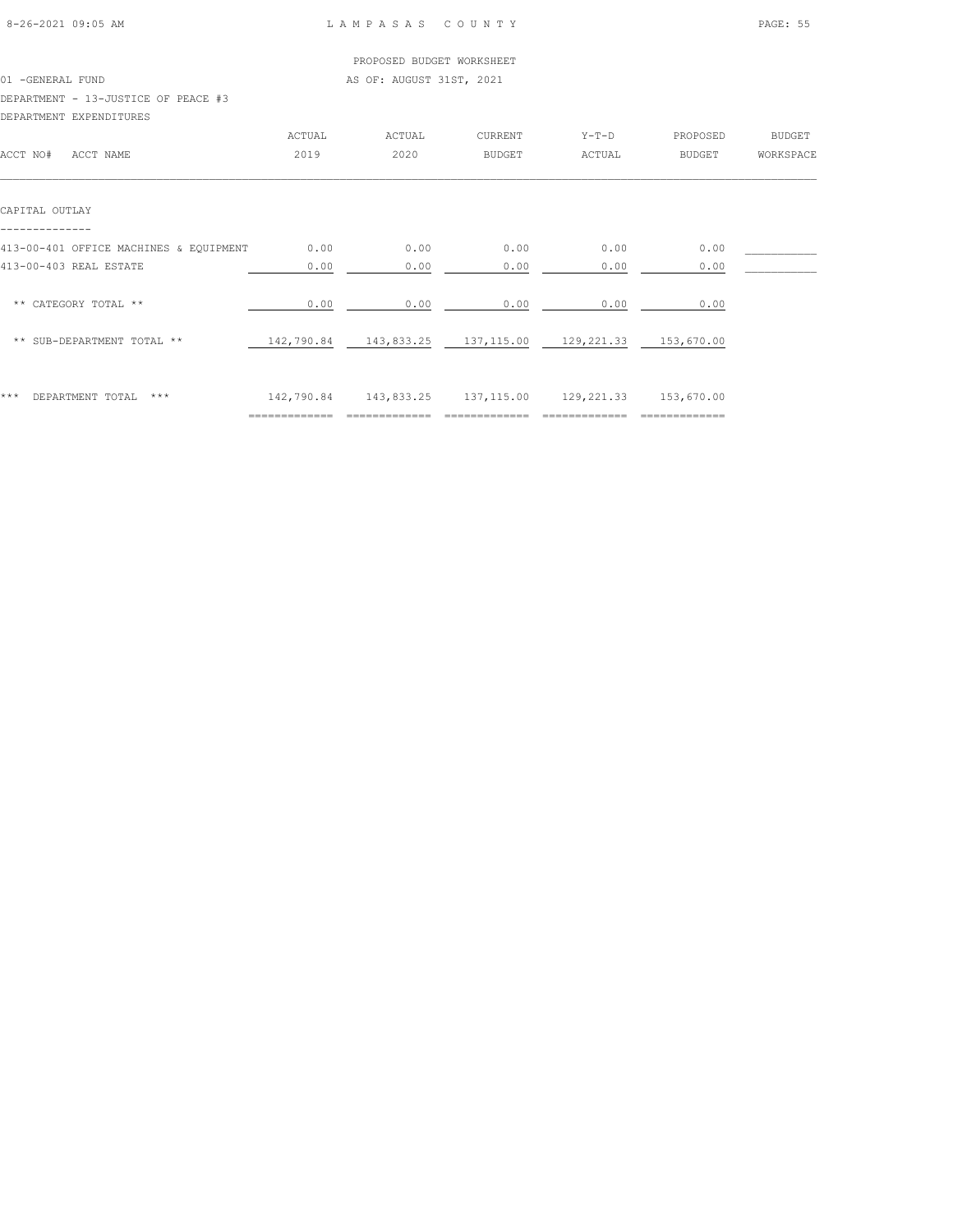PROPOSED BUDGET WORKSHEET

01 -GENERAL FUND — AS OF: AUGUST 31ST, 2021

DEPARTMENT - 13-JUSTICE OF PEACE #3

DEPARTMENT EXPENDITURES

| ACCT NO# ACCT NAME | ACTUAL 2019 | ACTUAL 2020 | CURRENT BUDGET | Y-T-D ACTUAL | PROPOSED BUDGET | BUDGET WORKSPACE |
|---|---|---|---|---|---|---|
| **CAPITAL OUTLAY** | | | | | | |
| 413-00-401 OFFICE MACHINES & EQUIPMENT | 0.00 | 0.00 | 0.00 | 0.00 | 0.00 | |
| 413-00-403 REAL ESTATE | 0.00 | 0.00 | 0.00 | 0.00 | 0.00 | |
| ** CATEGORY TOTAL ** | 0.00 | 0.00 | 0.00 | 0.00 | 0.00 | |
| ** SUB-DEPARTMENT TOTAL ** | 142,790.84 | 143,833.25 | 137,115.00 | 129,221.33 | 153,670.00 | |
| *** DEPARTMENT TOTAL *** | 142,790.84 | 143,833.25 | 137,115.00 | 129,221.33 | 153,670.00 | |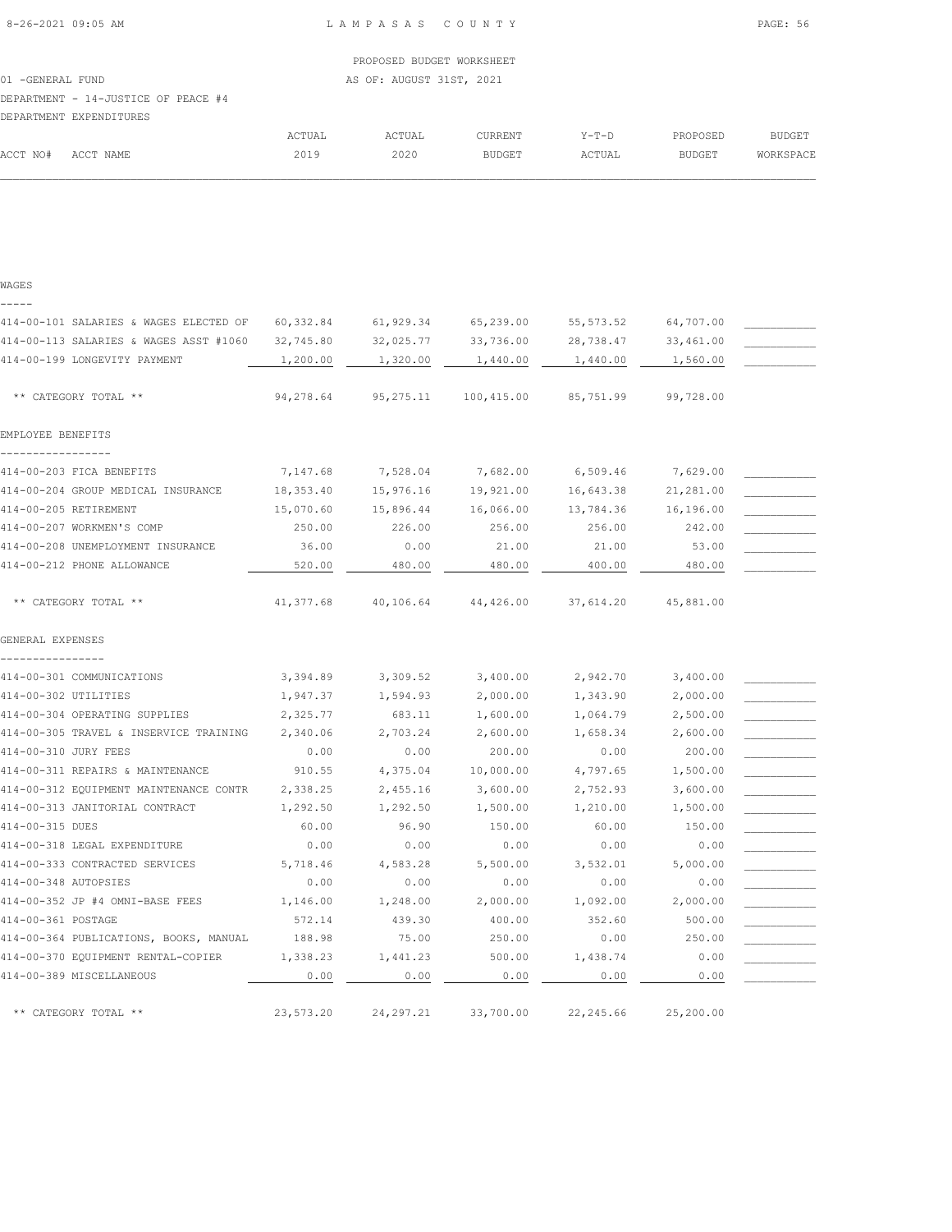PROPOSED BUDGET WORKSHEET

01 -GENERAL FUND — AS OF: AUGUST 31ST, 2021

DEPARTMENT - 14-JUSTICE OF PEACE #4

DEPARTMENT EXPENDITURES

| ACCT NO# | ACCT NAME | ACTUAL 2019 | ACTUAL 2020 | CURRENT BUDGET | Y-T-D ACTUAL | PROPOSED BUDGET | BUDGET WORKSPACE |
|---|---|---|---|---|---|---|---|
| **WAGES** | | | | | | | |
| 414-00-101 | SALARIES & WAGES ELECTED OF | 60,332.84 | 61,929.34 | 65,239.00 | 55,573.52 | 64,707.00 | |
| 414-00-113 | SALARIES & WAGES ASST #1060 | 32,745.80 | 32,025.77 | 33,736.00 | 28,738.47 | 33,461.00 | |
| 414-00-199 | LONGEVITY PAYMENT | 1,200.00 | 1,320.00 | 1,440.00 | 1,440.00 | 1,560.00 | |
| | ** CATEGORY TOTAL ** | 94,278.64 | 95,275.11 | 100,415.00 | 85,751.99 | 99,728.00 | |
| **EMPLOYEE BENEFITS** | | | | | | | |
| 414-00-203 | FICA BENEFITS | 7,147.68 | 7,528.04 | 7,682.00 | 6,509.46 | 7,629.00 | |
| 414-00-204 | GROUP MEDICAL INSURANCE | 18,353.40 | 15,976.16 | 19,921.00 | 16,643.38 | 21,281.00 | |
| 414-00-205 | RETIREMENT | 15,070.60 | 15,896.44 | 16,066.00 | 13,784.36 | 16,196.00 | |
| 414-00-207 | WORKMEN'S COMP | 250.00 | 226.00 | 256.00 | 256.00 | 242.00 | |
| 414-00-208 | UNEMPLOYMENT INSURANCE | 36.00 | 0.00 | 21.00 | 21.00 | 53.00 | |
| 414-00-212 | PHONE ALLOWANCE | 520.00 | 480.00 | 480.00 | 400.00 | 480.00 | |
| | ** CATEGORY TOTAL ** | 41,377.68 | 40,106.64 | 44,426.00 | 37,614.20 | 45,881.00 | |
| **GENERAL EXPENSES** | | | | | | | |
| 414-00-301 | COMMUNICATIONS | 3,394.89 | 3,309.52 | 3,400.00 | 2,942.70 | 3,400.00 | |
| 414-00-302 | UTILITIES | 1,947.37 | 1,594.93 | 2,000.00 | 1,343.90 | 2,000.00 | |
| 414-00-304 | OPERATING SUPPLIES | 2,325.77 | 683.11 | 1,600.00 | 1,064.79 | 2,500.00 | |
| 414-00-305 | TRAVEL & INSERVICE TRAINING | 2,340.06 | 2,703.24 | 2,600.00 | 1,658.34 | 2,600.00 | |
| 414-00-310 | JURY FEES | 0.00 | 0.00 | 200.00 | 0.00 | 200.00 | |
| 414-00-311 | REPAIRS & MAINTENANCE | 910.55 | 4,375.04 | 10,000.00 | 4,797.65 | 1,500.00 | |
| 414-00-312 | EQUIPMENT MAINTENANCE CONTR | 2,338.25 | 2,455.16 | 3,600.00 | 2,752.93 | 3,600.00 | |
| 414-00-313 | JANITORIAL CONTRACT | 1,292.50 | 1,292.50 | 1,500.00 | 1,210.00 | 1,500.00 | |
| 414-00-315 | DUES | 60.00 | 96.90 | 150.00 | 60.00 | 150.00 | |
| 414-00-318 | LEGAL EXPENDITURE | 0.00 | 0.00 | 0.00 | 0.00 | 0.00 | |
| 414-00-333 | CONTRACTED SERVICES | 5,718.46 | 4,583.28 | 5,500.00 | 3,532.01 | 5,000.00 | |
| 414-00-348 | AUTOPSIES | 0.00 | 0.00 | 0.00 | 0.00 | 0.00 | |
| 414-00-352 | JP #4 OMNI-BASE FEES | 1,146.00 | 1,248.00 | 2,000.00 | 1,092.00 | 2,000.00 | |
| 414-00-361 | POSTAGE | 572.14 | 439.30 | 400.00 | 352.60 | 500.00 | |
| 414-00-364 | PUBLICATIONS, BOOKS, MANUAL | 188.98 | 75.00 | 250.00 | 0.00 | 250.00 | |
| 414-00-370 | EQUIPMENT RENTAL-COPIER | 1,338.23 | 1,441.23 | 500.00 | 1,438.74 | 0.00 | |
| 414-00-389 | MISCELLANEOUS | 0.00 | 0.00 | 0.00 | 0.00 | 0.00 | |
| | ** CATEGORY TOTAL ** | 23,573.20 | 24,297.21 | 33,700.00 | 22,245.66 | 25,200.00 | |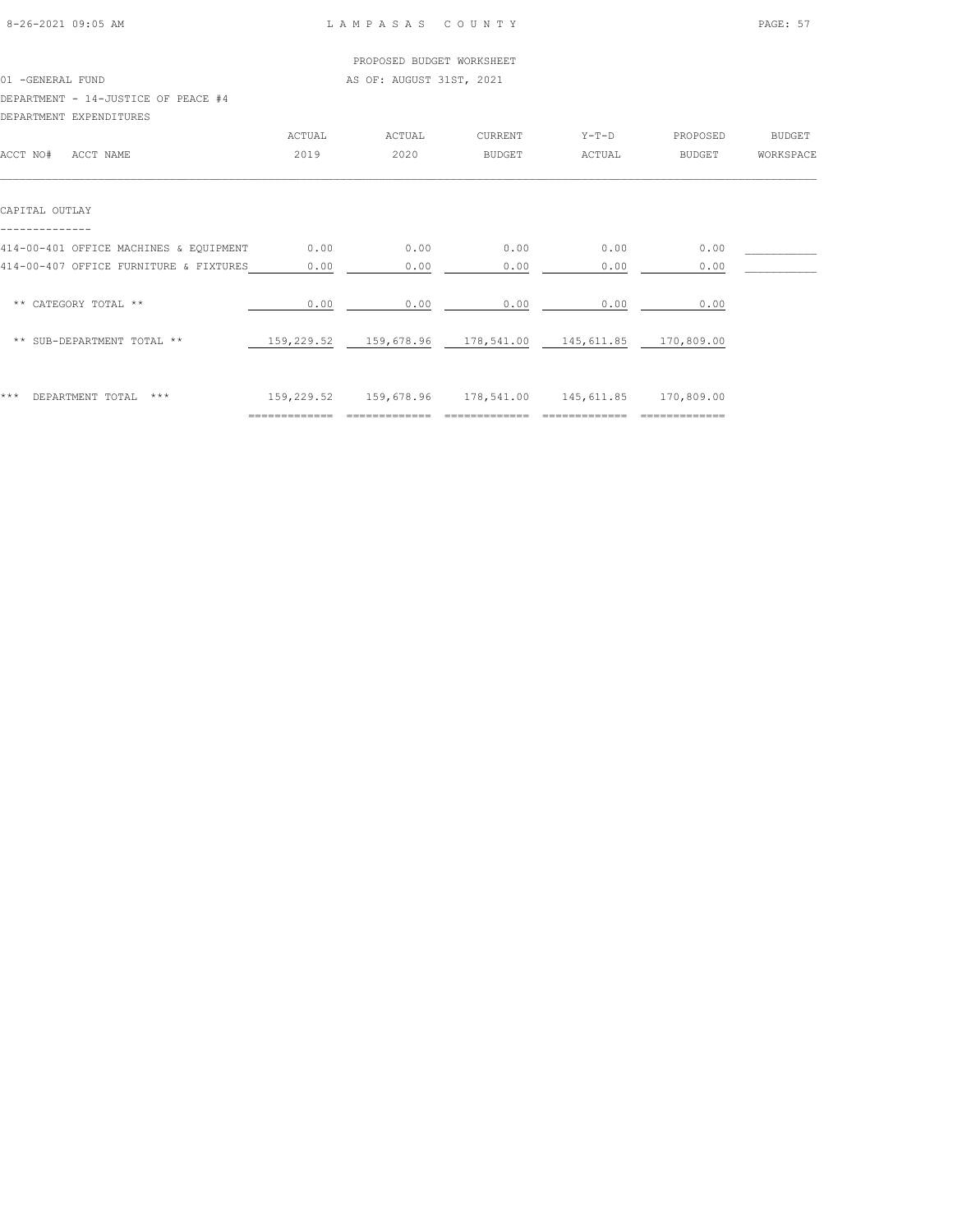PROPOSED BUDGET WORKSHEET

01 -GENERAL FUND AS OF: AUGUST 31ST, 2021

DEPARTMENT - 14-JUSTICE OF PEACE #4

DEPARTMENT EXPENDITURES

| ACCT NO# ACCT NAME | ACTUAL 2019 | ACTUAL 2020 | CURRENT BUDGET | Y-T-D ACTUAL | PROPOSED BUDGET | BUDGET WORKSPACE |
|---|---|---|---|---|---|---|
| **CAPITAL OUTLAY** | | | | | | |
| 414-00-401 OFFICE MACHINES & EQUIPMENT | 0.00 | 0.00 | 0.00 | 0.00 | 0.00 | |
| 414-00-407 OFFICE FURNITURE & FIXTURES | 0.00 | 0.00 | 0.00 | 0.00 | 0.00 | |
| ** CATEGORY TOTAL ** | 0.00 | 0.00 | 0.00 | 0.00 | 0.00 | |
| ** SUB-DEPARTMENT TOTAL ** | 159,229.52 | 159,678.96 | 178,541.00 | 145,611.85 | 170,809.00 | |
| *** DEPARTMENT TOTAL *** | 159,229.52 | 159,678.96 | 178,541.00 | 145,611.85 | 170,809.00 | |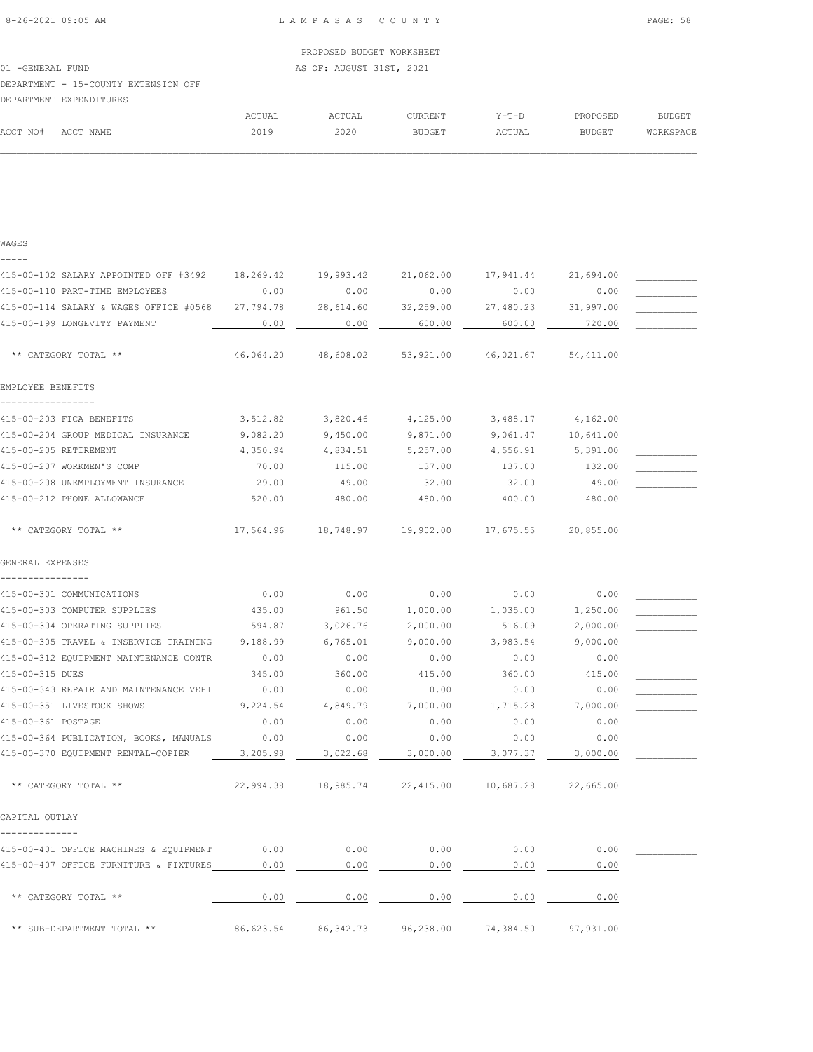PROPOSED BUDGET WORKSHEET

01 -GENERAL FUND AS OF: AUGUST 31ST, 2021

DEPARTMENT - 15-COUNTY EXTENSION OFF

DEPARTMENT EXPENDITURES

| ACCT NO# ACCT NAME | ACTUAL 2019 | ACTUAL 2020 | CURRENT BUDGET | Y-T-D ACTUAL | PROPOSED BUDGET | BUDGET WORKSPACE |
|---|---|---|---|---|---|---|
| **WAGES** | | | | | | |
| 415-00-102 SALARY APPOINTED OFF #3492 | 18,269.42 | 19,993.42 | 21,062.00 | 17,941.44 | 21,694.00 | |
| 415-00-110 PART-TIME EMPLOYEES | 0.00 | 0.00 | 0.00 | 0.00 | 0.00 | |
| 415-00-114 SALARY & WAGES OFFICE #0568 | 27,794.78 | 28,614.60 | 32,259.00 | 27,480.23 | 31,997.00 | |
| 415-00-199 LONGEVITY PAYMENT | 0.00 | 0.00 | 600.00 | 600.00 | 720.00 | |
| ** CATEGORY TOTAL ** | 46,064.20 | 48,608.02 | 53,921.00 | 46,021.67 | 54,411.00 | |
| **EMPLOYEE BENEFITS** | | | | | | |
| 415-00-203 FICA BENEFITS | 3,512.82 | 3,820.46 | 4,125.00 | 3,488.17 | 4,162.00 | |
| 415-00-204 GROUP MEDICAL INSURANCE | 9,082.20 | 9,450.00 | 9,871.00 | 9,061.47 | 10,641.00 | |
| 415-00-205 RETIREMENT | 4,350.94 | 4,834.51 | 5,257.00 | 4,556.91 | 5,391.00 | |
| 415-00-207 WORKMEN'S COMP | 70.00 | 115.00 | 137.00 | 137.00 | 132.00 | |
| 415-00-208 UNEMPLOYMENT INSURANCE | 29.00 | 49.00 | 32.00 | 32.00 | 49.00 | |
| 415-00-212 PHONE ALLOWANCE | 520.00 | 480.00 | 480.00 | 400.00 | 480.00 | |
| ** CATEGORY TOTAL ** | 17,564.96 | 18,748.97 | 19,902.00 | 17,675.55 | 20,855.00 | |
| **GENERAL EXPENSES** | | | | | | |
| 415-00-301 COMMUNICATIONS | 0.00 | 0.00 | 0.00 | 0.00 | 0.00 | |
| 415-00-303 COMPUTER SUPPLIES | 435.00 | 961.50 | 1,000.00 | 1,035.00 | 1,250.00 | |
| 415-00-304 OPERATING SUPPLIES | 594.87 | 3,026.76 | 2,000.00 | 516.09 | 2,000.00 | |
| 415-00-305 TRAVEL & INSERVICE TRAINING | 9,188.99 | 6,765.01 | 9,000.00 | 3,983.54 | 9,000.00 | |
| 415-00-312 EQUIPMENT MAINTENANCE CONTR | 0.00 | 0.00 | 0.00 | 0.00 | 0.00 | |
| 415-00-315 DUES | 345.00 | 360.00 | 415.00 | 360.00 | 415.00 | |
| 415-00-343 REPAIR AND MAINTENANCE VEHI | 0.00 | 0.00 | 0.00 | 0.00 | 0.00 | |
| 415-00-351 LIVESTOCK SHOWS | 9,224.54 | 4,849.79 | 7,000.00 | 1,715.28 | 7,000.00 | |
| 415-00-361 POSTAGE | 0.00 | 0.00 | 0.00 | 0.00 | 0.00 | |
| 415-00-364 PUBLICATION, BOOKS, MANUALS | 0.00 | 0.00 | 0.00 | 0.00 | 0.00 | |
| 415-00-370 EQUIPMENT RENTAL-COPIER | 3,205.98 | 3,022.68 | 3,000.00 | 3,077.37 | 3,000.00 | |
| ** CATEGORY TOTAL ** | 22,994.38 | 18,985.74 | 22,415.00 | 10,687.28 | 22,665.00 | |
| **CAPITAL OUTLAY** | | | | | | |
| 415-00-401 OFFICE MACHINES & EQUIPMENT | 0.00 | 0.00 | 0.00 | 0.00 | 0.00 | |
| 415-00-407 OFFICE FURNITURE & FIXTURES | 0.00 | 0.00 | 0.00 | 0.00 | 0.00 | |
| ** CATEGORY TOTAL ** | 0.00 | 0.00 | 0.00 | 0.00 | 0.00 | |
| ** SUB-DEPARTMENT TOTAL ** | 86,623.54 | 86,342.73 | 96,238.00 | 74,384.50 | 97,931.00 | |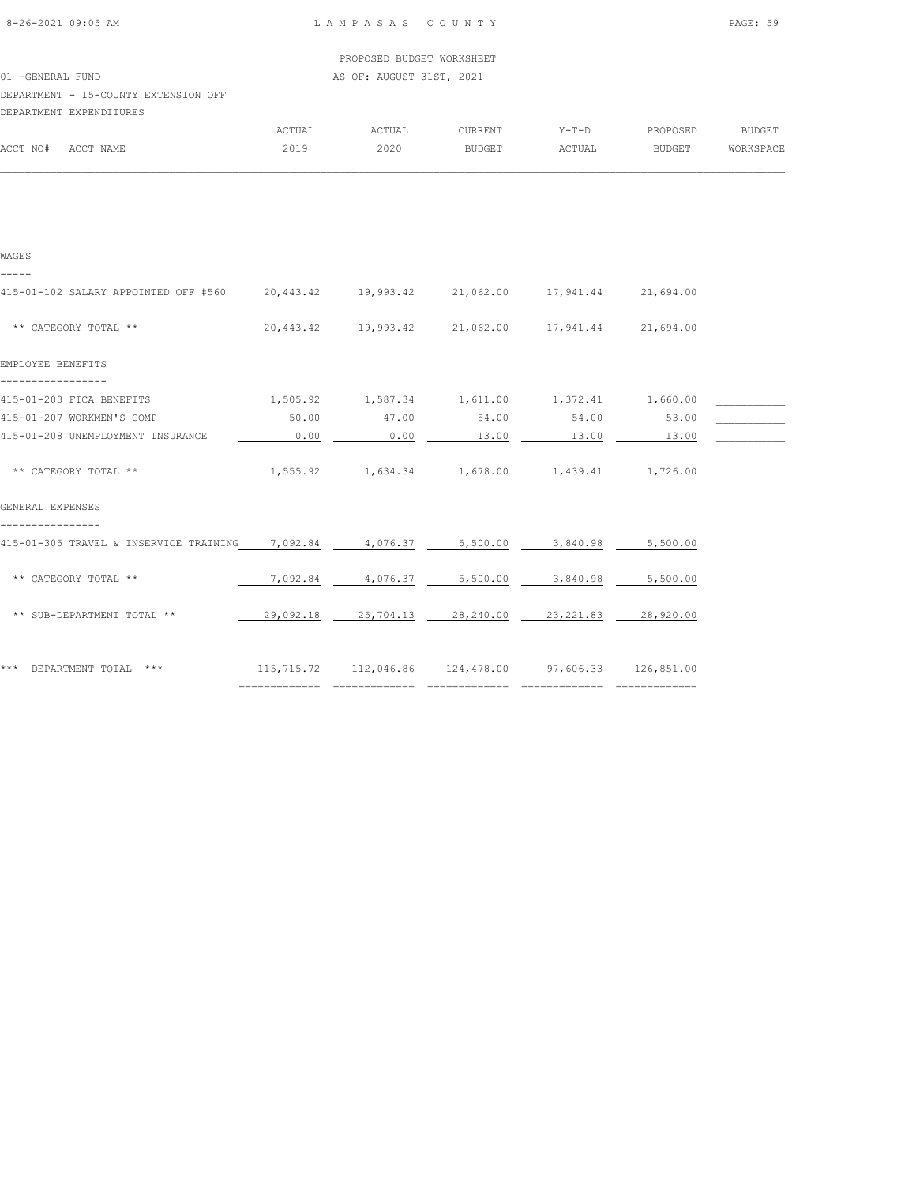PROPOSED BUDGET WORKSHEET

01 -GENERAL FUND — AS OF: AUGUST 31ST, 2021

DEPARTMENT - 15-COUNTY EXTENSION OFF

DEPARTMENT EXPENDITURES

| ACCT NO# ACCT NAME | ACTUAL 2019 | ACTUAL 2020 | CURRENT BUDGET | Y-T-D ACTUAL | PROPOSED BUDGET | BUDGET WORKSPACE |
|---|---|---|---|---|---|---|
| **WAGES** | | | | | | |
| 415-01-102 SALARY APPOINTED OFF #560 | 20,443.42 | 19,993.42 | 21,062.00 | 17,941.44 | 21,694.00 | |
| ** CATEGORY TOTAL ** | 20,443.42 | 19,993.42 | 21,062.00 | 17,941.44 | 21,694.00 | |
| **EMPLOYEE BENEFITS** | | | | | | |
| 415-01-203 FICA BENEFITS | 1,505.92 | 1,587.34 | 1,611.00 | 1,372.41 | 1,660.00 | |
| 415-01-207 WORKMEN'S COMP | 50.00 | 47.00 | 54.00 | 54.00 | 53.00 | |
| 415-01-208 UNEMPLOYMENT INSURANCE | 0.00 | 0.00 | 13.00 | 13.00 | 13.00 | |
| ** CATEGORY TOTAL ** | 1,555.92 | 1,634.34 | 1,678.00 | 1,439.41 | 1,726.00 | |
| **GENERAL EXPENSES** | | | | | | |
| 415-01-305 TRAVEL & INSERVICE TRAINING | 7,092.84 | 4,076.37 | 5,500.00 | 3,840.98 | 5,500.00 | |
| ** CATEGORY TOTAL ** | 7,092.84 | 4,076.37 | 5,500.00 | 3,840.98 | 5,500.00 | |
| ** SUB-DEPARTMENT TOTAL ** | 29,092.18 | 25,704.13 | 28,240.00 | 23,221.83 | 28,920.00 | |
| *** DEPARTMENT TOTAL *** | 115,715.72 | 112,046.86 | 124,478.00 | 97,606.33 | 126,851.00 | |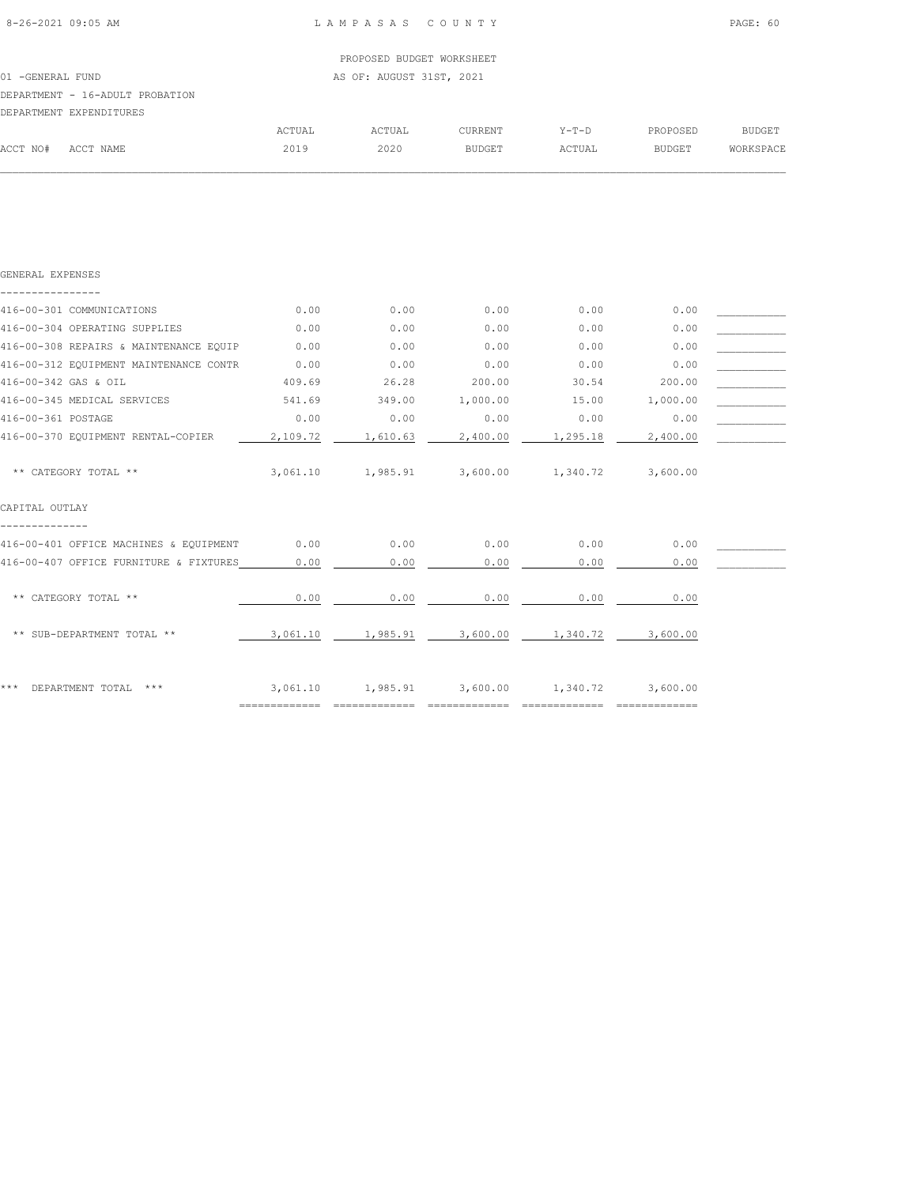PROPOSED BUDGET WORKSHEET

01 -GENERAL FUND — AS OF: AUGUST 31ST, 2021

DEPARTMENT - 16-ADULT PROBATION

DEPARTMENT EXPENDITURES

| ACCT NO# ACCT NAME | ACTUAL 2019 | ACTUAL 2020 | CURRENT BUDGET | Y-T-D ACTUAL | PROPOSED BUDGET | BUDGET WORKSPACE |
|---|---|---|---|---|---|---|
| **GENERAL EXPENSES** | | | | | | |
| 416-00-301 COMMUNICATIONS | 0.00 | 0.00 | 0.00 | 0.00 | 0.00 | |
| 416-00-304 OPERATING SUPPLIES | 0.00 | 0.00 | 0.00 | 0.00 | 0.00 | |
| 416-00-308 REPAIRS & MAINTENANCE EQUIP | 0.00 | 0.00 | 0.00 | 0.00 | 0.00 | |
| 416-00-312 EQUIPMENT MAINTENANCE CONTR | 0.00 | 0.00 | 0.00 | 0.00 | 0.00 | |
| 416-00-342 GAS & OIL | 409.69 | 26.28 | 200.00 | 30.54 | 200.00 | |
| 416-00-345 MEDICAL SERVICES | 541.69 | 349.00 | 1,000.00 | 15.00 | 1,000.00 | |
| 416-00-361 POSTAGE | 0.00 | 0.00 | 0.00 | 0.00 | 0.00 | |
| 416-00-370 EQUIPMENT RENTAL-COPIER | 2,109.72 | 1,610.63 | 2,400.00 | 1,295.18 | 2,400.00 | |
| ** CATEGORY TOTAL ** | 3,061.10 | 1,985.91 | 3,600.00 | 1,340.72 | 3,600.00 | |
| **CAPITAL OUTLAY** | | | | | | |
| 416-00-401 OFFICE MACHINES & EQUIPMENT | 0.00 | 0.00 | 0.00 | 0.00 | 0.00 | |
| 416-00-407 OFFICE FURNITURE & FIXTURES | 0.00 | 0.00 | 0.00 | 0.00 | 0.00 | |
| ** CATEGORY TOTAL ** | 0.00 | 0.00 | 0.00 | 0.00 | 0.00 | |
| ** SUB-DEPARTMENT TOTAL ** | 3,061.10 | 1,985.91 | 3,600.00 | 1,340.72 | 3,600.00 | |
| *** DEPARTMENT TOTAL *** | 3,061.10 | 1,985.91 | 3,600.00 | 1,340.72 | 3,600.00 | |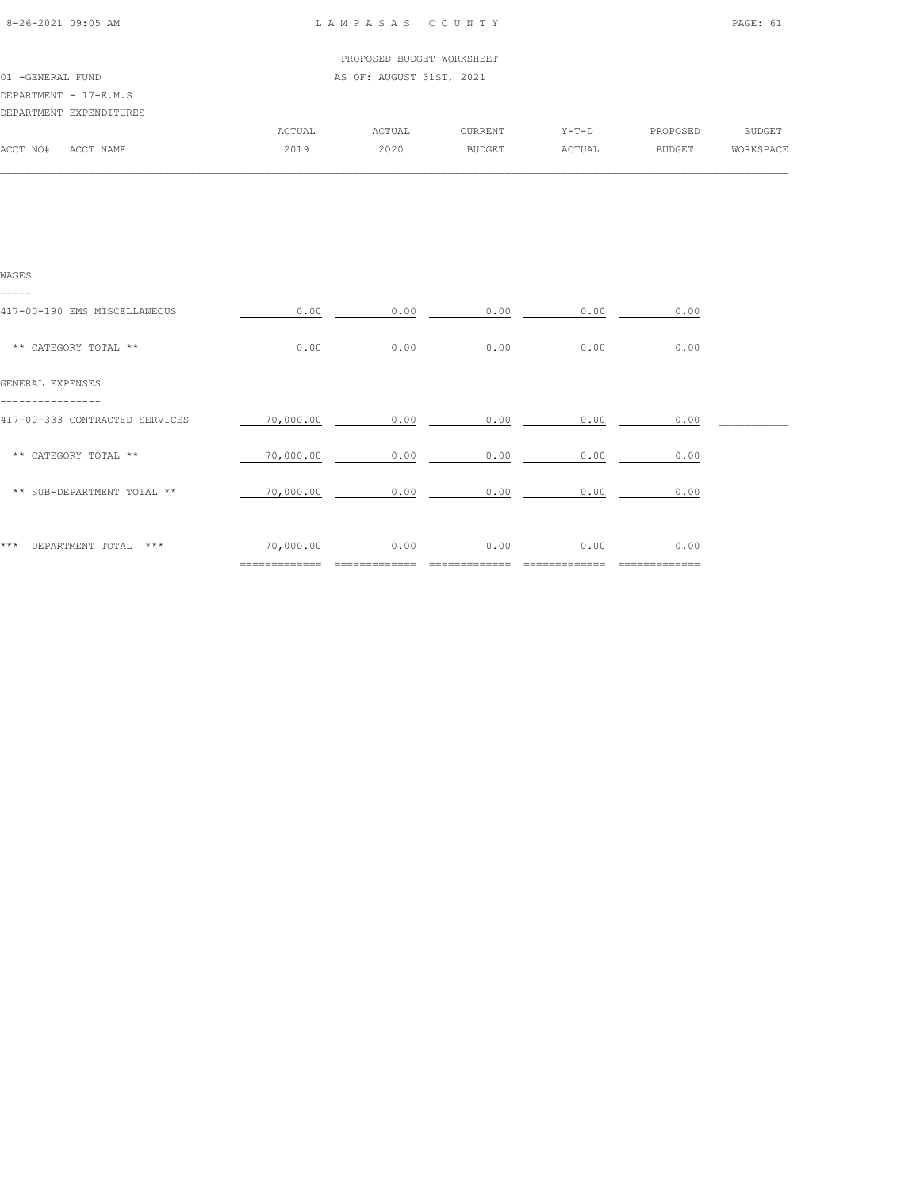LAMPASAS COUNTY

PROPOSED BUDGET WORKSHEET

AS OF: AUGUST 31ST, 2021

01 -GENERAL FUND

DEPARTMENT - 17-E.M.S

DEPARTMENT EXPENDITURES

| ACCT NO# ACCT NAME | ACTUAL 2019 | ACTUAL 2020 | CURRENT BUDGET | Y-T-D ACTUAL | PROPOSED BUDGET | BUDGET WORKSPACE |
|---|---|---|---|---|---|---|
| **WAGES** | | | | | | |
| 417-00-190 EMS MISCELLANEOUS | 0.00 | 0.00 | 0.00 | 0.00 | 0.00 | |
| ** CATEGORY TOTAL ** | 0.00 | 0.00 | 0.00 | 0.00 | 0.00 | |
| **GENERAL EXPENSES** | | | | | | |
| 417-00-333 CONTRACTED SERVICES | 70,000.00 | 0.00 | 0.00 | 0.00 | 0.00 | |
| ** CATEGORY TOTAL ** | 70,000.00 | 0.00 | 0.00 | 0.00 | 0.00 | |
| ** SUB-DEPARTMENT TOTAL ** | 70,000.00 | 0.00 | 0.00 | 0.00 | 0.00 | |
| *** DEPARTMENT TOTAL *** | 70,000.00 | 0.00 | 0.00 | 0.00 | 0.00 | |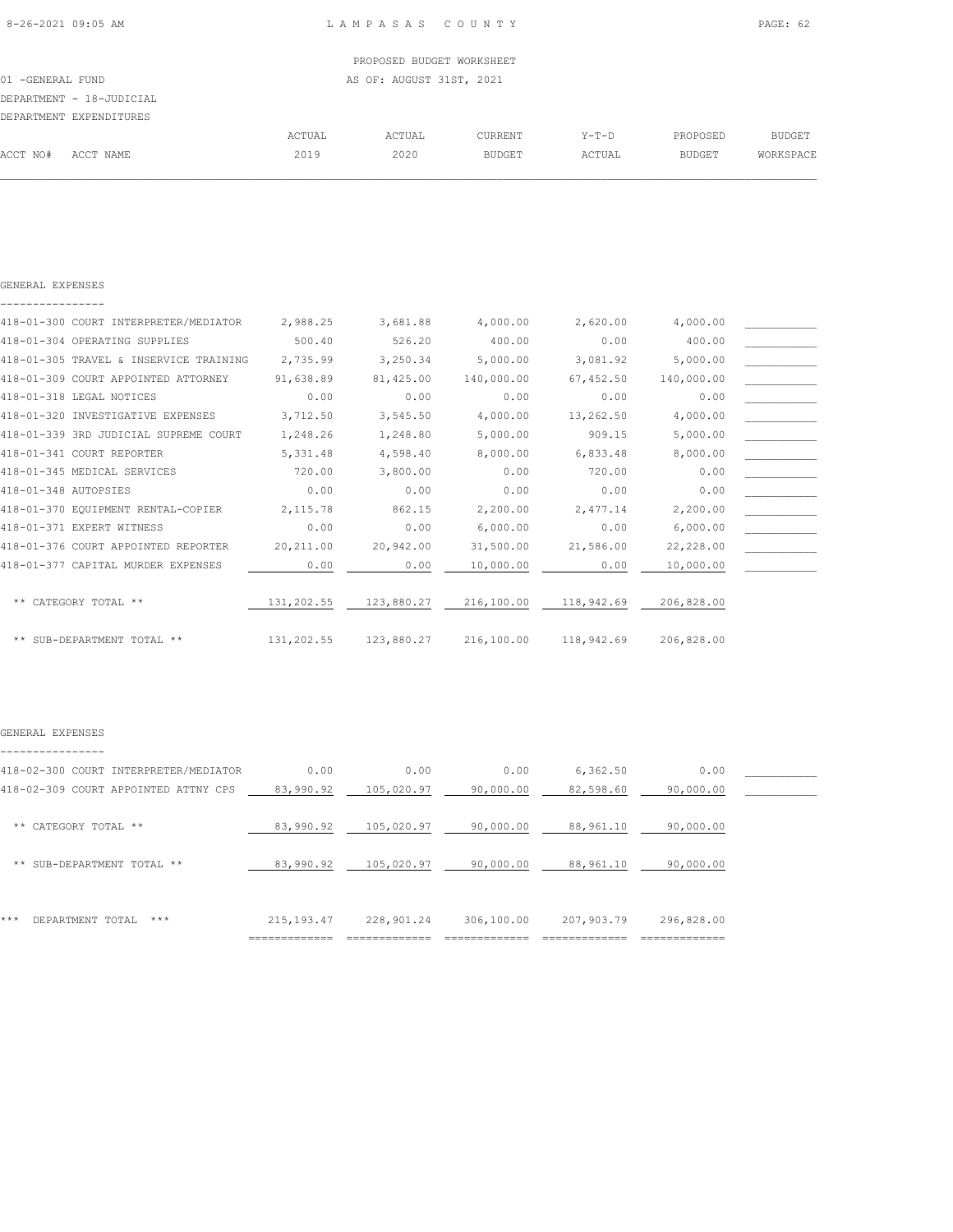PROPOSED BUDGET WORKSHEET

01 -GENERAL FUND — AS OF: AUGUST 31ST, 2021

DEPARTMENT - 18-JUDICIAL

DEPARTMENT EXPENDITURES

## GENERAL EXPENSES

| ACCT NO# | ACCT NAME | ACTUAL 2019 | ACTUAL 2020 | CURRENT BUDGET | Y-T-D ACTUAL | PROPOSED BUDGET | BUDGET WORKSPACE |
|---|---|---|---|---|---|---|---|
| 418-01-300 | COURT INTERPRETER/MEDIATOR | 2,988.25 | 3,681.88 | 4,000.00 | 2,620.00 | 4,000.00 | |
| 418-01-304 | OPERATING SUPPLIES | 500.40 | 526.20 | 400.00 | 0.00 | 400.00 | |
| 418-01-305 | TRAVEL & INSERVICE TRAINING | 2,735.99 | 3,250.34 | 5,000.00 | 3,081.92 | 5,000.00 | |
| 418-01-309 | COURT APPOINTED ATTORNEY | 91,638.89 | 81,425.00 | 140,000.00 | 67,452.50 | 140,000.00 | |
| 418-01-318 | LEGAL NOTICES | 0.00 | 0.00 | 0.00 | 0.00 | 0.00 | |
| 418-01-320 | INVESTIGATIVE EXPENSES | 3,712.50 | 3,545.50 | 4,000.00 | 13,262.50 | 4,000.00 | |
| 418-01-339 | 3RD JUDICIAL SUPREME COURT | 1,248.26 | 1,248.80 | 5,000.00 | 909.15 | 5,000.00 | |
| 418-01-341 | COURT REPORTER | 5,331.48 | 4,598.40 | 8,000.00 | 6,833.48 | 8,000.00 | |
| 418-01-345 | MEDICAL SERVICES | 720.00 | 3,800.00 | 0.00 | 720.00 | 0.00 | |
| 418-01-348 | AUTOPSIES | 0.00 | 0.00 | 0.00 | 0.00 | 0.00 | |
| 418-01-370 | EQUIPMENT RENTAL-COPIER | 2,115.78 | 862.15 | 2,200.00 | 2,477.14 | 2,200.00 | |
| 418-01-371 | EXPERT WITNESS | 0.00 | 0.00 | 6,000.00 | 0.00 | 6,000.00 | |
| 418-01-376 | COURT APPOINTED REPORTER | 20,211.00 | 20,942.00 | 31,500.00 | 21,586.00 | 22,228.00 | |
| 418-01-377 | CAPITAL MURDER EXPENSES | 0.00 | 0.00 | 10,000.00 | 0.00 | 10,000.00 | |
| | ** CATEGORY TOTAL ** | 131,202.55 | 123,880.27 | 216,100.00 | 118,942.69 | 206,828.00 | |
| | ** SUB-DEPARTMENT TOTAL ** | 131,202.55 | 123,880.27 | 216,100.00 | 118,942.69 | 206,828.00 | |

## GENERAL EXPENSES

| ACCT NO# | ACCT NAME | ACTUAL 2019 | ACTUAL 2020 | CURRENT BUDGET | Y-T-D ACTUAL | PROPOSED BUDGET | BUDGET WORKSPACE |
|---|---|---|---|---|---|---|---|
| 418-02-300 | COURT INTERPRETER/MEDIATOR | 0.00 | 0.00 | 0.00 | 6,362.50 | 0.00 | |
| 418-02-309 | COURT APPOINTED ATTNY CPS | 83,990.92 | 105,020.97 | 90,000.00 | 82,598.60 | 90,000.00 | |
| | ** CATEGORY TOTAL ** | 83,990.92 | 105,020.97 | 90,000.00 | 88,961.10 | 90,000.00 | |
| | ** SUB-DEPARTMENT TOTAL ** | 83,990.92 | 105,020.97 | 90,000.00 | 88,961.10 | 90,000.00 | |
| | *** DEPARTMENT TOTAL *** | 215,193.47 | 228,901.24 | 306,100.00 | 207,903.79 | 296,828.00 | |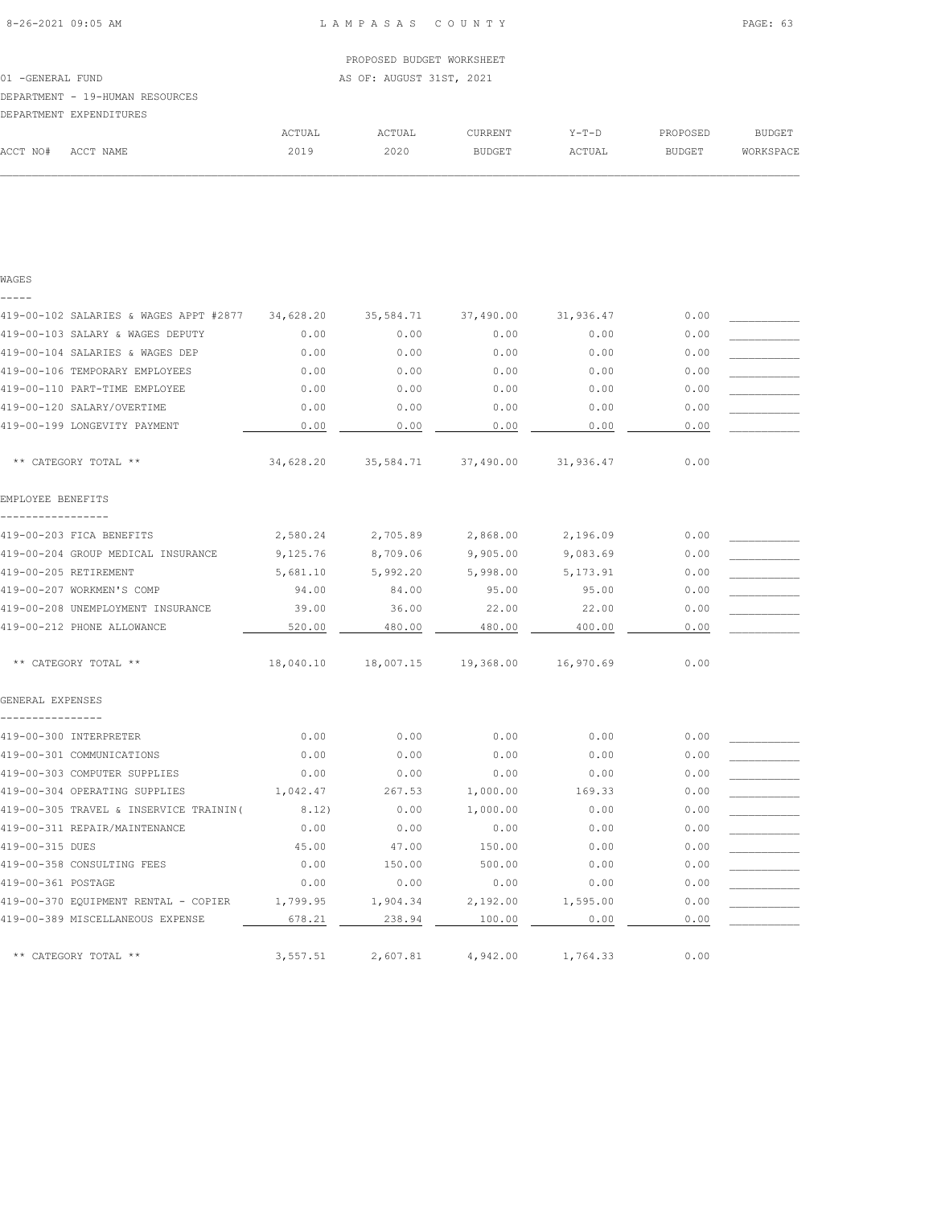PROPOSED BUDGET WORKSHEET

01 -GENERAL FUND AS OF: AUGUST 31ST, 2021

DEPARTMENT - 19-HUMAN RESOURCES

DEPARTMENT EXPENDITURES

| ACCT NO# ACCT NAME | ACTUAL 2019 | ACTUAL 2020 | CURRENT BUDGET | Y-T-D ACTUAL | PROPOSED BUDGET | BUDGET WORKSPACE |
|---|---|---|---|---|---|---|
| **WAGES** | | | | | | |
| 419-00-102 SALARIES & WAGES APPT #2877 | 34,628.20 | 35,584.71 | 37,490.00 | 31,936.47 | 0.00 | ___________ |
| 419-00-103 SALARY & WAGES DEPUTY | 0.00 | 0.00 | 0.00 | 0.00 | 0.00 | ___________ |
| 419-00-104 SALARIES & WAGES DEP | 0.00 | 0.00 | 0.00 | 0.00 | 0.00 | ___________ |
| 419-00-106 TEMPORARY EMPLOYEES | 0.00 | 0.00 | 0.00 | 0.00 | 0.00 | ___________ |
| 419-00-110 PART-TIME EMPLOYEE | 0.00 | 0.00 | 0.00 | 0.00 | 0.00 | ___________ |
| 419-00-120 SALARY/OVERTIME | 0.00 | 0.00 | 0.00 | 0.00 | 0.00 | ___________ |
| 419-00-199 LONGEVITY PAYMENT | 0.00 | 0.00 | 0.00 | 0.00 | 0.00 | ___________ |
| ** CATEGORY TOTAL ** | 34,628.20 | 35,584.71 | 37,490.00 | 31,936.47 | 0.00 | |
| **EMPLOYEE BENEFITS** | | | | | | |
| 419-00-203 FICA BENEFITS | 2,580.24 | 2,705.89 | 2,868.00 | 2,196.09 | 0.00 | ___________ |
| 419-00-204 GROUP MEDICAL INSURANCE | 9,125.76 | 8,709.06 | 9,905.00 | 9,083.69 | 0.00 | ___________ |
| 419-00-205 RETIREMENT | 5,681.10 | 5,992.20 | 5,998.00 | 5,173.91 | 0.00 | ___________ |
| 419-00-207 WORKMEN'S COMP | 94.00 | 84.00 | 95.00 | 95.00 | 0.00 | ___________ |
| 419-00-208 UNEMPLOYMENT INSURANCE | 39.00 | 36.00 | 22.00 | 22.00 | 0.00 | ___________ |
| 419-00-212 PHONE ALLOWANCE | 520.00 | 480.00 | 480.00 | 400.00 | 0.00 | ___________ |
| ** CATEGORY TOTAL ** | 18,040.10 | 18,007.15 | 19,368.00 | 16,970.69 | 0.00 | |
| **GENERAL EXPENSES** | | | | | | |
| 419-00-300 INTERPRETER | 0.00 | 0.00 | 0.00 | 0.00 | 0.00 | ___________ |
| 419-00-301 COMMUNICATIONS | 0.00 | 0.00 | 0.00 | 0.00 | 0.00 | ___________ |
| 419-00-303 COMPUTER SUPPLIES | 0.00 | 0.00 | 0.00 | 0.00 | 0.00 | ___________ |
| 419-00-304 OPERATING SUPPLIES | 1,042.47 | 267.53 | 1,000.00 | 169.33 | 0.00 | ___________ |
| 419-00-305 TRAVEL & INSERVICE TRAININ( | 8.12) | 0.00 | 1,000.00 | 0.00 | 0.00 | ___________ |
| 419-00-311 REPAIR/MAINTENANCE | 0.00 | 0.00 | 0.00 | 0.00 | 0.00 | ___________ |
| 419-00-315 DUES | 45.00 | 47.00 | 150.00 | 0.00 | 0.00 | ___________ |
| 419-00-358 CONSULTING FEES | 0.00 | 150.00 | 500.00 | 0.00 | 0.00 | ___________ |
| 419-00-361 POSTAGE | 0.00 | 0.00 | 0.00 | 0.00 | 0.00 | ___________ |
| 419-00-370 EQUIPMENT RENTAL - COPIER | 1,799.95 | 1,904.34 | 2,192.00 | 1,595.00 | 0.00 | ___________ |
| 419-00-389 MISCELLANEOUS EXPENSE | 678.21 | 238.94 | 100.00 | 0.00 | 0.00 | ___________ |
| ** CATEGORY TOTAL ** | 3,557.51 | 2,607.81 | 4,942.00 | 1,764.33 | 0.00 | |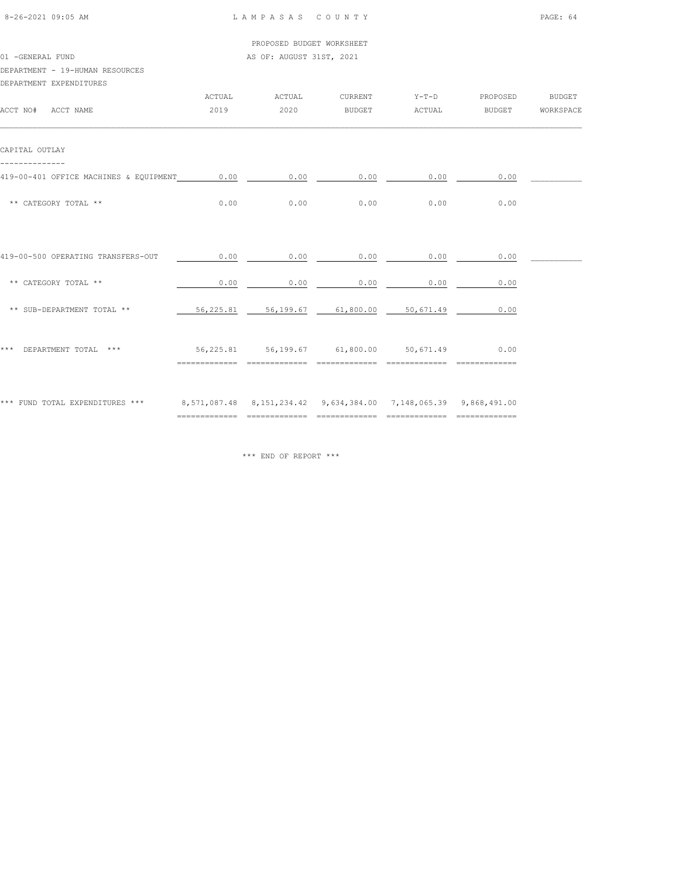PROPOSED BUDGET WORKSHEET

01 -GENERAL FUND AS OF: AUGUST 31ST, 2021

DEPARTMENT - 19-HUMAN RESOURCES

DEPARTMENT EXPENDITURES

| ACCT NO# ACCT NAME | ACTUAL 2019 | ACTUAL 2020 | CURRENT BUDGET | Y-T-D ACTUAL | PROPOSED BUDGET | BUDGET WORKSPACE |
|---|---|---|---|---|---|---|
| **CAPITAL OUTLAY** | | | | | | |
| 419-00-401 OFFICE MACHINES & EQUIPMENT | 0.00 | 0.00 | 0.00 | 0.00 | 0.00 | |
| ** CATEGORY TOTAL ** | 0.00 | 0.00 | 0.00 | 0.00 | 0.00 | |
| 419-00-500 OPERATING TRANSFERS-OUT | 0.00 | 0.00 | 0.00 | 0.00 | 0.00 | |
| ** CATEGORY TOTAL ** | 0.00 | 0.00 | 0.00 | 0.00 | 0.00 | |
| ** SUB-DEPARTMENT TOTAL ** | 56,225.81 | 56,199.67 | 61,800.00 | 50,671.49 | 0.00 | |
| *** DEPARTMENT TOTAL *** | 56,225.81 | 56,199.67 | 61,800.00 | 50,671.49 | 0.00 | |
| *** FUND TOTAL EXPENDITURES *** | 8,571,087.48 | 8,151,234.42 | 9,634,384.00 | 7,148,065.39 | 9,868,491.00 | |

*** END OF REPORT ***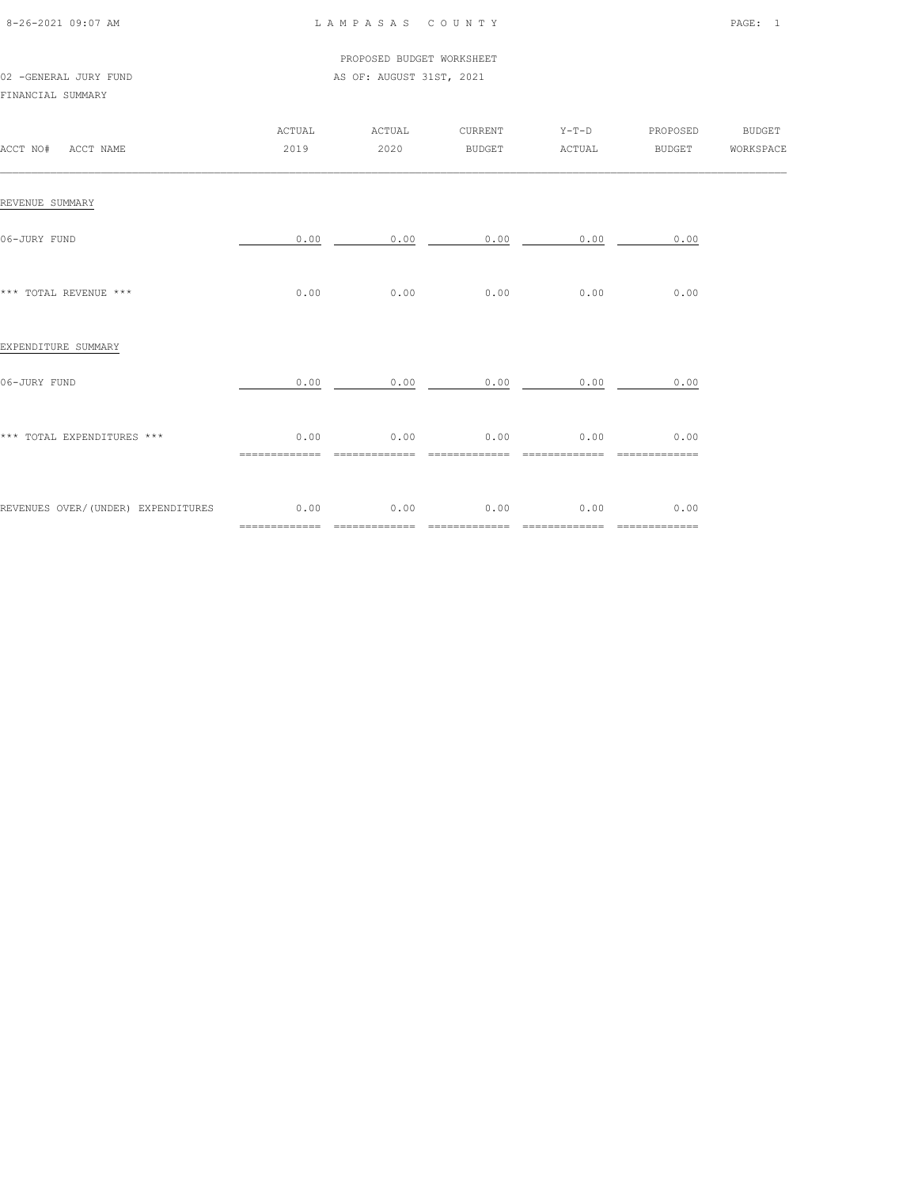PROPOSED BUDGET WORKSHEET

02 -GENERAL JURY FUND

AS OF: AUGUST 31ST, 2021

FINANCIAL SUMMARY

| ACCT NO# ACCT NAME | ACTUAL 2019 | ACTUAL 2020 | CURRENT BUDGET | Y-T-D ACTUAL | PROPOSED BUDGET | BUDGET WORKSPACE |
|---|---|---|---|---|---|---|
| REVENUE SUMMARY | | | | | | |
| 06-JURY FUND | 0.00 | 0.00 | 0.00 | 0.00 | 0.00 | |
| *** TOTAL REVENUE *** | 0.00 | 0.00 | 0.00 | 0.00 | 0.00 | |
| EXPENDITURE SUMMARY | | | | | | |
| 06-JURY FUND | 0.00 | 0.00 | 0.00 | 0.00 | 0.00 | |
| *** TOTAL EXPENDITURES *** | 0.00 | 0.00 | 0.00 | 0.00 | 0.00 | |
| REVENUES OVER/(UNDER) EXPENDITURES | 0.00 | 0.00 | 0.00 | 0.00 | 0.00 | |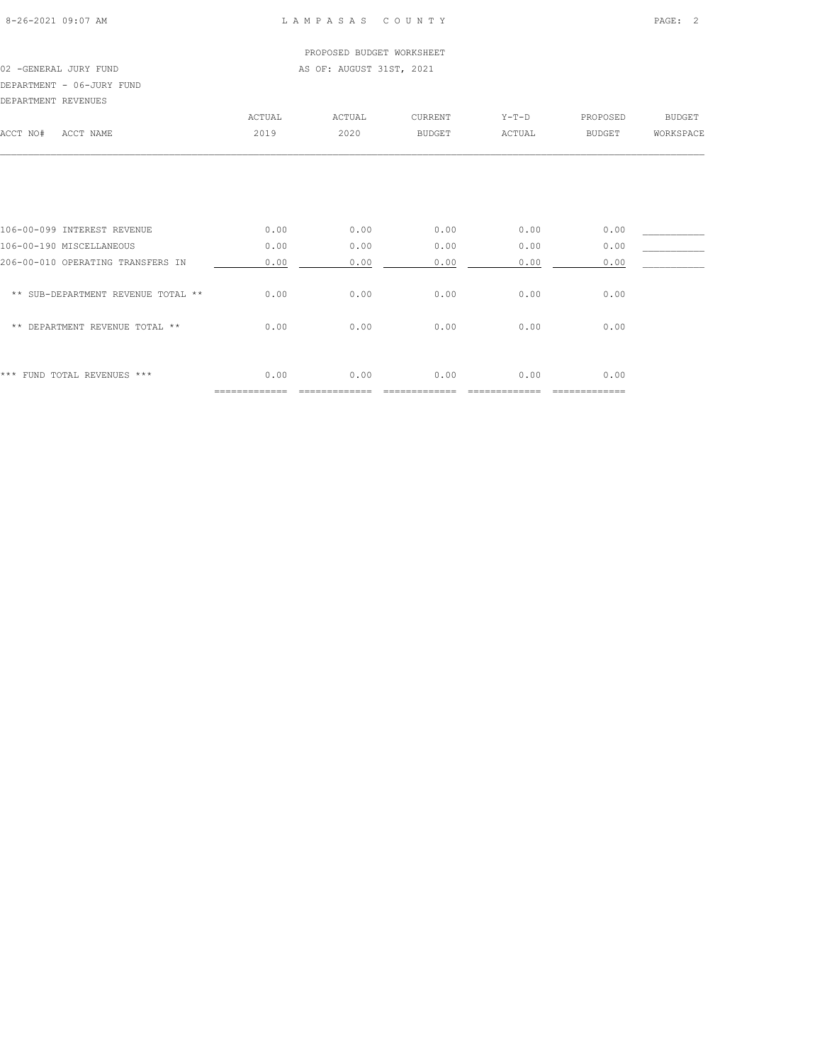PROPOSED BUDGET WORKSHEET

02 -GENERAL JURY FUND AS OF: AUGUST 31ST, 2021

DEPARTMENT - 06-JURY FUND

DEPARTMENT REVENUES

| ACCT NO# ACCT NAME | ACTUAL 2019 | ACTUAL 2020 | CURRENT BUDGET | Y-T-D ACTUAL | PROPOSED BUDGET | BUDGET WORKSPACE |
|---|---|---|---|---|---|---|
| 106-00-099 INTEREST REVENUE | 0.00 | 0.00 | 0.00 | 0.00 | 0.00 | |
| 106-00-190 MISCELLANEOUS | 0.00 | 0.00 | 0.00 | 0.00 | 0.00 | |
| 206-00-010 OPERATING TRANSFERS IN | 0.00 | 0.00 | 0.00 | 0.00 | 0.00 | |
| ** SUB-DEPARTMENT REVENUE TOTAL ** | 0.00 | 0.00 | 0.00 | 0.00 | 0.00 | |
| ** DEPARTMENT REVENUE TOTAL ** | 0.00 | 0.00 | 0.00 | 0.00 | 0.00 | |
| *** FUND TOTAL REVENUES *** | 0.00 | 0.00 | 0.00 | 0.00 | 0.00 | |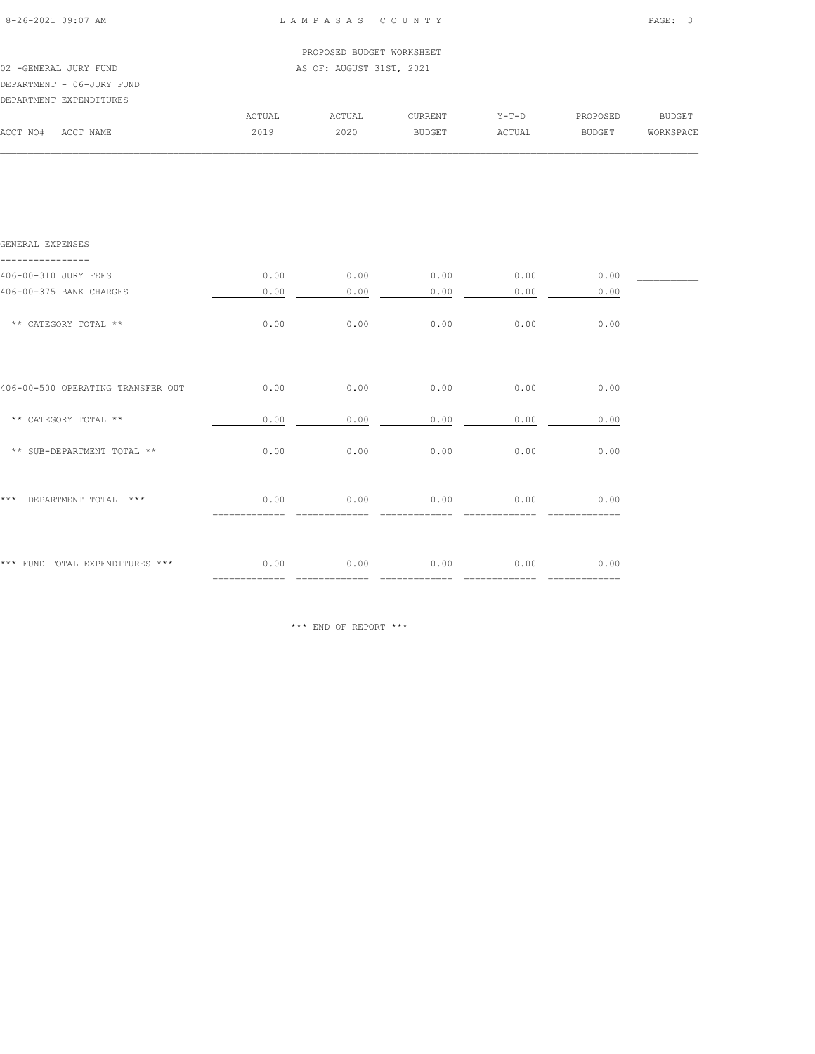PROPOSED BUDGET WORKSHEET

02 -GENERAL JURY FUND — AS OF: AUGUST 31ST, 2021

DEPARTMENT - 06-JURY FUND

DEPARTMENT EXPENDITURES

| ACCT NO# ACCT NAME | ACTUAL 2019 | ACTUAL 2020 | CURRENT BUDGET | Y-T-D ACTUAL | PROPOSED BUDGET | BUDGET WORKSPACE |
|---|---|---|---|---|---|---|
| GENERAL EXPENSES | | | | | | |
| 406-00-310 JURY FEES | 0.00 | 0.00 | 0.00 | 0.00 | 0.00 | |
| 406-00-375 BANK CHARGES | 0.00 | 0.00 | 0.00 | 0.00 | 0.00 | |
| ** CATEGORY TOTAL ** | 0.00 | 0.00 | 0.00 | 0.00 | 0.00 | |
| 406-00-500 OPERATING TRANSFER OUT | 0.00 | 0.00 | 0.00 | 0.00 | 0.00 | |
| ** CATEGORY TOTAL ** | 0.00 | 0.00 | 0.00 | 0.00 | 0.00 | |
| ** SUB-DEPARTMENT TOTAL ** | 0.00 | 0.00 | 0.00 | 0.00 | 0.00 | |
| *** DEPARTMENT TOTAL *** | 0.00 | 0.00 | 0.00 | 0.00 | 0.00 | |
| *** FUND TOTAL EXPENDITURES *** | 0.00 | 0.00 | 0.00 | 0.00 | 0.00 | |

*** END OF REPORT ***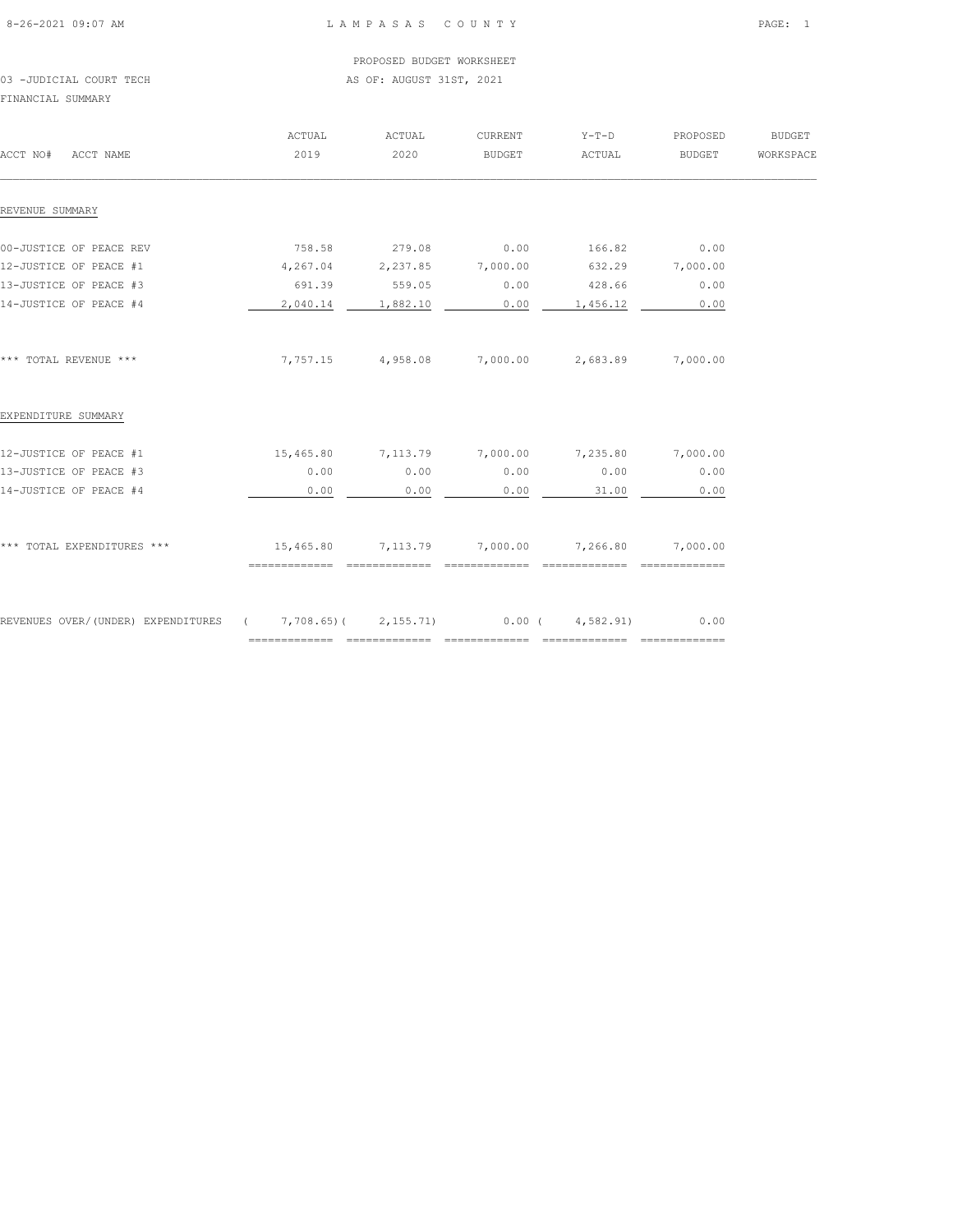LAMPASAS COUNTY

PROPOSED BUDGET WORKSHEET

03 -JUDICIAL COURT TECH

AS OF: AUGUST 31ST, 2021

FINANCIAL SUMMARY

| ACCT NO# ACCT NAME | ACTUAL 2019 | ACTUAL 2020 | CURRENT BUDGET | Y-T-D ACTUAL | PROPOSED BUDGET | BUDGET WORKSPACE |
|---|---|---|---|---|---|---|
| **REVENUE SUMMARY** | | | | | | |
| 00-JUSTICE OF PEACE REV | 758.58 | 279.08 | 0.00 | 166.82 | 0.00 | |
| 12-JUSTICE OF PEACE #1 | 4,267.04 | 2,237.85 | 7,000.00 | 632.29 | 7,000.00 | |
| 13-JUSTICE OF PEACE #3 | 691.39 | 559.05 | 0.00 | 428.66 | 0.00 | |
| 14-JUSTICE OF PEACE #4 | 2,040.14 | 1,882.10 | 0.00 | 1,456.12 | 0.00 | |
| *** TOTAL REVENUE *** | 7,757.15 | 4,958.08 | 7,000.00 | 2,683.89 | 7,000.00 | |
| **EXPENDITURE SUMMARY** | | | | | | |
| 12-JUSTICE OF PEACE #1 | 15,465.80 | 7,113.79 | 7,000.00 | 7,235.80 | 7,000.00 | |
| 13-JUSTICE OF PEACE #3 | 0.00 | 0.00 | 0.00 | 0.00 | 0.00 | |
| 14-JUSTICE OF PEACE #4 | 0.00 | 0.00 | 0.00 | 31.00 | 0.00 | |
| *** TOTAL EXPENDITURES *** | 15,465.80 | 7,113.79 | 7,000.00 | 7,266.80 | 7,000.00 | |
| REVENUES OVER/(UNDER) EXPENDITURES | (7,708.65) | (2,155.71) | 0.00 | (4,582.91) | 0.00 | |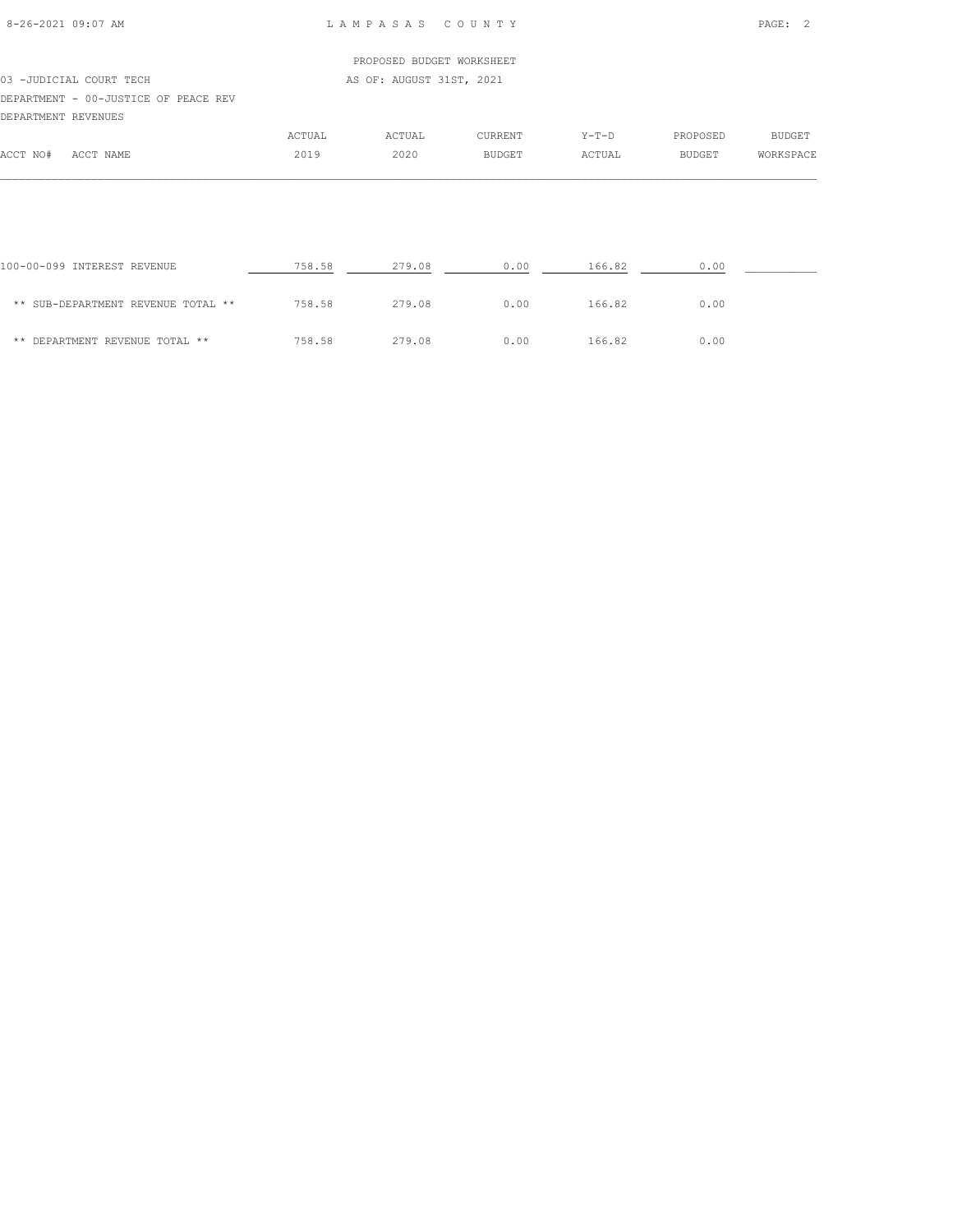PROPOSED BUDGET WORKSHEET

03 -JUDICIAL COURT TECH — AS OF: AUGUST 31ST, 2021

DEPARTMENT - 00-JUSTICE OF PEACE REV

DEPARTMENT REVENUES

| ACCT NO# ACCT NAME | ACTUAL 2019 | ACTUAL 2020 | CURRENT BUDGET | Y-T-D ACTUAL | PROPOSED BUDGET | BUDGET WORKSPACE |
|---|---|---|---|---|---|---|
| 100-00-099 INTEREST REVENUE | 758.58 | 279.08 | 0.00 | 166.82 | 0.00 | |
| ** SUB-DEPARTMENT REVENUE TOTAL ** | 758.58 | 279.08 | 0.00 | 166.82 | 0.00 | |
| ** DEPARTMENT REVENUE TOTAL ** | 758.58 | 279.08 | 0.00 | 166.82 | 0.00 | |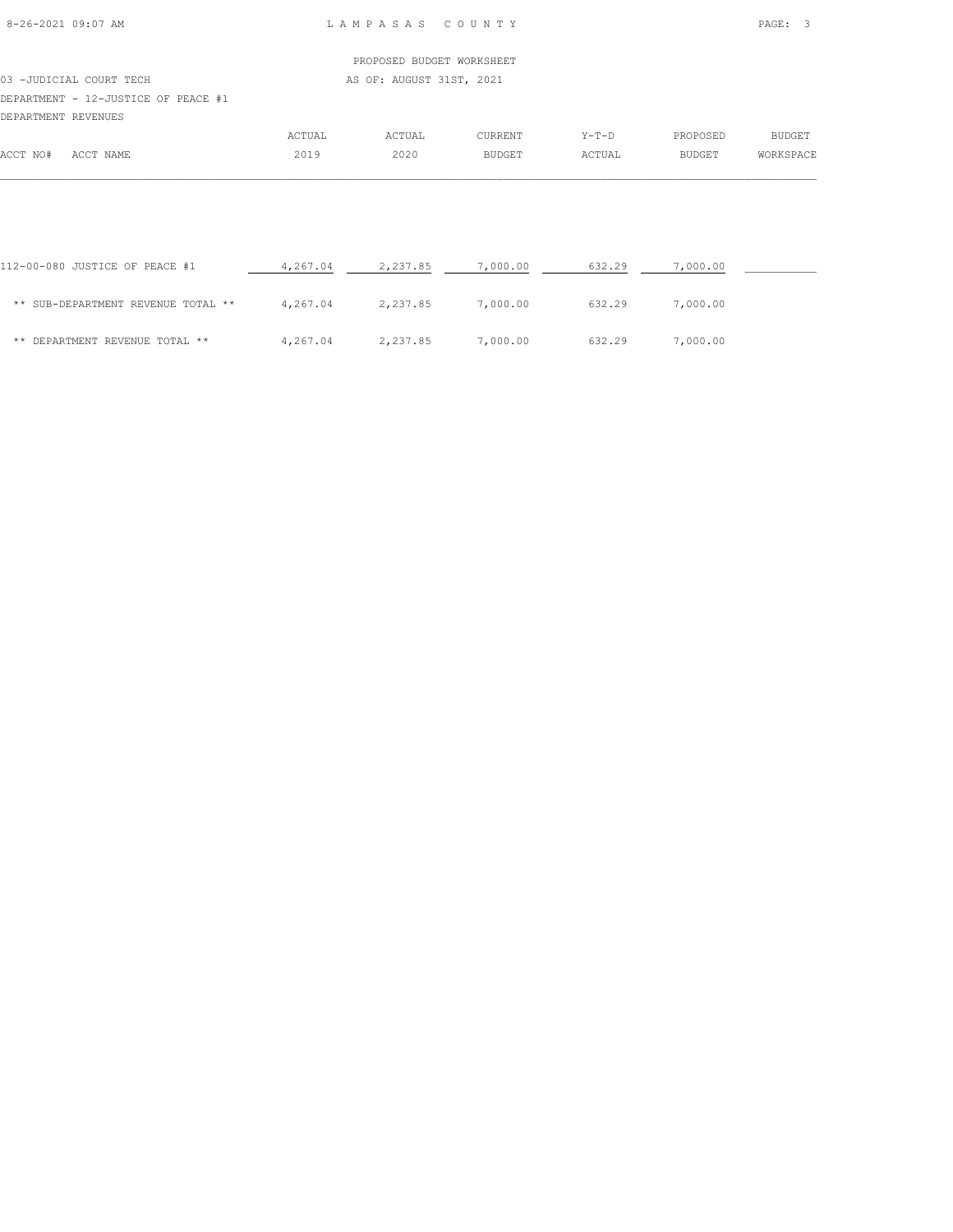LAMPASAS COUNTY

PROPOSED BUDGET WORKSHEET

AS OF: AUGUST 31ST, 2021

03 -JUDICIAL COURT TECH

DEPARTMENT - 12-JUSTICE OF PEACE #1

DEPARTMENT REVENUES

| ACCT NO# ACCT NAME | ACTUAL 2019 | ACTUAL 2020 | CURRENT BUDGET | Y-T-D ACTUAL | PROPOSED BUDGET | BUDGET WORKSPACE |
|---|---|---|---|---|---|---|
| 112-00-080 JUSTICE OF PEACE #1 | 4,267.04 | 2,237.85 | 7,000.00 | 632.29 | 7,000.00 | |
| ** SUB-DEPARTMENT REVENUE TOTAL ** | 4,267.04 | 2,237.85 | 7,000.00 | 632.29 | 7,000.00 | |
| ** DEPARTMENT REVENUE TOTAL ** | 4,267.04 | 2,237.85 | 7,000.00 | 632.29 | 7,000.00 | |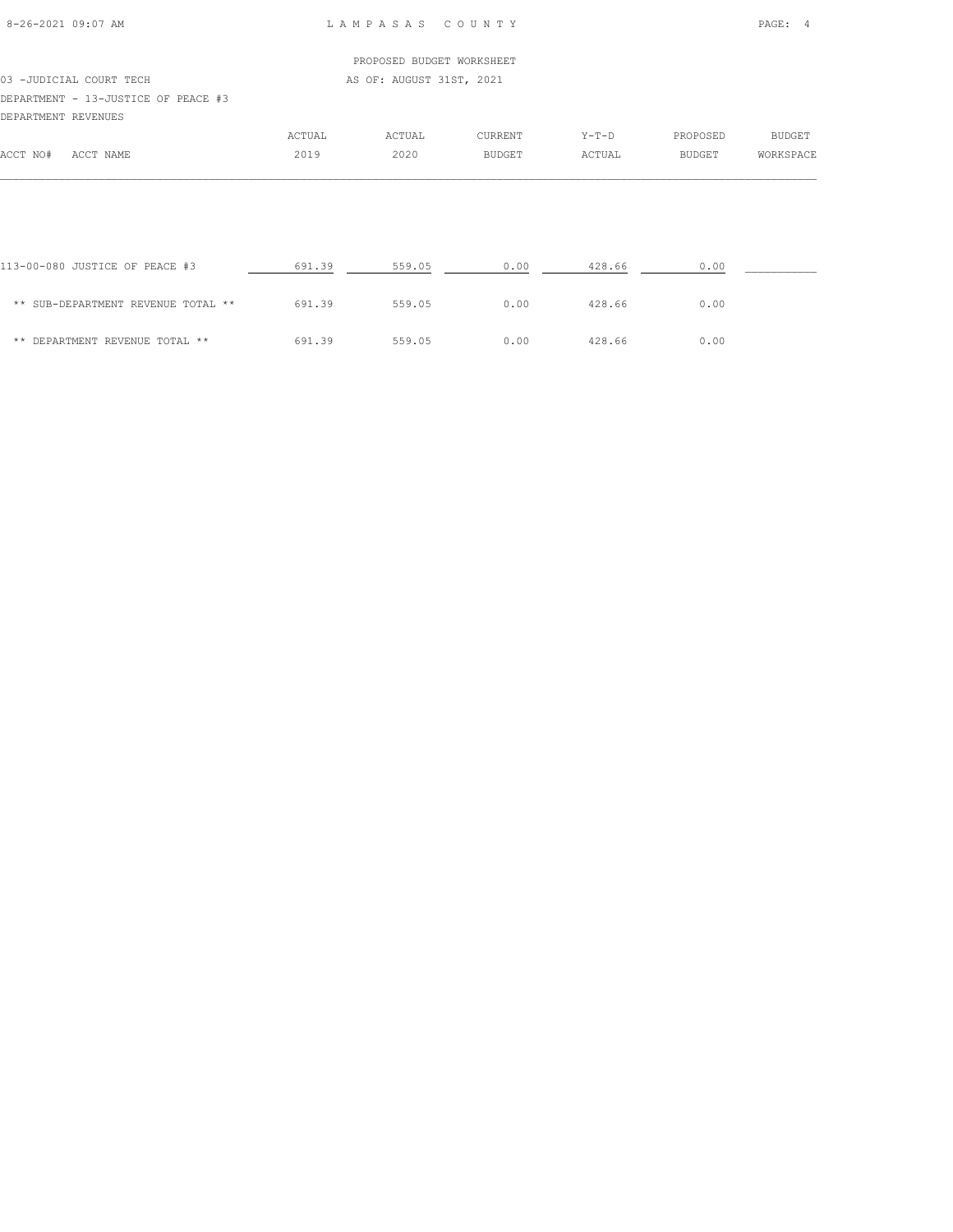PROPOSED BUDGET WORKSHEET

03 -JUDICIAL COURT TECH — AS OF: AUGUST 31ST, 2021

DEPARTMENT - 13-JUSTICE OF PEACE #3

DEPARTMENT REVENUES

| ACCT NO# ACCT NAME | ACTUAL 2019 | ACTUAL 2020 | CURRENT BUDGET | Y-T-D ACTUAL | PROPOSED BUDGET | BUDGET WORKSPACE |
|---|---|---|---|---|---|---|
| 113-00-080 JUSTICE OF PEACE #3 | 691.39 | 559.05 | 0.00 | 428.66 | 0.00 | |
| ** SUB-DEPARTMENT REVENUE TOTAL ** | 691.39 | 559.05 | 0.00 | 428.66 | 0.00 | |
| ** DEPARTMENT REVENUE TOTAL ** | 691.39 | 559.05 | 0.00 | 428.66 | 0.00 | |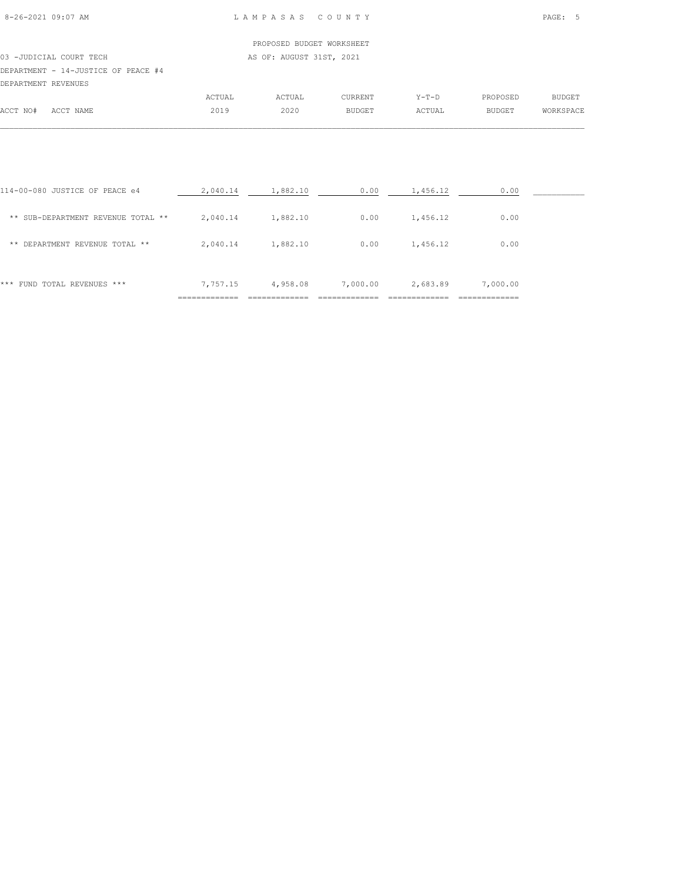PROPOSED BUDGET WORKSHEET

03 -JUDICIAL COURT TECH — AS OF: AUGUST 31ST, 2021

DEPARTMENT - 14-JUSTICE OF PEACE #4

DEPARTMENT REVENUES

| ACCT NO# | ACCT NAME | ACTUAL 2019 | ACTUAL 2020 | CURRENT BUDGET | Y-T-D ACTUAL | PROPOSED BUDGET | BUDGET WORKSPACE |
|---|---|---|---|---|---|---|---|
| 114-00-080 | JUSTICE OF PEACE e4 | 2,040.14 | 1,882.10 | 0.00 | 1,456.12 | 0.00 | |
| | ** SUB-DEPARTMENT REVENUE TOTAL ** | 2,040.14 | 1,882.10 | 0.00 | 1,456.12 | 0.00 | |
| | ** DEPARTMENT REVENUE TOTAL ** | 2,040.14 | 1,882.10 | 0.00 | 1,456.12 | 0.00 | |
| | *** FUND TOTAL REVENUES *** | 7,757.15 | 4,958.08 | 7,000.00 | 2,683.89 | 7,000.00 | |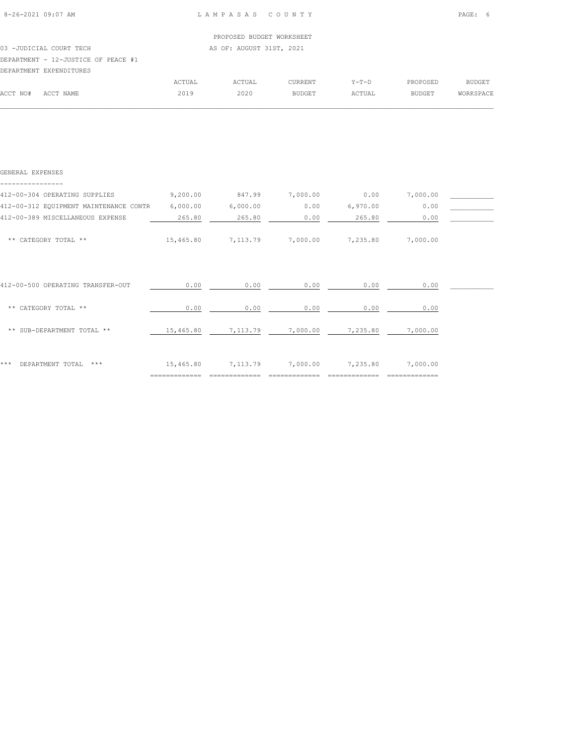PROPOSED BUDGET WORKSHEET

03 -JUDICIAL COURT TECH — AS OF: AUGUST 31ST, 2021

DEPARTMENT - 12-JUSTICE OF PEACE #1

DEPARTMENT EXPENDITURES

| ACCT NO# | ACCT NAME | ACTUAL 2019 | ACTUAL 2020 | CURRENT BUDGET | Y-T-D ACTUAL | PROPOSED BUDGET | BUDGET WORKSPACE |
|---|---|---|---|---|---|---|---|
| | **GENERAL EXPENSES** | | | | | | |
| 412-00-304 | OPERATING SUPPLIES | 9,200.00 | 847.99 | 7,000.00 | 0.00 | 7,000.00 | |
| 412-00-312 | EQUIPMENT MAINTENANCE CONTR | 6,000.00 | 6,000.00 | 0.00 | 6,970.00 | 0.00 | |
| 412-00-389 | MISCELLANEOUS EXPENSE | 265.80 | 265.80 | 0.00 | 265.80 | 0.00 | |
| | ** CATEGORY TOTAL ** | 15,465.80 | 7,113.79 | 7,000.00 | 7,235.80 | 7,000.00 | |
| 412-00-500 | OPERATING TRANSFER-OUT | 0.00 | 0.00 | 0.00 | 0.00 | 0.00 | |
| | ** CATEGORY TOTAL ** | 0.00 | 0.00 | 0.00 | 0.00 | 0.00 | |
| | ** SUB-DEPARTMENT TOTAL ** | 15,465.80 | 7,113.79 | 7,000.00 | 7,235.80 | 7,000.00 | |
| | *** DEPARTMENT TOTAL *** | 15,465.80 | 7,113.79 | 7,000.00 | 7,235.80 | 7,000.00 | |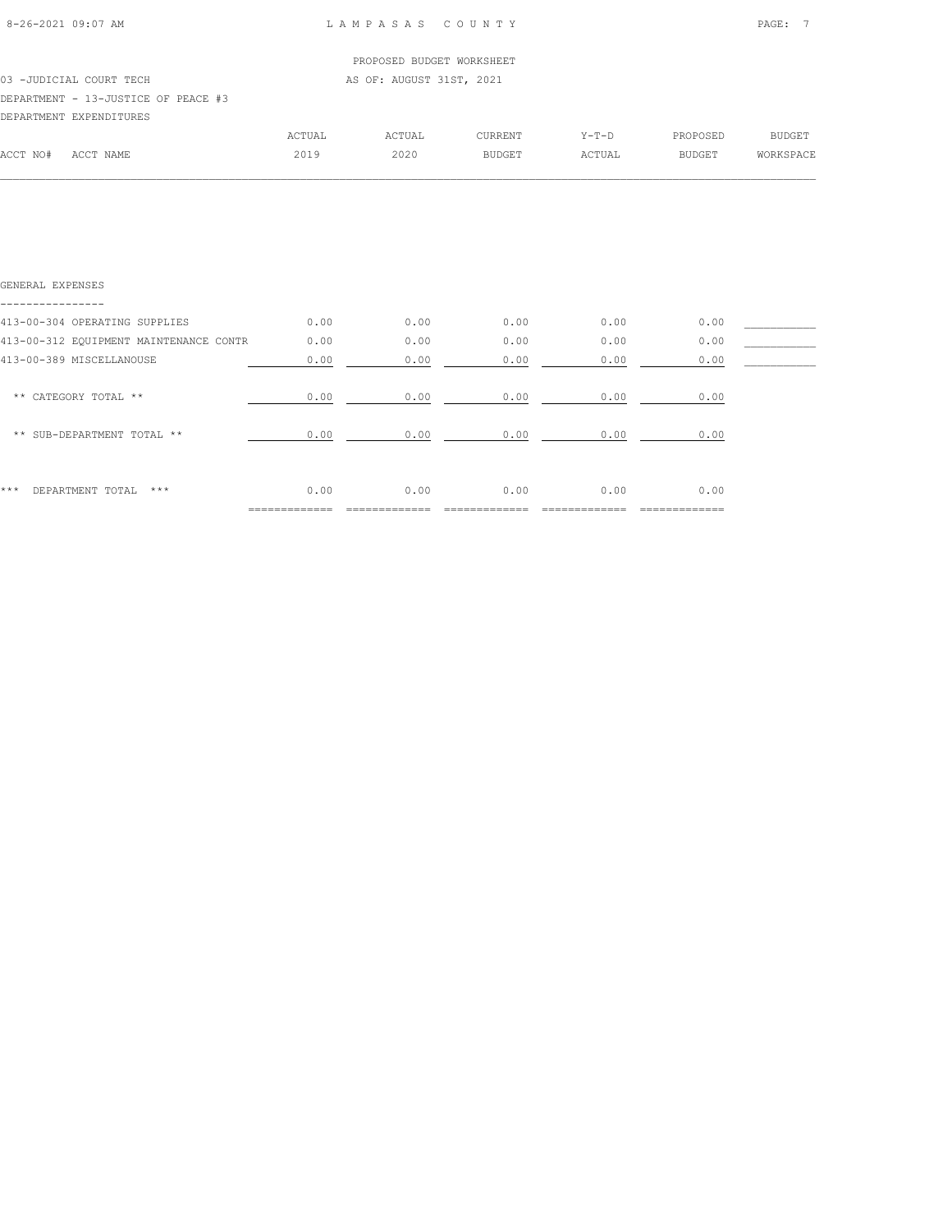PROPOSED BUDGET WORKSHEET

03 -JUDICIAL COURT TECH AS OF: AUGUST 31ST, 2021

DEPARTMENT - 13-JUSTICE OF PEACE #3

DEPARTMENT EXPENDITURES

| ACCT NO# ACCT NAME | ACTUAL 2019 | ACTUAL 2020 | CURRENT BUDGET | Y-T-D ACTUAL | PROPOSED BUDGET | BUDGET WORKSPACE |
|---|---|---|---|---|---|---|
| **GENERAL EXPENSES** | | | | | | |
| 413-00-304 OPERATING SUPPLIES | 0.00 | 0.00 | 0.00 | 0.00 | 0.00 | ___________ |
| 413-00-312 EQUIPMENT MAINTENANCE CONTR | 0.00 | 0.00 | 0.00 | 0.00 | 0.00 | ___________ |
| 413-00-389 MISCELLANOUSE | 0.00 | 0.00 | 0.00 | 0.00 | 0.00 | ___________ |
| ** CATEGORY TOTAL ** | 0.00 | 0.00 | 0.00 | 0.00 | 0.00 | |
| ** SUB-DEPARTMENT TOTAL ** | 0.00 | 0.00 | 0.00 | 0.00 | 0.00 | |
| *** DEPARTMENT TOTAL *** | 0.00 | 0.00 | 0.00 | 0.00 | 0.00 | |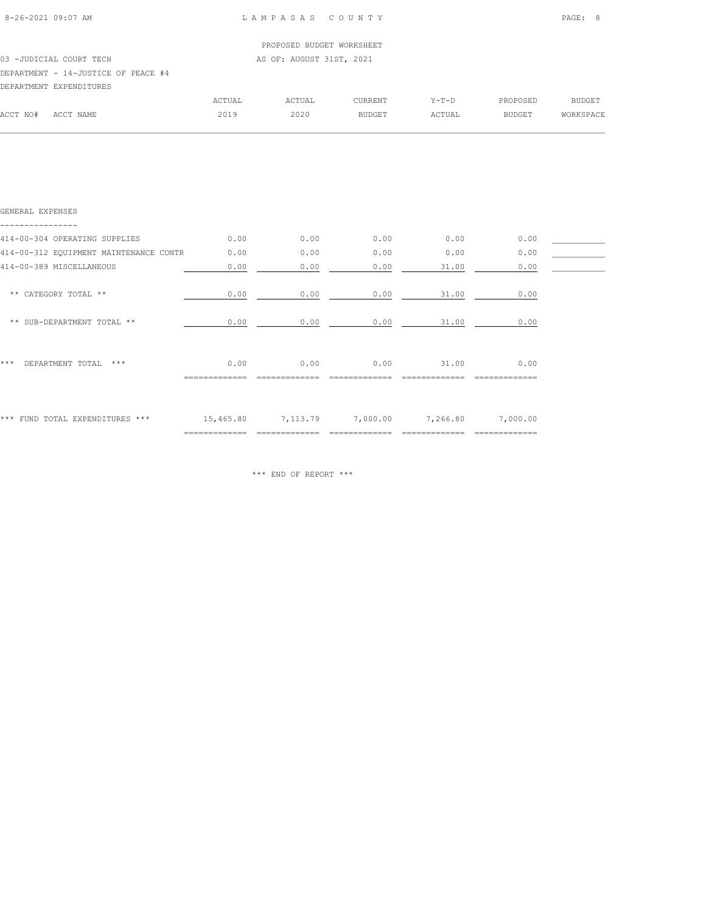PROPOSED BUDGET WORKSHEET

03 -JUDICIAL COURT TECH — AS OF: AUGUST 31ST, 2021

DEPARTMENT - 14-JUSTICE OF PEACE #4

DEPARTMENT EXPENDITURES

| ACCT NO# ACCT NAME | ACTUAL 2019 | ACTUAL 2020 | CURRENT BUDGET | Y-T-D ACTUAL | PROPOSED BUDGET | BUDGET WORKSPACE |
|---|---|---|---|---|---|---|
| **GENERAL EXPENSES** | | | | | | |
| 414-00-304 OPERATING SUPPLIES | 0.00 | 0.00 | 0.00 | 0.00 | 0.00 | |
| 414-00-312 EQUIPMENT MAINTENANCE CONTR | 0.00 | 0.00 | 0.00 | 0.00 | 0.00 | |
| 414-00-389 MISCELLANEOUS | 0.00 | 0.00 | 0.00 | 31.00 | 0.00 | |
| ** CATEGORY TOTAL ** | 0.00 | 0.00 | 0.00 | 31.00 | 0.00 | |
| ** SUB-DEPARTMENT TOTAL ** | 0.00 | 0.00 | 0.00 | 31.00 | 0.00 | |
| *** DEPARTMENT TOTAL *** | 0.00 | 0.00 | 0.00 | 31.00 | 0.00 | |
| *** FUND TOTAL EXPENDITURES *** | 15,465.80 | 7,113.79 | 7,000.00 | 7,266.80 | 7,000.00 | |

*** END OF REPORT ***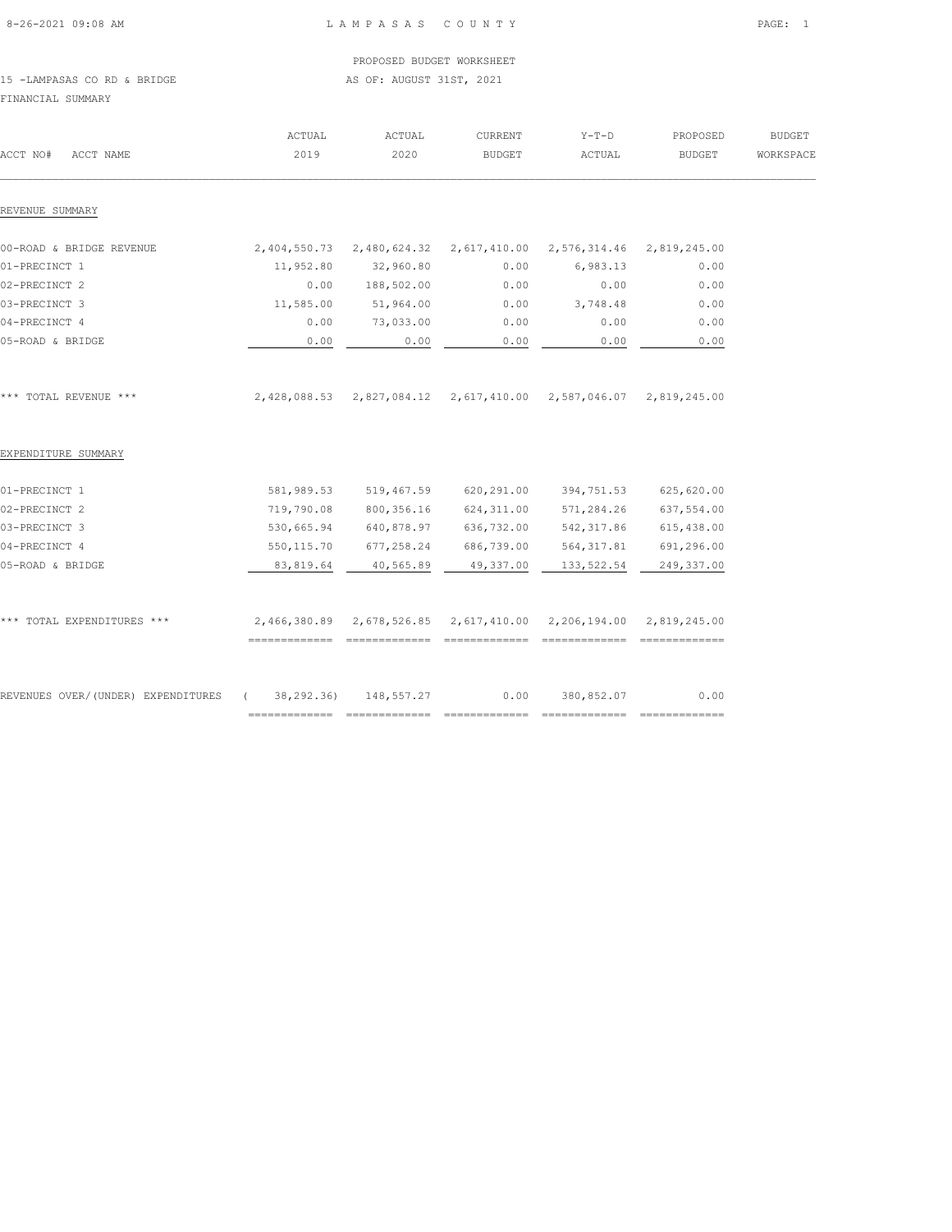PROPOSED BUDGET WORKSHEET

15 -LAMPASAS CO RD & BRIDGE

AS OF: AUGUST 31ST, 2021

FINANCIAL SUMMARY

| ACCT NO# ACCT NAME | ACTUAL 2019 | ACTUAL 2020 | CURRENT BUDGET | Y-T-D ACTUAL | PROPOSED BUDGET | BUDGET WORKSPACE |
|---|---|---|---|---|---|---|
| **REVENUE SUMMARY** | | | | | | |
| 00-ROAD & BRIDGE REVENUE | 2,404,550.73 | 2,480,624.32 | 2,617,410.00 | 2,576,314.46 | 2,819,245.00 | |
| 01-PRECINCT 1 | 11,952.80 | 32,960.80 | 0.00 | 6,983.13 | 0.00 | |
| 02-PRECINCT 2 | 0.00 | 188,502.00 | 0.00 | 0.00 | 0.00 | |
| 03-PRECINCT 3 | 11,585.00 | 51,964.00 | 0.00 | 3,748.48 | 0.00 | |
| 04-PRECINCT 4 | 0.00 | 73,033.00 | 0.00 | 0.00 | 0.00 | |
| 05-ROAD & BRIDGE | 0.00 | 0.00 | 0.00 | 0.00 | 0.00 | |
| *** TOTAL REVENUE *** | 2,428,088.53 | 2,827,084.12 | 2,617,410.00 | 2,587,046.07 | 2,819,245.00 | |
| **EXPENDITURE SUMMARY** | | | | | | |
| 01-PRECINCT 1 | 581,989.53 | 519,467.59 | 620,291.00 | 394,751.53 | 625,620.00 | |
| 02-PRECINCT 2 | 719,790.08 | 800,356.16 | 624,311.00 | 571,284.26 | 637,554.00 | |
| 03-PRECINCT 3 | 530,665.94 | 640,878.97 | 636,732.00 | 542,317.86 | 615,438.00 | |
| 04-PRECINCT 4 | 550,115.70 | 677,258.24 | 686,739.00 | 564,317.81 | 691,296.00 | |
| 05-ROAD & BRIDGE | 83,819.64 | 40,565.89 | 49,337.00 | 133,522.54 | 249,337.00 | |
| *** TOTAL EXPENDITURES *** | 2,466,380.89 | 2,678,526.85 | 2,617,410.00 | 2,206,194.00 | 2,819,245.00 | |
| REVENUES OVER/(UNDER) EXPENDITURES | ( 38,292.36) | 148,557.27 | 0.00 | 380,852.07 | 0.00 | |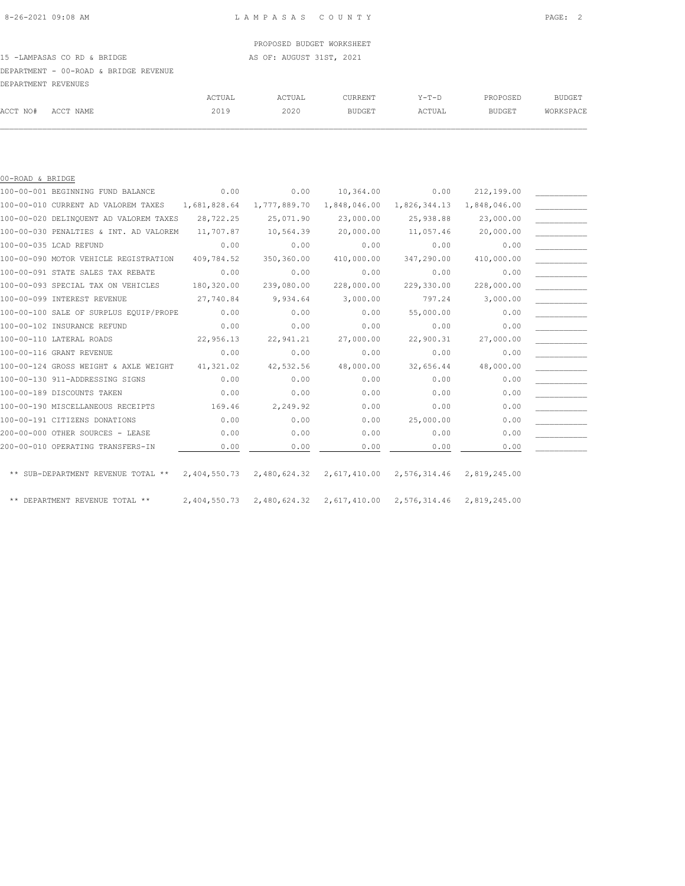PROPOSED BUDGET WORKSHEET

15 -LAMPASAS CO RD & BRIDGE — AS OF: AUGUST 31ST, 2021

DEPARTMENT - 00-ROAD & BRIDGE REVENUE

DEPARTMENT REVENUES

| ACCT NO# | ACCT NAME | ACTUAL 2019 | ACTUAL 2020 | CURRENT BUDGET | Y-T-D ACTUAL | PROPOSED BUDGET | BUDGET WORKSPACE |
|---|---|---|---|---|---|---|---|
| 00-ROAD & BRIDGE | | | | | | | |
| 100-00-001 | BEGINNING FUND BALANCE | 0.00 | 0.00 | 10,364.00 | 0.00 | 212,199.00 | ___________ |
| 100-00-010 | CURRENT AD VALOREM TAXES | 1,681,828.64 | 1,777,889.70 | 1,848,046.00 | 1,826,344.13 | 1,848,046.00 | ___________ |
| 100-00-020 | DELINQUENT AD VALOREM TAXES | 28,722.25 | 25,071.90 | 23,000.00 | 25,938.88 | 23,000.00 | ___________ |
| 100-00-030 | PENALTIES & INT. AD VALOREM | 11,707.87 | 10,564.39 | 20,000.00 | 11,057.46 | 20,000.00 | ___________ |
| 100-00-035 | LCAD REFUND | 0.00 | 0.00 | 0.00 | 0.00 | 0.00 | ___________ |
| 100-00-090 | MOTOR VEHICLE REGISTRATION | 409,784.52 | 350,360.00 | 410,000.00 | 347,290.00 | 410,000.00 | ___________ |
| 100-00-091 | STATE SALES TAX REBATE | 0.00 | 0.00 | 0.00 | 0.00 | 0.00 | ___________ |
| 100-00-093 | SPECIAL TAX ON VEHICLES | 180,320.00 | 239,080.00 | 228,000.00 | 229,330.00 | 228,000.00 | ___________ |
| 100-00-099 | INTEREST REVENUE | 27,740.84 | 9,934.64 | 3,000.00 | 797.24 | 3,000.00 | ___________ |
| 100-00-100 | SALE OF SURPLUS EQUIP/PROPE | 0.00 | 0.00 | 0.00 | 55,000.00 | 0.00 | ___________ |
| 100-00-102 | INSURANCE REFUND | 0.00 | 0.00 | 0.00 | 0.00 | 0.00 | ___________ |
| 100-00-110 | LATERAL ROADS | 22,956.13 | 22,941.21 | 27,000.00 | 22,900.31 | 27,000.00 | ___________ |
| 100-00-116 | GRANT REVENUE | 0.00 | 0.00 | 0.00 | 0.00 | 0.00 | ___________ |
| 100-00-124 | GROSS WEIGHT & AXLE WEIGHT | 41,321.02 | 42,532.56 | 48,000.00 | 32,656.44 | 48,000.00 | ___________ |
| 100-00-130 | 911-ADDRESSING SIGNS | 0.00 | 0.00 | 0.00 | 0.00 | 0.00 | ___________ |
| 100-00-189 | DISCOUNTS TAKEN | 0.00 | 0.00 | 0.00 | 0.00 | 0.00 | ___________ |
| 100-00-190 | MISCELLANEOUS RECEIPTS | 169.46 | 2,249.92 | 0.00 | 0.00 | 0.00 | ___________ |
| 100-00-191 | CITIZENS DONATIONS | 0.00 | 0.00 | 0.00 | 25,000.00 | 0.00 | ___________ |
| 200-00-000 | OTHER SOURCES - LEASE | 0.00 | 0.00 | 0.00 | 0.00 | 0.00 | ___________ |
| 200-00-010 | OPERATING TRANSFERS-IN | 0.00 | 0.00 | 0.00 | 0.00 | 0.00 | ___________ |
| | ** SUB-DEPARTMENT REVENUE TOTAL ** | 2,404,550.73 | 2,480,624.32 | 2,617,410.00 | 2,576,314.46 | 2,819,245.00 | |
| | ** DEPARTMENT REVENUE TOTAL ** | 2,404,550.73 | 2,480,624.32 | 2,617,410.00 | 2,576,314.46 | 2,819,245.00 | |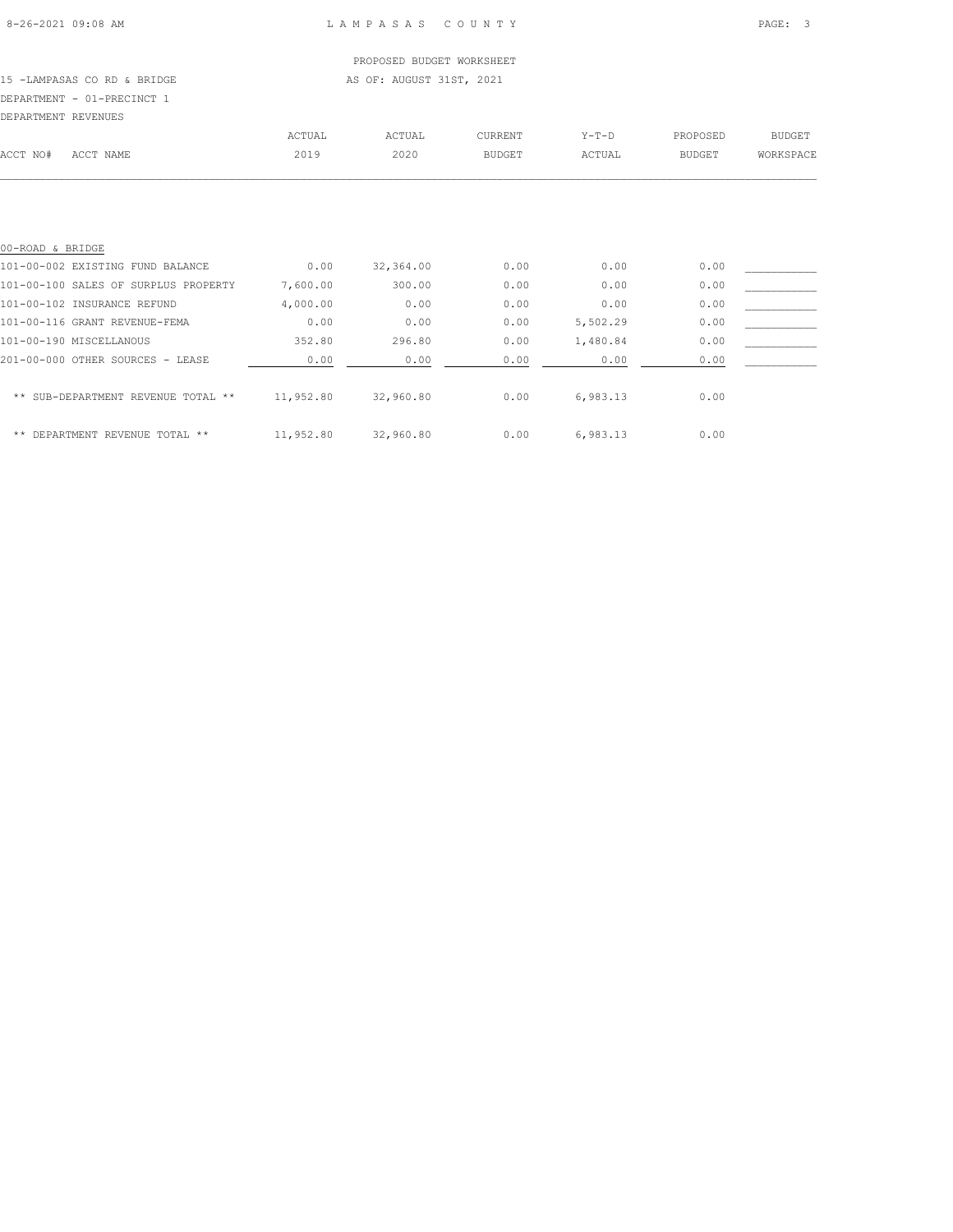PROPOSED BUDGET WORKSHEET

15 -LAMPASAS CO RD & BRIDGE — AS OF: AUGUST 31ST, 2021

DEPARTMENT - 01-PRECINCT 1

DEPARTMENT REVENUES

| ACCT NO# | ACCT NAME | ACTUAL 2019 | ACTUAL 2020 | CURRENT BUDGET | Y-T-D ACTUAL | PROPOSED BUDGET | BUDGET WORKSPACE |
|---|---|---|---|---|---|---|---|
| 00-ROAD & BRIDGE | | | | | | | |
| 101-00-002 | EXISTING FUND BALANCE | 0.00 | 32,364.00 | 0.00 | 0.00 | 0.00 | ___________ |
| 101-00-100 | SALES OF SURPLUS PROPERTY | 7,600.00 | 300.00 | 0.00 | 0.00 | 0.00 | ___________ |
| 101-00-102 | INSURANCE REFUND | 4,000.00 | 0.00 | 0.00 | 0.00 | 0.00 | ___________ |
| 101-00-116 | GRANT REVENUE-FEMA | 0.00 | 0.00 | 0.00 | 5,502.29 | 0.00 | ___________ |
| 101-00-190 | MISCELLANOUS | 352.80 | 296.80 | 0.00 | 1,480.84 | 0.00 | ___________ |
| 201-00-000 | OTHER SOURCES - LEASE | 0.00 | 0.00 | 0.00 | 0.00 | 0.00 | ___________ |
| | ** SUB-DEPARTMENT REVENUE TOTAL ** | 11,952.80 | 32,960.80 | 0.00 | 6,983.13 | 0.00 | |
| | ** DEPARTMENT REVENUE TOTAL ** | 11,952.80 | 32,960.80 | 0.00 | 6,983.13 | 0.00 | |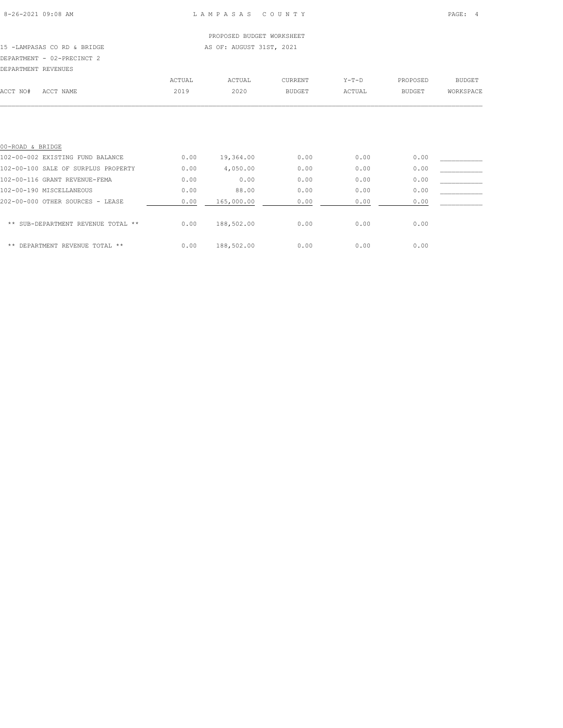LAMPASAS COUNTY

PROPOSED BUDGET WORKSHEET

15 -LAMPASAS CO RD & BRIDGE — AS OF: AUGUST 31ST, 2021

DEPARTMENT - 02-PRECINCT 2

DEPARTMENT REVENUES

| ACCT NO# | ACCT NAME | ACTUAL 2019 | ACTUAL 2020 | CURRENT BUDGET | Y-T-D ACTUAL | PROPOSED BUDGET | BUDGET WORKSPACE |
|---|---|---|---|---|---|---|---|
| | **00-ROAD & BRIDGE** | | | | | | |
| 102-00-002 | EXISTING FUND BALANCE | 0.00 | 19,364.00 | 0.00 | 0.00 | 0.00 | ___________ |
| 102-00-100 | SALE OF SURPLUS PROPERTY | 0.00 | 4,050.00 | 0.00 | 0.00 | 0.00 | ___________ |
| 102-00-116 | GRANT REVENUE-FEMA | 0.00 | 0.00 | 0.00 | 0.00 | 0.00 | ___________ |
| 102-00-190 | MISCELLANEOUS | 0.00 | 88.00 | 0.00 | 0.00 | 0.00 | ___________ |
| 202-00-000 | OTHER SOURCES - LEASE | 0.00 | 165,000.00 | 0.00 | 0.00 | 0.00 | ___________ |
| | ** SUB-DEPARTMENT REVENUE TOTAL ** | 0.00 | 188,502.00 | 0.00 | 0.00 | 0.00 | |
| | ** DEPARTMENT REVENUE TOTAL ** | 0.00 | 188,502.00 | 0.00 | 0.00 | 0.00 | |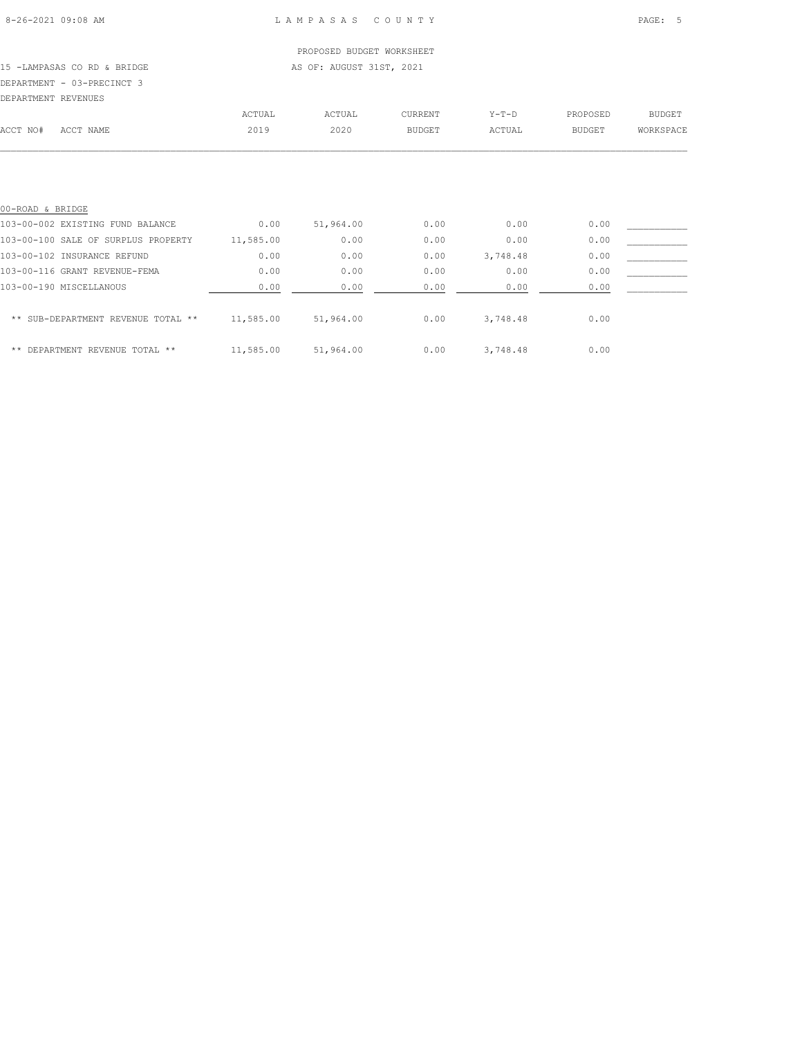LAMPASAS COUNTY

PROPOSED BUDGET WORKSHEET

15 -LAMPASAS CO RD & BRIDGE AS OF: AUGUST 31ST, 2021

DEPARTMENT - 03-PRECINCT 3

DEPARTMENT REVENUES

| ACCT NO# | ACCT NAME | ACTUAL 2019 | ACTUAL 2020 | CURRENT BUDGET | Y-T-D ACTUAL | PROPOSED BUDGET | BUDGET WORKSPACE |
|---|---|---|---|---|---|---|---|
| 00-ROAD & BRIDGE | | | | | | | |
| 103-00-002 | EXISTING FUND BALANCE | 0.00 | 51,964.00 | 0.00 | 0.00 | 0.00 | ___________ |
| 103-00-100 | SALE OF SURPLUS PROPERTY | 11,585.00 | 0.00 | 0.00 | 0.00 | 0.00 | ___________ |
| 103-00-102 | INSURANCE REFUND | 0.00 | 0.00 | 0.00 | 3,748.48 | 0.00 | ___________ |
| 103-00-116 | GRANT REVENUE-FEMA | 0.00 | 0.00 | 0.00 | 0.00 | 0.00 | ___________ |
| 103-00-190 | MISCELLANOUS | 0.00 | 0.00 | 0.00 | 0.00 | 0.00 | ___________ |
| | ** SUB-DEPARTMENT REVENUE TOTAL ** | 11,585.00 | 51,964.00 | 0.00 | 3,748.48 | 0.00 | |
| | ** DEPARTMENT REVENUE TOTAL ** | 11,585.00 | 51,964.00 | 0.00 | 3,748.48 | 0.00 | |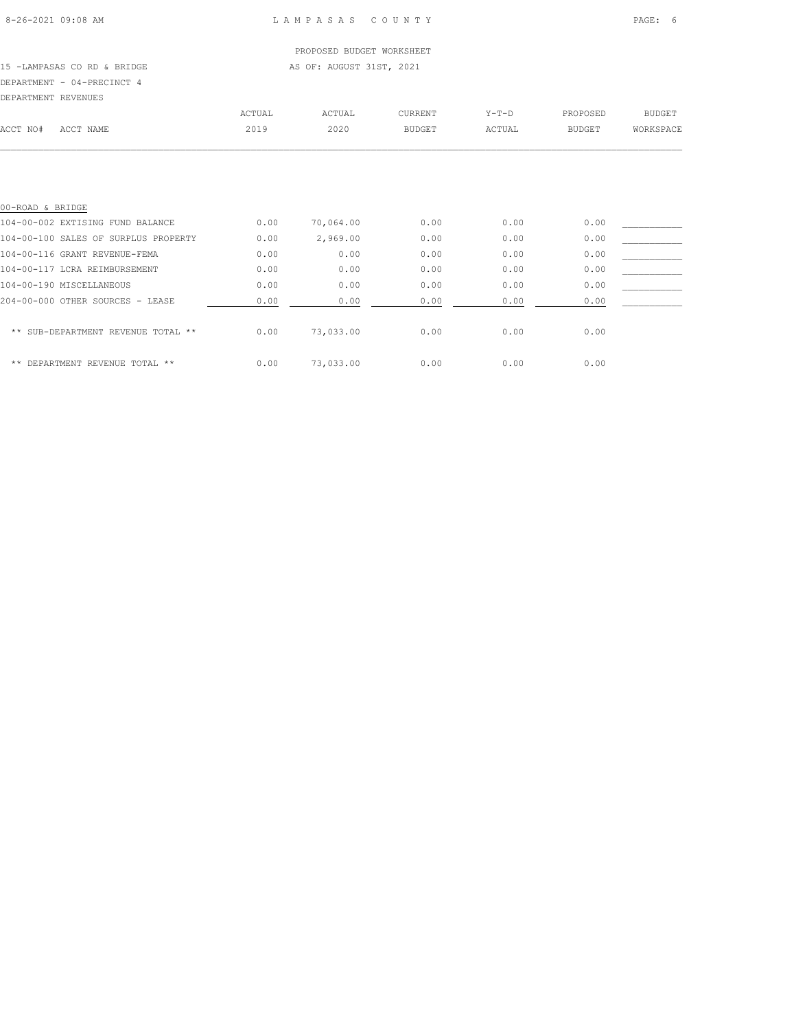LAMPASAS COUNTY

PROPOSED BUDGET WORKSHEET

15 -LAMPASAS CO RD & BRIDGE

AS OF: AUGUST 31ST, 2021

DEPARTMENT - 04-PRECINCT 4

DEPARTMENT REVENUES

| ACCT NO# ACCT NAME | ACTUAL 2019 | ACTUAL 2020 | CURRENT BUDGET | Y-T-D ACTUAL | PROPOSED BUDGET | BUDGET WORKSPACE |
|---|---|---|---|---|---|---|
| 00-ROAD & BRIDGE | | | | | | |
| 104-00-002 EXTISING FUND BALANCE | 0.00 | 70,064.00 | 0.00 | 0.00 | 0.00 | ___________ |
| 104-00-100 SALES OF SURPLUS PROPERTY | 0.00 | 2,969.00 | 0.00 | 0.00 | 0.00 | ___________ |
| 104-00-116 GRANT REVENUE-FEMA | 0.00 | 0.00 | 0.00 | 0.00 | 0.00 | ___________ |
| 104-00-117 LCRA REIMBURSEMENT | 0.00 | 0.00 | 0.00 | 0.00 | 0.00 | ___________ |
| 104-00-190 MISCELLANEOUS | 0.00 | 0.00 | 0.00 | 0.00 | 0.00 | ___________ |
| 204-00-000 OTHER SOURCES - LEASE | 0.00 | 0.00 | 0.00 | 0.00 | 0.00 | ___________ |
| ** SUB-DEPARTMENT REVENUE TOTAL ** | 0.00 | 73,033.00 | 0.00 | 0.00 | 0.00 | |
| ** DEPARTMENT REVENUE TOTAL ** | 0.00 | 73,033.00 | 0.00 | 0.00 | 0.00 | |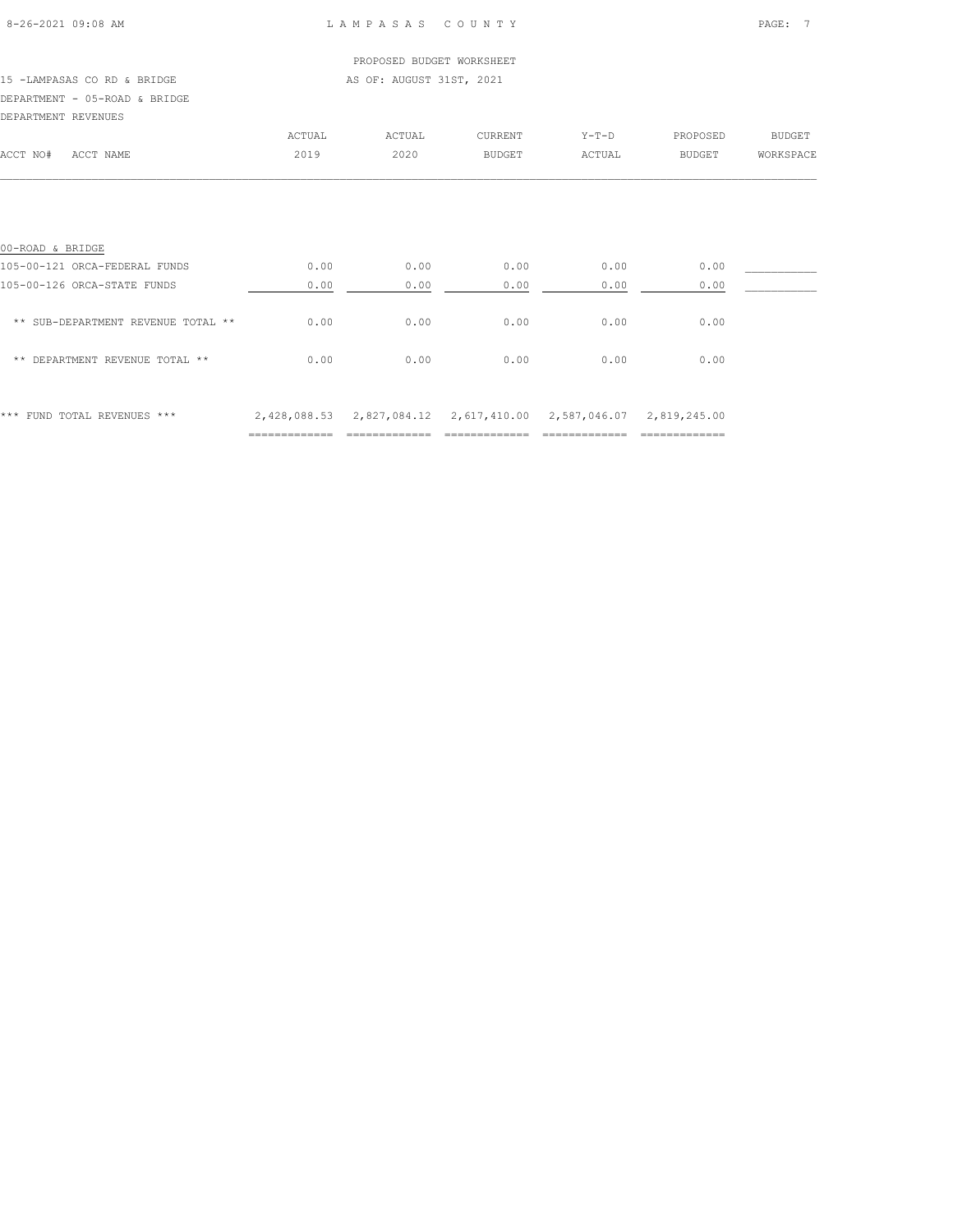LAMPASAS COUNTY

PROPOSED BUDGET WORKSHEET

15 -LAMPASAS CO RD & BRIDGE — AS OF: AUGUST 31ST, 2021

DEPARTMENT - 05-ROAD & BRIDGE

DEPARTMENT REVENUES

| ACCT NO# ACCT NAME | ACTUAL 2019 | ACTUAL 2020 | CURRENT BUDGET | Y-T-D ACTUAL | PROPOSED BUDGET | BUDGET WORKSPACE |
|---|---|---|---|---|---|---|
| 00-ROAD & BRIDGE | | | | | | |
| 105-00-121 ORCA-FEDERAL FUNDS | 0.00 | 0.00 | 0.00 | 0.00 | 0.00 | |
| 105-00-126 ORCA-STATE FUNDS | 0.00 | 0.00 | 0.00 | 0.00 | 0.00 | |
| ** SUB-DEPARTMENT REVENUE TOTAL ** | 0.00 | 0.00 | 0.00 | 0.00 | 0.00 | |
| ** DEPARTMENT REVENUE TOTAL ** | 0.00 | 0.00 | 0.00 | 0.00 | 0.00 | |
| *** FUND TOTAL REVENUES *** | 2,428,088.53 | 2,827,084.12 | 2,617,410.00 | 2,587,046.07 | 2,819,245.00 | |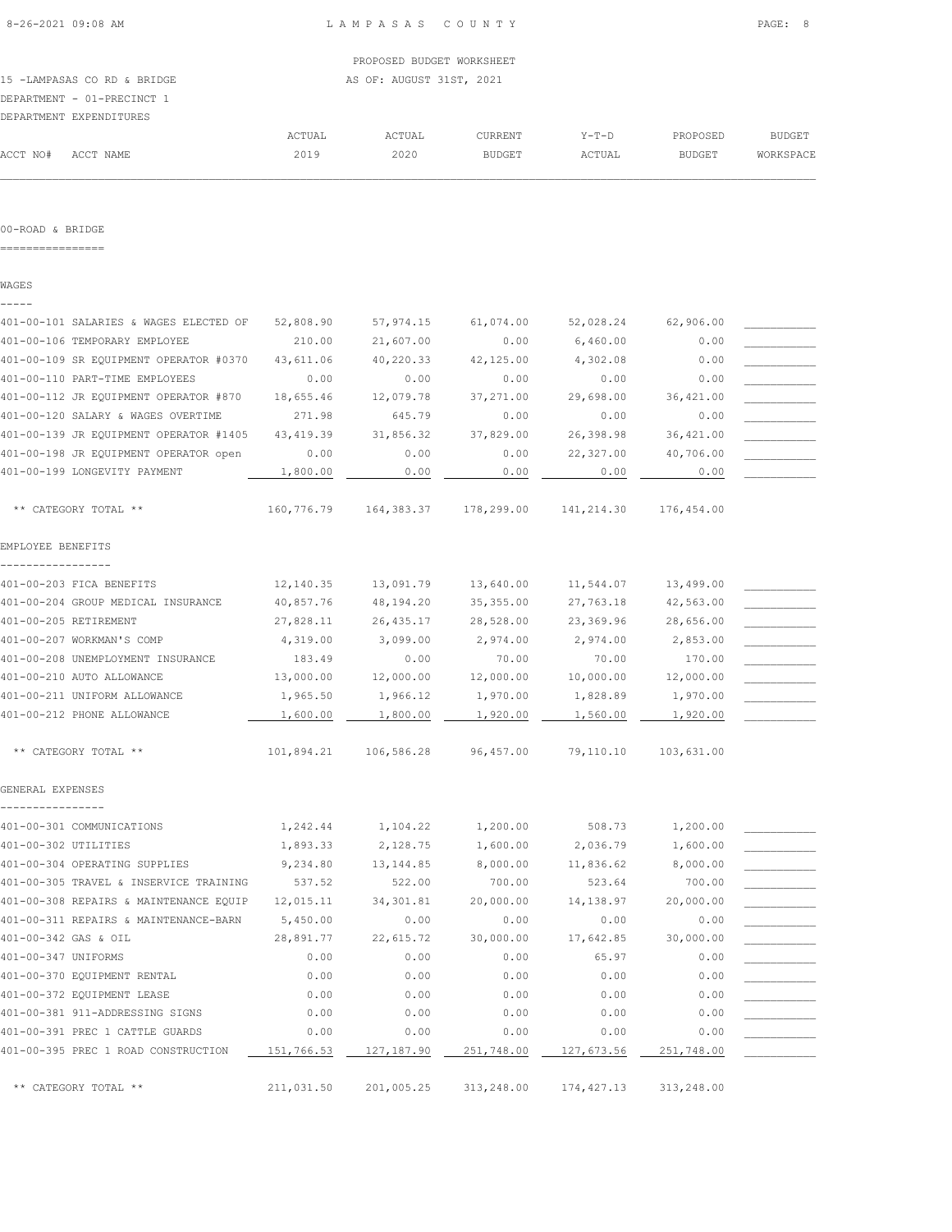PROPOSED BUDGET WORKSHEET

15 -LAMPASAS CO RD & BRIDGE — AS OF: AUGUST 31ST, 2021

DEPARTMENT - 01-PRECINCT 1

DEPARTMENT EXPENDITURES

| ACCT NO# ACCT NAME | ACTUAL 2019 | ACTUAL 2020 | CURRENT BUDGET | Y-T-D ACTUAL | PROPOSED BUDGET | BUDGET WORKSPACE |
|---|---|---|---|---|---|---|
| **00-ROAD & BRIDGE** | | | | | | |
| **WAGES** | | | | | | |
| 401-00-101 SALARIES & WAGES ELECTED OF | 52,808.90 | 57,974.15 | 61,074.00 | 52,028.24 | 62,906.00 | |
| 401-00-106 TEMPORARY EMPLOYEE | 210.00 | 21,607.00 | 0.00 | 6,460.00 | 0.00 | |
| 401-00-109 SR EQUIPMENT OPERATOR #0370 | 43,611.06 | 40,220.33 | 42,125.00 | 4,302.08 | 0.00 | |
| 401-00-110 PART-TIME EMPLOYEES | 0.00 | 0.00 | 0.00 | 0.00 | 0.00 | |
| 401-00-112 JR EQUIPMENT OPERATOR #870 | 18,655.46 | 12,079.78 | 37,271.00 | 29,698.00 | 36,421.00 | |
| 401-00-120 SALARY & WAGES OVERTIME | 271.98 | 645.79 | 0.00 | 0.00 | 0.00 | |
| 401-00-139 JR EQUIPMENT OPERATOR #1405 | 43,419.39 | 31,856.32 | 37,829.00 | 26,398.98 | 36,421.00 | |
| 401-00-198 JR EQUIPMENT OPERATOR open | 0.00 | 0.00 | 0.00 | 22,327.00 | 40,706.00 | |
| 401-00-199 LONGEVITY PAYMENT | 1,800.00 | 0.00 | 0.00 | 0.00 | 0.00 | |
| ** CATEGORY TOTAL ** | 160,776.79 | 164,383.37 | 178,299.00 | 141,214.30 | 176,454.00 | |
| **EMPLOYEE BENEFITS** | | | | | | |
| 401-00-203 FICA BENEFITS | 12,140.35 | 13,091.79 | 13,640.00 | 11,544.07 | 13,499.00 | |
| 401-00-204 GROUP MEDICAL INSURANCE | 40,857.76 | 48,194.20 | 35,355.00 | 27,763.18 | 42,563.00 | |
| 401-00-205 RETIREMENT | 27,828.11 | 26,435.17 | 28,528.00 | 23,369.96 | 28,656.00 | |
| 401-00-207 WORKMAN'S COMP | 4,319.00 | 3,099.00 | 2,974.00 | 2,974.00 | 2,853.00 | |
| 401-00-208 UNEMPLOYMENT INSURANCE | 183.49 | 0.00 | 70.00 | 70.00 | 170.00 | |
| 401-00-210 AUTO ALLOWANCE | 13,000.00 | 12,000.00 | 12,000.00 | 10,000.00 | 12,000.00 | |
| 401-00-211 UNIFORM ALLOWANCE | 1,965.50 | 1,966.12 | 1,970.00 | 1,828.89 | 1,970.00 | |
| 401-00-212 PHONE ALLOWANCE | 1,600.00 | 1,800.00 | 1,920.00 | 1,560.00 | 1,920.00 | |
| ** CATEGORY TOTAL ** | 101,894.21 | 106,586.28 | 96,457.00 | 79,110.10 | 103,631.00 | |
| **GENERAL EXPENSES** | | | | | | |
| 401-00-301 COMMUNICATIONS | 1,242.44 | 1,104.22 | 1,200.00 | 508.73 | 1,200.00 | |
| 401-00-302 UTILITIES | 1,893.33 | 2,128.75 | 1,600.00 | 2,036.79 | 1,600.00 | |
| 401-00-304 OPERATING SUPPLIES | 9,234.80 | 13,144.85 | 8,000.00 | 11,836.62 | 8,000.00 | |
| 401-00-305 TRAVEL & INSERVICE TRAINING | 537.52 | 522.00 | 700.00 | 523.64 | 700.00 | |
| 401-00-308 REPAIRS & MAINTENANCE EQUIP | 12,015.11 | 34,301.81 | 20,000.00 | 14,138.97 | 20,000.00 | |
| 401-00-311 REPAIRS & MAINTENANCE-BARN | 5,450.00 | 0.00 | 0.00 | 0.00 | 0.00 | |
| 401-00-342 GAS & OIL | 28,891.77 | 22,615.72 | 30,000.00 | 17,642.85 | 30,000.00 | |
| 401-00-347 UNIFORMS | 0.00 | 0.00 | 0.00 | 65.97 | 0.00 | |
| 401-00-370 EQUIPMENT RENTAL | 0.00 | 0.00 | 0.00 | 0.00 | 0.00 | |
| 401-00-372 EQUIPMENT LEASE | 0.00 | 0.00 | 0.00 | 0.00 | 0.00 | |
| 401-00-381 911-ADDRESSING SIGNS | 0.00 | 0.00 | 0.00 | 0.00 | 0.00 | |
| 401-00-391 PREC 1 CATTLE GUARDS | 0.00 | 0.00 | 0.00 | 0.00 | 0.00 | |
| 401-00-395 PREC 1 ROAD CONSTRUCTION | 151,766.53 | 127,187.90 | 251,748.00 | 127,673.56 | 251,748.00 | |
| ** CATEGORY TOTAL ** | 211,031.50 | 201,005.25 | 313,248.00 | 174,427.13 | 313,248.00 | |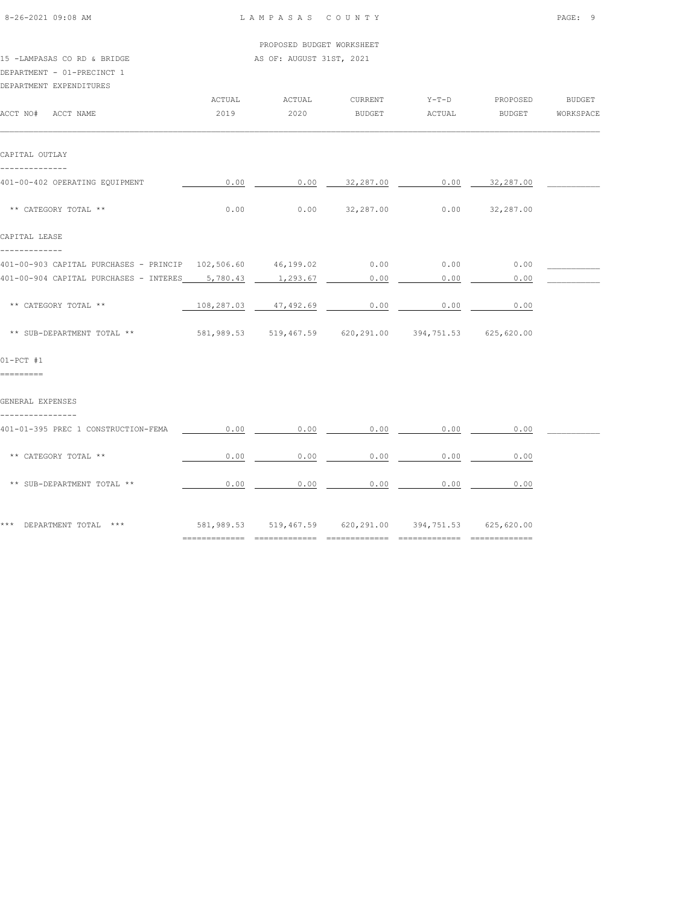PROPOSED BUDGET WORKSHEET

15 -LAMPASAS CO RD & BRIDGE — AS OF: AUGUST 31ST, 2021

DEPARTMENT - 01-PRECINCT 1

DEPARTMENT EXPENDITURES

| ACCT NO# ACCT NAME | ACTUAL 2019 | ACTUAL 2020 | CURRENT BUDGET | Y-T-D ACTUAL | PROPOSED BUDGET | BUDGET WORKSPACE |
|---|---|---|---|---|---|---|
| **CAPITAL OUTLAY** | | | | | | |
| 401-00-402 OPERATING EQUIPMENT | 0.00 | 0.00 | 32,287.00 | 0.00 | 32,287.00 | |
| ** CATEGORY TOTAL ** | 0.00 | 0.00 | 32,287.00 | 0.00 | 32,287.00 | |
| **CAPITAL LEASE** | | | | | | |
| 401-00-903 CAPITAL PURCHASES - PRINCIP | 102,506.60 | 46,199.02 | 0.00 | 0.00 | 0.00 | |
| 401-00-904 CAPITAL PURCHASES - INTERES | 5,780.43 | 1,293.67 | 0.00 | 0.00 | 0.00 | |
| ** CATEGORY TOTAL ** | 108,287.03 | 47,492.69 | 0.00 | 0.00 | 0.00 | |
| ** SUB-DEPARTMENT TOTAL ** | 581,989.53 | 519,467.59 | 620,291.00 | 394,751.53 | 625,620.00 | |
| **01-PCT #1** | | | | | | |
| **GENERAL EXPENSES** | | | | | | |
| 401-01-395 PREC 1 CONSTRUCTION-FEMA | 0.00 | 0.00 | 0.00 | 0.00 | 0.00 | |
| ** CATEGORY TOTAL ** | 0.00 | 0.00 | 0.00 | 0.00 | 0.00 | |
| ** SUB-DEPARTMENT TOTAL ** | 0.00 | 0.00 | 0.00 | 0.00 | 0.00 | |
| *** DEPARTMENT TOTAL *** | 581,989.53 | 519,467.59 | 620,291.00 | 394,751.53 | 625,620.00 | |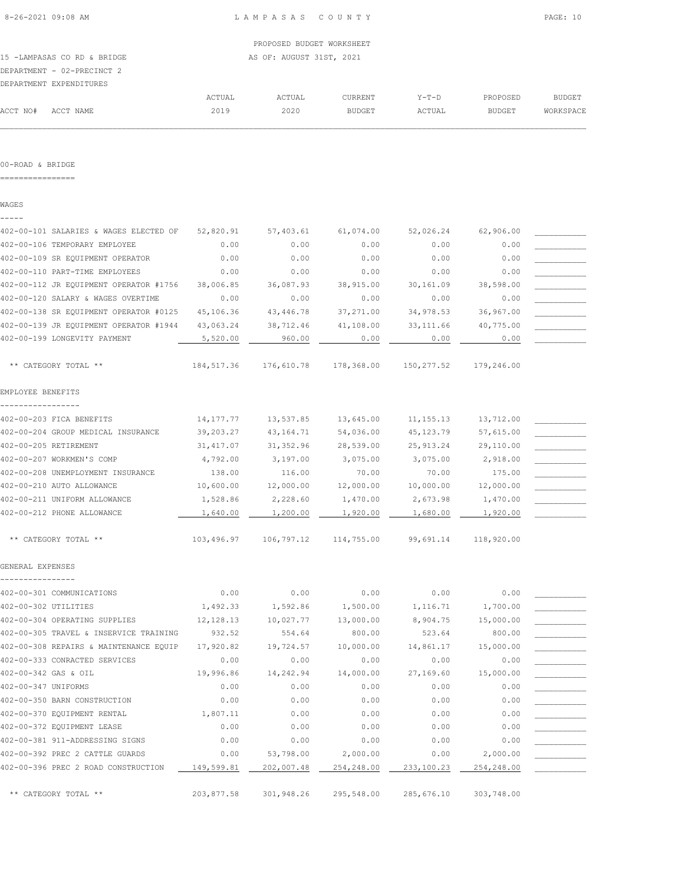PROPOSED BUDGET WORKSHEET

15 -LAMPASAS CO RD & BRIDGE AS OF: AUGUST 31ST, 2021

DEPARTMENT - 02-PRECINCT 2

DEPARTMENT EXPENDITURES

## 00-ROAD & BRIDGE

### WAGES

| ACCT NO# ACCT NAME | ACTUAL 2019 | ACTUAL 2020 | CURRENT BUDGET | Y-T-D ACTUAL | PROPOSED BUDGET | BUDGET WORKSPACE |
|---|---|---|---|---|---|---|
| 402-00-101 SALARIES & WAGES ELECTED OF | 52,820.91 | 57,403.61 | 61,074.00 | 52,026.24 | 62,906.00 | |
| 402-00-106 TEMPORARY EMPLOYEE | 0.00 | 0.00 | 0.00 | 0.00 | 0.00 | |
| 402-00-109 SR EQUIPMENT OPERATOR | 0.00 | 0.00 | 0.00 | 0.00 | 0.00 | |
| 402-00-110 PART-TIME EMPLOYEES | 0.00 | 0.00 | 0.00 | 0.00 | 0.00 | |
| 402-00-112 JR EQUIPMENT OPERATOR #1756 | 38,006.85 | 36,087.93 | 38,915.00 | 30,161.09 | 38,598.00 | |
| 402-00-120 SALARY & WAGES OVERTIME | 0.00 | 0.00 | 0.00 | 0.00 | 0.00 | |
| 402-00-138 SR EQUIPMENT OPERATOR #0125 | 45,106.36 | 43,446.78 | 37,271.00 | 34,978.53 | 36,967.00 | |
| 402-00-139 JR EQUIPMENT OPERATOR #1944 | 43,063.24 | 38,712.46 | 41,108.00 | 33,111.66 | 40,775.00 | |
| 402-00-199 LONGEVITY PAYMENT | 5,520.00 | 960.00 | 0.00 | 0.00 | 0.00 | |
| ** CATEGORY TOTAL ** | 184,517.36 | 176,610.78 | 178,368.00 | 150,277.52 | 179,246.00 | |

### EMPLOYEE BENEFITS

| ACCT NO# ACCT NAME | ACTUAL 2019 | ACTUAL 2020 | CURRENT BUDGET | Y-T-D ACTUAL | PROPOSED BUDGET | BUDGET WORKSPACE |
|---|---|---|---|---|---|---|
| 402-00-203 FICA BENEFITS | 14,177.77 | 13,537.85 | 13,645.00 | 11,155.13 | 13,712.00 | |
| 402-00-204 GROUP MEDICAL INSURANCE | 39,203.27 | 43,164.71 | 54,036.00 | 45,123.79 | 57,615.00 | |
| 402-00-205 RETIREMENT | 31,417.07 | 31,352.96 | 28,539.00 | 25,913.24 | 29,110.00 | |
| 402-00-207 WORKMEN'S COMP | 4,792.00 | 3,197.00 | 3,075.00 | 3,075.00 | 2,918.00 | |
| 402-00-208 UNEMPLOYMENT INSURANCE | 138.00 | 116.00 | 70.00 | 70.00 | 175.00 | |
| 402-00-210 AUTO ALLOWANCE | 10,600.00 | 12,000.00 | 12,000.00 | 10,000.00 | 12,000.00 | |
| 402-00-211 UNIFORM ALLOWANCE | 1,528.86 | 2,228.60 | 1,470.00 | 2,673.98 | 1,470.00 | |
| 402-00-212 PHONE ALLOWANCE | 1,640.00 | 1,200.00 | 1,920.00 | 1,680.00 | 1,920.00 | |
| ** CATEGORY TOTAL ** | 103,496.97 | 106,797.12 | 114,755.00 | 99,691.14 | 118,920.00 | |

### GENERAL EXPENSES

| ACCT NO# ACCT NAME | ACTUAL 2019 | ACTUAL 2020 | CURRENT BUDGET | Y-T-D ACTUAL | PROPOSED BUDGET | BUDGET WORKSPACE |
|---|---|---|---|---|---|---|
| 402-00-301 COMMUNICATIONS | 0.00 | 0.00 | 0.00 | 0.00 | 0.00 | |
| 402-00-302 UTILITIES | 1,492.33 | 1,592.86 | 1,500.00 | 1,116.71 | 1,700.00 | |
| 402-00-304 OPERATING SUPPLIES | 12,128.13 | 10,027.77 | 13,000.00 | 8,904.75 | 15,000.00 | |
| 402-00-305 TRAVEL & INSERVICE TRAINING | 932.52 | 554.64 | 800.00 | 523.64 | 800.00 | |
| 402-00-308 REPAIRS & MAINTENANCE EQUIP | 17,920.82 | 19,724.57 | 10,000.00 | 14,861.17 | 15,000.00 | |
| 402-00-333 CONRACTED SERVICES | 0.00 | 0.00 | 0.00 | 0.00 | 0.00 | |
| 402-00-342 GAS & OIL | 19,996.86 | 14,242.94 | 14,000.00 | 27,169.60 | 15,000.00 | |
| 402-00-347 UNIFORMS | 0.00 | 0.00 | 0.00 | 0.00 | 0.00 | |
| 402-00-350 BARN CONSTRUCTION | 0.00 | 0.00 | 0.00 | 0.00 | 0.00 | |
| 402-00-370 EQUIPMENT RENTAL | 1,807.11 | 0.00 | 0.00 | 0.00 | 0.00 | |
| 402-00-372 EQUIPMENT LEASE | 0.00 | 0.00 | 0.00 | 0.00 | 0.00 | |
| 402-00-381 911-ADDRESSING SIGNS | 0.00 | 0.00 | 0.00 | 0.00 | 0.00 | |
| 402-00-392 PREC 2 CATTLE GUARDS | 0.00 | 53,798.00 | 2,000.00 | 0.00 | 2,000.00 | |
| 402-00-396 PREC 2 ROAD CONSTRUCTION | 149,599.81 | 202,007.48 | 254,248.00 | 233,100.23 | 254,248.00 | |
| ** CATEGORY TOTAL ** | 203,877.58 | 301,948.26 | 295,548.00 | 285,676.10 | 303,748.00 | |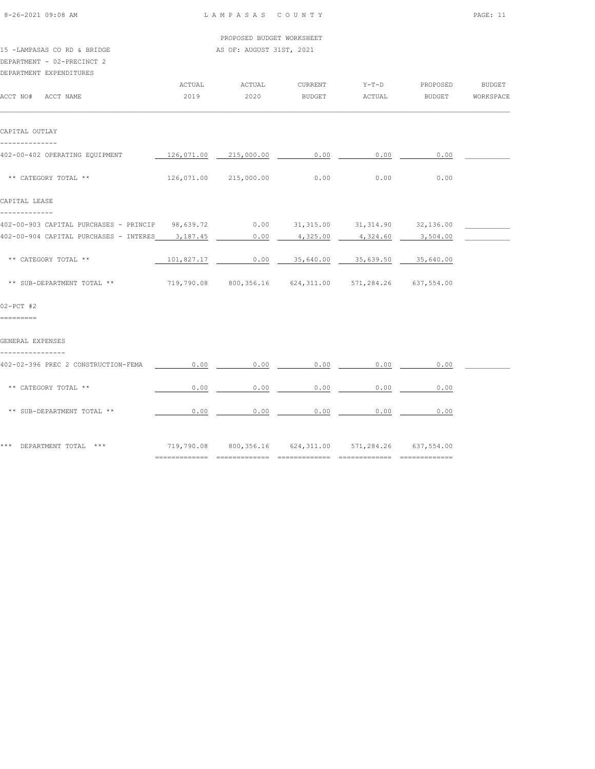PROPOSED BUDGET WORKSHEET

15 -LAMPASAS CO RD & BRIDGE — AS OF: AUGUST 31ST, 2021

DEPARTMENT - 02-PRECINCT 2

DEPARTMENT EXPENDITURES

| ACCT NO# ACCT NAME | ACTUAL 2019 | ACTUAL 2020 | CURRENT BUDGET | Y-T-D ACTUAL | PROPOSED BUDGET | BUDGET WORKSPACE |
|---|---|---|---|---|---|---|
| **CAPITAL OUTLAY** | | | | | | |
| 402-00-402 OPERATING EQUIPMENT | 126,071.00 | 215,000.00 | 0.00 | 0.00 | 0.00 | |
| ** CATEGORY TOTAL ** | 126,071.00 | 215,000.00 | 0.00 | 0.00 | 0.00 | |
| **CAPITAL LEASE** | | | | | | |
| 402-00-903 CAPITAL PURCHASES - PRINCIP | 98,639.72 | 0.00 | 31,315.00 | 31,314.90 | 32,136.00 | |
| 402-00-904 CAPITAL PURCHASES - INTERES | 3,187.45 | 0.00 | 4,325.00 | 4,324.60 | 3,504.00 | |
| ** CATEGORY TOTAL ** | 101,827.17 | 0.00 | 35,640.00 | 35,639.50 | 35,640.00 | |
| ** SUB-DEPARTMENT TOTAL ** | 719,790.08 | 800,356.16 | 624,311.00 | 571,284.26 | 637,554.00 | |
| **02-PCT #2** | | | | | | |
| **GENERAL EXPENSES** | | | | | | |
| 402-02-396 PREC 2 CONSTRUCTION-FEMA | 0.00 | 0.00 | 0.00 | 0.00 | 0.00 | |
| ** CATEGORY TOTAL ** | 0.00 | 0.00 | 0.00 | 0.00 | 0.00 | |
| ** SUB-DEPARTMENT TOTAL ** | 0.00 | 0.00 | 0.00 | 0.00 | 0.00 | |
| *** DEPARTMENT TOTAL *** | 719,790.08 | 800,356.16 | 624,311.00 | 571,284.26 | 637,554.00 | |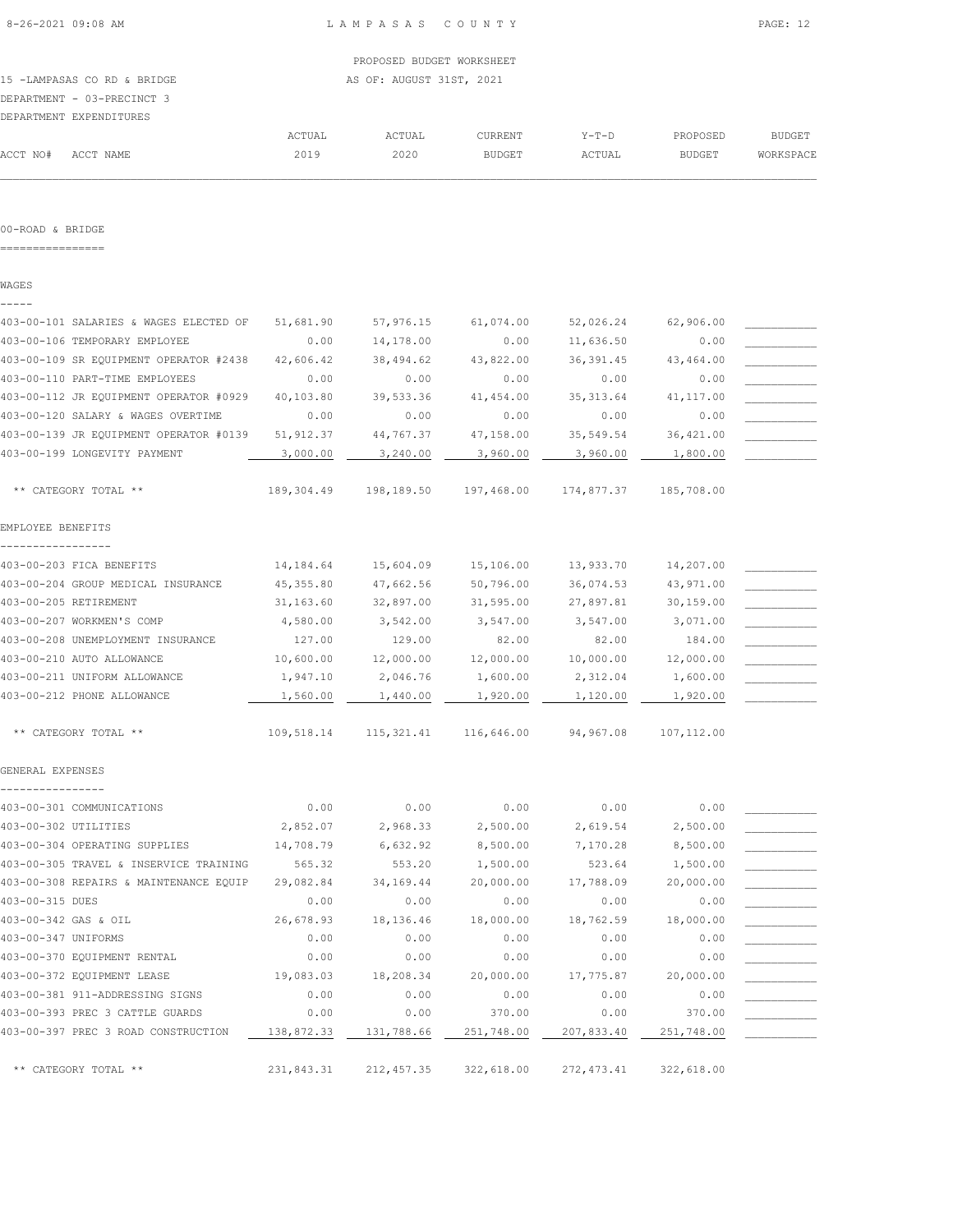PROPOSED BUDGET WORKSHEET

15 -LAMPASAS CO RD & BRIDGE — AS OF: AUGUST 31ST, 2021

DEPARTMENT - 03-PRECINCT 3

DEPARTMENT EXPENDITURES

| ACCT NO# ACCT NAME | ACTUAL 2019 | ACTUAL 2020 | CURRENT BUDGET | Y-T-D ACTUAL | PROPOSED BUDGET | BUDGET WORKSPACE |
|---|---|---|---|---|---|---|
| **00-ROAD & BRIDGE** | | | | | | |
| **WAGES** | | | | | | |
| 403-00-101 SALARIES & WAGES ELECTED OF | 51,681.90 | 57,976.15 | 61,074.00 | 52,026.24 | 62,906.00 | |
| 403-00-106 TEMPORARY EMPLOYEE | 0.00 | 14,178.00 | 0.00 | 11,636.50 | 0.00 | |
| 403-00-109 SR EQUIPMENT OPERATOR #2438 | 42,606.42 | 38,494.62 | 43,822.00 | 36,391.45 | 43,464.00 | |
| 403-00-110 PART-TIME EMPLOYEES | 0.00 | 0.00 | 0.00 | 0.00 | 0.00 | |
| 403-00-112 JR EQUIPMENT OPERATOR #0929 | 40,103.80 | 39,533.36 | 41,454.00 | 35,313.64 | 41,117.00 | |
| 403-00-120 SALARY & WAGES OVERTIME | 0.00 | 0.00 | 0.00 | 0.00 | 0.00 | |
| 403-00-139 JR EQUIPMENT OPERATOR #0139 | 51,912.37 | 44,767.37 | 47,158.00 | 35,549.54 | 36,421.00 | |
| 403-00-199 LONGEVITY PAYMENT | 3,000.00 | 3,240.00 | 3,960.00 | 3,960.00 | 1,800.00 | |
| ** CATEGORY TOTAL ** | 189,304.49 | 198,189.50 | 197,468.00 | 174,877.37 | 185,708.00 | |
| **EMPLOYEE BENEFITS** | | | | | | |
| 403-00-203 FICA BENEFITS | 14,184.64 | 15,604.09 | 15,106.00 | 13,933.70 | 14,207.00 | |
| 403-00-204 GROUP MEDICAL INSURANCE | 45,355.80 | 47,662.56 | 50,796.00 | 36,074.53 | 43,971.00 | |
| 403-00-205 RETIREMENT | 31,163.60 | 32,897.00 | 31,595.00 | 27,897.81 | 30,159.00 | |
| 403-00-207 WORKMEN'S COMP | 4,580.00 | 3,542.00 | 3,547.00 | 3,547.00 | 3,071.00 | |
| 403-00-208 UNEMPLOYMENT INSURANCE | 127.00 | 129.00 | 82.00 | 82.00 | 184.00 | |
| 403-00-210 AUTO ALLOWANCE | 10,600.00 | 12,000.00 | 12,000.00 | 10,000.00 | 12,000.00 | |
| 403-00-211 UNIFORM ALLOWANCE | 1,947.10 | 2,046.76 | 1,600.00 | 2,312.04 | 1,600.00 | |
| 403-00-212 PHONE ALLOWANCE | 1,560.00 | 1,440.00 | 1,920.00 | 1,120.00 | 1,920.00 | |
| ** CATEGORY TOTAL ** | 109,518.14 | 115,321.41 | 116,646.00 | 94,967.08 | 107,112.00 | |
| **GENERAL EXPENSES** | | | | | | |
| 403-00-301 COMMUNICATIONS | 0.00 | 0.00 | 0.00 | 0.00 | 0.00 | |
| 403-00-302 UTILITIES | 2,852.07 | 2,968.33 | 2,500.00 | 2,619.54 | 2,500.00 | |
| 403-00-304 OPERATING SUPPLIES | 14,708.79 | 6,632.92 | 8,500.00 | 7,170.28 | 8,500.00 | |
| 403-00-305 TRAVEL & INSERVICE TRAINING | 565.32 | 553.20 | 1,500.00 | 523.64 | 1,500.00 | |
| 403-00-308 REPAIRS & MAINTENANCE EQUIP | 29,082.84 | 34,169.44 | 20,000.00 | 17,788.09 | 20,000.00 | |
| 403-00-315 DUES | 0.00 | 0.00 | 0.00 | 0.00 | 0.00 | |
| 403-00-342 GAS & OIL | 26,678.93 | 18,136.46 | 18,000.00 | 18,762.59 | 18,000.00 | |
| 403-00-347 UNIFORMS | 0.00 | 0.00 | 0.00 | 0.00 | 0.00 | |
| 403-00-370 EQUIPMENT RENTAL | 0.00 | 0.00 | 0.00 | 0.00 | 0.00 | |
| 403-00-372 EQUIPMENT LEASE | 19,083.03 | 18,208.34 | 20,000.00 | 17,775.87 | 20,000.00 | |
| 403-00-381 911-ADDRESSING SIGNS | 0.00 | 0.00 | 0.00 | 0.00 | 0.00 | |
| 403-00-393 PREC 3 CATTLE GUARDS | 0.00 | 0.00 | 370.00 | 0.00 | 370.00 | |
| 403-00-397 PREC 3 ROAD CONSTRUCTION | 138,872.33 | 131,788.66 | 251,748.00 | 207,833.40 | 251,748.00 | |
| ** CATEGORY TOTAL ** | 231,843.31 | 212,457.35 | 322,618.00 | 272,473.41 | 322,618.00 | |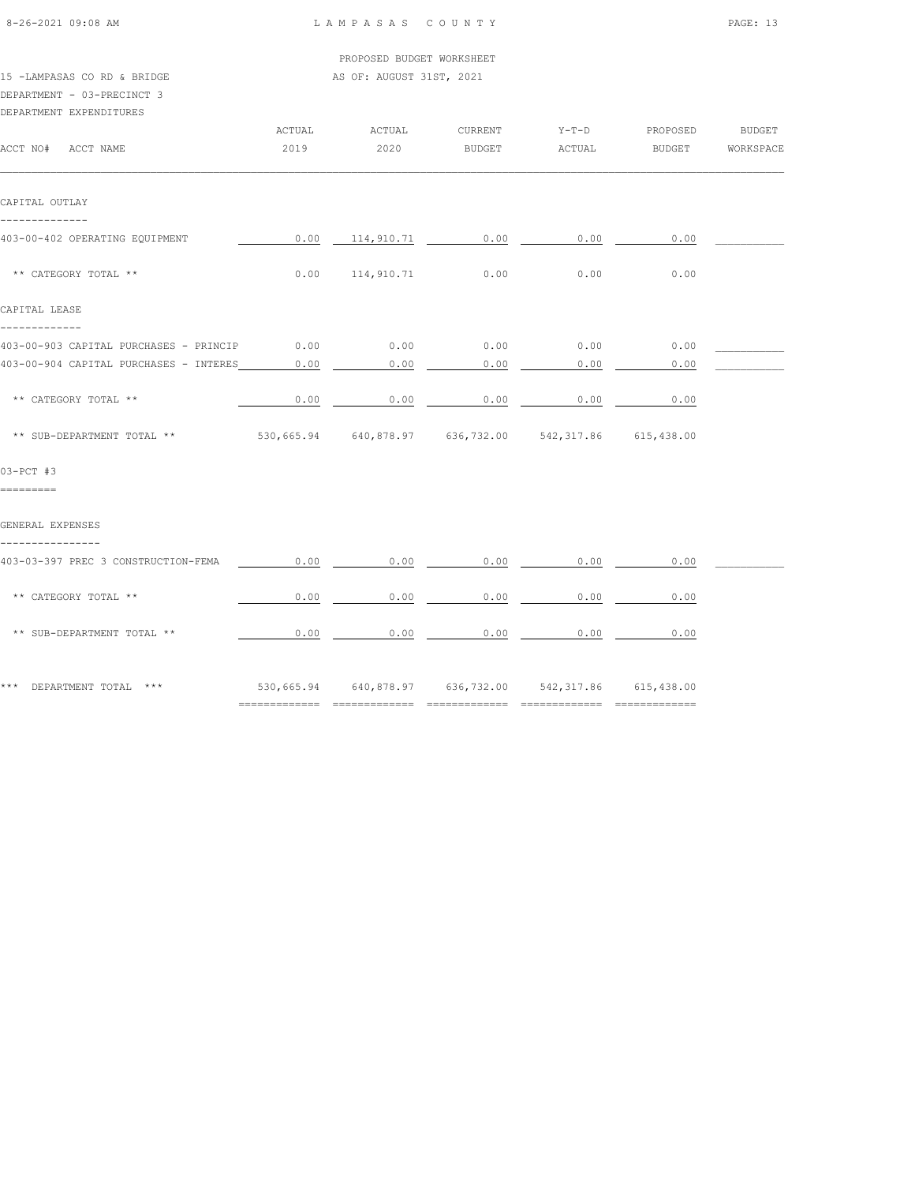PROPOSED BUDGET WORKSHEET

15 -LAMPASAS CO RD & BRIDGE — AS OF: AUGUST 31ST, 2021

DEPARTMENT - 03-PRECINCT 3

DEPARTMENT EXPENDITURES

| ACCT NO# ACCT NAME | ACTUAL 2019 | ACTUAL 2020 | CURRENT BUDGET | Y-T-D ACTUAL | PROPOSED BUDGET | BUDGET WORKSPACE |
|---|---|---|---|---|---|---|
| **CAPITAL OUTLAY** | | | | | | |
| 403-00-402 OPERATING EQUIPMENT | 0.00 | 114,910.71 | 0.00 | 0.00 | 0.00 | |
| ** CATEGORY TOTAL ** | 0.00 | 114,910.71 | 0.00 | 0.00 | 0.00 | |
| **CAPITAL LEASE** | | | | | | |
| 403-00-903 CAPITAL PURCHASES - PRINCIP | 0.00 | 0.00 | 0.00 | 0.00 | 0.00 | |
| 403-00-904 CAPITAL PURCHASES - INTERES | 0.00 | 0.00 | 0.00 | 0.00 | 0.00 | |
| ** CATEGORY TOTAL ** | 0.00 | 0.00 | 0.00 | 0.00 | 0.00 | |
| ** SUB-DEPARTMENT TOTAL ** | 530,665.94 | 640,878.97 | 636,732.00 | 542,317.86 | 615,438.00 | |
| **03-PCT #3** | | | | | | |
| **GENERAL EXPENSES** | | | | | | |
| 403-03-397 PREC 3 CONSTRUCTION-FEMA | 0.00 | 0.00 | 0.00 | 0.00 | 0.00 | |
| ** CATEGORY TOTAL ** | 0.00 | 0.00 | 0.00 | 0.00 | 0.00 | |
| ** SUB-DEPARTMENT TOTAL ** | 0.00 | 0.00 | 0.00 | 0.00 | 0.00 | |
| *** DEPARTMENT TOTAL *** | 530,665.94 | 640,878.97 | 636,732.00 | 542,317.86 | 615,438.00 | |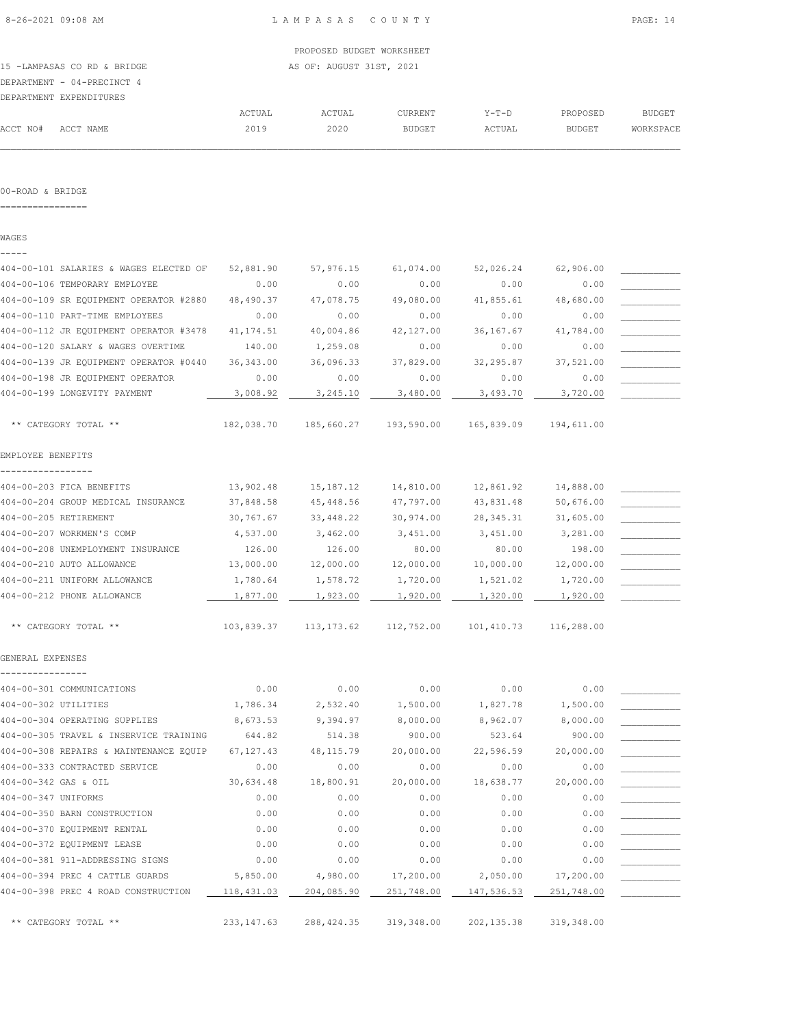PROPOSED BUDGET WORKSHEET

15 -LAMPASAS CO RD & BRIDGE — AS OF: AUGUST 31ST, 2021

DEPARTMENT - 04-PRECINCT 4

DEPARTMENT EXPENDITURES

00-ROAD & BRIDGE

| ACCT NO# | ACCT NAME | ACTUAL 2019 | ACTUAL 2020 | CURRENT BUDGET | Y-T-D ACTUAL | PROPOSED BUDGET | BUDGET WORKSPACE |
|---|---|---|---|---|---|---|---|
| **WAGES** | | | | | | | |
| 404-00-101 | SALARIES & WAGES ELECTED OF | 52,881.90 | 57,976.15 | 61,074.00 | 52,026.24 | 62,906.00 | |
| 404-00-106 | TEMPORARY EMPLOYEE | 0.00 | 0.00 | 0.00 | 0.00 | 0.00 | |
| 404-00-109 | SR EQUIPMENT OPERATOR #2880 | 48,490.37 | 47,078.75 | 49,080.00 | 41,855.61 | 48,680.00 | |
| 404-00-110 | PART-TIME EMPLOYEES | 0.00 | 0.00 | 0.00 | 0.00 | 0.00 | |
| 404-00-112 | JR EQUIPMENT OPERATOR #3478 | 41,174.51 | 40,004.86 | 42,127.00 | 36,167.67 | 41,784.00 | |
| 404-00-120 | SALARY & WAGES OVERTIME | 140.00 | 1,259.08 | 0.00 | 0.00 | 0.00 | |
| 404-00-139 | JR EQUIPMENT OPERATOR #0440 | 36,343.00 | 36,096.33 | 37,829.00 | 32,295.87 | 37,521.00 | |
| 404-00-198 | JR EQUIPMENT OPERATOR | 0.00 | 0.00 | 0.00 | 0.00 | 0.00 | |
| 404-00-199 | LONGEVITY PAYMENT | 3,008.92 | 3,245.10 | 3,480.00 | 3,493.70 | 3,720.00 | |
| | ** CATEGORY TOTAL ** | 182,038.70 | 185,660.27 | 193,590.00 | 165,839.09 | 194,611.00 | |
| **EMPLOYEE BENEFITS** | | | | | | | |
| 404-00-203 | FICA BENEFITS | 13,902.48 | 15,187.12 | 14,810.00 | 12,861.92 | 14,888.00 | |
| 404-00-204 | GROUP MEDICAL INSURANCE | 37,848.58 | 45,448.56 | 47,797.00 | 43,831.48 | 50,676.00 | |
| 404-00-205 | RETIREMENT | 30,767.67 | 33,448.22 | 30,974.00 | 28,345.31 | 31,605.00 | |
| 404-00-207 | WORKMEN'S COMP | 4,537.00 | 3,462.00 | 3,451.00 | 3,451.00 | 3,281.00 | |
| 404-00-208 | UNEMPLOYMENT INSURANCE | 126.00 | 126.00 | 80.00 | 80.00 | 198.00 | |
| 404-00-210 | AUTO ALLOWANCE | 13,000.00 | 12,000.00 | 12,000.00 | 10,000.00 | 12,000.00 | |
| 404-00-211 | UNIFORM ALLOWANCE | 1,780.64 | 1,578.72 | 1,720.00 | 1,521.02 | 1,720.00 | |
| 404-00-212 | PHONE ALLOWANCE | 1,877.00 | 1,923.00 | 1,920.00 | 1,320.00 | 1,920.00 | |
| | ** CATEGORY TOTAL ** | 103,839.37 | 113,173.62 | 112,752.00 | 101,410.73 | 116,288.00 | |
| **GENERAL EXPENSES** | | | | | | | |
| 404-00-301 | COMMUNICATIONS | 0.00 | 0.00 | 0.00 | 0.00 | 0.00 | |
| 404-00-302 | UTILITIES | 1,786.34 | 2,532.40 | 1,500.00 | 1,827.78 | 1,500.00 | |
| 404-00-304 | OPERATING SUPPLIES | 8,673.53 | 9,394.97 | 8,000.00 | 8,962.07 | 8,000.00 | |
| 404-00-305 | TRAVEL & INSERVICE TRAINING | 644.82 | 514.38 | 900.00 | 523.64 | 900.00 | |
| 404-00-308 | REPAIRS & MAINTENANCE EQUIP | 67,127.43 | 48,115.79 | 20,000.00 | 22,596.59 | 20,000.00 | |
| 404-00-333 | CONTRACTED SERVICE | 0.00 | 0.00 | 0.00 | 0.00 | 0.00 | |
| 404-00-342 | GAS & OIL | 30,634.48 | 18,800.91 | 20,000.00 | 18,638.77 | 20,000.00 | |
| 404-00-347 | UNIFORMS | 0.00 | 0.00 | 0.00 | 0.00 | 0.00 | |
| 404-00-350 | BARN CONSTRUCTION | 0.00 | 0.00 | 0.00 | 0.00 | 0.00 | |
| 404-00-370 | EQUIPMENT RENTAL | 0.00 | 0.00 | 0.00 | 0.00 | 0.00 | |
| 404-00-372 | EQUIPMENT LEASE | 0.00 | 0.00 | 0.00 | 0.00 | 0.00 | |
| 404-00-381 | 911-ADDRESSING SIGNS | 0.00 | 0.00 | 0.00 | 0.00 | 0.00 | |
| 404-00-394 | PREC 4 CATTLE GUARDS | 5,850.00 | 4,980.00 | 17,200.00 | 2,050.00 | 17,200.00 | |
| 404-00-398 | PREC 4 ROAD CONSTRUCTION | 118,431.03 | 204,085.90 | 251,748.00 | 147,536.53 | 251,748.00 | |
| | ** CATEGORY TOTAL ** | 233,147.63 | 288,424.35 | 319,348.00 | 202,135.38 | 319,348.00 | |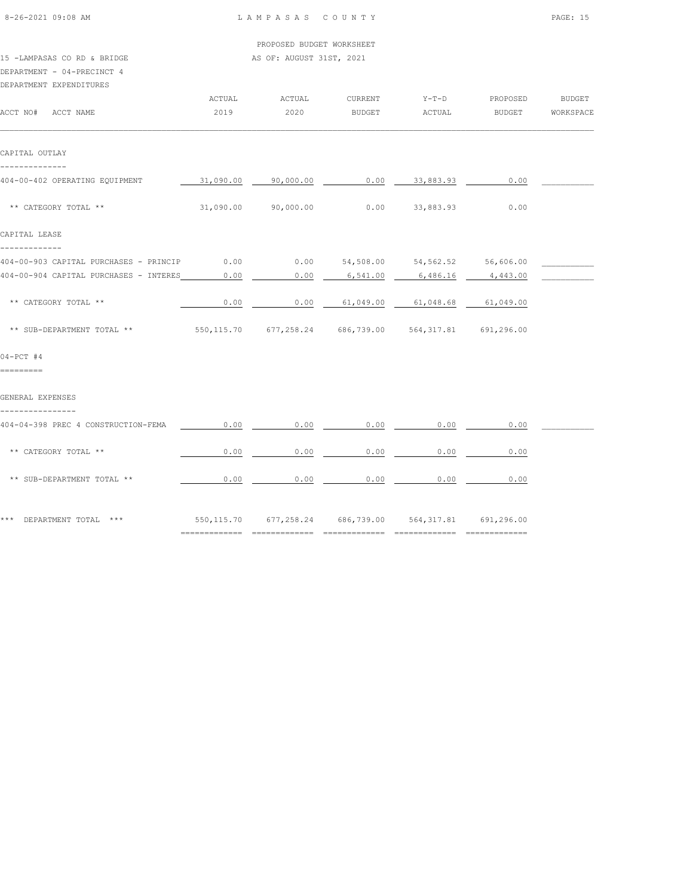PROPOSED BUDGET WORKSHEET

15 -LAMPASAS CO RD & BRIDGE — AS OF: AUGUST 31ST, 2021

DEPARTMENT - 04-PRECINCT 4

DEPARTMENT EXPENDITURES

| ACCT NO# ACCT NAME | ACTUAL 2019 | ACTUAL 2020 | CURRENT BUDGET | Y-T-D ACTUAL | PROPOSED BUDGET | BUDGET WORKSPACE |
|---|---|---|---|---|---|---|
| **CAPITAL OUTLAY** | | | | | | |
| 404-00-402 OPERATING EQUIPMENT | 31,090.00 | 90,000.00 | 0.00 | 33,883.93 | 0.00 | |
| ** CATEGORY TOTAL ** | 31,090.00 | 90,000.00 | 0.00 | 33,883.93 | 0.00 | |
| **CAPITAL LEASE** | | | | | | |
| 404-00-903 CAPITAL PURCHASES - PRINCIP | 0.00 | 0.00 | 54,508.00 | 54,562.52 | 56,606.00 | |
| 404-00-904 CAPITAL PURCHASES - INTERES | 0.00 | 0.00 | 6,541.00 | 6,486.16 | 4,443.00 | |
| ** CATEGORY TOTAL ** | 0.00 | 0.00 | 61,049.00 | 61,048.68 | 61,049.00 | |
| ** SUB-DEPARTMENT TOTAL ** | 550,115.70 | 677,258.24 | 686,739.00 | 564,317.81 | 691,296.00 | |
| **04-PCT #4** | | | | | | |
| **GENERAL EXPENSES** | | | | | | |
| 404-04-398 PREC 4 CONSTRUCTION-FEMA | 0.00 | 0.00 | 0.00 | 0.00 | 0.00 | |
| ** CATEGORY TOTAL ** | 0.00 | 0.00 | 0.00 | 0.00 | 0.00 | |
| ** SUB-DEPARTMENT TOTAL ** | 0.00 | 0.00 | 0.00 | 0.00 | 0.00 | |
| *** DEPARTMENT TOTAL *** | 550,115.70 | 677,258.24 | 686,739.00 | 564,317.81 | 691,296.00 | |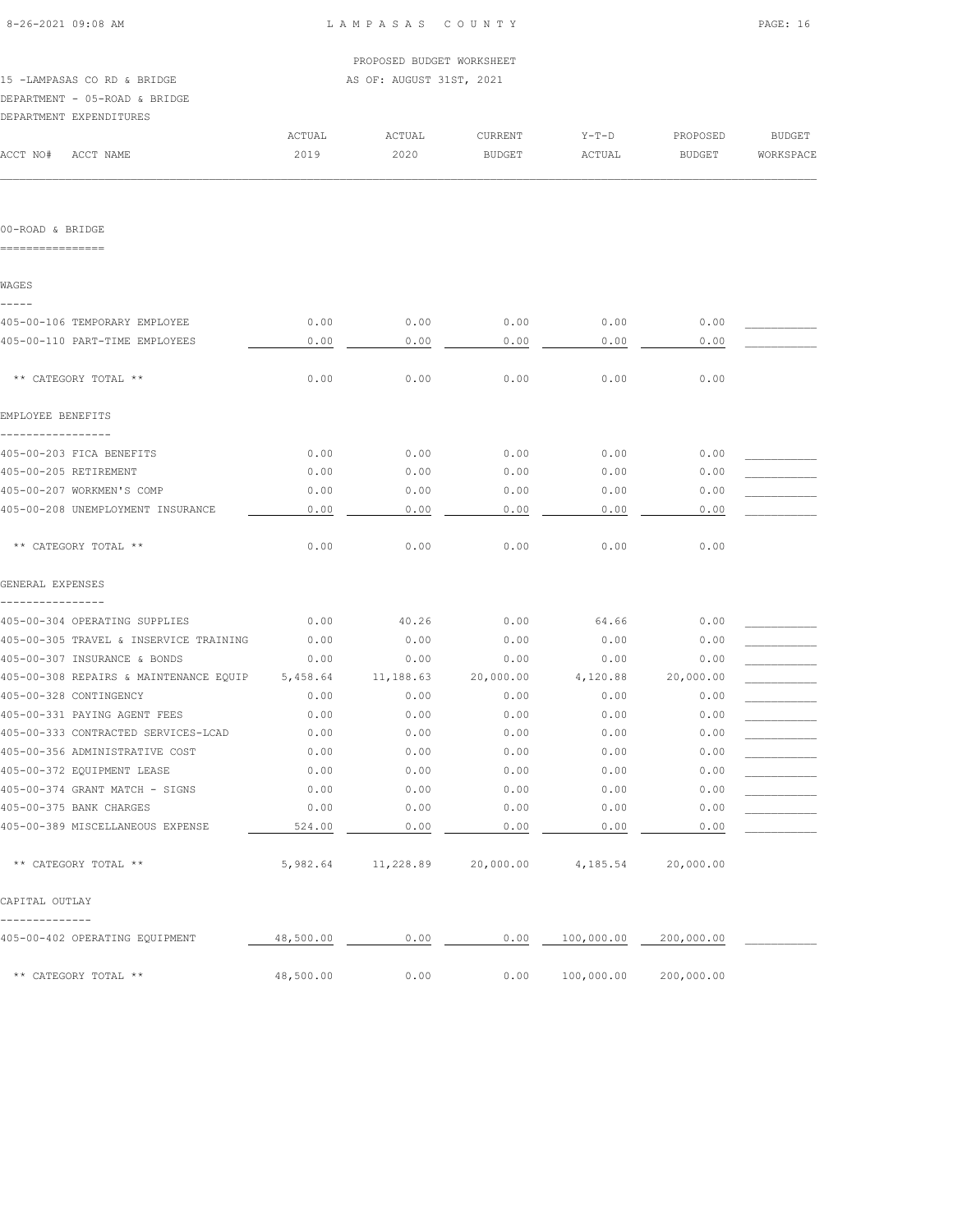PROPOSED BUDGET WORKSHEET

15 -LAMPASAS CO RD & BRIDGE — AS OF: AUGUST 31ST, 2021

DEPARTMENT - 05-ROAD & BRIDGE

DEPARTMENT EXPENDITURES

| ACCT NO# ACCT NAME | ACTUAL 2019 | ACTUAL 2020 | CURRENT BUDGET | Y-T-D ACTUAL | PROPOSED BUDGET | BUDGET WORKSPACE |
|---|---|---|---|---|---|---|
| **00-ROAD & BRIDGE** | | | | | | |
| **WAGES** | | | | | | |
| 405-00-106 TEMPORARY EMPLOYEE | 0.00 | 0.00 | 0.00 | 0.00 | 0.00 | |
| 405-00-110 PART-TIME EMPLOYEES | 0.00 | 0.00 | 0.00 | 0.00 | 0.00 | |
| ** CATEGORY TOTAL ** | 0.00 | 0.00 | 0.00 | 0.00 | 0.00 | |
| **EMPLOYEE BENEFITS** | | | | | | |
| 405-00-203 FICA BENEFITS | 0.00 | 0.00 | 0.00 | 0.00 | 0.00 | |
| 405-00-205 RETIREMENT | 0.00 | 0.00 | 0.00 | 0.00 | 0.00 | |
| 405-00-207 WORKMEN'S COMP | 0.00 | 0.00 | 0.00 | 0.00 | 0.00 | |
| 405-00-208 UNEMPLOYMENT INSURANCE | 0.00 | 0.00 | 0.00 | 0.00 | 0.00 | |
| ** CATEGORY TOTAL ** | 0.00 | 0.00 | 0.00 | 0.00 | 0.00 | |
| **GENERAL EXPENSES** | | | | | | |
| 405-00-304 OPERATING SUPPLIES | 0.00 | 40.26 | 0.00 | 64.66 | 0.00 | |
| 405-00-305 TRAVEL & INSERVICE TRAINING | 0.00 | 0.00 | 0.00 | 0.00 | 0.00 | |
| 405-00-307 INSURANCE & BONDS | 0.00 | 0.00 | 0.00 | 0.00 | 0.00 | |
| 405-00-308 REPAIRS & MAINTENANCE EQUIP | 5,458.64 | 11,188.63 | 20,000.00 | 4,120.88 | 20,000.00 | |
| 405-00-328 CONTINGENCY | 0.00 | 0.00 | 0.00 | 0.00 | 0.00 | |
| 405-00-331 PAYING AGENT FEES | 0.00 | 0.00 | 0.00 | 0.00 | 0.00 | |
| 405-00-333 CONTRACTED SERVICES-LCAD | 0.00 | 0.00 | 0.00 | 0.00 | 0.00 | |
| 405-00-356 ADMINISTRATIVE COST | 0.00 | 0.00 | 0.00 | 0.00 | 0.00 | |
| 405-00-372 EQUIPMENT LEASE | 0.00 | 0.00 | 0.00 | 0.00 | 0.00 | |
| 405-00-374 GRANT MATCH - SIGNS | 0.00 | 0.00 | 0.00 | 0.00 | 0.00 | |
| 405-00-375 BANK CHARGES | 0.00 | 0.00 | 0.00 | 0.00 | 0.00 | |
| 405-00-389 MISCELLANEOUS EXPENSE | 524.00 | 0.00 | 0.00 | 0.00 | 0.00 | |
| ** CATEGORY TOTAL ** | 5,982.64 | 11,228.89 | 20,000.00 | 4,185.54 | 20,000.00 | |
| **CAPITAL OUTLAY** | | | | | | |
| 405-00-402 OPERATING EQUIPMENT | 48,500.00 | 0.00 | 0.00 | 100,000.00 | 200,000.00 | |
| ** CATEGORY TOTAL ** | 48,500.00 | 0.00 | 0.00 | 100,000.00 | 200,000.00 | |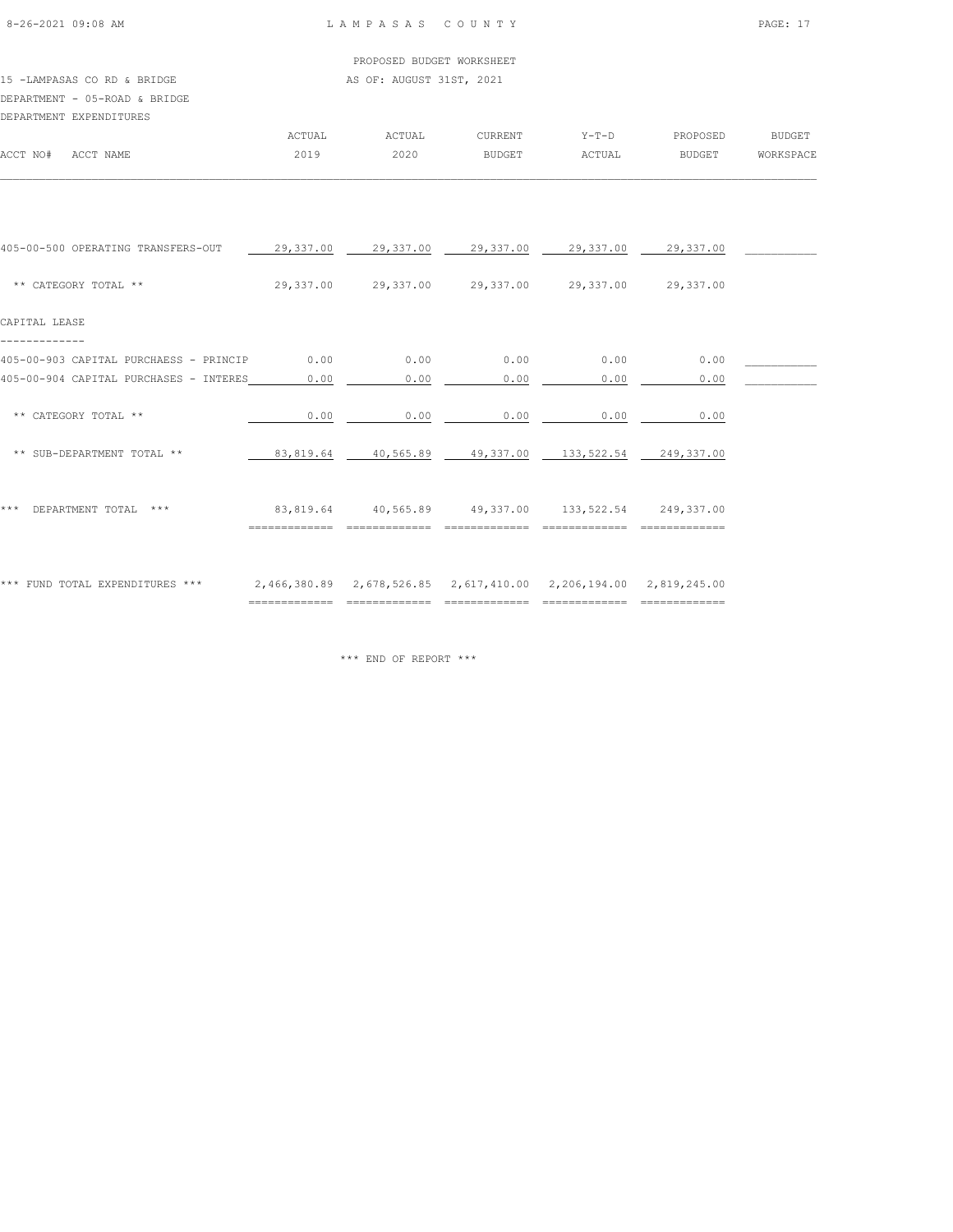PROPOSED BUDGET WORKSHEET

15 -LAMPASAS CO RD & BRIDGE — AS OF: AUGUST 31ST, 2021

DEPARTMENT - 05-ROAD & BRIDGE

DEPARTMENT EXPENDITURES

| ACCT NO# ACCT NAME | ACTUAL 2019 | ACTUAL 2020 | CURRENT BUDGET | Y-T-D ACTUAL | PROPOSED BUDGET | BUDGET WORKSPACE |
|---|---|---|---|---|---|---|
| 405-00-500 OPERATING TRANSFERS-OUT | 29,337.00 | 29,337.00 | 29,337.00 | 29,337.00 | 29,337.00 | |
| ** CATEGORY TOTAL ** | 29,337.00 | 29,337.00 | 29,337.00 | 29,337.00 | 29,337.00 | |
| CAPITAL LEASE | | | | | | |
| 405-00-903 CAPITAL PURCHAESS - PRINCIP | 0.00 | 0.00 | 0.00 | 0.00 | 0.00 | |
| 405-00-904 CAPITAL PURCHASES - INTERES | 0.00 | 0.00 | 0.00 | 0.00 | 0.00 | |
| ** CATEGORY TOTAL ** | 0.00 | 0.00 | 0.00 | 0.00 | 0.00 | |
| ** SUB-DEPARTMENT TOTAL ** | 83,819.64 | 40,565.89 | 49,337.00 | 133,522.54 | 249,337.00 | |
| *** DEPARTMENT TOTAL *** | 83,819.64 | 40,565.89 | 49,337.00 | 133,522.54 | 249,337.00 | |
| *** FUND TOTAL EXPENDITURES *** | 2,466,380.89 | 2,678,526.85 | 2,617,410.00 | 2,206,194.00 | 2,819,245.00 | |

*** END OF REPORT ***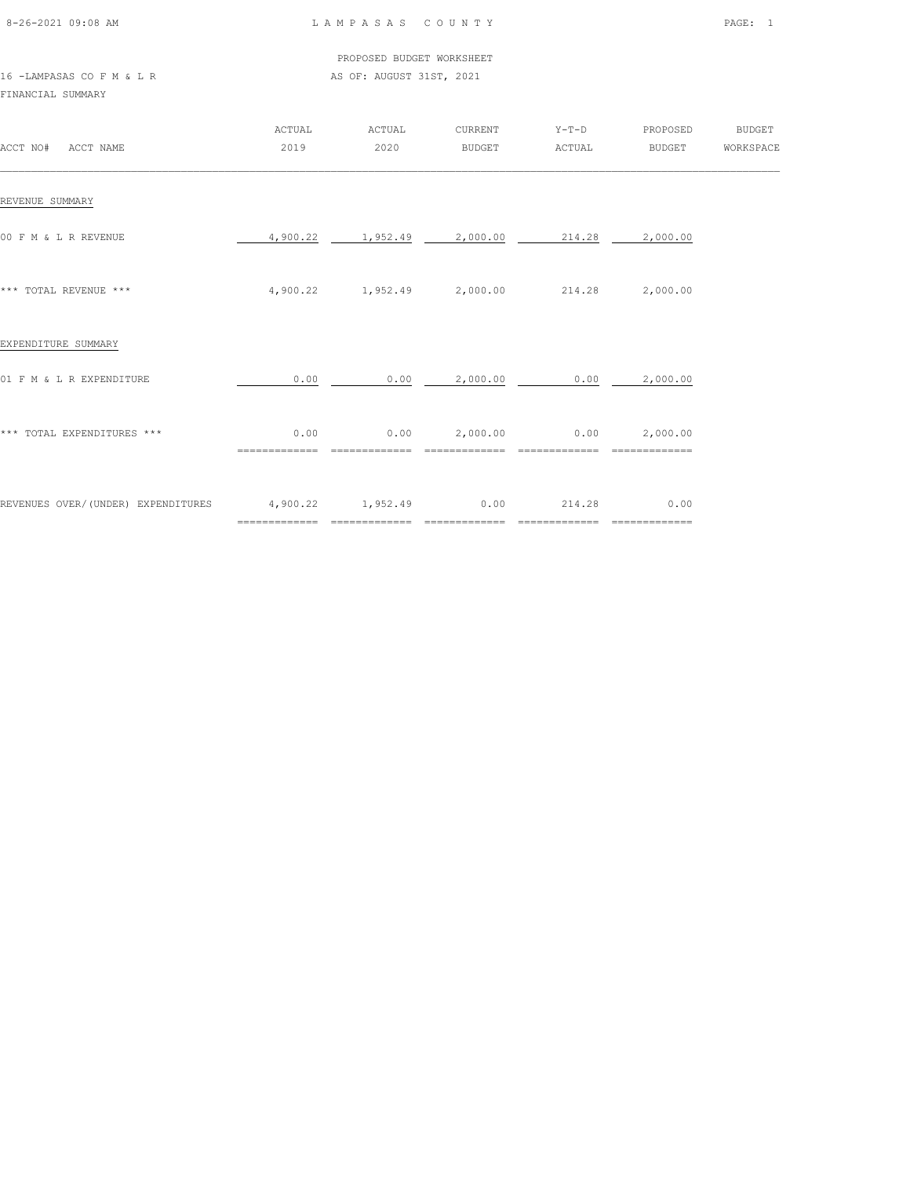LAMPASAS COUNTY

PROPOSED BUDGET WORKSHEET

16 -LAMPASAS CO F M & L R

AS OF: AUGUST 31ST, 2021

FINANCIAL SUMMARY

| ACCT NO# ACCT NAME | ACTUAL 2019 | ACTUAL 2020 | CURRENT BUDGET | Y-T-D ACTUAL | PROPOSED BUDGET | BUDGET WORKSPACE |
|---|---|---|---|---|---|---|
| REVENUE SUMMARY | | | | | | |
| 00 F M & L R REVENUE | 4,900.22 | 1,952.49 | 2,000.00 | 214.28 | 2,000.00 | |
| *** TOTAL REVENUE *** | 4,900.22 | 1,952.49 | 2,000.00 | 214.28 | 2,000.00 | |
| EXPENDITURE SUMMARY | | | | | | |
| 01 F M & L R EXPENDITURE | 0.00 | 0.00 | 2,000.00 | 0.00 | 2,000.00 | |
| *** TOTAL EXPENDITURES *** | 0.00 | 0.00 | 2,000.00 | 0.00 | 2,000.00 | |
| REVENUES OVER/(UNDER) EXPENDITURES | 4,900.22 | 1,952.49 | 0.00 | 214.28 | 0.00 | |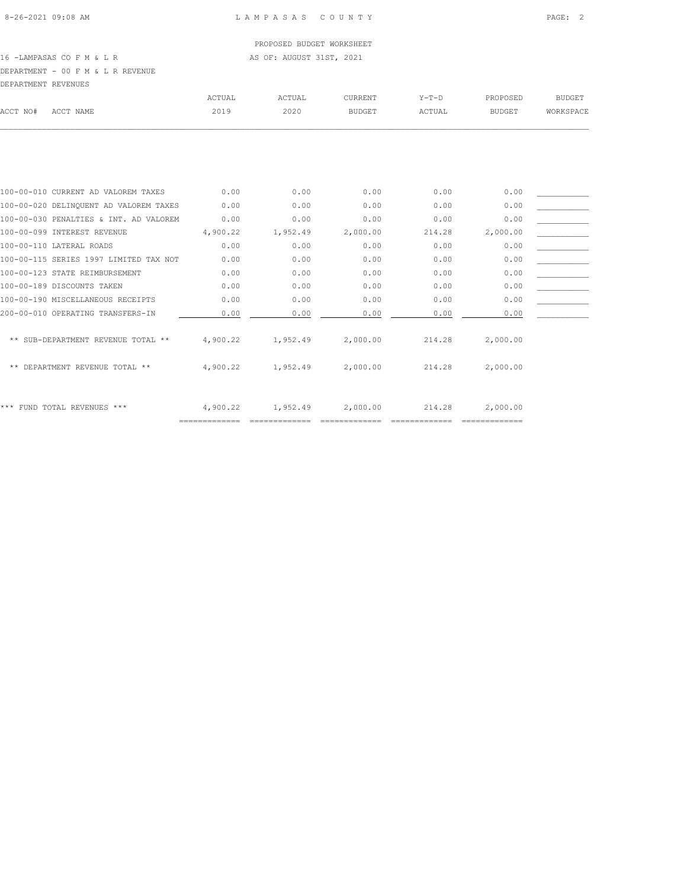PROPOSED BUDGET WORKSHEET

16 -LAMPASAS CO F M & L R — AS OF: AUGUST 31ST, 2021

DEPARTMENT - 00 F M & L R REVENUE

DEPARTMENT REVENUES

| ACCT NO# | ACCT NAME | ACTUAL 2019 | ACTUAL 2020 | CURRENT BUDGET | Y-T-D ACTUAL | PROPOSED BUDGET | BUDGET WORKSPACE |
|---|---|---|---|---|---|---|---|
| 100-00-010 | CURRENT AD VALOREM TAXES | 0.00 | 0.00 | 0.00 | 0.00 | 0.00 | ___________ |
| 100-00-020 | DELINQUENT AD VALOREM TAXES | 0.00 | 0.00 | 0.00 | 0.00 | 0.00 | ___________ |
| 100-00-030 | PENALTIES & INT. AD VALOREM | 0.00 | 0.00 | 0.00 | 0.00 | 0.00 | ___________ |
| 100-00-099 | INTEREST REVENUE | 4,900.22 | 1,952.49 | 2,000.00 | 214.28 | 2,000.00 | ___________ |
| 100-00-110 | LATERAL ROADS | 0.00 | 0.00 | 0.00 | 0.00 | 0.00 | ___________ |
| 100-00-115 | SERIES 1997 LIMITED TAX NOT | 0.00 | 0.00 | 0.00 | 0.00 | 0.00 | ___________ |
| 100-00-123 | STATE REIMBURSEMENT | 0.00 | 0.00 | 0.00 | 0.00 | 0.00 | ___________ |
| 100-00-189 | DISCOUNTS TAKEN | 0.00 | 0.00 | 0.00 | 0.00 | 0.00 | ___________ |
| 100-00-190 | MISCELLANEOUS RECEIPTS | 0.00 | 0.00 | 0.00 | 0.00 | 0.00 | ___________ |
| 200-00-010 | OPERATING TRANSFERS-IN | 0.00 | 0.00 | 0.00 | 0.00 | 0.00 | ___________ |
| | ** SUB-DEPARTMENT REVENUE TOTAL ** | 4,900.22 | 1,952.49 | 2,000.00 | 214.28 | 2,000.00 | |
| | ** DEPARTMENT REVENUE TOTAL ** | 4,900.22 | 1,952.49 | 2,000.00 | 214.28 | 2,000.00 | |
| | *** FUND TOTAL REVENUES *** | 4,900.22 | 1,952.49 | 2,000.00 | 214.28 | 2,000.00 | |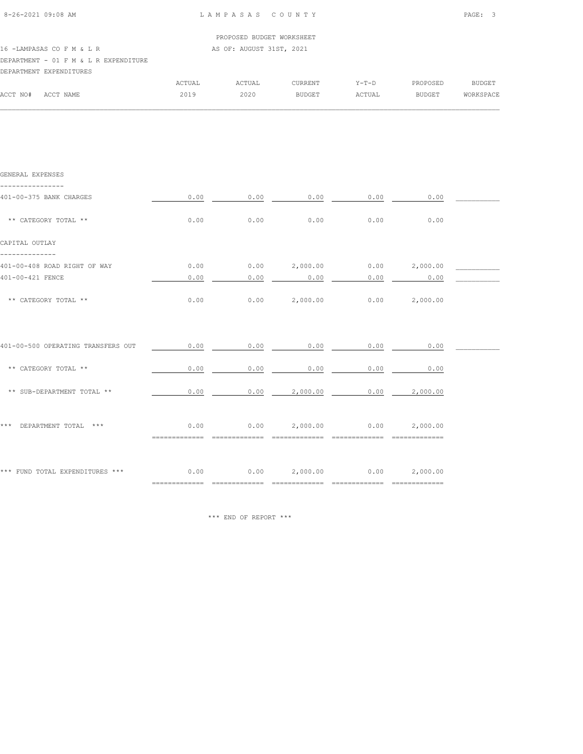PROPOSED BUDGET WORKSHEET

16 -LAMPASAS CO F M & L R — AS OF: AUGUST 31ST, 2021

DEPARTMENT - 01 F M & L R EXPENDITURE

DEPARTMENT EXPENDITURES

| ACCT NO# ACCT NAME | ACTUAL 2019 | ACTUAL 2020 | CURRENT BUDGET | Y-T-D ACTUAL | PROPOSED BUDGET | BUDGET WORKSPACE |
|---|---|---|---|---|---|---|
| **GENERAL EXPENSES** | | | | | | |
| 401-00-375 BANK CHARGES | 0.00 | 0.00 | 0.00 | 0.00 | 0.00 | |
| ** CATEGORY TOTAL ** | 0.00 | 0.00 | 0.00 | 0.00 | 0.00 | |
| **CAPITAL OUTLAY** | | | | | | |
| 401-00-408 ROAD RIGHT OF WAY | 0.00 | 0.00 | 2,000.00 | 0.00 | 2,000.00 | |
| 401-00-421 FENCE | 0.00 | 0.00 | 0.00 | 0.00 | 0.00 | |
| ** CATEGORY TOTAL ** | 0.00 | 0.00 | 2,000.00 | 0.00 | 2,000.00 | |
| 401-00-500 OPERATING TRANSFERS OUT | 0.00 | 0.00 | 0.00 | 0.00 | 0.00 | |
| ** CATEGORY TOTAL ** | 0.00 | 0.00 | 0.00 | 0.00 | 0.00 | |
| ** SUB-DEPARTMENT TOTAL ** | 0.00 | 0.00 | 2,000.00 | 0.00 | 2,000.00 | |
| *** DEPARTMENT TOTAL *** | 0.00 | 0.00 | 2,000.00 | 0.00 | 2,000.00 | |
| *** FUND TOTAL EXPENDITURES *** | 0.00 | 0.00 | 2,000.00 | 0.00 | 2,000.00 | |

*** END OF REPORT ***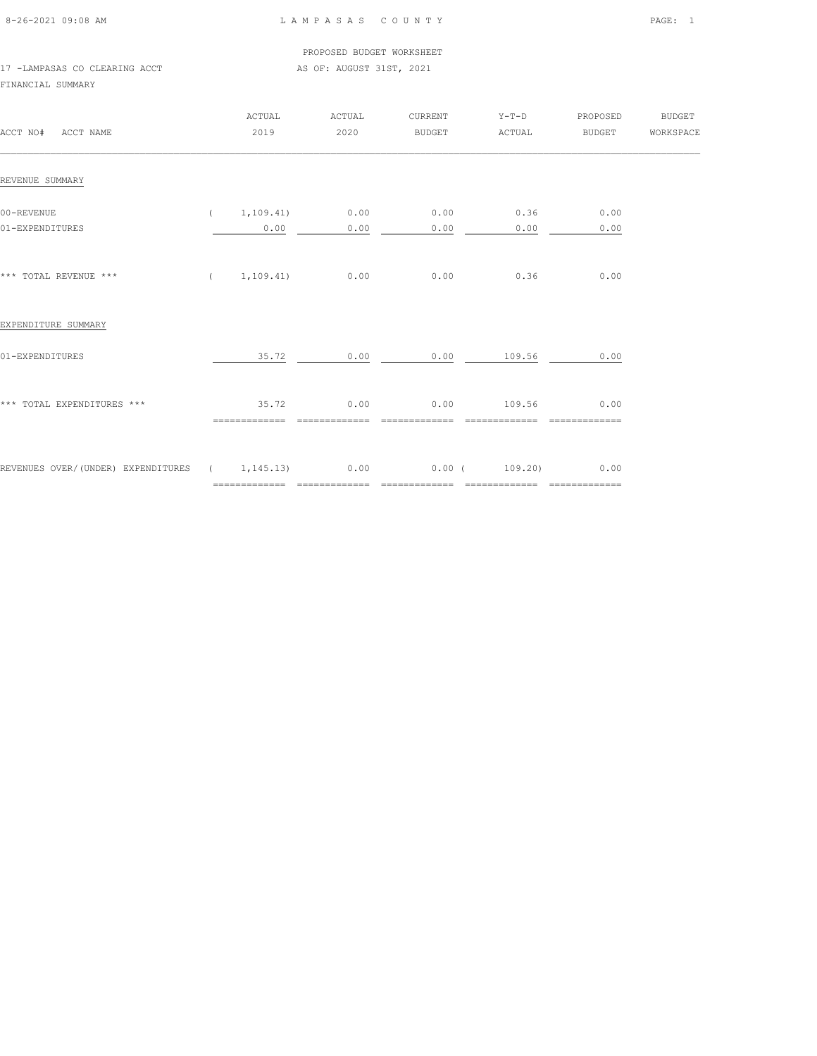LAMPASAS COUNTY

PROPOSED BUDGET WORKSHEET

17 -LAMPASAS CO CLEARING ACCT — AS OF: AUGUST 31ST, 2021

FINANCIAL SUMMARY

| ACCT NO# ACCT NAME | ACTUAL 2019 | ACTUAL 2020 | CURRENT BUDGET | Y-T-D ACTUAL | PROPOSED BUDGET | BUDGET WORKSPACE |
|---|---|---|---|---|---|---|
| **REVENUE SUMMARY** | | | | | | |
| 00-REVENUE | ( 1,109.41) | 0.00 | 0.00 | 0.36 | 0.00 | |
| 01-EXPENDITURES | 0.00 | 0.00 | 0.00 | 0.00 | 0.00 | |
| *** TOTAL REVENUE *** | ( 1,109.41) | 0.00 | 0.00 | 0.36 | 0.00 | |
| **EXPENDITURE SUMMARY** | | | | | | |
| 01-EXPENDITURES | 35.72 | 0.00 | 0.00 | 109.56 | 0.00 | |
| *** TOTAL EXPENDITURES *** | 35.72 | 0.00 | 0.00 | 109.56 | 0.00 | |
| REVENUES OVER/(UNDER) EXPENDITURES | ( 1,145.13) | 0.00 | 0.00 | ( 109.20) | 0.00 | |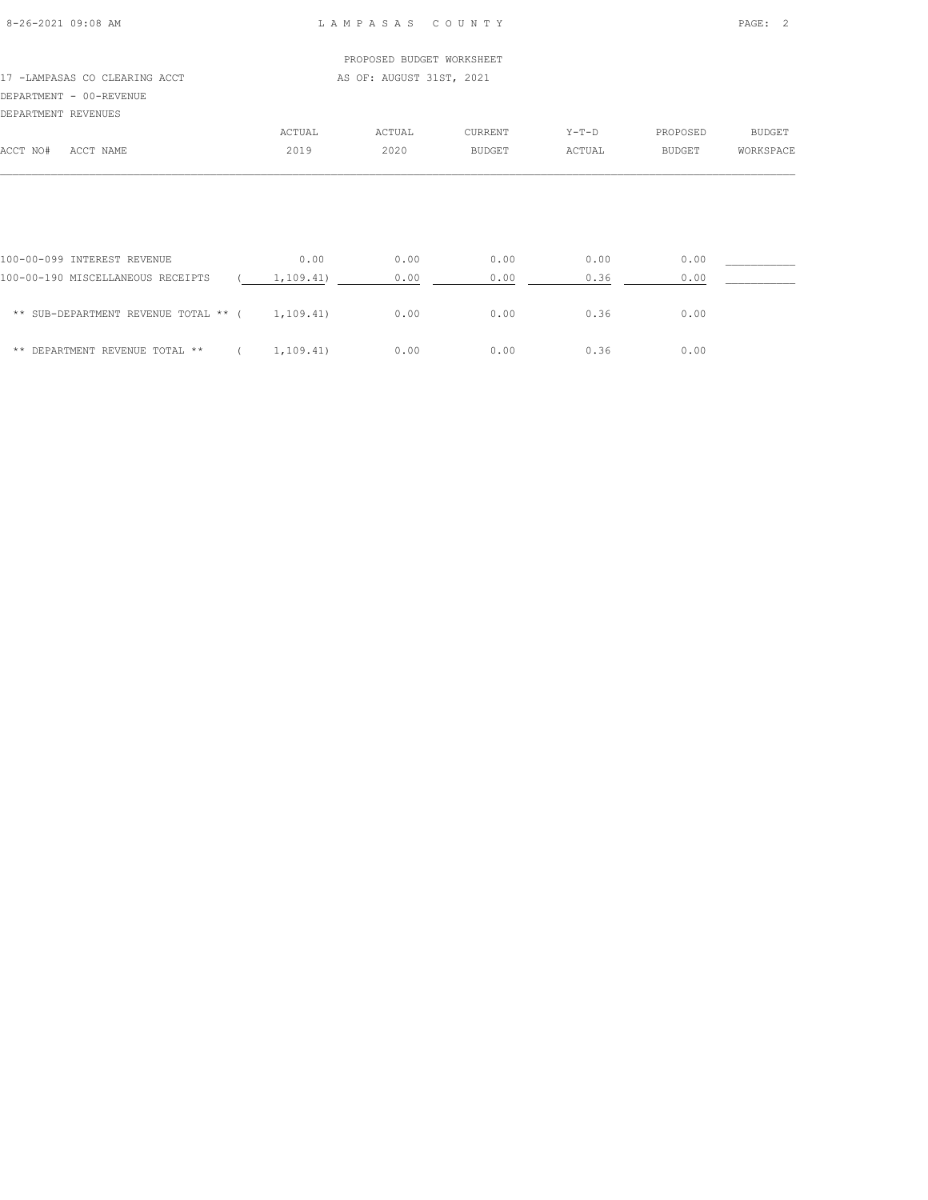PROPOSED BUDGET WORKSHEET

17 -LAMPASAS CO CLEARING ACCT

AS OF: AUGUST 31ST, 2021

DEPARTMENT - 00-REVENUE

DEPARTMENT REVENUES

| ACCT NO# | ACCT NAME | ACTUAL 2019 | ACTUAL 2020 | CURRENT BUDGET | Y-T-D ACTUAL | PROPOSED BUDGET | BUDGET WORKSPACE |
|---|---|---|---|---|---|---|---|
| 100-00-099 | INTEREST REVENUE | 0.00 | 0.00 | 0.00 | 0.00 | 0.00 | ___________ |
| 100-00-190 | MISCELLANEOUS RECEIPTS | ( 1,109.41) | 0.00 | 0.00 | 0.36 | 0.00 | ___________ |
| | ** SUB-DEPARTMENT REVENUE TOTAL ** | ( 1,109.41) | 0.00 | 0.00 | 0.36 | 0.00 | |
| | ** DEPARTMENT REVENUE TOTAL ** | ( 1,109.41) | 0.00 | 0.00 | 0.36 | 0.00 | |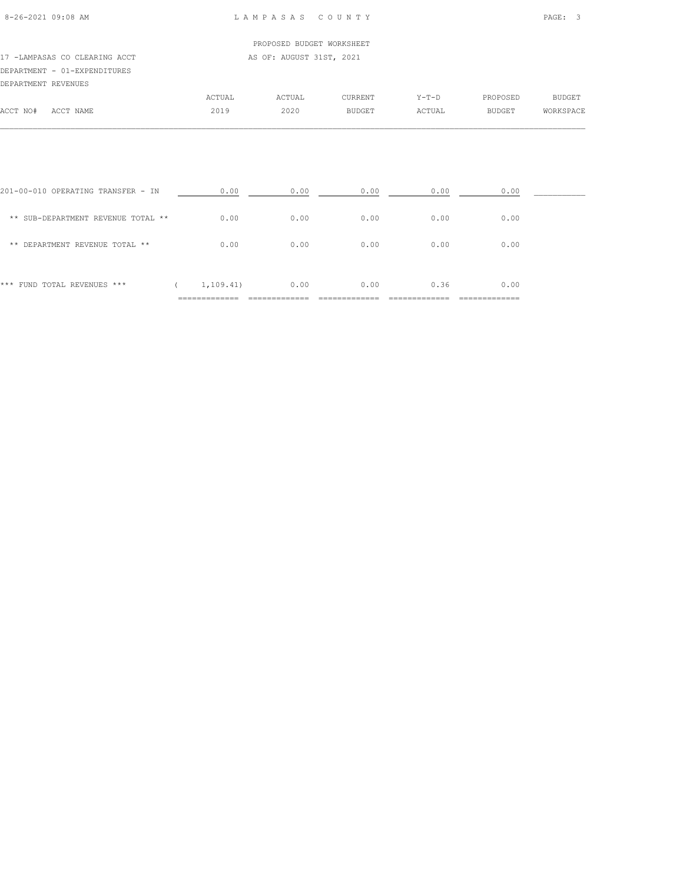PROPOSED BUDGET WORKSHEET

17 -LAMPASAS CO CLEARING ACCT — AS OF: AUGUST 31ST, 2021

DEPARTMENT - 01-EXPENDITURES

DEPARTMENT REVENUES

| ACCT NO# ACCT NAME | ACTUAL 2019 | ACTUAL 2020 | CURRENT BUDGET | Y-T-D ACTUAL | PROPOSED BUDGET | BUDGET WORKSPACE |
|---|---|---|---|---|---|---|
| 201-00-010 OPERATING TRANSFER - IN | 0.00 | 0.00 | 0.00 | 0.00 | 0.00 | |
| ** SUB-DEPARTMENT REVENUE TOTAL ** | 0.00 | 0.00 | 0.00 | 0.00 | 0.00 | |
| ** DEPARTMENT REVENUE TOTAL ** | 0.00 | 0.00 | 0.00 | 0.00 | 0.00 | |
| *** FUND TOTAL REVENUES *** | ( 1,109.41) | 0.00 | 0.00 | 0.36 | 0.00 | |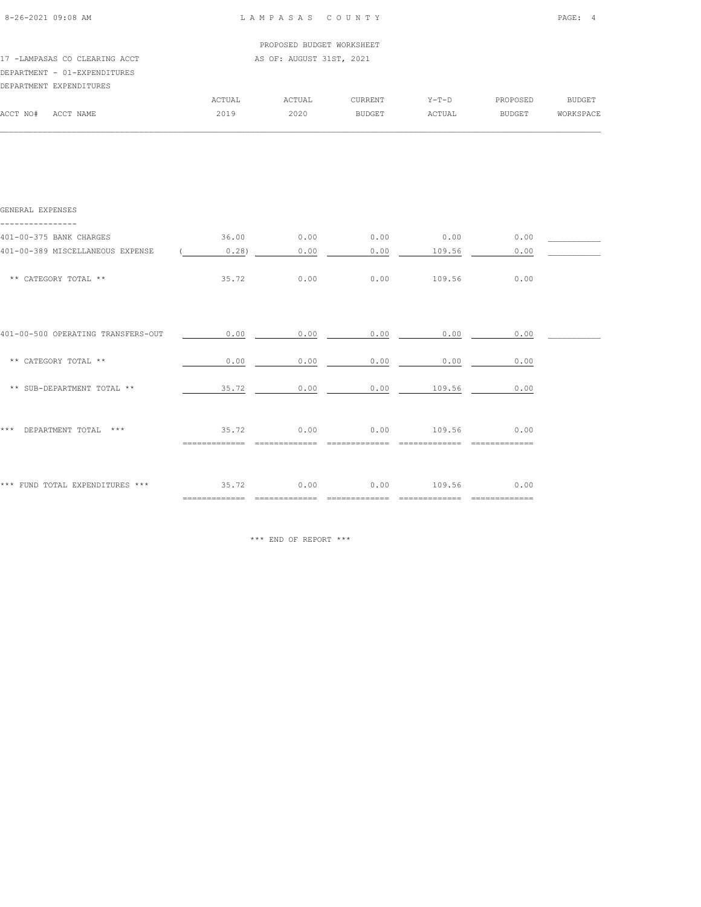PROPOSED BUDGET WORKSHEET

17 -LAMPASAS CO CLEARING ACCT — AS OF: AUGUST 31ST, 2021

DEPARTMENT - 01-EXPENDITURES

DEPARTMENT EXPENDITURES

| ACCT NO# ACCT NAME | ACTUAL 2019 | ACTUAL 2020 | CURRENT BUDGET | Y-T-D ACTUAL | PROPOSED BUDGET | BUDGET WORKSPACE |
|---|---|---|---|---|---|---|
| **GENERAL EXPENSES** | | | | | | |
| 401-00-375 BANK CHARGES | 36.00 | 0.00 | 0.00 | 0.00 | 0.00 | |
| 401-00-389 MISCELLANEOUS EXPENSE | (0.28) | 0.00 | 0.00 | 109.56 | 0.00 | |
| ** CATEGORY TOTAL ** | 35.72 | 0.00 | 0.00 | 109.56 | 0.00 | |
| 401-00-500 OPERATING TRANSFERS-OUT | 0.00 | 0.00 | 0.00 | 0.00 | 0.00 | |
| ** CATEGORY TOTAL ** | 0.00 | 0.00 | 0.00 | 0.00 | 0.00 | |
| ** SUB-DEPARTMENT TOTAL ** | 35.72 | 0.00 | 0.00 | 109.56 | 0.00 | |
| *** DEPARTMENT TOTAL *** | 35.72 | 0.00 | 0.00 | 109.56 | 0.00 | |
| *** FUND TOTAL EXPENDITURES *** | 35.72 | 0.00 | 0.00 | 109.56 | 0.00 | |

*** END OF REPORT ***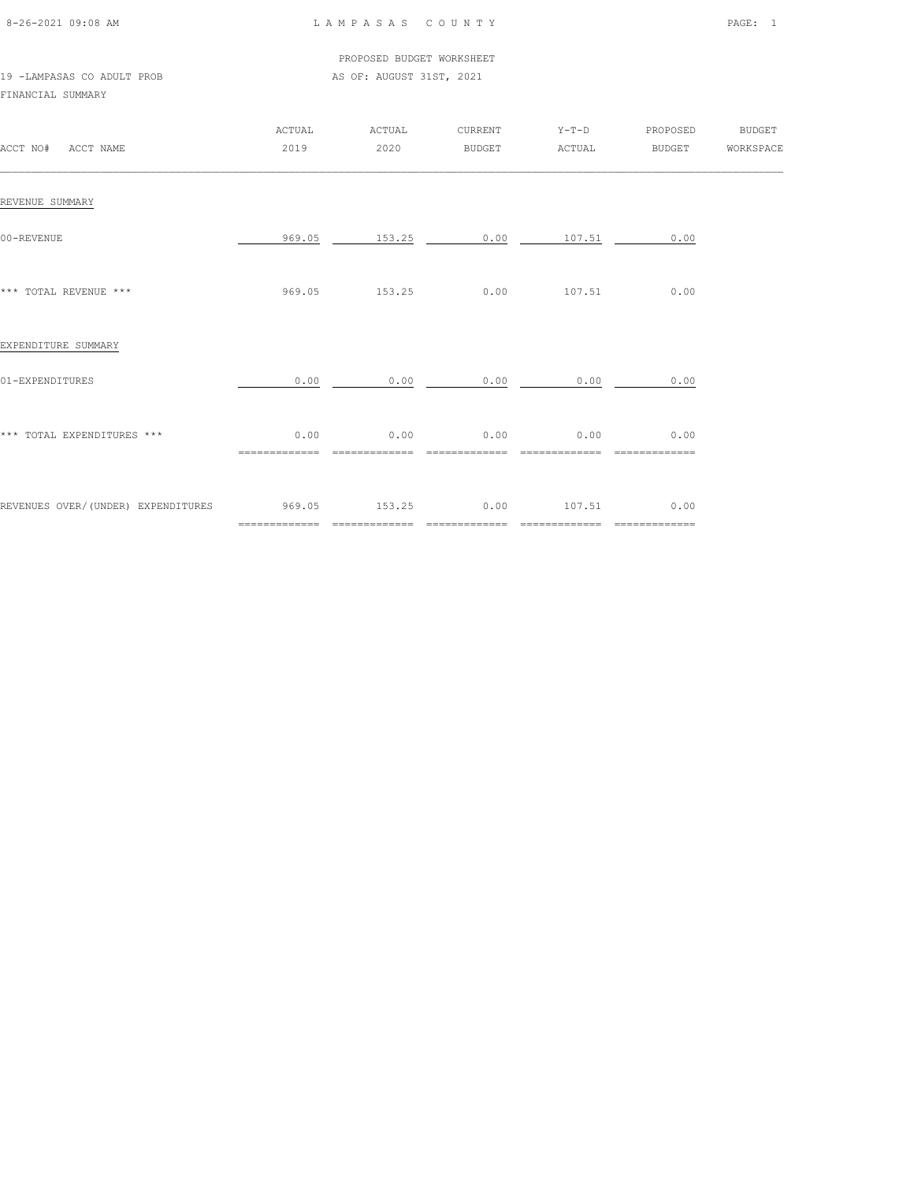LAMPASAS COUNTY

PROPOSED BUDGET WORKSHEET

19 -LAMPASAS CO ADULT PROB

AS OF: AUGUST 31ST, 2021

FINANCIAL SUMMARY

| ACCT NO# ACCT NAME | ACTUAL 2019 | ACTUAL 2020 | CURRENT BUDGET | Y-T-D ACTUAL | PROPOSED BUDGET | BUDGET WORKSPACE |
|---|---|---|---|---|---|---|
| REVENUE SUMMARY | | | | | | |
| 00-REVENUE | 969.05 | 153.25 | 0.00 | 107.51 | 0.00 | |
| *** TOTAL REVENUE *** | 969.05 | 153.25 | 0.00 | 107.51 | 0.00 | |
| EXPENDITURE SUMMARY | | | | | | |
| 01-EXPENDITURES | 0.00 | 0.00 | 0.00 | 0.00 | 0.00 | |
| *** TOTAL EXPENDITURES *** | 0.00 | 0.00 | 0.00 | 0.00 | 0.00 | |
| REVENUES OVER/(UNDER) EXPENDITURES | 969.05 | 153.25 | 0.00 | 107.51 | 0.00 | |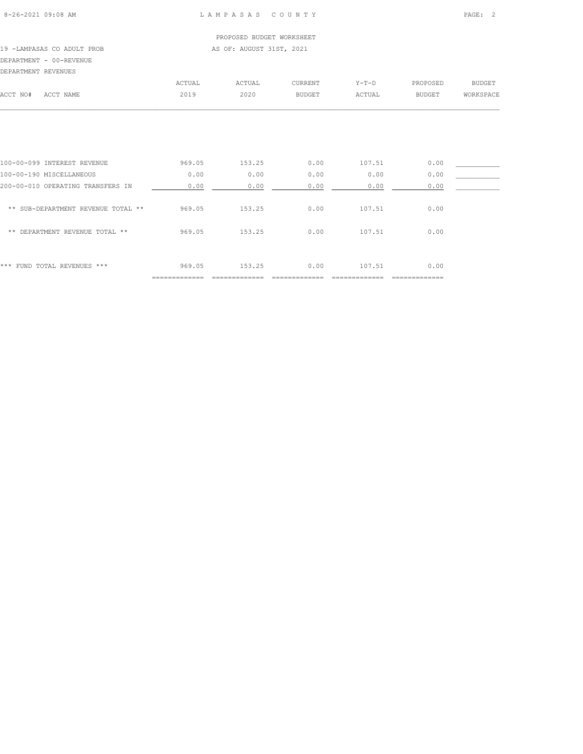PROPOSED BUDGET WORKSHEET

19 -LAMPASAS CO ADULT PROB — AS OF: AUGUST 31ST, 2021

DEPARTMENT - 00-REVENUE

DEPARTMENT REVENUES

| ACCT NO# | ACCT NAME | ACTUAL 2019 | ACTUAL 2020 | CURRENT BUDGET | Y-T-D ACTUAL | PROPOSED BUDGET | BUDGET WORKSPACE |
|---|---|---|---|---|---|---|---|
| 100-00-099 | INTEREST REVENUE | 969.05 | 153.25 | 0.00 | 107.51 | 0.00 | |
| 100-00-190 | MISCELLANEOUS | 0.00 | 0.00 | 0.00 | 0.00 | 0.00 | |
| 200-00-010 | OPERATING TRANSFERS IN | 0.00 | 0.00 | 0.00 | 0.00 | 0.00 | |
| | ** SUB-DEPARTMENT REVENUE TOTAL ** | 969.05 | 153.25 | 0.00 | 107.51 | 0.00 | |
| | ** DEPARTMENT REVENUE TOTAL ** | 969.05 | 153.25 | 0.00 | 107.51 | 0.00 | |
| | *** FUND TOTAL REVENUES *** | 969.05 | 153.25 | 0.00 | 107.51 | 0.00 | |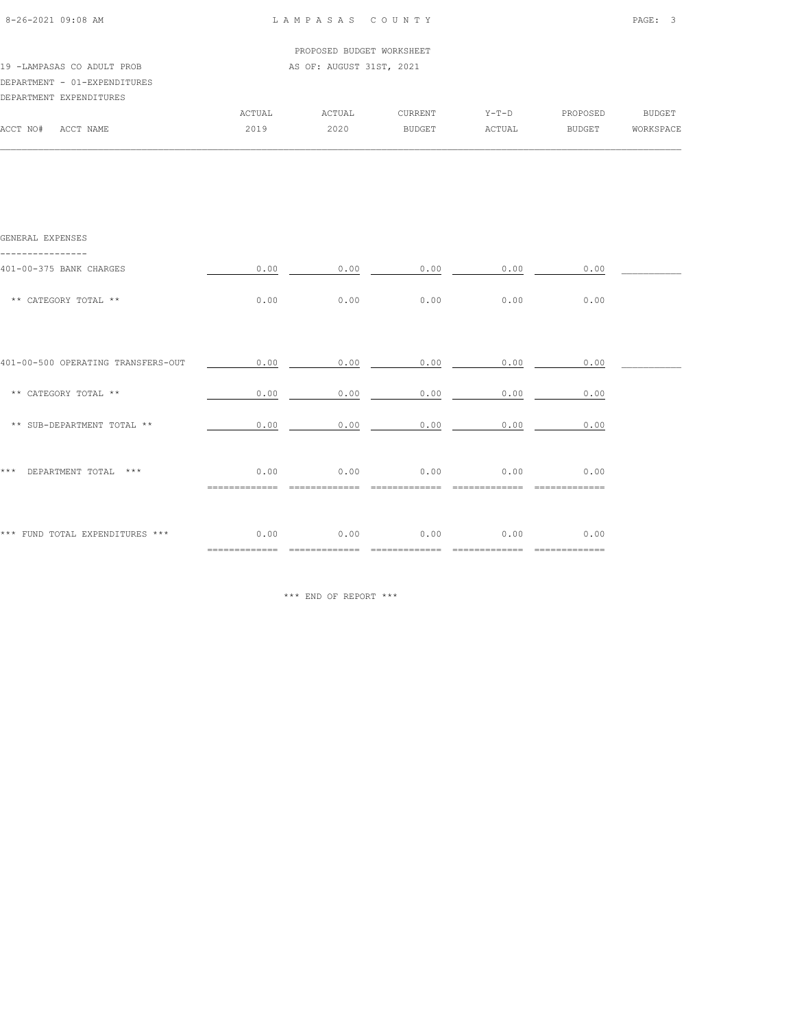PROPOSED BUDGET WORKSHEET

19 -LAMPASAS CO ADULT PROB — AS OF: AUGUST 31ST, 2021

DEPARTMENT - 01-EXPENDITURES

DEPARTMENT EXPENDITURES

| ACCT NO# ACCT NAME | ACTUAL 2019 | ACTUAL 2020 | CURRENT BUDGET | Y-T-D ACTUAL | PROPOSED BUDGET | BUDGET WORKSPACE |
|---|---|---|---|---|---|---|
| **GENERAL EXPENSES** | | | | | | |
| 401-00-375 BANK CHARGES | 0.00 | 0.00 | 0.00 | 0.00 | 0.00 | ___________ |
| ** CATEGORY TOTAL ** | 0.00 | 0.00 | 0.00 | 0.00 | 0.00 | |
| 401-00-500 OPERATING TRANSFERS-OUT | 0.00 | 0.00 | 0.00 | 0.00 | 0.00 | ___________ |
| ** CATEGORY TOTAL ** | 0.00 | 0.00 | 0.00 | 0.00 | 0.00 | |
| ** SUB-DEPARTMENT TOTAL ** | 0.00 | 0.00 | 0.00 | 0.00 | 0.00 | |
| *** DEPARTMENT TOTAL *** | 0.00 | 0.00 | 0.00 | 0.00 | 0.00 | |
| *** FUND TOTAL EXPENDITURES *** | 0.00 | 0.00 | 0.00 | 0.00 | 0.00 | |

*** END OF REPORT ***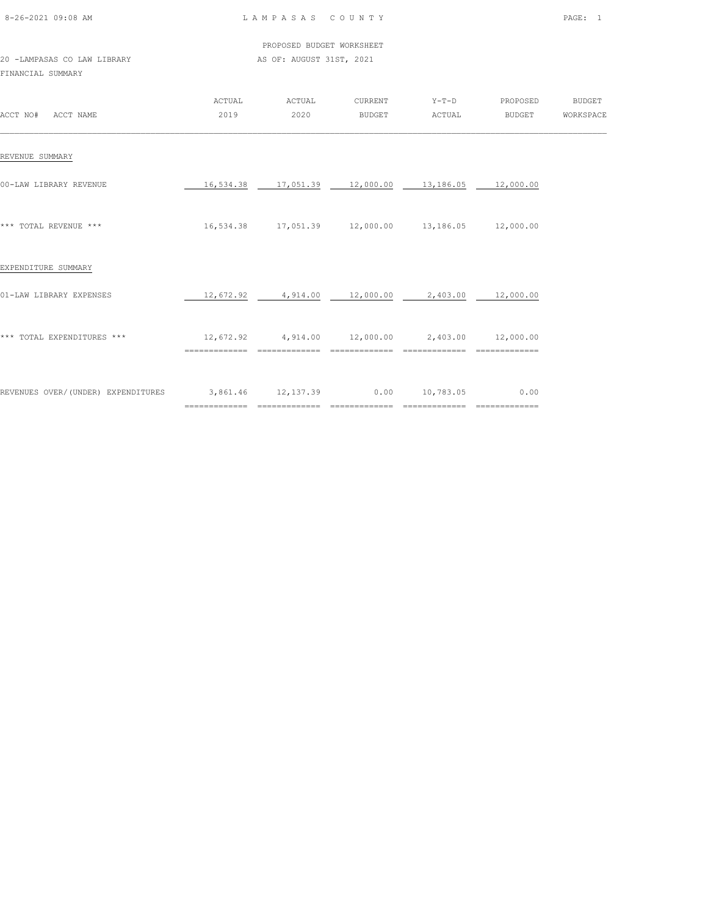PROPOSED BUDGET WORKSHEET

20 -LAMPASAS CO LAW LIBRARY — AS OF: AUGUST 31ST, 2021

FINANCIAL SUMMARY

| ACCT NO# ACCT NAME | ACTUAL 2019 | ACTUAL 2020 | CURRENT BUDGET | Y-T-D ACTUAL | PROPOSED BUDGET | BUDGET WORKSPACE |
|---|---|---|---|---|---|---|
| REVENUE SUMMARY | | | | | | |
| 00-LAW LIBRARY REVENUE | 16,534.38 | 17,051.39 | 12,000.00 | 13,186.05 | 12,000.00 | |
| *** TOTAL REVENUE *** | 16,534.38 | 17,051.39 | 12,000.00 | 13,186.05 | 12,000.00 | |
| EXPENDITURE SUMMARY | | | | | | |
| 01-LAW LIBRARY EXPENSES | 12,672.92 | 4,914.00 | 12,000.00 | 2,403.00 | 12,000.00 | |
| *** TOTAL EXPENDITURES *** | 12,672.92 | 4,914.00 | 12,000.00 | 2,403.00 | 12,000.00 | |
| REVENUES OVER/(UNDER) EXPENDITURES | 3,861.46 | 12,137.39 | 0.00 | 10,783.05 | 0.00 | |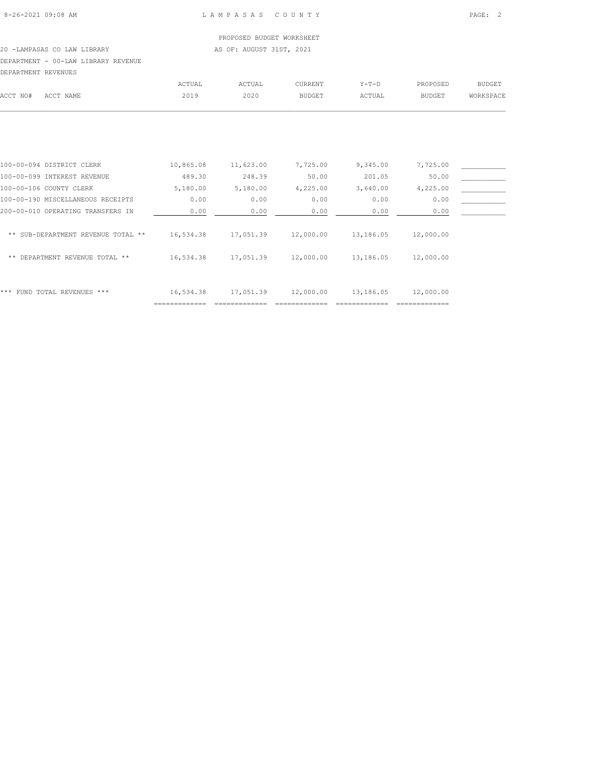PROPOSED BUDGET WORKSHEET

20 -LAMPASAS CO LAW LIBRARY — AS OF: AUGUST 31ST, 2021

DEPARTMENT - 00-LAW LIBRARY REVENUE

DEPARTMENT REVENUES

| ACCT NO# | ACCT NAME | ACTUAL 2019 | ACTUAL 2020 | CURRENT BUDGET | Y-T-D ACTUAL | PROPOSED BUDGET | BUDGET WORKSPACE |
|---|---|---|---|---|---|---|---|
| 100-00-094 | DISTRICT CLERK | 10,865.08 | 11,623.00 | 7,725.00 | 9,345.00 | 7,725.00 | ___________ |
| 100-00-099 | INTEREST REVENUE | 489.30 | 248.39 | 50.00 | 201.05 | 50.00 | ___________ |
| 100-00-106 | COUNTY CLERK | 5,180.00 | 5,180.00 | 4,225.00 | 3,640.00 | 4,225.00 | ___________ |
| 100-00-190 | MISCELLANEOUS RECEIPTS | 0.00 | 0.00 | 0.00 | 0.00 | 0.00 | ___________ |
| 200-00-010 | OPERATING TRANSFERS IN | 0.00 | 0.00 | 0.00 | 0.00 | 0.00 | ___________ |
| | ** SUB-DEPARTMENT REVENUE TOTAL ** | 16,534.38 | 17,051.39 | 12,000.00 | 13,186.05 | 12,000.00 | |
| | ** DEPARTMENT REVENUE TOTAL ** | 16,534.38 | 17,051.39 | 12,000.00 | 13,186.05 | 12,000.00 | |
| | *** FUND TOTAL REVENUES *** | 16,534.38 | 17,051.39 | 12,000.00 | 13,186.05 | 12,000.00 | |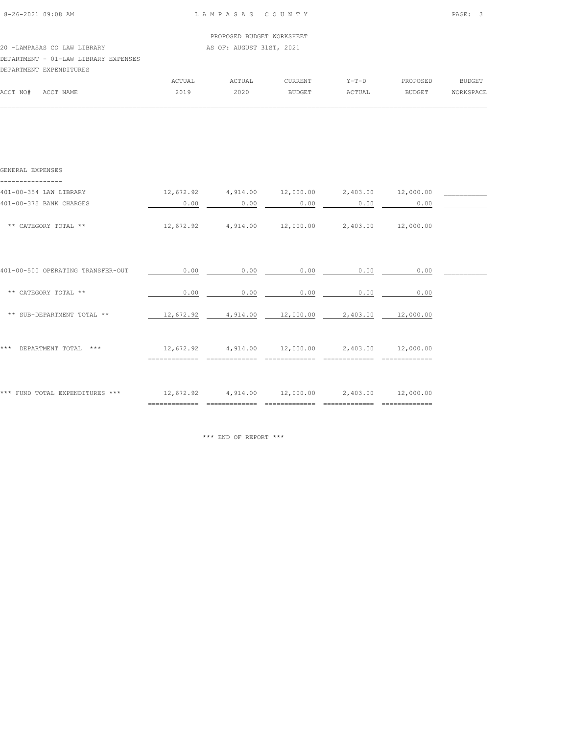LAMPASAS COUNTY

PROPOSED BUDGET WORKSHEET

20 -LAMPASAS CO LAW LIBRARY — AS OF: AUGUST 31ST, 2021

DEPARTMENT - 01-LAW LIBRARY EXPENSES

DEPARTMENT EXPENDITURES

| ACCT NO# ACCT NAME | ACTUAL 2019 | ACTUAL 2020 | CURRENT BUDGET | Y-T-D ACTUAL | PROPOSED BUDGET | BUDGET WORKSPACE |
|---|---|---|---|---|---|---|
| **GENERAL EXPENSES** | | | | | | |
| 401-00-354 LAW LIBRARY | 12,672.92 | 4,914.00 | 12,000.00 | 2,403.00 | 12,000.00 | ________ |
| 401-00-375 BANK CHARGES | 0.00 | 0.00 | 0.00 | 0.00 | 0.00 | ________ |
| ** CATEGORY TOTAL ** | 12,672.92 | 4,914.00 | 12,000.00 | 2,403.00 | 12,000.00 | |
| 401-00-500 OPERATING TRANSFER-OUT | 0.00 | 0.00 | 0.00 | 0.00 | 0.00 | ________ |
| ** CATEGORY TOTAL ** | 0.00 | 0.00 | 0.00 | 0.00 | 0.00 | |
| ** SUB-DEPARTMENT TOTAL ** | 12,672.92 | 4,914.00 | 12,000.00 | 2,403.00 | 12,000.00 | |
| *** DEPARTMENT TOTAL *** | 12,672.92 | 4,914.00 | 12,000.00 | 2,403.00 | 12,000.00 | |
| *** FUND TOTAL EXPENDITURES *** | 12,672.92 | 4,914.00 | 12,000.00 | 2,403.00 | 12,000.00 | |

*** END OF REPORT ***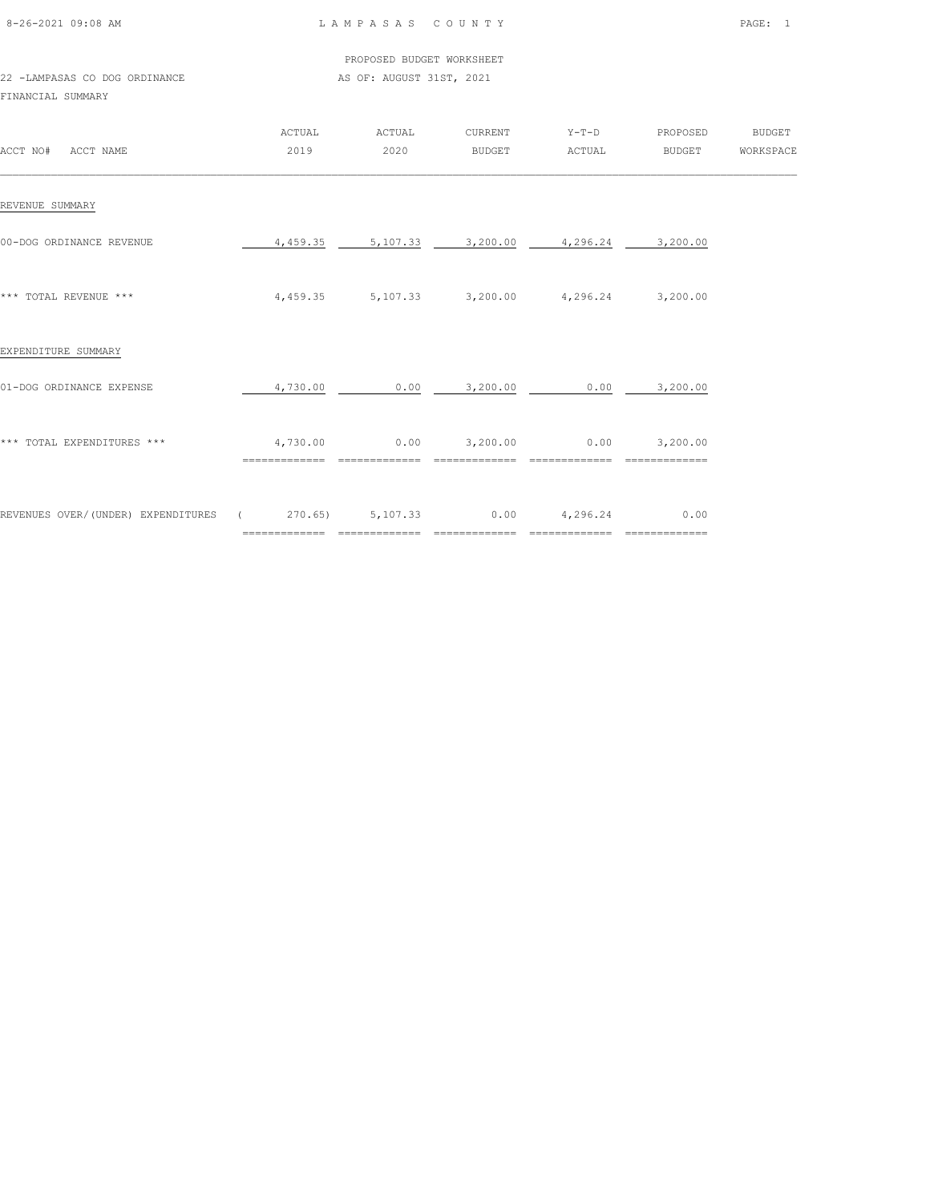LAMPASAS COUNTY

PROPOSED BUDGET WORKSHEET

22 -LAMPASAS CO DOG ORDINANCE AS OF: AUGUST 31ST, 2021

FINANCIAL SUMMARY

| ACCT NO# ACCT NAME | ACTUAL 2019 | ACTUAL 2020 | CURRENT BUDGET | Y-T-D ACTUAL | PROPOSED BUDGET | BUDGET WORKSPACE |
|---|---|---|---|---|---|---|
| REVENUE SUMMARY | | | | | | |
| 00-DOG ORDINANCE REVENUE | 4,459.35 | 5,107.33 | 3,200.00 | 4,296.24 | 3,200.00 | |
| *** TOTAL REVENUE *** | 4,459.35 | 5,107.33 | 3,200.00 | 4,296.24 | 3,200.00 | |
| EXPENDITURE SUMMARY | | | | | | |
| 01-DOG ORDINANCE EXPENSE | 4,730.00 | 0.00 | 3,200.00 | 0.00 | 3,200.00 | |
| *** TOTAL EXPENDITURES *** | 4,730.00 | 0.00 | 3,200.00 | 0.00 | 3,200.00 | |
| REVENUES OVER/(UNDER) EXPENDITURES | ( 270.65) | 5,107.33 | 0.00 | 4,296.24 | 0.00 | |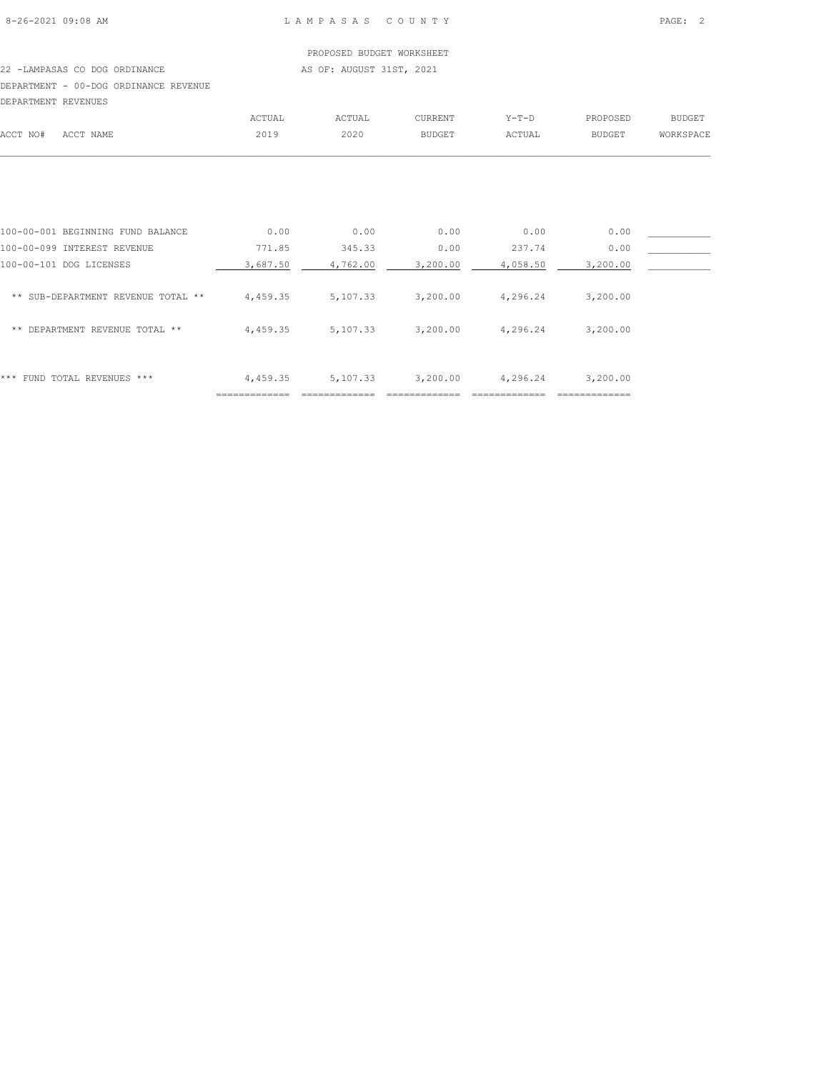LAMPASAS COUNTY

PROPOSED BUDGET WORKSHEET

AS OF: AUGUST 31ST, 2021

22 -LAMPASAS CO DOG ORDINANCE

DEPARTMENT - 00-DOG ORDINANCE REVENUE

DEPARTMENT REVENUES

| ACCT NO# | ACCT NAME | ACTUAL 2019 | ACTUAL 2020 | CURRENT BUDGET | Y-T-D ACTUAL | PROPOSED BUDGET | BUDGET WORKSPACE |
|---|---|---|---|---|---|---|---|
| 100-00-001 | BEGINNING FUND BALANCE | 0.00 | 0.00 | 0.00 | 0.00 | 0.00 | |
| 100-00-099 | INTEREST REVENUE | 771.85 | 345.33 | 0.00 | 237.74 | 0.00 | |
| 100-00-101 | DOG LICENSES | 3,687.50 | 4,762.00 | 3,200.00 | 4,058.50 | 3,200.00 | |
| | ** SUB-DEPARTMENT REVENUE TOTAL ** | 4,459.35 | 5,107.33 | 3,200.00 | 4,296.24 | 3,200.00 | |
| | ** DEPARTMENT REVENUE TOTAL ** | 4,459.35 | 5,107.33 | 3,200.00 | 4,296.24 | 3,200.00 | |
| | *** FUND TOTAL REVENUES *** | 4,459.35 | 5,107.33 | 3,200.00 | 4,296.24 | 3,200.00 | |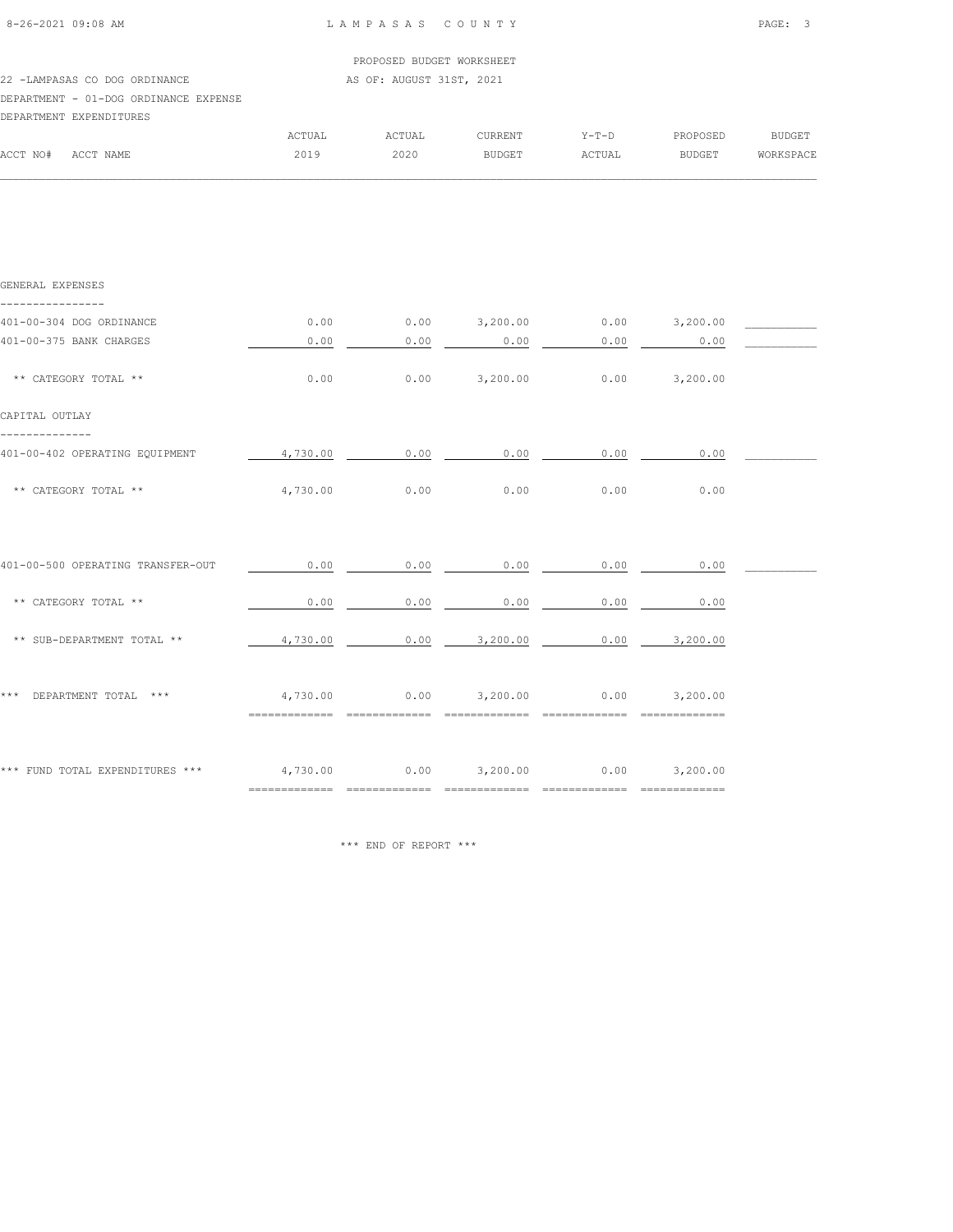PROPOSED BUDGET WORKSHEET

22 -LAMPASAS CO DOG ORDINANCE — AS OF: AUGUST 31ST, 2021

DEPARTMENT - 01-DOG ORDINANCE EXPENSE

DEPARTMENT EXPENDITURES

| ACCT NO# ACCT NAME | ACTUAL 2019 | ACTUAL 2020 | CURRENT BUDGET | Y-T-D ACTUAL | PROPOSED BUDGET | BUDGET WORKSPACE |
|---|---|---|---|---|---|---|
| **GENERAL EXPENSES** | | | | | | |
| 401-00-304 DOG ORDINANCE | 0.00 | 0.00 | 3,200.00 | 0.00 | 3,200.00 | |
| 401-00-375 BANK CHARGES | 0.00 | 0.00 | 0.00 | 0.00 | 0.00 | |
| ** CATEGORY TOTAL ** | 0.00 | 0.00 | 3,200.00 | 0.00 | 3,200.00 | |
| **CAPITAL OUTLAY** | | | | | | |
| 401-00-402 OPERATING EQUIPMENT | 4,730.00 | 0.00 | 0.00 | 0.00 | 0.00 | |
| ** CATEGORY TOTAL ** | 4,730.00 | 0.00 | 0.00 | 0.00 | 0.00 | |
| 401-00-500 OPERATING TRANSFER-OUT | 0.00 | 0.00 | 0.00 | 0.00 | 0.00 | |
| ** CATEGORY TOTAL ** | 0.00 | 0.00 | 0.00 | 0.00 | 0.00 | |
| ** SUB-DEPARTMENT TOTAL ** | 4,730.00 | 0.00 | 3,200.00 | 0.00 | 3,200.00 | |
| *** DEPARTMENT TOTAL *** | 4,730.00 | 0.00 | 3,200.00 | 0.00 | 3,200.00 | |
| *** FUND TOTAL EXPENDITURES *** | 4,730.00 | 0.00 | 3,200.00 | 0.00 | 3,200.00 | |

*** END OF REPORT ***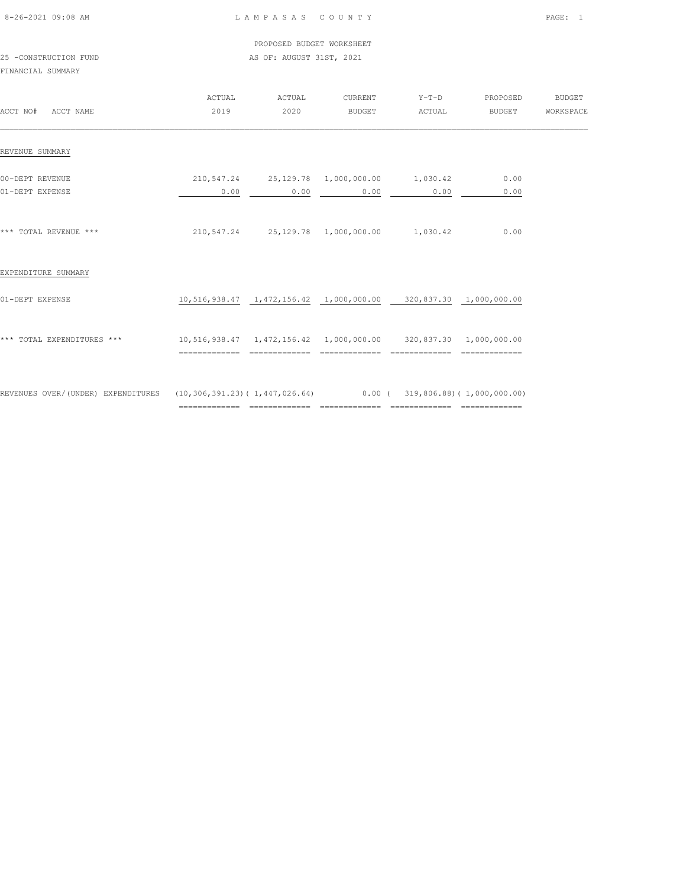LAMPASAS COUNTY

PROPOSED BUDGET WORKSHEET

25 -CONSTRUCTION FUND

AS OF: AUGUST 31ST, 2021

FINANCIAL SUMMARY

| ACCT NO# ACCT NAME | ACTUAL 2019 | ACTUAL 2020 | CURRENT BUDGET | Y-T-D ACTUAL | PROPOSED BUDGET | BUDGET WORKSPACE |
|---|---|---|---|---|---|---|
| **REVENUE SUMMARY** | | | | | | |
| 00-DEPT REVENUE | 210,547.24 | 25,129.78 | 1,000,000.00 | 1,030.42 | 0.00 | |
| 01-DEPT EXPENSE | 0.00 | 0.00 | 0.00 | 0.00 | 0.00 | |
| *** TOTAL REVENUE *** | 210,547.24 | 25,129.78 | 1,000,000.00 | 1,030.42 | 0.00 | |
| **EXPENDITURE SUMMARY** | | | | | | |
| 01-DEPT EXPENSE | 10,516,938.47 | 1,472,156.42 | 1,000,000.00 | 320,837.30 | 1,000,000.00 | |
| *** TOTAL EXPENDITURES *** | 10,516,938.47 | 1,472,156.42 | 1,000,000.00 | 320,837.30 | 1,000,000.00 | |
| REVENUES OVER/(UNDER) EXPENDITURES | (10,306,391.23) | ( 1,447,026.64) | 0.00 | ( 319,806.88) | ( 1,000,000.00) | |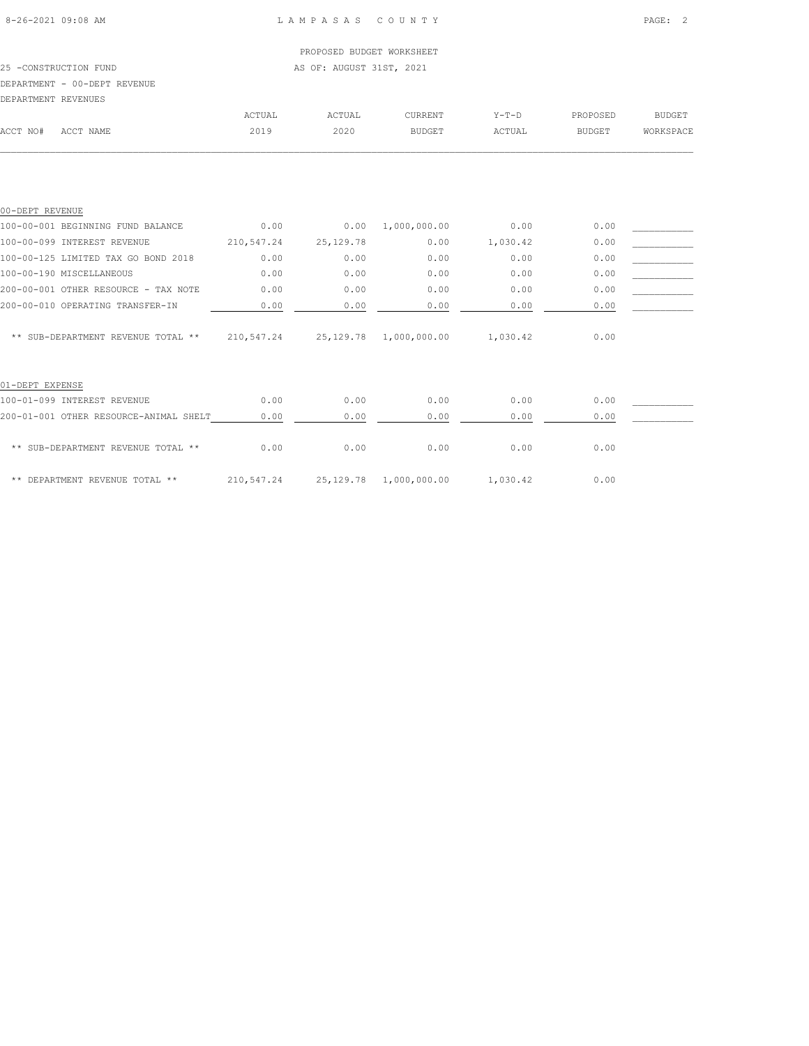PROPOSED BUDGET WORKSHEET

25 -CONSTRUCTION FUND AS OF: AUGUST 31ST, 2021

DEPARTMENT - 00-DEPT REVENUE

DEPARTMENT REVENUES

| ACCT NO# ACCT NAME | ACTUAL 2019 | ACTUAL 2020 | CURRENT BUDGET | Y-T-D ACTUAL | PROPOSED BUDGET | BUDGET WORKSPACE |
|---|---|---|---|---|---|---|
| 00-DEPT REVENUE | | | | | | |
| 100-00-001 BEGINNING FUND BALANCE | 0.00 | 0.00 | 1,000,000.00 | 0.00 | 0.00 | |
| 100-00-099 INTEREST REVENUE | 210,547.24 | 25,129.78 | 0.00 | 1,030.42 | 0.00 | |
| 100-00-125 LIMITED TAX GO BOND 2018 | 0.00 | 0.00 | 0.00 | 0.00 | 0.00 | |
| 100-00-190 MISCELLANEOUS | 0.00 | 0.00 | 0.00 | 0.00 | 0.00 | |
| 200-00-001 OTHER RESOURCE - TAX NOTE | 0.00 | 0.00 | 0.00 | 0.00 | 0.00 | |
| 200-00-010 OPERATING TRANSFER-IN | 0.00 | 0.00 | 0.00 | 0.00 | 0.00 | |
| ** SUB-DEPARTMENT REVENUE TOTAL ** | 210,547.24 | 25,129.78 | 1,000,000.00 | 1,030.42 | 0.00 | |
| 01-DEPT EXPENSE | | | | | | |
| 100-01-099 INTEREST REVENUE | 0.00 | 0.00 | 0.00 | 0.00 | 0.00 | |
| 200-01-001 OTHER RESOURCE-ANIMAL SHELT | 0.00 | 0.00 | 0.00 | 0.00 | 0.00 | |
| ** SUB-DEPARTMENT REVENUE TOTAL ** | 0.00 | 0.00 | 0.00 | 0.00 | 0.00 | |
| ** DEPARTMENT REVENUE TOTAL ** | 210,547.24 | 25,129.78 | 1,000,000.00 | 1,030.42 | 0.00 | |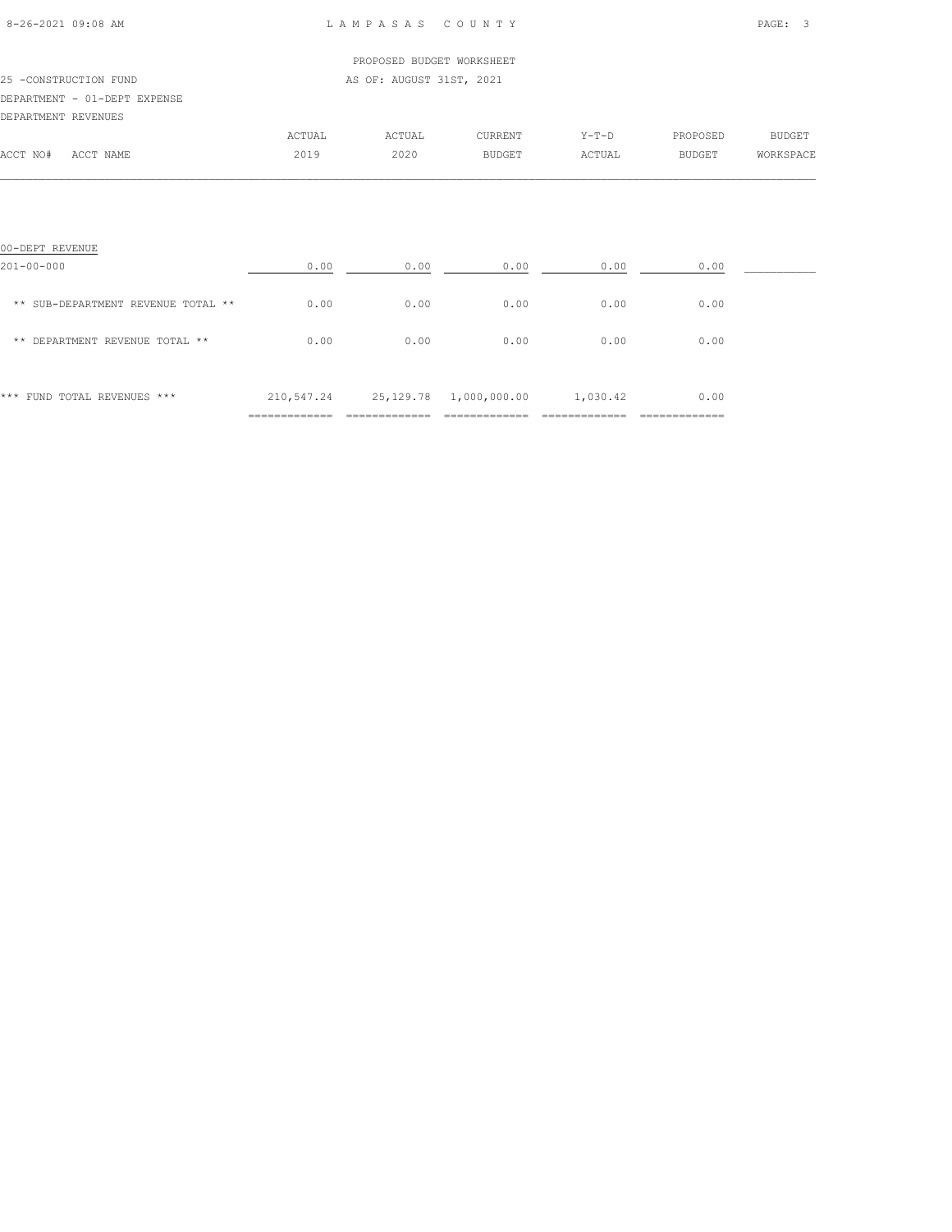LAMPASAS COUNTY

PROPOSED BUDGET WORKSHEET

AS OF: AUGUST 31ST, 2021

25 -CONSTRUCTION FUND

DEPARTMENT - 01-DEPT EXPENSE

DEPARTMENT REVENUES

| ACCT NO# ACCT NAME | ACTUAL 2019 | ACTUAL 2020 | CURRENT BUDGET | Y-T-D ACTUAL | PROPOSED BUDGET | BUDGET WORKSPACE |
|---|---|---|---|---|---|---|
| 00-DEPT REVENUE | | | | | | |
| 201-00-000 | 0.00 | 0.00 | 0.00 | 0.00 | 0.00 | |
| ** SUB-DEPARTMENT REVENUE TOTAL ** | 0.00 | 0.00 | 0.00 | 0.00 | 0.00 | |
| ** DEPARTMENT REVENUE TOTAL ** | 0.00 | 0.00 | 0.00 | 0.00 | 0.00 | |
| *** FUND TOTAL REVENUES *** | 210,547.24 | 25,129.78 | 1,000,000.00 | 1,030.42 | 0.00 | |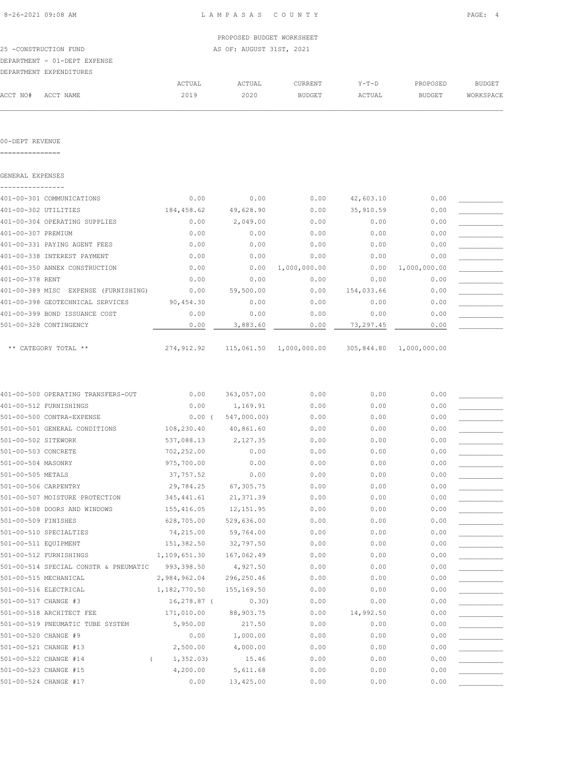PROPOSED BUDGET WORKSHEET

25 -CONSTRUCTION FUND

AS OF: AUGUST 31ST, 2021

DEPARTMENT - 01-DEPT EXPENSE

DEPARTMENT EXPENDITURES

| ACCT NO# | ACCT NAME | ACTUAL 2019 | ACTUAL 2020 | CURRENT BUDGET | Y-T-D ACTUAL | PROPOSED BUDGET | BUDGET WORKSPACE |
|---|---|---|---|---|---|---|---|

00-DEPT REVENUE

GENERAL EXPENSES

| ACCT NO# | ACCT NAME | ACTUAL 2019 | ACTUAL 2020 | CURRENT BUDGET | Y-T-D ACTUAL | PROPOSED BUDGET | BUDGET WORKSPACE |
|---|---|---|---|---|---|---|---|
| 401-00-301 | COMMUNICATIONS | 0.00 | 0.00 | 0.00 | 42,603.10 | 0.00 | |
| 401-00-302 | UTILITIES | 184,458.62 | 49,628.90 | 0.00 | 35,910.59 | 0.00 | |
| 401-00-304 | OPERATING SUPPLIES | 0.00 | 2,049.00 | 0.00 | 0.00 | 0.00 | |
| 401-00-307 | PREMIUM | 0.00 | 0.00 | 0.00 | 0.00 | 0.00 | |
| 401-00-331 | PAYING AGENT FEES | 0.00 | 0.00 | 0.00 | 0.00 | 0.00 | |
| 401-00-338 | INTEREST PAYMENT | 0.00 | 0.00 | 0.00 | 0.00 | 0.00 | |
| 401-00-350 | ANNEX CONSTRUCTION | 0.00 | 0.00 | 1,000,000.00 | 0.00 | 1,000,000.00 | |
| 401-00-378 | RENT | 0.00 | 0.00 | 0.00 | 0.00 | 0.00 | |
| 401-00-389 | MISC EXPENSE (FURNISHING) | 0.00 | 59,500.00 | 0.00 | 154,033.66 | 0.00 | |
| 401-00-398 | GEOTECHNICAL SERVICES | 90,454.30 | 0.00 | 0.00 | 0.00 | 0.00 | |
| 401-00-399 | BOND ISSUANCE COST | 0.00 | 0.00 | 0.00 | 0.00 | 0.00 | |
| 501-00-328 | CONTINGENCY | 0.00 | 3,883.60 | 0.00 | 73,297.45 | 0.00 | |
| | ** CATEGORY TOTAL ** | 274,912.92 | 115,061.50 | 1,000,000.00 | 305,844.80 | 1,000,000.00 | |

| ACCT NO# | ACCT NAME | ACTUAL 2019 | ACTUAL 2020 | CURRENT BUDGET | Y-T-D ACTUAL | PROPOSED BUDGET | BUDGET WORKSPACE |
|---|---|---|---|---|---|---|---|
| 401-00-500 | OPERATING TRANSFERS-OUT | 0.00 | 363,057.00 | 0.00 | 0.00 | 0.00 | |
| 401-00-512 | FURNISHINGS | 0.00 | 1,169.91 | 0.00 | 0.00 | 0.00 | |
| 501-00-500 | CONTRA-EXPENSE | 0.00 | ( 547,000.00) | 0.00 | 0.00 | 0.00 | |
| 501-00-501 | GENERAL CONDITIONS | 108,230.40 | 40,861.60 | 0.00 | 0.00 | 0.00 | |
| 501-00-502 | SITEWORK | 537,088.13 | 2,127.35 | 0.00 | 0.00 | 0.00 | |
| 501-00-503 | CONCRETE | 702,252.00 | 0.00 | 0.00 | 0.00 | 0.00 | |
| 501-00-504 | MASONRY | 975,700.00 | 0.00 | 0.00 | 0.00 | 0.00 | |
| 501-00-505 | METALS | 37,757.52 | 0.00 | 0.00 | 0.00 | 0.00 | |
| 501-00-506 | CARPENTRY | 29,784.25 | 67,305.75 | 0.00 | 0.00 | 0.00 | |
| 501-00-507 | MOISTURE PROTECTION | 345,441.61 | 21,371.39 | 0.00 | 0.00 | 0.00 | |
| 501-00-508 | DOORS AND WINDOWS | 155,416.05 | 12,151.95 | 0.00 | 0.00 | 0.00 | |
| 501-00-509 | FINISHES | 628,705.00 | 529,636.00 | 0.00 | 0.00 | 0.00 | |
| 501-00-510 | SPECIALTIES | 74,215.00 | 59,764.00 | 0.00 | 0.00 | 0.00 | |
| 501-00-511 | EQUIPMENT | 151,382.50 | 32,797.50 | 0.00 | 0.00 | 0.00 | |
| 501-00-512 | FURNISHINGS | 1,109,651.30 | 167,062.49 | 0.00 | 0.00 | 0.00 | |
| 501-00-514 | SPECIAL CONSTR & PNEUMATIC | 993,398.50 | 4,927.50 | 0.00 | 0.00 | 0.00 | |
| 501-00-515 | MECHANICAL | 2,984,962.04 | 296,250.46 | 0.00 | 0.00 | 0.00 | |
| 501-00-516 | ELECTRICAL | 1,182,770.50 | 155,169.50 | 0.00 | 0.00 | 0.00 | |
| 501-00-517 | CHANGE #3 | 16,278.87 | ( 0.30) | 0.00 | 0.00 | 0.00 | |
| 501-00-518 | ARCHITECT FEE | 171,010.00 | 88,903.75 | 0.00 | 14,992.50 | 0.00 | |
| 501-00-519 | PNEUMATIC TUBE SYSTEM | 5,950.00 | 217.50 | 0.00 | 0.00 | 0.00 | |
| 501-00-520 | CHANGE #9 | 0.00 | 1,000.00 | 0.00 | 0.00 | 0.00 | |
| 501-00-521 | CHANGE #13 | 2,500.00 | 4,000.00 | 0.00 | 0.00 | 0.00 | |
| 501-00-522 | CHANGE #14 | ( 1,352.03) | 15.46 | 0.00 | 0.00 | 0.00 | |
| 501-00-523 | CHANGE #15 | 4,200.00 | 5,611.68 | 0.00 | 0.00 | 0.00 | |
| 501-00-524 | CHANGE #17 | 0.00 | 13,425.00 | 0.00 | 0.00 | 0.00 | |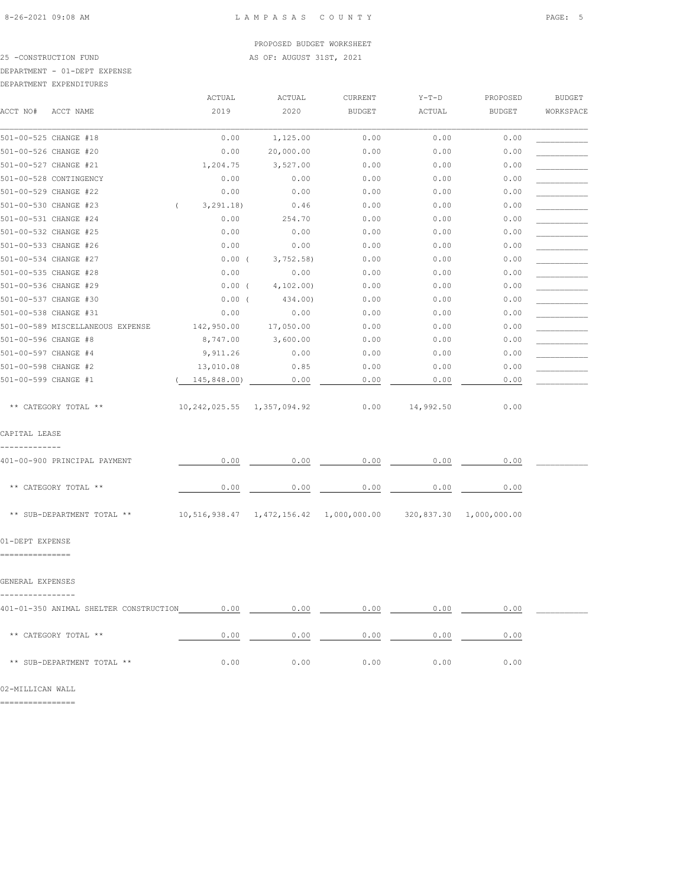PROPOSED BUDGET WORKSHEET

25 -CONSTRUCTION FUND AS OF: AUGUST 31ST, 2021

DEPARTMENT - 01-DEPT EXPENSE

DEPARTMENT EXPENDITURES

| ACCT NO# | ACCT NAME | ACTUAL 2019 | ACTUAL 2020 | CURRENT BUDGET | Y-T-D ACTUAL | PROPOSED BUDGET | BUDGET WORKSPACE |
|---|---|---|---|---|---|---|---|
| 501-00-525 | CHANGE #18 | 0.00 | 1,125.00 | 0.00 | 0.00 | 0.00 | |
| 501-00-526 | CHANGE #20 | 0.00 | 20,000.00 | 0.00 | 0.00 | 0.00 | |
| 501-00-527 | CHANGE #21 | 1,204.75 | 3,527.00 | 0.00 | 0.00 | 0.00 | |
| 501-00-528 | CONTINGENCY | 0.00 | 0.00 | 0.00 | 0.00 | 0.00 | |
| 501-00-529 | CHANGE #22 | 0.00 | 0.00 | 0.00 | 0.00 | 0.00 | |
| 501-00-530 | CHANGE #23 | ( 3,291.18) | 0.46 | 0.00 | 0.00 | 0.00 | |
| 501-00-531 | CHANGE #24 | 0.00 | 254.70 | 0.00 | 0.00 | 0.00 | |
| 501-00-532 | CHANGE #25 | 0.00 | 0.00 | 0.00 | 0.00 | 0.00 | |
| 501-00-533 | CHANGE #26 | 0.00 | 0.00 | 0.00 | 0.00 | 0.00 | |
| 501-00-534 | CHANGE #27 | 0.00 | ( 3,752.58) | 0.00 | 0.00 | 0.00 | |
| 501-00-535 | CHANGE #28 | 0.00 | 0.00 | 0.00 | 0.00 | 0.00 | |
| 501-00-536 | CHANGE #29 | 0.00 | ( 4,102.00) | 0.00 | 0.00 | 0.00 | |
| 501-00-537 | CHANGE #30 | 0.00 | ( 434.00) | 0.00 | 0.00 | 0.00 | |
| 501-00-538 | CHANGE #31 | 0.00 | 0.00 | 0.00 | 0.00 | 0.00 | |
| 501-00-589 | MISCELLANEOUS EXPENSE | 142,950.00 | 17,050.00 | 0.00 | 0.00 | 0.00 | |
| 501-00-596 | CHANGE #8 | 8,747.00 | 3,600.00 | 0.00 | 0.00 | 0.00 | |
| 501-00-597 | CHANGE #4 | 9,911.26 | 0.00 | 0.00 | 0.00 | 0.00 | |
| 501-00-598 | CHANGE #2 | 13,010.08 | 0.85 | 0.00 | 0.00 | 0.00 | |
| 501-00-599 | CHANGE #1 | ( 145,848.00) | 0.00 | 0.00 | 0.00 | 0.00 | |
| | ** CATEGORY TOTAL ** | 10,242,025.55 | 1,357,094.92 | 0.00 | 14,992.50 | 0.00 | |

CAPITAL LEASE

| ACCT NO# | ACCT NAME | ACTUAL 2019 | ACTUAL 2020 | CURRENT BUDGET | Y-T-D ACTUAL | PROPOSED BUDGET | BUDGET WORKSPACE |
|---|---|---|---|---|---|---|---|
| 401-00-900 | PRINCIPAL PAYMENT | 0.00 | 0.00 | 0.00 | 0.00 | 0.00 | |
| | ** CATEGORY TOTAL ** | 0.00 | 0.00 | 0.00 | 0.00 | 0.00 | |
| | ** SUB-DEPARTMENT TOTAL ** | 10,516,938.47 | 1,472,156.42 | 1,000,000.00 | 320,837.30 | 1,000,000.00 | |

01-DEPT EXPENSE

GENERAL EXPENSES

| ACCT NO# | ACCT NAME | ACTUAL 2019 | ACTUAL 2020 | CURRENT BUDGET | Y-T-D ACTUAL | PROPOSED BUDGET | BUDGET WORKSPACE |
|---|---|---|---|---|---|---|---|
| 401-01-350 | ANIMAL SHELTER CONSTRUCTION | 0.00 | 0.00 | 0.00 | 0.00 | 0.00 | |
| | ** CATEGORY TOTAL ** | 0.00 | 0.00 | 0.00 | 0.00 | 0.00 | |
| | ** SUB-DEPARTMENT TOTAL ** | 0.00 | 0.00 | 0.00 | 0.00 | 0.00 | |

02-MILLICAN WALL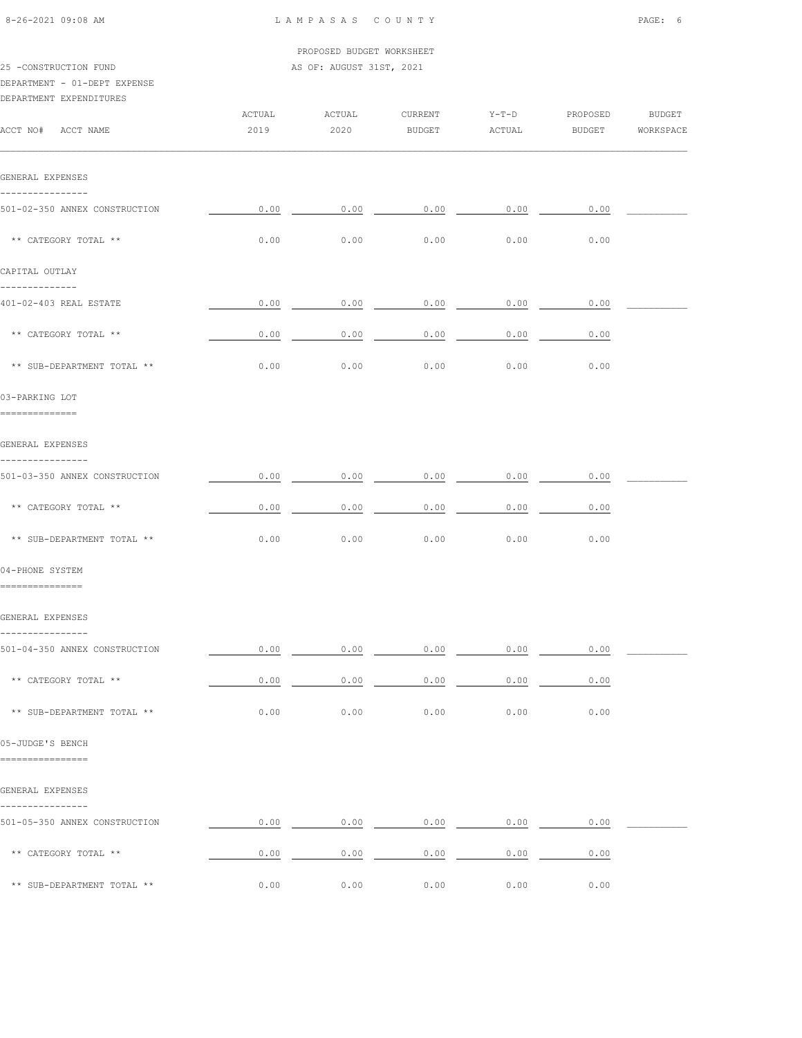PROPOSED BUDGET WORKSHEET

25 -CONSTRUCTION FUND — AS OF: AUGUST 31ST, 2021

DEPARTMENT - 01-DEPT EXPENSE

DEPARTMENT EXPENDITURES

| ACCT NO# ACCT NAME | ACTUAL 2019 | ACTUAL 2020 | CURRENT BUDGET | Y-T-D ACTUAL | PROPOSED BUDGET | BUDGET WORKSPACE |
|---|---|---|---|---|---|---|
| **GENERAL EXPENSES** | | | | | | |
| 501-02-350 ANNEX CONSTRUCTION | 0.00 | 0.00 | 0.00 | 0.00 | 0.00 | |
| ** CATEGORY TOTAL ** | 0.00 | 0.00 | 0.00 | 0.00 | 0.00 | |
| **CAPITAL OUTLAY** | | | | | | |
| 401-02-403 REAL ESTATE | 0.00 | 0.00 | 0.00 | 0.00 | 0.00 | |
| ** CATEGORY TOTAL ** | 0.00 | 0.00 | 0.00 | 0.00 | 0.00 | |
| ** SUB-DEPARTMENT TOTAL ** | 0.00 | 0.00 | 0.00 | 0.00 | 0.00 | |
| **03-PARKING LOT** | | | | | | |
| **GENERAL EXPENSES** | | | | | | |
| 501-03-350 ANNEX CONSTRUCTION | 0.00 | 0.00 | 0.00 | 0.00 | 0.00 | |
| ** CATEGORY TOTAL ** | 0.00 | 0.00 | 0.00 | 0.00 | 0.00 | |
| ** SUB-DEPARTMENT TOTAL ** | 0.00 | 0.00 | 0.00 | 0.00 | 0.00 | |
| **04-PHONE SYSTEM** | | | | | | |
| **GENERAL EXPENSES** | | | | | | |
| 501-04-350 ANNEX CONSTRUCTION | 0.00 | 0.00 | 0.00 | 0.00 | 0.00 | |
| ** CATEGORY TOTAL ** | 0.00 | 0.00 | 0.00 | 0.00 | 0.00 | |
| ** SUB-DEPARTMENT TOTAL ** | 0.00 | 0.00 | 0.00 | 0.00 | 0.00 | |
| **05-JUDGE'S BENCH** | | | | | | |
| **GENERAL EXPENSES** | | | | | | |
| 501-05-350 ANNEX CONSTRUCTION | 0.00 | 0.00 | 0.00 | 0.00 | 0.00 | |
| ** CATEGORY TOTAL ** | 0.00 | 0.00 | 0.00 | 0.00 | 0.00 | |
| ** SUB-DEPARTMENT TOTAL ** | 0.00 | 0.00 | 0.00 | 0.00 | 0.00 | |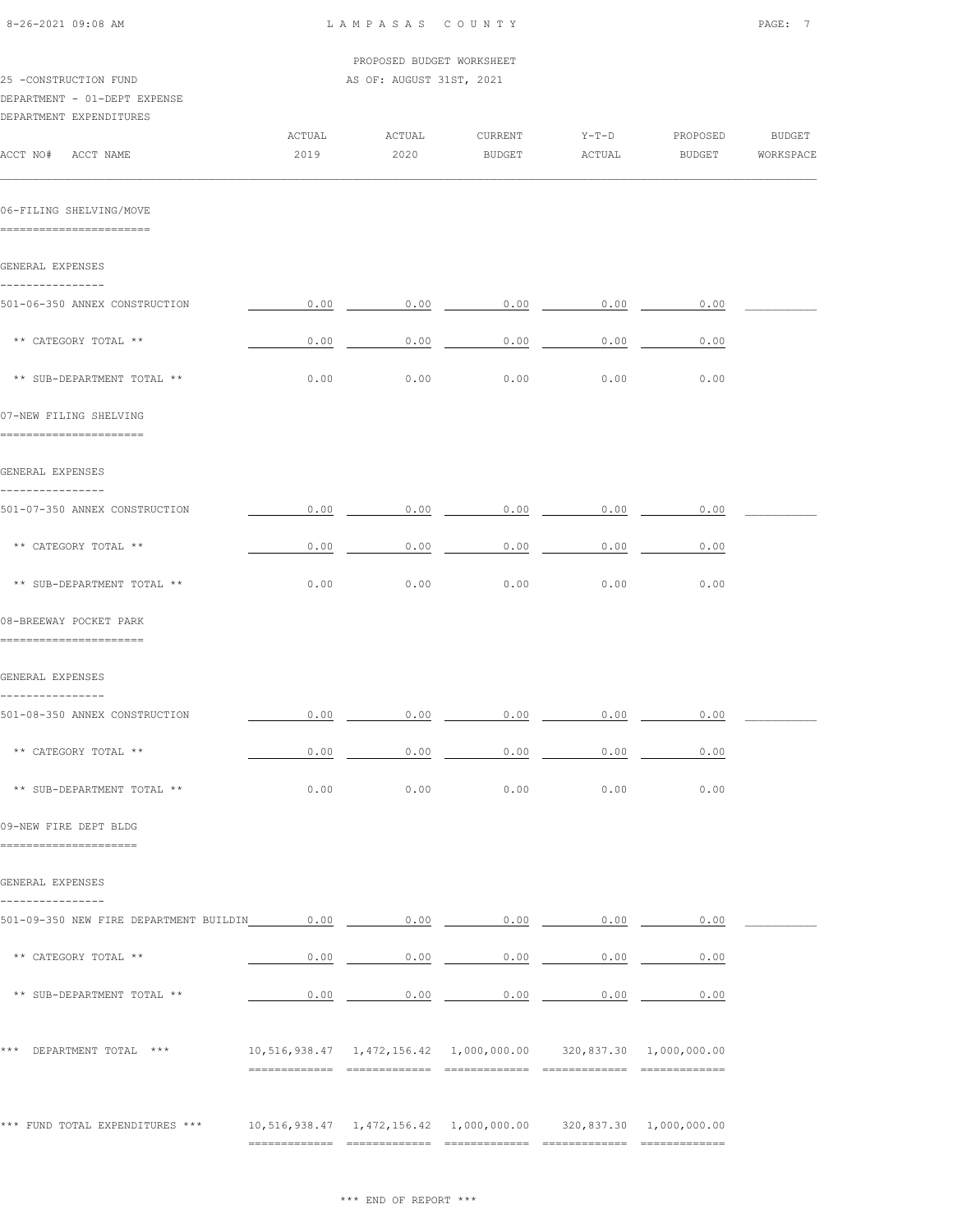LAMPASAS COUNTY

PROPOSED BUDGET WORKSHEET

AS OF: AUGUST 31ST, 2021

25 -CONSTRUCTION FUND

DEPARTMENT - 01-DEPT EXPENSE

DEPARTMENT EXPENDITURES

| ACCT NO# ACCT NAME | ACTUAL 2019 | ACTUAL 2020 | CURRENT BUDGET | Y-T-D ACTUAL | PROPOSED BUDGET | BUDGET WORKSPACE |
|---|---|---|---|---|---|---|
| **06-FILING SHELVING/MOVE** | | | | | | |
| GENERAL EXPENSES | | | | | | |
| 501-06-350 ANNEX CONSTRUCTION | 0.00 | 0.00 | 0.00 | 0.00 | 0.00 | |
| ** CATEGORY TOTAL ** | 0.00 | 0.00 | 0.00 | 0.00 | 0.00 | |
| ** SUB-DEPARTMENT TOTAL ** | 0.00 | 0.00 | 0.00 | 0.00 | 0.00 | |
| **07-NEW FILING SHELVING** | | | | | | |
| GENERAL EXPENSES | | | | | | |
| 501-07-350 ANNEX CONSTRUCTION | 0.00 | 0.00 | 0.00 | 0.00 | 0.00 | |
| ** CATEGORY TOTAL ** | 0.00 | 0.00 | 0.00 | 0.00 | 0.00 | |
| ** SUB-DEPARTMENT TOTAL ** | 0.00 | 0.00 | 0.00 | 0.00 | 0.00 | |
| **08-BREEWAY POCKET PARK** | | | | | | |
| GENERAL EXPENSES | | | | | | |
| 501-08-350 ANNEX CONSTRUCTION | 0.00 | 0.00 | 0.00 | 0.00 | 0.00 | |
| ** CATEGORY TOTAL ** | 0.00 | 0.00 | 0.00 | 0.00 | 0.00 | |
| ** SUB-DEPARTMENT TOTAL ** | 0.00 | 0.00 | 0.00 | 0.00 | 0.00 | |
| **09-NEW FIRE DEPT BLDG** | | | | | | |
| GENERAL EXPENSES | | | | | | |
| 501-09-350 NEW FIRE DEPARTMENT BUILDIN | 0.00 | 0.00 | 0.00 | 0.00 | 0.00 | |
| ** CATEGORY TOTAL ** | 0.00 | 0.00 | 0.00 | 0.00 | 0.00 | |
| ** SUB-DEPARTMENT TOTAL ** | 0.00 | 0.00 | 0.00 | 0.00 | 0.00 | |
| *** DEPARTMENT TOTAL *** | 10,516,938.47 | 1,472,156.42 | 1,000,000.00 | 320,837.30 | 1,000,000.00 | |
| *** FUND TOTAL EXPENDITURES *** | 10,516,938.47 | 1,472,156.42 | 1,000,000.00 | 320,837.30 | 1,000,000.00 | |

*** END OF REPORT ***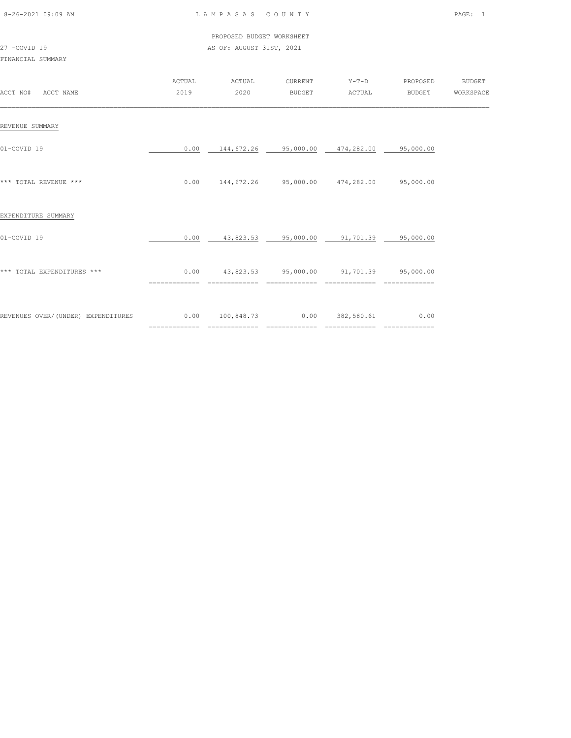LAMPASAS COUNTY

PROPOSED BUDGET WORKSHEET

27 -COVID 19

AS OF: AUGUST 31ST, 2021

FINANCIAL SUMMARY

| ACCT NO# ACCT NAME | ACTUAL 2019 | ACTUAL 2020 | CURRENT BUDGET | Y-T-D ACTUAL | PROPOSED BUDGET | BUDGET WORKSPACE |
|---|---|---|---|---|---|---|
| REVENUE SUMMARY | | | | | | |
| 01-COVID 19 | 0.00 | 144,672.26 | 95,000.00 | 474,282.00 | 95,000.00 | |
| *** TOTAL REVENUE *** | 0.00 | 144,672.26 | 95,000.00 | 474,282.00 | 95,000.00 | |
| EXPENDITURE SUMMARY | | | | | | |
| 01-COVID 19 | 0.00 | 43,823.53 | 95,000.00 | 91,701.39 | 95,000.00 | |
| *** TOTAL EXPENDITURES *** | 0.00 | 43,823.53 | 95,000.00 | 91,701.39 | 95,000.00 | |
| REVENUES OVER/(UNDER) EXPENDITURES | 0.00 | 100,848.73 | 0.00 | 382,580.61 | 0.00 | |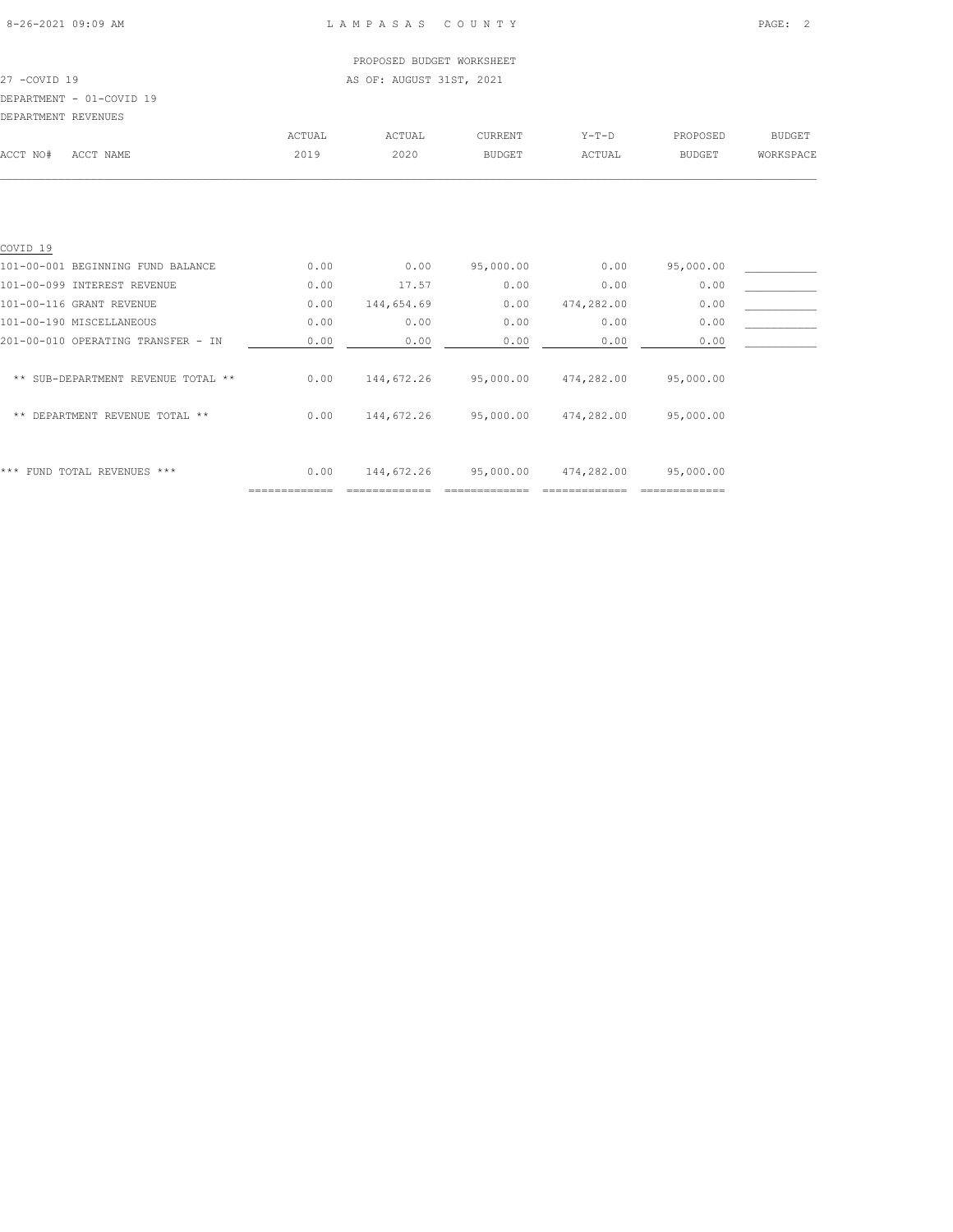PROPOSED BUDGET WORKSHEET

27 -COVID 19 AS OF: AUGUST 31ST, 2021

DEPARTMENT - 01-COVID 19

DEPARTMENT REVENUES

| ACCT NO# ACCT NAME | ACTUAL 2019 | ACTUAL 2020 | CURRENT BUDGET | Y-T-D ACTUAL | PROPOSED BUDGET | BUDGET WORKSPACE |
|---|---|---|---|---|---|---|
| COVID 19 | | | | | | |
| 101-00-001 BEGINNING FUND BALANCE | 0.00 | 0.00 | 95,000.00 | 0.00 | 95,000.00 | ___________ |
| 101-00-099 INTEREST REVENUE | 0.00 | 17.57 | 0.00 | 0.00 | 0.00 | ___________ |
| 101-00-116 GRANT REVENUE | 0.00 | 144,654.69 | 0.00 | 474,282.00 | 0.00 | ___________ |
| 101-00-190 MISCELLANEOUS | 0.00 | 0.00 | 0.00 | 0.00 | 0.00 | ___________ |
| 201-00-010 OPERATING TRANSFER - IN | 0.00 | 0.00 | 0.00 | 0.00 | 0.00 | ___________ |
| ** SUB-DEPARTMENT REVENUE TOTAL ** | 0.00 | 144,672.26 | 95,000.00 | 474,282.00 | 95,000.00 | |
| ** DEPARTMENT REVENUE TOTAL ** | 0.00 | 144,672.26 | 95,000.00 | 474,282.00 | 95,000.00 | |
| *** FUND TOTAL REVENUES *** | 0.00 | 144,672.26 | 95,000.00 | 474,282.00 | 95,000.00 | |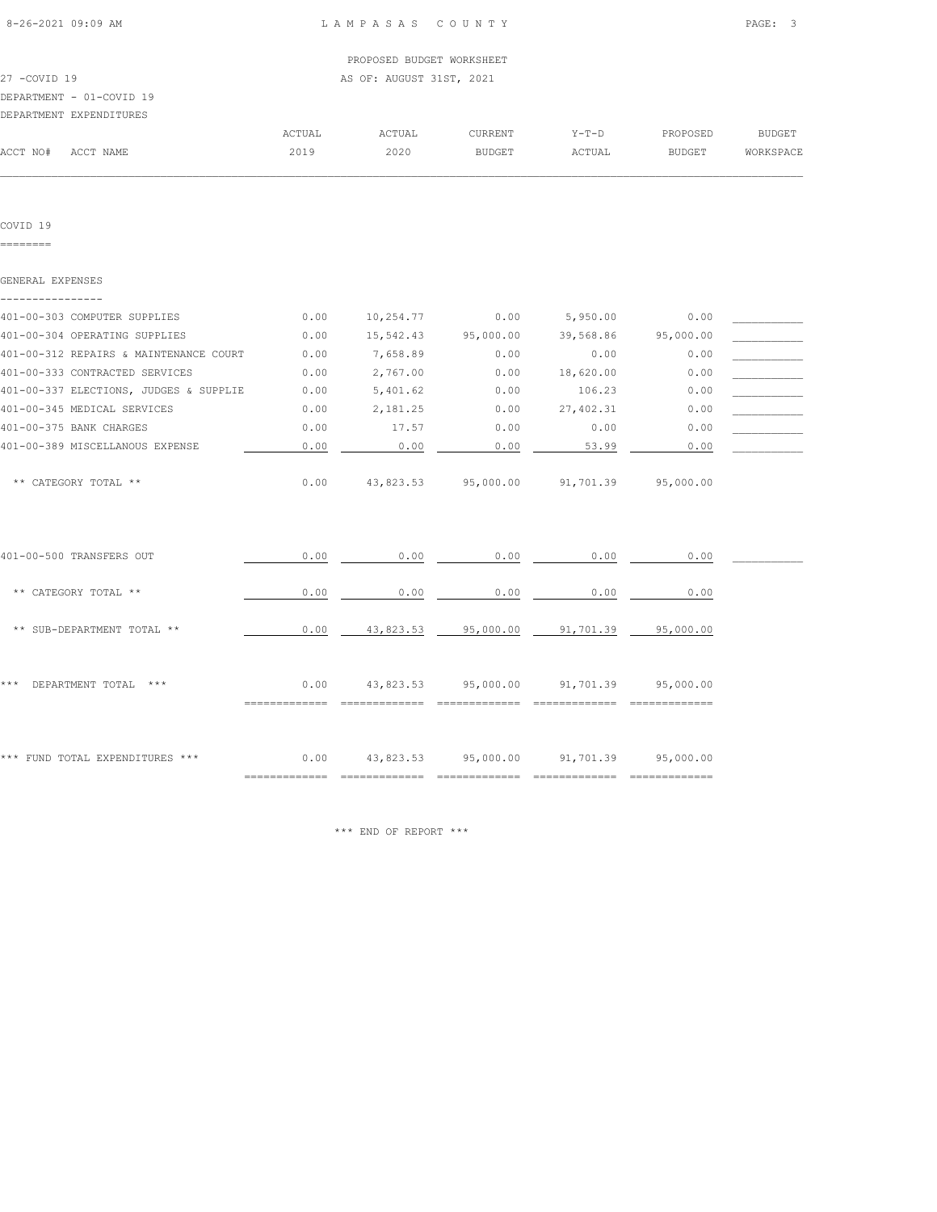LAMPASAS COUNTY

PROPOSED BUDGET WORKSHEET

AS OF: AUGUST 31ST, 2021

27 -COVID 19

DEPARTMENT - 01-COVID 19

DEPARTMENT EXPENDITURES

| ACCT NO# ACCT NAME | ACTUAL 2019 | ACTUAL 2020 | CURRENT BUDGET | Y-T-D ACTUAL | PROPOSED BUDGET | BUDGET WORKSPACE |
|---|---|---|---|---|---|---|
| **COVID 19** | | | | | | |
| **GENERAL EXPENSES** | | | | | | |
| 401-00-303 COMPUTER SUPPLIES | 0.00 | 10,254.77 | 0.00 | 5,950.00 | 0.00 | ___________ |
| 401-00-304 OPERATING SUPPLIES | 0.00 | 15,542.43 | 95,000.00 | 39,568.86 | 95,000.00 | ___________ |
| 401-00-312 REPAIRS & MAINTENANCE COURT | 0.00 | 7,658.89 | 0.00 | 0.00 | 0.00 | ___________ |
| 401-00-333 CONTRACTED SERVICES | 0.00 | 2,767.00 | 0.00 | 18,620.00 | 0.00 | ___________ |
| 401-00-337 ELECTIONS, JUDGES & SUPPLIE | 0.00 | 5,401.62 | 0.00 | 106.23 | 0.00 | ___________ |
| 401-00-345 MEDICAL SERVICES | 0.00 | 2,181.25 | 0.00 | 27,402.31 | 0.00 | ___________ |
| 401-00-375 BANK CHARGES | 0.00 | 17.57 | 0.00 | 0.00 | 0.00 | ___________ |
| 401-00-389 MISCELLANOUS EXPENSE | 0.00 | 0.00 | 0.00 | 53.99 | 0.00 | ___________ |
| ** CATEGORY TOTAL ** | 0.00 | 43,823.53 | 95,000.00 | 91,701.39 | 95,000.00 | |
| 401-00-500 TRANSFERS OUT | 0.00 | 0.00 | 0.00 | 0.00 | 0.00 | ___________ |
| ** CATEGORY TOTAL ** | 0.00 | 0.00 | 0.00 | 0.00 | 0.00 | |
| ** SUB-DEPARTMENT TOTAL ** | 0.00 | 43,823.53 | 95,000.00 | 91,701.39 | 95,000.00 | |
| *** DEPARTMENT TOTAL *** | 0.00 | 43,823.53 | 95,000.00 | 91,701.39 | 95,000.00 | |
| *** FUND TOTAL EXPENDITURES *** | 0.00 | 43,823.53 | 95,000.00 | 91,701.39 | 95,000.00 | |

*** END OF REPORT ***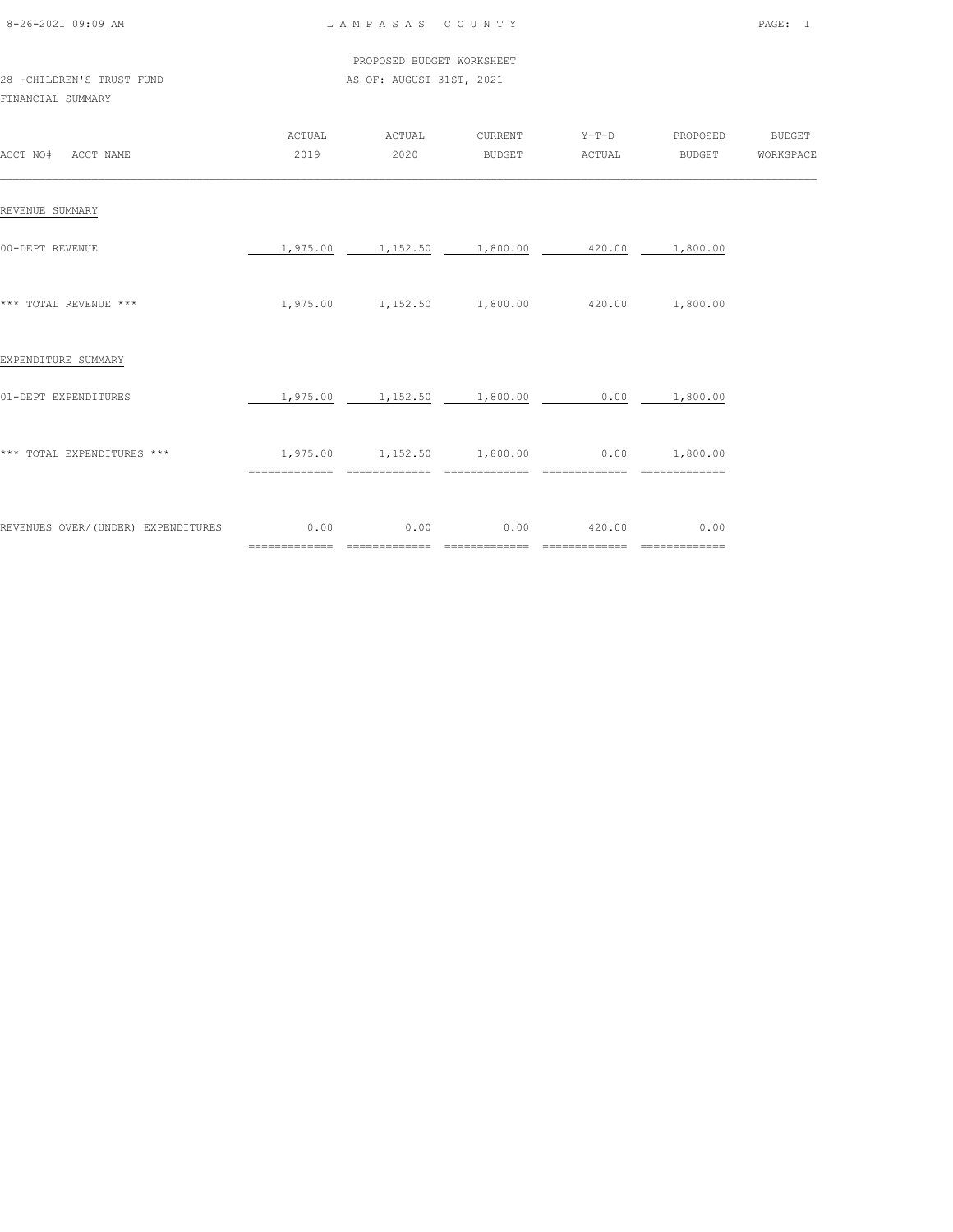LAMPASAS COUNTY

PROPOSED BUDGET WORKSHEET

28 -CHILDREN'S TRUST FUND — AS OF: AUGUST 31ST, 2021

FINANCIAL SUMMARY

| ACCT NO# ACCT NAME | ACTUAL 2019 | ACTUAL 2020 | CURRENT BUDGET | Y-T-D ACTUAL | PROPOSED BUDGET | BUDGET WORKSPACE |
|---|---|---|---|---|---|---|
| REVENUE SUMMARY | | | | | | |
| 00-DEPT REVENUE | 1,975.00 | 1,152.50 | 1,800.00 | 420.00 | 1,800.00 | |
| *** TOTAL REVENUE *** | 1,975.00 | 1,152.50 | 1,800.00 | 420.00 | 1,800.00 | |
| EXPENDITURE SUMMARY | | | | | | |
| 01-DEPT EXPENDITURES | 1,975.00 | 1,152.50 | 1,800.00 | 0.00 | 1,800.00 | |
| *** TOTAL EXPENDITURES *** | 1,975.00 | 1,152.50 | 1,800.00 | 0.00 | 1,800.00 | |
| REVENUES OVER/(UNDER) EXPENDITURES | 0.00 | 0.00 | 0.00 | 420.00 | 0.00 | |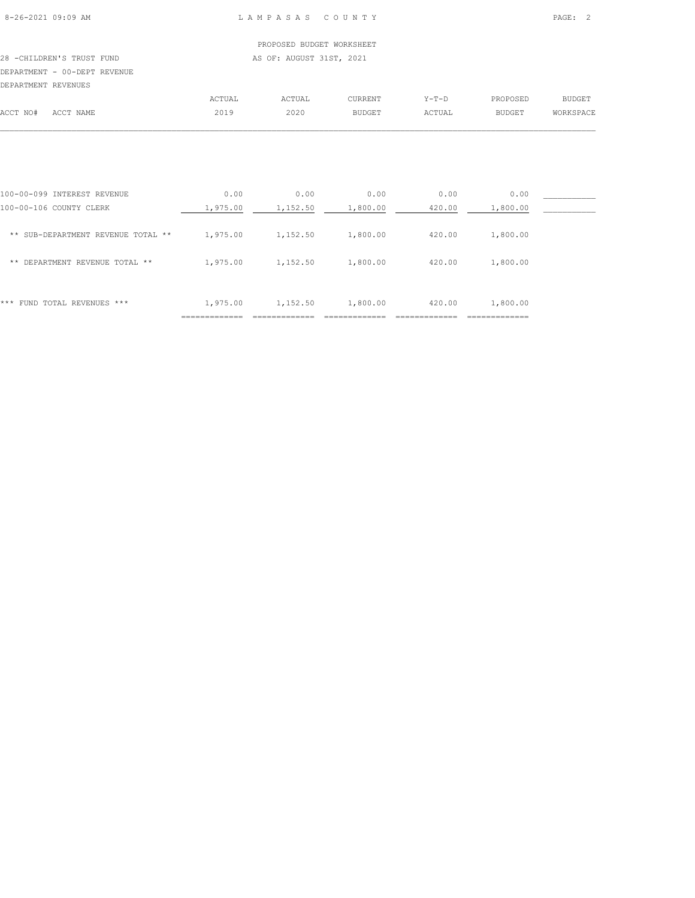PROPOSED BUDGET WORKSHEET

28 -CHILDREN'S TRUST FUND

AS OF: AUGUST 31ST, 2021

DEPARTMENT - 00-DEPT REVENUE

DEPARTMENT REVENUES

| ACCT NO# ACCT NAME | ACTUAL 2019 | ACTUAL 2020 | CURRENT BUDGET | Y-T-D ACTUAL | PROPOSED BUDGET | BUDGET WORKSPACE |
|---|---|---|---|---|---|---|
| 100-00-099 INTEREST REVENUE | 0.00 | 0.00 | 0.00 | 0.00 | 0.00 | ___________ |
| 100-00-106 COUNTY CLERK | 1,975.00 | 1,152.50 | 1,800.00 | 420.00 | 1,800.00 | ___________ |
| ** SUB-DEPARTMENT REVENUE TOTAL ** | 1,975.00 | 1,152.50 | 1,800.00 | 420.00 | 1,800.00 | |
| ** DEPARTMENT REVENUE TOTAL ** | 1,975.00 | 1,152.50 | 1,800.00 | 420.00 | 1,800.00 | |
| *** FUND TOTAL REVENUES *** | 1,975.00 | 1,152.50 | 1,800.00 | 420.00 | 1,800.00 | |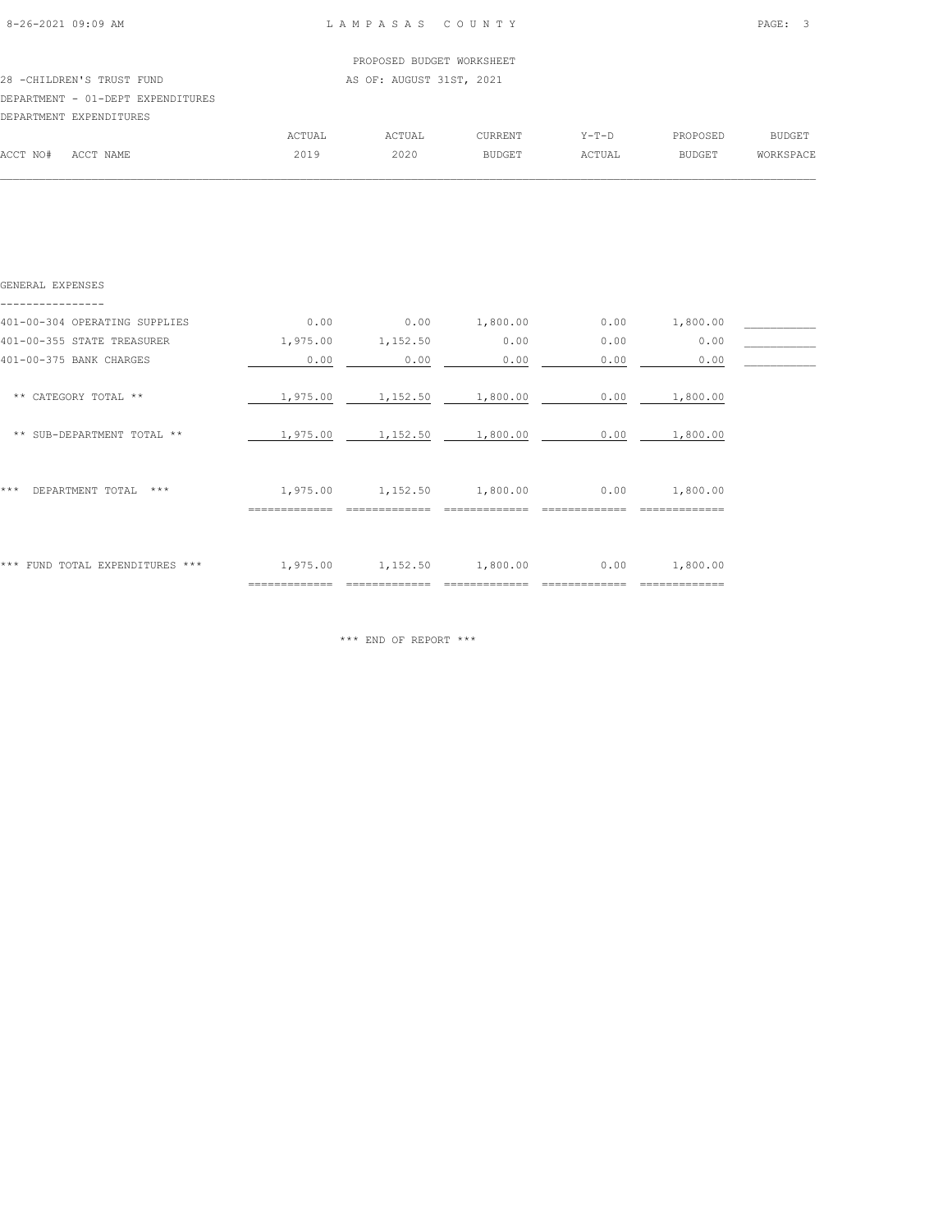PROPOSED BUDGET WORKSHEET

28 -CHILDREN'S TRUST FUND — AS OF: AUGUST 31ST, 2021

DEPARTMENT - 01-DEPT EXPENDITURES

DEPARTMENT EXPENDITURES

| ACCT NO# | ACCT NAME | ACTUAL 2019 | ACTUAL 2020 | CURRENT BUDGET | Y-T-D ACTUAL | PROPOSED BUDGET | BUDGET WORKSPACE |
|---|---|---|---|---|---|---|---|
| GENERAL EXPENSES | | | | | | | |
| 401-00-304 | OPERATING SUPPLIES | 0.00 | 0.00 | 1,800.00 | 0.00 | 1,800.00 | ___________ |
| 401-00-355 | STATE TREASURER | 1,975.00 | 1,152.50 | 0.00 | 0.00 | 0.00 | ___________ |
| 401-00-375 | BANK CHARGES | 0.00 | 0.00 | 0.00 | 0.00 | 0.00 | ___________ |
| | ** CATEGORY TOTAL ** | 1,975.00 | 1,152.50 | 1,800.00 | 0.00 | 1,800.00 | |
| | ** SUB-DEPARTMENT TOTAL ** | 1,975.00 | 1,152.50 | 1,800.00 | 0.00 | 1,800.00 | |
| | *** DEPARTMENT TOTAL *** | 1,975.00 | 1,152.50 | 1,800.00 | 0.00 | 1,800.00 | |
| | *** FUND TOTAL EXPENDITURES *** | 1,975.00 | 1,152.50 | 1,800.00 | 0.00 | 1,800.00 | |

*** END OF REPORT ***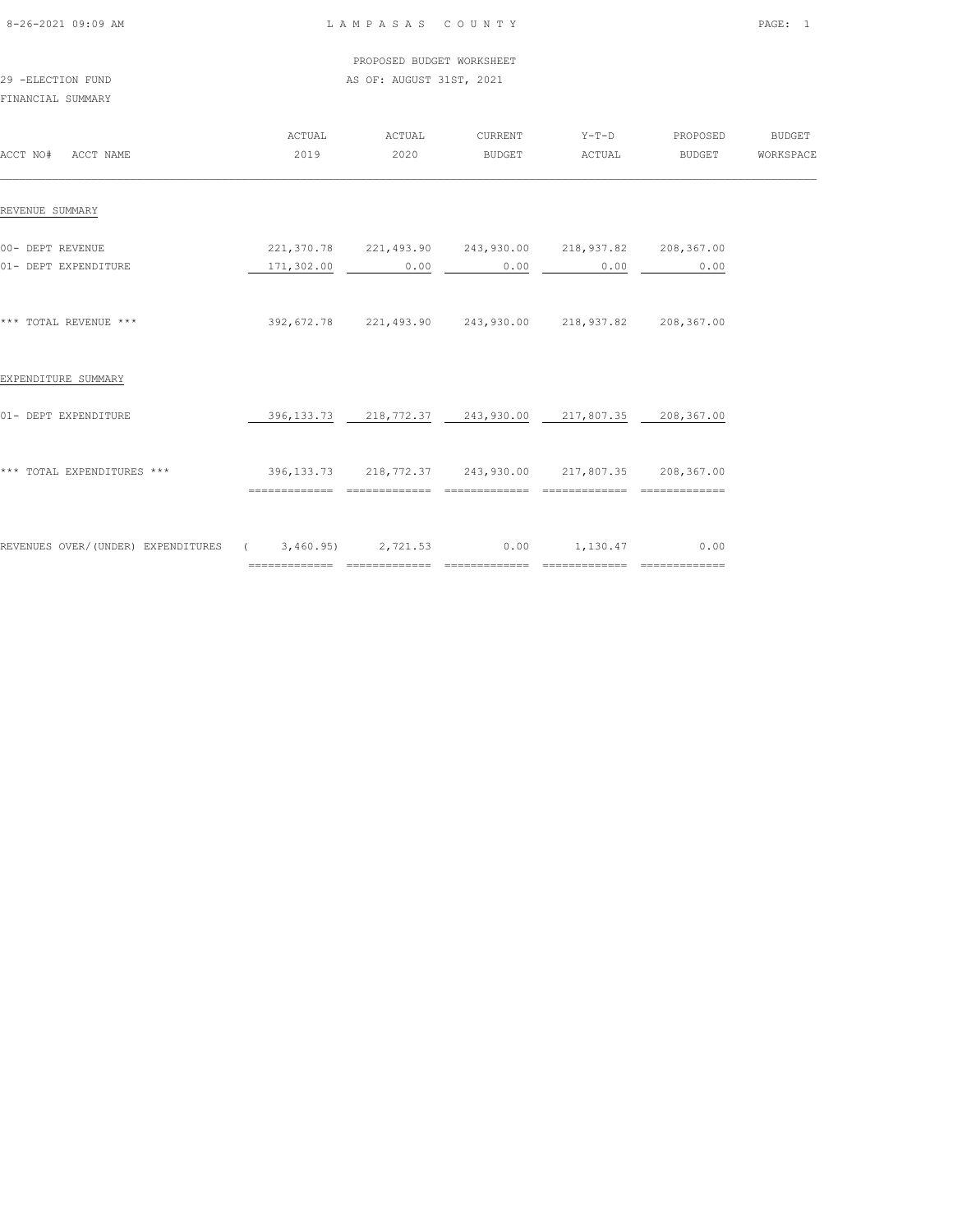LAMPASAS COUNTY

PROPOSED BUDGET WORKSHEET

AS OF: AUGUST 31ST, 2021

29 -ELECTION FUND

FINANCIAL SUMMARY

| ACCT NO# ACCT NAME | ACTUAL 2019 | ACTUAL 2020 | CURRENT BUDGET | Y-T-D ACTUAL | PROPOSED BUDGET | BUDGET WORKSPACE |
|---|---|---|---|---|---|---|
| **REVENUE SUMMARY** | | | | | | |
| 00- DEPT REVENUE | 221,370.78 | 221,493.90 | 243,930.00 | 218,937.82 | 208,367.00 | |
| 01- DEPT EXPENDITURE | 171,302.00 | 0.00 | 0.00 | 0.00 | 0.00 | |
| *** TOTAL REVENUE *** | 392,672.78 | 221,493.90 | 243,930.00 | 218,937.82 | 208,367.00 | |
| **EXPENDITURE SUMMARY** | | | | | | |
| 01- DEPT EXPENDITURE | 396,133.73 | 218,772.37 | 243,930.00 | 217,807.35 | 208,367.00 | |
| *** TOTAL EXPENDITURES *** | 396,133.73 | 218,772.37 | 243,930.00 | 217,807.35 | 208,367.00 | |
| REVENUES OVER/(UNDER) EXPENDITURES | ( 3,460.95) | 2,721.53 | 0.00 | 1,130.47 | 0.00 | |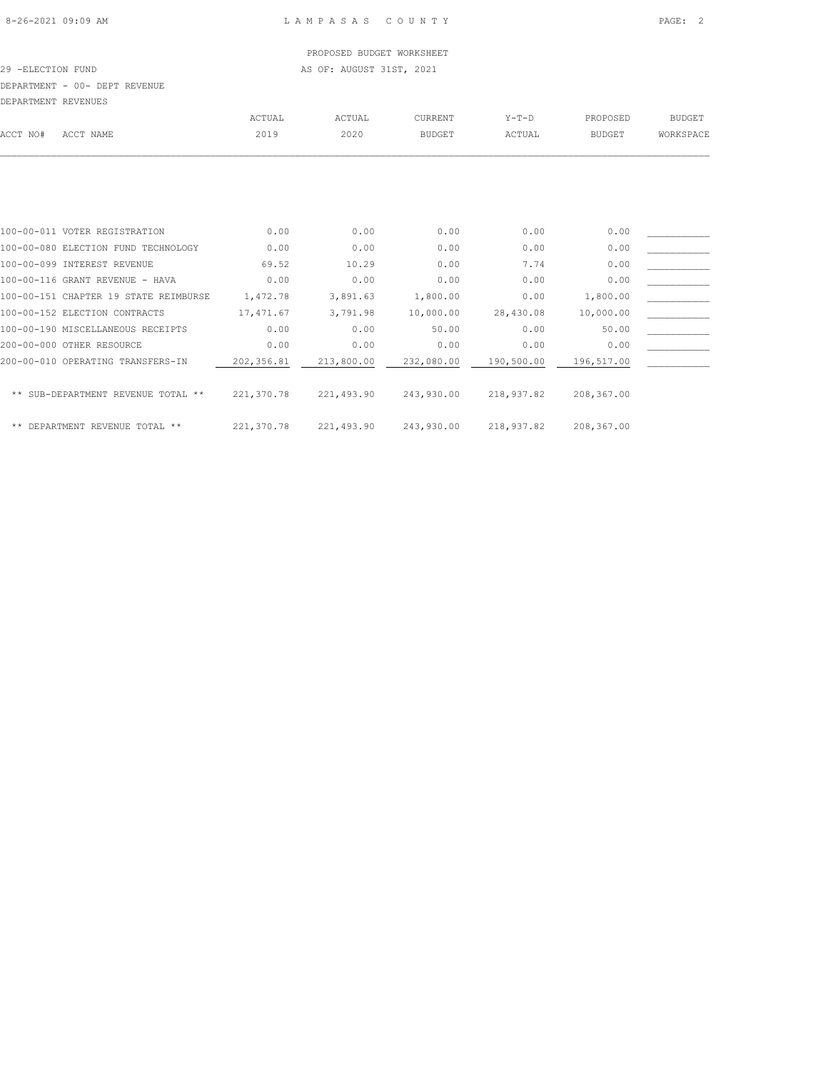PROPOSED BUDGET WORKSHEET

29 -ELECTION FUND AS OF: AUGUST 31ST, 2021

DEPARTMENT - 00- DEPT REVENUE

DEPARTMENT REVENUES

| ACCT NO# | ACCT NAME | ACTUAL 2019 | ACTUAL 2020 | CURRENT BUDGET | Y-T-D ACTUAL | PROPOSED BUDGET | BUDGET WORKSPACE |
|---|---|---|---|---|---|---|---|
| 100-00-011 | VOTER REGISTRATION | 0.00 | 0.00 | 0.00 | 0.00 | 0.00 | |
| 100-00-080 | ELECTION FUND TECHNOLOGY | 0.00 | 0.00 | 0.00 | 0.00 | 0.00 | |
| 100-00-099 | INTEREST REVENUE | 69.52 | 10.29 | 0.00 | 7.74 | 0.00 | |
| 100-00-116 | GRANT REVENUE - HAVA | 0.00 | 0.00 | 0.00 | 0.00 | 0.00 | |
| 100-00-151 | CHAPTER 19 STATE REIMBURSE | 1,472.78 | 3,891.63 | 1,800.00 | 0.00 | 1,800.00 | |
| 100-00-152 | ELECTION CONTRACTS | 17,471.67 | 3,791.98 | 10,000.00 | 28,430.08 | 10,000.00 | |
| 100-00-190 | MISCELLANEOUS RECEIPTS | 0.00 | 0.00 | 50.00 | 0.00 | 50.00 | |
| 200-00-000 | OTHER RESOURCE | 0.00 | 0.00 | 0.00 | 0.00 | 0.00 | |
| 200-00-010 | OPERATING TRANSFERS-IN | 202,356.81 | 213,800.00 | 232,080.00 | 190,500.00 | 196,517.00 | |
| | ** SUB-DEPARTMENT REVENUE TOTAL ** | 221,370.78 | 221,493.90 | 243,930.00 | 218,937.82 | 208,367.00 | |
| | ** DEPARTMENT REVENUE TOTAL ** | 221,370.78 | 221,493.90 | 243,930.00 | 218,937.82 | 208,367.00 | |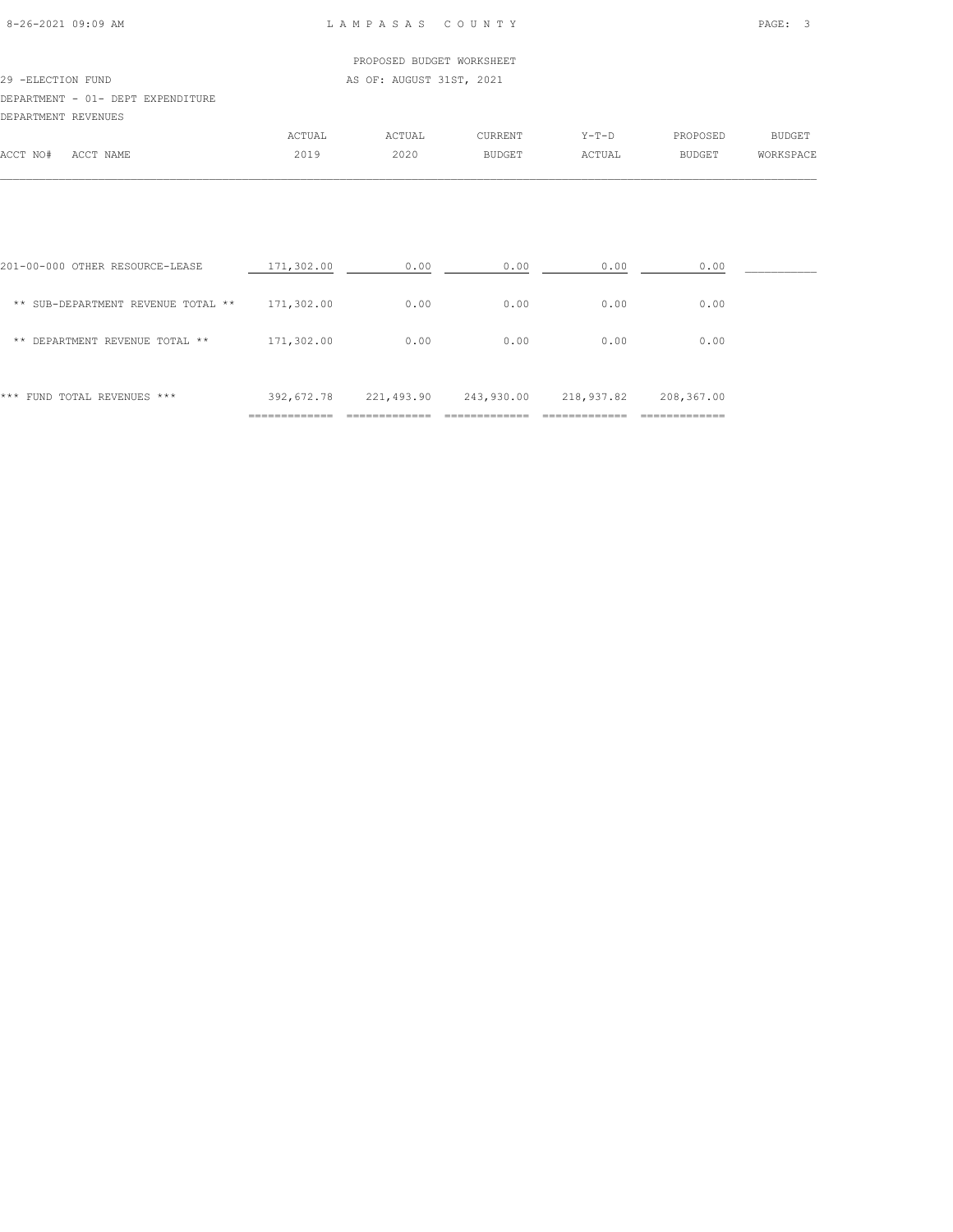PROPOSED BUDGET WORKSHEET

29 -ELECTION FUND

AS OF: AUGUST 31ST, 2021

DEPARTMENT - 01- DEPT EXPENDITURE

DEPARTMENT REVENUES

| ACCT NO# ACCT NAME | ACTUAL 2019 | ACTUAL 2020 | CURRENT BUDGET | Y-T-D ACTUAL | PROPOSED BUDGET | BUDGET WORKSPACE |
|---|---|---|---|---|---|---|
| 201-00-000 OTHER RESOURCE-LEASE | 171,302.00 | 0.00 | 0.00 | 0.00 | 0.00 | |
| ** SUB-DEPARTMENT REVENUE TOTAL ** | 171,302.00 | 0.00 | 0.00 | 0.00 | 0.00 | |
| ** DEPARTMENT REVENUE TOTAL ** | 171,302.00 | 0.00 | 0.00 | 0.00 | 0.00 | |
| *** FUND TOTAL REVENUES *** | 392,672.78 | 221,493.90 | 243,930.00 | 218,937.82 | 208,367.00 | |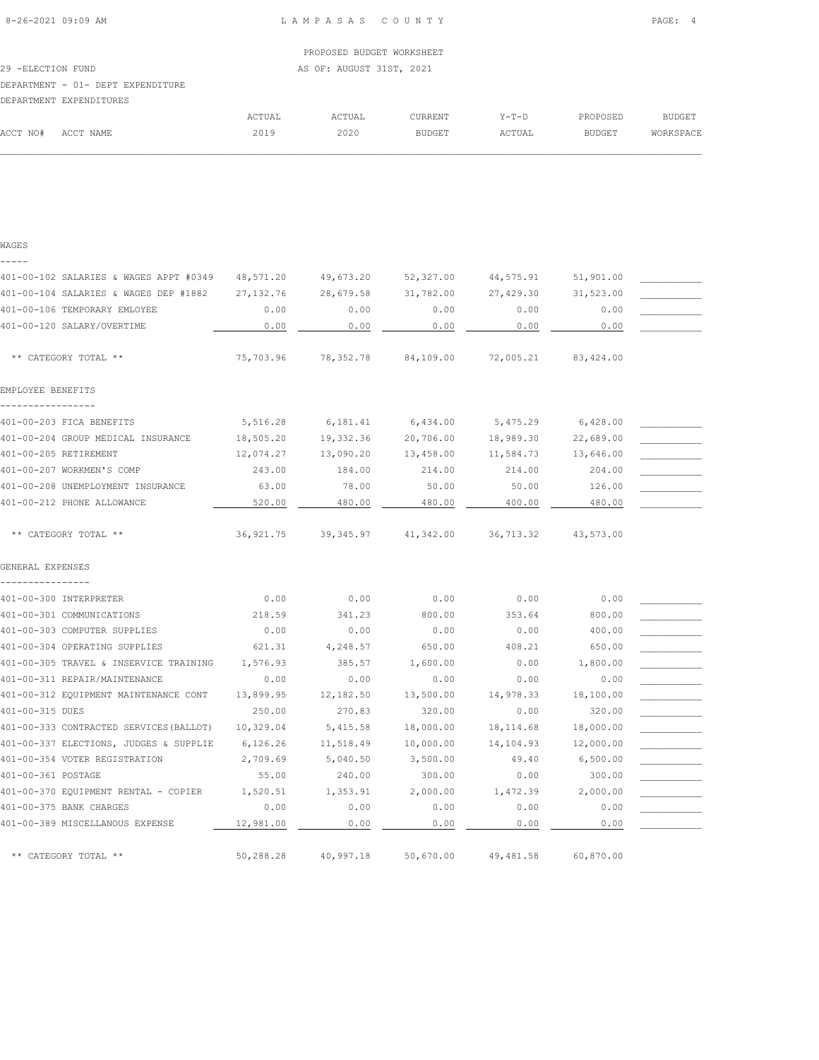PROPOSED BUDGET WORKSHEET

29 -ELECTION FUND

AS OF: AUGUST 31ST, 2021

DEPARTMENT - 01- DEPT EXPENDITURE

DEPARTMENT EXPENDITURES

| ACCT NO# | ACCT NAME | ACTUAL 2019 | ACTUAL 2020 | CURRENT BUDGET | Y-T-D ACTUAL | PROPOSED BUDGET | BUDGET WORKSPACE |
|---|---|---|---|---|---|---|---|
| **WAGES** | | | | | | | |
| 401-00-102 | SALARIES & WAGES APPT #0349 | 48,571.20 | 49,673.20 | 52,327.00 | 44,575.91 | 51,901.00 | |
| 401-00-104 | SALARIES & WAGES DEP #1882 | 27,132.76 | 28,679.58 | 31,782.00 | 27,429.30 | 31,523.00 | |
| 401-00-106 | TEMPORARY EMLOYEE | 0.00 | 0.00 | 0.00 | 0.00 | 0.00 | |
| 401-00-120 | SALARY/OVERTIME | 0.00 | 0.00 | 0.00 | 0.00 | 0.00 | |
| | ** CATEGORY TOTAL ** | 75,703.96 | 78,352.78 | 84,109.00 | 72,005.21 | 83,424.00 | |
| **EMPLOYEE BENEFITS** | | | | | | | |
| 401-00-203 | FICA BENEFITS | 5,516.28 | 6,181.41 | 6,434.00 | 5,475.29 | 6,428.00 | |
| 401-00-204 | GROUP MEDICAL INSURANCE | 18,505.20 | 19,332.36 | 20,706.00 | 18,989.30 | 22,689.00 | |
| 401-00-205 | RETIREMENT | 12,074.27 | 13,090.20 | 13,458.00 | 11,584.73 | 13,646.00 | |
| 401-00-207 | WORKMEN'S COMP | 243.00 | 184.00 | 214.00 | 214.00 | 204.00 | |
| 401-00-208 | UNEMPLOYMENT INSURANCE | 63.00 | 78.00 | 50.00 | 50.00 | 126.00 | |
| 401-00-212 | PHONE ALLOWANCE | 520.00 | 480.00 | 480.00 | 400.00 | 480.00 | |
| | ** CATEGORY TOTAL ** | 36,921.75 | 39,345.97 | 41,342.00 | 36,713.32 | 43,573.00 | |
| **GENERAL EXPENSES** | | | | | | | |
| 401-00-300 | INTERPRETER | 0.00 | 0.00 | 0.00 | 0.00 | 0.00 | |
| 401-00-301 | COMMUNICATIONS | 218.59 | 341.23 | 800.00 | 353.64 | 800.00 | |
| 401-00-303 | COMPUTER SUPPLIES | 0.00 | 0.00 | 0.00 | 0.00 | 400.00 | |
| 401-00-304 | OPERATING SUPPLIES | 621.31 | 4,248.57 | 650.00 | 408.21 | 650.00 | |
| 401-00-305 | TRAVEL & INSERVICE TRAINING | 1,576.93 | 385.57 | 1,600.00 | 0.00 | 1,800.00 | |
| 401-00-311 | REPAIR/MAINTENANCE | 0.00 | 0.00 | 0.00 | 0.00 | 0.00 | |
| 401-00-312 | EQUIPMENT MAINTENANCE CONT | 13,899.95 | 12,182.50 | 13,500.00 | 14,978.33 | 18,100.00 | |
| 401-00-315 | DUES | 250.00 | 270.83 | 320.00 | 0.00 | 320.00 | |
| 401-00-333 | CONTRACTED SERVICES(BALLOT) | 10,329.04 | 5,415.58 | 18,000.00 | 18,114.68 | 18,000.00 | |
| 401-00-337 | ELECTIONS, JUDGES & SUPPLIE | 6,126.26 | 11,518.49 | 10,000.00 | 14,104.93 | 12,000.00 | |
| 401-00-354 | VOTER REGISTRATION | 2,709.69 | 5,040.50 | 3,500.00 | 49.40 | 6,500.00 | |
| 401-00-361 | POSTAGE | 55.00 | 240.00 | 300.00 | 0.00 | 300.00 | |
| 401-00-370 | EQUIPMENT RENTAL - COPIER | 1,520.51 | 1,353.91 | 2,000.00 | 1,472.39 | 2,000.00 | |
| 401-00-375 | BANK CHARGES | 0.00 | 0.00 | 0.00 | 0.00 | 0.00 | |
| 401-00-389 | MISCELLANOUS EXPENSE | 12,981.00 | 0.00 | 0.00 | 0.00 | 0.00 | |
| | ** CATEGORY TOTAL ** | 50,288.28 | 40,997.18 | 50,670.00 | 49,481.58 | 60,870.00 | |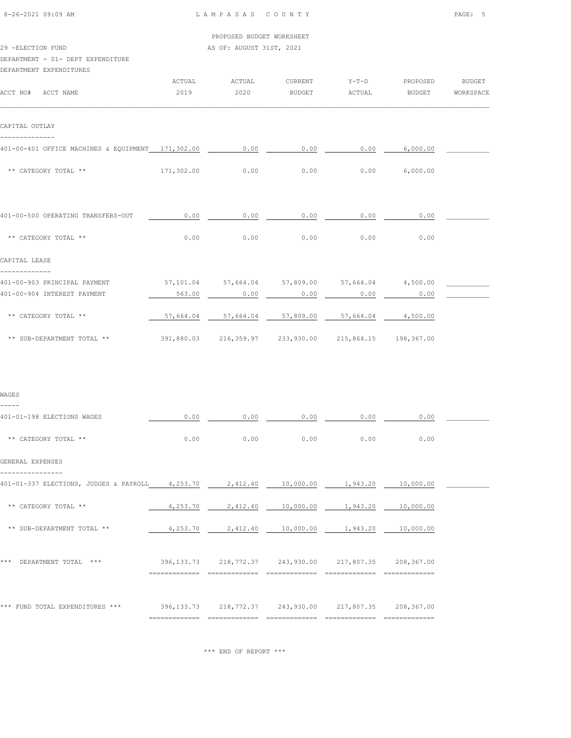PROPOSED BUDGET WORKSHEET

29 -ELECTION FUND AS OF: AUGUST 31ST, 2021

DEPARTMENT - 01- DEPT EXPENDITURE

DEPARTMENT EXPENDITURES

| ACCT NO# ACCT NAME | ACTUAL 2019 | ACTUAL 2020 | CURRENT BUDGET | Y-T-D ACTUAL | PROPOSED BUDGET | BUDGET WORKSPACE |
|---|---|---|---|---|---|---|
| **CAPITAL OUTLAY** | | | | | | |
| 401-00-401 OFFICE MACHINES & EQUIPMENT | 171,302.00 | 0.00 | 0.00 | 0.00 | 6,000.00 | |
| ** CATEGORY TOTAL ** | 171,302.00 | 0.00 | 0.00 | 0.00 | 6,000.00 | |
| 401-00-500 OPERATING TRANSFERS-OUT | 0.00 | 0.00 | 0.00 | 0.00 | 0.00 | |
| ** CATEGORY TOTAL ** | 0.00 | 0.00 | 0.00 | 0.00 | 0.00 | |
| **CAPITAL LEASE** | | | | | | |
| 401-00-903 PRINCIPAL PAYMENT | 57,101.04 | 57,664.04 | 57,809.00 | 57,664.04 | 4,500.00 | |
| 401-00-904 INTEREST PAYMENT | 563.00 | 0.00 | 0.00 | 0.00 | 0.00 | |
| ** CATEGORY TOTAL ** | 57,664.04 | 57,664.04 | 57,809.00 | 57,664.04 | 4,500.00 | |
| ** SUB-DEPARTMENT TOTAL ** | 391,880.03 | 216,359.97 | 233,930.00 | 215,864.15 | 198,367.00 | |
| **WAGES** | | | | | | |
| 401-01-198 ELECTIONS WAGES | 0.00 | 0.00 | 0.00 | 0.00 | 0.00 | |
| ** CATEGORY TOTAL ** | 0.00 | 0.00 | 0.00 | 0.00 | 0.00 | |
| **GENERAL EXPENSES** | | | | | | |
| 401-01-337 ELECTIONS, JUDGES & PAYROLL | 4,253.70 | 2,412.40 | 10,000.00 | 1,943.20 | 10,000.00 | |
| ** CATEGORY TOTAL ** | 4,253.70 | 2,412.40 | 10,000.00 | 1,943.20 | 10,000.00 | |
| ** SUB-DEPARTMENT TOTAL ** | 4,253.70 | 2,412.40 | 10,000.00 | 1,943.20 | 10,000.00 | |
| *** DEPARTMENT TOTAL *** | 396,133.73 | 218,772.37 | 243,930.00 | 217,807.35 | 208,367.00 | |
| *** FUND TOTAL EXPENDITURES *** | 396,133.73 | 218,772.37 | 243,930.00 | 217,807.35 | 208,367.00 | |

*** END OF REPORT ***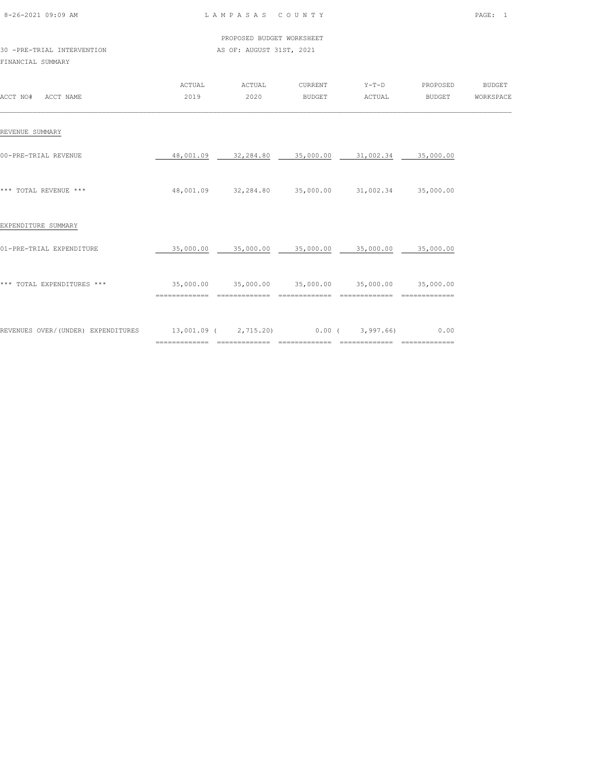LAMPASAS COUNTY

PROPOSED BUDGET WORKSHEET

30 -PRE-TRIAL INTERVENTION

AS OF: AUGUST 31ST, 2021

FINANCIAL SUMMARY

| ACCT NO# ACCT NAME | ACTUAL 2019 | ACTUAL 2020 | CURRENT BUDGET | Y-T-D ACTUAL | PROPOSED BUDGET | BUDGET WORKSPACE |
|---|---|---|---|---|---|---|
| REVENUE SUMMARY | | | | | | |
| 00-PRE-TRIAL REVENUE | 48,001.09 | 32,284.80 | 35,000.00 | 31,002.34 | 35,000.00 | |
| *** TOTAL REVENUE *** | 48,001.09 | 32,284.80 | 35,000.00 | 31,002.34 | 35,000.00 | |
| EXPENDITURE SUMMARY | | | | | | |
| 01-PRE-TRIAL EXPENDITURE | 35,000.00 | 35,000.00 | 35,000.00 | 35,000.00 | 35,000.00 | |
| *** TOTAL EXPENDITURES *** | 35,000.00 | 35,000.00 | 35,000.00 | 35,000.00 | 35,000.00 | |
| REVENUES OVER/(UNDER) EXPENDITURES | 13,001.09 | ( 2,715.20) | 0.00 | ( 3,997.66) | 0.00 | |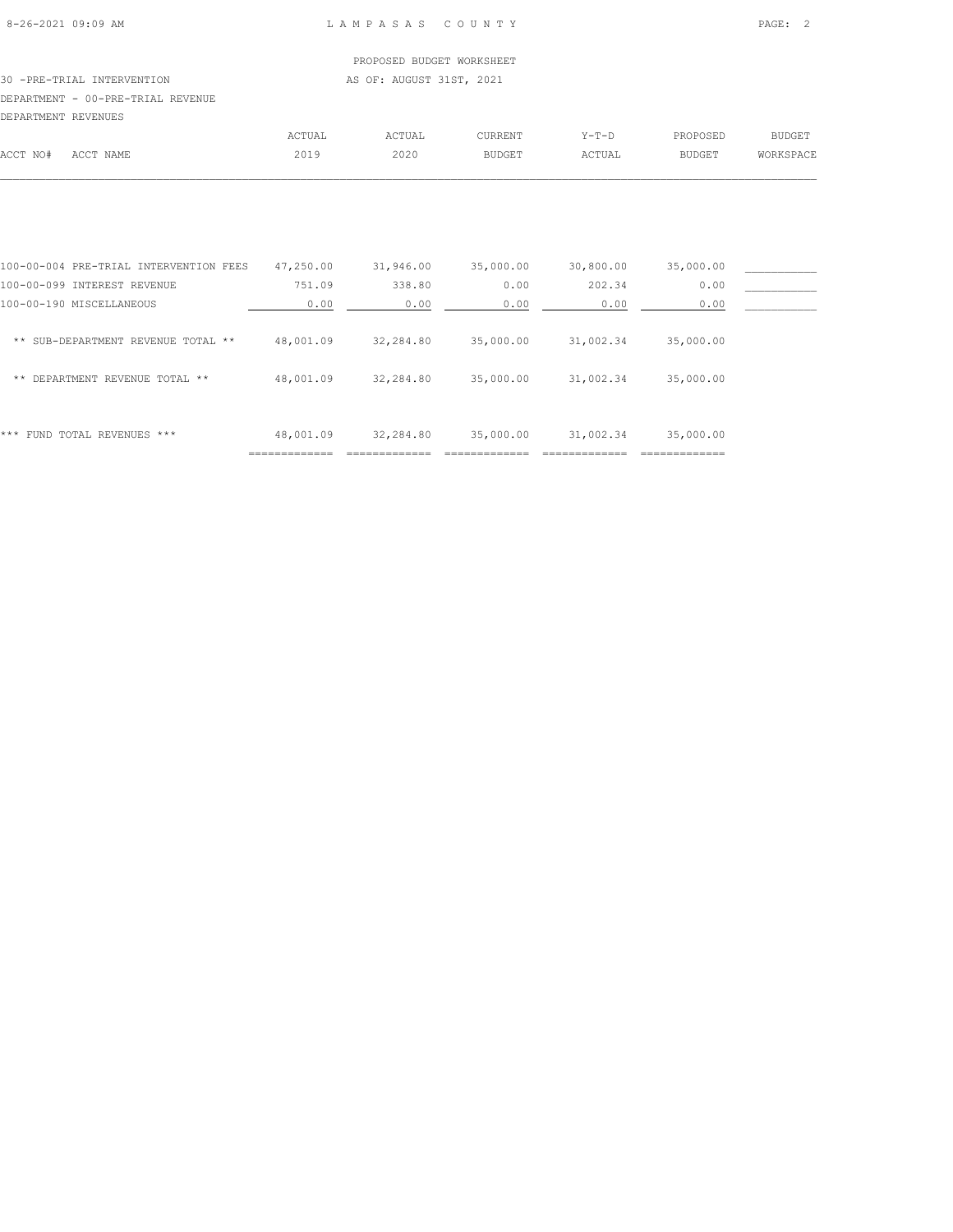LAMPASAS COUNTY

PROPOSED BUDGET WORKSHEET

30 -PRE-TRIAL INTERVENTION

AS OF: AUGUST 31ST, 2021

DEPARTMENT - 00-PRE-TRIAL REVENUE

DEPARTMENT REVENUES

| ACCT NO# ACCT NAME | ACTUAL 2019 | ACTUAL 2020 | CURRENT BUDGET | Y-T-D ACTUAL | PROPOSED BUDGET | BUDGET WORKSPACE |
|---|---|---|---|---|---|---|
| 100-00-004 PRE-TRIAL INTERVENTION FEES | 47,250.00 | 31,946.00 | 35,000.00 | 30,800.00 | 35,000.00 | ___________ |
| 100-00-099 INTEREST REVENUE | 751.09 | 338.80 | 0.00 | 202.34 | 0.00 | ___________ |
| 100-00-190 MISCELLANEOUS | 0.00 | 0.00 | 0.00 | 0.00 | 0.00 | ___________ |
| ** SUB-DEPARTMENT REVENUE TOTAL ** | 48,001.09 | 32,284.80 | 35,000.00 | 31,002.34 | 35,000.00 | |
| ** DEPARTMENT REVENUE TOTAL ** | 48,001.09 | 32,284.80 | 35,000.00 | 31,002.34 | 35,000.00 | |
| *** FUND TOTAL REVENUES *** | 48,001.09 | 32,284.80 | 35,000.00 | 31,002.34 | 35,000.00 | |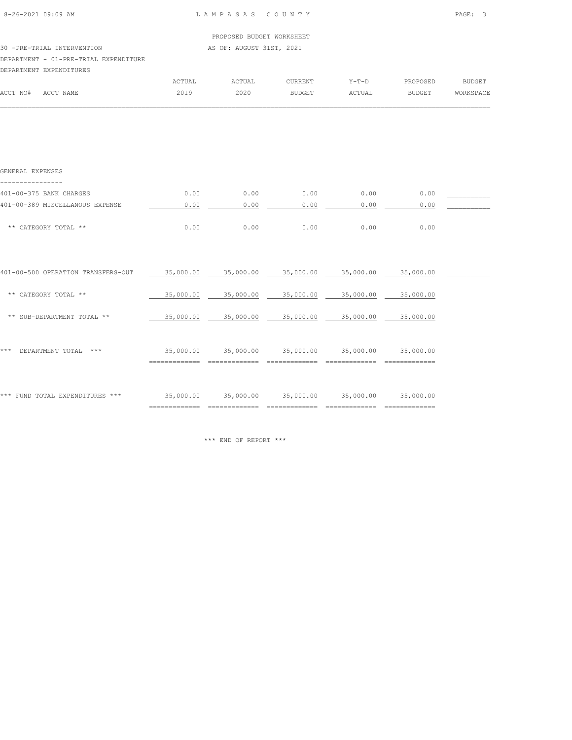LAMPASAS COUNTY

PROPOSED BUDGET WORKSHEET

AS OF: AUGUST 31ST, 2021

30 -PRE-TRIAL INTERVENTION

DEPARTMENT - 01-PRE-TRIAL EXPENDITURE

DEPARTMENT EXPENDITURES

| ACCT NO# | ACCT NAME | ACTUAL 2019 | ACTUAL 2020 | CURRENT BUDGET | Y-T-D ACTUAL | PROPOSED BUDGET | BUDGET WORKSPACE |
|---|---|---|---|---|---|---|---|
| | GENERAL EXPENSES | | | | | | |
| 401-00-375 | BANK CHARGES | 0.00 | 0.00 | 0.00 | 0.00 | 0.00 | |
| 401-00-389 | MISCELLANOUS EXPENSE | 0.00 | 0.00 | 0.00 | 0.00 | 0.00 | |
| | ** CATEGORY TOTAL ** | 0.00 | 0.00 | 0.00 | 0.00 | 0.00 | |
| 401-00-500 | OPERATION TRANSFERS-OUT | 35,000.00 | 35,000.00 | 35,000.00 | 35,000.00 | 35,000.00 | |
| | ** CATEGORY TOTAL ** | 35,000.00 | 35,000.00 | 35,000.00 | 35,000.00 | 35,000.00 | |
| | ** SUB-DEPARTMENT TOTAL ** | 35,000.00 | 35,000.00 | 35,000.00 | 35,000.00 | 35,000.00 | |
| | *** DEPARTMENT TOTAL *** | 35,000.00 | 35,000.00 | 35,000.00 | 35,000.00 | 35,000.00 | |
| | *** FUND TOTAL EXPENDITURES *** | 35,000.00 | 35,000.00 | 35,000.00 | 35,000.00 | 35,000.00 | |

*** END OF REPORT ***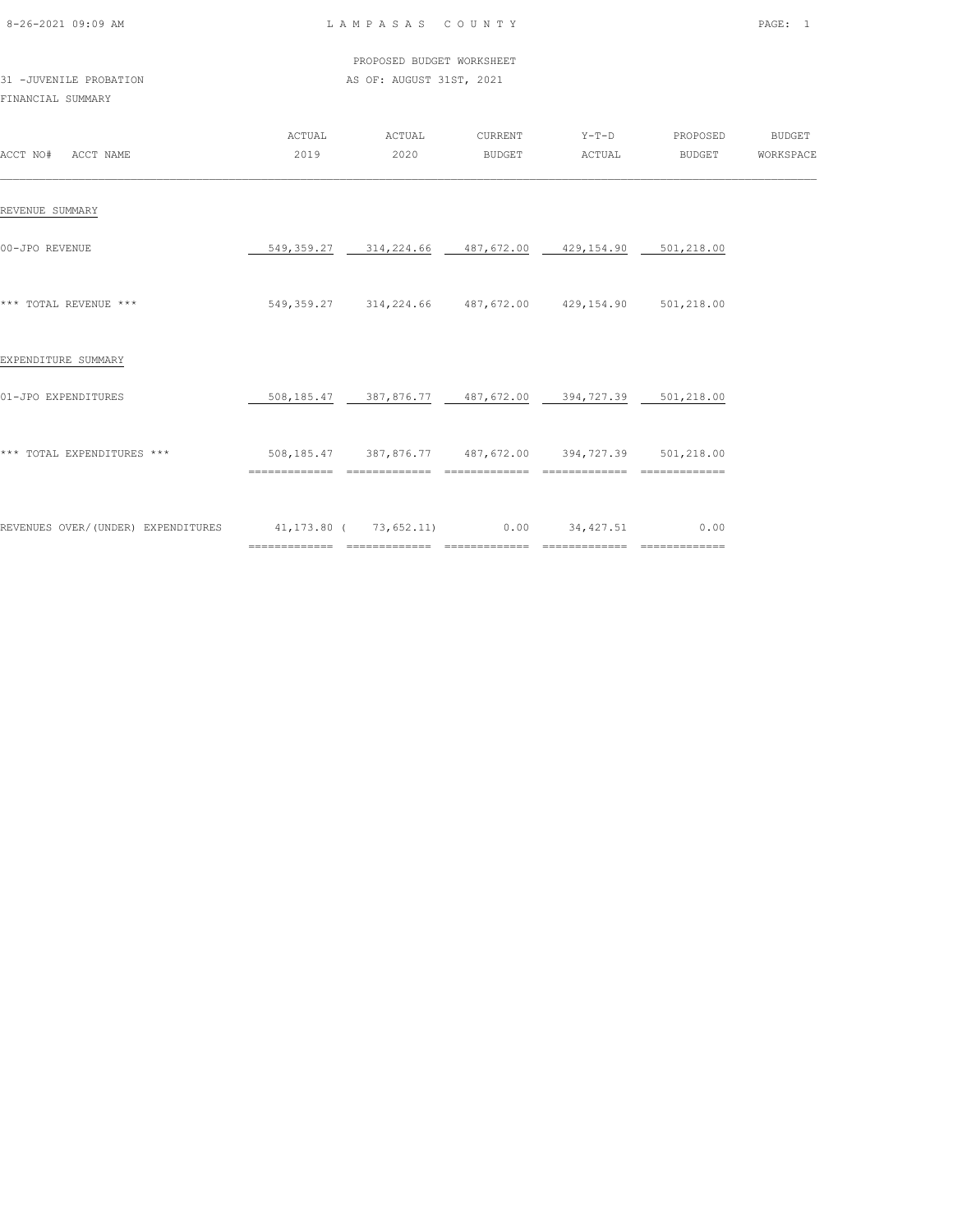LAMPASAS COUNTY

PROPOSED BUDGET WORKSHEET

31 -JUVENILE PROBATION — AS OF: AUGUST 31ST, 2021

FINANCIAL SUMMARY

| ACCT NO# ACCT NAME | ACTUAL 2019 | ACTUAL 2020 | CURRENT BUDGET | Y-T-D ACTUAL | PROPOSED BUDGET | BUDGET WORKSPACE |
|---|---|---|---|---|---|---|
| REVENUE SUMMARY | | | | | | |
| 00-JPO REVENUE | 549,359.27 | 314,224.66 | 487,672.00 | 429,154.90 | 501,218.00 | |
| *** TOTAL REVENUE *** | 549,359.27 | 314,224.66 | 487,672.00 | 429,154.90 | 501,218.00 | |
| EXPENDITURE SUMMARY | | | | | | |
| 01-JPO EXPENDITURES | 508,185.47 | 387,876.77 | 487,672.00 | 394,727.39 | 501,218.00 | |
| *** TOTAL EXPENDITURES *** | 508,185.47 | 387,876.77 | 487,672.00 | 394,727.39 | 501,218.00 | |
| REVENUES OVER/(UNDER) EXPENDITURES | 41,173.80 | ( 73,652.11) | 0.00 | 34,427.51 | 0.00 | |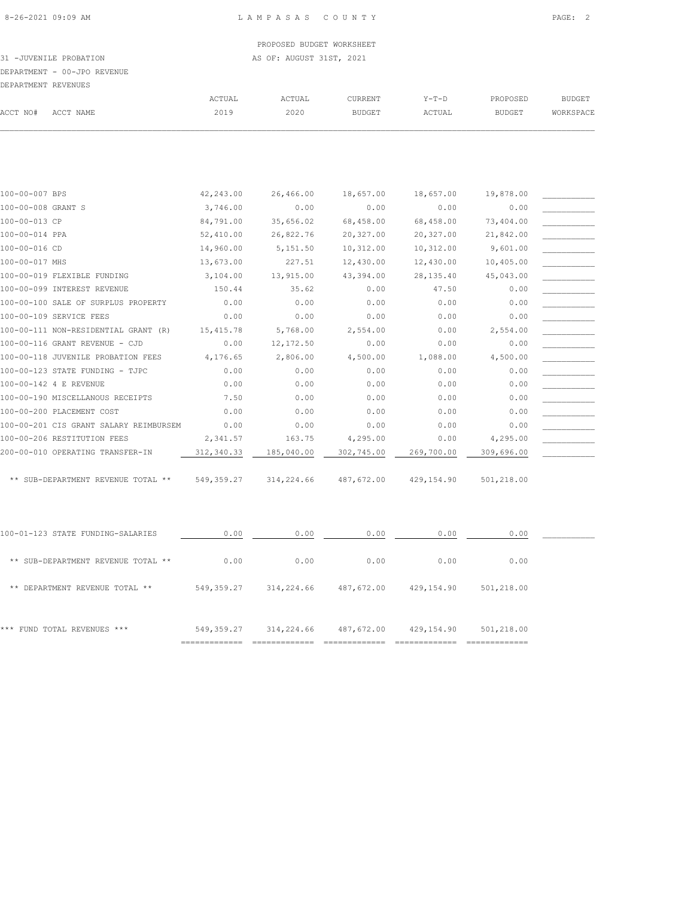PROPOSED BUDGET WORKSHEET

31 -JUVENILE PROBATION — AS OF: AUGUST 31ST, 2021

DEPARTMENT - 00-JPO REVENUE

DEPARTMENT REVENUES

| ACCT NO# | ACCT NAME | ACTUAL 2019 | ACTUAL 2020 | CURRENT BUDGET | Y-T-D ACTUAL | PROPOSED BUDGET | BUDGET WORKSPACE |
|---|---|---|---|---|---|---|---|
| 100-00-007 | BPS | 42,243.00 | 26,466.00 | 18,657.00 | 18,657.00 | 19,878.00 | |
| 100-00-008 | GRANT S | 3,746.00 | 0.00 | 0.00 | 0.00 | 0.00 | |
| 100-00-013 | CP | 84,791.00 | 35,656.02 | 68,458.00 | 68,458.00 | 73,404.00 | |
| 100-00-014 | PPA | 52,410.00 | 26,822.76 | 20,327.00 | 20,327.00 | 21,842.00 | |
| 100-00-016 | CD | 14,960.00 | 5,151.50 | 10,312.00 | 10,312.00 | 9,601.00 | |
| 100-00-017 | MHS | 13,673.00 | 227.51 | 12,430.00 | 12,430.00 | 10,405.00 | |
| 100-00-019 | FLEXIBLE FUNDING | 3,104.00 | 13,915.00 | 43,394.00 | 28,135.40 | 45,043.00 | |
| 100-00-099 | INTEREST REVENUE | 150.44 | 35.62 | 0.00 | 47.50 | 0.00 | |
| 100-00-100 | SALE OF SURPLUS PROPERTY | 0.00 | 0.00 | 0.00 | 0.00 | 0.00 | |
| 100-00-109 | SERVICE FEES | 0.00 | 0.00 | 0.00 | 0.00 | 0.00 | |
| 100-00-111 | NON-RESIDENTIAL GRANT (R) | 15,415.78 | 5,768.00 | 2,554.00 | 0.00 | 2,554.00 | |
| 100-00-116 | GRANT REVENUE - CJD | 0.00 | 12,172.50 | 0.00 | 0.00 | 0.00 | |
| 100-00-118 | JUVENILE PROBATION FEES | 4,176.65 | 2,806.00 | 4,500.00 | 1,088.00 | 4,500.00 | |
| 100-00-123 | STATE FUNDING - TJPC | 0.00 | 0.00 | 0.00 | 0.00 | 0.00 | |
| 100-00-142 | 4 E REVENUE | 0.00 | 0.00 | 0.00 | 0.00 | 0.00 | |
| 100-00-190 | MISCELLANOUS RECEIPTS | 7.50 | 0.00 | 0.00 | 0.00 | 0.00 | |
| 100-00-200 | PLACEMENT COST | 0.00 | 0.00 | 0.00 | 0.00 | 0.00 | |
| 100-00-201 | CIS GRANT SALARY REIMBURSEM | 0.00 | 0.00 | 0.00 | 0.00 | 0.00 | |
| 100-00-206 | RESTITUTION FEES | 2,341.57 | 163.75 | 4,295.00 | 0.00 | 4,295.00 | |
| 200-00-010 | OPERATING TRANSFER-IN | 312,340.33 | 185,040.00 | 302,745.00 | 269,700.00 | 309,696.00 | |
| | ** SUB-DEPARTMENT REVENUE TOTAL ** | 549,359.27 | 314,224.66 | 487,672.00 | 429,154.90 | 501,218.00 | |
| 100-01-123 | STATE FUNDING-SALARIES | 0.00 | 0.00 | 0.00 | 0.00 | 0.00 | |
| | ** SUB-DEPARTMENT REVENUE TOTAL ** | 0.00 | 0.00 | 0.00 | 0.00 | 0.00 | |
| | ** DEPARTMENT REVENUE TOTAL ** | 549,359.27 | 314,224.66 | 487,672.00 | 429,154.90 | 501,218.00 | |
| | *** FUND TOTAL REVENUES *** | 549,359.27 | 314,224.66 | 487,672.00 | 429,154.90 | 501,218.00 | |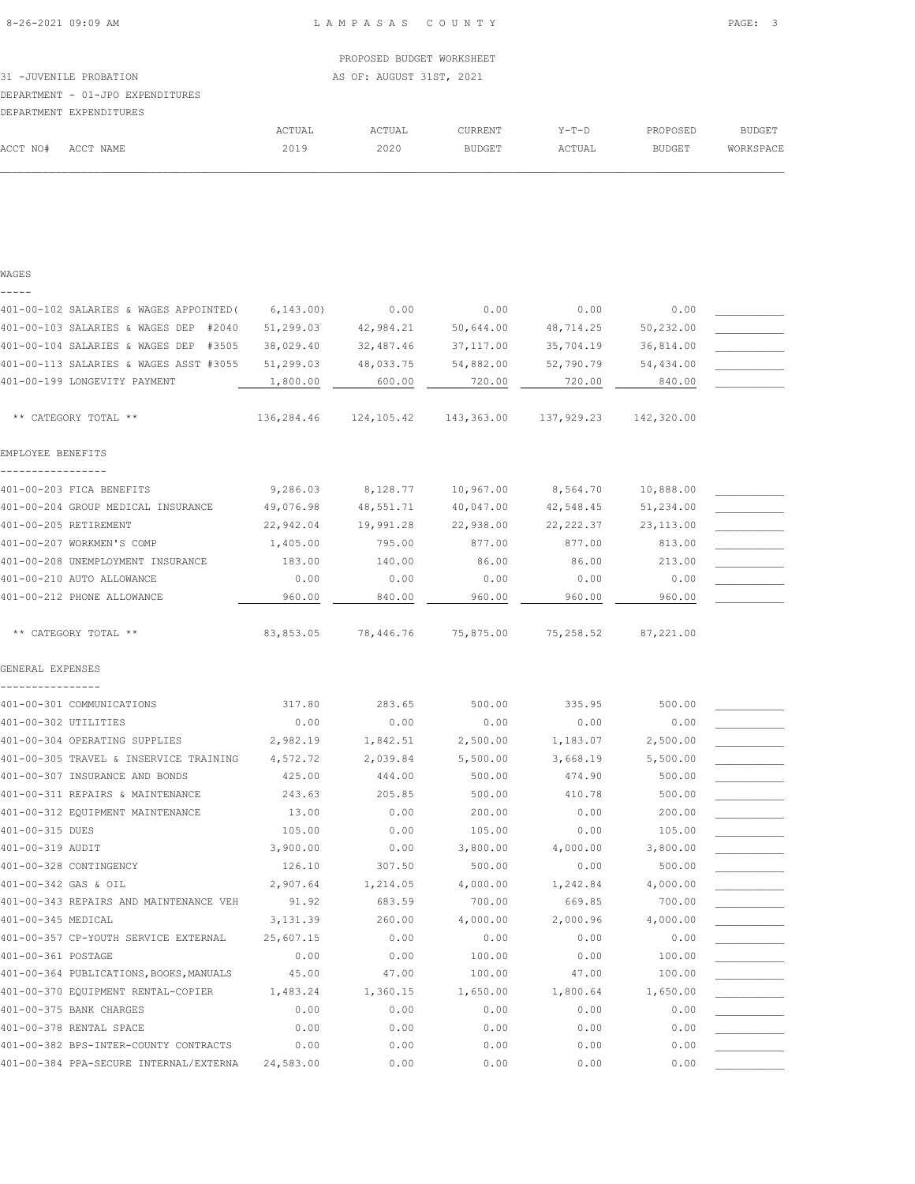PROPOSED BUDGET WORKSHEET

31 -JUVENILE PROBATION — AS OF: AUGUST 31ST, 2021

DEPARTMENT - 01-JPO EXPENDITURES

DEPARTMENT EXPENDITURES

| ACCT NO# | ACCT NAME | ACTUAL 2019 | ACTUAL 2020 | CURRENT BUDGET | Y-T-D ACTUAL | PROPOSED BUDGET | BUDGET WORKSPACE |
|---|---|---|---|---|---|---|---|
| **WAGES** | | | | | | | |
| 401-00-102 | SALARIES & WAGES APPOINTED( | 6,143.00) | 0.00 | 0.00 | 0.00 | 0.00 | |
| 401-00-103 | SALARIES & WAGES DEP #2040 | 51,299.03 | 42,984.21 | 50,644.00 | 48,714.25 | 50,232.00 | |
| 401-00-104 | SALARIES & WAGES DEP #3505 | 38,029.40 | 32,487.46 | 37,117.00 | 35,704.19 | 36,814.00 | |
| 401-00-113 | SALARIES & WAGES ASST #3055 | 51,299.03 | 48,033.75 | 54,882.00 | 52,790.79 | 54,434.00 | |
| 401-00-199 | LONGEVITY PAYMENT | 1,800.00 | 600.00 | 720.00 | 720.00 | 840.00 | |
| | ** CATEGORY TOTAL ** | 136,284.46 | 124,105.42 | 143,363.00 | 137,929.23 | 142,320.00 | |
| **EMPLOYEE BENEFITS** | | | | | | | |
| 401-00-203 | FICA BENEFITS | 9,286.03 | 8,128.77 | 10,967.00 | 8,564.70 | 10,888.00 | |
| 401-00-204 | GROUP MEDICAL INSURANCE | 49,076.98 | 48,551.71 | 40,047.00 | 42,548.45 | 51,234.00 | |
| 401-00-205 | RETIREMENT | 22,942.04 | 19,991.28 | 22,938.00 | 22,222.37 | 23,113.00 | |
| 401-00-207 | WORKMEN'S COMP | 1,405.00 | 795.00 | 877.00 | 877.00 | 813.00 | |
| 401-00-208 | UNEMPLOYMENT INSURANCE | 183.00 | 140.00 | 86.00 | 86.00 | 213.00 | |
| 401-00-210 | AUTO ALLOWANCE | 0.00 | 0.00 | 0.00 | 0.00 | 0.00 | |
| 401-00-212 | PHONE ALLOWANCE | 960.00 | 840.00 | 960.00 | 960.00 | 960.00 | |
| | ** CATEGORY TOTAL ** | 83,853.05 | 78,446.76 | 75,875.00 | 75,258.52 | 87,221.00 | |
| **GENERAL EXPENSES** | | | | | | | |
| 401-00-301 | COMMUNICATIONS | 317.80 | 283.65 | 500.00 | 335.95 | 500.00 | |
| 401-00-302 | UTILITIES | 0.00 | 0.00 | 0.00 | 0.00 | 0.00 | |
| 401-00-304 | OPERATING SUPPLIES | 2,982.19 | 1,842.51 | 2,500.00 | 1,183.07 | 2,500.00 | |
| 401-00-305 | TRAVEL & INSERVICE TRAINING | 4,572.72 | 2,039.84 | 5,500.00 | 3,668.19 | 5,500.00 | |
| 401-00-307 | INSURANCE AND BONDS | 425.00 | 444.00 | 500.00 | 474.90 | 500.00 | |
| 401-00-311 | REPAIRS & MAINTENANCE | 243.63 | 205.85 | 500.00 | 410.78 | 500.00 | |
| 401-00-312 | EQUIPMENT MAINTENANCE | 13.00 | 0.00 | 200.00 | 0.00 | 200.00 | |
| 401-00-315 | DUES | 105.00 | 0.00 | 105.00 | 0.00 | 105.00 | |
| 401-00-319 | AUDIT | 3,900.00 | 0.00 | 3,800.00 | 4,000.00 | 3,800.00 | |
| 401-00-328 | CONTINGENCY | 126.10 | 307.50 | 500.00 | 0.00 | 500.00 | |
| 401-00-342 | GAS & OIL | 2,907.64 | 1,214.05 | 4,000.00 | 1,242.84 | 4,000.00 | |
| 401-00-343 | REPAIRS AND MAINTENANCE VEH | 91.92 | 683.59 | 700.00 | 669.85 | 700.00 | |
| 401-00-345 | MEDICAL | 3,131.39 | 260.00 | 4,000.00 | 2,000.96 | 4,000.00 | |
| 401-00-357 | CP-YOUTH SERVICE EXTERNAL | 25,607.15 | 0.00 | 0.00 | 0.00 | 0.00 | |
| 401-00-361 | POSTAGE | 0.00 | 0.00 | 100.00 | 0.00 | 100.00 | |
| 401-00-364 | PUBLICATIONS,BOOKS,MANUALS | 45.00 | 47.00 | 100.00 | 47.00 | 100.00 | |
| 401-00-370 | EQUIPMENT RENTAL-COPIER | 1,483.24 | 1,360.15 | 1,650.00 | 1,800.64 | 1,650.00 | |
| 401-00-375 | BANK CHARGES | 0.00 | 0.00 | 0.00 | 0.00 | 0.00 | |
| 401-00-378 | RENTAL SPACE | 0.00 | 0.00 | 0.00 | 0.00 | 0.00 | |
| 401-00-382 | BPS-INTER-COUNTY CONTRACTS | 0.00 | 0.00 | 0.00 | 0.00 | 0.00 | |
| 401-00-384 | PPA-SECURE INTERNAL/EXTERNA | 24,583.00 | 0.00 | 0.00 | 0.00 | 0.00 | |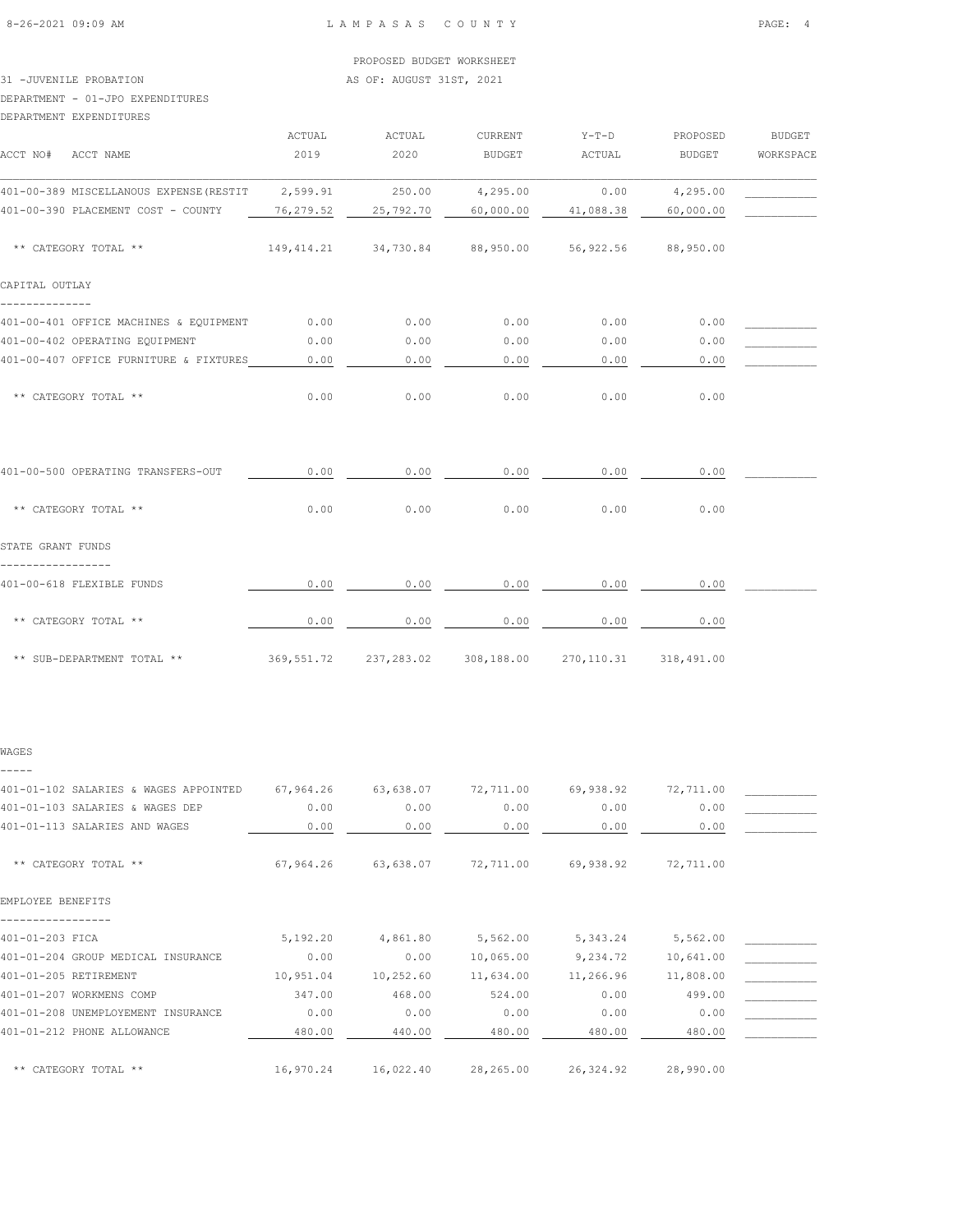PROPOSED BUDGET WORKSHEET

31 -JUVENILE PROBATION — AS OF: AUGUST 31ST, 2021

DEPARTMENT - 01-JPO EXPENDITURES

DEPARTMENT EXPENDITURES

| ACCT NO# ACCT NAME | ACTUAL 2019 | ACTUAL 2020 | CURRENT BUDGET | Y-T-D ACTUAL | PROPOSED BUDGET | BUDGET WORKSPACE |
|---|---|---|---|---|---|---|
| 401-00-389 MISCELLANOUS EXPENSE(RESTIT | 2,599.91 | 250.00 | 4,295.00 | 0.00 | 4,295.00 | |
| 401-00-390 PLACEMENT COST - COUNTY | 76,279.52 | 25,792.70 | 60,000.00 | 41,088.38 | 60,000.00 | |
| ** CATEGORY TOTAL ** | 149,414.21 | 34,730.84 | 88,950.00 | 56,922.56 | 88,950.00 | |
| **CAPITAL OUTLAY** | | | | | | |
| 401-00-401 OFFICE MACHINES & EQUIPMENT | 0.00 | 0.00 | 0.00 | 0.00 | 0.00 | |
| 401-00-402 OPERATING EQUIPMENT | 0.00 | 0.00 | 0.00 | 0.00 | 0.00 | |
| 401-00-407 OFFICE FURNITURE & FIXTURES | 0.00 | 0.00 | 0.00 | 0.00 | 0.00 | |
| ** CATEGORY TOTAL ** | 0.00 | 0.00 | 0.00 | 0.00 | 0.00 | |
| 401-00-500 OPERATING TRANSFERS-OUT | 0.00 | 0.00 | 0.00 | 0.00 | 0.00 | |
| ** CATEGORY TOTAL ** | 0.00 | 0.00 | 0.00 | 0.00 | 0.00 | |
| **STATE GRANT FUNDS** | | | | | | |
| 401-00-618 FLEXIBLE FUNDS | 0.00 | 0.00 | 0.00 | 0.00 | 0.00 | |
| ** CATEGORY TOTAL ** | 0.00 | 0.00 | 0.00 | 0.00 | 0.00 | |
| ** SUB-DEPARTMENT TOTAL ** | 369,551.72 | 237,283.02 | 308,188.00 | 270,110.31 | 318,491.00 | |
| **WAGES** | | | | | | |
| 401-01-102 SALARIES & WAGES APPOINTED | 67,964.26 | 63,638.07 | 72,711.00 | 69,938.92 | 72,711.00 | |
| 401-01-103 SALARIES & WAGES DEP | 0.00 | 0.00 | 0.00 | 0.00 | 0.00 | |
| 401-01-113 SALARIES AND WAGES | 0.00 | 0.00 | 0.00 | 0.00 | 0.00 | |
| ** CATEGORY TOTAL ** | 67,964.26 | 63,638.07 | 72,711.00 | 69,938.92 | 72,711.00 | |
| **EMPLOYEE BENEFITS** | | | | | | |
| 401-01-203 FICA | 5,192.20 | 4,861.80 | 5,562.00 | 5,343.24 | 5,562.00 | |
| 401-01-204 GROUP MEDICAL INSURANCE | 0.00 | 0.00 | 10,065.00 | 9,234.72 | 10,641.00 | |
| 401-01-205 RETIREMENT | 10,951.04 | 10,252.60 | 11,634.00 | 11,266.96 | 11,808.00 | |
| 401-01-207 WORKMENS COMP | 347.00 | 468.00 | 524.00 | 0.00 | 499.00 | |
| 401-01-208 UNEMPLOYEMENT INSURANCE | 0.00 | 0.00 | 0.00 | 0.00 | 0.00 | |
| 401-01-212 PHONE ALLOWANCE | 480.00 | 440.00 | 480.00 | 480.00 | 480.00 | |
| ** CATEGORY TOTAL ** | 16,970.24 | 16,022.40 | 28,265.00 | 26,324.92 | 28,990.00 | |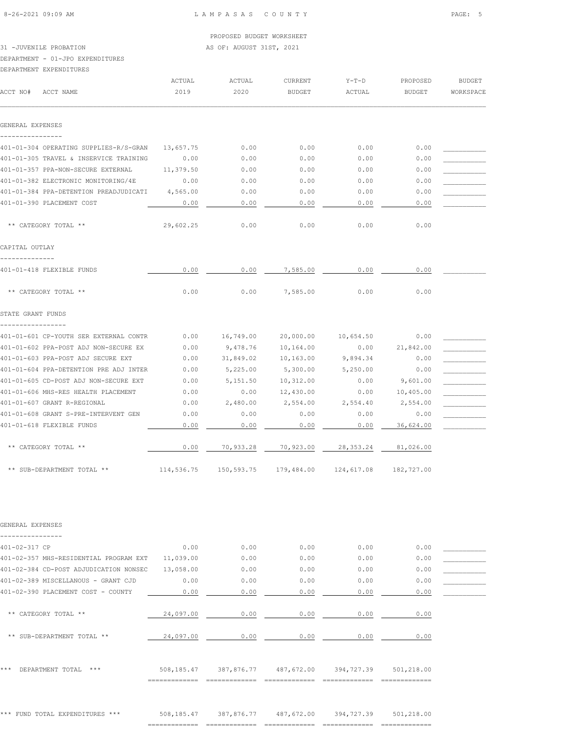PROPOSED BUDGET WORKSHEET

31 -JUVENILE PROBATION — AS OF: AUGUST 31ST, 2021

DEPARTMENT - 01-JPO EXPENDITURES

DEPARTMENT EXPENDITURES

| ACCT NO# ACCT NAME | ACTUAL 2019 | ACTUAL 2020 | CURRENT BUDGET | Y-T-D ACTUAL | PROPOSED BUDGET | BUDGET WORKSPACE |
|---|---|---|---|---|---|---|
| **GENERAL EXPENSES** | | | | | | |
| 401-01-304 OPERATING SUPPLIES-R/S-GRAN | 13,657.75 | 0.00 | 0.00 | 0.00 | 0.00 | |
| 401-01-305 TRAVEL & INSERVICE TRAINING | 0.00 | 0.00 | 0.00 | 0.00 | 0.00 | |
| 401-01-357 PPA-NON-SECURE EXTERNAL | 11,379.50 | 0.00 | 0.00 | 0.00 | 0.00 | |
| 401-01-382 ELECTRONIC MONITORING/4E | 0.00 | 0.00 | 0.00 | 0.00 | 0.00 | |
| 401-01-384 PPA-DETENTION PREADJUDICATI | 4,565.00 | 0.00 | 0.00 | 0.00 | 0.00 | |
| 401-01-390 PLACEMENT COST | 0.00 | 0.00 | 0.00 | 0.00 | 0.00 | |
| ** CATEGORY TOTAL ** | 29,602.25 | 0.00 | 0.00 | 0.00 | 0.00 | |
| **CAPITAL OUTLAY** | | | | | | |
| 401-01-418 FLEXIBLE FUNDS | 0.00 | 0.00 | 7,585.00 | 0.00 | 0.00 | |
| ** CATEGORY TOTAL ** | 0.00 | 0.00 | 7,585.00 | 0.00 | 0.00 | |
| **STATE GRANT FUNDS** | | | | | | |
| 401-01-601 CP-YOUTH SER EXTERNAL CONTR | 0.00 | 16,749.00 | 20,000.00 | 10,654.50 | 0.00 | |
| 401-01-602 PPA-POST ADJ NON-SECURE EX | 0.00 | 9,478.76 | 10,164.00 | 0.00 | 21,842.00 | |
| 401-01-603 PPA-POST ADJ SECURE EXT | 0.00 | 31,849.02 | 10,163.00 | 9,894.34 | 0.00 | |
| 401-01-604 PPA-DETENTION PRE ADJ INTER | 0.00 | 5,225.00 | 5,300.00 | 5,250.00 | 0.00 | |
| 401-01-605 CD-POST ADJ NON-SECURE EXT | 0.00 | 5,151.50 | 10,312.00 | 0.00 | 9,601.00 | |
| 401-01-606 MHS-RES HEALTH PLACEMENT | 0.00 | 0.00 | 12,430.00 | 0.00 | 10,405.00 | |
| 401-01-607 GRANT R-REGIONAL | 0.00 | 2,480.00 | 2,554.00 | 2,554.40 | 2,554.00 | |
| 401-01-608 GRANT S-PRE-INTERVENT GEN | 0.00 | 0.00 | 0.00 | 0.00 | 0.00 | |
| 401-01-618 FLEXIBLE FUNDS | 0.00 | 0.00 | 0.00 | 0.00 | 36,624.00 | |
| ** CATEGORY TOTAL ** | 0.00 | 70,933.28 | 70,923.00 | 28,353.24 | 81,026.00 | |
| ** SUB-DEPARTMENT TOTAL ** | 114,536.75 | 150,593.75 | 179,484.00 | 124,617.08 | 182,727.00 | |
| **GENERAL EXPENSES** | | | | | | |
| 401-02-317 CP | 0.00 | 0.00 | 0.00 | 0.00 | 0.00 | |
| 401-02-357 MHS-RESIDENTIAL PROGRAM EXT | 11,039.00 | 0.00 | 0.00 | 0.00 | 0.00 | |
| 401-02-384 CD-POST ADJUDICATION NONSEC | 13,058.00 | 0.00 | 0.00 | 0.00 | 0.00 | |
| 401-02-389 MISCELLANOUS - GRANT CJD | 0.00 | 0.00 | 0.00 | 0.00 | 0.00 | |
| 401-02-390 PLACEMENT COST - COUNTY | 0.00 | 0.00 | 0.00 | 0.00 | 0.00 | |
| ** CATEGORY TOTAL ** | 24,097.00 | 0.00 | 0.00 | 0.00 | 0.00 | |
| ** SUB-DEPARTMENT TOTAL ** | 24,097.00 | 0.00 | 0.00 | 0.00 | 0.00 | |
| *** DEPARTMENT TOTAL *** | 508,185.47 | 387,876.77 | 487,672.00 | 394,727.39 | 501,218.00 | |
| *** FUND TOTAL EXPENDITURES *** | 508,185.47 | 387,876.77 | 487,672.00 | 394,727.39 | 501,218.00 | |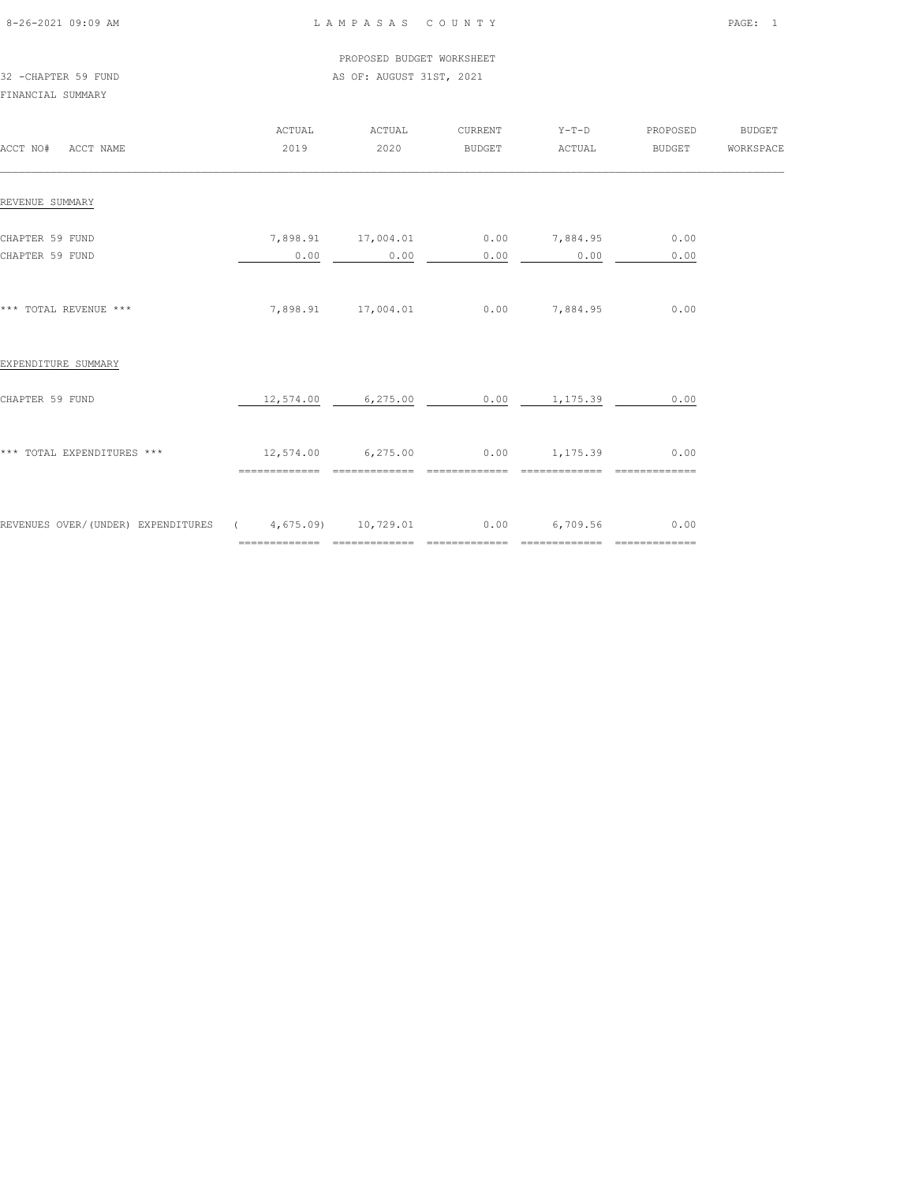LAMPASAS COUNTY

PROPOSED BUDGET WORKSHEET

32 -CHAPTER 59 FUND

AS OF: AUGUST 31ST, 2021

FINANCIAL SUMMARY

| ACCT NO# ACCT NAME | ACTUAL 2019 | ACTUAL 2020 | CURRENT BUDGET | Y-T-D ACTUAL | PROPOSED BUDGET | BUDGET WORKSPACE |
|---|---|---|---|---|---|---|
| REVENUE SUMMARY | | | | | | |
| CHAPTER 59 FUND | 7,898.91 | 17,004.01 | 0.00 | 7,884.95 | 0.00 | |
| CHAPTER 59 FUND | 0.00 | 0.00 | 0.00 | 0.00 | 0.00 | |
| *** TOTAL REVENUE *** | 7,898.91 | 17,004.01 | 0.00 | 7,884.95 | 0.00 | |
| EXPENDITURE SUMMARY | | | | | | |
| CHAPTER 59 FUND | 12,574.00 | 6,275.00 | 0.00 | 1,175.39 | 0.00 | |
| *** TOTAL EXPENDITURES *** | 12,574.00 | 6,275.00 | 0.00 | 1,175.39 | 0.00 | |
| REVENUES OVER/(UNDER) EXPENDITURES | ( 4,675.09) | 10,729.01 | 0.00 | 6,709.56 | 0.00 | |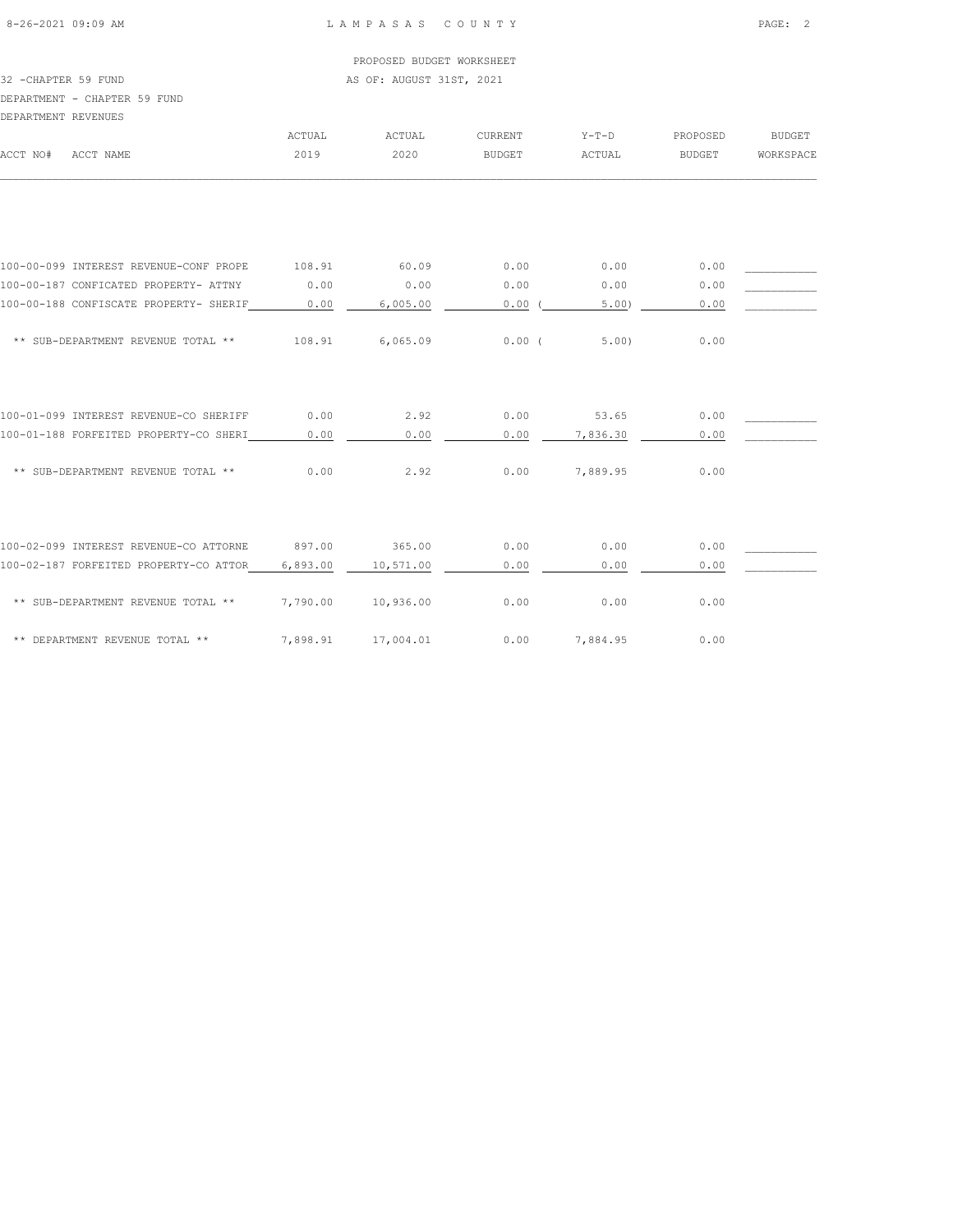PROPOSED BUDGET WORKSHEET

32 -CHAPTER 59 FUND — AS OF: AUGUST 31ST, 2021

DEPARTMENT - CHAPTER 59 FUND

DEPARTMENT REVENUES

| ACCT NO# ACCT NAME | ACTUAL 2019 | ACTUAL 2020 | CURRENT BUDGET | Y-T-D ACTUAL | PROPOSED BUDGET | BUDGET WORKSPACE |
|---|---|---|---|---|---|---|
| 100-00-099 INTEREST REVENUE-CONF PROPE | 108.91 | 60.09 | 0.00 | 0.00 | 0.00 | ___________ |
| 100-00-187 CONFICATED PROPERTY- ATTNY | 0.00 | 0.00 | 0.00 | 0.00 | 0.00 | ___________ |
| 100-00-188 CONFISCATE PROPERTY- SHERIF | 0.00 | 6,005.00 | 0.00 | ( 5.00) | 0.00 | ___________ |
| ** SUB-DEPARTMENT REVENUE TOTAL ** | 108.91 | 6,065.09 | 0.00 | ( 5.00) | 0.00 | |
| 100-01-099 INTEREST REVENUE-CO SHERIFF | 0.00 | 2.92 | 0.00 | 53.65 | 0.00 | ___________ |
| 100-01-188 FORFEITED PROPERTY-CO SHERI | 0.00 | 0.00 | 0.00 | 7,836.30 | 0.00 | ___________ |
| ** SUB-DEPARTMENT REVENUE TOTAL ** | 0.00 | 2.92 | 0.00 | 7,889.95 | 0.00 | |
| 100-02-099 INTEREST REVENUE-CO ATTORNE | 897.00 | 365.00 | 0.00 | 0.00 | 0.00 | ___________ |
| 100-02-187 FORFEITED PROPERTY-CO ATTOR | 6,893.00 | 10,571.00 | 0.00 | 0.00 | 0.00 | ___________ |
| ** SUB-DEPARTMENT REVENUE TOTAL ** | 7,790.00 | 10,936.00 | 0.00 | 0.00 | 0.00 | |
| ** DEPARTMENT REVENUE TOTAL ** | 7,898.91 | 17,004.01 | 0.00 | 7,884.95 | 0.00 | |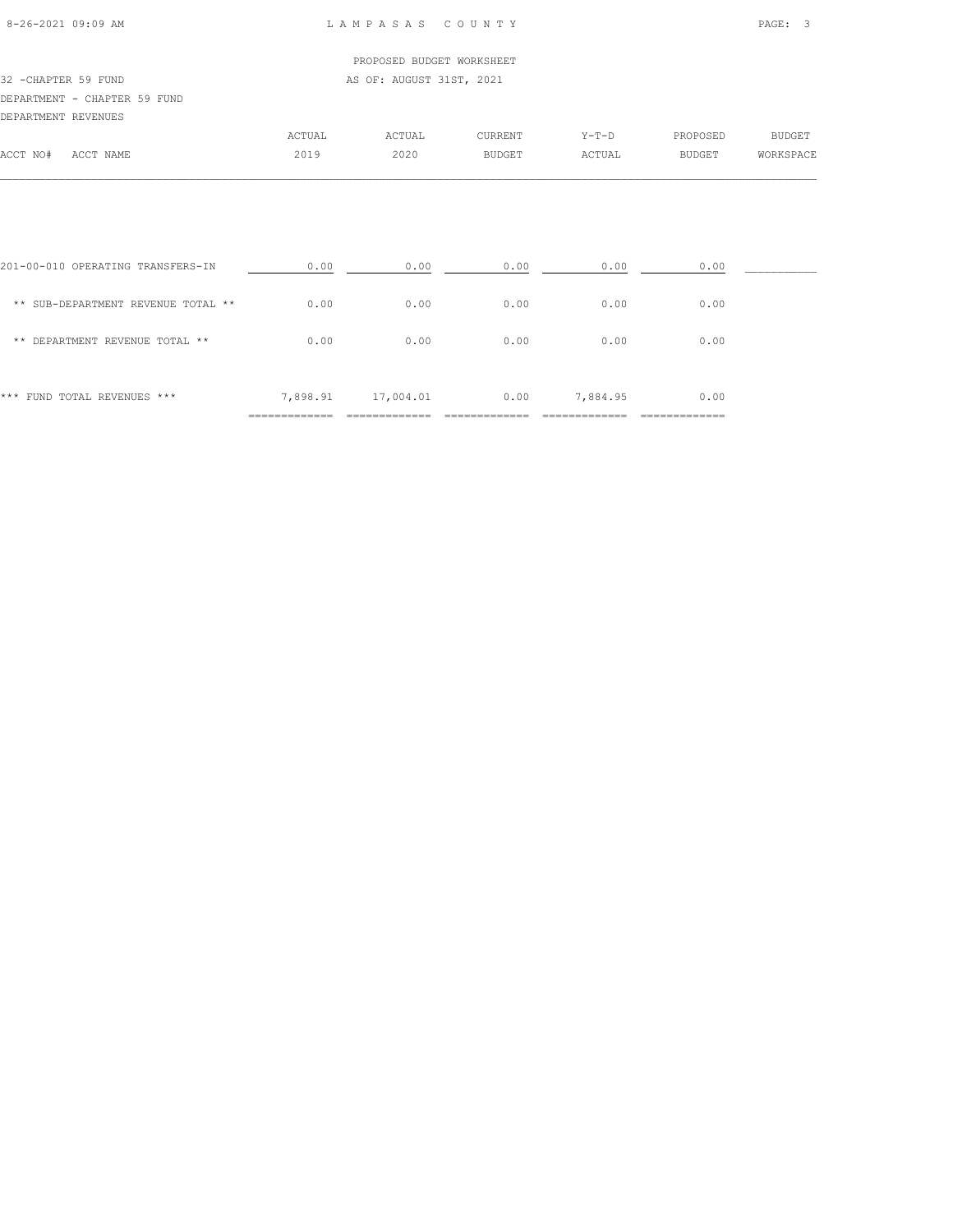LAMPASAS COUNTY

PROPOSED BUDGET WORKSHEET

32 -CHAPTER 59 FUND

AS OF: AUGUST 31ST, 2021

DEPARTMENT - CHAPTER 59 FUND

DEPARTMENT REVENUES

| ACCT NO# ACCT NAME | ACTUAL 2019 | ACTUAL 2020 | CURRENT BUDGET | Y-T-D ACTUAL | PROPOSED BUDGET | BUDGET WORKSPACE |
|---|---|---|---|---|---|---|
| 201-00-010 OPERATING TRANSFERS-IN | 0.00 | 0.00 | 0.00 | 0.00 | 0.00 | |
| ** SUB-DEPARTMENT REVENUE TOTAL ** | 0.00 | 0.00 | 0.00 | 0.00 | 0.00 | |
| ** DEPARTMENT REVENUE TOTAL ** | 0.00 | 0.00 | 0.00 | 0.00 | 0.00 | |
| *** FUND TOTAL REVENUES *** | 7,898.91 | 17,004.01 | 0.00 | 7,884.95 | 0.00 | |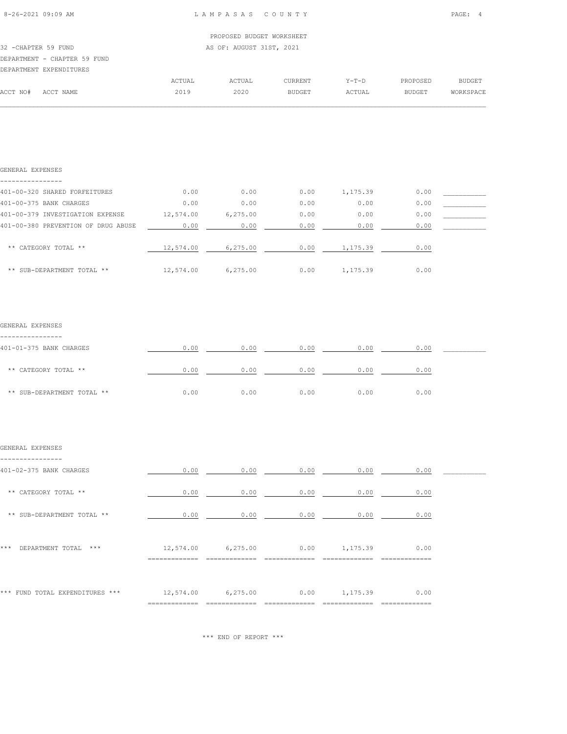LAMPASAS COUNTY

PROPOSED BUDGET WORKSHEET

AS OF: AUGUST 31ST, 2021

32 -CHAPTER 59 FUND

DEPARTMENT - CHAPTER 59 FUND

DEPARTMENT EXPENDITURES

| ACCT NO# ACCT NAME | ACTUAL 2019 | ACTUAL 2020 | CURRENT BUDGET | Y-T-D ACTUAL | PROPOSED BUDGET | BUDGET WORKSPACE |
|---|---|---|---|---|---|---|
| **GENERAL EXPENSES** | | | | | | |
| 401-00-320 SHARED FORFEITURES | 0.00 | 0.00 | 0.00 | 1,175.39 | 0.00 | |
| 401-00-375 BANK CHARGES | 0.00 | 0.00 | 0.00 | 0.00 | 0.00 | |
| 401-00-379 INVESTIGATION EXPENSE | 12,574.00 | 6,275.00 | 0.00 | 0.00 | 0.00 | |
| 401-00-380 PREVENTION OF DRUG ABUSE | 0.00 | 0.00 | 0.00 | 0.00 | 0.00 | |
| ** CATEGORY TOTAL ** | 12,574.00 | 6,275.00 | 0.00 | 1,175.39 | 0.00 | |
| ** SUB-DEPARTMENT TOTAL ** | 12,574.00 | 6,275.00 | 0.00 | 1,175.39 | 0.00 | |
| **GENERAL EXPENSES** | | | | | | |
| 401-01-375 BANK CHARGES | 0.00 | 0.00 | 0.00 | 0.00 | 0.00 | |
| ** CATEGORY TOTAL ** | 0.00 | 0.00 | 0.00 | 0.00 | 0.00 | |
| ** SUB-DEPARTMENT TOTAL ** | 0.00 | 0.00 | 0.00 | 0.00 | 0.00 | |
| **GENERAL EXPENSES** | | | | | | |
| 401-02-375 BANK CHARGES | 0.00 | 0.00 | 0.00 | 0.00 | 0.00 | |
| ** CATEGORY TOTAL ** | 0.00 | 0.00 | 0.00 | 0.00 | 0.00 | |
| ** SUB-DEPARTMENT TOTAL ** | 0.00 | 0.00 | 0.00 | 0.00 | 0.00 | |
| *** DEPARTMENT TOTAL *** | 12,574.00 | 6,275.00 | 0.00 | 1,175.39 | 0.00 | |
| *** FUND TOTAL EXPENDITURES *** | 12,574.00 | 6,275.00 | 0.00 | 1,175.39 | 0.00 | |

*** END OF REPORT ***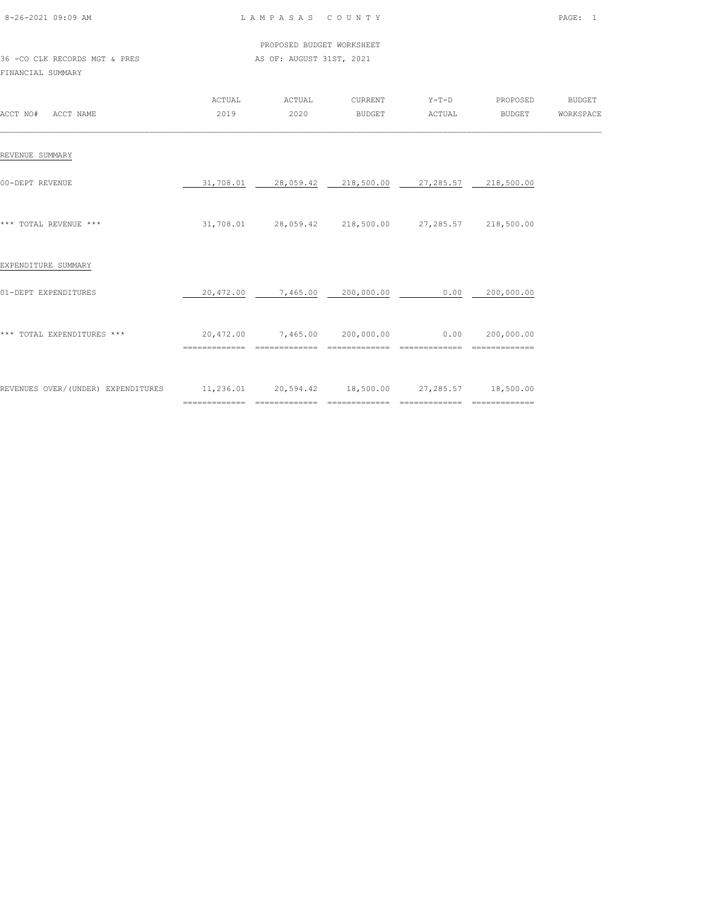PROPOSED BUDGET WORKSHEET

36 -CO CLK RECORDS MGT & PRES — AS OF: AUGUST 31ST, 2021

FINANCIAL SUMMARY

| ACCT NO# ACCT NAME | ACTUAL 2019 | ACTUAL 2020 | CURRENT BUDGET | Y-T-D ACTUAL | PROPOSED BUDGET | BUDGET WORKSPACE |
|---|---|---|---|---|---|---|
| REVENUE SUMMARY | | | | | | |
| 00-DEPT REVENUE | 31,708.01 | 28,059.42 | 218,500.00 | 27,285.57 | 218,500.00 | |
| *** TOTAL REVENUE *** | 31,708.01 | 28,059.42 | 218,500.00 | 27,285.57 | 218,500.00 | |
| EXPENDITURE SUMMARY | | | | | | |
| 01-DEPT EXPENDITURES | 20,472.00 | 7,465.00 | 200,000.00 | 0.00 | 200,000.00 | |
| *** TOTAL EXPENDITURES *** | 20,472.00 | 7,465.00 | 200,000.00 | 0.00 | 200,000.00 | |
| REVENUES OVER/(UNDER) EXPENDITURES | 11,236.01 | 20,594.42 | 18,500.00 | 27,285.57 | 18,500.00 | |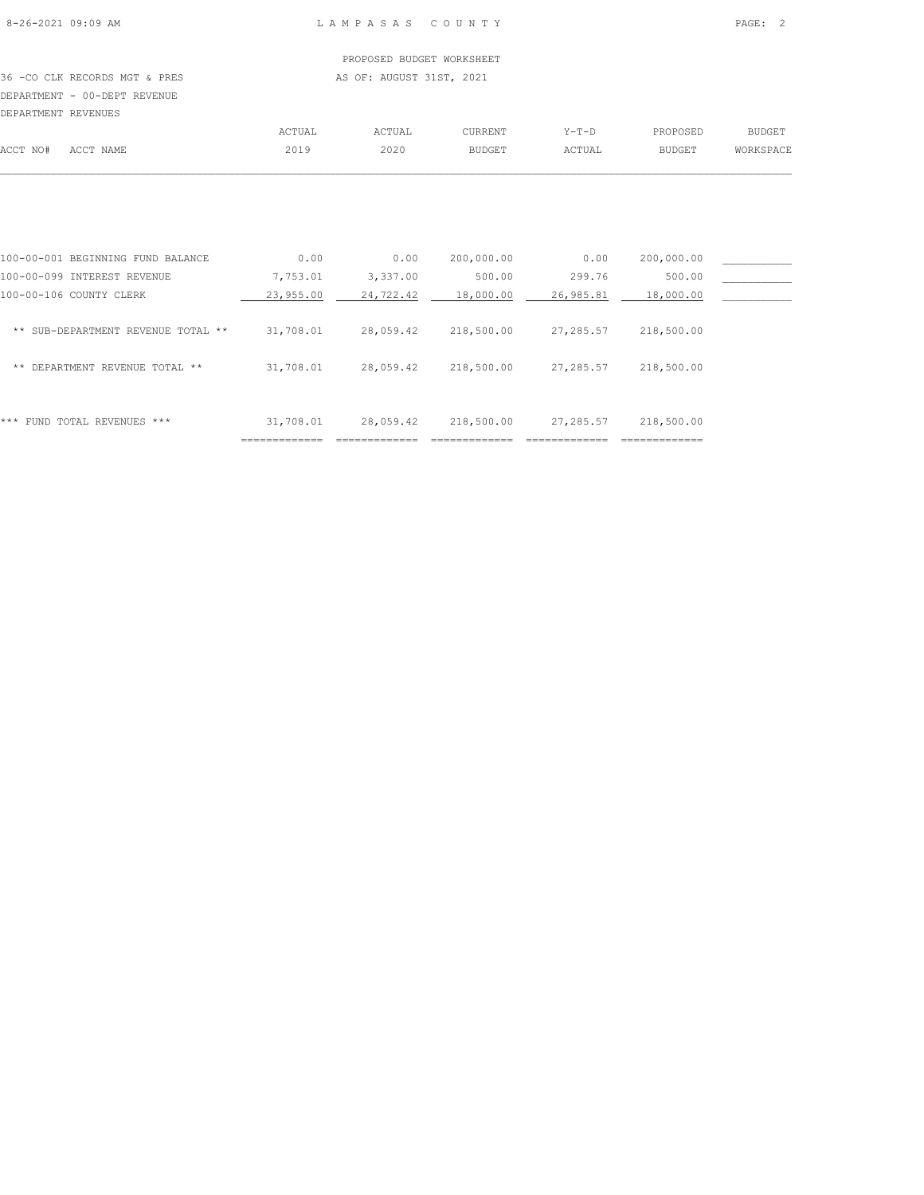PROPOSED BUDGET WORKSHEET

36 -CO CLK RECORDS MGT & PRES — AS OF: AUGUST 31ST, 2021

DEPARTMENT - 00-DEPT REVENUE

DEPARTMENT REVENUES

| ACCT NO# | ACCT NAME | ACTUAL 2019 | ACTUAL 2020 | CURRENT BUDGET | Y-T-D ACTUAL | PROPOSED BUDGET | BUDGET WORKSPACE |
|---|---|---|---|---|---|---|---|
| 100-00-001 | BEGINNING FUND BALANCE | 0.00 | 0.00 | 200,000.00 | 0.00 | 200,000.00 | |
| 100-00-099 | INTEREST REVENUE | 7,753.01 | 3,337.00 | 500.00 | 299.76 | 500.00 | |
| 100-00-106 | COUNTY CLERK | 23,955.00 | 24,722.42 | 18,000.00 | 26,985.81 | 18,000.00 | |
| | ** SUB-DEPARTMENT REVENUE TOTAL ** | 31,708.01 | 28,059.42 | 218,500.00 | 27,285.57 | 218,500.00 | |
| | ** DEPARTMENT REVENUE TOTAL ** | 31,708.01 | 28,059.42 | 218,500.00 | 27,285.57 | 218,500.00 | |
| | *** FUND TOTAL REVENUES *** | 31,708.01 | 28,059.42 | 218,500.00 | 27,285.57 | 218,500.00 | |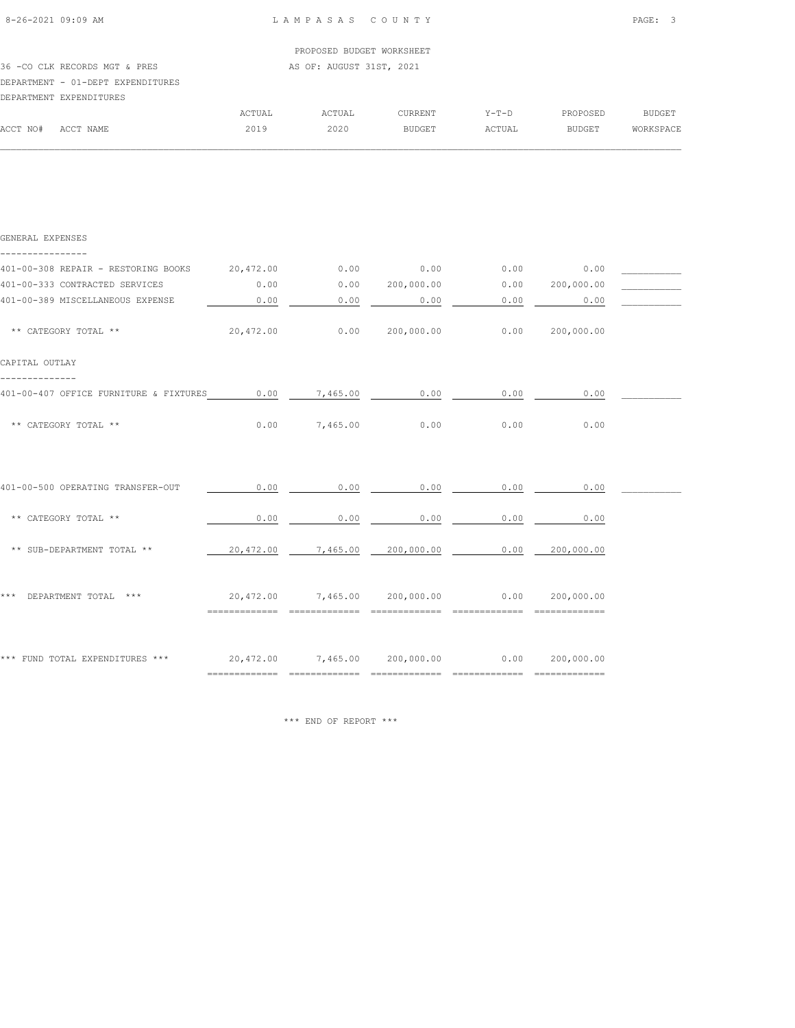LAMPASAS COUNTY

PROPOSED BUDGET WORKSHEET

36 -CO CLK RECORDS MGT & PRES — AS OF: AUGUST 31ST, 2021

DEPARTMENT - 01-DEPT EXPENDITURES

DEPARTMENT EXPENDITURES

| ACCT NO# ACCT NAME | ACTUAL 2019 | ACTUAL 2020 | CURRENT BUDGET | Y-T-D ACTUAL | PROPOSED BUDGET | BUDGET WORKSPACE |
|---|---|---|---|---|---|---|
| **GENERAL EXPENSES** | | | | | | |
| 401-00-308 REPAIR - RESTORING BOOKS | 20,472.00 | 0.00 | 0.00 | 0.00 | 0.00 | |
| 401-00-333 CONTRACTED SERVICES | 0.00 | 0.00 | 200,000.00 | 0.00 | 200,000.00 | |
| 401-00-389 MISCELLANEOUS EXPENSE | 0.00 | 0.00 | 0.00 | 0.00 | 0.00 | |
| ** CATEGORY TOTAL ** | 20,472.00 | 0.00 | 200,000.00 | 0.00 | 200,000.00 | |
| **CAPITAL OUTLAY** | | | | | | |
| 401-00-407 OFFICE FURNITURE & FIXTURES | 0.00 | 7,465.00 | 0.00 | 0.00 | 0.00 | |
| ** CATEGORY TOTAL ** | 0.00 | 7,465.00 | 0.00 | 0.00 | 0.00 | |
| 401-00-500 OPERATING TRANSFER-OUT | 0.00 | 0.00 | 0.00 | 0.00 | 0.00 | |
| ** CATEGORY TOTAL ** | 0.00 | 0.00 | 0.00 | 0.00 | 0.00 | |
| ** SUB-DEPARTMENT TOTAL ** | 20,472.00 | 7,465.00 | 200,000.00 | 0.00 | 200,000.00 | |
| *** DEPARTMENT TOTAL *** | 20,472.00 | 7,465.00 | 200,000.00 | 0.00 | 200,000.00 | |
| *** FUND TOTAL EXPENDITURES *** | 20,472.00 | 7,465.00 | 200,000.00 | 0.00 | 200,000.00 | |

*** END OF REPORT ***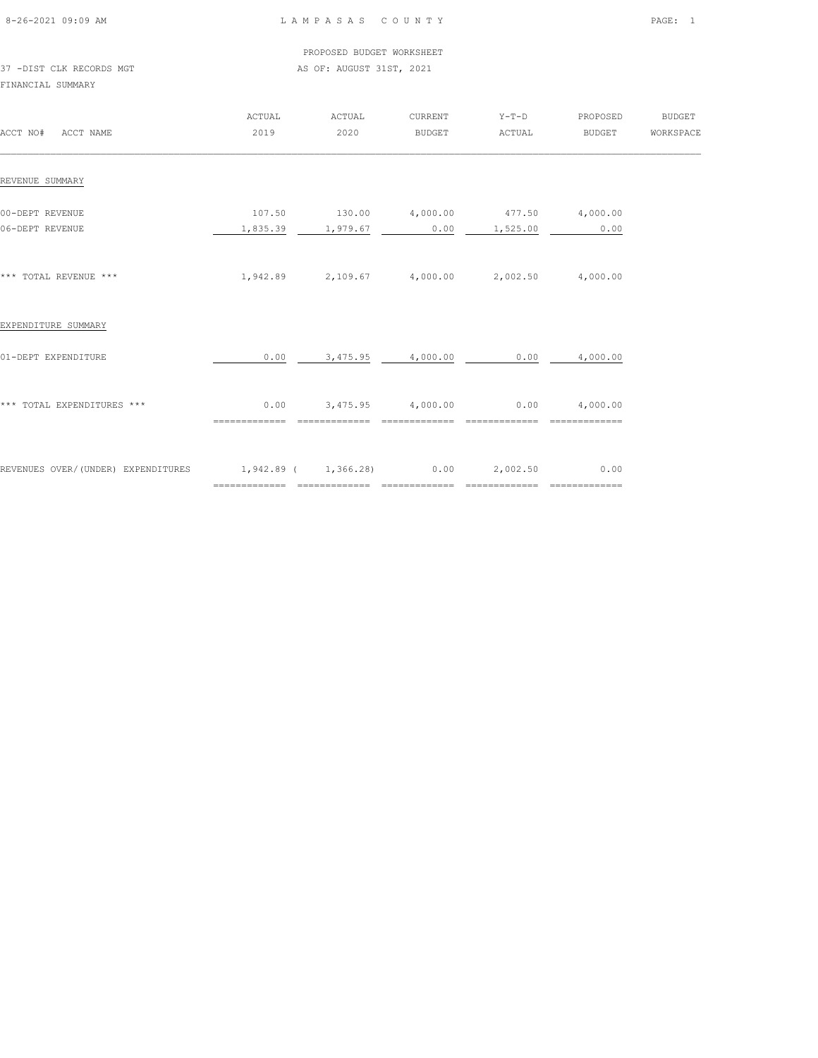LAMPASAS COUNTY

PROPOSED BUDGET WORKSHEET

37 -DIST CLK RECORDS MGT

AS OF: AUGUST 31ST, 2021

FINANCIAL SUMMARY

| ACCT NO# ACCT NAME | ACTUAL 2019 | ACTUAL 2020 | CURRENT BUDGET | Y-T-D ACTUAL | PROPOSED BUDGET | BUDGET WORKSPACE |
|---|---|---|---|---|---|---|
| REVENUE SUMMARY | | | | | | |
| 00-DEPT REVENUE | 107.50 | 130.00 | 4,000.00 | 477.50 | 4,000.00 | |
| 06-DEPT REVENUE | 1,835.39 | 1,979.67 | 0.00 | 1,525.00 | 0.00 | |
| *** TOTAL REVENUE *** | 1,942.89 | 2,109.67 | 4,000.00 | 2,002.50 | 4,000.00 | |
| EXPENDITURE SUMMARY | | | | | | |
| 01-DEPT EXPENDITURE | 0.00 | 3,475.95 | 4,000.00 | 0.00 | 4,000.00 | |
| *** TOTAL EXPENDITURES *** | 0.00 | 3,475.95 | 4,000.00 | 0.00 | 4,000.00 | |
| REVENUES OVER/(UNDER) EXPENDITURES | 1,942.89 | ( 1,366.28) | 0.00 | 2,002.50 | 0.00 | |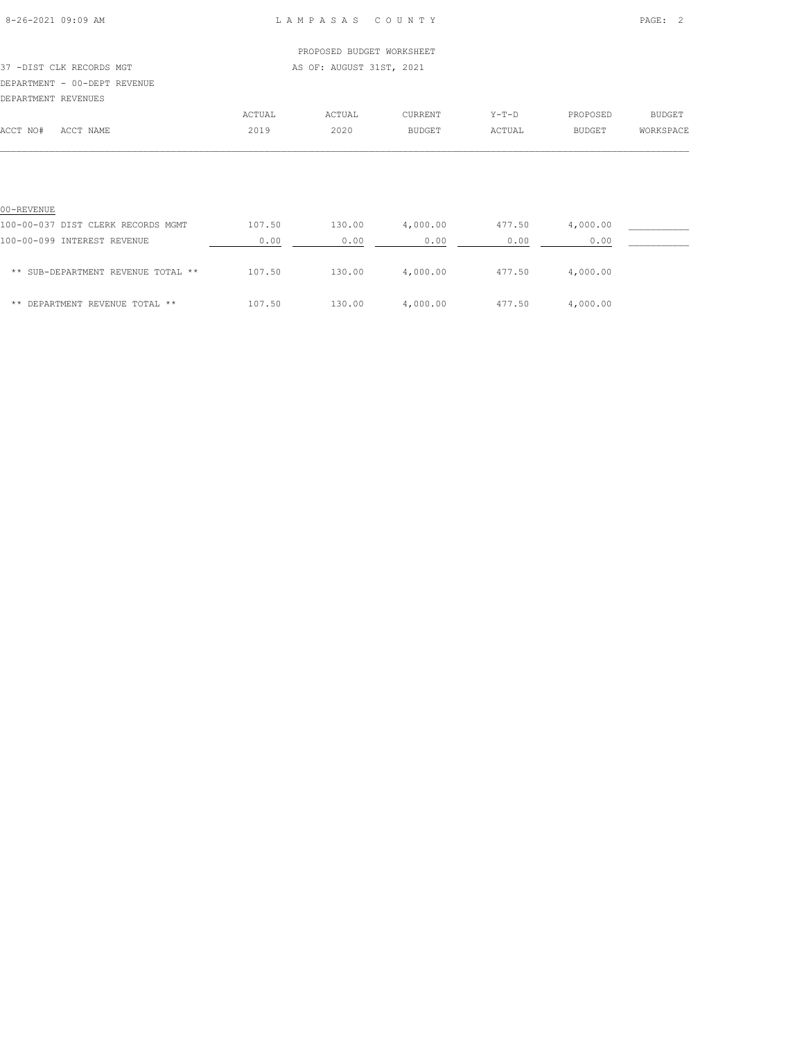PROPOSED BUDGET WORKSHEET

37 -DIST CLK RECORDS MGT — AS OF: AUGUST 31ST, 2021

DEPARTMENT - 00-DEPT REVENUE

DEPARTMENT REVENUES

| ACCT NO# ACCT NAME | ACTUAL 2019 | ACTUAL 2020 | CURRENT BUDGET | Y-T-D ACTUAL | PROPOSED BUDGET | BUDGET WORKSPACE |
|---|---|---|---|---|---|---|
| 00-REVENUE | | | | | | |
| 100-00-037 DIST CLERK RECORDS MGMT | 107.50 | 130.00 | 4,000.00 | 477.50 | 4,000.00 | ___________ |
| 100-00-099 INTEREST REVENUE | 0.00 | 0.00 | 0.00 | 0.00 | 0.00 | ___________ |
| ** SUB-DEPARTMENT REVENUE TOTAL ** | 107.50 | 130.00 | 4,000.00 | 477.50 | 4,000.00 | |
| ** DEPARTMENT REVENUE TOTAL ** | 107.50 | 130.00 | 4,000.00 | 477.50 | 4,000.00 | |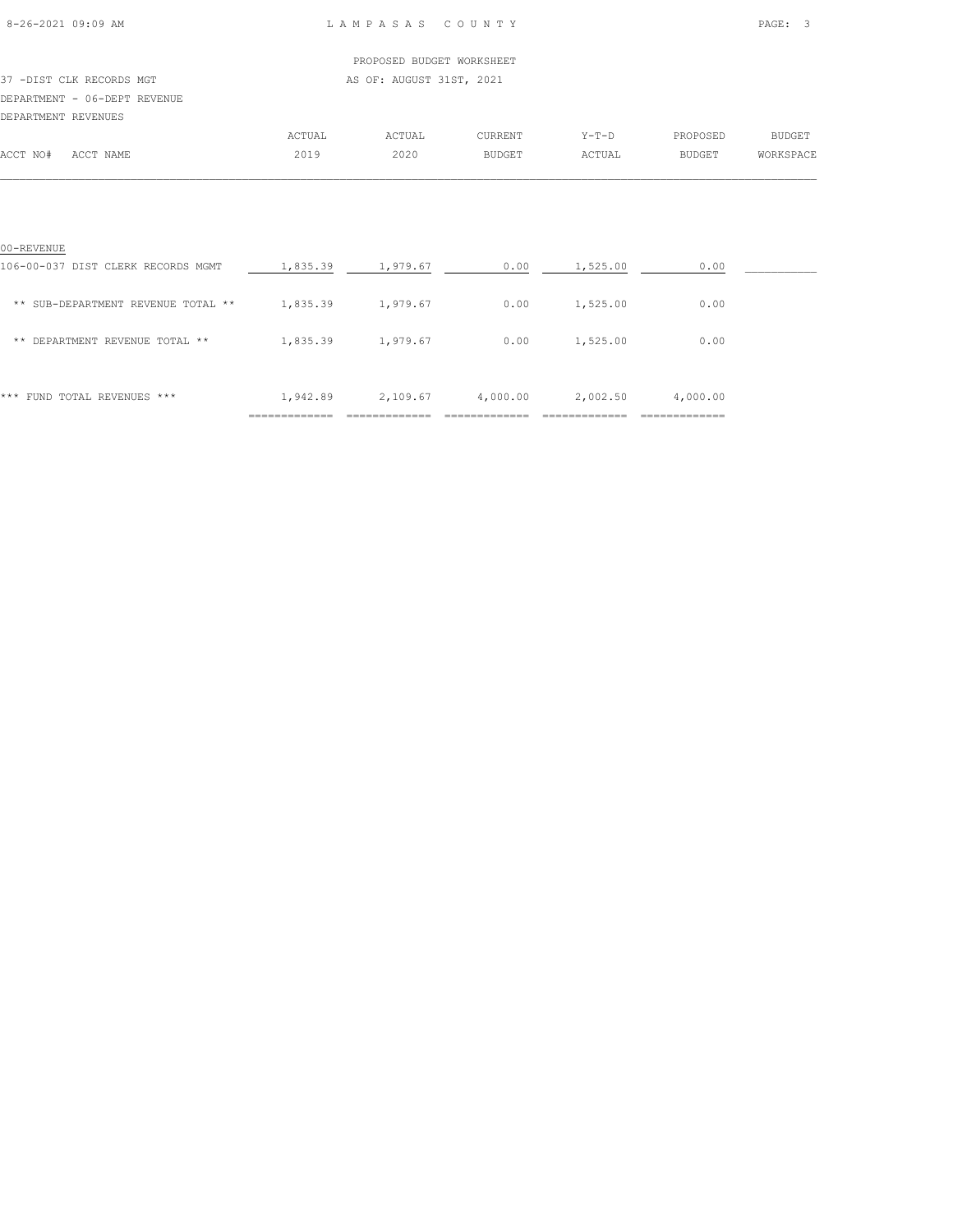PROPOSED BUDGET WORKSHEET

37 -DIST CLK RECORDS MGT — AS OF: AUGUST 31ST, 2021

DEPARTMENT - 06-DEPT REVENUE

DEPARTMENT REVENUES

| ACCT NO# ACCT NAME | ACTUAL 2019 | ACTUAL 2020 | CURRENT BUDGET | Y-T-D ACTUAL | PROPOSED BUDGET | BUDGET WORKSPACE |
|---|---|---|---|---|---|---|
| 00-REVENUE | | | | | | |
| 106-00-037 DIST CLERK RECORDS MGMT | 1,835.39 | 1,979.67 | 0.00 | 1,525.00 | 0.00 | |
| ** SUB-DEPARTMENT REVENUE TOTAL ** | 1,835.39 | 1,979.67 | 0.00 | 1,525.00 | 0.00 | |
| ** DEPARTMENT REVENUE TOTAL ** | 1,835.39 | 1,979.67 | 0.00 | 1,525.00 | 0.00 | |
| *** FUND TOTAL REVENUES *** | 1,942.89 | 2,109.67 | 4,000.00 | 2,002.50 | 4,000.00 | |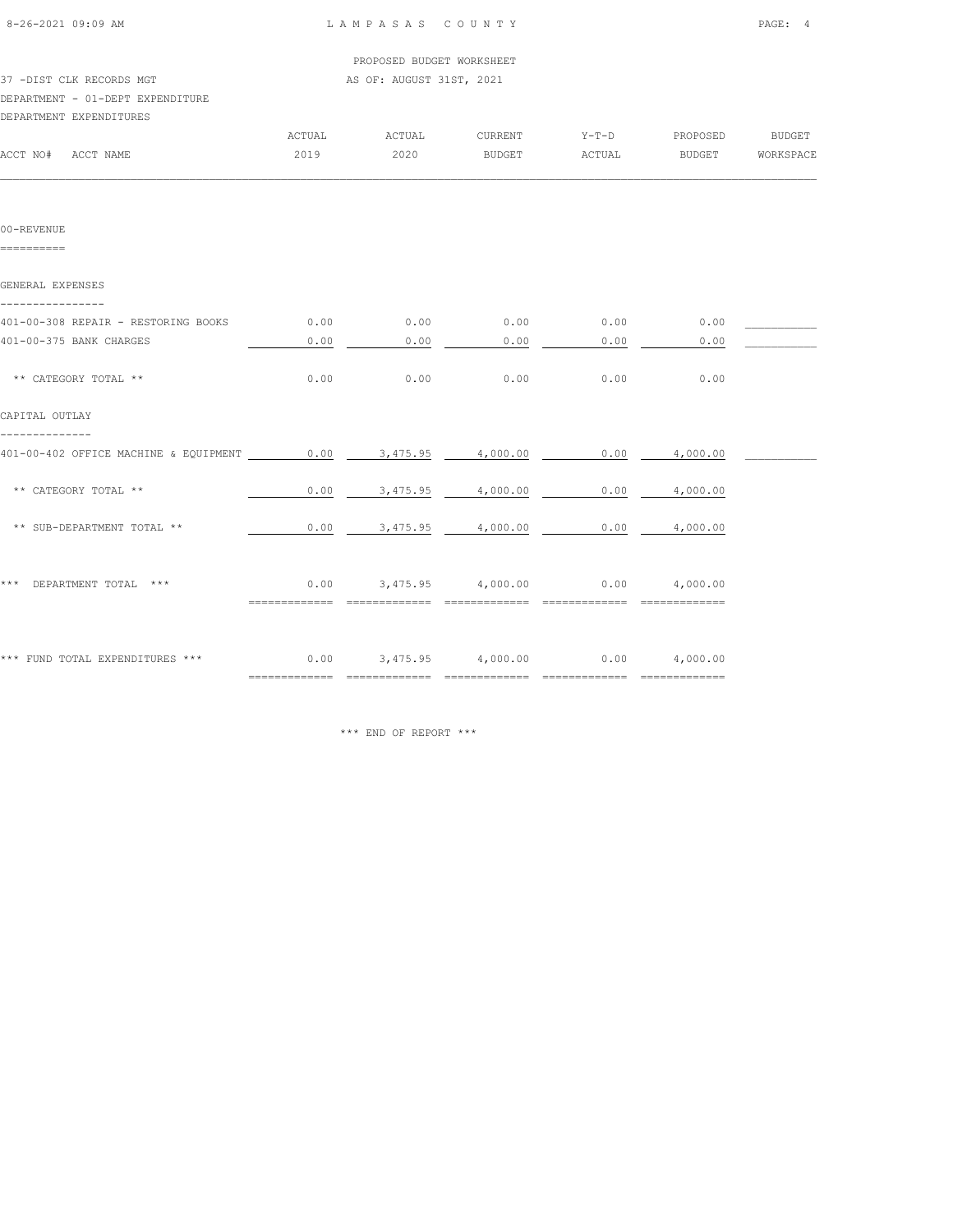LAMPASAS COUNTY

PROPOSED BUDGET WORKSHEET

37 -DIST CLK RECORDS MGT — AS OF: AUGUST 31ST, 2021

DEPARTMENT - 01-DEPT EXPENDITURE

DEPARTMENT EXPENDITURES

| ACCT NO# ACCT NAME | ACTUAL 2019 | ACTUAL 2020 | CURRENT BUDGET | Y-T-D ACTUAL | PROPOSED BUDGET | BUDGET WORKSPACE |
|---|---|---|---|---|---|---|
| **00-REVENUE** | | | | | | |
| **GENERAL EXPENSES** | | | | | | |
| 401-00-308 REPAIR - RESTORING BOOKS | 0.00 | 0.00 | 0.00 | 0.00 | 0.00 | ___________ |
| 401-00-375 BANK CHARGES | 0.00 | 0.00 | 0.00 | 0.00 | 0.00 | ___________ |
| ** CATEGORY TOTAL ** | 0.00 | 0.00 | 0.00 | 0.00 | 0.00 | |
| **CAPITAL OUTLAY** | | | | | | |
| 401-00-402 OFFICE MACHINE & EQUIPMENT | 0.00 | 3,475.95 | 4,000.00 | 0.00 | 4,000.00 | ___________ |
| ** CATEGORY TOTAL ** | 0.00 | 3,475.95 | 4,000.00 | 0.00 | 4,000.00 | |
| ** SUB-DEPARTMENT TOTAL ** | 0.00 | 3,475.95 | 4,000.00 | 0.00 | 4,000.00 | |
| *** DEPARTMENT TOTAL *** | 0.00 | 3,475.95 | 4,000.00 | 0.00 | 4,000.00 | |
| *** FUND TOTAL EXPENDITURES *** | 0.00 | 3,475.95 | 4,000.00 | 0.00 | 4,000.00 | |

*** END OF REPORT ***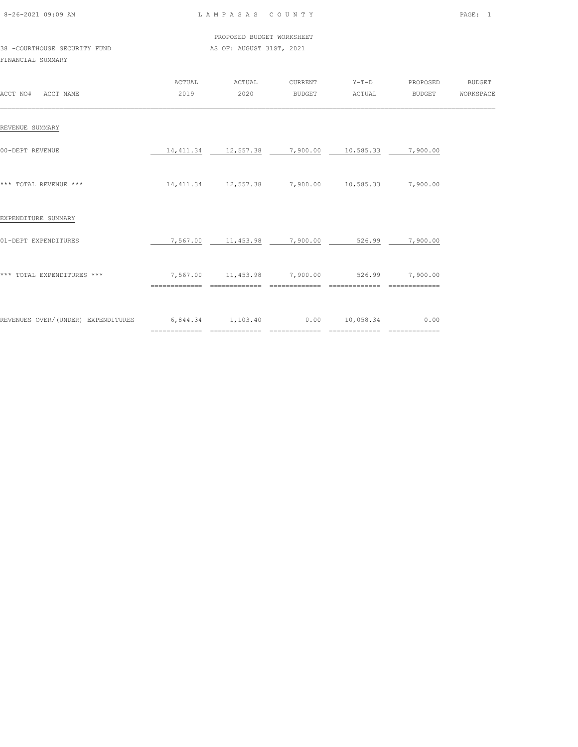LAMPASAS COUNTY

PROPOSED BUDGET WORKSHEET

38 -COURTHOUSE SECURITY FUND

AS OF: AUGUST 31ST, 2021

FINANCIAL SUMMARY

| ACCT NO# ACCT NAME | ACTUAL 2019 | ACTUAL 2020 | CURRENT BUDGET | Y-T-D ACTUAL | PROPOSED BUDGET | BUDGET WORKSPACE |
|---|---|---|---|---|---|---|
| REVENUE SUMMARY | | | | | | |
| 00-DEPT REVENUE | 14,411.34 | 12,557.38 | 7,900.00 | 10,585.33 | 7,900.00 | |
| *** TOTAL REVENUE *** | 14,411.34 | 12,557.38 | 7,900.00 | 10,585.33 | 7,900.00 | |
| EXPENDITURE SUMMARY | | | | | | |
| 01-DEPT EXPENDITURES | 7,567.00 | 11,453.98 | 7,900.00 | 526.99 | 7,900.00 | |
| *** TOTAL EXPENDITURES *** | 7,567.00 | 11,453.98 | 7,900.00 | 526.99 | 7,900.00 | |
| REVENUES OVER/(UNDER) EXPENDITURES | 6,844.34 | 1,103.40 | 0.00 | 10,058.34 | 0.00 | |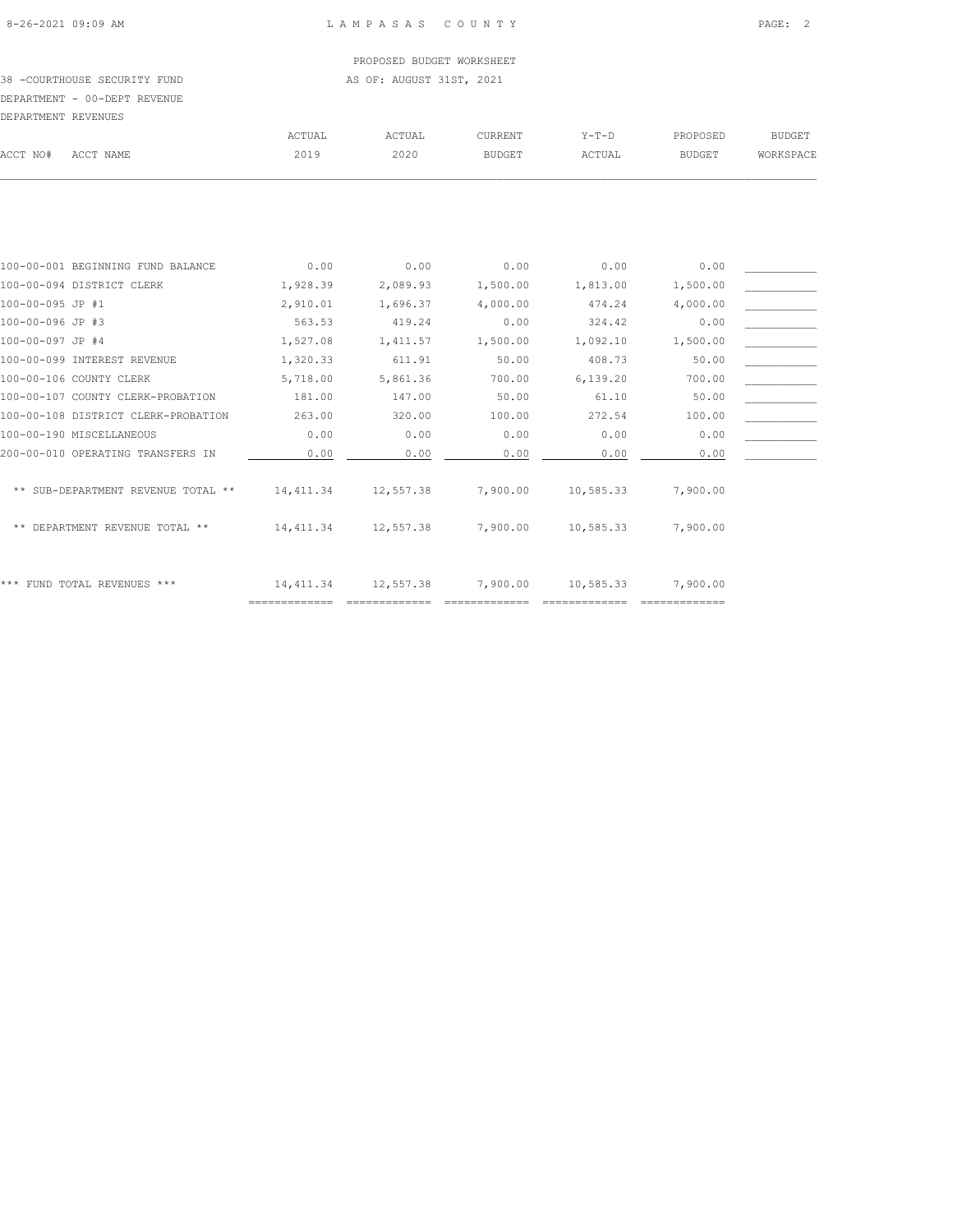PROPOSED BUDGET WORKSHEET

38 -COURTHOUSE SECURITY FUND AS OF: AUGUST 31ST, 2021

DEPARTMENT - 00-DEPT REVENUE

DEPARTMENT REVENUES

| ACCT NO# | ACCT NAME | ACTUAL 2019 | ACTUAL 2020 | CURRENT BUDGET | Y-T-D ACTUAL | PROPOSED BUDGET | BUDGET WORKSPACE |
|---|---|---|---|---|---|---|---|
| 100-00-001 | BEGINNING FUND BALANCE | 0.00 | 0.00 | 0.00 | 0.00 | 0.00 | |
| 100-00-094 | DISTRICT CLERK | 1,928.39 | 2,089.93 | 1,500.00 | 1,813.00 | 1,500.00 | |
| 100-00-095 | JP #1 | 2,910.01 | 1,696.37 | 4,000.00 | 474.24 | 4,000.00 | |
| 100-00-096 | JP #3 | 563.53 | 419.24 | 0.00 | 324.42 | 0.00 | |
| 100-00-097 | JP #4 | 1,527.08 | 1,411.57 | 1,500.00 | 1,092.10 | 1,500.00 | |
| 100-00-099 | INTEREST REVENUE | 1,320.33 | 611.91 | 50.00 | 408.73 | 50.00 | |
| 100-00-106 | COUNTY CLERK | 5,718.00 | 5,861.36 | 700.00 | 6,139.20 | 700.00 | |
| 100-00-107 | COUNTY CLERK-PROBATION | 181.00 | 147.00 | 50.00 | 61.10 | 50.00 | |
| 100-00-108 | DISTRICT CLERK-PROBATION | 263.00 | 320.00 | 100.00 | 272.54 | 100.00 | |
| 100-00-190 | MISCELLANEOUS | 0.00 | 0.00 | 0.00 | 0.00 | 0.00 | |
| 200-00-010 | OPERATING TRANSFERS IN | 0.00 | 0.00 | 0.00 | 0.00 | 0.00 | |
| | ** SUB-DEPARTMENT REVENUE TOTAL ** | 14,411.34 | 12,557.38 | 7,900.00 | 10,585.33 | 7,900.00 | |
| | ** DEPARTMENT REVENUE TOTAL ** | 14,411.34 | 12,557.38 | 7,900.00 | 10,585.33 | 7,900.00 | |
| | *** FUND TOTAL REVENUES *** | 14,411.34 | 12,557.38 | 7,900.00 | 10,585.33 | 7,900.00 | |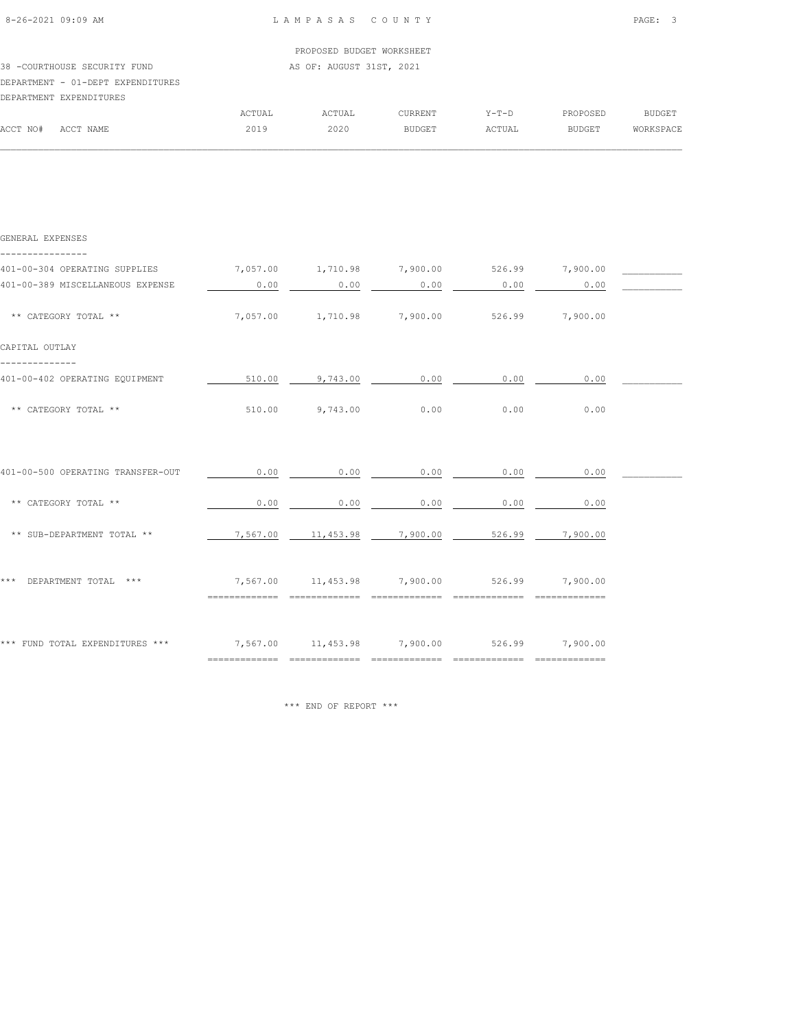# LAMPASAS COUNTY

PROPOSED BUDGET WORKSHEET

AS OF: AUGUST 31ST, 2021

38 -COURTHOUSE SECURITY FUND

DEPARTMENT - 01-DEPT EXPENDITURES

DEPARTMENT EXPENDITURES

| ACCT NO# ACCT NAME | ACTUAL 2019 | ACTUAL 2020 | CURRENT BUDGET | Y-T-D ACTUAL | PROPOSED BUDGET | BUDGET WORKSPACE |
|---|---|---|---|---|---|---|
| **GENERAL EXPENSES** | | | | | | |
| 401-00-304 OPERATING SUPPLIES | 7,057.00 | 1,710.98 | 7,900.00 | 526.99 | 7,900.00 | |
| 401-00-389 MISCELLANEOUS EXPENSE | 0.00 | 0.00 | 0.00 | 0.00 | 0.00 | |
| ** CATEGORY TOTAL ** | 7,057.00 | 1,710.98 | 7,900.00 | 526.99 | 7,900.00 | |
| **CAPITAL OUTLAY** | | | | | | |
| 401-00-402 OPERATING EQUIPMENT | 510.00 | 9,743.00 | 0.00 | 0.00 | 0.00 | |
| ** CATEGORY TOTAL ** | 510.00 | 9,743.00 | 0.00 | 0.00 | 0.00 | |
| 401-00-500 OPERATING TRANSFER-OUT | 0.00 | 0.00 | 0.00 | 0.00 | 0.00 | |
| ** CATEGORY TOTAL ** | 0.00 | 0.00 | 0.00 | 0.00 | 0.00 | |
| ** SUB-DEPARTMENT TOTAL ** | 7,567.00 | 11,453.98 | 7,900.00 | 526.99 | 7,900.00 | |
| *** DEPARTMENT TOTAL *** | 7,567.00 | 11,453.98 | 7,900.00 | 526.99 | 7,900.00 | |
| *** FUND TOTAL EXPENDITURES *** | 7,567.00 | 11,453.98 | 7,900.00 | 526.99 | 7,900.00 | |

*** END OF REPORT ***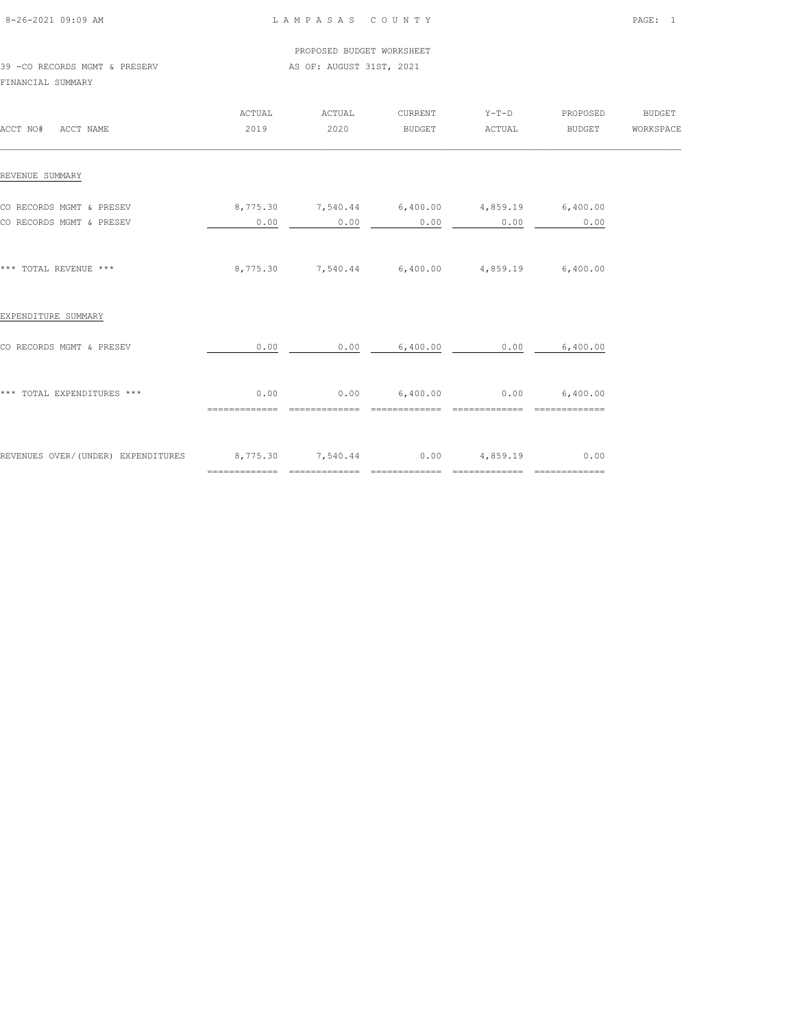PROPOSED BUDGET WORKSHEET

39 -CO RECORDS MGMT & PRESERV — AS OF: AUGUST 31ST, 2021

FINANCIAL SUMMARY

| ACCT NO# ACCT NAME | ACTUAL 2019 | ACTUAL 2020 | CURRENT BUDGET | Y-T-D ACTUAL | PROPOSED BUDGET | BUDGET WORKSPACE |
|---|---|---|---|---|---|---|
| **REVENUE SUMMARY** | | | | | | |
| CO RECORDS MGMT & PRESEV | 8,775.30 | 7,540.44 | 6,400.00 | 4,859.19 | 6,400.00 | |
| CO RECORDS MGMT & PRESEV | 0.00 | 0.00 | 0.00 | 0.00 | 0.00 | |
| *** TOTAL REVENUE *** | 8,775.30 | 7,540.44 | 6,400.00 | 4,859.19 | 6,400.00 | |
| **EXPENDITURE SUMMARY** | | | | | | |
| CO RECORDS MGMT & PRESEV | 0.00 | 0.00 | 6,400.00 | 0.00 | 6,400.00 | |
| *** TOTAL EXPENDITURES *** | 0.00 | 0.00 | 6,400.00 | 0.00 | 6,400.00 | |
| REVENUES OVER/(UNDER) EXPENDITURES | 8,775.30 | 7,540.44 | 0.00 | 4,859.19 | 0.00 | |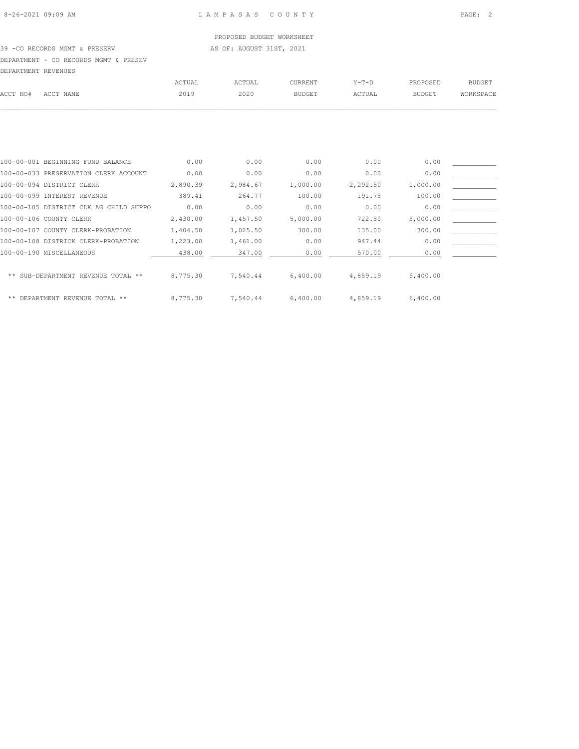PROPOSED BUDGET WORKSHEET

39 -CO RECORDS MGMT & PRESERV — AS OF: AUGUST 31ST, 2021

DEPARTMENT - CO RECORDS MGMT & PRESEV

DEPARTMENT REVENUES

| ACCT NO# | ACCT NAME | ACTUAL 2019 | ACTUAL 2020 | CURRENT BUDGET | Y-T-D ACTUAL | PROPOSED BUDGET | BUDGET WORKSPACE |
|---|---|---|---|---|---|---|---|
| 100-00-001 | BEGINNING FUND BALANCE | 0.00 | 0.00 | 0.00 | 0.00 | 0.00 | |
| 100-00-033 | PRESERVATION CLERK ACCOUNT | 0.00 | 0.00 | 0.00 | 0.00 | 0.00 | |
| 100-00-094 | DISTRICT CLERK | 2,890.39 | 2,984.67 | 1,000.00 | 2,292.50 | 1,000.00 | |
| 100-00-099 | INTEREST REVENUE | 389.41 | 264.77 | 100.00 | 191.75 | 100.00 | |
| 100-00-105 | DISTRICT CLK AG CHILD SUPPO | 0.00 | 0.00 | 0.00 | 0.00 | 0.00 | |
| 100-00-106 | COUNTY CLERK | 2,430.00 | 1,457.50 | 5,000.00 | 722.50 | 5,000.00 | |
| 100-00-107 | COUNTY CLERK-PROBATION | 1,404.50 | 1,025.50 | 300.00 | 135.00 | 300.00 | |
| 100-00-108 | DISTRICK CLERK-PROBATION | 1,223.00 | 1,461.00 | 0.00 | 947.44 | 0.00 | |
| 100-00-190 | MISCELLANEOUS | 438.00 | 347.00 | 0.00 | 570.00 | 0.00 | |
| | ** SUB-DEPARTMENT REVENUE TOTAL ** | 8,775.30 | 7,540.44 | 6,400.00 | 4,859.19 | 6,400.00 | |
| | ** DEPARTMENT REVENUE TOTAL ** | 8,775.30 | 7,540.44 | 6,400.00 | 4,859.19 | 6,400.00 | |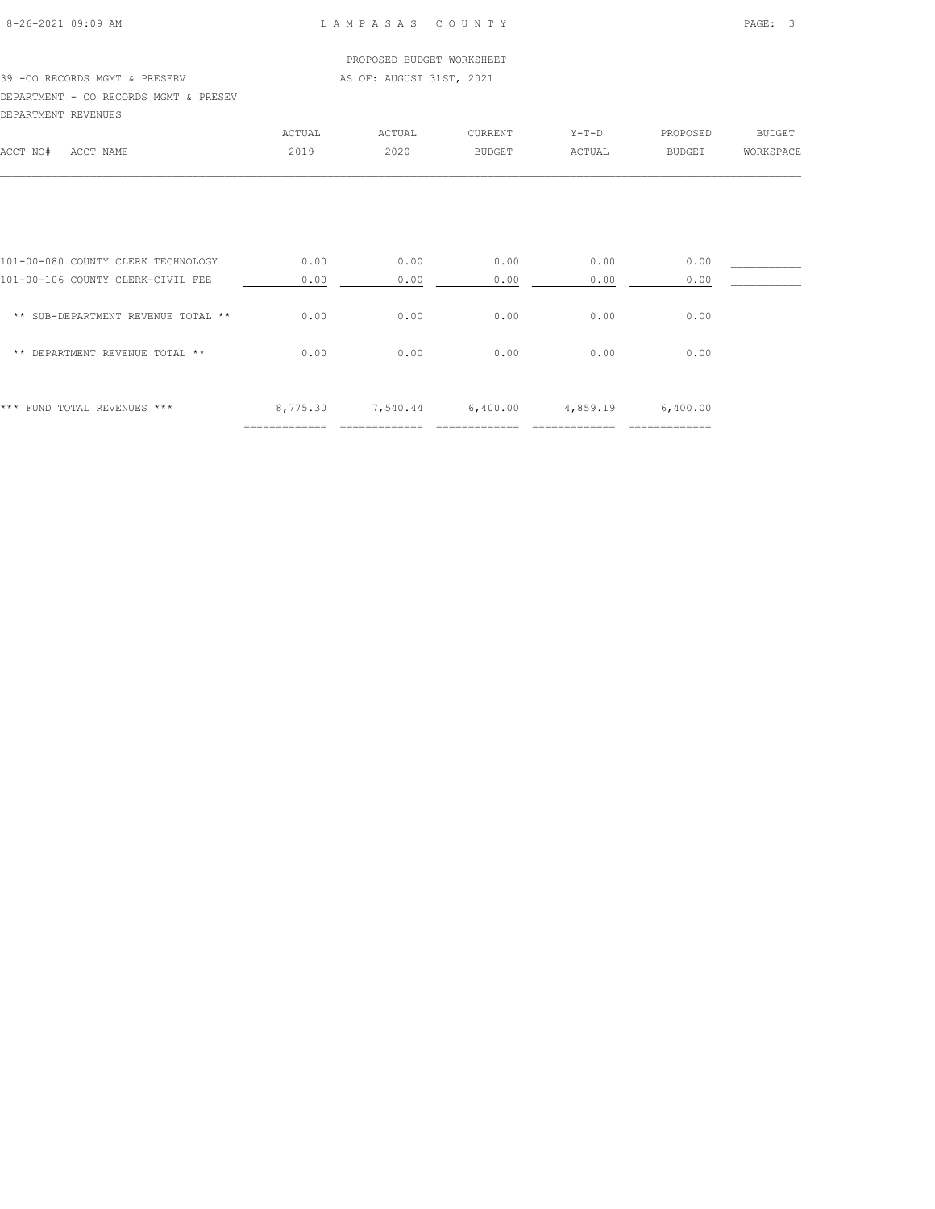PROPOSED BUDGET WORKSHEET

39 -CO RECORDS MGMT & PRESERV — AS OF: AUGUST 31ST, 2021

DEPARTMENT - CO RECORDS MGMT & PRESEV

DEPARTMENT REVENUES

| ACCT NO# ACCT NAME | ACTUAL 2019 | ACTUAL 2020 | CURRENT BUDGET | Y-T-D ACTUAL | PROPOSED BUDGET | BUDGET WORKSPACE |
|---|---|---|---|---|---|---|
| 101-00-080 COUNTY CLERK TECHNOLOGY | 0.00 | 0.00 | 0.00 | 0.00 | 0.00 | ___________ |
| 101-00-106 COUNTY CLERK-CIVIL FEE | 0.00 | 0.00 | 0.00 | 0.00 | 0.00 | ___________ |
| ** SUB-DEPARTMENT REVENUE TOTAL ** | 0.00 | 0.00 | 0.00 | 0.00 | 0.00 | |
| ** DEPARTMENT REVENUE TOTAL ** | 0.00 | 0.00 | 0.00 | 0.00 | 0.00 | |
| *** FUND TOTAL REVENUES *** | 8,775.30 | 7,540.44 | 6,400.00 | 4,859.19 | 6,400.00 | |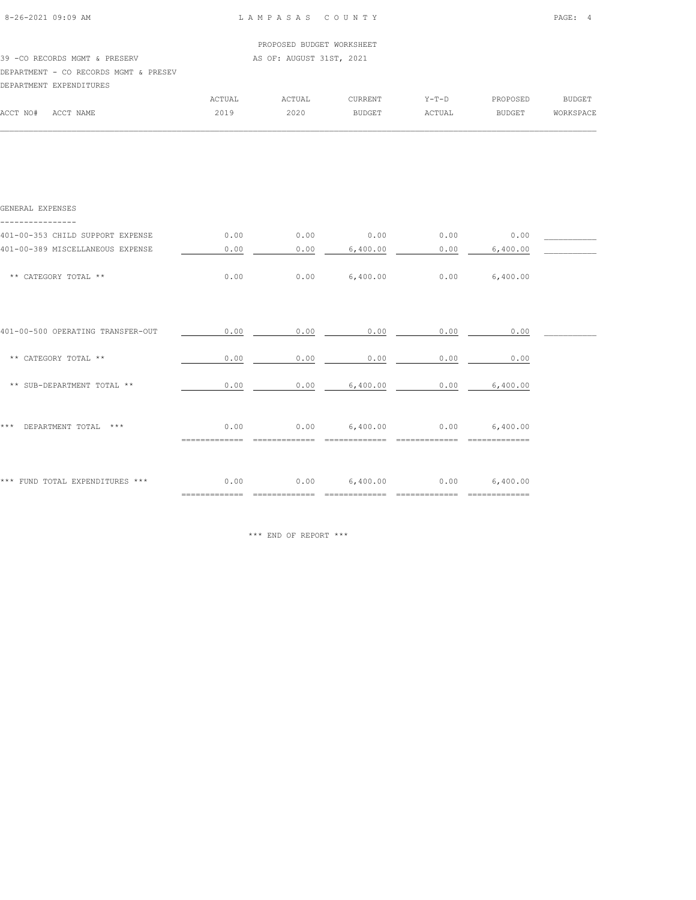LAMPASAS COUNTY

PROPOSED BUDGET WORKSHEET

39 -CO RECORDS MGMT & PRESERV — AS OF: AUGUST 31ST, 2021

DEPARTMENT - CO RECORDS MGMT & PRESEV

DEPARTMENT EXPENDITURES

| ACCT NO# ACCT NAME | ACTUAL 2019 | ACTUAL 2020 | CURRENT BUDGET | Y-T-D ACTUAL | PROPOSED BUDGET | BUDGET WORKSPACE |
|---|---|---|---|---|---|---|
| **GENERAL EXPENSES** | | | | | | |
| 401-00-353 CHILD SUPPORT EXPENSE | 0.00 | 0.00 | 0.00 | 0.00 | 0.00 | |
| 401-00-389 MISCELLANEOUS EXPENSE | 0.00 | 0.00 | 6,400.00 | 0.00 | 6,400.00 | |
| ** CATEGORY TOTAL ** | 0.00 | 0.00 | 6,400.00 | 0.00 | 6,400.00 | |
| 401-00-500 OPERATING TRANSFER-OUT | 0.00 | 0.00 | 0.00 | 0.00 | 0.00 | |
| ** CATEGORY TOTAL ** | 0.00 | 0.00 | 0.00 | 0.00 | 0.00 | |
| ** SUB-DEPARTMENT TOTAL ** | 0.00 | 0.00 | 6,400.00 | 0.00 | 6,400.00 | |
| *** DEPARTMENT TOTAL *** | 0.00 | 0.00 | 6,400.00 | 0.00 | 6,400.00 | |
| *** FUND TOTAL EXPENDITURES *** | 0.00 | 0.00 | 6,400.00 | 0.00 | 6,400.00 | |

*** END OF REPORT ***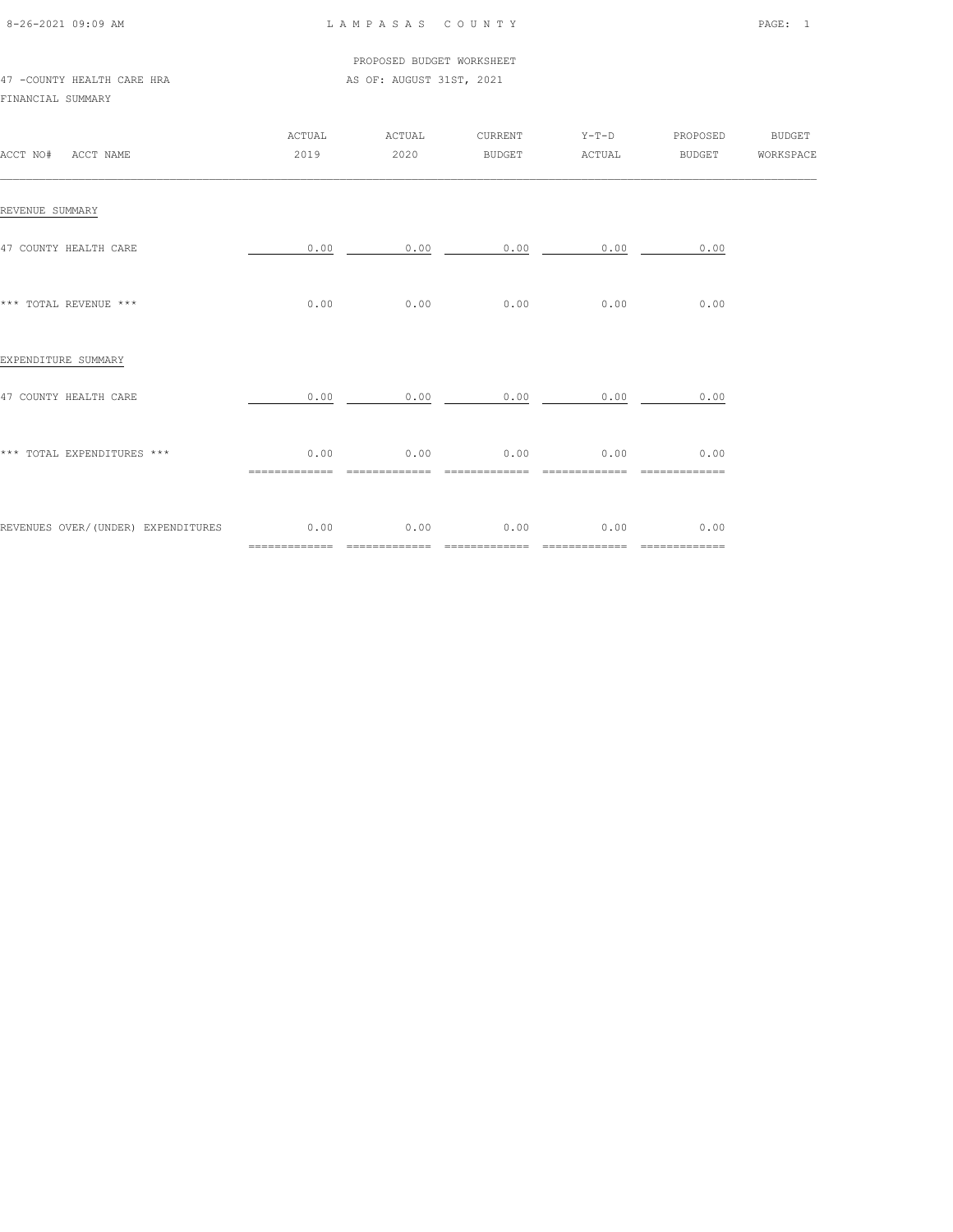PROPOSED BUDGET WORKSHEET

47 -COUNTY HEALTH CARE HRA AS OF: AUGUST 31ST, 2021

FINANCIAL SUMMARY

| ACCT NO# ACCT NAME | ACTUAL 2019 | ACTUAL 2020 | CURRENT BUDGET | Y-T-D ACTUAL | PROPOSED BUDGET | BUDGET WORKSPACE |
|---|---|---|---|---|---|---|
| REVENUE SUMMARY | | | | | | |
| 47 COUNTY HEALTH CARE | 0.00 | 0.00 | 0.00 | 0.00 | 0.00 | |
| *** TOTAL REVENUE *** | 0.00 | 0.00 | 0.00 | 0.00 | 0.00 | |
| EXPENDITURE SUMMARY | | | | | | |
| 47 COUNTY HEALTH CARE | 0.00 | 0.00 | 0.00 | 0.00 | 0.00 | |
| *** TOTAL EXPENDITURES *** | 0.00 | 0.00 | 0.00 | 0.00 | 0.00 | |
| REVENUES OVER/(UNDER) EXPENDITURES | 0.00 | 0.00 | 0.00 | 0.00 | 0.00 | |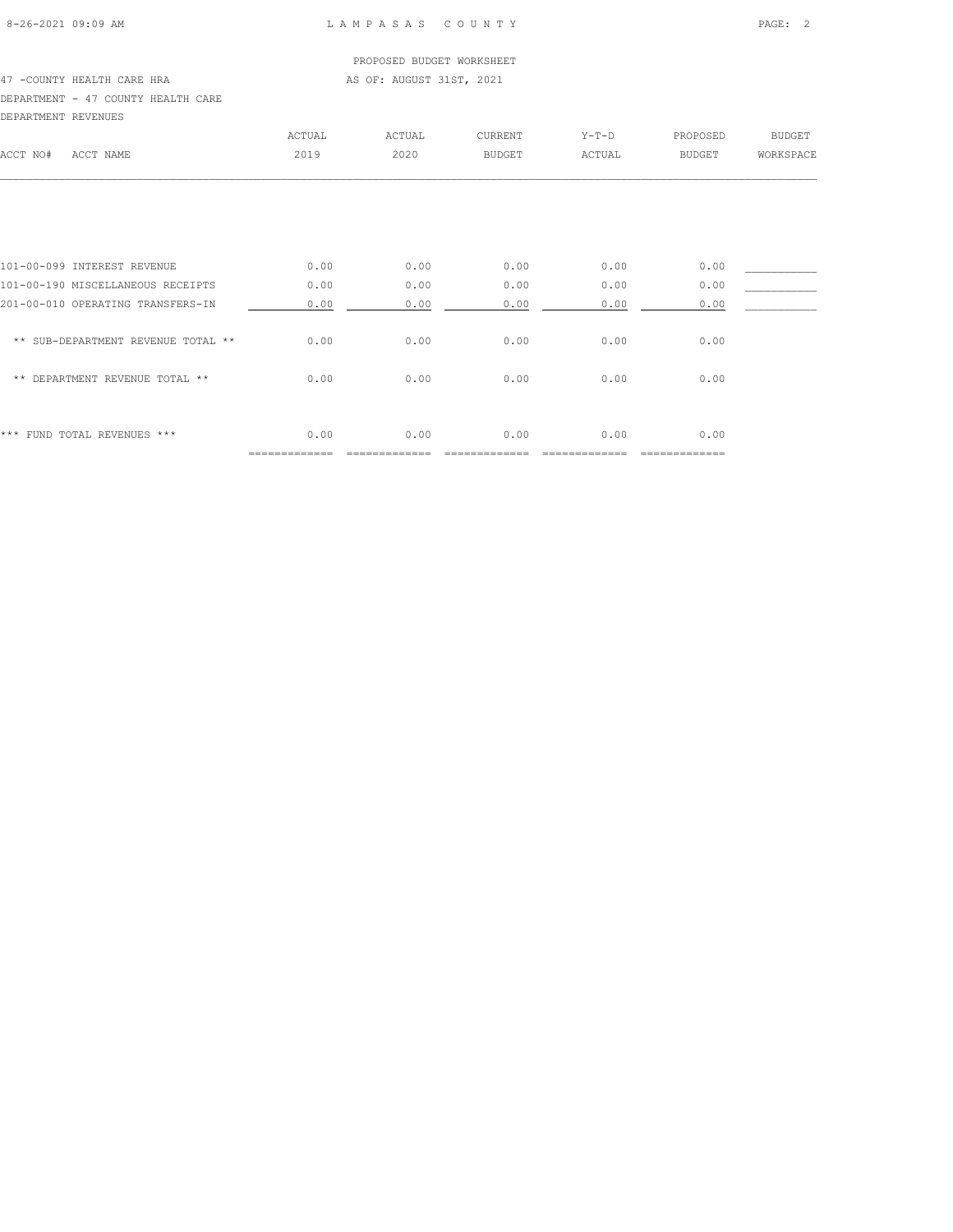PROPOSED BUDGET WORKSHEET

47 -COUNTY HEALTH CARE HRA — AS OF: AUGUST 31ST, 2021

DEPARTMENT - 47 COUNTY HEALTH CARE

DEPARTMENT REVENUES

| ACCT NO# | ACCT NAME | ACTUAL 2019 | ACTUAL 2020 | CURRENT BUDGET | Y-T-D ACTUAL | PROPOSED BUDGET | BUDGET WORKSPACE |
|---|---|---|---|---|---|---|---|
| 101-00-099 | INTEREST REVENUE | 0.00 | 0.00 | 0.00 | 0.00 | 0.00 | ___________ |
| 101-00-190 | MISCELLANEOUS RECEIPTS | 0.00 | 0.00 | 0.00 | 0.00 | 0.00 | ___________ |
| 201-00-010 | OPERATING TRANSFERS-IN | 0.00 | 0.00 | 0.00 | 0.00 | 0.00 | ___________ |
| | ** SUB-DEPARTMENT REVENUE TOTAL ** | 0.00 | 0.00 | 0.00 | 0.00 | 0.00 | |
| | ** DEPARTMENT REVENUE TOTAL ** | 0.00 | 0.00 | 0.00 | 0.00 | 0.00 | |
| | *** FUND TOTAL REVENUES *** | 0.00 | 0.00 | 0.00 | 0.00 | 0.00 | |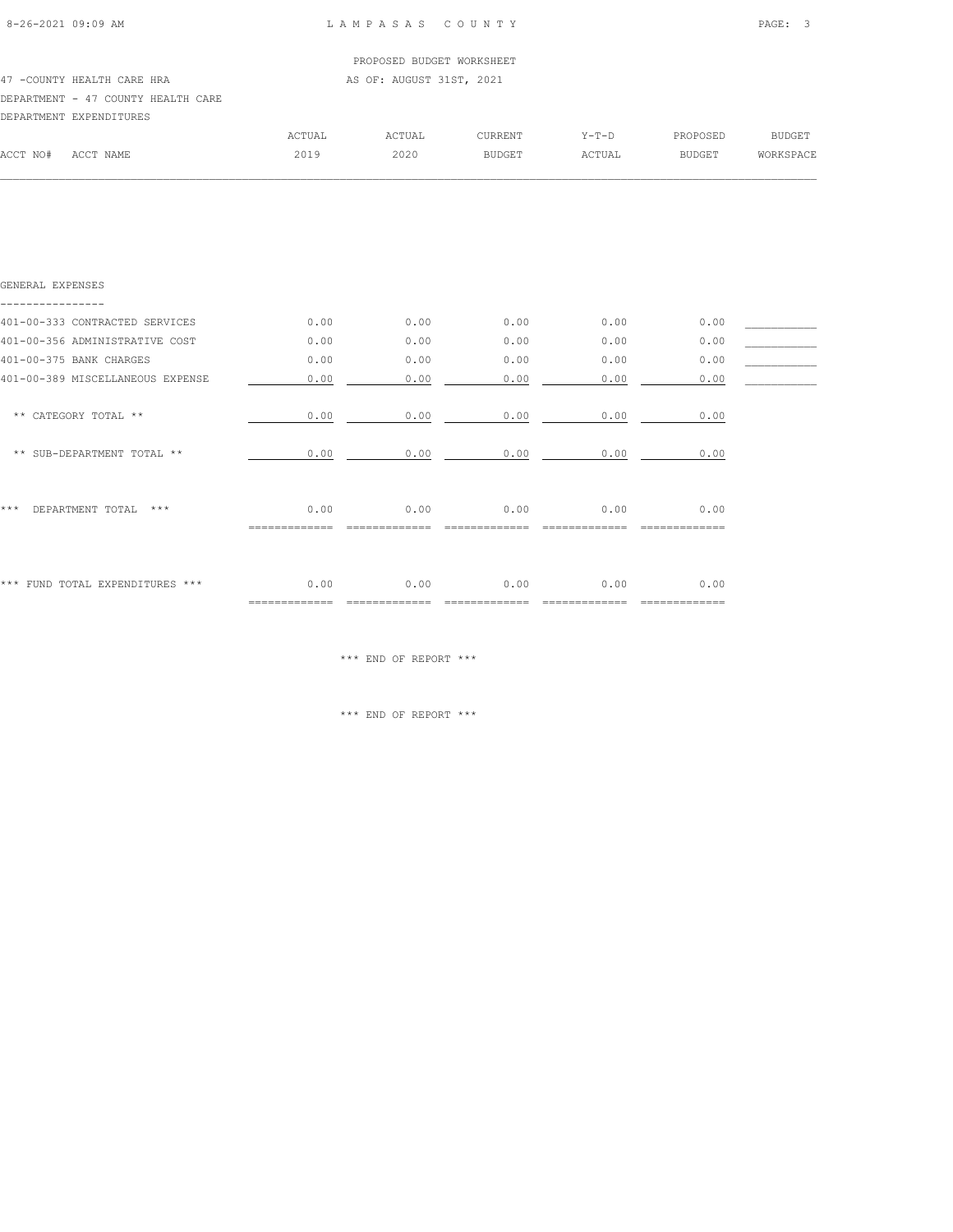PROPOSED BUDGET WORKSHEET

47 -COUNTY HEALTH CARE HRA — AS OF: AUGUST 31ST, 2021

DEPARTMENT - 47 COUNTY HEALTH CARE

DEPARTMENT EXPENDITURES

| ACCT NO# ACCT NAME | ACTUAL 2019 | ACTUAL 2020 | CURRENT BUDGET | Y-T-D ACTUAL | PROPOSED BUDGET | BUDGET WORKSPACE |
|---|---|---|---|---|---|---|
| **GENERAL EXPENSES** | | | | | | |
| 401-00-333 CONTRACTED SERVICES | 0.00 | 0.00 | 0.00 | 0.00 | 0.00 | |
| 401-00-356 ADMINISTRATIVE COST | 0.00 | 0.00 | 0.00 | 0.00 | 0.00 | |
| 401-00-375 BANK CHARGES | 0.00 | 0.00 | 0.00 | 0.00 | 0.00 | |
| 401-00-389 MISCELLANEOUS EXPENSE | 0.00 | 0.00 | 0.00 | 0.00 | 0.00 | |
| ** CATEGORY TOTAL ** | 0.00 | 0.00 | 0.00 | 0.00 | 0.00 | |
| ** SUB-DEPARTMENT TOTAL ** | 0.00 | 0.00 | 0.00 | 0.00 | 0.00 | |
| *** DEPARTMENT TOTAL *** | 0.00 | 0.00 | 0.00 | 0.00 | 0.00 | |
| *** FUND TOTAL EXPENDITURES *** | 0.00 | 0.00 | 0.00 | 0.00 | 0.00 | |

*** END OF REPORT ***

*** END OF REPORT ***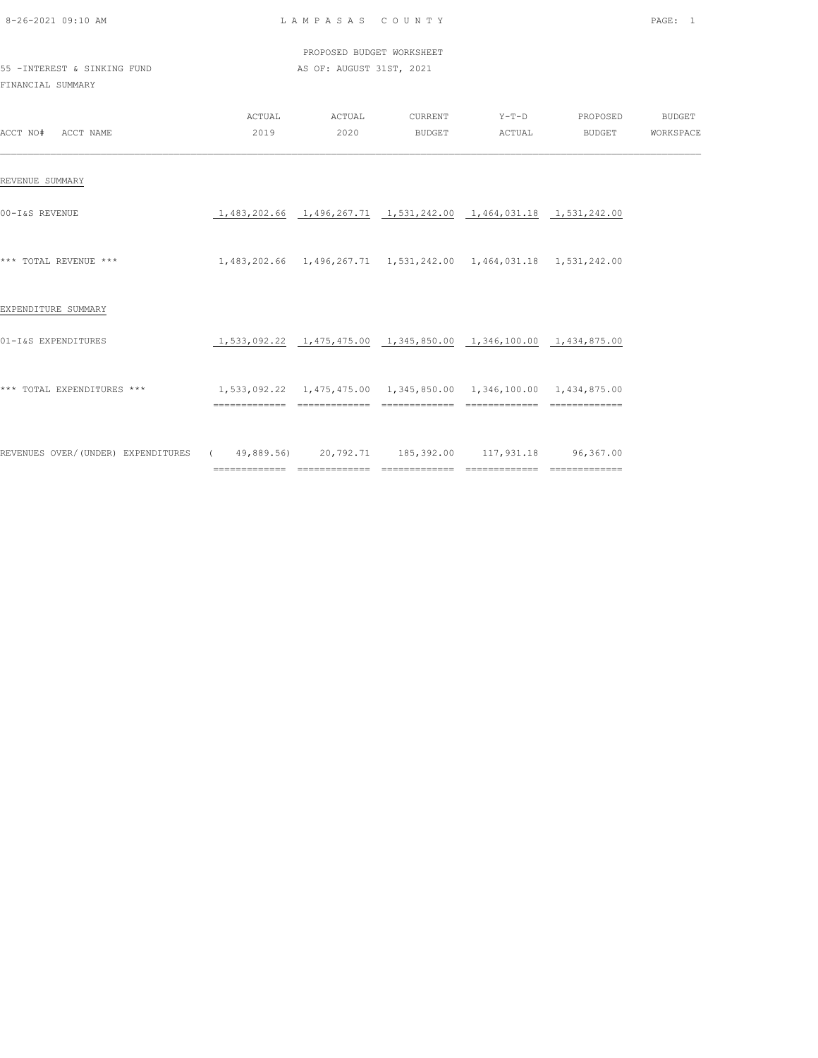LAMPASAS COUNTY

PROPOSED BUDGET WORKSHEET

55 -INTEREST & SINKING FUND

AS OF: AUGUST 31ST, 2021

FINANCIAL SUMMARY

| ACCT NO# ACCT NAME | ACTUAL 2019 | ACTUAL 2020 | CURRENT BUDGET | Y-T-D ACTUAL | PROPOSED BUDGET | BUDGET WORKSPACE |
|---|---|---|---|---|---|---|
| REVENUE SUMMARY | | | | | | |
| 00-I&S REVENUE | 1,483,202.66 | 1,496,267.71 | 1,531,242.00 | 1,464,031.18 | 1,531,242.00 | |
| *** TOTAL REVENUE *** | 1,483,202.66 | 1,496,267.71 | 1,531,242.00 | 1,464,031.18 | 1,531,242.00 | |
| EXPENDITURE SUMMARY | | | | | | |
| 01-I&S EXPENDITURES | 1,533,092.22 | 1,475,475.00 | 1,345,850.00 | 1,346,100.00 | 1,434,875.00 | |
| *** TOTAL EXPENDITURES *** | 1,533,092.22 | 1,475,475.00 | 1,345,850.00 | 1,346,100.00 | 1,434,875.00 | |
| REVENUES OVER/(UNDER) EXPENDITURES | ( 49,889.56) | 20,792.71 | 185,392.00 | 117,931.18 | 96,367.00 | |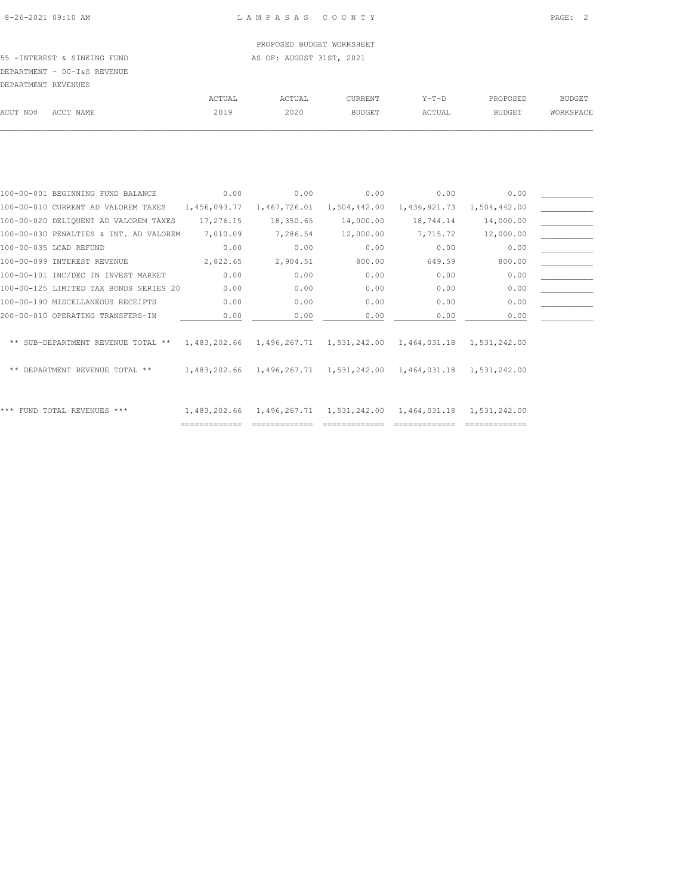LAMPASAS COUNTY

PROPOSED BUDGET WORKSHEET

55 -INTEREST & SINKING FUND — AS OF: AUGUST 31ST, 2021

DEPARTMENT - 00-I&S REVENUE

DEPARTMENT REVENUES

| ACCT NO# | ACCT NAME | ACTUAL 2019 | ACTUAL 2020 | CURRENT BUDGET | Y-T-D ACTUAL | PROPOSED BUDGET | BUDGET WORKSPACE |
|---|---|---|---|---|---|---|---|
| 100-00-001 | BEGINNING FUND BALANCE | 0.00 | 0.00 | 0.00 | 0.00 | 0.00 | |
| 100-00-010 | CURRENT AD VALOREM TAXES | 1,456,093.77 | 1,467,726.01 | 1,504,442.00 | 1,436,921.73 | 1,504,442.00 | |
| 100-00-020 | DELIQUENT AD VALOREM TAXES | 17,276.15 | 18,350.65 | 14,000.00 | 18,744.14 | 14,000.00 | |
| 100-00-030 | PENALTIES & INT. AD VALOREM | 7,010.09 | 7,286.54 | 12,000.00 | 7,715.72 | 12,000.00 | |
| 100-00-035 | LCAD REFUND | 0.00 | 0.00 | 0.00 | 0.00 | 0.00 | |
| 100-00-099 | INTEREST REVENUE | 2,822.65 | 2,904.51 | 800.00 | 649.59 | 800.00 | |
| 100-00-101 | INC/DEC IN INVEST MARKET | 0.00 | 0.00 | 0.00 | 0.00 | 0.00 | |
| 100-00-125 | LIMITED TAX BONDS SERIES 20 | 0.00 | 0.00 | 0.00 | 0.00 | 0.00 | |
| 100-00-190 | MISCELLANEOUS RECEIPTS | 0.00 | 0.00 | 0.00 | 0.00 | 0.00 | |
| 200-00-010 | OPERATING TRANSFERS-IN | 0.00 | 0.00 | 0.00 | 0.00 | 0.00 | |
| | ** SUB-DEPARTMENT REVENUE TOTAL ** | 1,483,202.66 | 1,496,267.71 | 1,531,242.00 | 1,464,031.18 | 1,531,242.00 | |
| | ** DEPARTMENT REVENUE TOTAL ** | 1,483,202.66 | 1,496,267.71 | 1,531,242.00 | 1,464,031.18 | 1,531,242.00 | |
| | *** FUND TOTAL REVENUES *** | 1,483,202.66 | 1,496,267.71 | 1,531,242.00 | 1,464,031.18 | 1,531,242.00 | |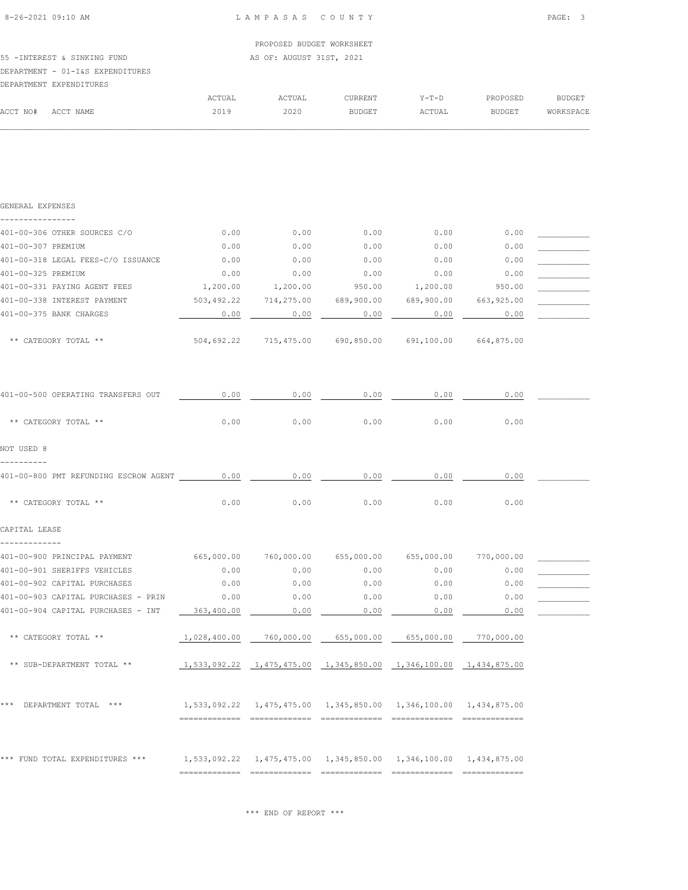LAMPASAS COUNTY

PROPOSED BUDGET WORKSHEET

AS OF: AUGUST 31ST, 2021

55 -INTEREST & SINKING FUND

DEPARTMENT - 01-I&S EXPENDITURES

DEPARTMENT EXPENDITURES

| ACCT NO# | ACCT NAME | ACTUAL 2019 | ACTUAL 2020 | CURRENT BUDGET | Y-T-D ACTUAL | PROPOSED BUDGET | BUDGET WORKSPACE |
|---|---|---|---|---|---|---|---|
| **GENERAL EXPENSES** | | | | | | | |
| 401-00-306 | OTHER SOURCES C/O | 0.00 | 0.00 | 0.00 | 0.00 | 0.00 | |
| 401-00-307 | PREMIUM | 0.00 | 0.00 | 0.00 | 0.00 | 0.00 | |
| 401-00-318 | LEGAL FEES-C/O ISSUANCE | 0.00 | 0.00 | 0.00 | 0.00 | 0.00 | |
| 401-00-325 | PREMIUM | 0.00 | 0.00 | 0.00 | 0.00 | 0.00 | |
| 401-00-331 | PAYING AGENT FEES | 1,200.00 | 1,200.00 | 950.00 | 1,200.00 | 950.00 | |
| 401-00-338 | INTEREST PAYMENT | 503,492.22 | 714,275.00 | 689,900.00 | 689,900.00 | 663,925.00 | |
| 401-00-375 | BANK CHARGES | 0.00 | 0.00 | 0.00 | 0.00 | 0.00 | |
| | ** CATEGORY TOTAL ** | 504,692.22 | 715,475.00 | 690,850.00 | 691,100.00 | 664,875.00 | |
| 401-00-500 | OPERATING TRANSFERS OUT | 0.00 | 0.00 | 0.00 | 0.00 | 0.00 | |
| | ** CATEGORY TOTAL ** | 0.00 | 0.00 | 0.00 | 0.00 | 0.00 | |
| **NOT USED 8** | | | | | | | |
| 401-00-800 | PMT REFUNDING ESCROW AGENT | 0.00 | 0.00 | 0.00 | 0.00 | 0.00 | |
| | ** CATEGORY TOTAL ** | 0.00 | 0.00 | 0.00 | 0.00 | 0.00 | |
| **CAPITAL LEASE** | | | | | | | |
| 401-00-900 | PRINCIPAL PAYMENT | 665,000.00 | 760,000.00 | 655,000.00 | 655,000.00 | 770,000.00 | |
| 401-00-901 | SHERIFFS VEHICLES | 0.00 | 0.00 | 0.00 | 0.00 | 0.00 | |
| 401-00-902 | CAPITAL PURCHASES | 0.00 | 0.00 | 0.00 | 0.00 | 0.00 | |
| 401-00-903 | CAPITAL PURCHASES - PRIN | 0.00 | 0.00 | 0.00 | 0.00 | 0.00 | |
| 401-00-904 | CAPITAL PURCHASES - INT | 363,400.00 | 0.00 | 0.00 | 0.00 | 0.00 | |
| | ** CATEGORY TOTAL ** | 1,028,400.00 | 760,000.00 | 655,000.00 | 655,000.00 | 770,000.00 | |
| | ** SUB-DEPARTMENT TOTAL ** | 1,533,092.22 | 1,475,475.00 | 1,345,850.00 | 1,346,100.00 | 1,434,875.00 | |
| | *** DEPARTMENT TOTAL *** | 1,533,092.22 | 1,475,475.00 | 1,345,850.00 | 1,346,100.00 | 1,434,875.00 | |
| | *** FUND TOTAL EXPENDITURES *** | 1,533,092.22 | 1,475,475.00 | 1,345,850.00 | 1,346,100.00 | 1,434,875.00 | |

*** END OF REPORT ***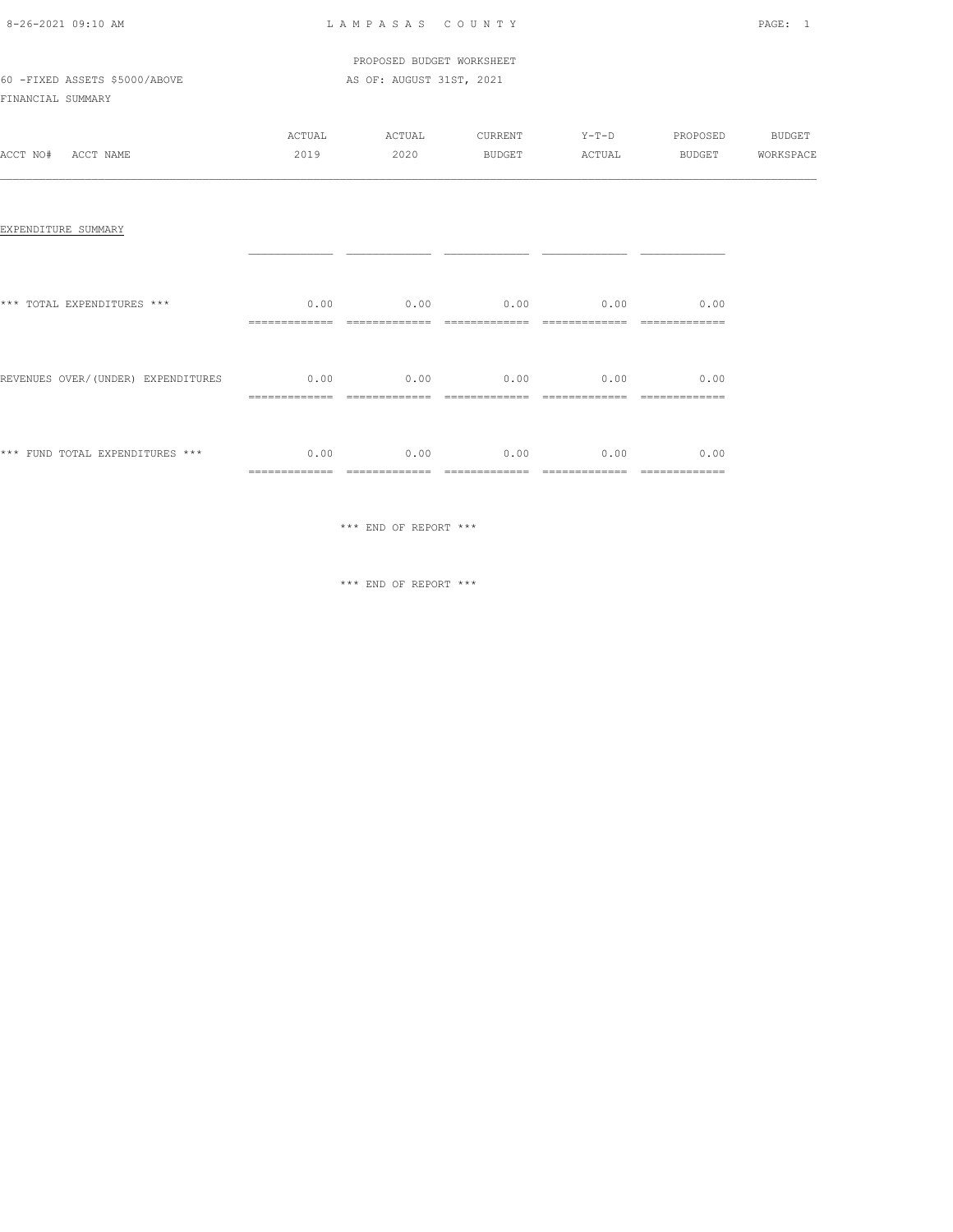LAMPASAS COUNTY

PROPOSED BUDGET WORKSHEET

60 -FIXED ASSETS $5000/ABOVE

AS OF: AUGUST 31ST, 2021

FINANCIAL SUMMARY

| ACCT NO# ACCT NAME | ACTUAL 2019 | ACTUAL 2020 | CURRENT BUDGET | Y-T-D ACTUAL | PROPOSED BUDGET | BUDGET WORKSPACE |
|---|---|---|---|---|---|---|
| EXPENDITURE SUMMARY | | | | | | |
| *** TOTAL EXPENDITURES *** | 0.00 | 0.00 | 0.00 | 0.00 | 0.00 | |
| REVENUES OVER/(UNDER) EXPENDITURES | 0.00 | 0.00 | 0.00 | 0.00 | 0.00 | |
| *** FUND TOTAL EXPENDITURES *** | 0.00 | 0.00 | 0.00 | 0.00 | 0.00 | |

*** END OF REPORT ***

*** END OF REPORT ***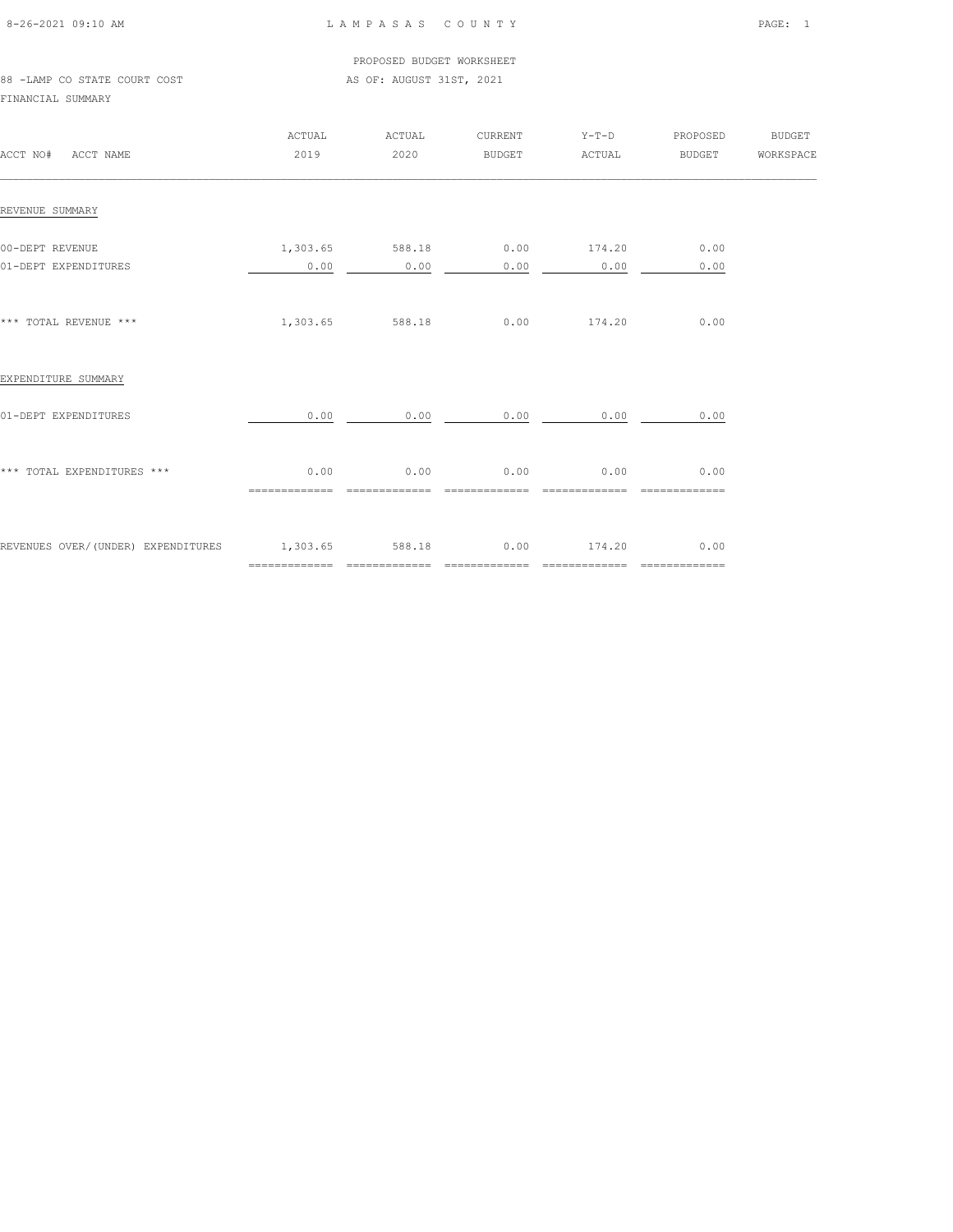PROPOSED BUDGET WORKSHEET

88 -LAMP CO STATE COURT COST — AS OF: AUGUST 31ST, 2021

FINANCIAL SUMMARY

| ACCT NO# ACCT NAME | ACTUAL 2019 | ACTUAL 2020 | CURRENT BUDGET | Y-T-D ACTUAL | PROPOSED BUDGET | BUDGET WORKSPACE |
|---|---|---|---|---|---|---|
| REVENUE SUMMARY | | | | | | |
| 00-DEPT REVENUE | 1,303.65 | 588.18 | 0.00 | 174.20 | 0.00 | |
| 01-DEPT EXPENDITURES | 0.00 | 0.00 | 0.00 | 0.00 | 0.00 | |
| *** TOTAL REVENUE *** | 1,303.65 | 588.18 | 0.00 | 174.20 | 0.00 | |
| EXPENDITURE SUMMARY | | | | | | |
| 01-DEPT EXPENDITURES | 0.00 | 0.00 | 0.00 | 0.00 | 0.00 | |
| *** TOTAL EXPENDITURES *** | 0.00 | 0.00 | 0.00 | 0.00 | 0.00 | |
| REVENUES OVER/(UNDER) EXPENDITURES | 1,303.65 | 588.18 | 0.00 | 174.20 | 0.00 | |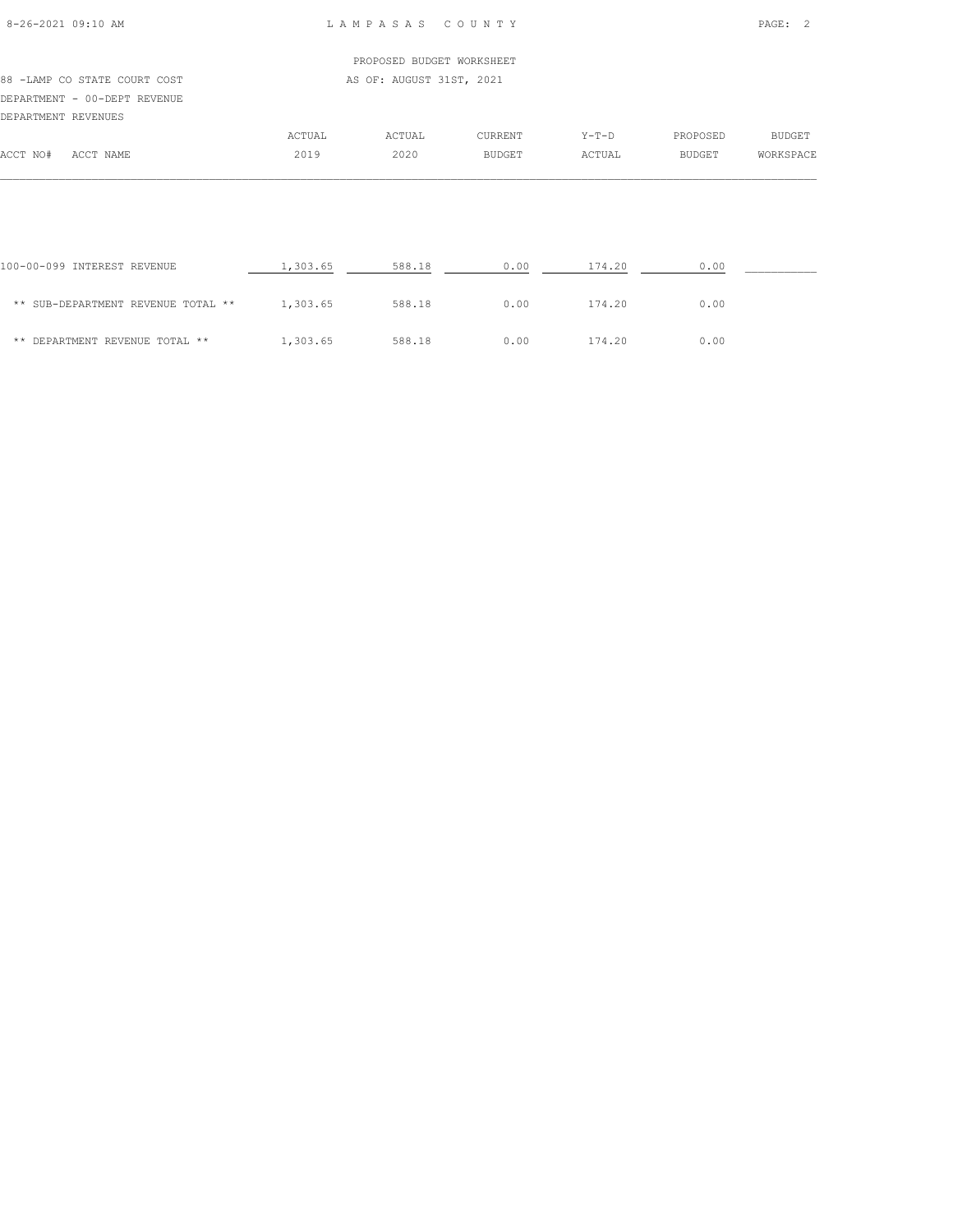LAMPASAS COUNTY

PROPOSED BUDGET WORKSHEET

AS OF: AUGUST 31ST, 2021

88 -LAMP CO STATE COURT COST

DEPARTMENT - 00-DEPT REVENUE

DEPARTMENT REVENUES

| ACCT NO# | ACCT NAME | ACTUAL 2019 | ACTUAL 2020 | CURRENT BUDGET | Y-T-D ACTUAL | PROPOSED BUDGET | BUDGET WORKSPACE |
|---|---|---|---|---|---|---|---|
| 100-00-099 | INTEREST REVENUE | 1,303.65 | 588.18 | 0.00 | 174.20 | 0.00 | __________ |
| | ** SUB-DEPARTMENT REVENUE TOTAL ** | 1,303.65 | 588.18 | 0.00 | 174.20 | 0.00 | |
| | ** DEPARTMENT REVENUE TOTAL ** | 1,303.65 | 588.18 | 0.00 | 174.20 | 0.00 | |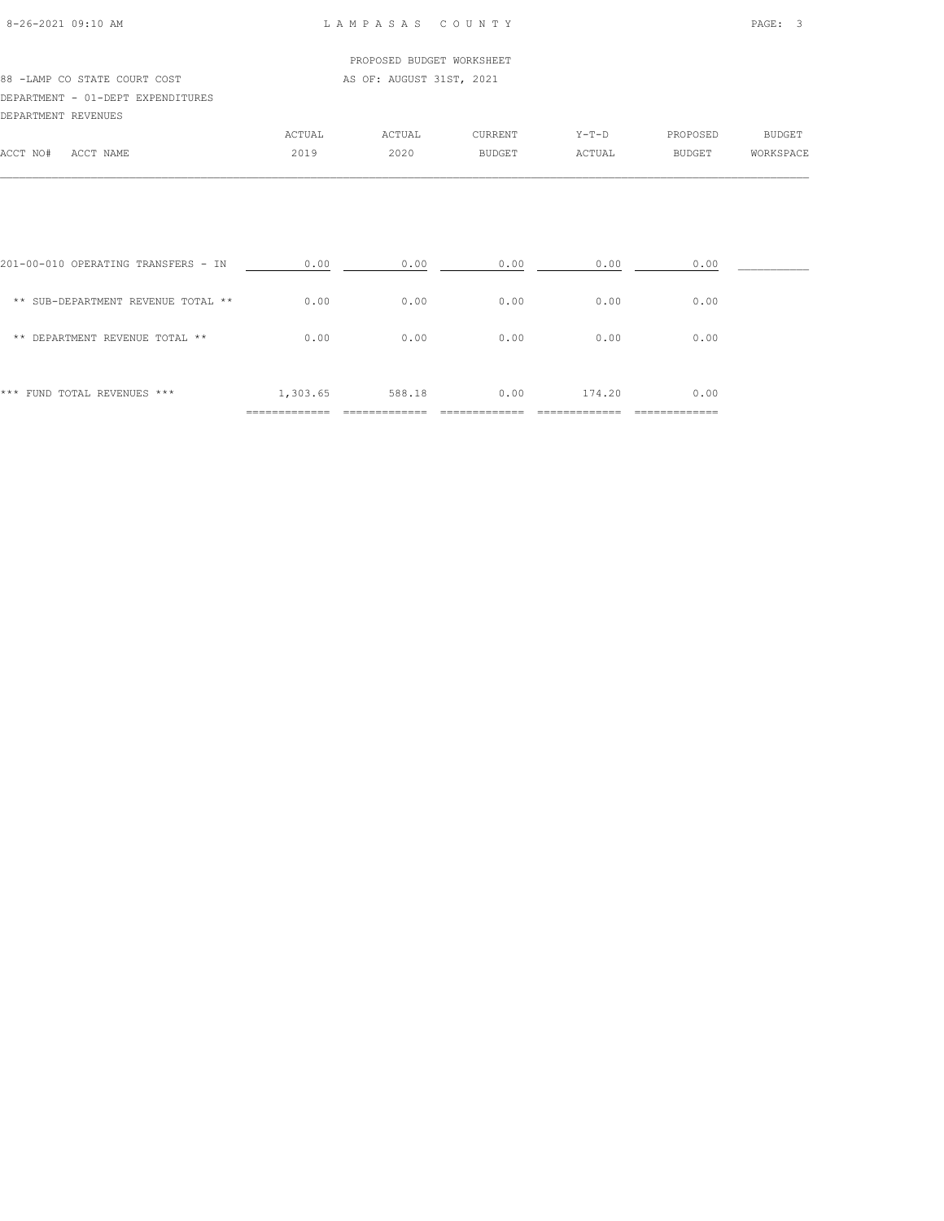PROPOSED BUDGET WORKSHEET

88 -LAMP CO STATE COURT COST AS OF: AUGUST 31ST, 2021

DEPARTMENT - 01-DEPT EXPENDITURES

DEPARTMENT REVENUES

| ACCT NO# ACCT NAME | ACTUAL 2019 | ACTUAL 2020 | CURRENT BUDGET | Y-T-D ACTUAL | PROPOSED BUDGET | BUDGET WORKSPACE |
|---|---|---|---|---|---|---|
| 201-00-010 OPERATING TRANSFERS - IN | 0.00 | 0.00 | 0.00 | 0.00 | 0.00 | |
| ** SUB-DEPARTMENT REVENUE TOTAL ** | 0.00 | 0.00 | 0.00 | 0.00 | 0.00 | |
| ** DEPARTMENT REVENUE TOTAL ** | 0.00 | 0.00 | 0.00 | 0.00 | 0.00 | |
| *** FUND TOTAL REVENUES *** | 1,303.65 | 588.18 | 0.00 | 174.20 | 0.00 | |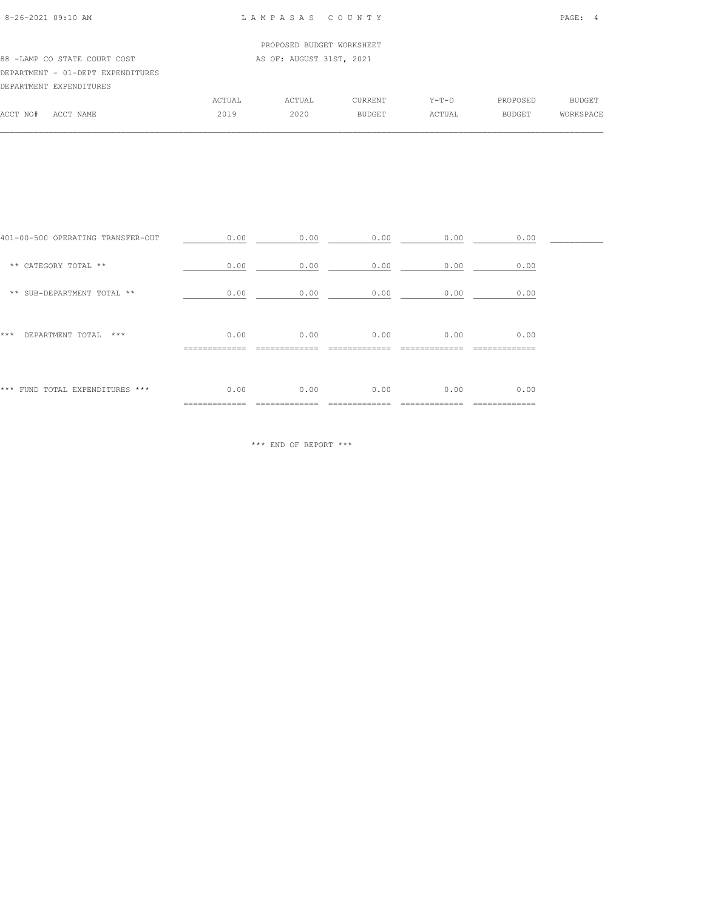PROPOSED BUDGET WORKSHEET

88 -LAMP CO STATE COURT COST — AS OF: AUGUST 31ST, 2021

DEPARTMENT - 01-DEPT EXPENDITURES

DEPARTMENT EXPENDITURES

| ACCT NO# ACCT NAME | ACTUAL 2019 | ACTUAL 2020 | CURRENT BUDGET | Y-T-D ACTUAL | PROPOSED BUDGET | BUDGET WORKSPACE |
|---|---|---|---|---|---|---|
| 401-00-500 OPERATING TRANSFER-OUT | 0.00 | 0.00 | 0.00 | 0.00 | 0.00 | ___________ |
| ** CATEGORY TOTAL ** | 0.00 | 0.00 | 0.00 | 0.00 | 0.00 | |
| ** SUB-DEPARTMENT TOTAL ** | 0.00 | 0.00 | 0.00 | 0.00 | 0.00 | |
| *** DEPARTMENT TOTAL *** | 0.00 | 0.00 | 0.00 | 0.00 | 0.00 | |
| *** FUND TOTAL EXPENDITURES *** | 0.00 | 0.00 | 0.00 | 0.00 | 0.00 | |

*** END OF REPORT ***